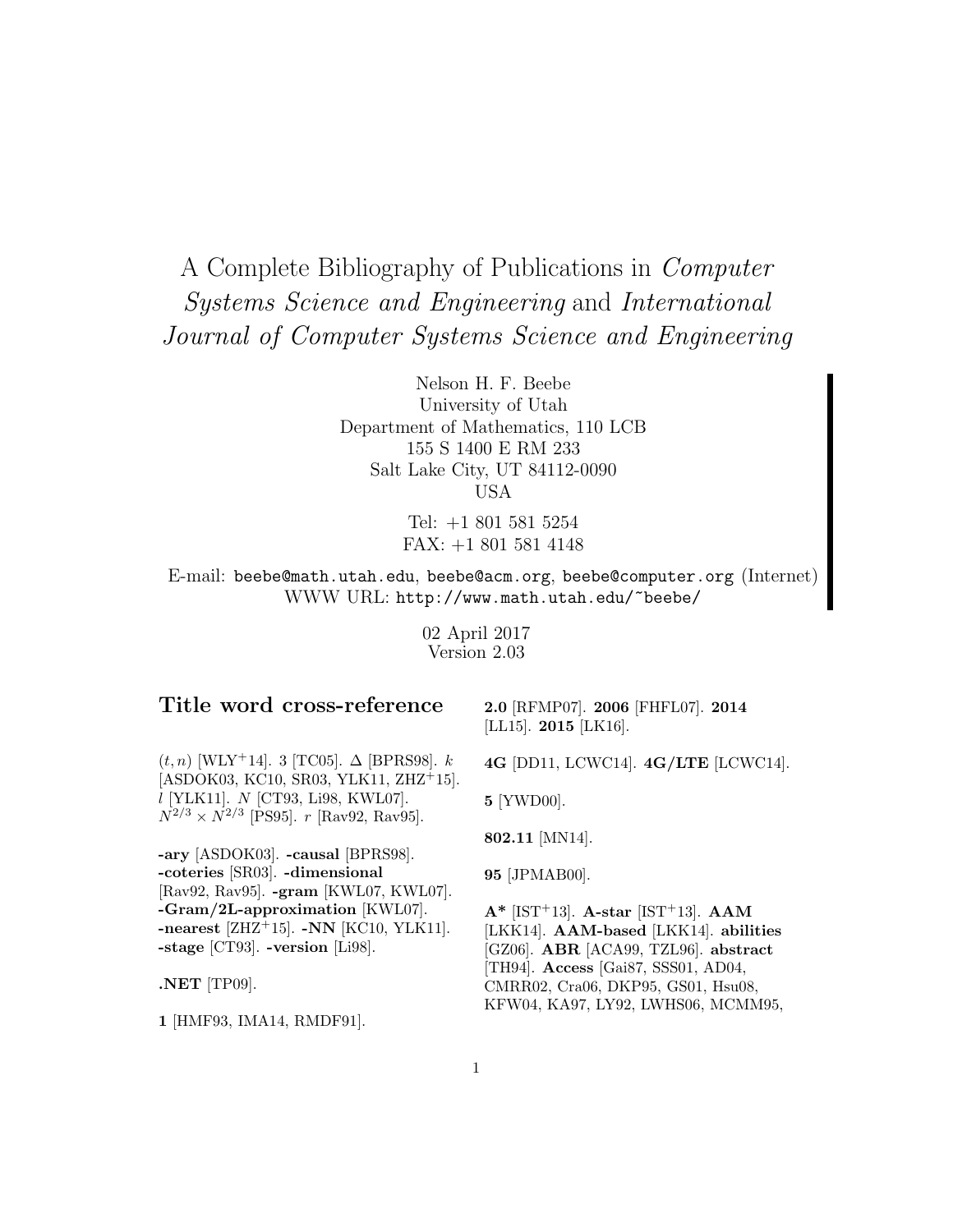# A Complete Bibliography of Publications in *Computer Systems Science and Engineering* and *International Journal of Computer Systems Science and Engineering*

Nelson H. F. Beebe
University of Utah
Department of Mathematics, 110 LCB
155 S 1400 E RM 233
Salt Lake City, UT 84112-0090
USA

Tel: +1 801 581 5254
FAX: +1 801 581 4148

E-mail: `beebe@math.utah.edu`, `beebe@acm.org`, `beebe@computer.org` (Internet)
WWW URL: `http://www.math.utah.edu/~beebe/`

02 April 2017
Version 2.03

## Title word cross-reference

$(t,n)$ [WLY+14]. 3 [TC05]. $\Delta$ [BPRS98]. $k$ [ASDOK03, KC10, SR03, YLK11, ZHZ+15]. $l$ [YLK11]. $N$ [CT93, Li98, KWL07]. $N^{2/3} \times N^{2/3}$ [PS95]. $r$ [Rav92, Rav95].

**-ary** [ASDOK03]. **-causal** [BPRS98]. **-coteries** [SR03]. **-dimensional** [Rav92, Rav95]. **-gram** [KWL07, KWL07]. **-Gram/2L-approximation** [KWL07]. **-nearest** [ZHZ+15]. **-NN** [KC10, YLK11]. **-stage** [CT93]. **-version** [Li98].

**.NET** [TP09].

**1** [HMF93, IMA14, RMDF91].

**2.0** [RFMP07]. **2006** [FHFL07]. **2014** [LL15]. **2015** [LK16].

**4G** [DD11, LCWC14]. **4G/LTE** [LCWC14].

**5** [YWD00].

**802.11** [MN14].

**95** [JPMAB00].

**A*** [IST+13]. **A-star** [IST+13]. **AAM** [LKK14]. **AAM-based** [LKK14]. **abilities** [GZ06]. **ABR** [ACA99, TZL96]. **abstract** [TH94]. **Access** [Gai87, SSS01, AD04, CMRR02, Cra06, DKP95, GS01, Hsu08, KFW04, KA97, LY92, LWHS06, MCMM95,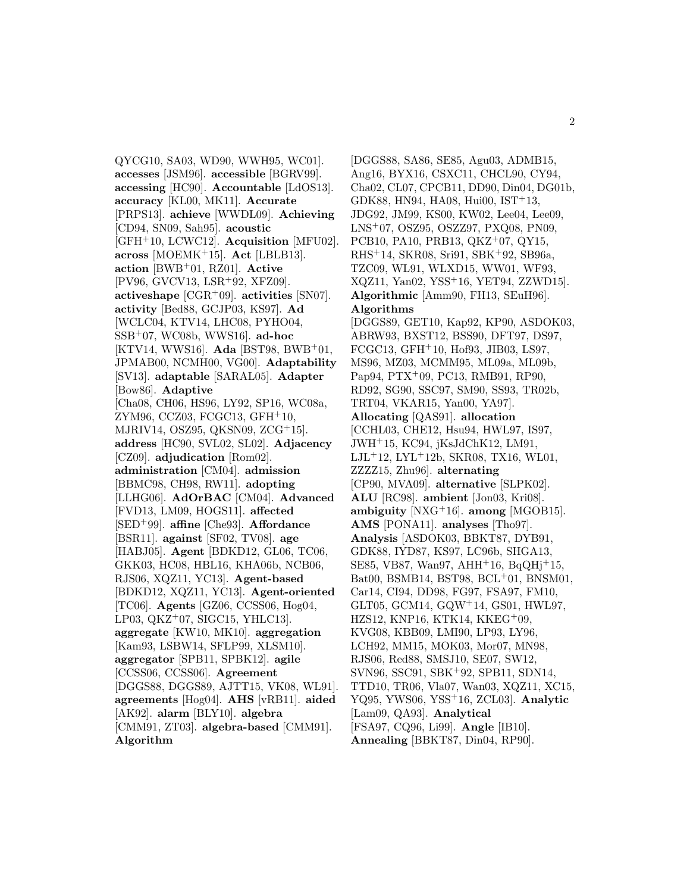QYCG10, SA03, WD90, WWH95, WC01]. **accesses** [JSM96]. **accessible** [BGRV99]. **accessing** [HC90]. **Accountable** [LdOS13]. **accuracy** [KL00, MK11]. **Accurate** [PRPS13]. **achieve** [WWDL09]. **Achieving** [CD94, SN09, Sah95]. **acoustic** [GFH+10, LCWC12]. **Acquisition** [MFU02]. **across** [MOEMK+15]. **Act** [LBLB13]. **action** [BWB+01, RZ01]. **Active** [PV96, GVCV13, LSR+92, XFZ09]. **activeshape** [CGR+09]. **activities** [SN07]. **activity** [Bed88, GCJP03, KS97]. **Ad** [WCLC04, KTV14, LHC08, PYHO04, SSB+07, WC08b, WWS16]. **ad-hoc** [KTV14, WWS16]. **Ada** [BST98, BWB+01, JPMAB00, NCMH00, VG00]. **Adaptability** [SV13]. **adaptable** [SARAL05]. **Adapter** [Bow86]. **Adaptive** [Cha08, CH06, HS96, LY92, SP16, WC08a, ZYM96, CCZ03, FCGC13, GFH+10, MJRIV14, OSZ95, QKSN09, ZCG+15]. **address** [HC90, SVL02, SL02]. **Adjacency** [CZ09]. **adjudication** [Rom02]. **administration** [CM04]. **admission** [BBMC98, CH98, RW11]. **adopting** [LLHG06]. **AdOrBAC** [CM04]. **Advanced** [FVD13, LM09, HOGS11]. **affected** [SED+99]. **affine** [Che93]. **Affordance** [BSR11]. **against** [SF02, TV08]. **age** [HABJ05]. **Agent** [BDKD12, GL06, TC06, GKK03, HC08, HBL16, KHA06b, NCB06, RJS06, XQZ11, YC13]. **Agent-based** [BDKD12, XQZ11, YC13]. **Agent-oriented** [TC06]. **Agents** [GZ06, CCSS06, Hog04, LP03, QKZ+07, SIGC15, YHLC13]. **aggregate** [KW10, MK10]. **aggregation** [Kam93, LSBW14, SFLP99, XLSM10]. **aggregator** [SPB11, SPBK12]. **agile** [CCSS06, CCSS06]. **Agreement** [DGGS88, DGGS89, AJTT15, VK08, WL91]. **agreements** [Hog04]. **AHS** [vRB11]. **aided** [AK92]. **alarm** [BLY10]. **algebra** [CMM91, ZT03]. **algebra-based** [CMM91]. **Algorithm** [DGGS88, SA86, SE85, Agu03, ADMB15, Ang16, BYX16, CSXC11, CHCL90, CY94, Cha02, CL07, CPCB11, DD90, Din04, DG01b, GDK88, HN94, HA08, Hui00, IST+13, JDG92, JM99, KS00, KW02, Lee04, Lee09, LNS+07, OSZ95, OSZZ97, PXQ08, PN09, PCB10, PA10, PRB13, QKZ+07, QY15, RHS+14, SKR08, Sri91, SBK+92, SB96a, TZC09, WL91, WLXD15, WW01, WF93, XQZ11, Yan02, YSS+16, YET94, ZZWD15]. **Algorithmic** [Amm90, FH13, SEuH96]. **Algorithms** [DGGS89, GET10, Kap92, KP90, ASDOK03, ABRW93, BXST12, BSS90, DFT97, DS97, FCGC13, GFH+10, Hof93, JIB03, LS97, MS96, MZ03, MCMM95, ML09a, ML09b, Pap94, PTX+09, PC13, RMB91, RP90, RD92, SG90, SSC97, SM90, SS93, TR02b, TRT04, VKAR15, Yan00, YA97]. **Allocating** [QAS91]. **allocation** [CCHL03, CHE12, Hsu94, HWL97, IS97, JWH+15, KC94, jKsJdChK12, LM91, LJL+12, LYL+12b, SKR08, TX16, WL01, ZZZZ15, Zhu96]. **alternating** [CP90, MVA09]. **alternative** [SLPK02]. **ALU** [RC98]. **ambient** [Jon03, Kri08]. **ambiguity** [NXG+16]. **among** [MGOB15]. **AMS** [PONA11]. **analyses** [Tho97]. **Analysis** [ASDOK03, BBKT87, DYB91, GDK88, IYD87, KS97, LC96b, SHGA13, SE85, VB87, Wan97, AHH+16, BqQHj+15, Bat00, BSMB14, BST98, BCL+01, BNSM01, Car14, CI94, DD98, FG97, FSA97, FM10, GLT05, GCM14, GQW+14, GS01, HWL97, HZS12, KNP16, KTK14, KKEG+09, KVG08, KBB09, LMI90, LP93, LY96, LCH92, MM15, MOK03, Mor07, MN98, RJS06, Red88, SMSJ10, SE07, SW12, SVN96, SSC91, SBK+92, SPB11, SDN14, TTD10, TR06, Vla07, Wan03, XQZ11, XC15, YQ95, YWS06, YSS+16, ZCL03]. **Analytic** [Lam09, QA93]. **Analytical** [FSA97, CQ96, Li99]. **Angle** [IB10]. **Annealing** [BBKT87, Din04, RP90].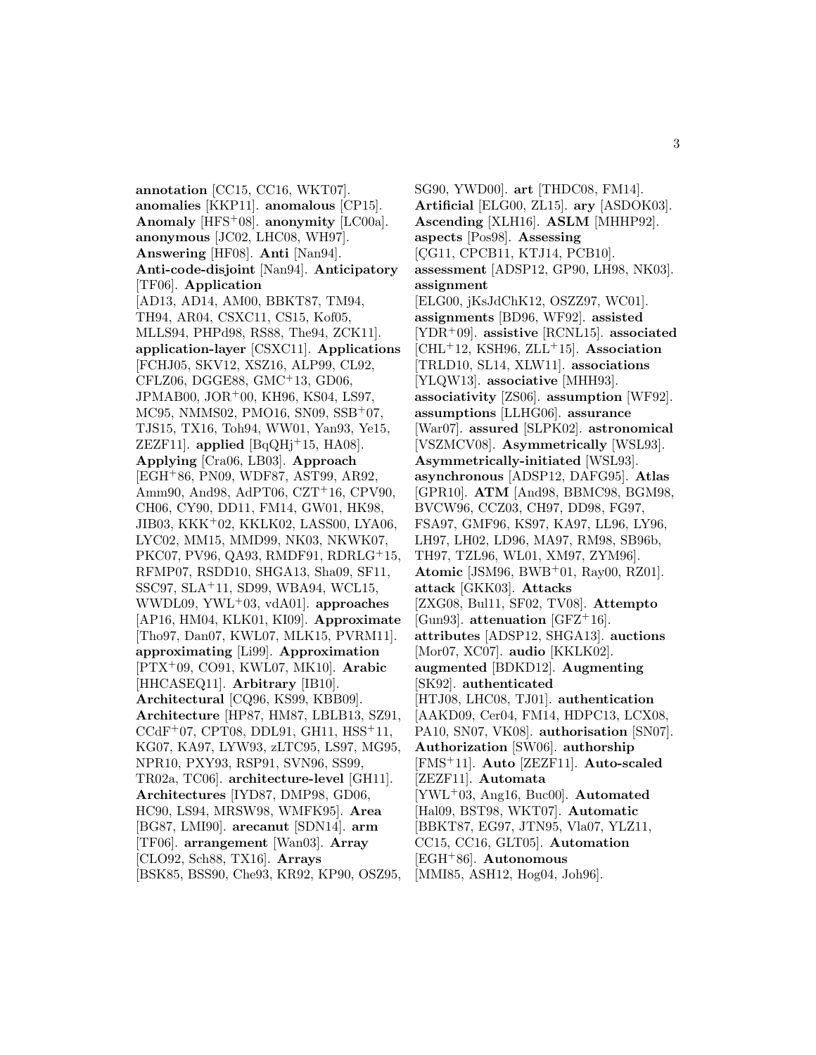**annotation** [CC15, CC16, WKT07]. **anomalies** [KKP11]. **anomalous** [CP15]. **Anomaly** [HFS+08]. **anonymity** [LC00a]. **anonymous** [JC02, LHC08, WH97]. **Answering** [HF08]. **Anti** [Nan94]. **Anti-code-disjoint** [Nan94]. **Anticipatory** [TF06]. **Application** [AD13, AD14, AM00, BBKT87, TM94, TH94, AR04, CSXC11, CS15, Kof05, MLLS94, PHPd98, RS88, The94, ZCK11]. **application-layer** [CSXC11]. **Applications** [FCHJ05, SKV12, XSZ16, ALP99, CL92, CFLZ06, DGGE88, GMC+13, GD06, JPMAB00, JOR+00, KH96, KS04, LS97, MC95, NMMS02, PMO16, SN09, SSB+07, TJS15, TX16, Toh94, WW01, Yan93, Ye15, ZEZF11]. **applied** [BqQHj+15, HA08]. **Applying** [Cra06, LB03]. **Approach** [EGH+86, PN09, WDF87, AST99, AR92, Amm90, And98, AdPT06, CZT+16, CPV90, CH06, CY90, DD11, FM14, GW01, HK98, JIB03, KKK+02, KKLK02, LASS00, LYA06, LYC02, MM15, MMD99, NK03, NKWK07, PKC07, PV96, QA93, RMDF91, RDRLG+15, RFMP07, RSDD10, SHGA13, Sha09, SF11, SSC97, SLA+11, SD99, WBA94, WCL15, WWDL09, YWL+03, vdA01]. **approaches** [AP16, HM04, KLK01, KI09]. **Approximate** [Tho97, Dan07, KWL07, MLK15, PVRM11]. **approximating** [Li99]. **Approximation** [PTX+09, CO91, KWL07, MK10]. **Arabic** [HHCASEQ11]. **Arbitrary** [IB10]. **Architectural** [CQ96, KS99, KBB09]. **Architecture** [HP87, HM87, LBLB13, SZ91, CCdF+07, CPT08, DDL91, GH11, HSS+11, KG07, KA97, LYW93, zLTC95, LS97, MG95, NPR10, PXY93, RSP91, SVN96, SS99, TR02a, TC06]. **architecture-level** [GH11]. **Architectures** [IYD87, DMP98, GD06, HC90, LS94, MRSW98, WMFK95]. **Area** [BG87, LMI90]. **arecanut** [SDN14]. **arm** [TF06]. **arrangement** [Wan03]. **Array** [CLO92, Sch88, TX16]. **Arrays** [BSK85, BSS90, Che93, KR92, KP90, OSZ95, SG90, YWD00]. **art** [THDC08, FM14]. **Artificial** [ELG00, ZL15]. **ary** [ASDOK03]. **Ascending** [XLH16]. **ASLM** [MHHP92]. **aspects** [Pos98]. **Assessing** [ÇG11, CPCB11, KTJ14, PCB10]. **assessment** [ADSP12, GP90, LH98, NK03]. **assignment** [ELG00, jKsJdChK12, OSZZ97, WC01]. **assignments** [BD96, WF92]. **assisted** [YDR+09]. **assistive** [RCNL15]. **associated** [CHL+12, KSH96, ZLL+15]. **Association** [TRLD10, SL14, XLW11]. **associations** [YLQW13]. **associative** [MHH93]. **associativity** [ZS06]. **assumption** [WF92]. **assumptions** [LLHG06]. **assurance** [War07]. **assured** [SLPK02]. **astronomical** [VSZMCV08]. **Asymmetrically** [WSL93]. **Asymmetrically-initiated** [WSL93]. **asynchronous** [ADSP12, DAFG95]. **Atlas** [GPR10]. **ATM** [And98, BBMC98, BGM98, BVCW96, CCZ03, CH97, DD98, FG97, FSA97, GMF96, KS97, KA97, LL96, LY96, LH97, LH02, LD96, MA97, RM98, SB96b, TH97, TZL96, WL01, XM97, ZYM96]. **Atomic** [JSM96, BWB+01, Ray00, RZ01]. **attack** [GKK03]. **Attacks** [ZXG08, Bul11, SF02, TV08]. **Attempto** [Gun93]. **attenuation** [GFZ+16]. **attributes** [ADSP12, SHGA13]. **auctions** [Mor07, XC07]. **audio** [KKLK02]. **augmented** [BDKD12]. **Augmenting** [SK92]. **authenticated** [HTJ08, LHC08, TJ01]. **authentication** [AAKD09, Cer04, FM14, HDPC13, LCX08, PA10, SN07, VK08]. **authorisation** [SN07]. **Authorization** [SW06]. **authorship** [FMS+11]. **Auto** [ZEZF11]. **Auto-scaled** [ZEZF11]. **Automata** [YWL+03, Ang16, Buc00]. **Automated** [Hal09, BST98, WKT07]. **Automatic** [BBKT87, EG97, JTN95, Vla07, YLZ11, CC15, CC16, GLT05]. **Automation** [EGH+86]. **Autonomous** [MMI85, ASH12, Hog04, Joh96].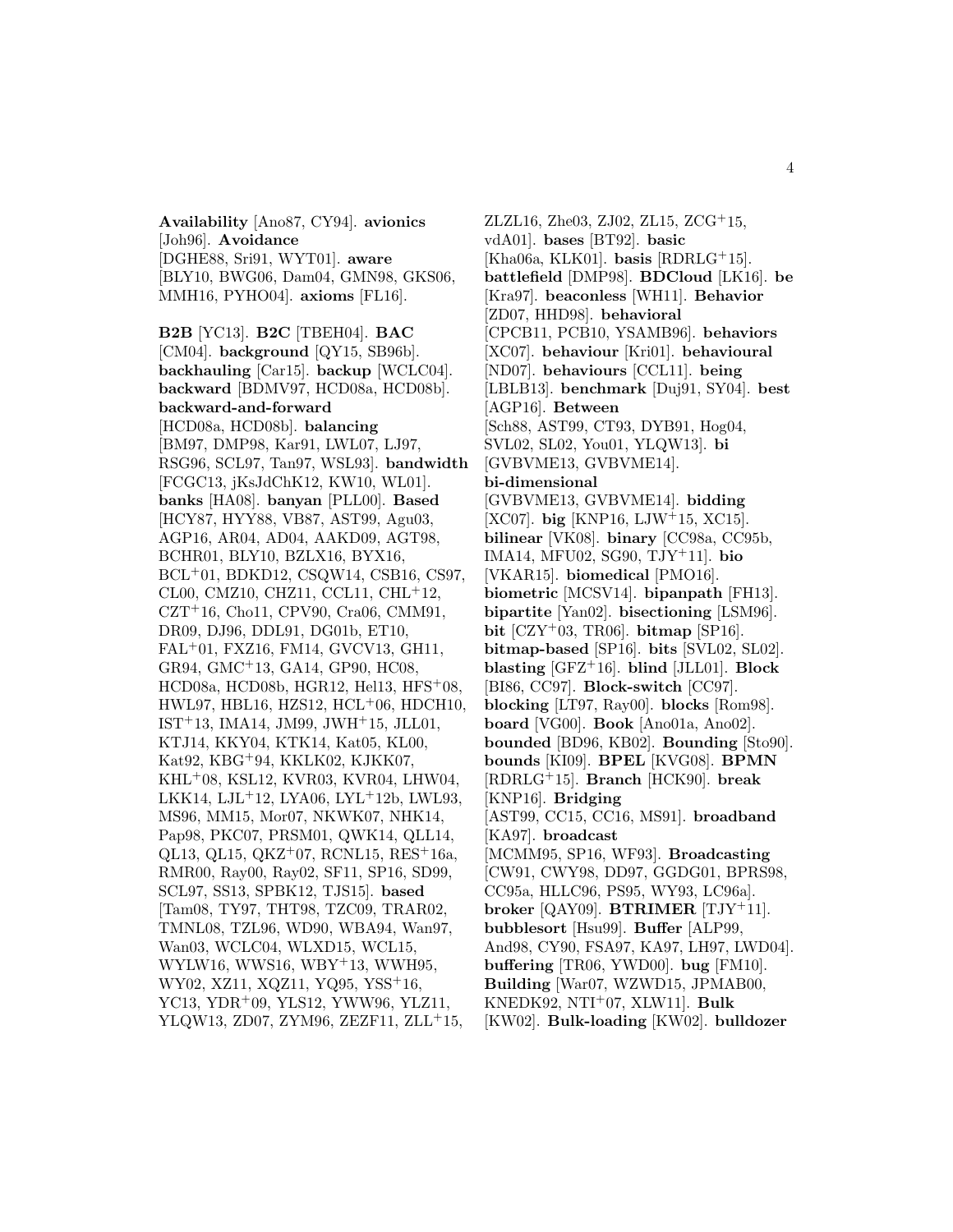**Availability** [Ano87, CY94]. **avionics** [Joh96]. **Avoidance** [DGHE88, Sri91, WYT01]. **aware** [BLY10, BWG06, Dam04, GMN98, GKS06, MMH16, PYHO04]. **axioms** [FL16].

**B2B** [YC13]. **B2C** [TBEH04]. **BAC** [CM04]. **background** [QY15, SB96b]. **backhauling** [Car15]. **backup** [WCLC04]. **backward** [BDMV97, HCD08a, HCD08b]. **backward-and-forward** [HCD08a, HCD08b]. **balancing** [BM97, DMP98, Kar91, LWL07, LJ97, RSG96, SCL97, Tan97, WSL93]. **bandwidth** [FCGC13, jKsJdChK12, KW10, WL01]. **banks** [HA08]. **banyan** [PLL00]. **Based** [HCY87, HYY88, VB87, AST99, Agu03, AGP16, AR04, AD04, AAKD09, AGT98, BCHR01, BLY10, BZLX16, BYX16, BCL+01, BDKD12, CSQW14, CSB16, CS97, CL00, CMZ10, CHZ11, CCL11, CHL+12, CZT+16, Cho11, CPV90, Cra06, CMM91, DR09, DJ96, DDL91, DG01b, ET10, FAL+01, FXZ16, FM14, GVCV13, GH11, GR94, GMC+13, GA14, GP90, HC08, HCD08a, HCD08b, HGR12, Hel13, HFS+08, HWL97, HBL16, HZS12, HCL+06, HDCH10, IST+13, IMA14, JM99, JWH+15, JLL01, KTJ14, KKY04, KTK14, Kat05, KL00, Kat92, KBG+94, KKLK02, KJKK07, KHL+08, KSL12, KVR03, KVR04, LHW04, LKK14, LJL+12, LYA06, LYL+12b, LWL93, MS96, MM15, Mor07, NKWK07, NHK14, Pap98, PKC07, PRSM01, QWK14, QLL14, QL13, QL15, QKZ+07, RCNL15, RES+16a, RMR00, Ray00, Ray02, SF11, SP16, SD99, SCL97, SS13, SPBK12, TJS15]. **based** [Tam08, TY97, THT98, TZC09, TRAR02, TMNL08, TZL96, WD90, WBA94, Wan97, Wan03, WCLC04, WLXD15, WCL15, WYLW16, WWS16, WBY+13, WWH95, WY02, XZ11, XQZ11, YQ95, YSS+16, YC13, YDR+09, YLS12, YWW96, YLZ11, YLQW13, ZD07, ZYM96, ZEZF11, ZLL+15, ZLZL16, Zhe03, ZJ02, ZL15, ZCG+15, vdA01]. **bases** [BT92]. **basic** [Kha06a, KLK01]. **basis** [RDRLG+15]. **battlefield** [DMP98]. **BDCloud** [LK16]. **be** [Kra97]. **beaconless** [WH11]. **Behavior** [ZD07, HHD98]. **behavioral** [CPCB11, PCB10, YSAMB96]. **behaviors** [XC07]. **behaviour** [Kri01]. **behavioural** [ND07]. **behaviours** [CCL11]. **being** [LBLB13]. **benchmark** [Duj91, SY04]. **best** [AGP16]. **Between** [Sch88, AST99, CT93, DYB91, Hog04, SVL02, SL02, You01, YLQW13]. **bi** [GVBVME13, GVBVME14]. **bi-dimensional** [GVBVME13, GVBVME14]. **bidding** [XC07]. **big** [KNP16, LJW+15, XC15]. **bilinear** [VK08]. **binary** [CC98a, CC95b, IMA14, MFU02, SG90, TJY+11]. **bio** [VKAR15]. **biomedical** [PMO16]. **biometric** [MCSV14]. **bipanpath** [FH13]. **bipartite** [Yan02]. **bisectioning** [LSM96]. **bit** [CZY+03, TR06]. **bitmap** [SP16]. **bitmap-based** [SP16]. **bits** [SVL02, SL02]. **blasting** [GFZ+16]. **blind** [JLL01]. **Block** [BI86, CC97]. **Block-switch** [CC97]. **blocking** [LT97, Ray00]. **blocks** [Rom98]. **board** [VG00]. **Book** [Ano01a, Ano02]. **bounded** [BD96, KB02]. **Bounding** [Sto90]. **bounds** [KI09]. **BPEL** [KVG08]. **BPMN** [RDRLG+15]. **Branch** [HCK90]. **break** [KNP16]. **Bridging** [AST99, CC15, CC16, MS91]. **broadband** [KA97]. **broadcast** [MCMM95, SP16, WF93]. **Broadcasting** [CW91, CWY98, DD97, GGDG01, BPRS98, CC95a, HLLC96, PS95, WY93, LC96a]. **broker** [QAY09]. **BTRIMER** [TJY+11]. **bubblesort** [Hsu99]. **Buffer** [ALP99, And98, CY90, FSA97, KA97, LH97, LWD04]. **buffering** [TR06, YWD00]. **bug** [FM10]. **Building** [War07, WZWD15, JPMAB00, KNEDK92, NTI+07, XLW11]. **Bulk** [KW02]. **Bulk-loading** [KW02]. **bulldozer**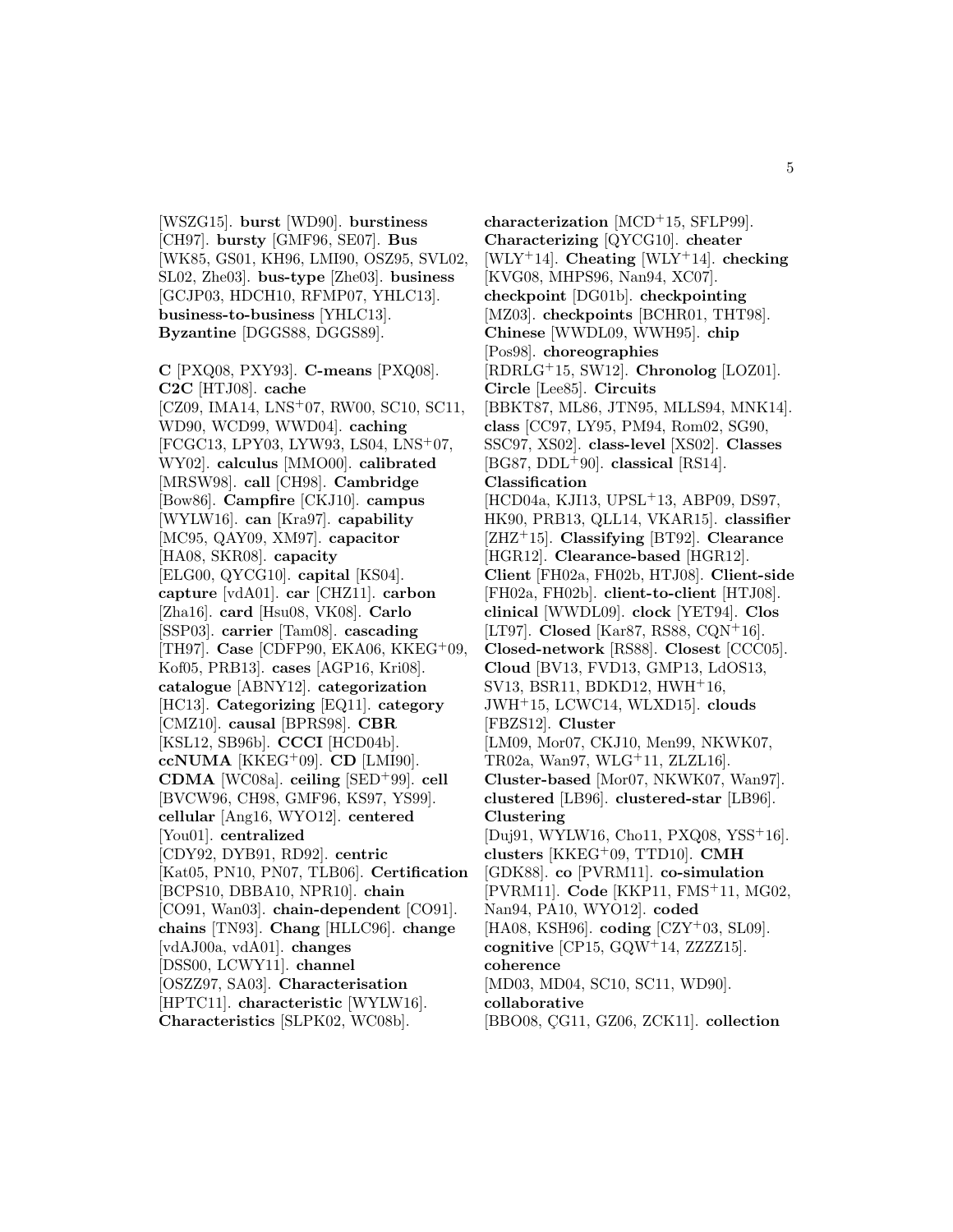[WSZG15]. **burst** [WD90]. **burstiness** [CH97]. **bursty** [GMF96, SE07]. **Bus** [WK85, GS01, KH96, LMI90, OSZ95, SVL02, SL02, Zhe03]. **bus-type** [Zhe03]. **business** [GCJP03, HDCH10, RFMP07, YHLC13]. **business-to-business** [YHLC13]. **Byzantine** [DGGS88, DGGS89].

**C** [PXQ08, PXY93]. **C-means** [PXQ08]. **C2C** [HTJ08]. **cache** [CZ09, IMA14, LNS+07, RW00, SC10, SC11, WD90, WCD99, WWD04]. **caching** [FCGC13, LPY03, LYW93, LS04, LNS+07, WY02]. **calculus** [MMO00]. **calibrated** [MRSW98]. **call** [CH98]. **Cambridge** [Bow86]. **Campfire** [CKJ10]. **campus** [WYLW16]. **can** [Kra97]. **capability** [MC95, QAY09, XM97]. **capacitor** [HA08, SKR08]. **capacity** [ELG00, QYCG10]. **capital** [KS04]. **capture** [vdA01]. **car** [CHZ11]. **carbon** [Zha16]. **card** [Hsu08, VK08]. **Carlo** [SSP03]. **carrier** [Tam08]. **cascading** [TH97]. **Case** [CDFP90, EKA06, KKEG+09, Kof05, PRB13]. **cases** [AGP16, Kri08]. **catalogue** [ABNY12]. **categorization** [HC13]. **Categorizing** [EQ11]. **category** [CMZ10]. **causal** [BPRS98]. **CBR** [KSL12, SB96b]. **CCCI** [HCD04b]. **ccNUMA** [KKEG+09]. **CD** [LMI90]. **CDMA** [WC08a]. **ceiling** [SED+99]. **cell** [BVCW96, CH98, GMF96, KS97, YS99]. **cellular** [Ang16, WYO12]. **centered** [You01]. **centralized** [CDY92, DYB91, RD92]. **centric** [Kat05, PN10, PN07, TLB06]. **Certification** [BCPS10, DBBA10, NPR10]. **chain** [CO91, Wan03]. **chain-dependent** [CO91]. **chains** [TN93]. **Chang** [HLLC96]. **change** [vdAJ00a, vdA01]. **changes** [DSS00, LCWY11]. **channel** [OSZZ97, SA03]. **Characterisation** [HPTC11]. **characteristic** [WYLW16]. **Characteristics** [SLPK02, WC08b]. **characterization** [MCD+15, SFLP99]. **Characterizing** [QYCG10]. **cheater** [WLY+14]. **Cheating** [WLY+14]. **checking** [KVG08, MHPS96, Nan94, XC07]. **checkpoint** [DG01b]. **checkpointing** [MZ03]. **checkpoints** [BCHR01, THT98]. **Chinese** [WWDL09, WWH95]. **chip** [Pos98]. **choreographies** [RDRLG+15, SW12]. **Chronolog** [LOZ01]. **Circle** [Lee85]. **Circuits** [BBKT87, ML86, JTN95, MLLS94, MNK14]. **class** [CC97, LY95, PM94, Rom02, SG90, SSC97, XS02]. **class-level** [XS02]. **Classes** [BG87, DDL+90]. **classical** [RS14]. **Classification** [HCD04a, KJI13, UPSL+13, ABP09, DS97, HK90, PRB13, QLL14, VKAR15]. **classifier** [ZHZ+15]. **Classifying** [BT92]. **Clearance** [HGR12]. **Clearance-based** [HGR12]. **Client** [FH02a, FH02b, HTJ08]. **Client-side** [FH02a, FH02b]. **client-to-client** [HTJ08]. **clinical** [WWDL09]. **clock** [YET94]. **Clos** [LT97]. **Closed** [Kar87, RS88, CQN+16]. **Closed-network** [RS88]. **Closest** [CCC05]. **Cloud** [BV13, FVD13, GMP13, LdOS13, SV13, BSR11, BDKD12, HWH+16, JWH+15, LCWC14, WLXD15]. **clouds** [FBZS12]. **Cluster** [LM09, Mor07, CKJ10, Men99, NKWK07, TR02a, Wan97, WLG+11, ZLZL16]. **Cluster-based** [Mor07, NKWK07, Wan97]. **clustered** [LB96]. **clustered-star** [LB96]. **Clustering** [Duj91, WYLW16, Cho11, PXQ08, YSS+16]. **clusters** [KKEG+09, TTD10]. **CMH** [GDK88]. **co** [PVRM11]. **co-simulation** [PVRM11]. **Code** [KKP11, FMS+11, MG02, Nan94, PA10, WYO12]. **coded** [HA08, KSH96]. **coding** [CZY+03, SL09]. **cognitive** [CP15, GQW+14, ZZZZ15]. **coherence** [MD03, MD04, SC10, SC11, WD90]. **collaborative** [BBO08, ÇG11, GZ06, ZCK11]. **collection**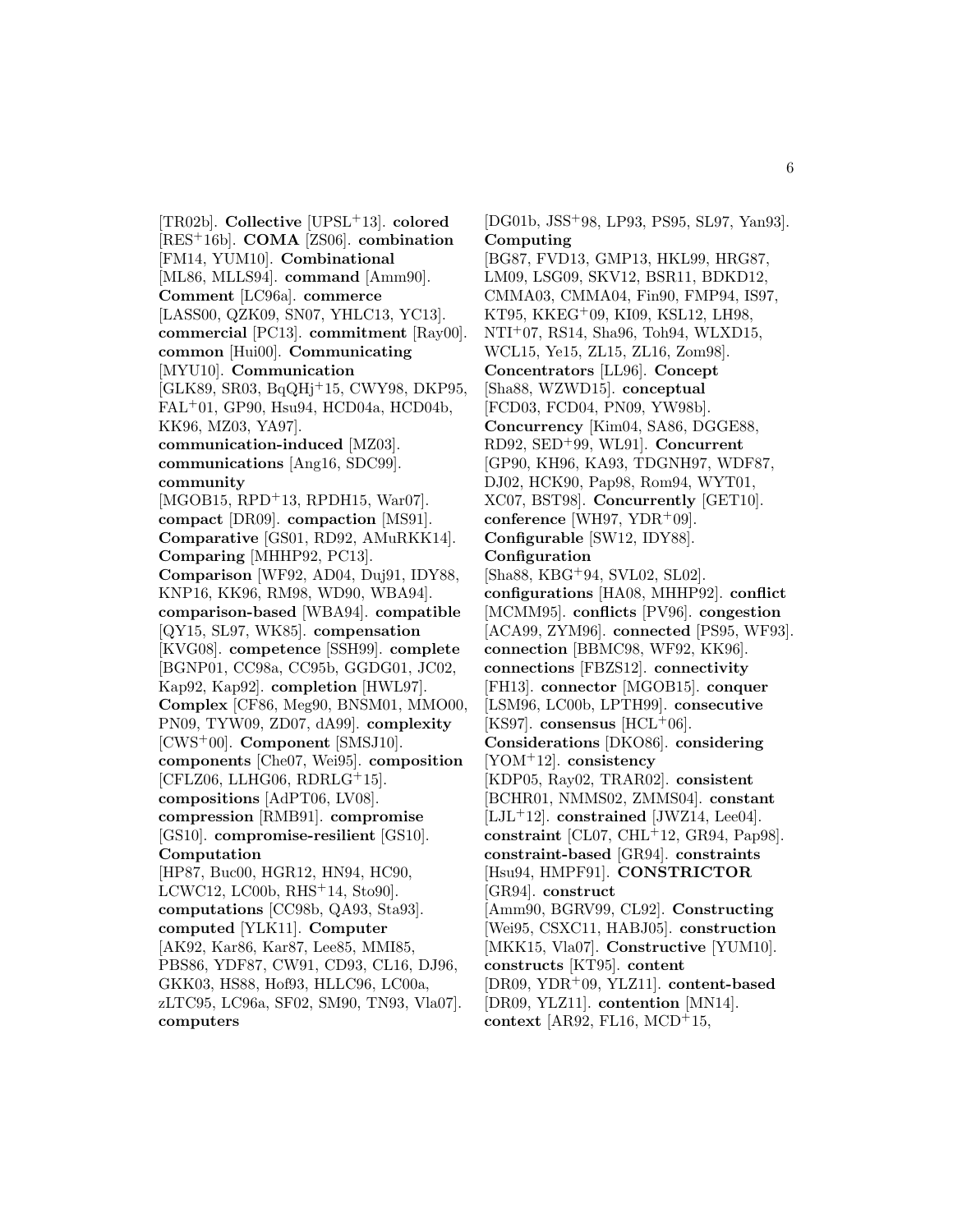[TR02b]. **Collective** [UPSL+13]. **colored** [RES+16b]. **COMA** [ZS06]. **combination** [FM14, YUM10]. **Combinational** [ML86, MLLS94]. **command** [Amm90]. **Comment** [LC96a]. **commerce** [LASS00, QZK09, SN07, YHLC13, YC13]. **commercial** [PC13]. **commitment** [Ray00]. **common** [Hui00]. **Communicating** [MYU10]. **Communication** [GLK89, SR03, BqQHj+15, CWY98, DKP95, FAL+01, GP90, Hsu94, HCD04a, HCD04b, KK96, MZ03, YA97]. **communication-induced** [MZ03]. **communications** [Ang16, SDC99]. **community** [MGOB15, RPD+13, RPDH15, War07]. **compact** [DR09]. **compaction** [MS91]. **Comparative** [GS01, RD92, AMuRKK14]. **Comparing** [MHHP92, PC13]. **Comparison** [WF92, AD04, Duj91, IDY88, KNP16, KK96, RM98, WD90, WBA94]. **comparison-based** [WBA94]. **compatible** [QY15, SL97, WK85]. **compensation** [KVG08]. **competence** [SSH99]. **complete** [BGNP01, CC98a, CC95b, GGDG01, JC02, Kap92, Kap92]. **completion** [HWL97]. **Complex** [CF86, Meg90, BNSM01, MMO00, PN09, TYW09, ZD07, dA99]. **complexity** [CWS+00]. **Component** [SMSJ10]. **components** [Che07, Wei95]. **composition** [CFLZ06, LLHG06, RDRLG+15]. **compositions** [AdPT06, LV08]. **compression** [RMB91]. **compromise** [GS10]. **compromise-resilient** [GS10]. **Computation** [HP87, Buc00, HGR12, HN94, HC90, LCWC12, LC00b, RHS+14, Sto90]. **computations** [CC98b, QA93, Sta93]. **computed** [YLK11]. **Computer** [AK92, Kar86, Kar87, Lee85, MMI85, PBS86, YDF87, CW91, CD93, CL16, DJ96, GKK03, HS88, Hof93, HLLC96, LC00a, zLTC95, LC96a, SF02, SM90, TN93, Vla07]. **computers** [DG01b, JSS+98, LP93, PS95, SL97, Yan93]. **Computing** [BG87, FVD13, GMP13, HKL99, HRG87, LM09, LSG09, SKV12, BSR11, BDKD12, CMMA03, CMMA04, Fin90, FMP94, IS97, KT95, KKEG+09, KI09, KSL12, LH98, NTI+07, RS14, Sha96, Toh94, WLXD15, WCL15, Ye15, ZL15, ZL16, Zom98]. **Concentrators** [LL96]. **Concept** [Sha88, WZWD15]. **conceptual** [FCD03, FCD04, PN09, YW98b]. **Concurrency** [Kim04, SA86, DGGE88, RD92, SED+99, WL91]. **Concurrent** [GP90, KH96, KA93, TDGNH97, WDF87, DJ02, HCK90, Pap98, Rom94, WYT01, XC07, BST98]. **Concurrently** [GET10]. **conference** [WH97, YDR+09]. **Configurable** [SW12, IDY88]. **Configuration** [Sha88, KBG+94, SVL02, SL02]. **configurations** [HA08, MHHP92]. **conflict** [MCMM95]. **conflicts** [PV96]. **congestion** [ACA99, ZYM96]. **connected** [PS95, WF93]. **connection** [BBMC98, WF92, KK96]. **connections** [FBZS12]. **connectivity** [FH13]. **connector** [MGOB15]. **conquer** [LSM96, LC00b, LPTH99]. **consecutive** [KS97]. **consensus** [HCL+06]. **Considerations** [DKO86]. **considering** [YOM+12]. **consistency** [KDP05, Ray02, TRAR02]. **consistent** [BCHR01, NMMS02, ZMMS04]. **constant** [LJL+12]. **constrained** [JWZ14, Lee04]. **constraint** [CL07, CHL+12, GR94, Pap98]. **constraint-based** [GR94]. **constraints** [Hsu94, HMPF91]. **CONSTRICTOR** [GR94]. **construct** [Amm90, BGRV99, CL92]. **Constructing** [Wei95, CSXC11, HABJ05]. **construction** [MKK15, Vla07]. **Constructive** [YUM10]. **constructs** [KT95]. **content** [DR09, YDR+09, YLZ11]. **content-based** [DR09, YLZ11]. **contention** [MN14]. **context** [AR92, FL16, MCD+15,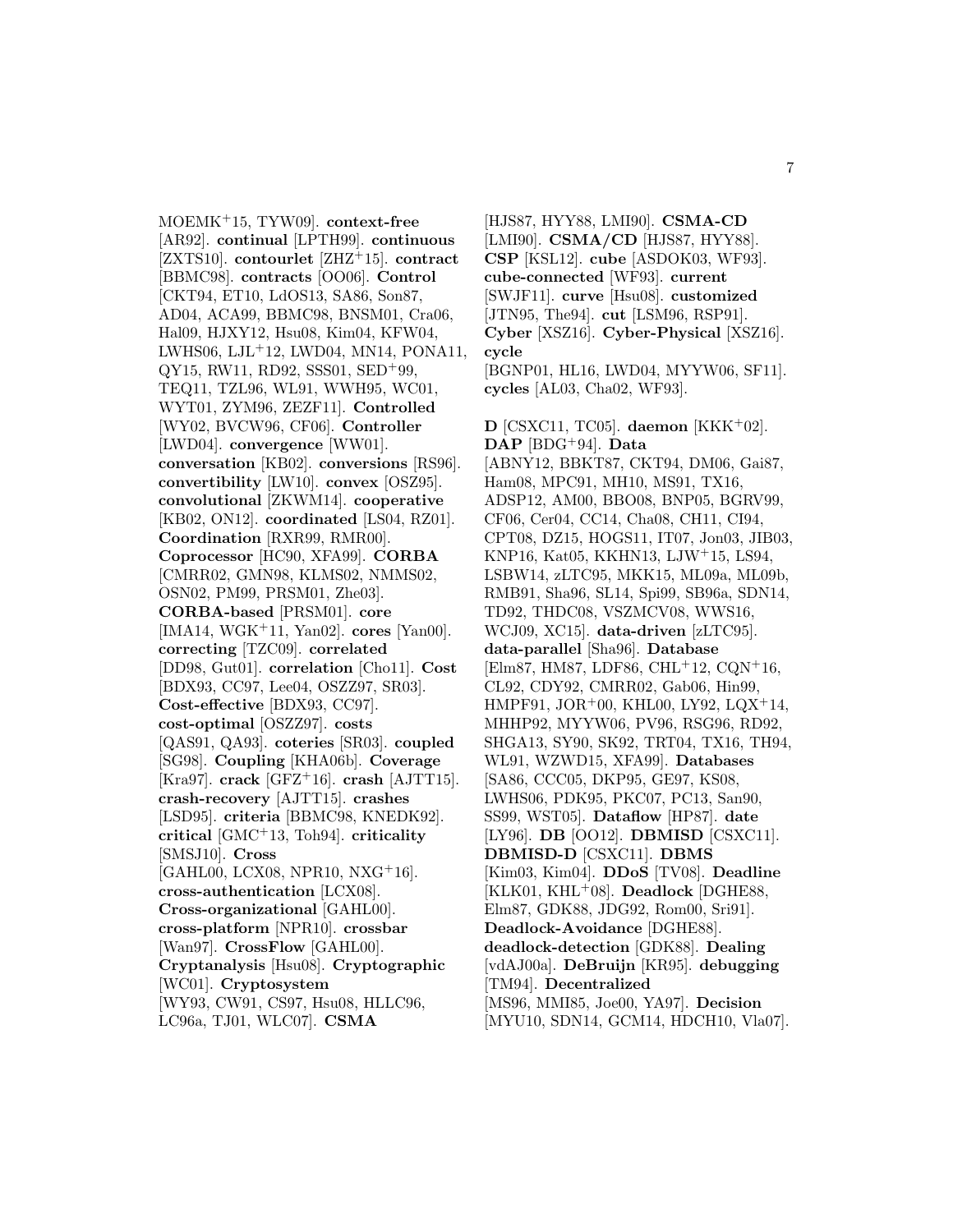MOEMK[+]15, TYW09]. **context-free** [AR92]. **continual** [LPTH99]. **continuous** [ZXTS10]. **contourlet** [ZHZ[+]15]. **contract** [BBMC98]. **contracts** [OO06]. **Control** [CKT94, ET10, LdOS13, SA86, Son87, AD04, ACA99, BBMC98, BNSM01, Cra06, Hal09, HJXY12, Hsu08, Kim04, KFW04, LWHS06, LJL[+]12, LWD04, MN14, PONA11, QY15, RW11, RD92, SSS01, SED[+]99, TEQ11, TZL96, WL91, WWH95, WC01, WYT01, ZYM96, ZEZF11]. **Controlled** [WY02, BVCW96, CF06]. **Controller** [LWD04]. **convergence** [WW01]. **conversation** [KB02]. **conversions** [RS96]. **convertibility** [LW10]. **convex** [OSZ95]. **convolutional** [ZKWM14]. **cooperative** [KB02, ON12]. **coordinated** [LS04, RZ01]. **Coordination** [RXR99, RMR00]. **Coprocessor** [HC90, XFA99]. **CORBA** [CMRR02, GMN98, KLMS02, NMMS02, OSN02, PM99, PRSM01, Zhe03]. **CORBA-based** [PRSM01]. **core** [IMA14, WGK[+]11, Yan02]. **cores** [Yan00]. **correcting** [TZC09]. **correlated** [DD98, Gut01]. **correlation** [Cho11]. **Cost** [BDX93, CC97, Lee04, OSZZ97, SR03]. **Cost-effective** [BDX93, CC97]. **cost-optimal** [OSZZ97]. **costs** [QAS91, QA93]. **coteries** [SR03]. **coupled** [SG98]. **Coupling** [KHA06b]. **Coverage** [Kra97]. **crack** [GFZ[+]16]. **crash** [AJTT15]. **crash-recovery** [AJTT15]. **crashes** [LSD95]. **criteria** [BBMC98, KNEDK92]. **critical** [GMC[+]13, Toh94]. **criticality** [SMSJ10]. **Cross** [GAHL00, LCX08, NPR10, NXG[+]16]. **cross-authentication** [LCX08]. **Cross-organizational** [GAHL00]. **cross-platform** [NPR10]. **crossbar** [Wan97]. **CrossFlow** [GAHL00]. **Cryptanalysis** [Hsu08]. **Cryptographic** [WC01]. **Cryptosystem** [WY93, CW91, CS97, Hsu08, HLLC96, LC96a, TJ01, WLC07]. **CSMA** [HJS87, HYY88, LMI90]. **CSMA-CD** [LMI90]. **CSMA/CD** [HJS87, HYY88]. **CSP** [KSL12]. **cube** [ASDOK03, WF93]. **cube-connected** [WF93]. **current** [SWJF11]. **curve** [Hsu08]. **customized** [JTN95, The94]. **cut** [LSM96, RSP91]. **Cyber** [XSZ16]. **Cyber-Physical** [XSZ16]. **cycle** [BGNP01, HL16, LWD04, MYYW06, SF11]. **cycles** [AL03, Cha02, WF93].

**D** [CSXC11, TC05]. **daemon** [KKK[+]02]. **DAP** [BDG[+]94]. **Data** [ABNY12, BBKT87, CKT94, DM06, Gai87, Ham08, MPC91, MH10, MS91, TX16, ADSP12, AM00, BBO08, BNP05, BGRV99, CF06, Cer04, CC14, Cha08, CH11, CI94, CPT08, DZ15, HOGS11, IT07, Jon03, JIB03, KNP16, Kat05, KKHN13, LJW[+]15, LS94, LSBW14, zLTC95, MKK15, ML09a, ML09b, RMB91, Sha96, SL14, Spi99, SB96a, SDN14, TD92, THDC08, VSZMCV08, WWS16, WCJ09, XC15]. **data-driven** [zLTC95]. **data-parallel** [Sha96]. **Database** [Elm87, HM87, LDF86, CHL[+]12, CQN[+]16, CL92, CDY92, CMRR02, Gab06, Hin99, HMPF91, JOR[+]00, KHL00, LY92, LQX[+]14, MHHP92, MYYW06, PV96, RSG96, RD92, SHGA13, SY90, SK92, TRT04, TX16, TH94, WL91, WZWD15, XFA99]. **Databases** [SA86, CCC05, DKP95, GE97, KS08, LWHS06, PDK95, PKC07, PC13, San90, SS99, WST05]. **Dataflow** [HP87]. **date** [LY96]. **DB** [OO12]. **DBMISD** [CSXC11]. **DBMISD-D** [CSXC11]. **DBMS** [Kim03, Kim04]. **DDoS** [TV08]. **Deadline** [KLK01, KHL[+]08]. **Deadlock** [DGHE88, Elm87, GDK88, JDG92, Rom00, Sri91]. **Deadlock-Avoidance** [DGHE88]. **deadlock-detection** [GDK88]. **Dealing** [vdAJ00a]. **DeBruijn** [KR95]. **debugging** [TM94]. **Decentralized** [MS96, MMI85, Joe00, YA97]. **Decision** [MYU10, SDN14, GCM14, HDCH10, Vla07].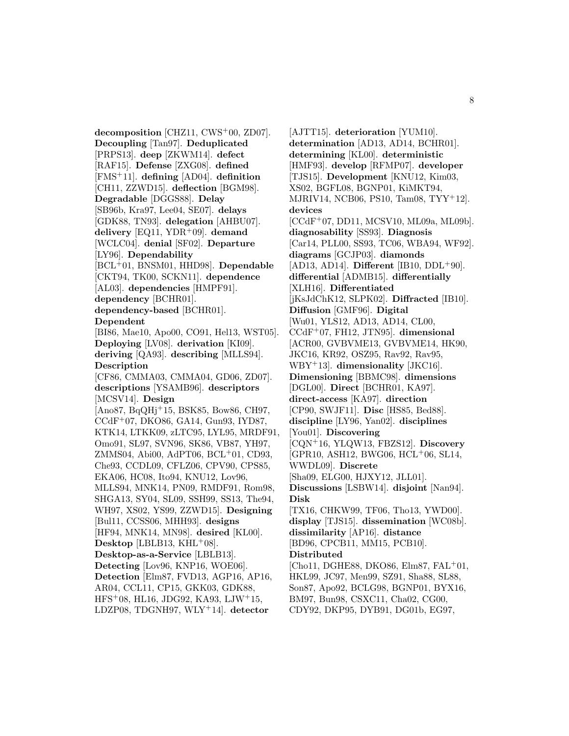**decomposition** [CHZ11, CWS[+]00, ZD07]. **Decoupling** [Tan97]. **Deduplicated** [PRPS13]. **deep** [ZKWM14]. **defect** [RAF15]. **Defense** [ZXG08]. **defined** [FMS[+]11]. **defining** [AD04]. **definition** [CH11, ZZWD15]. **deflection** [BGM98]. **Degradable** [DGGS88]. **Delay** [SB96b, Kra97, Lee04, SE07]. **delays** [GDK88, TN93]. **delegation** [AHBU07]. **delivery** [EQ11, YDR[+]09]. **demand** [WCLC04]. **denial** [SF02]. **Departure** [LY96]. **Dependability** [BCL[+]01, BNSM01, HHD98]. **Dependable** [CKT94, TK00, SCKN11]. **dependence** [AL03]. **dependencies** [HMPF91]. **dependency** [BCHR01]. **dependency-based** [BCHR01]. **Dependent** [BI86, Mae10, Apo00, CO91, Hel13, WST05]. **Deploying** [LV08]. **derivation** [KI09]. **deriving** [QA93]. **describing** [MLLS94]. **Description** [CF86, CMMA03, CMMA04, GD06, ZD07]. **descriptions** [YSAMB96]. **descriptors** [MCSV14]. **Design** [Ano87, BqQHj[+]15, BSK85, Bow86, CH97, CCdF[+]07, DKO86, GA14, Gun93, IYD87, KTK14, LTKK09, zLTC95, LYL95, MRDF91, Omo91, SL97, SVN96, SK86, VB87, YH97, ZMMS04, Abi00, AdPT06, BCL[+]01, CD93, Che93, CCDL09, CFLZ06, CPV90, CPS85, EKA06, HC08, Ito94, KNU12, Lov96, MLLS94, MNK14, PN09, RMDF91, Rom98, SHGA13, SY04, SL09, SSH99, SS13, The94, WH97, XS02, YS99, ZZWD15]. **Designing** [Bul11, CCSS06, MHH93]. **designs** [HF94, MNK14, MN98]. **desired** [KL00]. **Desktop** [LBLB13, KHL[+]08]. **Desktop-as-a-Service** [LBLB13]. **Detecting** [Lov96, KNP16, WOE06]. **Detection** [Elm87, FVD13, AGP16, AP16, AR04, CCL11, CP15, GKK03, GDK88, HFS[+]08, HL16, JDG92, KA93, LJW[+]15, LDZP08, TDGNH97, WLY[+]14]. **detector** [AJTT15]. **deterioration** [YUM10]. **determination** [AD13, AD14, BCHR01]. **determining** [KL00]. **deterministic** [HMF93]. **develop** [RFMP07]. **developer** [TJS15]. **Development** [KNU12, Kim03, XS02, BGFL08, BGNP01, KiMKT94, MJRIV14, NCB06, PS10, Tam08, TYY[+]12]. **devices** [CCdF[+]07, DD11, MCSV10, ML09a, ML09b]. **diagnosability** [SS93]. **Diagnosis** [Car14, PLL00, SS93, TC06, WBA94, WF92]. **diagrams** [GCJP03]. **diamonds** [AD13, AD14]. **Different** [IB10, DDL[+]90]. **differential** [ADMB15]. **differentially** [XLH16]. **Differentiated** [jKsJdChK12, SLPK02]. **Diffracted** [IB10]. **Diffusion** [GMF96]. **Digital** [Wu01, YLS12, AD13, AD14, CL00, CCdF[+]07, FH12, JTN95]. **dimensional** [ACR00, GVBVME13, GVBVME14, HK90, JKC16, KR92, OSZ95, Rav92, Rav95, WBY[+]13]. **dimensionality** [JKC16]. **Dimensioning** [BBMC98]. **dimensions** [DGL00]. **Direct** [BCHR01, KA97]. **direct-access** [KA97]. **direction** [CP90, SWJF11]. **Disc** [HS85, Bed88]. **discipline** [LY96, Yan02]. **disciplines** [You01]. **Discovering** [CQN[+]16, YLQW13, FBZS12]. **Discovery** [GPR10, ASH12, BWG06, HCL[+]06, SL14, WWDL09]. **Discrete** [Sha09, ELG00, HJXY12, JLL01]. **Discussions** [LSBW14]. **disjoint** [Nan94]. **Disk** [TX16, CHKW99, TF06, Tho13, YWD00]. **display** [TJS15]. **dissemination** [WC08b]. **dissimilarity** [AP16]. **distance** [BD96, CPCB11, MM15, PCB10]. **Distributed** [Cho11, DGHE88, DKO86, Elm87, FAL[+]01, HKL99, JC97, Men99, SZ91, Sha88, SL88, Son87, Apo92, BCLG98, BGNP01, BYX16, BM97, Bun98, CSXC11, Cha02, CG00, CDY92, DKP95, DYB91, DG01b, EG97,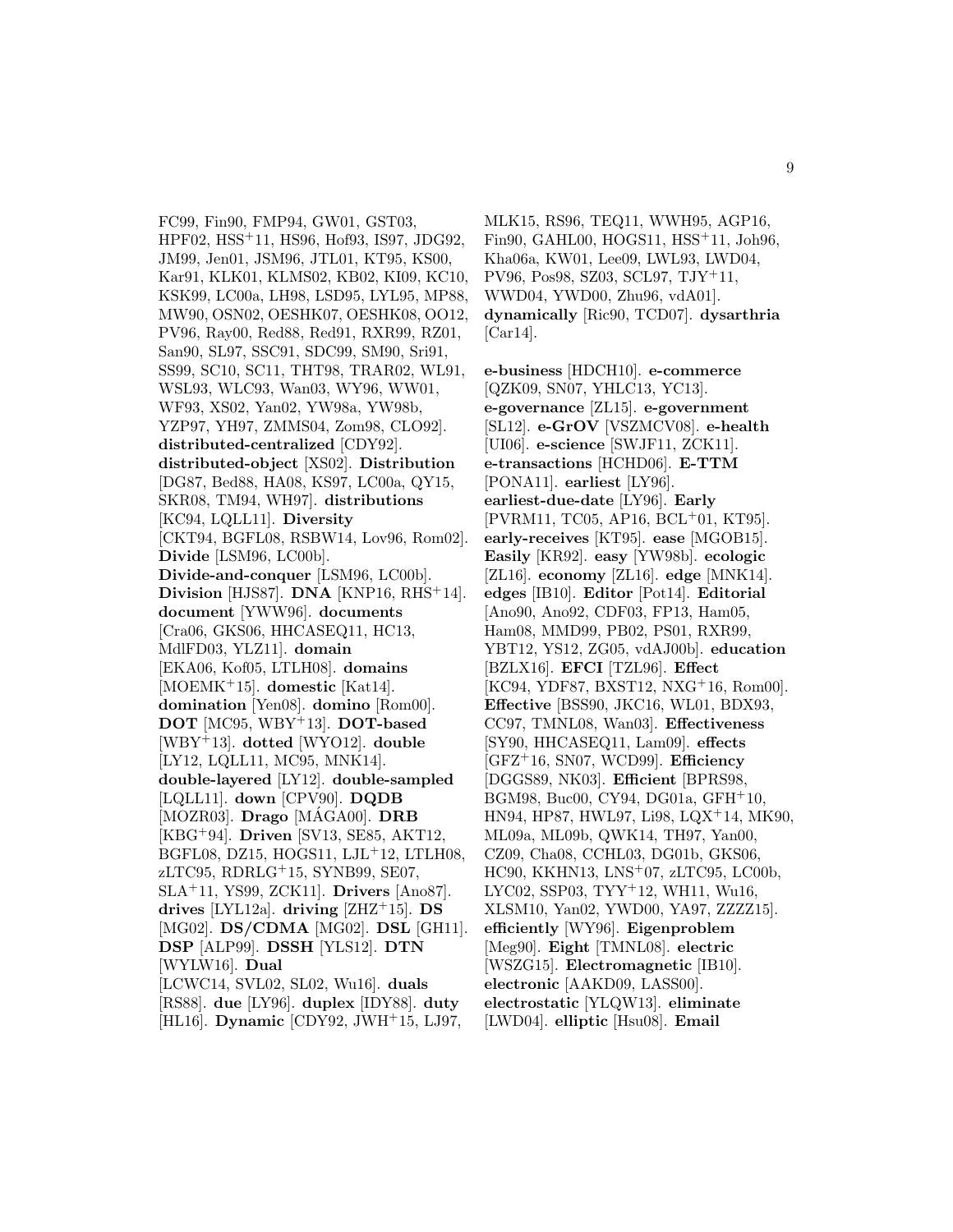FC99, Fin90, FMP94, GW01, GST03, HPF02, HSS+11, HS96, Hof93, IS97, JDG92, JM99, Jen01, JSM96, JTL01, KT95, KS00, Kar91, KLK01, KLMS02, KB02, KI09, KC10, KSK99, LC00a, LH98, LSD95, LYL95, MP88, MW90, OSN02, OESHK07, OESHK08, OO12, PV96, Ray00, Red88, Red91, RXR99, RZ01, San90, SL97, SSC91, SDC99, SM90, Sri91, SS99, SC10, SC11, THT98, TRAR02, WL91, WSL93, WLC93, Wan03, WY96, WW01, WF93, XS02, Yan02, YW98a, YW98b, YZP97, YH97, ZMMS04, Zom98, CLO92]. **distributed-centralized** [CDY92]. **distributed-object** [XS02]. **Distribution** [DG87, Bed88, HA08, KS97, LC00a, QY15, SKR08, TM94, WH97]. **distributions** [KC94, LQLL11]. **Diversity** [CKT94, BGFL08, RSBW14, Lov96, Rom02]. **Divide** [LSM96, LC00b]. **Divide-and-conquer** [LSM96, LC00b]. **Division** [HJS87]. **DNA** [KNP16, RHS+14]. **document** [YWW96]. **documents** [Cra06, GKS06, HHCASEQ11, HC13, MdlFD03, YLZ11]. **domain** [EKA06, Kof05, LTLH08]. **domains** [MOEMK+15]. **domestic** [Kat14]. **domination** [Yen08]. **domino** [Rom00]. **DOT** [MC95, WBY+13]. **DOT-based** [WBY+13]. **dotted** [WYO12]. **double** [LY12, LQLL11, MC95, MNK14]. **double-layered** [LY12]. **double-sampled** [LQLL11]. **down** [CPV90]. **DQDB** [MOZR03]. **Drago** [MÁGA00]. **DRB** [KBG+94]. **Driven** [SV13, SE85, AKT12, BGFL08, DZ15, HOGS11, LJL+12, LTLH08, zLTC95, RDRLG+15, SYNB99, SE07, SLA+11, YS99, ZCK11]. **Drivers** [Ano87]. **drives** [LYL12a]. **driving** [ZHZ+15]. **DS** [MG02]. **DS/CDMA** [MG02]. **DSL** [GH11]. **DSP** [ALP99]. **DSSH** [YLS12]. **DTN** [WYLW16]. **Dual** [LCWC14, SVL02, SL02, Wu16]. **duals** [RS88]. **due** [LY96]. **duplex** [IDY88]. **duty** [HL16]. **Dynamic** [CDY92, JWH+15, LJ97, MLK15, RS96, TEQ11, WWH95, AGP16, Fin90, GAHL00, HOGS11, HSS+11, Joh96, Kha06a, KW01, Lee09, LWL93, LWD04, PV96, Pos98, SZ03, SCL97, TJY+11, WWD04, YWD00, Zhu96, vdA01]. **dynamically** [Ric90, TCD07]. **dysarthria** [Car14].

**e-business** [HDCH10]. **e-commerce** [QZK09, SN07, YHLC13, YC13]. **e-governance** [ZL15]. **e-government** [SL12]. **e-GrOV** [VSZMCV08]. **e-health** [UI06]. **e-science** [SWJF11, ZCK11]. **e-transactions** [HCHD06]. **E-TTM** [PONA11]. **earliest** [LY96]. **earliest-due-date** [LY96]. **Early** [PVRM11, TC05, AP16, BCL+01, KT95]. **early-receives** [KT95]. **ease** [MGOB15]. **Easily** [KR92]. **easy** [YW98b]. **ecologic** [ZL16]. **economy** [ZL16]. **edge** [MNK14]. **edges** [IB10]. **Editor** [Pot14]. **Editorial** [Ano90, Ano92, CDF03, FP13, Ham05, Ham08, MMD99, PB02, PS01, RXR99, YBT12, YS12, ZG05, vdAJ00b]. **education** [BZLX16]. **EFCI** [TZL96]. **Effect** [KC94, YDF87, BXST12, NXG+16, Rom00]. **Effective** [BSS90, JKC16, WL01, BDX93, CC97, TMNL08, Wan03]. **Effectiveness** [SY90, HHCASEQ11, Lam09]. **effects** [GFZ+16, SN07, WCD99]. **Efficiency** [DGGS89, NK03]. **Efficient** [BPRS98, BGM98, Buc00, CY94, DG01a, GFH+10, HN94, HP87, HWL97, Li98, LQX+14, MK90, ML09a, ML09b, QWK14, TH97, Yan00, CZ09, Cha08, CCHL03, DG01b, GKS06, HC90, KKHN13, LNS+07, zLTC95, LC00b, LYC02, SSP03, TYY+12, WH11, Wu16, XLSM10, Yan02, YWD00, YA97, ZZZZ15]. **efficiently** [WY96]. **Eigenproblem** [Meg90]. **Eight** [TMNL08]. **electric** [WSZG15]. **Electromagnetic** [IB10]. **electronic** [AAKD09, LASS00]. **electrostatic** [YLQW13]. **eliminate** [LWD04]. **elliptic** [Hsu08]. **Email**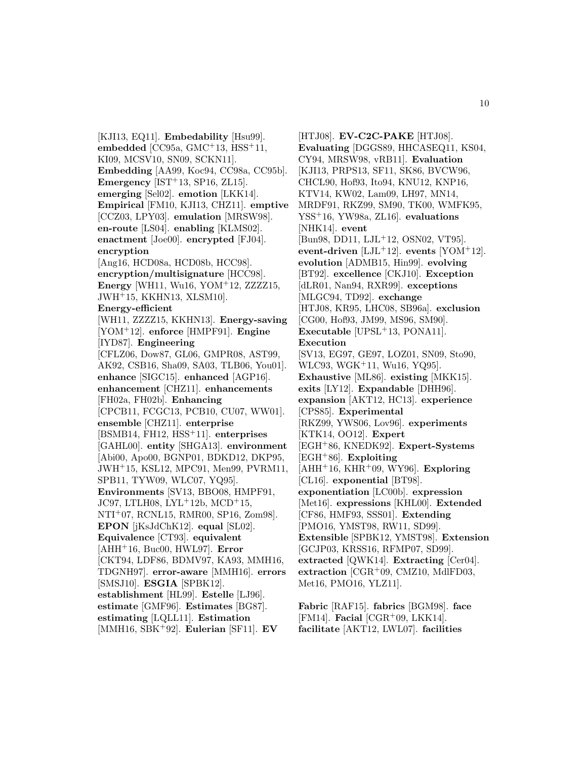[KJI13, EQ11]. **Embedability** [Hsu99]. **embedded** [CC95a, GMC+13, HSS+11, KI09, MCSV10, SN09, SCKN11]. **Embedding** [AA99, Koc94, CC98a, CC95b]. **Emergency** [IST+13, SP16, ZL15]. **emerging** [Sel02]. **emotion** [LKK14]. **Empirical** [FM10, KJI13, CHZ11]. **emptive** [CCZ03, LPY03]. **emulation** [MRSW98]. **en-route** [LS04]. **enabling** [KLMS02]. **enactment** [Joe00]. **encrypted** [FJ04]. **encryption** [Ang16, HCD08a, HCD08b, HCC98]. **encryption/multisignature** [HCC98]. **Energy** [WH11, Wu16, YOM+12, ZZZZ15, JWH+15, KKHN13, XLSM10]. **Energy-efficient** [WH11, ZZZZ15, KKHN13]. **Energy-saving** [YOM+12]. **enforce** [HMPF91]. **Engine** [IYD87]. **Engineering** [CFLZ06, Dow87, GL06, GMPR08, AST99, AK92, CSB16, Sha09, SA03, TLB06, You01]. **enhance** [SIGC15]. **enhanced** [AGP16]. **enhancement** [CHZ11]. **enhancements** [FH02a, FH02b]. **Enhancing** [CPCB11, FCGC13, PCB10, CU07, WW01]. **ensemble** [CHZ11]. **enterprise** [BSMB14, FH12, HSS+11]. **enterprises** [GAHL00]. **entity** [SHGA13]. **environment** [Abi00, Apo00, BGNP01, BDKD12, DKP95, JWH+15, KSL12, MPC91, Men99, PVRM11, SPB11, TYW09, WLC07, YQ95]. **Environments** [SV13, BBO08, HMPF91, JC97, LTLH08, LYL+12b, MCD+15, NTI+07, RCNL15, RMR00, SP16, Zom98]. **EPON** [jKsJdChK12]. **equal** [SL02]. **Equivalence** [CT93]. **equivalent** [AHH+16, Buc00, HWL97]. **Error** [CKT94, LDF86, BDMV97, KA93, MMH16, TDGNH97]. **error-aware** [MMH16]. **errors** [SMSJ10]. **ESGIA** [SPBK12]. **establishment** [HL99]. **Estelle** [LJ96]. **estimate** [GMF96]. **Estimates** [BG87]. **estimating** [LQLL11]. **Estimation** [MMH16, SBK+92]. **Eulerian** [SF11]. **EV** [HTJ08]. **EV-C2C-PAKE** [HTJ08]. **Evaluating** [DGGS89, HHCASEQ11, KS04, CY94, MRSW98, vRB11]. **Evaluation** [KJI13, PRPS13, SF11, SK86, BVCW96, CHCL90, Hof93, Ito94, KNU12, KNP16, KTV14, KW02, Lam09, LH97, MN14, MRDF91, RKZ99, SM90, TK00, WMFK95, YSS+16, YW98a, ZL16]. **evaluations** [NHK14]. **event** [Bun98, DD11, LJL+12, OSN02, VT95]. **event-driven** [LJL+12]. **events** [YOM+12]. **evolution** [ADMB15, Hin99]. **evolving** [BT92]. **excellence** [CKJ10]. **Exception** [dLR01, Nan94, RXR99]. **exceptions** [MLGC94, TD92]. **exchange** [HTJ08, KR95, LHC08, SB96a]. **exclusion** [CG00, Hof93, JM99, MS96, SM90]. **Executable** [UPSL+13, PONA11]. **Execution** [SV13, EG97, GE97, LOZ01, SN09, Sto90, WLC93, WGK+11, Wu16, YQ95]. **Exhaustive** [ML86]. **existing** [MKK15]. **exits** [LY12]. **Expandable** [DHH96]. **expansion** [AKT12, HC13]. **experience** [CPS85]. **Experimental** [RKZ99, YWS06, Lov96]. **experiments** [KTK14, OO12]. **Expert** [EGH+86, KNEDK92]. **Expert-Systems** [EGH+86]. **Exploiting** [AHH+16, KHR+09, WY96]. **Exploring** [CL16]. **exponential** [BT98]. **exponentiation** [LC00b]. **expression** [Met16]. **expressions** [KHL00]. **Extended** [CF86, HMF93, SSS01]. **Extending** [PMO16, YMST98, RW11, SD99]. **Extensible** [SPBK12, YMST98]. **Extension** [GCJP03, KRSS16, RFMP07, SD99]. **extracted** [QWK14]. **Extracting** [Cer04]. **extraction** [CGR+09, CMZ10, MdlFD03, Met16, PMO16, YLZ11].

**Fabric** [RAF15]. **fabrics** [BGM98]. **face** [FM14]. **Facial** [CGR+09, LKK14]. **facilitate** [AKT12, LWL07]. **facilities**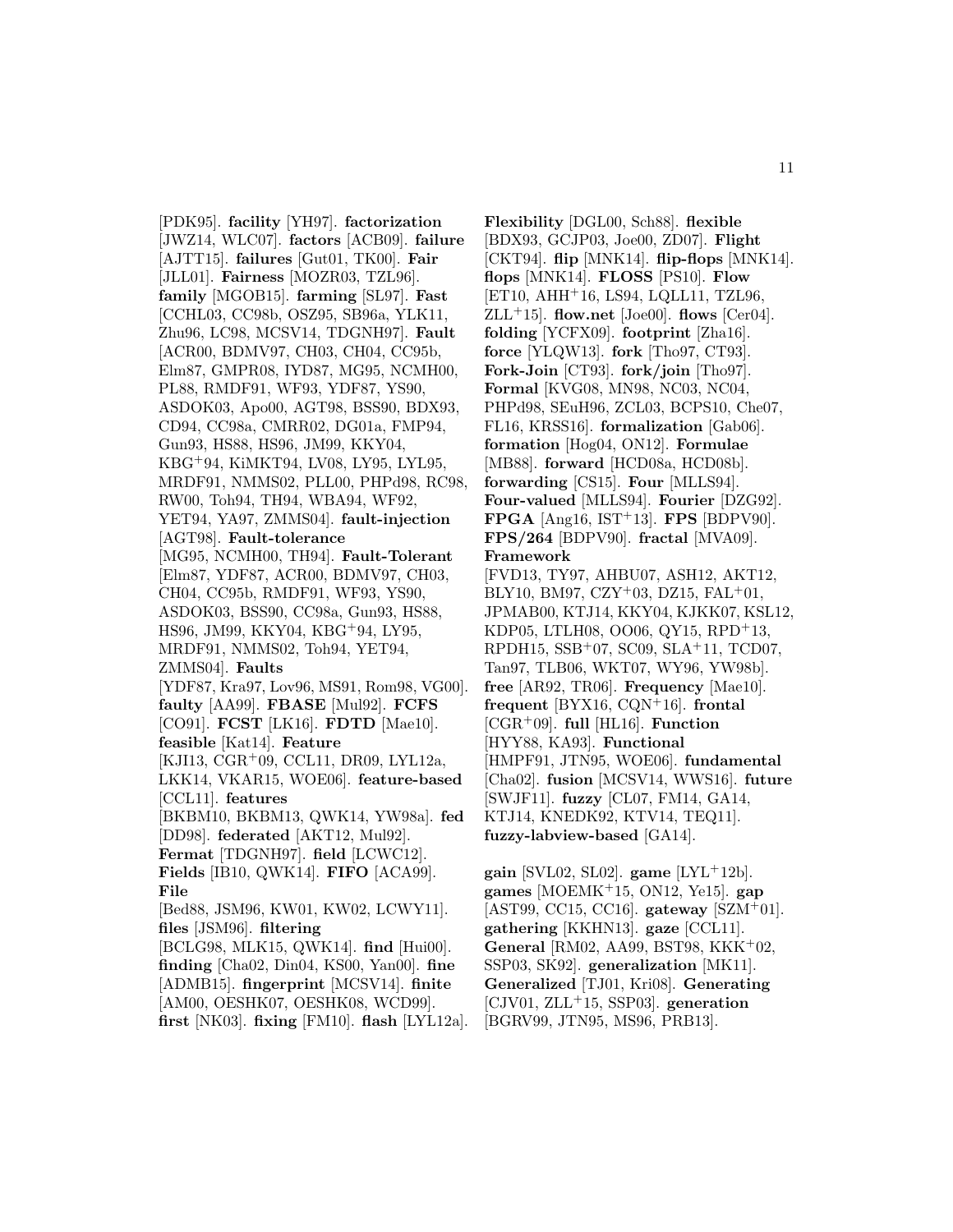[PDK95]. **facility** [YH97]. **factorization** [JWZ14, WLC07]. **factors** [ACB09]. **failure** [AJTT15]. **failures** [Gut01, TK00]. **Fair** [JLL01]. **Fairness** [MOZR03, TZL96]. **family** [MGOB15]. **farming** [SL97]. **Fast** [CCHL03, CC98b, OSZ95, SB96a, YLK11, Zhu96, LC98, MCSV14, TDGNH97]. **Fault** [ACR00, BDMV97, CH03, CH04, CC95b, Elm87, GMPR08, IYD87, MG95, NCMH00, PL88, RMDF91, WF93, YDF87, YS90, ASDOK03, Apo00, AGT98, BSS90, BDX93, CD94, CC98a, CMRR02, DG01a, FMP94, Gun93, HS88, HS96, JM99, KKY04, KBG+94, KiMKT94, LV08, LY95, LYL95, MRDF91, NMMS02, PLL00, PHPd98, RC98, RW00, Toh94, TH94, WBA94, WF92, YET94, YA97, ZMMS04]. **fault-injection** [AGT98]. **Fault-tolerance** [MG95, NCMH00, TH94]. **Fault-Tolerant** [Elm87, YDF87, ACR00, BDMV97, CH03, CH04, CC95b, RMDF91, WF93, YS90, ASDOK03, BSS90, CC98a, Gun93, HS88, HS96, JM99, KKY04, KBG+94, LY95, MRDF91, NMMS02, Toh94, YET94, ZMMS04]. **Faults** [YDF87, Kra97, Lov96, MS91, Rom98, VG00]. **faulty** [AA99]. **FBASE** [Mul92]. **FCFS** [CO91]. **FCST** [LK16]. **FDTD** [Mae10]. **feasible** [Kat14]. **Feature** [KJI13, CGR+09, CCL11, DR09, LYL12a, LKK14, VKAR15, WOE06]. **feature-based** [CCL11]. **features** [BKBM10, BKBM13, QWK14, YW98a]. **fed** [DD98]. **federated** [AKT12, Mul92]. **Fermat** [TDGNH97]. **field** [LCWC12]. **Fields** [IB10, QWK14]. **FIFO** [ACA99]. **File** [Bed88, JSM96, KW01, KW02, LCWY11]. **files** [JSM96]. **filtering** [BCLG98, MLK15, QWK14]. **find** [Hui00]. **finding** [Cha02, Din04, KS00, Yan00]. **fine** [ADMB15]. **fingerprint** [MCSV14]. **finite** [AM00, OESHK07, OESHK08, WCD99]. **first** [NK03]. **fixing** [FM10]. **flash** [LYL12a]. **Flexibility** [DGL00, Sch88]. **flexible** [BDX93, GCJP03, Joe00, ZD07]. **Flight** [CKT94]. **flip** [MNK14]. **flip-flops** [MNK14]. **flops** [MNK14]. **FLOSS** [PS10]. **Flow** [ET10, AHH+16, LS94, LQLL11, TZL96, ZLL+15]. **flow.net** [Joe00]. **flows** [Cer04]. **folding** [YCFX09]. **footprint** [Zha16]. **force** [YLQW13]. **fork** [Tho97, CT93]. **Fork-Join** [CT93]. **fork/join** [Tho97]. **Formal** [KVG08, MN98, NC03, NC04, PHPd98, SEuH96, ZCL03, BCPS10, Che07, FL16, KRSS16]. **formalization** [Gab06]. **formation** [Hog04, ON12]. **Formulae** [MB88]. **forward** [HCD08a, HCD08b]. **forwarding** [CS15]. **Four** [MLLS94]. **Four-valued** [MLLS94]. **Fourier** [DZG92]. **FPGA** [Ang16, IST+13]. **FPS** [BDPV90]. **FPS/264** [BDPV90]. **fractal** [MVA09]. **Framework** [FVD13, TY97, AHBU07, ASH12, AKT12, BLY10, BM97, CZY+03, DZ15, FAL+01, JPMAB00, KTJ14, KKY04, KJKK07, KSL12, KDP05, LTLH08, OO06, QY15, RPD+13, RPDH15, SSB+07, SC09, SLA+11, TCD07, Tan97, TLB06, WKT07, WY96, YW98b]. **free** [AR92, TR06]. **Frequency** [Mae10]. **frequent** [BYX16, CQN+16]. **frontal** [CGR+09]. **full** [HL16]. **Function** [HYY88, KA93]. **Functional** [HMPF91, JTN95, WOE06]. **fundamental** [Cha02]. **fusion** [MCSV14, WWS16]. **future** [SWJF11]. **fuzzy** [CL07, FM14, GA14, KTJ14, KNEDK92, KTV14, TEQ11]. **fuzzy-labview-based** [GA14].

**gain** [SVL02, SL02]. **game** [LYL+12b]. **games** [MOEMK+15, ON12, Ye15]. **gap** [AST99, CC15, CC16]. **gateway** [SZM+01]. **gathering** [KKHN13]. **gaze** [CCL11]. **General** [RM02, AA99, BST98, KKK+02, SSP03, SK92]. **generalization** [MK11]. **Generalized** [TJ01, Kri08]. **Generating** [CJV01, ZLL+15, SSP03]. **generation** [BGRV99, JTN95, MS96, PRB13].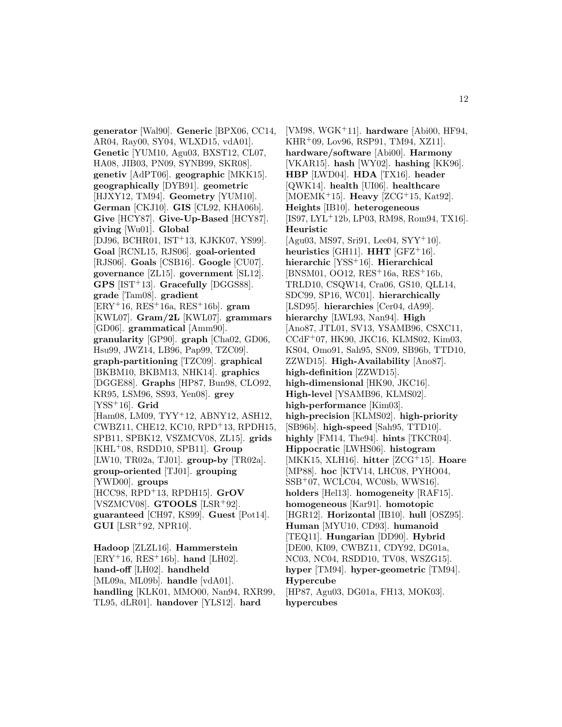**generator** [Wal90]. **Generic** [BPX06, CC14, AR04, Ray00, SY04, WLXD15, vdA01]. **Genetic** [YUM10, Agu03, BXST12, CL07, HA08, JIB03, PN09, SYNB99, SKR08]. **genetiv** [AdPT06]. **geographic** [MKK15]. **geographically** [DYB91]. **geometric** [HJXY12, TM94]. **Geometry** [YUM10]. **German** [CKJ10]. **GIS** [CL92, KHA06b]. **Give** [HCY87]. **Give-Up-Based** [HCY87]. **giving** [Wu01]. **Global** [DJ96, BCHR01, IST+13, KJKK07, YS99]. **Goal** [RCNL15, RJS06]. **goal-oriented** [RJS06]. **Goals** [CSB16]. **Google** [CU07]. **governance** [ZL15]. **government** [SL12]. **GPS** [IST+13]. **Gracefully** [DGGS88]. **grade** [Tam08]. **gradient** [ERY+16, RES+16a, RES+16b]. **gram** [KWL07]. **Gram/2L** [KWL07]. **grammars** [GD06]. **grammatical** [Amm90]. **granularity** [GP90]. **graph** [Cha02, GD06, Hsu99, JWZ14, LB96, Pap99, TZC09]. **graph-partitioning** [TZC09]. **graphical** [BKBM10, BKBM13, NHK14]. **graphics** [DGGE88]. **Graphs** [HP87, Bun98, CLO92, KR95, LSM96, SS93, Yen08]. **grey** [YSS+16]. **Grid** [Ham08, LM09, TYY+12, ABNY12, ASH12, CWBZ11, CHE12, KC10, RPD+13, RPDH15, SPB11, SPBK12, VSZMCV08, ZL15]. **grids** [KHL+08, RSDD10, SPB11]. **Group** [LW10, TR02a, TJ01]. **group-by** [TR02a]. **group-oriented** [TJ01]. **grouping** [YWD00]. **groups** [HCC98, RPD+13, RPDH15]. **GrOV** [VSZMCV08]. **GTOOLS** [LSR+92]. **guaranteed** [CH97, KS99]. **Guest** [Pot14]. **GUI** [LSR+92, NPR10].

**Hadoop** [ZLZL16]. **Hammerstein** [ERY+16, RES+16b]. **hand** [LH02]. **hand-off** [LH02]. **handheld** [ML09a, ML09b]. **handle** [vdA01]. **handling** [KLK01, MMO00, Nan94, RXR99, TL95, dLR01]. **handover** [YLS12]. **hard** [VM98, WGK+11]. **hardware** [Abi00, HF94, KHR+09, Lov96, RSP91, TM94, XZ11]. **hardware/software** [Abi00]. **Harmony** [VKAR15]. **hash** [WY02]. **hashing** [KK96]. **HBP** [LWD04]. **HDA** [TX16]. **header** [QWK14]. **health** [UI06]. **healthcare** [MOEMK+15]. **Heavy** [ZCG+15, Kat92]. **Heights** [IB10]. **heterogeneous** [IS97, LYL+12b, LP03, RM98, Rom94, TX16]. **Heuristic** [Agu03, MS97, Sri91, Lee04, SYY+10]. **heuristics** [GH11]. **HHT** [GFZ+16]. **hierarchic** [YSS+16]. **Hierarchical** [BNSM01, OO12, RES+16a, RES+16b, TRLD10, CSQW14, Cra06, GS10, QLL14, SDC99, SP16, WC01]. **hierarchically** [LSD95]. **hierarchies** [Cer04, dA99]. **hierarchy** [LWL93, Nan94]. **High** [Ano87, JTL01, SV13, YSAMB96, CSXC11, CCdF+07, HK90, JKC16, KLMS02, Kim03, KS04, Omo91, Sah95, SN09, SB96b, TTD10, ZZWD15]. **High-Availability** [Ano87]. **high-definition** [ZZWD15]. **high-dimensional** [HK90, JKC16]. **High-level** [YSAMB96, KLMS02]. **high-performance** [Kim03]. **high-precision** [KLMS02]. **high-priority** [SB96b]. **high-speed** [Sah95, TTD10]. **highly** [FM14, The94]. **hints** [TKCR04]. **Hippocratic** [LWHS06]. **histogram** [MKK15, XLH16]. **hitter** [ZCG+15]. **Hoare** [MP88]. **hoc** [KTV14, LHC08, PYHO04, SSB+07, WCLC04, WC08b, WWS16]. **holders** [Hel13]. **homogeneity** [RAF15]. **homogeneous** [Kar91]. **homotopic** [HGR12]. **Horizontal** [IB10]. **hull** [OSZ95]. **Human** [MYU10, CD93]. **humanoid** [TEQ11]. **Hungarian** [DD90]. **Hybrid** [DE00, KI09, CWBZ11, CDY92, DG01a, NC03, NC04, RSDD10, TV08, WSZG15]. **hyper** [TM94]. **hyper-geometric** [TM94]. **Hypercube** [HP87, Agu03, DG01a, FH13, MOK03]. **hypercubes**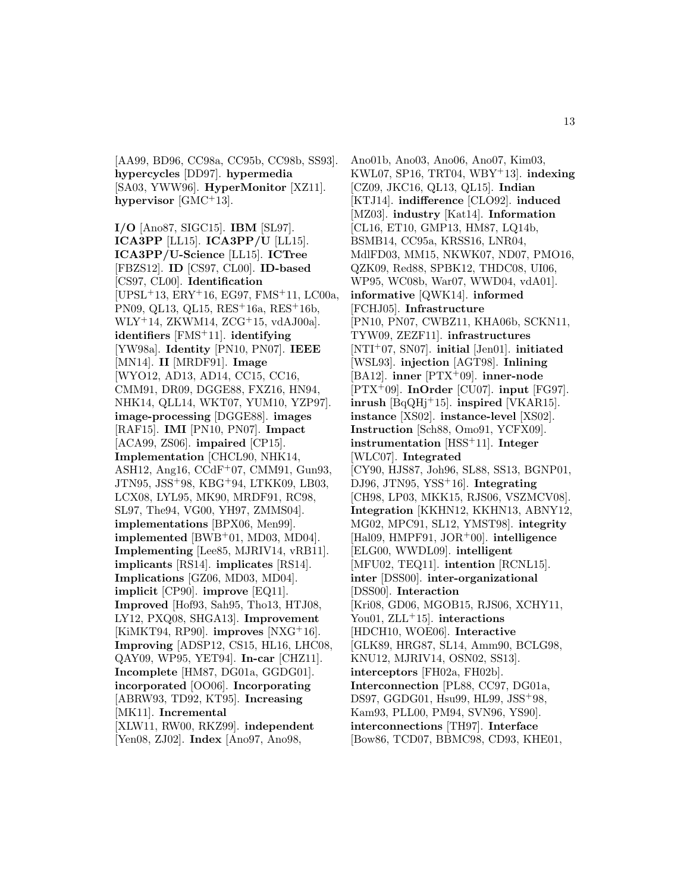[AA99, BD96, CC98a, CC95b, CC98b, SS93]. **hypercycles** [DD97]. **hypermedia** [SA03, YWW96]. **HyperMonitor** [XZ11]. **hypervisor** [GMC+13].

**I/O** [Ano87, SIGC15]. **IBM** [SL97]. **ICA3PP** [LL15]. **ICA3PP/U** [LL15]. **ICA3PP/U-Science** [LL15]. **ICTree** [FBZS12]. **ID** [CS97, CL00]. **ID-based** [CS97, CL00]. **Identification** [UPSL+13, ERY+16, EG97, FMS+11, LC00a, PN09, QL13, QL15, RES+16a, RES+16b, WLY+14, ZKWM14, ZCG+15, vdAJ00a]. **identifiers** [FMS+11]. **identifying** [YW98a]. **Identity** [PN10, PN07]. **IEEE** [MN14]. **II** [MRDF91]. **Image** [WYO12, AD13, AD14, CC15, CC16, CMM91, DR09, DGGE88, FXZ16, HN94, NHK14, QLL14, WKT07, YUM10, YZP97]. **image-processing** [DGGE88]. **images** [RAF15]. **IMI** [PN10, PN07]. **Impact** [ACA99, ZS06]. **impaired** [CP15]. **Implementation** [CHCL90, NHK14, ASH12, Ang16, CCdF+07, CMM91, Gun93, JTN95, JSS+98, KBG+94, LTKK09, LB03, LCX08, LYL95, MK90, MRDF91, RC98, SL97, The94, VG00, YH97, ZMMS04]. **implementations** [BPX06, Men99]. **implemented** [BWB+01, MD03, MD04]. **Implementing** [Lee85, MJRIV14, vRB11]. **implicants** [RS14]. **implicates** [RS14]. **Implications** [GZ06, MD03, MD04]. **implicit** [CP90]. **improve** [EQ11]. **Improved** [Hof93, Sah95, Tho13, HTJ08, LY12, PXQ08, SHGA13]. **Improvement** [KiMKT94, RP90]. **improves** [NXG+16]. **Improving** [ADSP12, CS15, HL16, LHC08, QAY09, WP95, YET94]. **In-car** [CHZ11]. **Incomplete** [HM87, DG01a, GGDG01]. **incorporated** [OO06]. **Incorporating** [ABRW93, TD92, KT95]. **Increasing** [MK11]. **Incremental** [XLW11, RW00, RKZ99]. **independent** [Yen08, ZJ02]. **Index** [Ano97, Ano98, Ano01b, Ano03, Ano06, Ano07, Kim03, KWL07, SP16, TRT04, WBY+13]. **indexing** [CZ09, JKC16, QL13, QL15]. **Indian** [KTJ14]. **indifference** [CLO92]. **induced** [MZ03]. **industry** [Kat14]. **Information** [CL16, ET10, GMP13, HM87, LQ14b, BSMB14, CC95a, KRSS16, LNR04, MdlFD03, MM15, NKWK07, ND07, PMO16, QZK09, Red88, SPBK12, THDC08, UI06, WP95, WC08b, War07, WWD04, vdA01]. **informative** [QWK14]. **informed** [FCHJ05]. **Infrastructure** [PN10, PN07, CWBZ11, KHA06b, SCKN11, TYW09, ZEZF11]. **infrastructures** [NTI+07, SN07]. **initial** [Jen01]. **initiated** [WSL93]. **injection** [AGT98]. **Inlining** [BA12]. **inner** [PTX+09]. **inner-node** [PTX+09]. **InOrder** [CU07]. **input** [FG97]. **inrush** [BqQHj+15]. **inspired** [VKAR15]. **instance** [XS02]. **instance-level** [XS02]. **Instruction** [Sch88, Omo91, YCFX09]. **instrumentation** [HSS+11]. **Integer** [WLC07]. **Integrated** [CY90, HJS87, Joh96, SL88, SS13, BGNP01, DJ96, JTN95, YSS+16]. **Integrating** [CH98, LP03, MKK15, RJS06, VSZMCV08]. **Integration** [KKHN12, KKHN13, ABNY12, MG02, MPC91, SL12, YMST98]. **integrity** [Hal09, HMPF91, JOR+00]. **intelligence** [ELG00, WWDL09]. **intelligent** [MFU02, TEQ11]. **intention** [RCNL15]. **inter** [DSS00]. **inter-organizational** [DSS00]. **Interaction** [Kri08, GD06, MGOB15, RJS06, XCHY11, You01, ZLL+15]. **interactions** [HDCH10, WOE06]. **Interactive** [GLK89, HRG87, SL14, Amm90, BCLG98, KNU12, MJRIV14, OSN02, SS13]. **interceptors** [FH02a, FH02b]. **Interconnection** [PL88, CC97, DG01a, DS97, GGDG01, Hsu99, HL99, JSS+98, Kam93, PLL00, PM94, SVN96, YS90]. **interconnections** [TH97]. **Interface** [Bow86, TCD07, BBMC98, CD93, KHE01,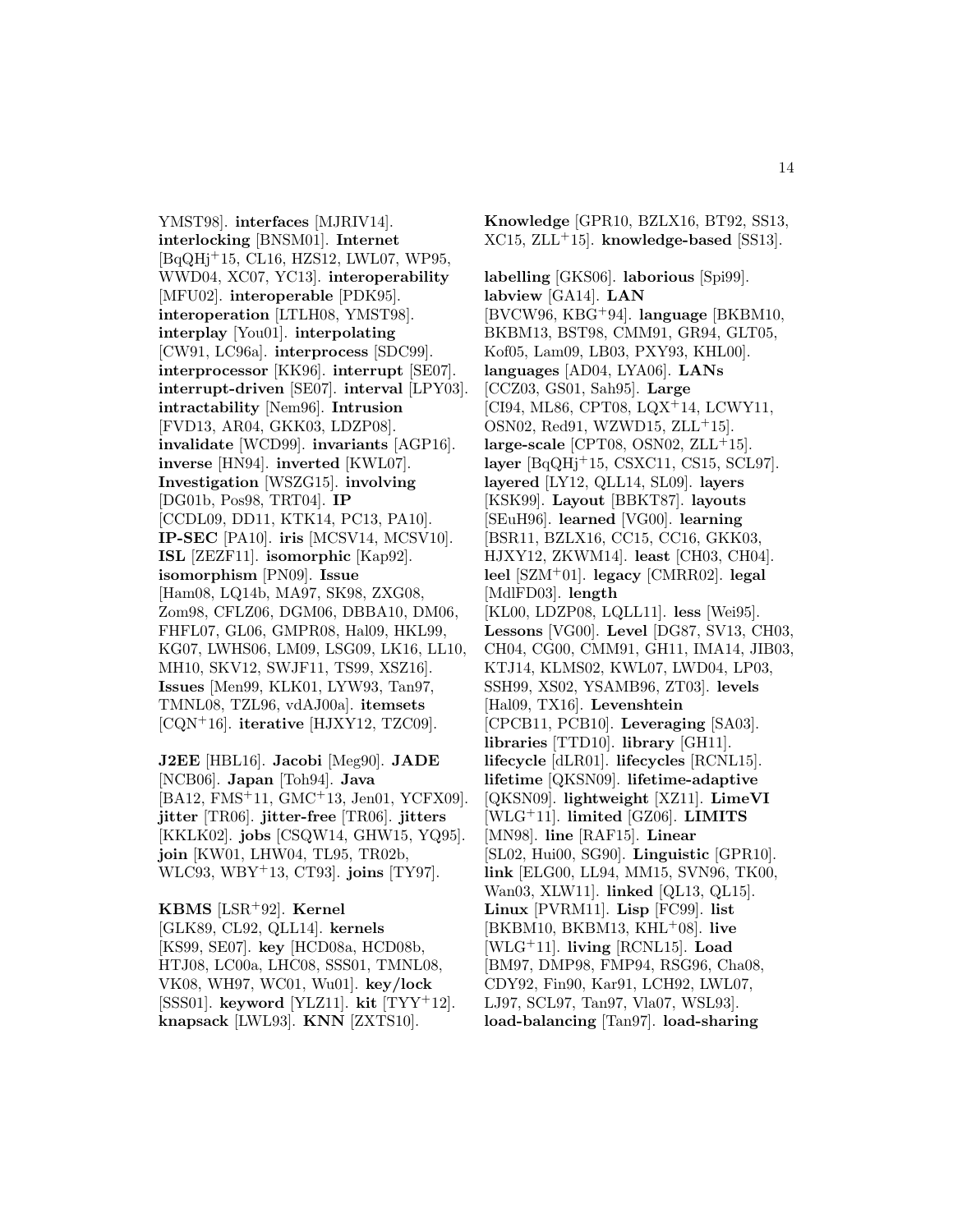YMST98]. **interfaces** [MJRIV14]. **interlocking** [BNSM01]. **Internet** [BqQHj+15, CL16, HZS12, LWL07, WP95, WWD04, XC07, YC13]. **interoperability** [MFU02]. **interoperable** [PDK95]. **interoperation** [LTLH08, YMST98]. **interplay** [You01]. **interpolating** [CW91, LC96a]. **interprocess** [SDC99]. **interprocessor** [KK96]. **interrupt** [SE07]. **interrupt-driven** [SE07]. **interval** [LPY03]. **intractability** [Nem96]. **Intrusion** [FVD13, AR04, GKK03, LDZP08]. **invalidate** [WCD99]. **invariants** [AGP16]. **inverse** [HN94]. **inverted** [KWL07]. **Investigation** [WSZG15]. **involving** [DG01b, Pos98, TRT04]. **IP** [CCDL09, DD11, KTK14, PC13, PA10]. **IP-SEC** [PA10]. **iris** [MCSV14, MCSV10]. **ISL** [ZEZF11]. **isomorphic** [Kap92]. **isomorphism** [PN09]. **Issue** [Ham08, LQ14b, MA97, SK98, ZXG08, Zom98, CFLZ06, DGM06, DBBA10, DM06, FHFL07, GL06, GMPR08, Hal09, HKL99, KG07, LWHS06, LM09, LSG09, LK16, LL10, MH10, SKV12, SWJF11, TS99, XSZ16]. **Issues** [Men99, KLK01, LYW93, Tan97, TMNL08, TZL96, vdAJ00a]. **itemsets** [CQN+16]. **iterative** [HJXY12, TZC09].

**J2EE** [HBL16]. **Jacobi** [Meg90]. **JADE** [NCB06]. **Japan** [Toh94]. **Java** [BA12, FMS+11, GMC+13, Jen01, YCFX09]. **jitter** [TR06]. **jitter-free** [TR06]. **jitters** [KKLK02]. **jobs** [CSQW14, GHW15, YQ95]. **join** [KW01, LHW04, TL95, TR02b, WLC93, WBY+13, CT93]. **joins** [TY97].

**KBMS** [LSR+92]. **Kernel** [GLK89, CL92, QLL14]. **kernels** [KS99, SE07]. **key** [HCD08a, HCD08b, HTJ08, LC00a, LHC08, SSS01, TMNL08, VK08, WH97, WC01, Wu01]. **key/lock** [SSS01]. **keyword** [YLZ11]. **kit** [TYY+12]. **knapsack** [LWL93]. **KNN** [ZXTS10].

**Knowledge** [GPR10, BZLX16, BT92, SS13, XC15, ZLL+15]. **knowledge-based** [SS13].

**labelling** [GKS06]. **laborious** [Spi99]. **labview** [GA14]. **LAN** [BVCW96, KBG+94]. **language** [BKBM10, BKBM13, BST98, CMM91, GR94, GLT05, Kof05, Lam09, LB03, PXY93, KHL00]. **languages** [AD04, LYA06]. **LANs** [CCZ03, GS01, Sah95]. **Large** [CI94, ML86, CPT08, LQX+14, LCWY11, OSN02, Red91, WZWD15, ZLL+15]. **large-scale** [CPT08, OSN02, ZLL+15]. **layer** [BqQHj+15, CSXC11, CS15, SCL97]. **layered** [LY12, QLL14, SL09]. **layers** [KSK99]. **Layout** [BBKT87]. **layouts** [SEuH96]. **learned** [VG00]. **learning** [BSR11, BZLX16, CC15, CC16, GKK03, HJXY12, ZKWM14]. **least** [CH03, CH04]. **leel** [SZM+01]. **legacy** [CMRR02]. **legal** [MdlFD03]. **length** [KL00, LDZP08, LQLL11]. **less** [Wei95]. **Lessons** [VG00]. **Level** [DG87, SV13, CH03, CH04, CG00, CMM91, GH11, IMA14, JIB03, KTJ14, KLMS02, KWL07, LWD04, LP03, SSH99, XS02, YSAMB96, ZT03]. **levels** [Hal09, TX16]. **Levenshtein** [CPCB11, PCB10]. **Leveraging** [SA03]. **libraries** [TTD10]. **library** [GH11]. **lifecycle** [dLR01]. **lifecycles** [RCNL15]. **lifetime** [QKSN09]. **lifetime-adaptive** [QKSN09]. **lightweight** [XZ11]. **LimeVI** [WLG+11]. **limited** [GZ06]. **LIMITS** [MN98]. **line** [RAF15]. **Linear** [SL02, Hui00, SG90]. **Linguistic** [GPR10]. **link** [ELG00, LL94, MM15, SVN96, TK00, Wan03, XLW11]. **linked** [QL13, QL15]. **Linux** [PVRM11]. **Lisp** [FC99]. **list** [BKBM10, BKBM13, KHL+08]. **live** [WLG+11]. **living** [RCNL15]. **Load** [BM97, DMP98, FMP94, RSG96, Cha08, CDY92, Fin90, Kar91, LCH92, LWL07, LJ97, SCL97, Tan97, Vla07, WSL93]. **load-balancing** [Tan97]. **load-sharing**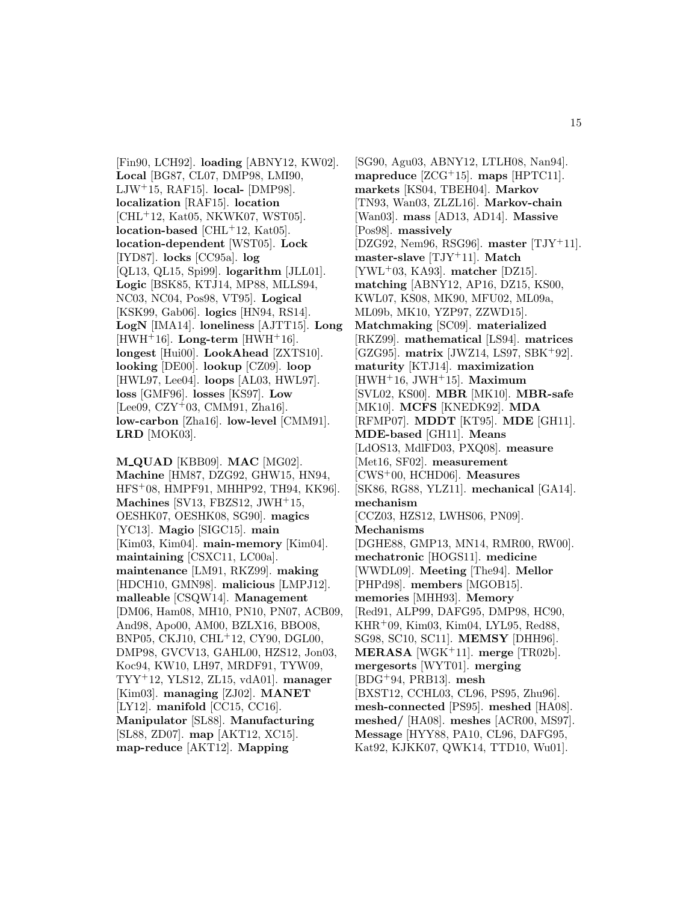[Fin90, LCH92]. **loading** [ABNY12, KW02]. **Local** [BG87, CL07, DMP98, LMI90, LJW+15, RAF15]. **local-** [DMP98]. **localization** [RAF15]. **location** [CHL+12, Kat05, NKWK07, WST05]. **location-based** [CHL+12, Kat05]. **location-dependent** [WST05]. **Lock** [IYD87]. **locks** [CC95a]. **log** [QL13, QL15, Spi99]. **logarithm** [JLL01]. **Logic** [BSK85, KTJ14, MP88, MLLS94, NC03, NC04, Pos98, VT95]. **Logical** [KSK99, Gab06]. **logics** [HN94, RS14]. **LogN** [IMA14]. **loneliness** [AJTT15]. **Long** [HWH+16]. **Long-term** [HWH+16]. **longest** [Hui00]. **LookAhead** [ZXTS10]. **looking** [DE00]. **lookup** [CZ09]. **loop** [HWL97, Lee04]. **loops** [AL03, HWL97]. **loss** [GMF96]. **losses** [KS97]. **Low** [Lee09, CZY+03, CMM91, Zha16]. **low-carbon** [Zha16]. **low-level** [CMM91]. **LRD** [MOK03].

**M_QUAD** [KBB09]. **MAC** [MG02]. **Machine** [HM87, DZG92, GHW15, HN94, HFS+08, HMPF91, MHHP92, TH94, KK96]. **Machines** [SV13, FBZS12, JWH+15, OESHK07, OESHK08, SG90]. **magics** [YC13]. **Magio** [SIGC15]. **main** [Kim03, Kim04]. **main-memory** [Kim04]. **maintaining** [CSXC11, LC00a]. **maintenance** [LM91, RKZ99]. **making** [HDCH10, GMN98]. **malicious** [LMPJ12]. **malleable** [CSQW14]. **Management** [DM06, Ham08, MH10, PN10, PN07, ACB09, And98, Apo00, AM00, BZLX16, BBO08, BNP05, CKJ10, CHL+12, CY90, DGL00, DMP98, GVCV13, GAHL00, HZS12, Jon03, Koc94, KW10, LH97, MRDF91, TYW09, TYY+12, YLS12, ZL15, vdA01]. **manager** [Kim03]. **managing** [ZJ02]. **MANET** [LY12]. **manifold** [CC15, CC16]. **Manipulator** [SL88]. **Manufacturing** [SL88, ZD07]. **map** [AKT12, XC15]. **map-reduce** [AKT12]. **Mapping** [SG90, Agu03, ABNY12, LTLH08, Nan94]. **mapreduce** [ZCG+15]. **maps** [HPTC11]. **markets** [KS04, TBEH04]. **Markov** [TN93, Wan03, ZLZL16]. **Markov-chain** [Wan03]. **mass** [AD13, AD14]. **Massive** [Pos98]. **massively** [DZG92, Nem96, RSG96]. **master** [TJY+11]. **master-slave** [TJY+11]. **Match** [YWL+03, KA93]. **matcher** [DZ15]. **matching** [ABNY12, AP16, DZ15, KS00, KWL07, KS08, MK90, MFU02, ML09a, ML09b, MK10, YZP97, ZZWD15]. **Matchmaking** [SC09]. **materialized** [RKZ99]. **mathematical** [LS94]. **matrices** [GZG95]. **matrix** [JWZ14, LS97, SBK+92]. **maturity** [KTJ14]. **maximization** [HWH+16, JWH+15]. **Maximum** [SVL02, KS00]. **MBR** [MK10]. **MBR-safe** [MK10]. **MCFS** [KNEDK92]. **MDA** [RFMP07]. **MDDT** [KT95]. **MDE** [GH11]. **MDE-based** [GH11]. **Means** [LdOS13, MdlFD03, PXQ08]. **measure** [Met16, SF02]. **measurement** [CWS+00, HCHD06]. **Measures** [SK86, RG88, YLZ11]. **mechanical** [GA14]. **mechanism** [CCZ03, HZS12, LWHS06, PN09]. **Mechanisms** [DGHE88, GMP13, MN14, RMR00, RW00]. **mechatronic** [HOGS11]. **medicine** [WWDL09]. **Meeting** [The94]. **Mellor** [PHPd98]. **members** [MGOB15]. **memories** [MHH93]. **Memory** [Red91, ALP99, DAFG95, DMP98, HC90, KHR+09, Kim03, Kim04, LYL95, Red88, SG98, SC10, SC11]. **MEMSY** [DHH96]. **MERASA** [WGK+11]. **merge** [TR02b]. **mergesorts** [WYT01]. **merging** [BDG+94, PRB13]. **mesh** [BXST12, CCHL03, CL96, PS95, Zhu96]. **mesh-connected** [PS95]. **meshed** [HA08]. **meshed/** [HA08]. **meshes** [ACR00, MS97]. **Message** [HYY88, PA10, CL96, DAFG95, Kat92, KJKK07, QWK14, TTD10, Wu01].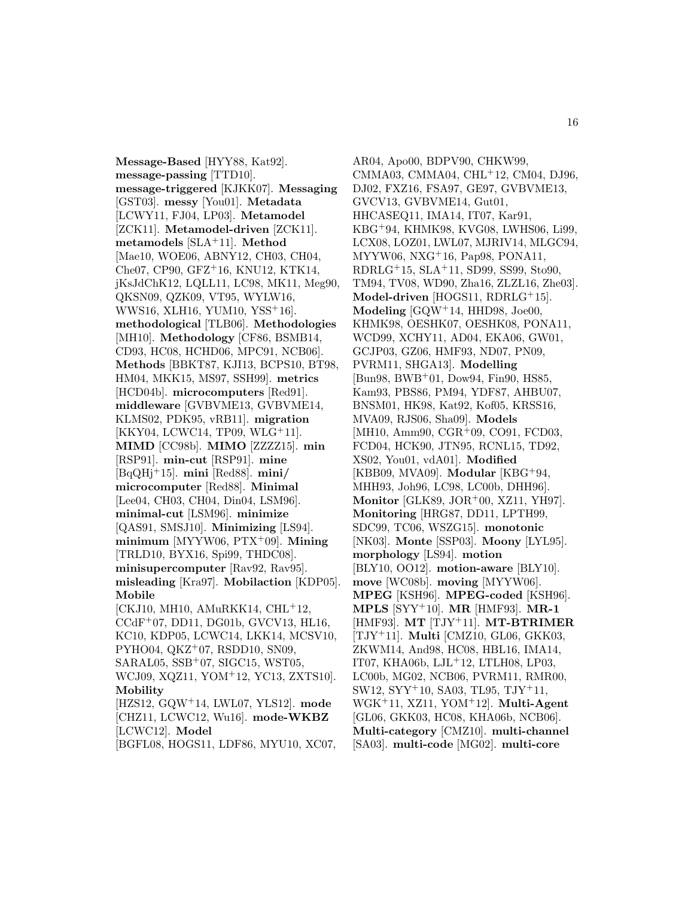**Message-Based** [HYY88, Kat92]. **message-passing** [TTD10]. **message-triggered** [KJKK07]. **Messaging** [GST03]. **messy** [You01]. **Metadata** [LCWY11, FJ04, LP03]. **Metamodel** [ZCK11]. **Metamodel-driven** [ZCK11]. **metamodels** [SLA+11]. **Method** [Mae10, WOE06, ABNY12, CH03, CH04, Che07, CP90, GFZ+16, KNU12, KTK14, jKsJdChK12, LQLL11, LC98, MK11, Meg90, QKSN09, QZK09, VT95, WYLW16, WWS16, XLH16, YUM10, YSS+16]. **methodological** [TLB06]. **Methodologies** [MH10]. **Methodology** [CF86, BSMB14, CD93, HC08, HCHD06, MPC91, NCB06]. **Methods** [BBKT87, KJI13, BCPS10, BT98, HM04, MKK15, MS97, SSH99]. **metrics** [HCD04b]. **microcomputers** [Red91]. **middleware** [GVBVME13, GVBVME14, KLMS02, PDK95, vRB11]. **migration** [KKY04, LCWC14, TP09, WLG+11]. **MIMD** [CC98b]. **MIMO** [ZZZZ15]. **min** [RSP91]. **min-cut** [RSP91]. **mine** [BqQHj+15]. **mini** [Red88]. **mini/ microcomputer** [Red88]. **Minimal** [Lee04, CH03, CH04, Din04, LSM96]. **minimal-cut** [LSM96]. **minimize** [QAS91, SMSJ10]. **Minimizing** [LS94]. **minimum** [MYYW06, PTX+09]. **Mining** [TRLD10, BYX16, Spi99, THDC08]. **minisupercomputer** [Rav92, Rav95]. **misleading** [Kra97]. **Mobilaction** [KDP05]. **Mobile** [CKJ10, MH10, AMuRKK14, CHL+12, CCdF+07, DD11, DG01b, GVCV13, HL16, KC10, KDP05, LCWC14, LKK14, MCSV10, PYHO04, QKZ+07, RSDD10, SN09, SARAL05, SSB+07, SIGC15, WST05, WCJ09, XQZ11, YOM+12, YC13, ZXTS10]. **Mobility** [HZS12, GQW+14, LWL07, YLS12]. **mode** [CHZ11, LCWC12, Wu16]. **mode-WKBZ** [LCWC12]. **Model** [BGFL08, HOGS11, LDF86, MYU10, XC07, AR04, Apo00, BDPV90, CHKW99, CMMA03, CMMA04, CHL+12, CM04, DJ96, DJ02, FXZ16, FSA97, GE97, GVBVME13, GVCV13, GVBVME14, Gut01, HHCASEQ11, IMA14, IT07, Kar91, KBG+94, KHMK98, KVG08, LWHS06, Li99, LCX08, LOZ01, LWL07, MJRIV14, MLGC94, MYYW06, NXG+16, Pap98, PONA11, RDRLG+15, SLA+11, SD99, SS99, Sto90, TM94, TV08, WD90, Zha16, ZLZL16, Zhe03]. **Model-driven** [HOGS11, RDRLG+15]. **Modeling** [GQW+14, HHD98, Joe00, KHMK98, OESHK07, OESHK08, PONA11, WCD99, XCHY11, AD04, EKA06, GW01, GCJP03, GZ06, HMF93, ND07, PN09, PVRM11, SHGA13]. **Modelling** [Bun98, BWB+01, Dow94, Fin90, HS85, Kam93, PBS86, PM94, YDF87, AHBU07, BNSM01, HK98, Kat92, Kof05, KRSS16, MVA09, RJS06, Sha09]. **Models** [MH10, Amm90, CGR+09, CO91, FCD03, FCD04, HCK90, JTN95, RCNL15, TD92, XS02, You01, vdA01]. **Modified** [KBB09, MVA09]. **Modular** [KBG+94, MHH93, Joh96, LC98, LC00b, DHH96]. **Monitor** [GLK89, JOR+00, XZ11, YH97]. **Monitoring** [HRG87, DD11, LPTH99, SDC99, TC06, WSZG15]. **monotonic** [NK03]. **Monte** [SSP03]. **Moony** [LYL95]. **morphology** [LS94]. **motion** [BLY10, OO12]. **motion-aware** [BLY10]. **move** [WC08b]. **moving** [MYYW06]. **MPEG** [KSH96]. **MPEG-coded** [KSH96]. **MPLS** [SYY+10]. **MR** [HMF93]. **MR-1** [HMF93]. **MT** [TJY+11]. **MT-BTRIMER** [TJY+11]. **Multi** [CMZ10, GL06, GKK03, ZKWM14, And98, HC08, HBL16, IMA14, IT07, KHA06b, LJL+12, LTLH08, LP03, LC00b, MG02, NCB06, PVRM11, RMR00, SW12, SYY+10, SA03, TL95, TJY+11, WGK+11, XZ11, YOM+12]. **Multi-Agent** [GL06, GKK03, HC08, KHA06b, NCB06]. **Multi-category** [CMZ10]. **multi-channel** [SA03]. **multi-code** [MG02]. **multi-core**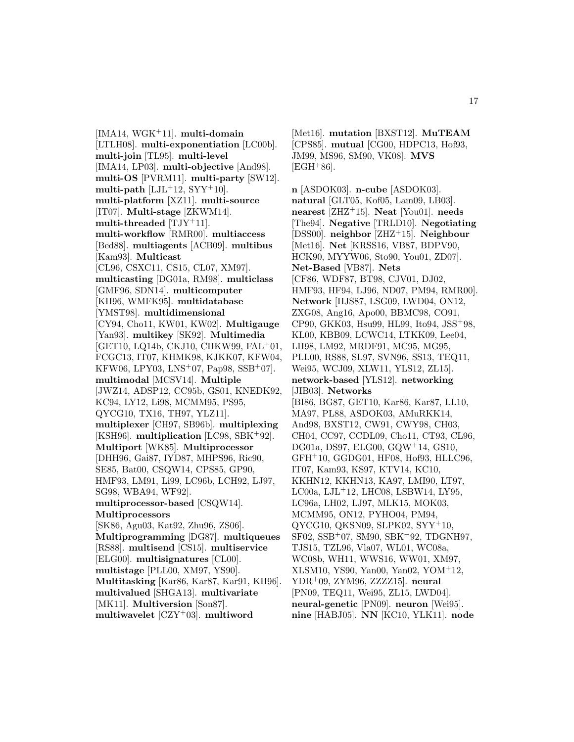[IMA14, WGK[+]11]. **multi-domain** [LTLH08]. **multi-exponentiation** [LC00b]. **multi-join** [TL95]. **multi-level** [IMA14, LP03]. **multi-objective** [And98]. **multi-OS** [PVRM11]. **multi-party** [SW12]. **multi-path** [LJL[+]12, SYY[+]10]. **multi-platform** [XZ11]. **multi-source** [IT07]. **Multi-stage** [ZKWM14]. **multi-threaded** [TJY[+]11]. **multi-workflow** [RMR00]. **multiaccess** [Bed88]. **multiagents** [ACB09]. **multibus** [Kam93]. **Multicast** [CL96, CSXC11, CS15, CL07, XM97]. **multicasting** [DG01a, RM98]. **multiclass** [GMF96, SDN14]. **multicomputer** [KH96, WMFK95]. **multidatabase** [YMST98]. **multidimensional** [CY94, Cho11, KW01, KW02]. **Multigauge** [Yan93]. **multikey** [SK92]. **Multimedia** [GET10, LQ14b, CKJ10, CHKW99, FAL[+]01, FCGC13, IT07, KHMK98, KJKK07, KFW04, KFW06, LPY03, LNS[+]07, Pap98, SSB[+]07]. **multimodal** [MCSV14]. **Multiple** [JWZ14, ADSP12, CC95b, GS01, KNEDK92, KC94, LY12, Li98, MCMM95, PS95, QYCG10, TX16, TH97, YLZ11]. **multiplexer** [CH97, SB96b]. **multiplexing** [KSH96]. **multiplication** [LC98, SBK[+]92]. **Multiport** [WK85]. **Multiprocessor** [DHH96, Gai87, IYD87, MHPS96, Ric90, SE85, Bat00, CSQW14, CPS85, GP90, HMF93, LM91, Li99, LC96b, LCH92, LJ97, SG98, WBA94, WF92]. **multiprocessor-based** [CSQW14]. **Multiprocessors** [SK86, Agu03, Kat92, Zhu96, ZS06]. **Multiprogramming** [DG87]. **multiqueues** [RS88]. **multisend** [CS15]. **multiservice** [ELG00]. **multisignatures** [CL00]. **multistage** [PLL00, XM97, YS90]. **Multitasking** [Kar86, Kar87, Kar91, KH96]. **multivalued** [SHGA13]. **multivariate** [MK11]. **Multiversion** [Son87]. **multiwavelet** [CZY[+]03]. **multiword** [Met16]. **mutation** [BXST12]. **MuTEAM** [CPS85]. **mutual** [CG00, HDPC13, Hof93, JM99, MS96, SM90, VK08]. **MVS** [EGH[+]86].

**n** [ASDOK03]. **n-cube** [ASDOK03]. **natural** [GLT05, Kof05, Lam09, LB03]. **nearest** [ZHZ[+]15]. **Neat** [You01]. **needs** [The94]. **Negative** [TRLD10]. **Negotiating** [DSS00]. **neighbor** [ZHZ[+]15]. **Neighbour** [Met16]. **Net** [KRSS16, VB87, BDPV90, HCK90, MYYW06, Sto90, You01, ZD07]. **Net-Based** [VB87]. **Nets** [CF86, WDF87, BT98, CJV01, DJ02, HMF93, HF94, LJ96, ND07, PM94, RMR00]. **Network** [HJS87, LSG09, LWD04, ON12, ZXG08, Ang16, Apo00, BBMC98, CO91, CP90, GKK03, Hsu99, HL99, Ito94, JSS[+]98, KL00, KBB09, LCWC14, LTKK09, Lee04, LH98, LM92, MRDF91, MC95, MG95, PLL00, RS88, SL97, SVN96, SS13, TEQ11, Wei95, WCJ09, XLW11, YLS12, ZL15]. **network-based** [YLS12]. **networking** [JIB03]. **Networks** [BI86, BG87, GET10, Kar86, Kar87, LL10, MA97, PL88, ASDOK03, AMuRKK14, And98, BXST12, CW91, CWY98, CH03, CH04, CC97, CCDL09, Cho11, CT93, CL96, DG01a, DS97, ELG00, GQW[+]14, GS10, GFH[+]10, GGDG01, HF08, Hof93, HLLC96, IT07, Kam93, KS97, KTV14, KC10, KKHN12, KKHN13, KA97, LMI90, LT97, LC00a, LJL[+]12, LHC08, LSBW14, LY95, LC96a, LH02, LJ97, MLK15, MOK03, MCMM95, ON12, PYHO04, PM94, QYCG10, QKSN09, SLPK02, SYY[+]10, SF02, SSB[+]07, SM90, SBK[+]92, TDGNH97, TJS15, TZL96, Vla07, WL01, WC08a, WC08b, WH11, WWS16, WW01, XM97, XLSM10, YS90, Yan00, Yan02, YOM[+]12, YDR[+]09, ZYM96, ZZZZ15]. **neural** [PN09, TEQ11, Wei95, ZL15, LWD04]. **neural-genetic** [PN09]. **neuron** [Wei95]. **nine** [HABJ05]. **NN** [KC10, YLK11]. **node**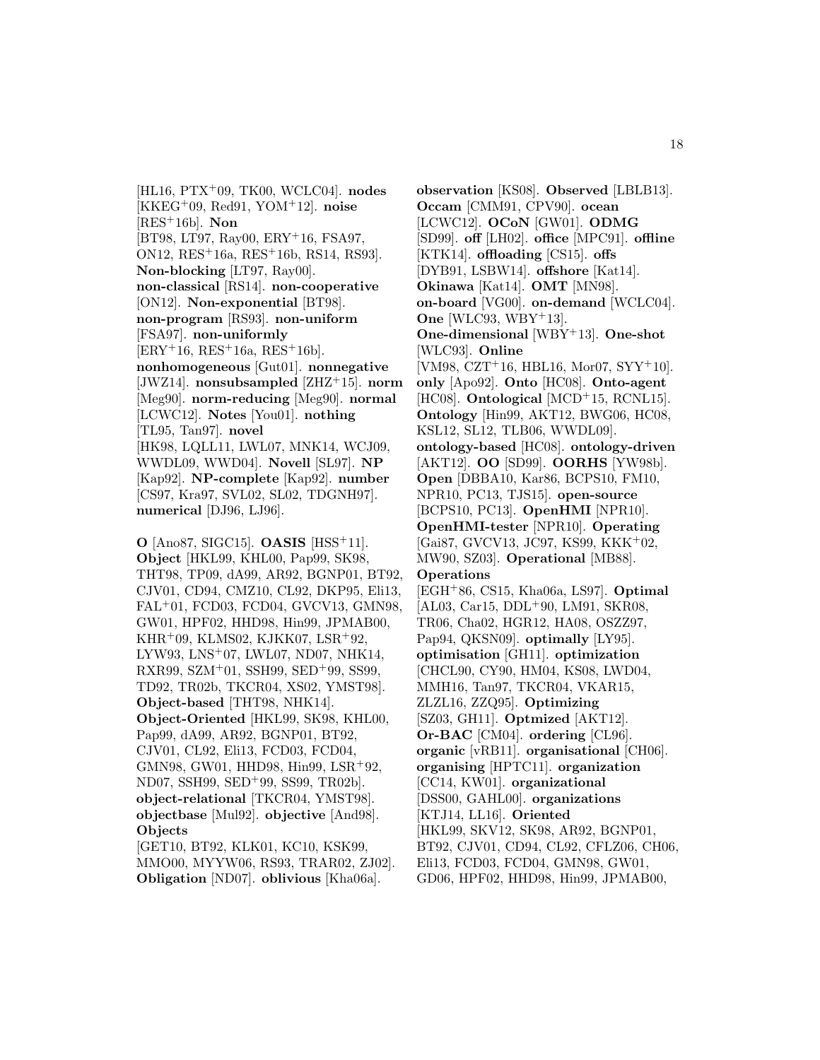[HL16, PTX[+]09, TK00, WCLC04]. **nodes** [KKEG[+]09, Red91, YOM[+]12]. **noise** [RES[+]16b]. **Non** [BT98, LT97, Ray00, ERY[+]16, FSA97, ON12, RES[+]16a, RES[+]16b, RS14, RS93]. **Non-blocking** [LT97, Ray00]. **non-classical** [RS14]. **non-cooperative** [ON12]. **Non-exponential** [BT98]. **non-program** [RS93]. **non-uniform** [FSA97]. **non-uniformly** [ERY[+]16, RES[+]16a, RES[+]16b]. **nonhomogeneous** [Gut01]. **nonnegative** [JWZ14]. **nonsubsampled** [ZHZ[+]15]. **norm** [Meg90]. **norm-reducing** [Meg90]. **normal** [LCWC12]. **Notes** [You01]. **nothing** [TL95, Tan97]. **novel** [HK98, LQLL11, LWL07, MNK14, WCJ09, WWDL09, WWD04]. **Novell** [SL97]. **NP** [Kap92]. **NP-complete** [Kap92]. **number** [CS97, Kra97, SVL02, SL02, TDGNH97]. **numerical** [DJ96, LJ96].

**O** [Ano87, SIGC15]. **OASIS** [HSS[+]11]. **Object** [HKL99, KHL00, Pap99, SK98, THT98, TP09, dA99, AR92, BGNP01, BT92, CJV01, CD94, CMZ10, CL92, DKP95, Eli13, FAL[+]01, FCD03, FCD04, GVCV13, GMN98, GW01, HPF02, HHD98, Hin99, JPMAB00, KHR[+]09, KLMS02, KJKK07, LSR[+]92, LYW93, LNS[+]07, LWL07, ND07, NHK14, RXR99, SZM[+]01, SSH99, SED[+]99, SS99, TD92, TR02b, TKCR04, XS02, YMST98]. **Object-based** [THT98, NHK14]. **Object-Oriented** [HKL99, SK98, KHL00, Pap99, dA99, AR92, BGNP01, BT92, CJV01, CL92, Eli13, FCD03, FCD04, GMN98, GW01, HHD98, Hin99, LSR[+]92, ND07, SSH99, SED[+]99, SS99, TR02b]. **object-relational** [TKCR04, YMST98]. **objectbase** [Mul92]. **objective** [And98]. **Objects** [GET10, BT92, KLK01, KC10, KSK99, MMO00, MYYW06, RS93, TRAR02, ZJ02]. **Obligation** [ND07]. **oblivious** [Kha06a].

**observation** [KS08]. **Observed** [LBLB13]. **Occam** [CMM91, CPV90]. **ocean** [LCWC12]. **OCoN** [GW01]. **ODMG** [SD99]. **off** [LH02]. **office** [MPC91]. **offline** [KTK14]. **offloading** [CS15]. **offs** [DYB91, LSBW14]. **offshore** [Kat14]. **Okinawa** [Kat14]. **OMT** [MN98]. **on-board** [VG00]. **on-demand** [WCLC04]. **One** [WLC93, WBY[+]13]. **One-dimensional** [WBY[+]13]. **One-shot** [WLC93]. **Online** [VM98, CZT[+]16, HBL16, Mor07, SYY[+]10]. **only** [Apo92]. **Onto** [HC08]. **Onto-agent** [HC08]. **Ontological** [MCD[+]15, RCNL15]. **Ontology** [Hin99, AKT12, BWG06, HC08, KSL12, SL12, TLB06, WWDL09]. **ontology-based** [HC08]. **ontology-driven** [AKT12]. **OO** [SD99]. **OORHS** [YW98b]. **Open** [DBBA10, Kar86, BCPS10, FM10, NPR10, PC13, TJS15]. **open-source** [BCPS10, PC13]. **OpenHMI** [NPR10]. **OpenHMI-tester** [NPR10]. **Operating** [Gai87, GVCV13, JC97, KS99, KKK[+]02, MW90, SZ03]. **Operational** [MB88]. **Operations** [EGH[+]86, CS15, Kha06a, LS97]. **Optimal** [AL03, Car15, DDL[+]90, LM91, SKR08, TR06, Cha02, HGR12, HA08, OSZZ97, Pap94, QKSN09]. **optimally** [LY95]. **optimisation** [GH11]. **optimization** [CHCL90, CY90, HM04, KS08, LWD04, MMH16, Tan97, TKCR04, VKAR15, ZLZL16, ZZQ95]. **Optimizing** [SZ03, GH11]. **Optmized** [AKT12]. **Or-BAC** [CM04]. **ordering** [CL96]. **organic** [vRB11]. **organisational** [CH06]. **organising** [HPTC11]. **organization** [CC14, KW01]. **organizational** [DSS00, GAHL00]. **organizations** [KTJ14, LL16]. **Oriented** [HKL99, SKV12, SK98, AR92, BGNP01, BT92, CJV01, CD94, CL92, CFLZ06, CH06, Eli13, FCD03, FCD04, GMN98, GW01, GD06, HPF02, HHD98, Hin99, JPMAB00,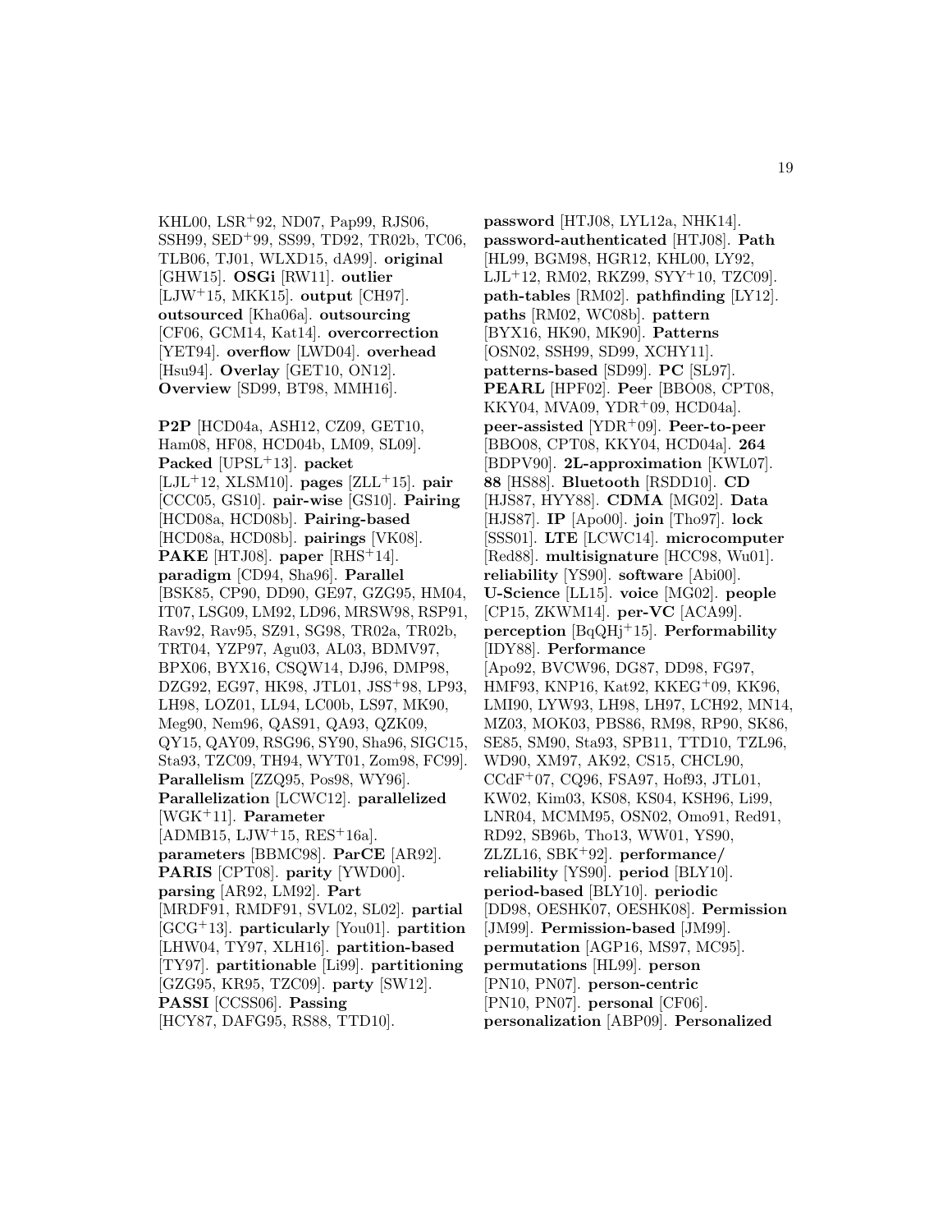KHL00, LSR[+]92, ND07, Pap99, RJS06, SSH99, SED[+]99, SS99, TD92, TR02b, TC06, TLB06, TJ01, WLXD15, dA99]. **original** [GHW15]. **OSGi** [RW11]. **outlier** [LJW[+]15, MKK15]. **output** [CH97]. **outsourced** [Kha06a]. **outsourcing** [CF06, GCM14, Kat14]. **overcorrection** [YET94]. **overflow** [LWD04]. **overhead** [Hsu94]. **Overlay** [GET10, ON12]. **Overview** [SD99, BT98, MMH16].

**P2P** [HCD04a, ASH12, CZ09, GET10, Ham08, HF08, HCD04b, LM09, SL09]. **Packed** [UPSL[+]13]. **packet** [LJL[+]12, XLSM10]. **pages** [ZLL[+]15]. **pair** [CCC05, GS10]. **pair-wise** [GS10]. **Pairing** [HCD08a, HCD08b]. **Pairing-based** [HCD08a, HCD08b]. **pairings** [VK08]. **PAKE** [HTJ08]. **paper** [RHS[+]14]. **paradigm** [CD94, Sha96]. **Parallel** [BSK85, CP90, DD90, GE97, GZG95, HM04, IT07, LSG09, LM92, LD96, MRSW98, RSP91, Rav92, Rav95, SZ91, SG98, TR02a, TR02b, TRT04, YZP97, Agu03, AL03, BDMV97, BPX06, BYX16, CSQW14, DJ96, DMP98, DZG92, EG97, HK98, JTL01, JSS[+]98, LP93, LH98, LOZ01, LL94, LC00b, LS97, MK90, Meg90, Nem96, QAS91, QA93, QZK09, QY15, QAY09, RSG96, SY90, Sha96, SIGC15, Sta93, TZC09, TH94, WYT01, Zom98, FC99]. **Parallelism** [ZZQ95, Pos98, WY96]. **Parallelization** [LCWC12]. **parallelized** [WGK[+]11]. **Parameter** [ADMB15, LJW[+]15, RES[+]16a]. **parameters** [BBMC98]. **ParCE** [AR92]. **PARIS** [CPT08]. **parity** [YWD00]. **parsing** [AR92, LM92]. **Part** [MRDF91, RMDF91, SVL02, SL02]. **partial** [GCG[+]13]. **particularly** [You01]. **partition** [LHW04, TY97, XLH16]. **partition-based** [TY97]. **partitionable** [Li99]. **partitioning** [GZG95, KR95, TZC09]. **party** [SW12]. **PASSI** [CCSS06]. **Passing** [HCY87, DAFG95, RS88, TTD10].

**password** [HTJ08, LYL12a, NHK14]. **password-authenticated** [HTJ08]. **Path** [HL99, BGM98, HGR12, KHL00, LY92, LJL[+]12, RM02, RKZ99, SYY[+]10, TZC09]. **path-tables** [RM02]. **pathfinding** [LY12]. **paths** [RM02, WC08b]. **pattern** [BYX16, HK90, MK90]. **Patterns** [OSN02, SSH99, SD99, XCHY11]. **patterns-based** [SD99]. **PC** [SL97]. **PEARL** [HPF02]. **Peer** [BBO08, CPT08, KKY04, MVA09, YDR[+]09, HCD04a]. **peer-assisted** [YDR[+]09]. **Peer-to-peer** [BBO08, CPT08, KKY04, HCD04a]. **264** [BDPV90]. **2L-approximation** [KWL07]. **88** [HS88]. **Bluetooth** [RSDD10]. **CD** [HJS87, HYY88]. **CDMA** [MG02]. **Data** [HJS87]. **IP** [Apo00]. **join** [Tho97]. **lock** [SSS01]. **LTE** [LCWC14]. **microcomputer** [Red88]. **multisignature** [HCC98, Wu01]. **reliability** [YS90]. **software** [Abi00]. **U-Science** [LL15]. **voice** [MG02]. **people** [CP15, ZKWM14]. **per-VC** [ACA99]. **perception** [BqQHj[+]15]. **Performability** [IDY88]. **Performance** [Apo92, BVCW96, DG87, DD98, FG97, HMF93, KNP16, Kat92, KKEG[+]09, KK96, LMI90, LYW93, LH98, LH97, LCH92, MN14, MZ03, MOK03, PBS86, RM98, RP90, SK86, SE85, SM90, Sta93, SPB11, TTD10, TZL96, WD90, XM97, AK92, CS15, CHCL90, CCdF[+]07, CQ96, FSA97, Hof93, JTL01, KW02, Kim03, KS08, KS04, KSH96, Li99, LNR04, MCMM95, OSN02, Omo91, Red91, RD92, SB96b, Tho13, WW01, YS90, ZLZL16, SBK[+]92]. **performance/ reliability** [YS90]. **period** [BLY10]. **period-based** [BLY10]. **periodic** [DD98, OESHK07, OESHK08]. **Permission** [JM99]. **Permission-based** [JM99]. **permutation** [AGP16, MS97, MC95]. **permutations** [HL99]. **person** [PN10, PN07]. **person-centric** [PN10, PN07]. **personal** [CF06]. **personalization** [ABP09]. **Personalized**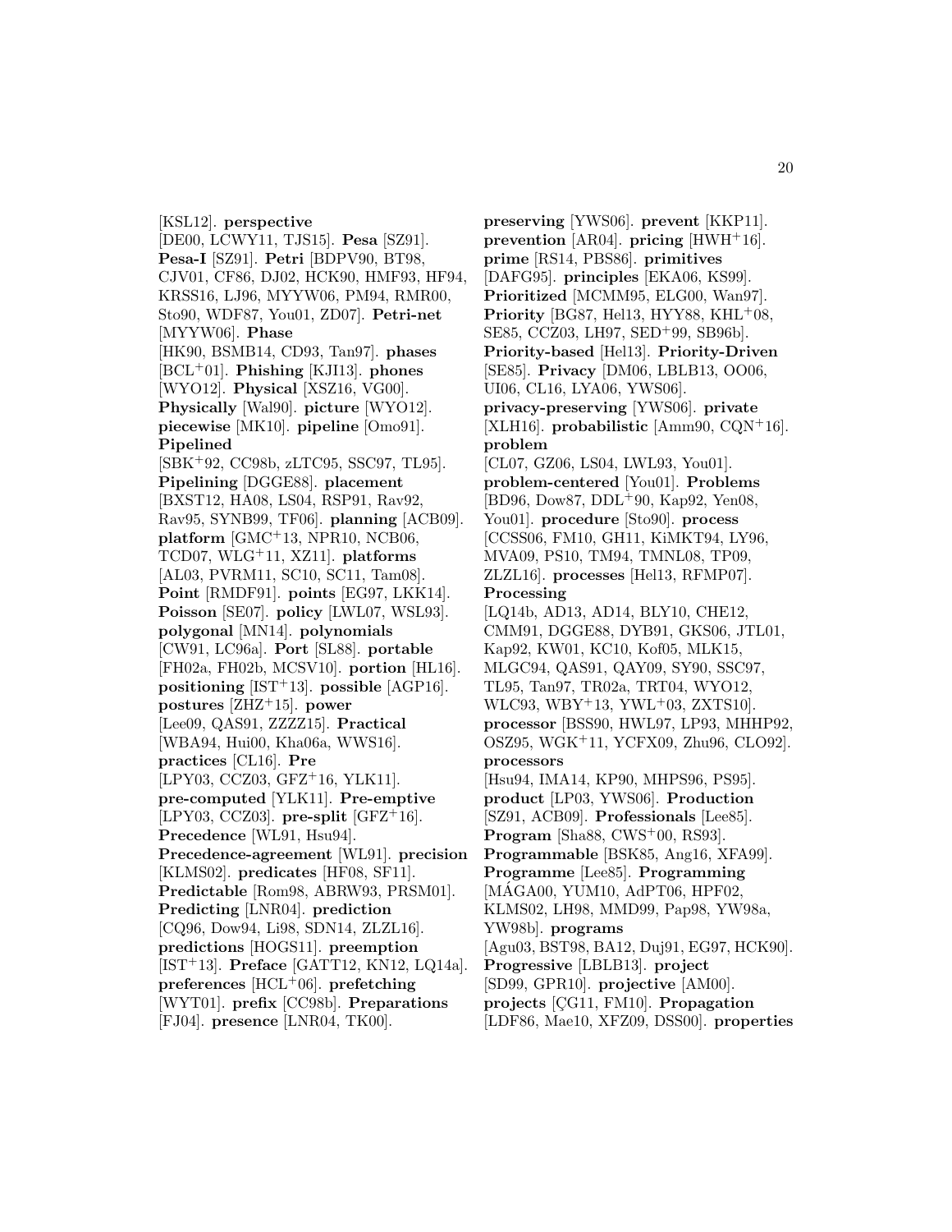[KSL12]. **perspective** [DE00, LCWY11, TJS15]. **Pesa** [SZ91]. **Pesa-I** [SZ91]. **Petri** [BDPV90, BT98, CJV01, CF86, DJ02, HCK90, HMF93, HF94, KRSS16, LJ96, MYYW06, PM94, RMR00, Sto90, WDF87, You01, ZD07]. **Petri-net** [MYYW06]. **Phase** [HK90, BSMB14, CD93, Tan97]. **phases** [BCL+01]. **Phishing** [KJI13]. **phones** [WYO12]. **Physical** [XSZ16, VG00]. **Physically** [Wal90]. **picture** [WYO12]. **piecewise** [MK10]. **pipeline** [Omo91]. **Pipelined** [SBK+92, CC98b, zLTC95, SSC97, TL95]. **Pipelining** [DGGE88]. **placement** [BXST12, HA08, LS04, RSP91, Rav92, Rav95, SYNB99, TF06]. **planning** [ACB09]. **platform** [GMC+13, NPR10, NCB06, TCD07, WLG+11, XZ11]. **platforms** [AL03, PVRM11, SC10, SC11, Tam08]. **Point** [RMDF91]. **points** [EG97, LKK14]. **Poisson** [SE07]. **policy** [LWL07, WSL93]. **polygonal** [MN14]. **polynomials** [CW91, LC96a]. **Port** [SL88]. **portable** [FH02a, FH02b, MCSV10]. **portion** [HL16]. **positioning** [IST+13]. **possible** [AGP16]. **postures** [ZHZ+15]. **power** [Lee09, QAS91, ZZZZ15]. **Practical** [WBA94, Hui00, Kha06a, WWS16]. **practices** [CL16]. **Pre** [LPY03, CCZ03, GFZ+16, YLK11]. **pre-computed** [YLK11]. **Pre-emptive** [LPY03, CCZ03]. **pre-split** [GFZ+16]. **Precedence** [WL91, Hsu94]. **Precedence-agreement** [WL91]. **precision** [KLMS02]. **predicates** [HF08, SF11]. **Predictable** [Rom98, ABRW93, PRSM01]. **Predicting** [LNR04]. **prediction** [CQ96, Dow94, Li98, SDN14, ZLZL16]. **predictions** [HOGS11]. **preemption** [IST+13]. **Preface** [GATT12, KN12, LQ14a]. **preferences** [HCL+06]. **prefetching** [WYT01]. **prefix** [CC98b]. **Preparations** [FJ04]. **presence** [LNR04, TK00].
**preserving** [YWS06]. **prevent** [KKP11]. **prevention** [AR04]. **pricing** [HWH+16]. **prime** [RS14, PBS86]. **primitives** [DAFG95]. **principles** [EKA06, KS99]. **Prioritized** [MCMM95, ELG00, Wan97]. **Priority** [BG87, Hel13, HYY88, KHL+08, SE85, CCZ03, LH97, SED+99, SB96b]. **Priority-based** [Hel13]. **Priority-Driven** [SE85]. **Privacy** [DM06, LBLB13, OO06, UI06, CL16, LYA06, YWS06]. **privacy-preserving** [YWS06]. **private** [XLH16]. **probabilistic** [Amm90, CQN+16]. **problem** [CL07, GZ06, LS04, LWL93, You01]. **problem-centered** [You01]. **Problems** [BD96, Dow87, DDL+90, Kap92, Yen08, You01]. **procedure** [Sto90]. **process** [CCSS06, FM10, GH11, KiMKT94, LY96, MVA09, PS10, TM94, TMNL08, TP09, ZLZL16]. **processes** [Hel13, RFMP07]. **Processing** [LQ14b, AD13, AD14, BLY10, CHE12, CMM91, DGGE88, DYB91, GKS06, JTL01, Kap92, KW01, KC10, Kof05, MLK15, MLGC94, QAS91, QAY09, SY90, SSC97, TL95, Tan97, TR02a, TRT04, WYO12, WLC93, WBY+13, YWL+03, ZXTS10]. **processor** [BSS90, HWL97, LP93, MHHP92, OSZ95, WGK+11, YCFX09, Zhu96, CLO92]. **processors** [Hsu94, IMA14, KP90, MHPS96, PS95]. **product** [LP03, YWS06]. **Production** [SZ91, ACB09]. **Professionals** [Lee85]. **Program** [Sha88, CWS+00, RS93]. **Programmable** [BSK85, Ang16, XFA99]. **Programme** [Lee85]. **Programming** [MÁGA00, YUM10, AdPT06, HPF02, KLMS02, LH98, MMD99, Pap98, YW98a, YW98b]. **programs** [Agu03, BST98, BA12, Duj91, EG97, HCK90]. **Progressive** [LBLB13]. **project** [SD99, GPR10]. **projective** [AM00]. **projects** [ÇG11, FM10]. **Propagation** [LDF86, Mae10, XFZ09, DSS00]. **properties**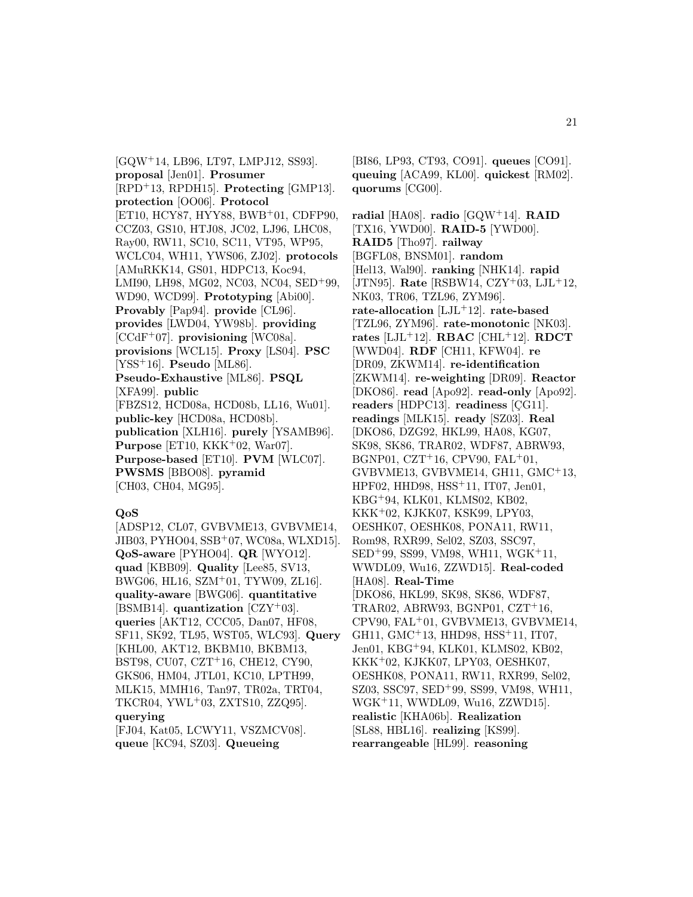[GQW[+]14, LB96, LT97, LMPJ12, SS93]. **proposal** [Jen01]. **Prosumer** [RPD[+]13, RPDH15]. **Protecting** [GMP13]. **protection** [OO06]. **Protocol** [ET10, HCY87, HYY88, BWB[+]01, CDFP90, CCZ03, GS10, HTJ08, JC02, LJ96, LHC08, Ray00, RW11, SC10, SC11, VT95, WP95, WCLC04, WH11, YWS06, ZJ02]. **protocols** [AMuRKK14, GS01, HDPC13, Koc94, LMI90, LH98, MG02, NC03, NC04, SED[+]99, WD90, WCD99]. **Prototyping** [Abi00]. **Provably** [Pap94]. **provide** [CL96]. **provides** [LWD04, YW98b]. **providing** [CCdF[+]07]. **provisioning** [WC08a]. **provisions** [WCL15]. **Proxy** [LS04]. **PSC** [YSS[+]16]. **Pseudo** [ML86]. **Pseudo-Exhaustive** [ML86]. **PSQL** [XFA99]. **public** [FBZS12, HCD08a, HCD08b, LL16, Wu01]. **public-key** [HCD08a, HCD08b]. **publication** [XLH16]. **purely** [YSAMB96]. **Purpose** [ET10, KKK[+]02, War07]. **Purpose-based** [ET10]. **PVM** [WLC07]. **PWSMS** [BBO08]. **pyramid** [CH03, CH04, MG95].

**QoS** [ADSP12, CL07, GVBVME13, GVBVME14, JIB03, PYHO04, SSB[+]07, WC08a, WLXD15]. **QoS-aware** [PYHO04]. **QR** [WYO12]. **quad** [KBB09]. **Quality** [Lee85, SV13, BWG06, HL16, SZM[+]01, TYW09, ZL16]. **quality-aware** [BWG06]. **quantitative** [BSMB14]. **quantization** [CZY[+]03]. **queries** [AKT12, CCC05, Dan07, HF08, SF11, SK92, TL95, WST05, WLC93]. **Query** [KHL00, AKT12, BKBM10, BKBM13, BST98, CU07, CZT[+]16, CHE12, CY90, GKS06, HM04, JTL01, KC10, LPTH99, MLK15, MMH16, Tan97, TR02a, TRT04, TKCR04, YWL[+]03, ZXTS10, ZZQ95]. **querying** [FJ04, Kat05, LCWY11, VSZMCV08]. **queue** [KC94, SZ03]. **Queueing** [BI86, LP93, CT93, CO91]. **queues** [CO91]. **queuing** [ACA99, KL00]. **quickest** [RM02]. **quorums** [CG00].

**radial** [HA08]. **radio** [GQW[+]14]. **RAID** [TX16, YWD00]. **RAID-5** [YWD00]. **RAID5** [Tho97]. **railway** [BGFL08, BNSM01]. **random** [Hel13, Wal90]. **ranking** [NHK14]. **rapid** [JTN95]. **Rate** [RSBW14, CZY[+]03, LJL[+]12, NK03, TR06, TZL96, ZYM96]. **rate-allocation** [LJL[+]12]. **rate-based** [TZL96, ZYM96]. **rate-monotonic** [NK03]. **rates** [LJL[+]12]. **RBAC** [CHL[+]12]. **RDCT** [WWD04]. **RDF** [CH11, KFW04]. **re** [DR09, ZKWM14]. **re-identification** [ZKWM14]. **re-weighting** [DR09]. **Reactor** [DKO86]. **read** [Apo92]. **read-only** [Apo92]. **readers** [HDPC13]. **readiness** [ÇG11]. **readings** [MLK15]. **ready** [SZ03]. **Real** [DKO86, DZG92, HKL99, HA08, KG07, SK98, SK86, TRAR02, WDF87, ABRW93, BGNP01, CZT[+]16, CPV90, FAL[+]01, GVBVME13, GVBVME14, GH11, GMC[+]13, HPF02, HHD98, HSS[+]11, IT07, Jen01, KBG[+]94, KLK01, KLMS02, KB02, KKK[+]02, KJKK07, KSK99, LPY03, OESHK07, OESHK08, PONA11, RW11, Rom98, RXR99, Sel02, SZ03, SSC97, SED[+]99, SS99, VM98, WH11, WGK[+]11, WWDL09, Wu16, ZZWD15]. **Real-coded** [HA08]. **Real-Time** [DKO86, HKL99, SK98, SK86, WDF87, TRAR02, ABRW93, BGNP01, CZT[+]16, CPV90, FAL[+]01, GVBVME13, GVBVME14, GH11, GMC[+]13, HHD98, HSS[+]11, IT07, Jen01, KBG[+]94, KLK01, KLMS02, KB02, KKK[+]02, KJKK07, LPY03, OESHK07, OESHK08, PONA11, RW11, RXR99, Sel02, SZ03, SSC97, SED[+]99, SS99, VM98, WH11, WGK[+]11, WWDL09, Wu16, ZZWD15]. **realistic** [KHA06b]. **Realization** [SL88, HBL16]. **realizing** [KS99]. **rearrangeable** [HL99]. **reasoning**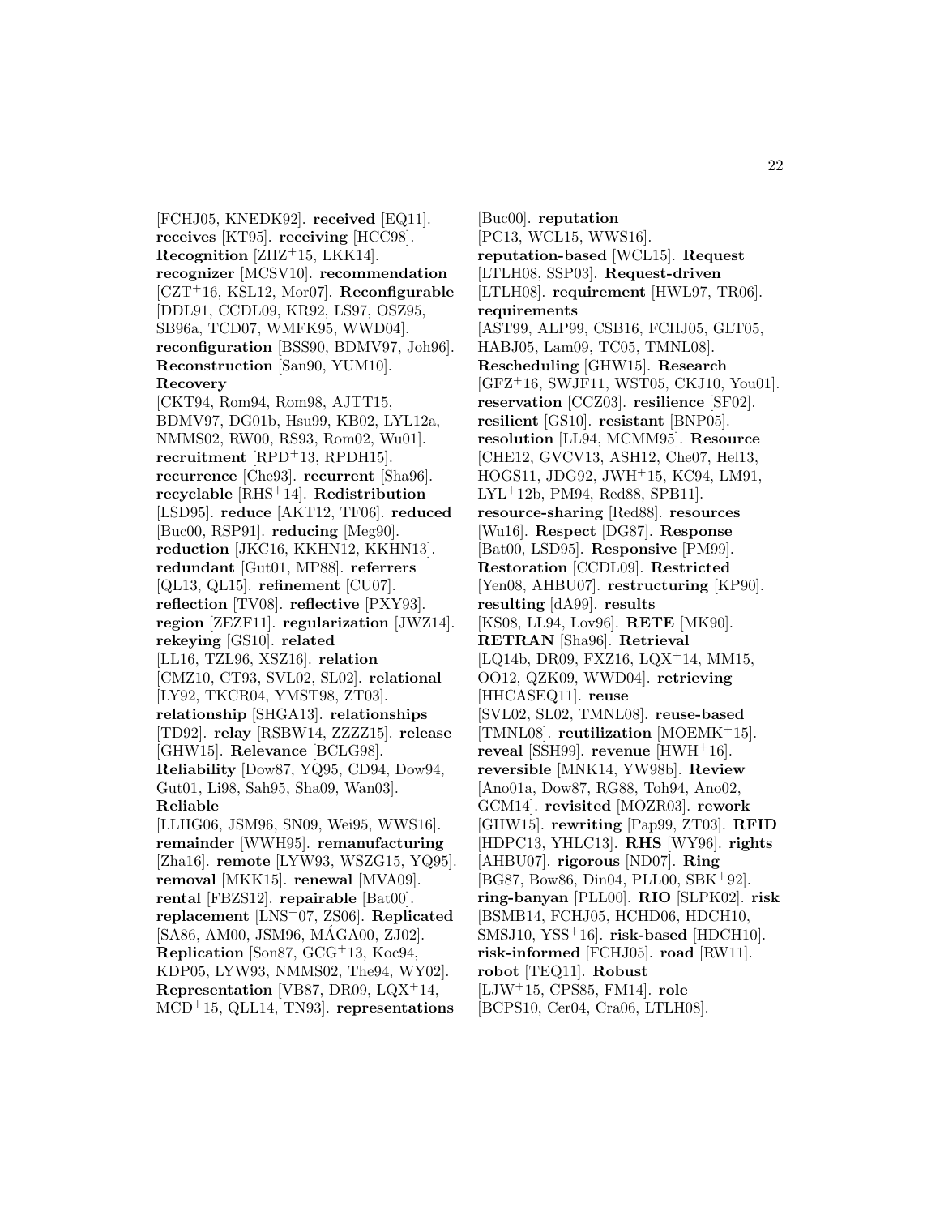[FCHJ05, KNEDK92]. **received** [EQ11]. **receives** [KT95]. **receiving** [HCC98]. **Recognition** [ZHZ+15, LKK14]. **recognizer** [MCSV10]. **recommendation** [CZT+16, KSL12, Mor07]. **Reconfigurable** [DDL91, CCDL09, KR92, LS97, OSZ95, SB96a, TCD07, WMFK95, WWD04]. **reconfiguration** [BSS90, BDMV97, Joh96]. **Reconstruction** [San90, YUM10]. **Recovery** [CKT94, Rom94, Rom98, AJTT15, BDMV97, DG01b, Hsu99, KB02, LYL12a, NMMS02, RW00, RS93, Rom02, Wu01]. **recruitment** [RPD+13, RPDH15]. **recurrence** [Che93]. **recurrent** [Sha96]. **recyclable** [RHS+14]. **Redistribution** [LSD95]. **reduce** [AKT12, TF06]. **reduced** [Buc00, RSP91]. **reducing** [Meg90]. **reduction** [JKC16, KKHN12, KKHN13]. **redundant** [Gut01, MP88]. **referrers** [QL13, QL15]. **refinement** [CU07]. **reflection** [TV08]. **reflective** [PXY93]. **region** [ZEZF11]. **regularization** [JWZ14]. **rekeying** [GS10]. **related** [LL16, TZL96, XSZ16]. **relation** [CMZ10, CT93, SVL02, SL02]. **relational** [LY92, TKCR04, YMST98, ZT03]. **relationship** [SHGA13]. **relationships** [TD92]. **relay** [RSBW14, ZZZZ15]. **release** [GHW15]. **Relevance** [BCLG98]. **Reliability** [Dow87, YQ95, CD94, Dow94, Gut01, Li98, Sah95, Sha09, Wan03]. **Reliable** [LLHG06, JSM96, SN09, Wei95, WWS16]. **remainder** [WWH95]. **remanufacturing** [Zha16]. **remote** [LYW93, WSZG15, YQ95]. **removal** [MKK15]. **renewal** [MVA09]. **rental** [FBZS12]. **repairable** [Bat00]. **replacement** [LNS+07, ZS06]. **Replicated** [SA86, AM00, JSM96, MÁGA00, ZJ02]. **Replication** [Son87, GCG+13, Koc94, KDP05, LYW93, NMMS02, The94, WY02]. **Representation** [VB87, DR09, LQX+14, MCD+15, QLL14, TN93]. **representations** [Buc00]. **reputation** [PC13, WCL15, WWS16]. **reputation-based** [WCL15]. **Request** [LTLH08, SSP03]. **Request-driven** [LTLH08]. **requirement** [HWL97, TR06]. **requirements** [AST99, ALP99, CSB16, FCHJ05, GLT05, HABJ05, Lam09, TC05, TMNL08]. **Rescheduling** [GHW15]. **Research** [GFZ+16, SWJF11, WST05, CKJ10, You01]. **reservation** [CCZ03]. **resilience** [SF02]. **resilient** [GS10]. **resistant** [BNP05]. **resolution** [LL94, MCMM95]. **Resource** [CHE12, GVCV13, ASH12, Che07, Hel13, HOGS11, JDG92, JWH+15, KC94, LM91, LYL+12b, PM94, Red88, SPB11]. **resource-sharing** [Red88]. **resources** [Wu16]. **Respect** [DG87]. **Response** [Bat00, LSD95]. **Responsive** [PM99]. **Restoration** [CCDL09]. **Restricted** [Yen08, AHBU07]. **restructuring** [KP90]. **resulting** [dA99]. **results** [KS08, LL94, Lov96]. **RETE** [MK90]. **RETRAN** [Sha96]. **Retrieval** [LQ14b, DR09, FXZ16, LQX+14, MM15, OO12, QZK09, WWD04]. **retrieving** [HHCASEQ11]. **reuse** [SVL02, SL02, TMNL08]. **reuse-based** [TMNL08]. **reutilization** [MOEMK+15]. **reveal** [SSH99]. **revenue** [HWH+16]. **reversible** [MNK14, YW98b]. **Review** [Ano01a, Dow87, RG88, Toh94, Ano02, GCM14]. **revisited** [MOZR03]. **rework** [GHW15]. **rewriting** [Pap99, ZT03]. **RFID** [HDPC13, YHLC13]. **RHS** [WY96]. **rights** [AHBU07]. **rigorous** [ND07]. **Ring** [BG87, Bow86, Din04, PLL00, SBK+92]. **ring-banyan** [PLL00]. **RIO** [SLPK02]. **risk** [BSMB14, FCHJ05, HCHD06, HDCH10, SMSJ10, YSS+16]. **risk-based** [HDCH10]. **risk-informed** [FCHJ05]. **road** [RW11]. **robot** [TEQ11]. **Robust** [LJW+15, CPS85, FM14]. **role** [BCPS10, Cer04, Cra06, LTLH08].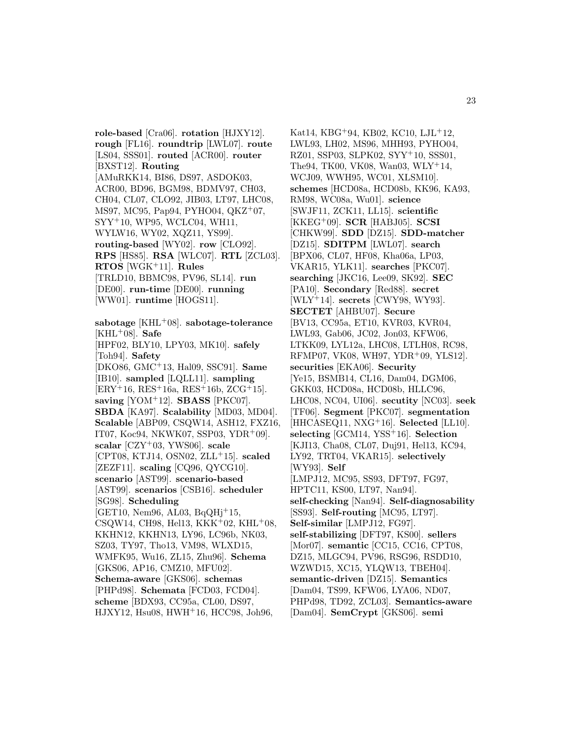**role-based** [Cra06]. **rotation** [HJXY12]. **rough** [FL16]. **roundtrip** [LWL07]. **route** [LS04, SSS01]. **routed** [ACR00]. **router** [BXST12]. **Routing** [AMuRKK14, BI86, DS97, ASDOK03, ACR00, BD96, BGM98, BDMV97, CH03, CH04, CL07, CLO92, JIB03, LT97, LHC08, MS97, MC95, Pap94, PYHO04, QKZ$^+$07, SYY$^+$10, WP95, WCLC04, WH11, WYLW16, WY02, XQZ11, YS99]. **routing-based** [WY02]. **row** [CLO92]. **RPS** [HS85]. **RSA** [WLC07]. **RTL** [ZCL03]. **RTOS** [WGK$^+$11]. **Rules** [TRLD10, BBMC98, PV96, SL14]. **run** [DE00]. **run-time** [DE00]. **running** [WW01]. **runtime** [HOGS11].

**sabotage** [KHL$^+$08]. **sabotage-tolerance** [KHL$^+$08]. **Safe** [HPF02, BLY10, LPY03, MK10]. **safely** [Toh94]. **Safety** [DKO86, GMC$^+$13, Hal09, SSC91]. **Same** [IB10]. **sampled** [LQLL11]. **sampling** [ERY$^+$16, RES$^+$16a, RES$^+$16b, ZCG$^+$15]. **saving** [YOM$^+$12]. **SBASS** [PKC07]. **SBDA** [KA97]. **Scalability** [MD03, MD04]. **Scalable** [ABP09, CSQW14, ASH12, FXZ16, IT07, Koc94, NKWK07, SSP03, YDR$^+$09]. **scalar** [CZY$^+$03, YWS06]. **scale** [CPT08, KTJ14, OSN02, ZLL$^+$15]. **scaled** [ZEZF11]. **scaling** [CQ96, QYCG10]. **scenario** [AST99]. **scenario-based** [AST99]. **scenarios** [CSB16]. **scheduler** [SG98]. **Scheduling** [GET10, Nem96, AL03, BqQHj$^+$15, CSQW14, CH98, Hel13, KKK$^+$02, KHL$^+$08, KKHN12, KKHN13, LY96, LC96b, NK03, SZ03, TY97, Tho13, VM98, WLXD15, WMFK95, Wu16, ZL15, Zhu96]. **Schema** [GKS06, AP16, CMZ10, MFU02]. **Schema-aware** [GKS06]. **schemas** [PHPd98]. **Schemata** [FCD03, FCD04]. **scheme** [BDX93, CC95a, CL00, DS97, HJXY12, Hsu08, HWH$^+$16, HCC98, Joh96, Kat14, KBG$^+$94, KB02, KC10, LJL$^+$12, LWL93, LH02, MS96, MHH93, PYHO04, RZ01, SSP03, SLPK02, SYY$^+$10, SSS01, The94, TK00, VK08, Wan03, WLY$^+$14, WCJ09, WWH95, WC01, XLSM10]. **schemes** [HCD08a, HCD08b, KK96, KA93, RM98, WC08a, Wu01]. **science** [SWJF11, ZCK11, LL15]. **scientific** [KKEG$^+$09]. **SCR** [HABJ05]. **SCSI** [CHKW99]. **SDD** [DZ15]. **SDD-matcher** [DZ15]. **SDITPM** [LWL07]. **search** [BPX06, CL07, HF08, Kha06a, LP03, VKAR15, YLK11]. **searches** [PKC07]. **searching** [JKC16, Lee09, SK92]. **SEC** [PA10]. **Secondary** [Red88]. **secret** [WLY$^+$14]. **secrets** [CWY98, WY93]. **SECTET** [AHBU07]. **Secure** [BV13, CC95a, ET10, KVR03, KVR04, LWL93, Gab06, JC02, Jon03, KFW06, LTKK09, LYL12a, LHC08, LTLH08, RC98, RFMP07, VK08, WH97, YDR$^+$09, YLS12]. **securities** [EKA06]. **Security** [Ye15, BSMB14, CL16, Dam04, DGM06, GKK03, HCD08a, HCD08b, HLLC96, LHC08, NC04, UI06]. **secutity** [NC03]. **seek** [TF06]. **Segment** [PKC07]. **segmentation** [HHCASEQ11, NXG$^+$16]. **Selected** [LL10]. **selecting** [GCM14, YSS$^+$16]. **Selection** [KJI13, Cha08, CL07, Duj91, Hel13, KC94, LY92, TRT04, VKAR15]. **selectively** [WY93]. **Self** [LMPJ12, MC95, SS93, DFT97, FG97, HPTC11, KS00, LT97, Nan94]. **self-checking** [Nan94]. **Self-diagnosability** [SS93]. **Self-routing** [MC95, LT97]. **Self-similar** [LMPJ12, FG97]. **self-stabilizing** [DFT97, KS00]. **sellers** [Mor07]. **semantic** [CC15, CC16, CPT08, DZ15, MLGC94, PV96, RSG96, RSDD10, WZWD15, XC15, YLQW13, TBEH04]. **semantic-driven** [DZ15]. **Semantics** [Dam04, TS99, KFW06, LYA06, ND07, PHPd98, TD92, ZCL03]. **Semantics-aware** [Dam04]. **SemCrypt** [GKS06]. **semi**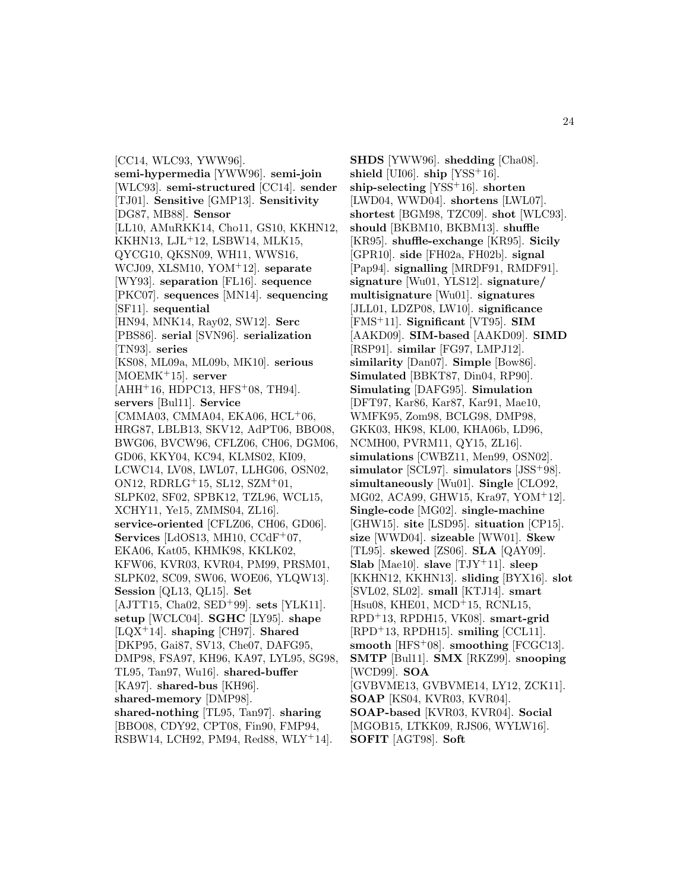[CC14, WLC93, YWW96]. **semi-hypermedia** [YWW96]. **semi-join** [WLC93]. **semi-structured** [CC14]. **sender** [TJ01]. **Sensitive** [GMP13]. **Sensitivity** [DG87, MB88]. **Sensor** [LL10, AMuRKK14, Cho11, GS10, KKHN12, KKHN13, LJL+12, LSBW14, MLK15, QYCG10, QKSN09, WH11, WWS16, WCJ09, XLSM10, YOM+12]. **separate** [WY93]. **separation** [FL16]. **sequence** [PKC07]. **sequences** [MN14]. **sequencing** [SF11]. **sequential** [HN94, MNK14, Ray02, SW12]. **Serc** [PBS86]. **serial** [SVN96]. **serialization** [TN93]. **series** [KS08, ML09a, ML09b, MK10]. **serious** [MOEMK+15]. **server** [AHH+16, HDPC13, HFS+08, TH94]. **servers** [Bul11]. **Service** [CMMA03, CMMA04, EKA06, HCL+06, HRG87, LBLB13, SKV12, AdPT06, BBO08, BWG06, BVCW96, CFLZ06, CH06, DGM06, GD06, KKY04, KC94, KLMS02, KI09, LCWC14, LV08, LWL07, LLHG06, OSN02, ON12, RDRLG+15, SL12, SZM+01, SLPK02, SF02, SPBK12, TZL96, WCL15, XCHY11, Ye15, ZMMS04, ZL16]. **service-oriented** [CFLZ06, CH06, GD06]. **Services** [LdOS13, MH10, CCdF+07, EKA06, Kat05, KHMK98, KKLK02, KFW06, KVR03, KVR04, PM99, PRSM01, SLPK02, SC09, SW06, WOE06, YLQW13]. **Session** [QL13, QL15]. **Set** [AJTT15, Cha02, SED+99]. **sets** [YLK11]. **setup** [WCLC04]. **SGHC** [LY95]. **shape** [LQX+14]. **shaping** [CH97]. **Shared** [DKP95, Gai87, SV13, Che07, DAFG95, DMP98, FSA97, KH96, KA97, LYL95, SG98, TL95, Tan97, Wu16]. **shared-buffer** [KA97]. **shared-bus** [KH96]. **shared-memory** [DMP98]. **shared-nothing** [TL95, Tan97]. **sharing** [BBO08, CDY92, CPT08, Fin90, FMP94, RSBW14, LCH92, PM94, Red88, WLY+14]. **SHDS** [YWW96]. **shedding** [Cha08]. **shield** [UI06]. **ship** [YSS+16]. **ship-selecting** [YSS+16]. **shorten** [LWD04, WWD04]. **shortens** [LWL07]. **shortest** [BGM98, TZC09]. **shot** [WLC93]. **should** [BKBM10, BKBM13]. **shuffle** [KR95]. **shuffle-exchange** [KR95]. **Sicily** [GPR10]. **side** [FH02a, FH02b]. **signal** [Pap94]. **signalling** [MRDF91, RMDF91]. **signature** [Wu01, YLS12]. **signature/multisignature** [Wu01]. **signatures** [JLL01, LDZP08, LW10]. **significance** [FMS+11]. **Significant** [VT95]. **SIM** [AAKD09]. **SIM-based** [AAKD09]. **SIMD** [RSP91]. **similar** [FG97, LMPJ12]. **similarity** [Dan07]. **Simple** [Bow86]. **Simulated** [BBKT87, Din04, RP90]. **Simulating** [DAFG95]. **Simulation** [DFT97, Kar86, Kar87, Kar91, Mae10, WMFK95, Zom98, BCLG98, DMP98, GKK03, HK98, KL00, KHA06b, LD96, NCMH00, PVRM11, QY15, ZL16]. **simulations** [CWBZ11, Men99, OSN02]. **simulator** [SCL97]. **simulators** [JSS+98]. **simultaneously** [Wu01]. **Single** [CLO92, MG02, ACA99, GHW15, Kra97, YOM+12]. **Single-code** [MG02]. **single-machine** [GHW15]. **site** [LSD95]. **situation** [CP15]. **size** [WWD04]. **sizeable** [WW01]. **Skew** [TL95]. **skewed** [ZS06]. **SLA** [QAY09]. **Slab** [Mae10]. **slave** [TJY+11]. **sleep** [KKHN12, KKHN13]. **sliding** [BYX16]. **slot** [SVL02, SL02]. **small** [KTJ14]. **smart** [Hsu08, KHE01, MCD+15, RCNL15, RPD+13, RPDH15, VK08]. **smart-grid** [RPD+13, RPDH15]. **smiling** [CCL11]. **smooth** [HFS+08]. **smoothing** [FCGC13]. **SMTP** [Bul11]. **SMX** [RKZ99]. **snooping** [WCD99]. **SOA** [GVBVME13, GVBVME14, LY12, ZCK11]. **SOAP** [KS04, KVR03, KVR04]. **SOAP-based** [KVR03, KVR04]. **Social** [MGOB15, LTKK09, RJS06, WYLW16]. **SOFIT** [AGT98]. **Soft**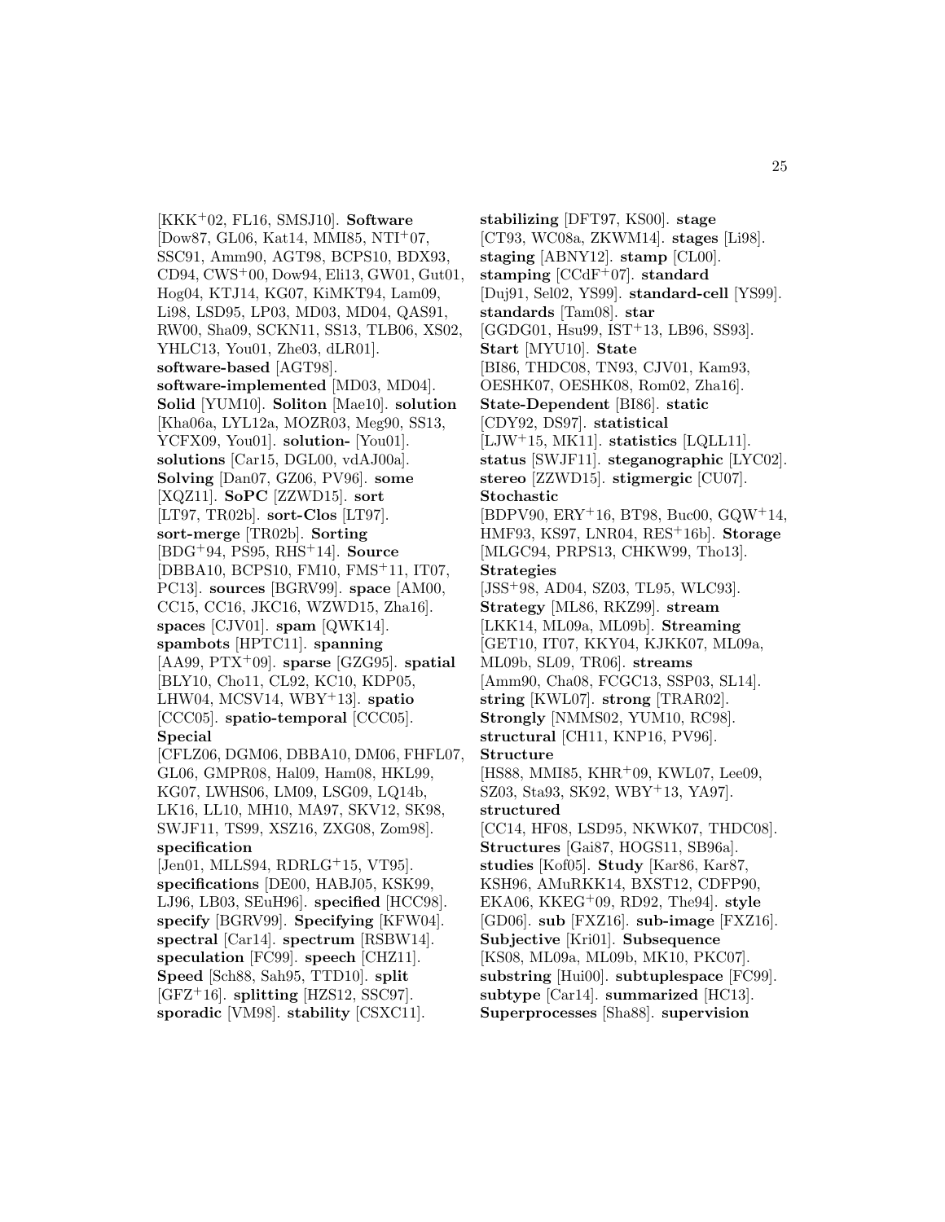[KKK+02, FL16, SMSJ10]. **Software** [Dow87, GL06, Kat14, MMI85, NTI+07, SSC91, Amm90, AGT98, BCPS10, BDX93, CD94, CWS+00, Dow94, Eli13, GW01, Gut01, Hog04, KTJ14, KG07, KiMKT94, Lam09, Li98, LSD95, LP03, MD03, MD04, QAS91, RW00, Sha09, SCKN11, SS13, TLB06, XS02, YHLC13, You01, Zhe03, dLR01]. **software-based** [AGT98]. **software-implemented** [MD03, MD04]. **Solid** [YUM10]. **Soliton** [Mae10]. **solution** [Kha06a, LYL12a, MOZR03, Meg90, SS13, YCFX09, You01]. **solution-** [You01]. **solutions** [Car15, DGL00, vdAJ00a]. **Solving** [Dan07, GZ06, PV96]. **some** [XQZ11]. **SoPC** [ZZWD15]. **sort** [LT97, TR02b]. **sort-Clos** [LT97]. **sort-merge** [TR02b]. **Sorting** [BDG+94, PS95, RHS+14]. **Source** [DBBA10, BCPS10, FM10, FMS+11, IT07, PC13]. **sources** [BGRV99]. **space** [AM00, CC15, CC16, JKC16, WZWD15, Zha16]. **spaces** [CJV01]. **spam** [QWK14]. **spambots** [HPTC11]. **spanning** [AA99, PTX+09]. **sparse** [GZG95]. **spatial** [BLY10, Cho11, CL92, KC10, KDP05, LHW04, MCSV14, WBY+13]. **spatio** [CCC05]. **spatio-temporal** [CCC05]. **Special** [CFLZ06, DGM06, DBBA10, DM06, FHFL07, GL06, GMPR08, Hal09, Ham08, HKL99, KG07, LWHS06, LM09, LSG09, LQ14b, LK16, LL10, MH10, MA97, SKV12, SK98, SWJF11, TS99, XSZ16, ZXG08, Zom98]. **specification** [Jen01, MLLS94, RDRLG+15, VT95]. **specifications** [DE00, HABJ05, KSK99, LJ96, LB03, SEuH96]. **specified** [HCC98]. **specify** [BGRV99]. **Specifying** [KFW04]. **spectral** [Car14]. **spectrum** [RSBW14]. **speculation** [FC99]. **speech** [CHZ11]. **Speed** [Sch88, Sah95, TTD10]. **split** [GFZ+16]. **splitting** [HZS12, SSC97]. **sporadic** [VM98]. **stability** [CSXC11]. **stabilizing** [DFT97, KS00]. **stage** [CT93, WC08a, ZKWM14]. **stages** [Li98]. **staging** [ABNY12]. **stamp** [CL00]. **stamping** [CCdF+07]. **standard** [Duj91, Sel02, YS99]. **standard-cell** [YS99]. **standards** [Tam08]. **star** [GGDG01, Hsu99, IST+13, LB96, SS93]. **Start** [MYU10]. **State** [BI86, THDC08, TN93, CJV01, Kam93, OESHK07, OESHK08, Rom02, Zha16]. **State-Dependent** [BI86]. **static** [CDY92, DS97]. **statistical** [LJW+15, MK11]. **statistics** [LQLL11]. **status** [SWJF11]. **steganographic** [LYC02]. **stereo** [ZZWD15]. **stigmergic** [CU07]. **Stochastic** [BDPV90, ERY+16, BT98, Buc00, GQW+14, HMF93, KS97, LNR04, RES+16b]. **Storage** [MLGC94, PRPS13, CHKW99, Tho13]. **Strategies** [JSS+98, AD04, SZ03, TL95, WLC93]. **Strategy** [ML86, RKZ99]. **stream** [LKK14, ML09a, ML09b]. **Streaming** [GET10, IT07, KKY04, KJKK07, ML09a, ML09b, SL09, TR06]. **streams** [Amm90, Cha08, FCGC13, SSP03, SL14]. **string** [KWL07]. **strong** [TRAR02]. **Strongly** [NMMS02, YUM10, RC98]. **structural** [CH11, KNP16, PV96]. **Structure** [HS88, MMI85, KHR+09, KWL07, Lee09, SZ03, Sta93, SK92, WBY+13, YA97]. **structured** [CC14, HF08, LSD95, NKWK07, THDC08]. **Structures** [Gai87, HOGS11, SB96a]. **studies** [Kof05]. **Study** [Kar86, Kar87, KSH96, AMuRKK14, BXST12, CDFP90, EKA06, KKEG+09, RD92, The94]. **style** [GD06]. **sub** [FXZ16]. **sub-image** [FXZ16]. **Subjective** [Kri01]. **Subsequence** [KS08, ML09a, ML09b, MK10, PKC07]. **substring** [Hui00]. **subtuplespace** [FC99]. **subtype** [Car14]. **summarized** [HC13]. **Superprocesses** [Sha88]. **supervision**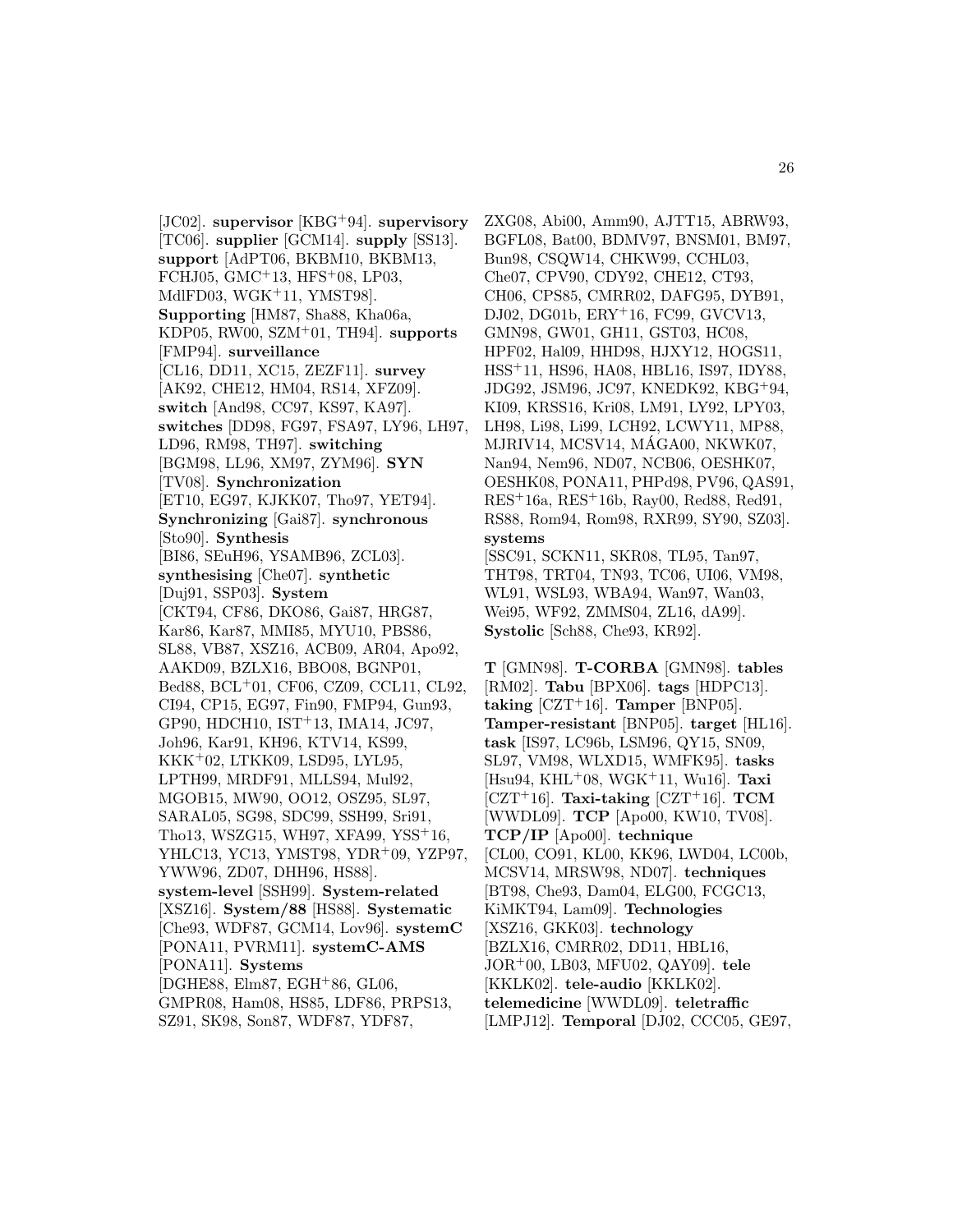[JC02]. **supervisor** [KBG+94]. **supervisory** [TC06]. **supplier** [GCM14]. **supply** [SS13]. **support** [AdPT06, BKBM10, BKBM13, FCHJ05, GMC+13, HFS+08, LP03, MdlFD03, WGK+11, YMST98]. **Supporting** [HM87, Sha88, Kha06a, KDP05, RW00, SZM+01, TH94]. **supports** [FMP94]. **surveillance** [CL16, DD11, XC15, ZEZF11]. **survey** [AK92, CHE12, HM04, RS14, XFZ09]. **switch** [And98, CC97, KS97, KA97]. **switches** [DD98, FG97, FSA97, LY96, LH97, LD96, RM98, TH97]. **switching** [BGM98, LL96, XM97, ZYM96]. **SYN** [TV08]. **Synchronization** [ET10, EG97, KJKK07, Tho97, YET94]. **Synchronizing** [Gai87]. **synchronous** [Sto90]. **Synthesis** [BI86, SEuH96, YSAMB96, ZCL03]. **synthesising** [Che07]. **synthetic** [Duj91, SSP03]. **System** [CKT94, CF86, DKO86, Gai87, HRG87, Kar86, Kar87, MMI85, MYU10, PBS86, SL88, VB87, XSZ16, ACB09, AR04, Apo92, AAKD09, BZLX16, BBO08, BGNP01, Bed88, BCL+01, CF06, CZ09, CCL11, CL92, CI94, CP15, EG97, Fin90, FMP94, Gun93, GP90, HDCH10, IST+13, IMA14, JC97, Joh96, Kar91, KH96, KTV14, KS99, KKK+02, LTKK09, LSD95, LYL95, LPTH99, MRDF91, MLLS94, Mul92, MGOB15, MW90, OO12, OSZ95, SL97, SARAL05, SG98, SDC99, SSH99, Sri91, Tho13, WSZG15, WH97, XFA99, YSS+16, YHLC13, YC13, YMST98, YDR+09, YZP97, YWW96, ZD07, DHH96, HS88]. **system-level** [SSH99]. **System-related** [XSZ16]. **System/88** [HS88]. **Systematic** [Che93, WDF87, GCM14, Lov96]. **systemC** [PONA11, PVRM11]. **systemC-AMS** [PONA11]. **Systems** [DGHE88, Elm87, EGH+86, GL06, GMPR08, Ham08, HS85, LDF86, PRPS13, SZ91, SK98, Son87, WDF87, YDF87, ZXG08, Abi00, Amm90, AJTT15, ABRW93, BGFL08, Bat00, BDMV97, BNSM01, BM97, Bun98, CSQW14, CHKW99, CCHL03, Che07, CPV90, CDY92, CHE12, CT93, CH06, CPS85, CMRR02, DAFG95, DYB91, DJ02, DG01b, ERY+16, FC99, GVCV13, GMN98, GW01, GH11, GST03, HC08, HPF02, Hal09, HHD98, HJXY12, HOGS11, HSS+11, HS96, HA08, HBL16, IS97, IDY88, JDG92, JSM96, JC97, KNEDK92, KBG+94, KI09, KRSS16, Kri08, LM91, LY92, LPY03, LH98, Li98, Li99, LCH92, LCWY11, MP88, MJRIV14, MCSV14, MÁGA00, NKWK07, Nan94, Nem96, ND07, NCB06, OESHK07, OESHK08, PONA11, PHPd98, PV96, QAS91, RES+16a, RES+16b, Ray00, Red88, Red91, RS88, Rom94, Rom98, RXR99, SY90, SZ03]. **systems** [SSC91, SCKN11, SKR08, TL95, Tan97, THT98, TRT04, TN93, TC06, UI06, VM98, WL91, WSL93, WBA94, Wan97, Wan03, Wei95, WF92, ZMMS04, ZL16, dA99]. **Systolic** [Sch88, Che93, KR92].

**T** [GMN98]. **T-CORBA** [GMN98]. **tables** [RM02]. **Tabu** [BPX06]. **tags** [HDPC13]. **taking** [CZT+16]. **Tamper** [BNP05]. **Tamper-resistant** [BNP05]. **target** [HL16]. **task** [IS97, LC96b, LSM96, QY15, SN09, SL97, VM98, WLXD15, WMFK95]. **tasks** [Hsu94, KHL+08, WGK+11, Wu16]. **Taxi** [CZT+16]. **Taxi-taking** [CZT+16]. **TCM** [WWDL09]. **TCP** [Apo00, KW10, TV08]. **TCP/IP** [Apo00]. **technique** [CL00, CO91, KL00, KK96, LWD04, LC00b, MCSV14, MRSW98, ND07]. **techniques** [BT98, Che93, Dam04, ELG00, FCGC13, KiMKT94, Lam09]. **Technologies** [XSZ16, GKK03]. **technology** [BZLX16, CMRR02, DD11, HBL16, JOR+00, LB03, MFU02, QAY09]. **tele** [KKLK02]. **tele-audio** [KKLK02]. **telemedicine** [WWDL09]. **teletraffic** [LMPJ12]. **Temporal** [DJ02, CCC05, GE97,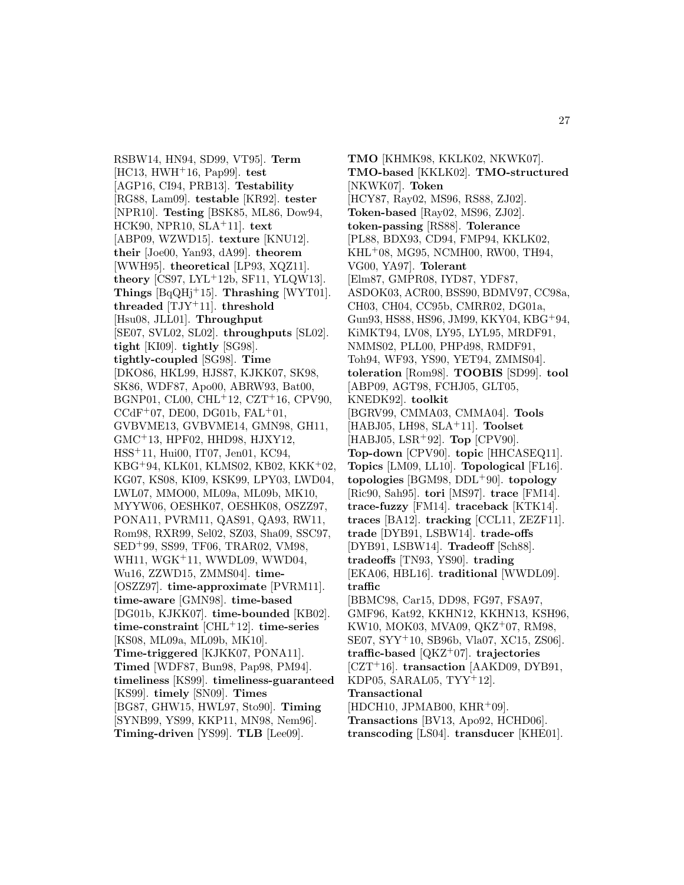RSBW14, HN94, SD99, VT95]. **Term** [HC13, HWH+16, Pap99]. **test** [AGP16, CI94, PRB13]. **Testability** [RG88, Lam09]. **testable** [KR92]. **tester** [NPR10]. **Testing** [BSK85, ML86, Dow94, HCK90, NPR10, SLA+11]. **text** [ABP09, WZWD15]. **texture** [KNU12]. **their** [Joe00, Yan93, dA99]. **theorem** [WWH95]. **theoretical** [LP93, XQZ11]. **theory** [CS97, LYL+12b, SF11, YLQW13]. **Things** [BqQHj+15]. **Thrashing** [WYT01]. **threaded** [TJY+11]. **threshold** [Hsu08, JLL01]. **Throughput** [SE07, SVL02, SL02]. **throughputs** [SL02]. **tight** [KI09]. **tightly** [SG98]. **tightly-coupled** [SG98]. **Time** [DKO86, HKL99, HJS87, KJKK07, SK98, SK86, WDF87, Apo00, ABRW93, Bat00, BGNP01, CL00, CHL+12, CZT+16, CPV90, CCdF+07, DE00, DG01b, FAL+01, GVBVME13, GVBVME14, GMN98, GH11, GMC+13, HPF02, HHD98, HJXY12, HSS+11, Hui00, IT07, Jen01, KC94, KBG+94, KLK01, KLMS02, KB02, KKK+02, KG07, KS08, KI09, KSK99, LPY03, LWD04, LWL07, MMO00, ML09a, ML09b, MK10, MYYW06, OESHK07, OESHK08, OSZZ97, PONA11, PVRM11, QAS91, QA93, RW11, Rom98, RXR99, Sel02, SZ03, Sha09, SSC97, SED+99, SS99, TF06, TRAR02, VM98, WH11, WGK+11, WWDL09, WWD04, Wu16, ZZWD15, ZMMS04]. **time-** [OSZZ97]. **time-approximate** [PVRM11]. **time-aware** [GMN98]. **time-based** [DG01b, KJKK07]. **time-bounded** [KB02]. **time-constraint** [CHL+12]. **time-series** [KS08, ML09a, ML09b, MK10]. **Time-triggered** [KJKK07, PONA11]. **Timed** [WDF87, Bun98, Pap98, PM94]. **timeliness** [KS99]. **timeliness-guaranteed** [KS99]. **timely** [SN09]. **Times** [BG87, GHW15, HWL97, Sto90]. **Timing** [SYNB99, YS99, KKP11, MN98, Nem96]. **Timing-driven** [YS99]. **TLB** [Lee09].

**TMO** [KHMK98, KKLK02, NKWK07]. **TMO-based** [KKLK02]. **TMO-structured** [NKWK07]. **Token** [HCY87, Ray02, MS96, RS88, ZJ02]. **Token-based** [Ray02, MS96, ZJ02]. **token-passing** [RS88]. **Tolerance** [PL88, BDX93, CD94, FMP94, KKLK02, KHL+08, MG95, NCMH00, RW00, TH94, VG00, YA97]. **Tolerant** [Elm87, GMPR08, IYD87, YDF87, ASDOK03, ACR00, BSS90, BDMV97, CC98a, CH03, CH04, CC95b, CMRR02, DG01a, Gun93, HS88, HS96, JM99, KKY04, KBG+94, KiMKT94, LV08, LY95, LYL95, MRDF91, NMMS02, PLL00, PHPd98, RMDF91, Toh94, WF93, YS90, YET94, ZMMS04]. **toleration** [Rom98]. **TOOBIS** [SD99]. **tool** [ABP09, AGT98, FCHJ05, GLT05, KNEDK92]. **toolkit** [BGRV99, CMMA03, CMMA04]. **Tools** [HABJ05, LH98, SLA+11]. **Toolset** [HABJ05, LSR+92]. **Top** [CPV90]. **Top-down** [CPV90]. **topic** [HHCASEQ11]. **Topics** [LM09, LL10]. **Topological** [FL16]. **topologies** [BGM98, DDL+90]. **topology** [Ric90, Sah95]. **tori** [MS97]. **trace** [FM14]. **trace-fuzzy** [FM14]. **traceback** [KTK14]. **traces** [BA12]. **tracking** [CCL11, ZEZF11]. **trade** [DYB91, LSBW14]. **trade-offs** [DYB91, LSBW14]. **Tradeoff** [Sch88]. **tradeoffs** [TN93, YS90]. **trading** [EKA06, HBL16]. **traditional** [WWDL09]. **traffic** [BBMC98, Car15, DD98, FG97, FSA97, GMF96, Kat92, KKHN12, KKHN13, KSH96, KW10, MOK03, MVA09, QKZ+07, RM98, SE07, SYY+10, SB96b, Vla07, XC15, ZS06]. **traffic-based** [QKZ+07]. **trajectories** [CZT+16]. **transaction** [AAKD09, DYB91, KDP05, SARAL05, TYY+12]. **Transactional** [HDCH10, JPMAB00, KHR+09]. **Transactions** [BV13, Apo92, HCHD06]. **transcoding** [LS04]. **transducer** [KHE01].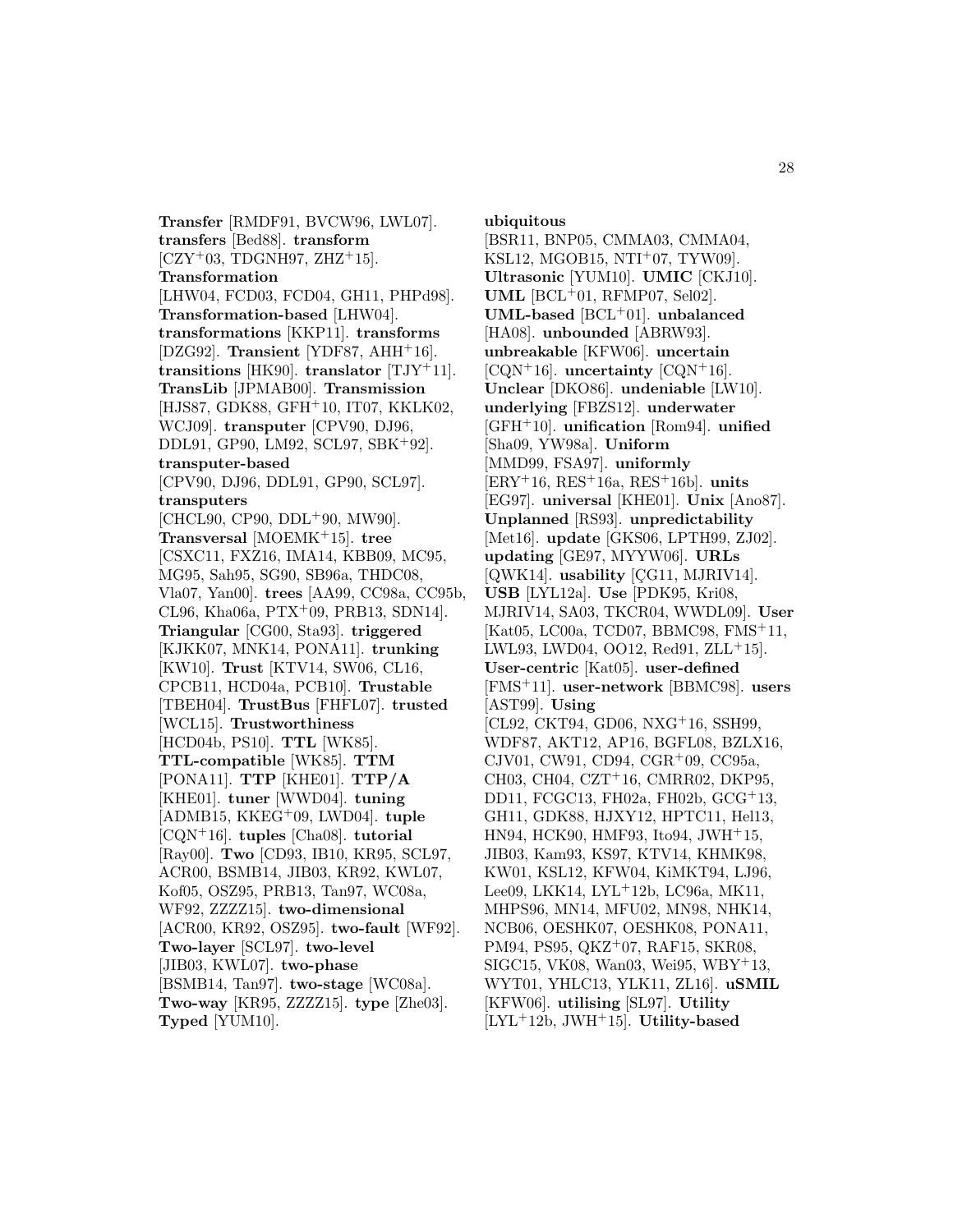**Transfer** [RMDF91, BVCW96, LWL07]. **transfers** [Bed88]. **transform** [CZY[+]03, TDGNH97, ZHZ[+]15]. **Transformation** [LHW04, FCD03, FCD04, GH11, PHPd98]. **Transformation-based** [LHW04]. **transformations** [KKP11]. **transforms** [DZG92]. **Transient** [YDF87, AHH[+]16]. **transitions** [HK90]. **translator** [TJY[+]11]. **TransLib** [JPMAB00]. **Transmission** [HJS87, GDK88, GFH[+]10, IT07, KKLK02, WCJ09]. **transputer** [CPV90, DJ96, DDL91, GP90, LM92, SCL97, SBK[+]92]. **transputer-based** [CPV90, DJ96, DDL91, GP90, SCL97]. **transputers** [CHCL90, CP90, DDL[+]90, MW90]. **Transversal** [MOEMK[+]15]. **tree** [CSXC11, FXZ16, IMA14, KBB09, MC95, MG95, Sah95, SG90, SB96a, THDC08, Vla07, Yan00]. **trees** [AA99, CC98a, CC95b, CL96, Kha06a, PTX[+]09, PRB13, SDN14]. **Triangular** [CG00, Sta93]. **triggered** [KJKK07, MNK14, PONA11]. **trunking** [KW10]. **Trust** [KTV14, SW06, CL16, CPCB11, HCD04a, PCB10]. **Trustable** [TBEH04]. **TrustBus** [FHFL07]. **trusted** [WCL15]. **Trustworthiness** [HCD04b, PS10]. **TTL** [WK85]. **TTL-compatible** [WK85]. **TTM** [PONA11]. **TTP** [KHE01]. **TTP/A** [KHE01]. **tuner** [WWD04]. **tuning** [ADMB15, KKEG[+]09, LWD04]. **tuple** [CQN[+]16]. **tuples** [Cha08]. **tutorial** [Ray00]. **Two** [CD93, IB10, KR95, SCL97, ACR00, BSMB14, JIB03, KR92, KWL07, Kof05, OSZ95, PRB13, Tan97, WC08a, WF92, ZZZZ15]. **two-dimensional** [ACR00, KR92, OSZ95]. **two-fault** [WF92]. **Two-layer** [SCL97]. **two-level** [JIB03, KWL07]. **two-phase** [BSMB14, Tan97]. **two-stage** [WC08a]. **Two-way** [KR95, ZZZZ15]. **type** [Zhe03]. **Typed** [YUM10].

**ubiquitous** [BSR11, BNP05, CMMA03, CMMA04, KSL12, MGOB15, NTI[+]07, TYW09]. **Ultrasonic** [YUM10]. **UMIC** [CKJ10]. **UML** [BCL[+]01, RFMP07, Sel02]. **UML-based** [BCL[+]01]. **unbalanced** [HA08]. **unbounded** [ABRW93]. **unbreakable** [KFW06]. **uncertain** [CQN[+]16]. **uncertainty** [CQN[+]16]. **Unclear** [DKO86]. **undeniable** [LW10]. **underlying** [FBZS12]. **underwater** [GFH[+]10]. **unification** [Rom94]. **unified** [Sha09, YW98a]. **Uniform** [MMD99, FSA97]. **uniformly** [ERY[+]16, RES[+]16a, RES[+]16b]. **units** [EG97]. **universal** [KHE01]. **Unix** [Ano87]. **Unplanned** [RS93]. **unpredictability** [Met16]. **update** [GKS06, LPTH99, ZJ02]. **updating** [GE97, MYYW06]. **URLs** [QWK14]. **usability** [ÇG11, MJRIV14]. **USB** [LYL12a]. **Use** [PDK95, Kri08, MJRIV14, SA03, TKCR04, WWDL09]. **User** [Kat05, LC00a, TCD07, BBMC98, FMS[+]11, LWL93, LWD04, OO12, Red91, ZLL[+]15]. **User-centric** [Kat05]. **user-defined** [FMS[+]11]. **user-network** [BBMC98]. **users** [AST99]. **Using** [CL92, CKT94, GD06, NXG[+]16, SSH99, WDF87, AKT12, AP16, BGFL08, BZLX16, CJV01, CW91, CD94, CGR[+]09, CC95a, CH03, CH04, CZT[+]16, CMRR02, DKP95, DD11, FCGC13, FH02a, FH02b, GCG[+]13, GH11, GDK88, HJXY12, HPTC11, Hel13, HN94, HCK90, HMF93, Ito94, JWH[+]15, JIB03, Kam93, KS97, KTV14, KHMK98, KW01, KSL12, KFW04, KiMKT94, LJ96, Lee09, LKK14, LYL[+]12b, LC96a, MK11, MHPS96, MN14, MFU02, MN98, NHK14, NCB06, OESHK07, OESHK08, PONA11, PM94, PS95, QKZ[+]07, RAF15, SKR08, SIGC15, VK08, Wan03, Wei95, WBY[+]13, WYT01, YHLC13, YLK11, ZL16]. **uSMIL** [KFW06]. **utilising** [SL97]. **Utility** [LYL[+]12b, JWH[+]15]. **Utility-based**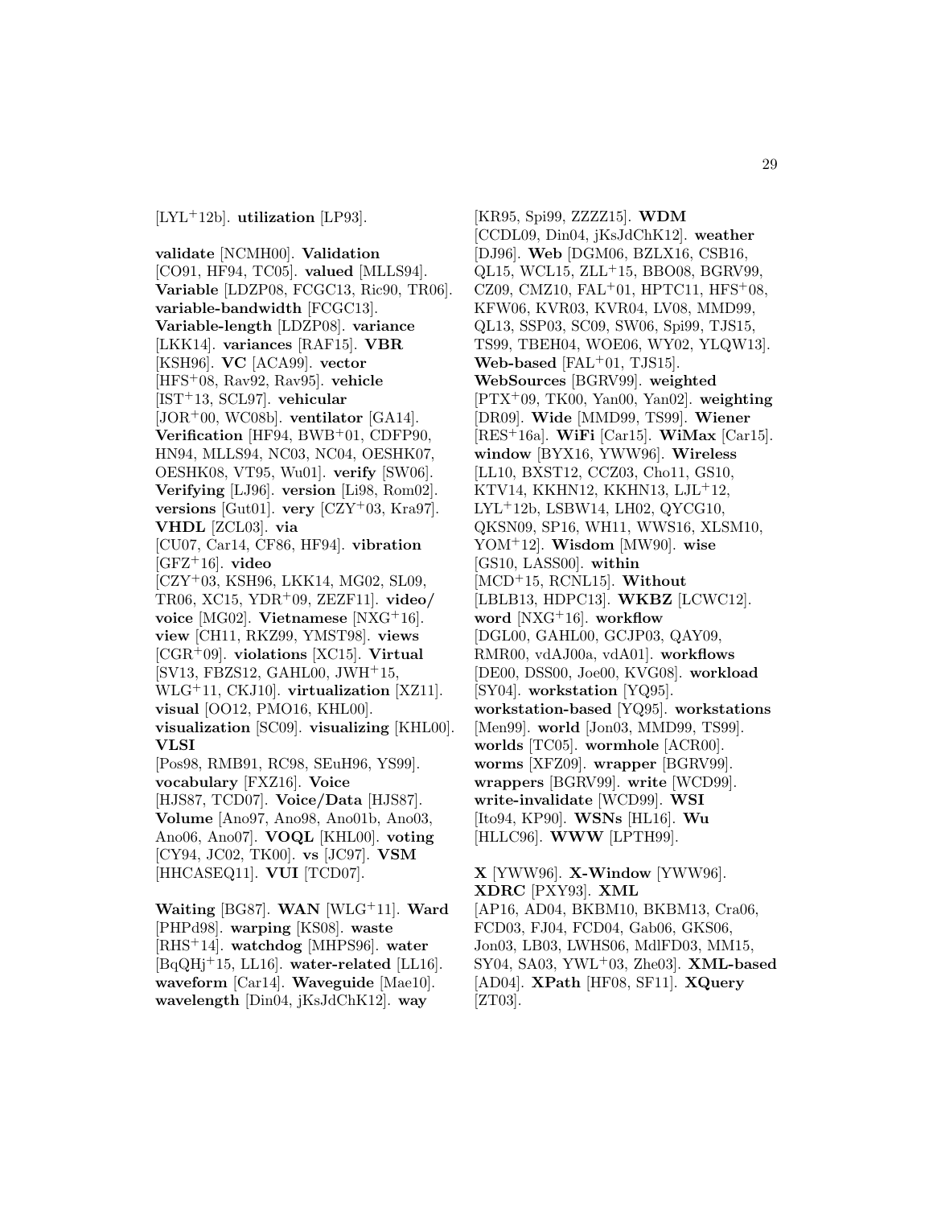[LYL[+]12b]. **utilization** [LP93].

**validate** [NCMH00]. **Validation** [CO91, HF94, TC05]. **valued** [MLLS94]. **Variable** [LDZP08, FCGC13, Ric90, TR06]. **variable-bandwidth** [FCGC13]. **Variable-length** [LDZP08]. **variance** [LKK14]. **variances** [RAF15]. **VBR** [KSH96]. **VC** [ACA99]. **vector** [HFS[+]08, Rav92, Rav95]. **vehicle** [IST[+]13, SCL97]. **vehicular** [JOR[+]00, WC08b]. **ventilator** [GA14]. **Verification** [HF94, BWB[+]01, CDFP90, HN94, MLLS94, NC03, NC04, OESHK07, OESHK08, VT95, Wu01]. **verify** [SW06]. **Verifying** [LJ96]. **version** [Li98, Rom02]. **versions** [Gut01]. **very** [CZY[+]03, Kra97]. **VHDL** [ZCL03]. **via** [CU07, Car14, CF86, HF94]. **vibration** [GFZ[+]16]. **video** [CZY[+]03, KSH96, LKK14, MG02, SL09, TR06, XC15, YDR[+]09, ZEZF11]. **video/voice** [MG02]. **Vietnamese** [NXG[+]16]. **view** [CH11, RKZ99, YMST98]. **views** [CGR[+]09]. **violations** [XC15]. **Virtual** [SV13, FBZS12, GAHL00, JWH[+]15, WLG[+]11, CKJ10]. **virtualization** [XZ11]. **visual** [OO12, PMO16, KHL00]. **visualization** [SC09]. **visualizing** [KHL00]. **VLSI** [Pos98, RMB91, RC98, SEuH96, YS99]. **vocabulary** [FXZ16]. **Voice** [HJS87, TCD07]. **Voice/Data** [HJS87]. **Volume** [Ano97, Ano98, Ano01b, Ano03, Ano06, Ano07]. **VOQL** [KHL00]. **voting** [CY94, JC02, TK00]. **vs** [JC97]. **VSM** [HHCASEQ11]. **VUI** [TCD07].

**Waiting** [BG87]. **WAN** [WLG[+]11]. **Ward** [PHPd98]. **warping** [KS08]. **waste** [RHS[+]14]. **watchdog** [MHPS96]. **water** [BqQHj[+]15, LL16]. **water-related** [LL16]. **waveform** [Car14]. **Waveguide** [Mae10]. **wavelength** [Din04, jKsJdChK12]. **way** [KR95, Spi99, ZZZZ15]. **WDM** [CCDL09, Din04, jKsJdChK12]. **weather** [DJ96]. **Web** [DGM06, BZLX16, CSB16, QL15, WCL15, ZLL[+]15, BBO08, BGRV99, CZ09, CMZ10, FAL[+]01, HPTC11, HFS[+]08, KFW06, KVR03, KVR04, LV08, MMD99, QL13, SSP03, SC09, SW06, Spi99, TJS15, TS99, TBEH04, WOE06, WY02, YLQW13]. **Web-based** [FAL[+]01, TJS15]. **WebSources** [BGRV99]. **weighted** [PTX[+]09, TK00, Yan00, Yan02]. **weighting** [DR09]. **Wide** [MMD99, TS99]. **Wiener** [RES[+]16a]. **WiFi** [Car15]. **WiMax** [Car15]. **window** [BYX16, YWW96]. **Wireless** [LL10, BXST12, CCZ03, Cho11, GS10, KTV14, KKHN12, KKHN13, LJL[+]12, LYL[+]12b, LSBW14, LH02, QYCG10, QKSN09, SP16, WH11, WWS16, XLSM10, YOM[+]12]. **Wisdom** [MW90]. **wise** [GS10, LASS00]. **within** [MCD[+]15, RCNL15]. **Without** [LBLB13, HDPC13]. **WKBZ** [LCWC12]. **word** [NXG[+]16]. **workflow** [DGL00, GAHL00, GCJP03, QAY09, RMR00, vdAJ00a, vdA01]. **workflows** [DE00, DSS00, Joe00, KVG08]. **workload** [SY04]. **workstation** [YQ95]. **workstation-based** [YQ95]. **workstations** [Men99]. **world** [Jon03, MMD99, TS99]. **worlds** [TC05]. **wormhole** [ACR00]. **worms** [XFZ09]. **wrapper** [BGRV99]. **wrappers** [BGRV99]. **write** [WCD99]. **write-invalidate** [WCD99]. **WSI** [Ito94, KP90]. **WSNs** [HL16]. **Wu** [HLLC96]. **WWW** [LPTH99].

**X** [YWW96]. **X-Window** [YWW96]. **XDRC** [PXY93]. **XML** [AP16, AD04, BKBM10, BKBM13, Cra06, FCD03, FJ04, FCD04, Gab06, GKS06, Jon03, LB03, LWHS06, MdlFD03, MM15, SY04, SA03, YWL[+]03, Zhe03]. **XML-based** [AD04]. **XPath** [HF08, SF11]. **XQuery** [ZT03].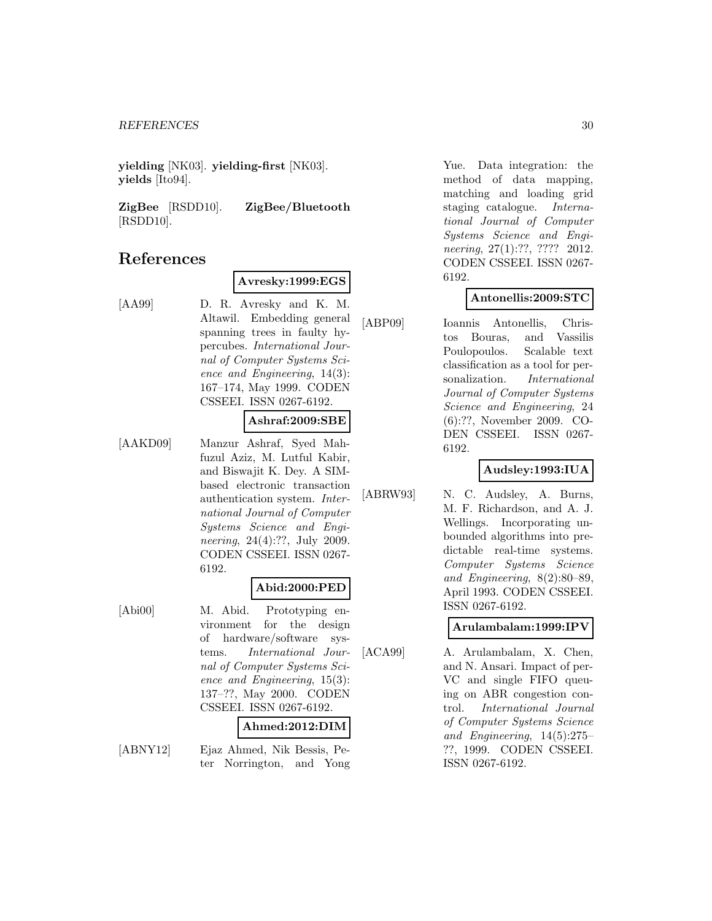**yielding** [NK03]. **yielding-first** [NK03]. **yields** [Ito94].

**ZigBee** [RSDD10]. **ZigBee/Bluetooth** [RSDD10].

# References

**Avresky:1999:EGS**

[AA99] D. R. Avresky and K. M. Altawil. Embedding general spanning trees in faulty hypercubes. *International Journal of Computer Systems Science and Engineering*, 14(3): 167–174, May 1999. CODEN CSSEEI. ISSN 0267-6192.

**Ashraf:2009:SBE**

[AAKD09] Manzur Ashraf, Syed Mahfuzul Aziz, M. Lutful Kabir, and Biswajit K. Dey. A SIM-based electronic transaction authentication system. *International Journal of Computer Systems Science and Engineering*, 24(4):??, July 2009. CODEN CSSEEI. ISSN 0267-6192.

**Abid:2000:PED**

[Abi00] M. Abid. Prototyping environment for the design of hardware/software systems. *International Journal of Computer Systems Science and Engineering*, 15(3): 137–??, May 2000. CODEN CSSEEI. ISSN 0267-6192.

**Ahmed:2012:DIM**

[ABNY12] Ejaz Ahmed, Nik Bessis, Peter Norrington, and Yong Yue. Data integration: the method of data mapping, matching and loading grid staging catalogue. *International Journal of Computer Systems Science and Engineering*, 27(1):??, ???? 2012. CODEN CSSEEI. ISSN 0267-6192.

**Antonellis:2009:STC**

[ABP09] Ioannis Antonellis, Christos Bouras, and Vassilis Poulopoulos. Scalable text classification as a tool for personalization. *International Journal of Computer Systems Science and Engineering*, 24 (6):??, November 2009. CODEN CSSEEI. ISSN 0267-6192.

**Audsley:1993:IUA**

[ABRW93] N. C. Audsley, A. Burns, M. F. Richardson, and A. J. Wellings. Incorporating unbounded algorithms into predictable real-time systems. *Computer Systems Science and Engineering*, 8(2):80–89, April 1993. CODEN CSSEEI. ISSN 0267-6192.

**Arulambalam:1999:IPV**

[ACA99] A. Arulambalam, X. Chen, and N. Ansari. Impact of per-VC and single FIFO queuing on ABR congestion control. *International Journal of Computer Systems Science and Engineering*, 14(5):275–??, 1999. CODEN CSSEEI. ISSN 0267-6192.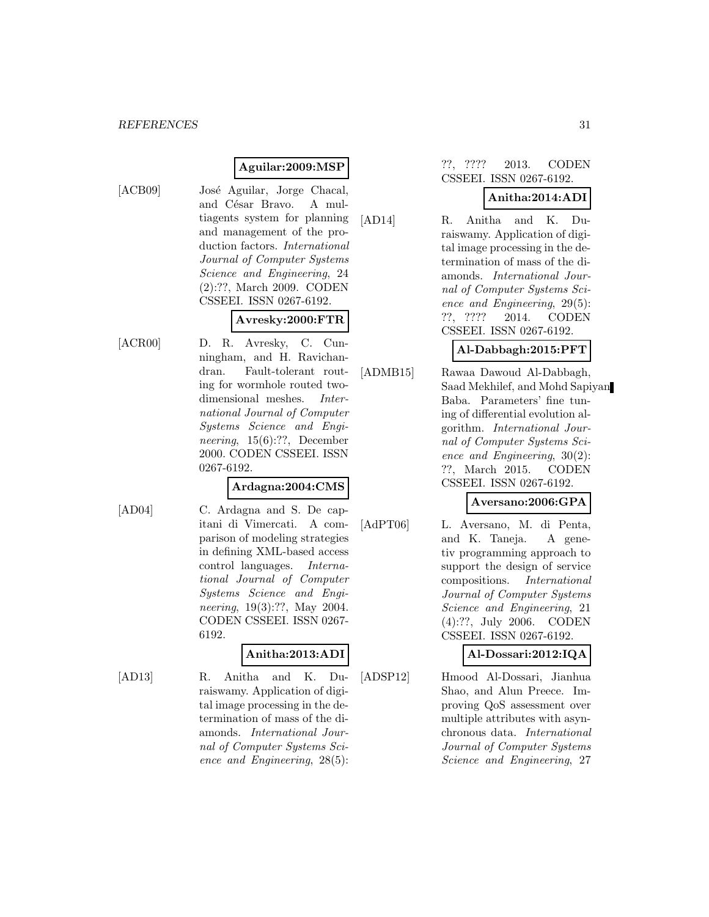**Aguilar:2009:MSP**

[ACB09] José Aguilar, Jorge Chacal, and César Bravo. A multiagents system for planning and management of the production factors. *International Journal of Computer Systems Science and Engineering*, 24 (2):??, March 2009. CODEN CSSEEI. ISSN 0267-6192.

**Avresky:2000:FTR**

[ACR00] D. R. Avresky, C. Cunningham, and H. Ravichandran. Fault-tolerant routing for wormhole routed two-dimensional meshes. *International Journal of Computer Systems Science and Engineering*, 15(6):??, December 2000. CODEN CSSEEI. ISSN 0267-6192.

**Ardagna:2004:CMS**

[AD04] C. Ardagna and S. De capitani di Vimercati. A comparison of modeling strategies in defining XML-based access control languages. *International Journal of Computer Systems Science and Engineering*, 19(3):??, May 2004. CODEN CSSEEI. ISSN 0267-6192.

**Anitha:2013:ADI**

[AD13] R. Anitha and K. Duraiswamy. Application of digital image processing in the determination of mass of the diamonds. *International Journal of Computer Systems Science and Engineering*, 28(5): ??, ???? 2013. CODEN CSSEEI. ISSN 0267-6192.

**Anitha:2014:ADI**

[AD14] R. Anitha and K. Duraiswamy. Application of digital image processing in the determination of mass of the diamonds. *International Journal of Computer Systems Science and Engineering*, 29(5): ??, ???? 2014. CODEN CSSEEI. ISSN 0267-6192.

**Al-Dabbagh:2015:PFT**

[ADMB15] Rawaa Dawoud Al-Dabbagh, Saad Mekhilef, and Mohd Sapiyan Baba. Parameters' fine tuning of differential evolution algorithm. *International Journal of Computer Systems Science and Engineering*, 30(2): ??, March 2015. CODEN CSSEEI. ISSN 0267-6192.

**Aversano:2006:GPA**

[AdPT06] L. Aversano, M. di Penta, and K. Taneja. A genetiv programming approach to support the design of service compositions. *International Journal of Computer Systems Science and Engineering*, 21 (4):??, July 2006. CODEN CSSEEI. ISSN 0267-6192.

**Al-Dossari:2012:IQA**

[ADSP12] Hmood Al-Dossari, Jianhua Shao, and Alun Preece. Improving QoS assessment over multiple attributes with asynchronous data. *International Journal of Computer Systems Science and Engineering*, 27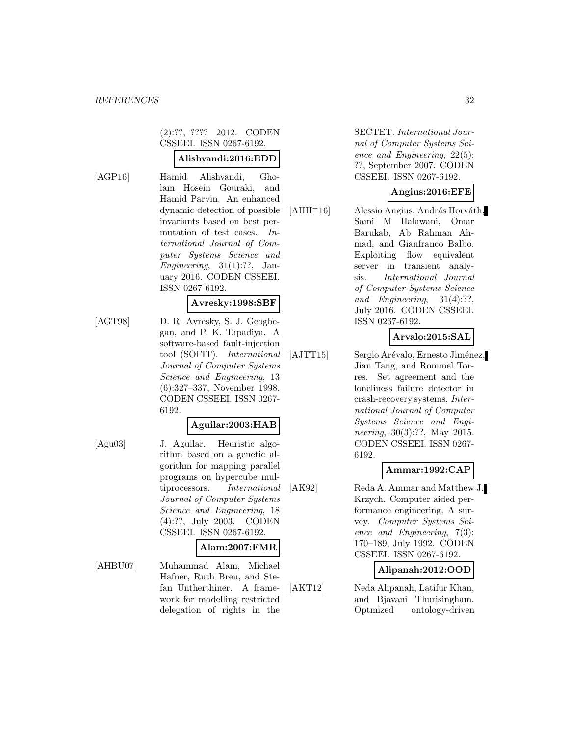(2):??, ???? 2012. CODEN CSSEEI. ISSN 0267-6192.

**Alishvandi:2016:EDD**

[AGP16] Hamid Alishvandi, Gholam Hosein Gouraki, and Hamid Parvin. An enhanced dynamic detection of possible invariants based on best permutation of test cases. *International Journal of Computer Systems Science and Engineering*, 31(1):??, January 2016. CODEN CSSEEI. ISSN 0267-6192.

**Avresky:1998:SBF**

[AGT98] D. R. Avresky, S. J. Geoghegan, and P. K. Tapadiya. A software-based fault-injection tool (SOFIT). *International Journal of Computer Systems Science and Engineering*, 13 (6):327–337, November 1998. CODEN CSSEEI. ISSN 0267-6192.

**Aguilar:2003:HAB**

[Agu03] J. Aguilar. Heuristic algorithm based on a genetic algorithm for mapping parallel programs on hypercube multiprocessors. *International Journal of Computer Systems Science and Engineering*, 18 (4):??, July 2003. CODEN CSSEEI. ISSN 0267-6192.

**Alam:2007:FMR**

[AHBU07] Muhammad Alam, Michael Hafner, Ruth Breu, and Stefan Untherthiner. A framework for modelling restricted delegation of rights in the SECTET. *International Journal of Computer Systems Science and Engineering*, 22(5): ??, September 2007. CODEN CSSEEI. ISSN 0267-6192.

**Angius:2016:EFE**

[AHH+16] Alessio Angius, András Horváth, Sami M Halawani, Omar Barukab, Ab Rahman Ahmad, and Gianfranco Balbo. Exploiting flow equivalent server in transient analysis. *International Journal of Computer Systems Science and Engineering*, 31(4):??, July 2016. CODEN CSSEEI. ISSN 0267-6192.

**Arvalo:2015:SAL**

[AJTT15] Sergio Arévalo, Ernesto Jiménez, Jian Tang, and Rommel Torres. Set agreement and the loneliness failure detector in crash-recovery systems. *International Journal of Computer Systems Science and Engineering*, 30(3):??, May 2015. CODEN CSSEEI. ISSN 0267-6192.

**Ammar:1992:CAP**

[AK92] Reda A. Ammar and Matthew J. Krzych. Computer aided performance engineering. A survey. *Computer Systems Science and Engineering*, 7(3): 170–189, July 1992. CODEN CSSEEI. ISSN 0267-6192.

**Alipanah:2012:OOD**

[AKT12] Neda Alipanah, Latifur Khan, and Bjavani Thurisingham. Optmized ontology-driven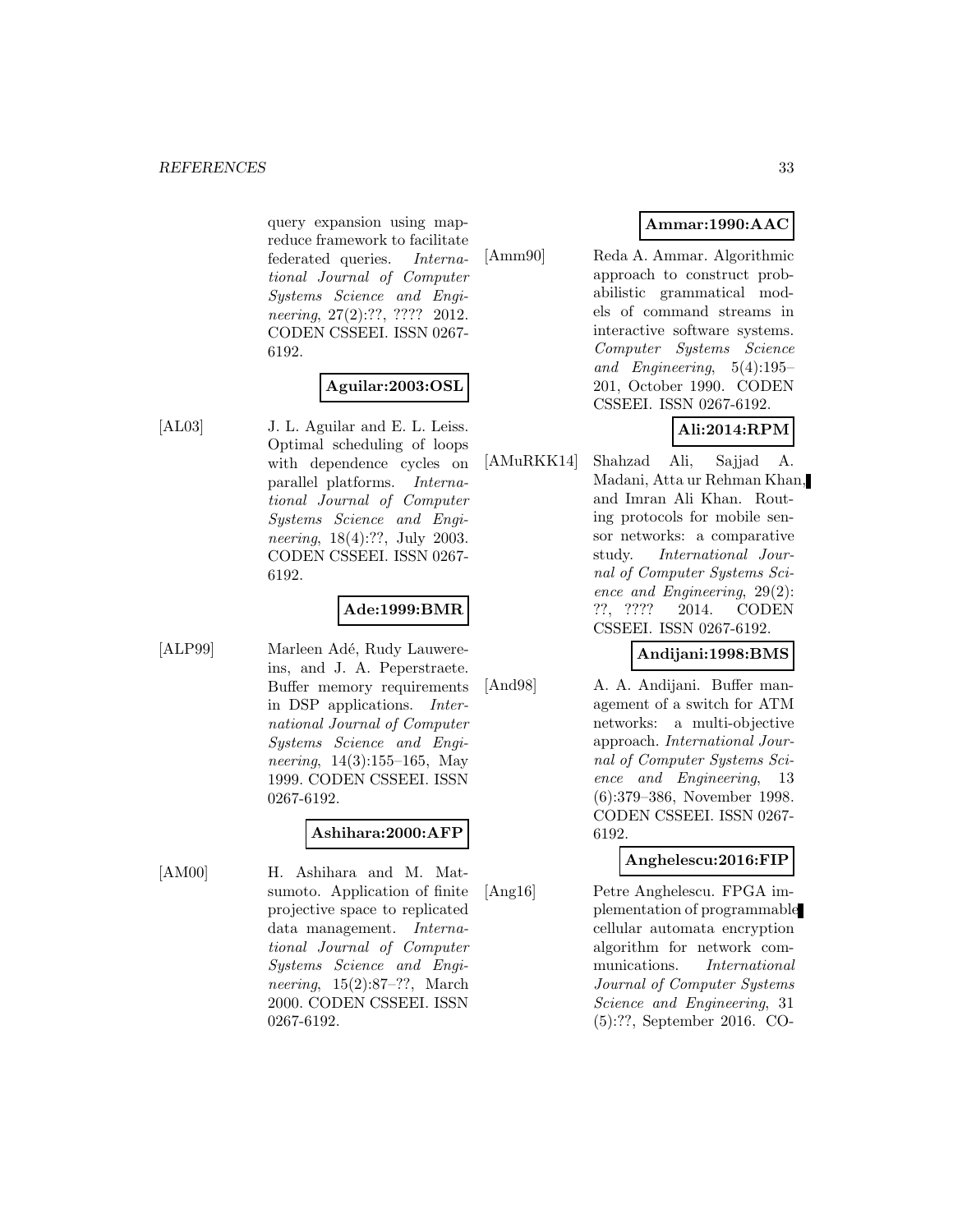query expansion using mapreduce framework to facilitate federated queries. *International Journal of Computer Systems Science and Engineering*, 27(2):??, ???? 2012. CODEN CSSEEI. ISSN 0267-6192.

**Aguilar:2003:OSL**

[AL03] J. L. Aguilar and E. L. Leiss. Optimal scheduling of loops with dependence cycles on parallel platforms. *International Journal of Computer Systems Science and Engineering*, 18(4):??, July 2003. CODEN CSSEEI. ISSN 0267-6192.

**Ade:1999:BMR**

[ALP99] Marleen Adé, Rudy Lauwereins, and J. A. Peperstraete. Buffer memory requirements in DSP applications. *International Journal of Computer Systems Science and Engineering*, 14(3):155–165, May 1999. CODEN CSSEEI. ISSN 0267-6192.

**Ashihara:2000:AFP**

[AM00] H. Ashihara and M. Matsumoto. Application of finite projective space to replicated data management. *International Journal of Computer Systems Science and Engineering*, 15(2):87–??, March 2000. CODEN CSSEEI. ISSN 0267-6192.

**Ammar:1990:AAC**

[Amm90] Reda A. Ammar. Algorithmic approach to construct probabilistic grammatical models of command streams in interactive software systems. *Computer Systems Science and Engineering*, 5(4):195–201, October 1990. CODEN CSSEEI. ISSN 0267-6192.

**Ali:2014:RPM**

[AMuRKK14] Shahzad Ali, Sajjad A. Madani, Atta ur Rehman Khan, and Imran Ali Khan. Routing protocols for mobile sensor networks: a comparative study. *International Journal of Computer Systems Science and Engineering*, 29(2): ??, ???? 2014. CODEN CSSEEI. ISSN 0267-6192.

**Andijani:1998:BMS**

[And98] A. A. Andijani. Buffer management of a switch for ATM networks: a multi-objective approach. *International Journal of Computer Systems Science and Engineering*, 13 (6):379–386, November 1998. CODEN CSSEEI. ISSN 0267-6192.

**Anghelescu:2016:FIP**

[Ang16] Petre Anghelescu. FPGA implementation of programmable cellular automata encryption algorithm for network communications. *International Journal of Computer Systems Science and Engineering*, 31 (5):??, September 2016. CO-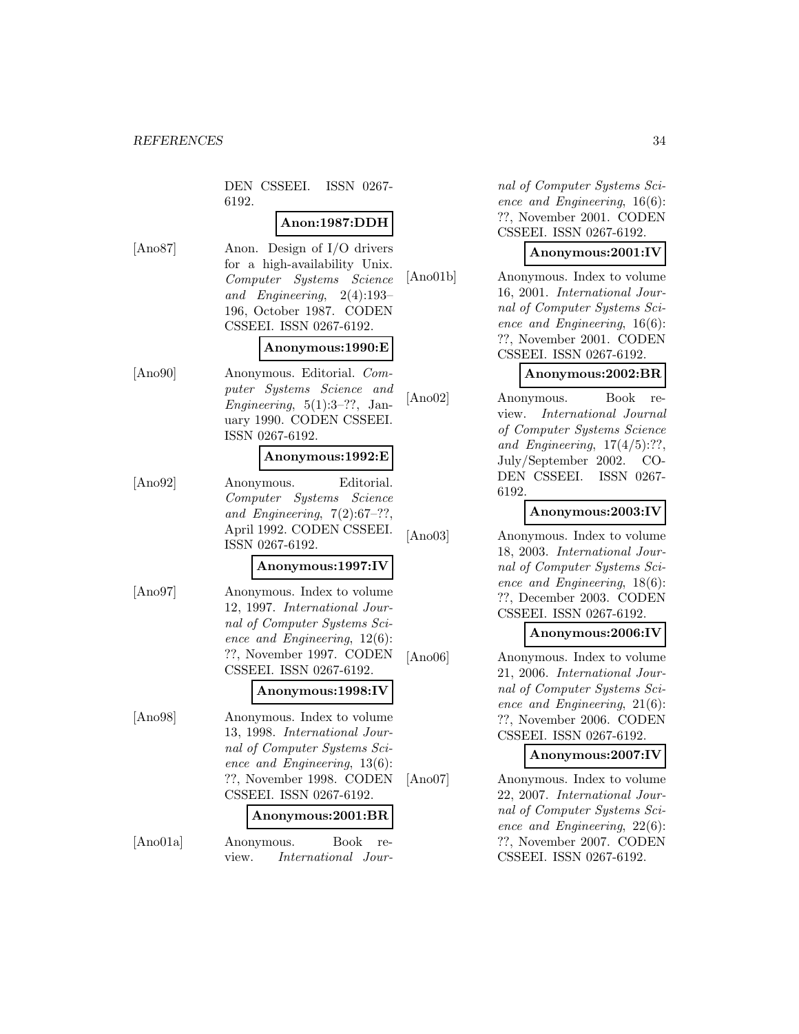DEN CSSEEI. ISSN 0267-6192.

**Anon:1987:DDH**

[Ano87] Anon. Design of I/O drivers for a high-availability Unix. *Computer Systems Science and Engineering*, 2(4):193–196, October 1987. CODEN CSSEEI. ISSN 0267-6192.

**Anonymous:1990:E**

[Ano90] Anonymous. Editorial. *Computer Systems Science and Engineering*, 5(1):3–??, January 1990. CODEN CSSEEI. ISSN 0267-6192.

**Anonymous:1992:E**

[Ano92] Anonymous. Editorial. *Computer Systems Science and Engineering*, 7(2):67–??, April 1992. CODEN CSSEEI. ISSN 0267-6192.

**Anonymous:1997:IV**

[Ano97] Anonymous. Index to volume 12, 1997. *International Journal of Computer Systems Science and Engineering*, 12(6): ??, November 1997. CODEN CSSEEI. ISSN 0267-6192.

**Anonymous:1998:IV**

[Ano98] Anonymous. Index to volume 13, 1998. *International Journal of Computer Systems Science and Engineering*, 13(6): ??, November 1998. CODEN CSSEEI. ISSN 0267-6192.

**Anonymous:2001:BR**

[Ano01a] Anonymous. Book review. *International Journal of Computer Systems Science and Engineering*, 16(6): ??, November 2001. CODEN CSSEEI. ISSN 0267-6192.

**Anonymous:2001:IV**

[Ano01b] Anonymous. Index to volume 16, 2001. *International Journal of Computer Systems Science and Engineering*, 16(6): ??, November 2001. CODEN CSSEEI. ISSN 0267-6192.

**Anonymous:2002:BR**

[Ano02] Anonymous. Book review. *International Journal of Computer Systems Science and Engineering*, 17(4/5):??, July/September 2002. CODEN CSSEEI. ISSN 0267-6192.

**Anonymous:2003:IV**

[Ano03] Anonymous. Index to volume 18, 2003. *International Journal of Computer Systems Science and Engineering*, 18(6): ??, December 2003. CODEN CSSEEI. ISSN 0267-6192.

**Anonymous:2006:IV**

[Ano06] Anonymous. Index to volume 21, 2006. *International Journal of Computer Systems Science and Engineering*, 21(6): ??, November 2006. CODEN CSSEEI. ISSN 0267-6192.

**Anonymous:2007:IV**

[Ano07] Anonymous. Index to volume 22, 2007. *International Journal of Computer Systems Science and Engineering*, 22(6): ??, November 2007. CODEN CSSEEI. ISSN 0267-6192.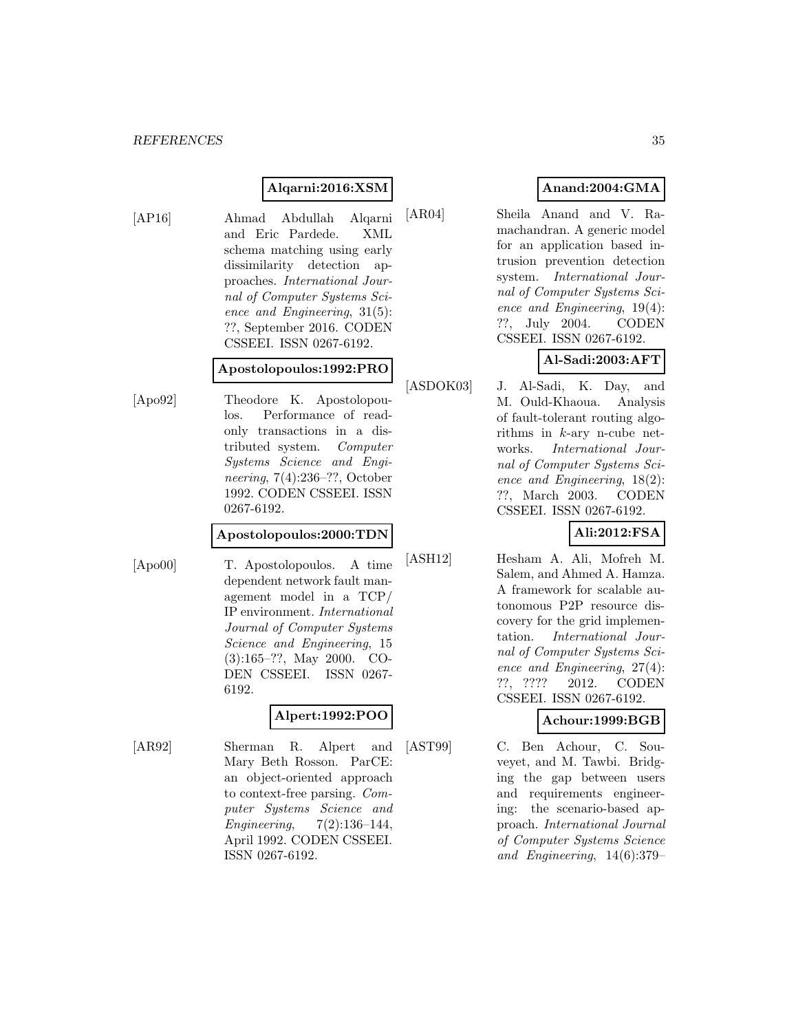**Alqarni:2016:XSM**

[AP16] Ahmad Abdullah Alqarni and Eric Pardede. XML schema matching using early dissimilarity detection approaches. *International Journal of Computer Systems Science and Engineering*, 31(5): ??, September 2016. CODEN CSSEEI. ISSN 0267-6192.

**Apostolopoulos:1992:PRO**

[Apo92] Theodore K. Apostolopoulos. Performance of read-only transactions in a distributed system. *Computer Systems Science and Engineering*, 7(4):236–??, October 1992. CODEN CSSEEI. ISSN 0267-6192.

**Apostolopoulos:2000:TDN**

[Apo00] T. Apostolopoulos. A time dependent network fault management model in a TCP/IP environment. *International Journal of Computer Systems Science and Engineering*, 15 (3):165–??, May 2000. CODEN CSSEEI. ISSN 0267-6192.

**Alpert:1992:POO**

[AR92] Sherman R. Alpert and Mary Beth Rosson. ParCE: an object-oriented approach to context-free parsing. *Computer Systems Science and Engineering*, 7(2):136–144, April 1992. CODEN CSSEEI. ISSN 0267-6192.

**Anand:2004:GMA**

[AR04] Sheila Anand and V. Ramachandran. A generic model for an application based intrusion prevention detection system. *International Journal of Computer Systems Science and Engineering*, 19(4): ??, July 2004. CODEN CSSEEI. ISSN 0267-6192.

**Al-Sadi:2003:AFT**

[ASDOK03] J. Al-Sadi, K. Day, and M. Ould-Khaoua. Analysis of fault-tolerant routing algorithms in $k$-ary n-cube networks. *International Journal of Computer Systems Science and Engineering*, 18(2): ??, March 2003. CODEN CSSEEI. ISSN 0267-6192.

**Ali:2012:FSA**

[ASH12] Hesham A. Ali, Mofreh M. Salem, and Ahmed A. Hamza. A framework for scalable autonomous P2P resource discovery for the grid implementation. *International Journal of Computer Systems Science and Engineering*, 27(4): ??, ???? 2012. CODEN CSSEEI. ISSN 0267-6192.

**Achour:1999:BGB**

[AST99] C. Ben Achour, C. Souveyet, and M. Tawbi. Bridging the gap between users and requirements engineering: the scenario-based approach. *International Journal of Computer Systems Science and Engineering*, 14(6):379–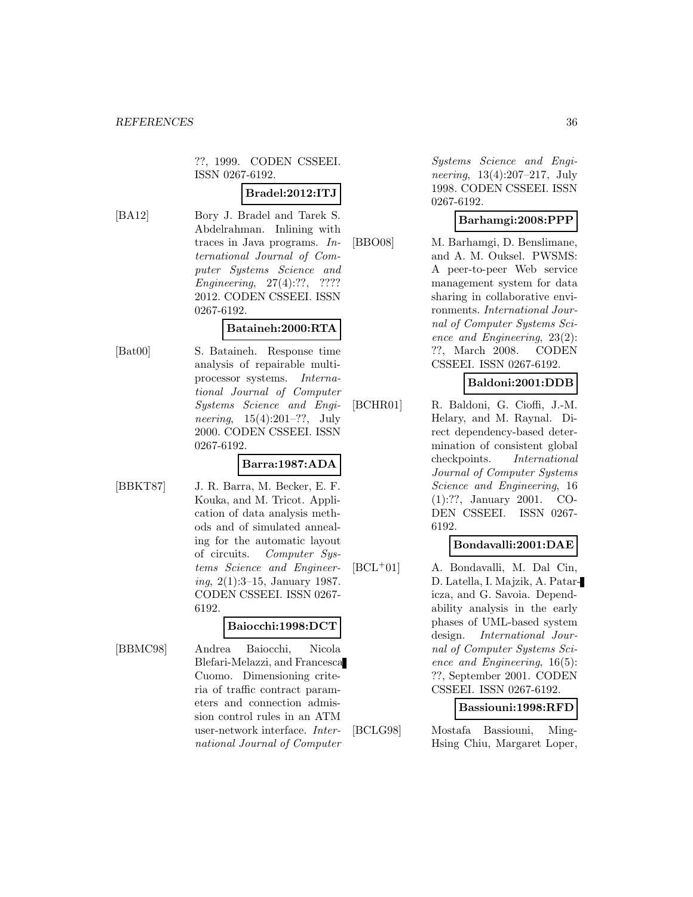??, 1999. CODEN CSSEEI. ISSN 0267-6192.

**Bradel:2012:ITJ**

[BA12] Bory J. Bradel and Tarek S. Abdelrahman. Inlining with traces in Java programs. *International Journal of Computer Systems Science and Engineering*, 27(4):??, ???? 2012. CODEN CSSEEI. ISSN 0267-6192.

**Bataineh:2000:RTA**

[Bat00] S. Bataineh. Response time analysis of repairable multiprocessor systems. *International Journal of Computer Systems Science and Engineering*, 15(4):201–??, July 2000. CODEN CSSEEI. ISSN 0267-6192.

**Barra:1987:ADA**

[BBKT87] J. R. Barra, M. Becker, E. F. Kouka, and M. Tricot. Application of data analysis methods and of simulated annealing for the automatic layout of circuits. *Computer Systems Science and Engineering*, 2(1):3–15, January 1987. CODEN CSSEEI. ISSN 0267-6192.

**Baiocchi:1998:DCT**

[BBMC98] Andrea Baiocchi, Nicola Blefari-Melazzi, and Francesca Cuomo. Dimensioning criteria of traffic contract parameters and connection admission control rules in an ATM user-network interface. *International Journal of Computer Systems Science and Engineering*, 13(4):207–217, July 1998. CODEN CSSEEI. ISSN 0267-6192.

**Barhamgi:2008:PPP**

[BBO08] M. Barhamgi, D. Benslimane, and A. M. Ouksel. PWSMS: A peer-to-peer Web service management system for data sharing in collaborative environments. *International Journal of Computer Systems Science and Engineering*, 23(2): ??, March 2008. CODEN CSSEEI. ISSN 0267-6192.

**Baldoni:2001:DDB**

[BCHR01] R. Baldoni, G. Cioffi, J.-M. Helary, and M. Raynal. Direct dependency-based determination of consistent global checkpoints. *International Journal of Computer Systems Science and Engineering*, 16 (1):??, January 2001. CODEN CSSEEI. ISSN 0267-6192.

**Bondavalli:2001:DAE**

[BCL+01] A. Bondavalli, M. Dal Cin, D. Latella, I. Majzik, A. Pataricza, and G. Savoia. Dependability analysis in the early phases of UML-based system design. *International Journal of Computer Systems Science and Engineering*, 16(5): ??, September 2001. CODEN CSSEEI. ISSN 0267-6192.

**Bassiouni:1998:RFD**

[BCLG98] Mostafa Bassiouni, Ming-Hsing Chiu, Margaret Loper,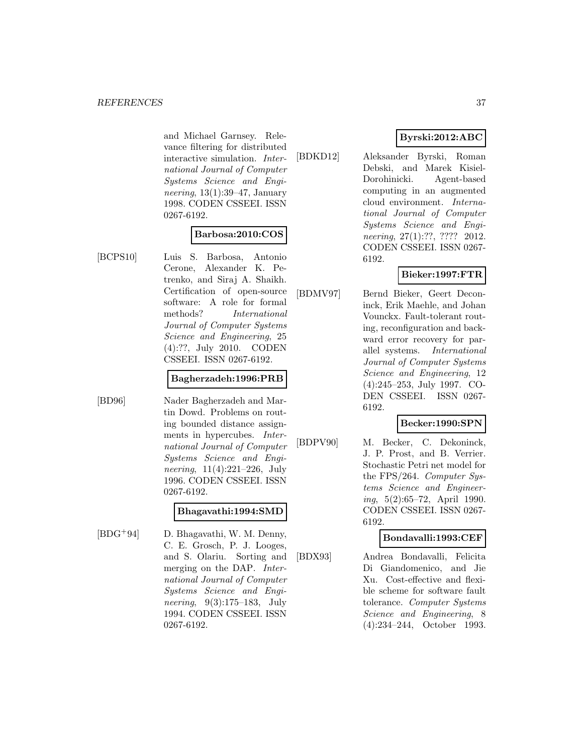and Michael Garnsey. Relevance filtering for distributed interactive simulation. *International Journal of Computer Systems Science and Engineering*, 13(1):39–47, January 1998. CODEN CSSEEI. ISSN 0267-6192.

**Barbosa:2010:COS**

[BCPS10] Luis S. Barbosa, Antonio Cerone, Alexander K. Petrenko, and Siraj A. Shaikh. Certification of open-source software: A role for formal methods? *International Journal of Computer Systems Science and Engineering*, 25 (4):??, July 2010. CODEN CSSEEI. ISSN 0267-6192.

**Bagherzadeh:1996:PRB**

[BD96] Nader Bagherzadeh and Martin Dowd. Problems on routing bounded distance assignments in hypercubes. *International Journal of Computer Systems Science and Engineering*, 11(4):221–226, July 1996. CODEN CSSEEI. ISSN 0267-6192.

**Bhagavathi:1994:SMD**

[BDG+94] D. Bhagavathi, W. M. Denny, C. E. Grosch, P. J. Looges, and S. Olariu. Sorting and merging on the DAP. *International Journal of Computer Systems Science and Engineering*, 9(3):175–183, July 1994. CODEN CSSEEI. ISSN 0267-6192.

**Byrski:2012:ABC**

[BDKD12] Aleksander Byrski, Roman Debski, and Marek Kisiel-Dorohinicki. Agent-based computing in an augmented cloud environment. *International Journal of Computer Systems Science and Engineering*, 27(1):??, ???? 2012. CODEN CSSEEI. ISSN 0267-6192.

**Bieker:1997:FTR**

[BDMV97] Bernd Bieker, Geert Deconinck, Erik Maehle, and Johan Vounckx. Fault-tolerant routing, reconfiguration and backward error recovery for parallel systems. *International Journal of Computer Systems Science and Engineering*, 12 (4):245–253, July 1997. CODEN CSSEEI. ISSN 0267-6192.

**Becker:1990:SPN**

[BDPV90] M. Becker, C. Dekoninck, J. P. Prost, and B. Verrier. Stochastic Petri net model for the FPS/264. *Computer Systems Science and Engineering*, 5(2):65–72, April 1990. CODEN CSSEEI. ISSN 0267-6192.

**Bondavalli:1993:CEF**

[BDX93] Andrea Bondavalli, Felicita Di Giandomenico, and Jie Xu. Cost-effective and flexible scheme for software fault tolerance. *Computer Systems Science and Engineering*, 8 (4):234–244, October 1993.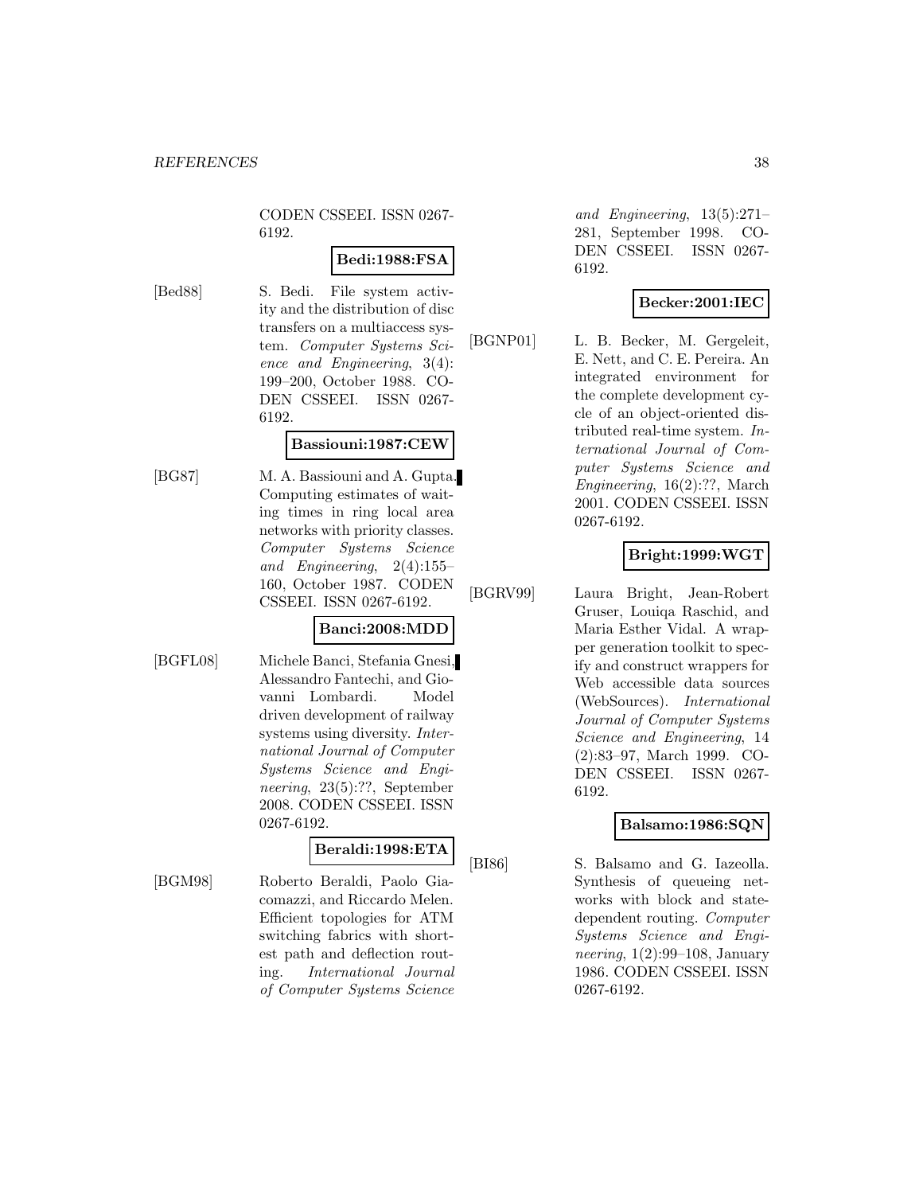CODEN CSSEEI. ISSN 0267-6192.

**Bedi:1988:FSA**

[Bed88] S. Bedi. File system activity and the distribution of disc transfers on a multiaccess system. *Computer Systems Science and Engineering*, 3(4): 199–200, October 1988. CODEN CSSEEI. ISSN 0267-6192.

**Bassiouni:1987:CEW**

[BG87] M. A. Bassiouni and A. Gupta. Computing estimates of waiting times in ring local area networks with priority classes. *Computer Systems Science and Engineering*, 2(4):155–160, October 1987. CODEN CSSEEI. ISSN 0267-6192.

**Banci:2008:MDD**

[BGFL08] Michele Banci, Stefania Gnesi, Alessandro Fantechi, and Giovanni Lombardi. Model driven development of railway systems using diversity. *International Journal of Computer Systems Science and Engineering*, 23(5):??, September 2008. CODEN CSSEEI. ISSN 0267-6192.

**Beraldi:1998:ETA**

[BGM98] Roberto Beraldi, Paolo Giacomazzi, and Riccardo Melen. Efficient topologies for ATM switching fabrics with shortest path and deflection routing. *International Journal of Computer Systems Science and Engineering*, 13(5):271–281, September 1998. CODEN CSSEEI. ISSN 0267-6192.

**Becker:2001:IEC**

[BGNP01] L. B. Becker, M. Gergeleit, E. Nett, and C. E. Pereira. An integrated environment for the complete development cycle of an object-oriented distributed real-time system. *International Journal of Computer Systems Science and Engineering*, 16(2):??, March 2001. CODEN CSSEEI. ISSN 0267-6192.

**Bright:1999:WGT**

[BGRV99] Laura Bright, Jean-Robert Gruser, Louiqa Raschid, and Maria Esther Vidal. A wrapper generation toolkit to specify and construct wrappers for Web accessible data sources (WebSources). *International Journal of Computer Systems Science and Engineering*, 14 (2):83–97, March 1999. CODEN CSSEEI. ISSN 0267-6192.

**Balsamo:1986:SQN**

[BI86] S. Balsamo and G. Iazeolla. Synthesis of queueing networks with block and state-dependent routing. *Computer Systems Science and Engineering*, 1(2):99–108, January 1986. CODEN CSSEEI. ISSN 0267-6192.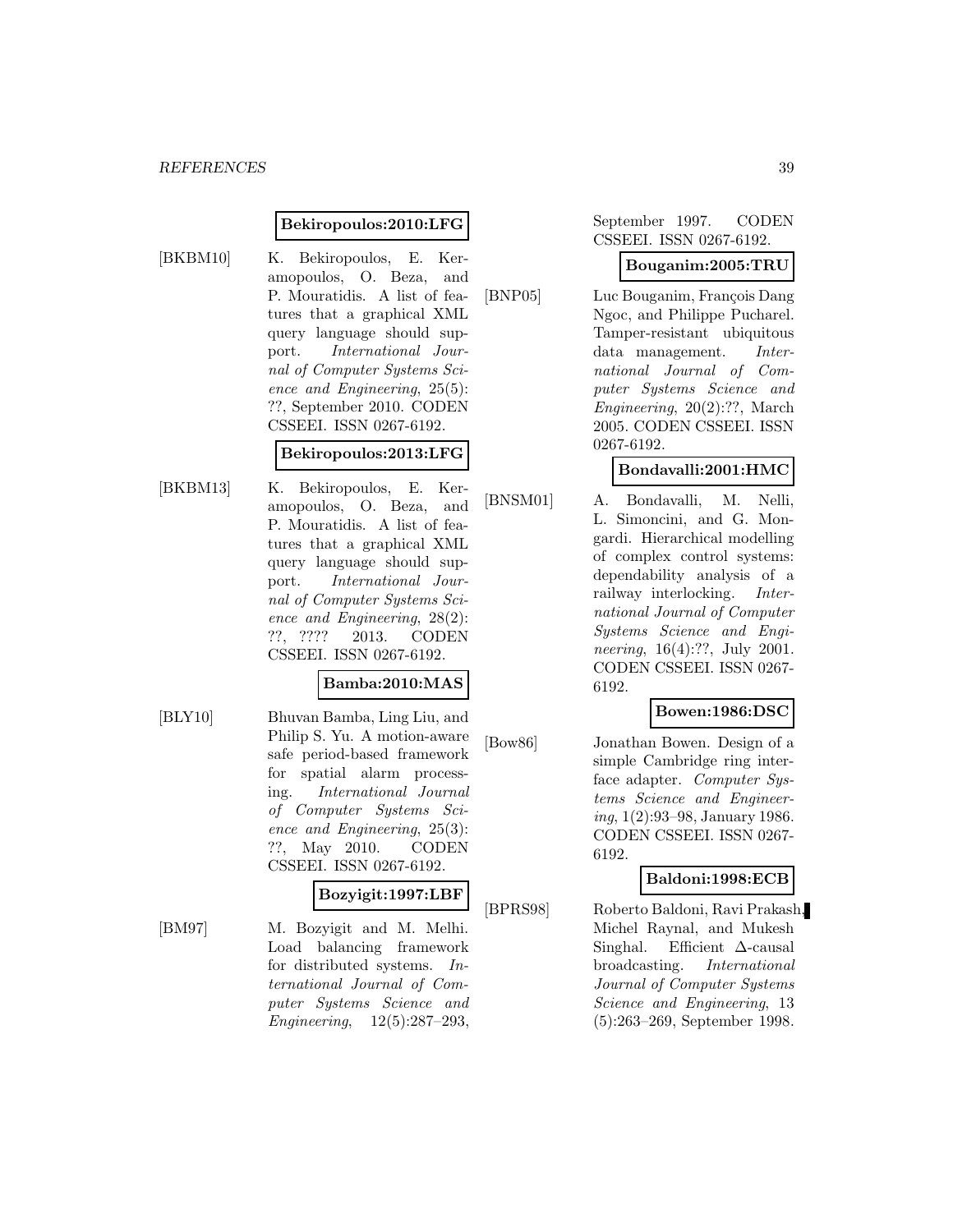**Bekiropoulos:2010:LFG**

[BKBM10] K. Bekiropoulos, E. Keramopoulos, O. Beza, and P. Mouratidis. A list of features that a graphical XML query language should support. *International Journal of Computer Systems Science and Engineering*, 25(5): ??, September 2010. CODEN CSSEEI. ISSN 0267-6192.

**Bekiropoulos:2013:LFG**

[BKBM13] K. Bekiropoulos, E. Keramopoulos, O. Beza, and P. Mouratidis. A list of features that a graphical XML query language should support. *International Journal of Computer Systems Science and Engineering*, 28(2): ??, ???? 2013. CODEN CSSEEI. ISSN 0267-6192.

**Bamba:2010:MAS**

[BLY10] Bhuvan Bamba, Ling Liu, and Philip S. Yu. A motion-aware safe period-based framework for spatial alarm processing. *International Journal of Computer Systems Science and Engineering*, 25(3): ??, May 2010. CODEN CSSEEI. ISSN 0267-6192.

**Bozyigit:1997:LBF**

[BM97] M. Bozyigit and M. Melhi. Load balancing framework for distributed systems. *International Journal of Computer Systems Science and Engineering*, 12(5):287–293, September 1997. CODEN CSSEEI. ISSN 0267-6192.

**Bouganim:2005:TRU**

[BNP05] Luc Bouganim, François Dang Ngoc, and Philippe Pucharel. Tamper-resistant ubiquitous data management. *International Journal of Computer Systems Science and Engineering*, 20(2):??, March 2005. CODEN CSSEEI. ISSN 0267-6192.

**Bondavalli:2001:HMC**

[BNSM01] A. Bondavalli, M. Nelli, L. Simoncini, and G. Mongardi. Hierarchical modelling of complex control systems: dependability analysis of a railway interlocking. *International Journal of Computer Systems Science and Engineering*, 16(4):??, July 2001. CODEN CSSEEI. ISSN 0267-6192.

**Bowen:1986:DSC**

[Bow86] Jonathan Bowen. Design of a simple Cambridge ring interface adapter. *Computer Systems Science and Engineering*, 1(2):93–98, January 1986. CODEN CSSEEI. ISSN 0267-6192.

**Baldoni:1998:ECB**

[BPRS98] Roberto Baldoni, Ravi Prakash, Michel Raynal, and Mukesh Singhal. Efficient $\Delta$-causal broadcasting. *International Journal of Computer Systems Science and Engineering*, 13 (5):263–269, September 1998.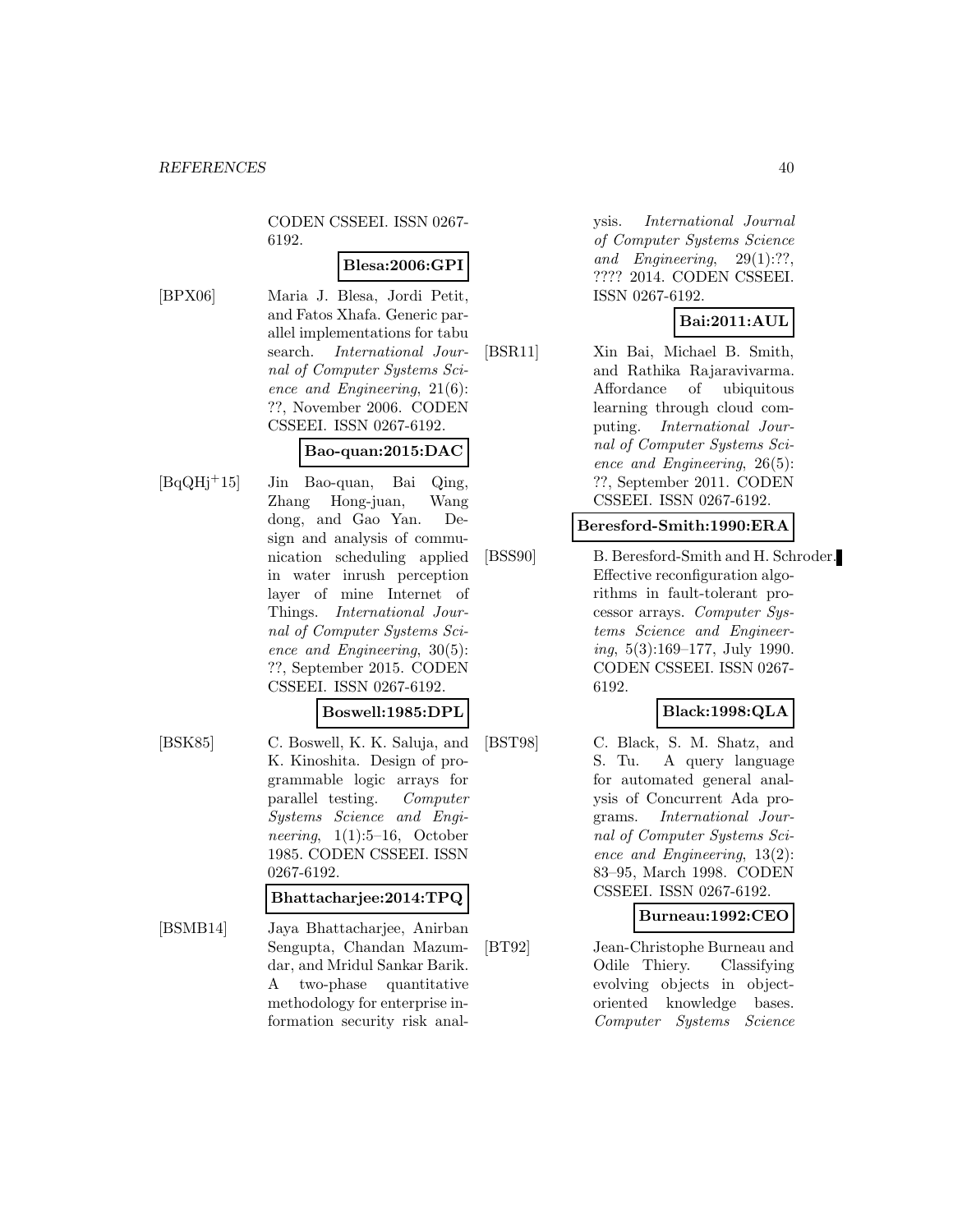CODEN CSSEEI. ISSN 0267-6192.

**Blesa:2006:GPI**

[BPX06] Maria J. Blesa, Jordi Petit, and Fatos Xhafa. Generic parallel implementations for tabu search. *International Journal of Computer Systems Science and Engineering*, 21(6): ??, November 2006. CODEN CSSEEI. ISSN 0267-6192.

**Bao-quan:2015:DAC**

[BqQHj+15] Jin Bao-quan, Bai Qing, Zhang Hong-juan, Wang dong, and Gao Yan. Design and analysis of communication scheduling applied in water inrush perception layer of mine Internet of Things. *International Journal of Computer Systems Science and Engineering*, 30(5): ??, September 2015. CODEN CSSEEI. ISSN 0267-6192.

**Boswell:1985:DPL**

[BSK85] C. Boswell, K. K. Saluja, and K. Kinoshita. Design of programmable logic arrays for parallel testing. *Computer Systems Science and Engineering*, 1(1):5–16, October 1985. CODEN CSSEEI. ISSN 0267-6192.

**Bhattacharjee:2014:TPQ**

[BSMB14] Jaya Bhattacharjee, Anirban Sengupta, Chandan Mazumdar, and Mridul Sankar Barik. A two-phase quantitative methodology for enterprise information security risk analysis. *International Journal of Computer Systems Science and Engineering*, 29(1):??, ???? 2014. CODEN CSSEEI. ISSN 0267-6192.

**Bai:2011:AUL**

[BSR11] Xin Bai, Michael B. Smith, and Rathika Rajaravivarma. Affordance of ubiquitous learning through cloud computing. *International Journal of Computer Systems Science and Engineering*, 26(5): ??, September 2011. CODEN CSSEEI. ISSN 0267-6192.

**Beresford-Smith:1990:ERA**

[BSS90] B. Beresford-Smith and H. Schroder. Effective reconfiguration algorithms in fault-tolerant processor arrays. *Computer Systems Science and Engineering*, 5(3):169–177, July 1990. CODEN CSSEEI. ISSN 0267-6192.

**Black:1998:QLA**

[BST98] C. Black, S. M. Shatz, and S. Tu. A query language for automated general analysis of Concurrent Ada programs. *International Journal of Computer Systems Science and Engineering*, 13(2): 83–95, March 1998. CODEN CSSEEI. ISSN 0267-6192.

**Burneau:1992:CEO**

[BT92] Jean-Christophe Burneau and Odile Thiery. Classifying evolving objects in object-oriented knowledge bases. *Computer Systems Science*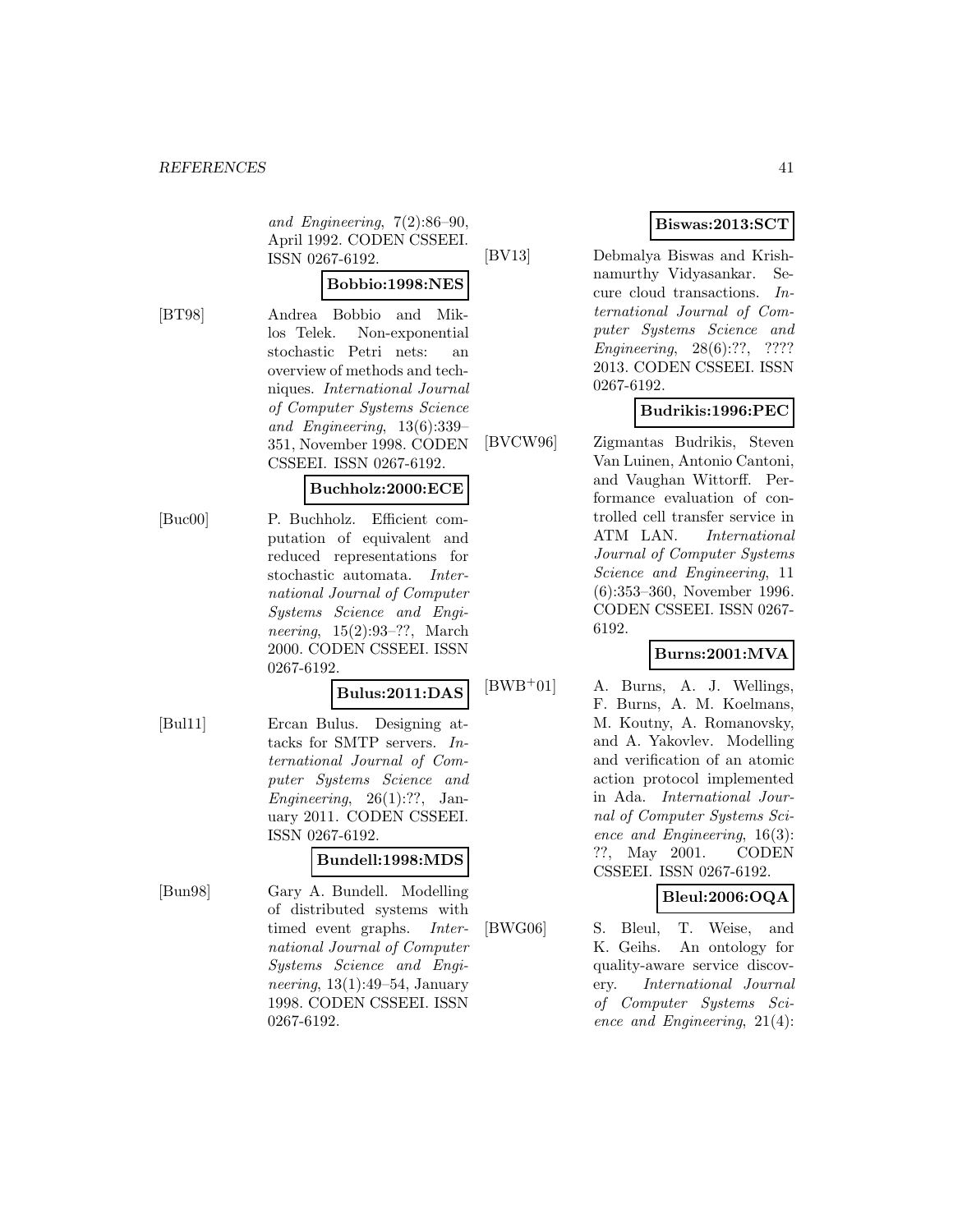*and Engineering*, 7(2):86–90, April 1992. CODEN CSSEEI. ISSN 0267-6192.

**Bobbio:1998:NES**

[BT98] Andrea Bobbio and Miklos Telek. Non-exponential stochastic Petri nets: an overview of methods and techniques. *International Journal of Computer Systems Science and Engineering*, 13(6):339–351, November 1998. CODEN CSSEEI. ISSN 0267-6192.

**Buchholz:2000:ECE**

[Buc00] P. Buchholz. Efficient computation of equivalent and reduced representations for stochastic automata. *International Journal of Computer Systems Science and Engineering*, 15(2):93–??, March 2000. CODEN CSSEEI. ISSN 0267-6192.

**Bulus:2011:DAS**

[Bul11] Ercan Bulus. Designing attacks for SMTP servers. *International Journal of Computer Systems Science and Engineering*, 26(1):??, January 2011. CODEN CSSEEI. ISSN 0267-6192.

**Bundell:1998:MDS**

[Bun98] Gary A. Bundell. Modelling of distributed systems with timed event graphs. *International Journal of Computer Systems Science and Engineering*, 13(1):49–54, January 1998. CODEN CSSEEI. ISSN 0267-6192.

**Biswas:2013:SCT**

[BV13] Debmalya Biswas and Krishnamurthy Vidyasankar. Secure cloud transactions. *International Journal of Computer Systems Science and Engineering*, 28(6):??, ???? 2013. CODEN CSSEEI. ISSN 0267-6192.

**Budrikis:1996:PEC**

[BVCW96] Zigmantas Budrikis, Steven Van Luinen, Antonio Cantoni, and Vaughan Wittorff. Performance evaluation of controlled cell transfer service in ATM LAN. *International Journal of Computer Systems Science and Engineering*, 11 (6):353–360, November 1996. CODEN CSSEEI. ISSN 0267-6192.

**Burns:2001:MVA**

[BWB+01] A. Burns, A. J. Wellings, F. Burns, A. M. Koelmans, M. Koutny, A. Romanovsky, and A. Yakovlev. Modelling and verification of an atomic action protocol implemented in Ada. *International Journal of Computer Systems Science and Engineering*, 16(3): ??, May 2001. CODEN CSSEEI. ISSN 0267-6192.

**Bleul:2006:OQA**

[BWG06] S. Bleul, T. Weise, and K. Geihs. An ontology for quality-aware service discovery. *International Journal of Computer Systems Science and Engineering*, 21(4):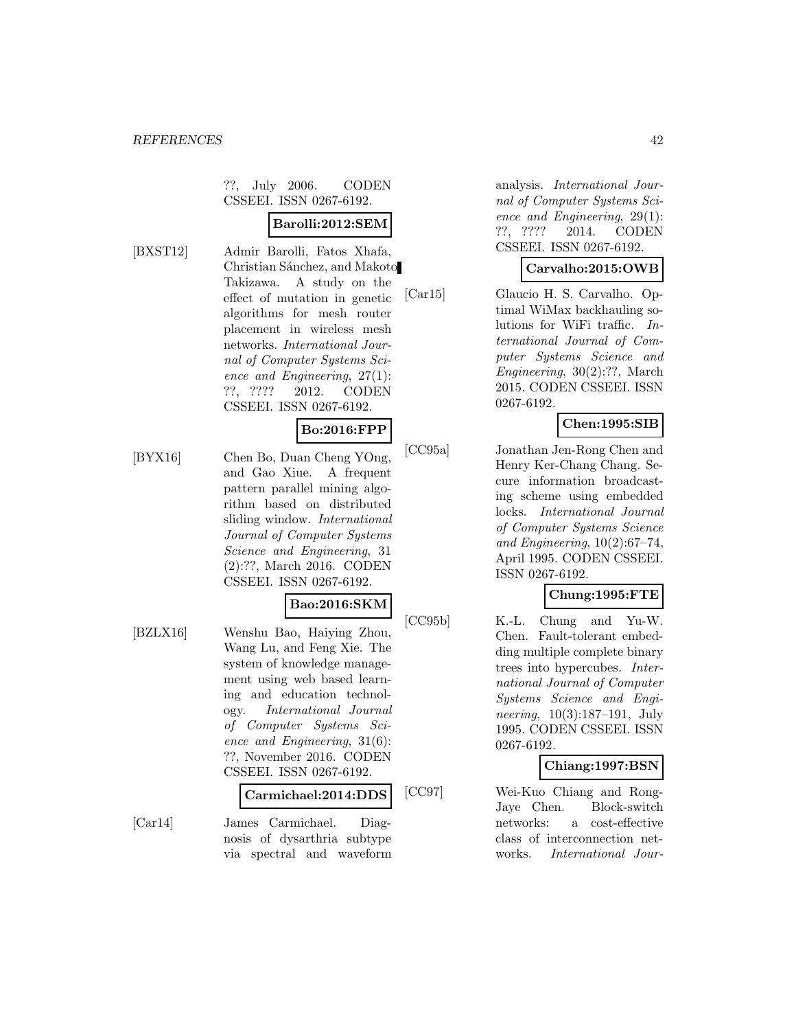??, July 2006. CODEN CSSEEI. ISSN 0267-6192.

**Barolli:2012:SEM**

[BXST12] Admir Barolli, Fatos Xhafa, Christian Sánchez, and Makoto Takizawa. A study on the effect of mutation in genetic algorithms for mesh router placement in wireless mesh networks. *International Journal of Computer Systems Science and Engineering*, 27(1): ??, ???? 2012. CODEN CSSEEI. ISSN 0267-6192.

**Bo:2016:FPP**

[BYX16] Chen Bo, Duan Cheng YOng, and Gao Xiue. A frequent pattern parallel mining algorithm based on distributed sliding window. *International Journal of Computer Systems Science and Engineering*, 31 (2):??, March 2016. CODEN CSSEEI. ISSN 0267-6192.

**Bao:2016:SKM**

[BZLX16] Wenshu Bao, Haiying Zhou, Wang Lu, and Feng Xie. The system of knowledge management using web based learning and education technology. *International Journal of Computer Systems Science and Engineering*, 31(6): ??, November 2016. CODEN CSSEEI. ISSN 0267-6192.

**Carmichael:2014:DDS**

[Car14] James Carmichael. Diagnosis of dysarthria subtype via spectral and waveform analysis. *International Journal of Computer Systems Science and Engineering*, 29(1): ??, ???? 2014. CODEN CSSEEI. ISSN 0267-6192.

**Carvalho:2015:OWB**

[Car15] Glaucio H. S. Carvalho. Optimal WiMax backhauling solutions for WiFi traffic. *International Journal of Computer Systems Science and Engineering*, 30(2):??, March 2015. CODEN CSSEEI. ISSN 0267-6192.

**Chen:1995:SIB**

[CC95a] Jonathan Jen-Rong Chen and Henry Ker-Chang Chang. Secure information broadcasting scheme using embedded locks. *International Journal of Computer Systems Science and Engineering*, 10(2):67–74, April 1995. CODEN CSSEEI. ISSN 0267-6192.

**Chung:1995:FTE**

[CC95b] K.-L. Chung and Yu-W. Chen. Fault-tolerant embedding multiple complete binary trees into hypercubes. *International Journal of Computer Systems Science and Engineering*, 10(3):187–191, July 1995. CODEN CSSEEI. ISSN 0267-6192.

**Chiang:1997:BSN**

[CC97] Wei-Kuo Chiang and Rong-Jaye Chen. Block-switch networks: a cost-effective class of interconnection networks. *International Jour-*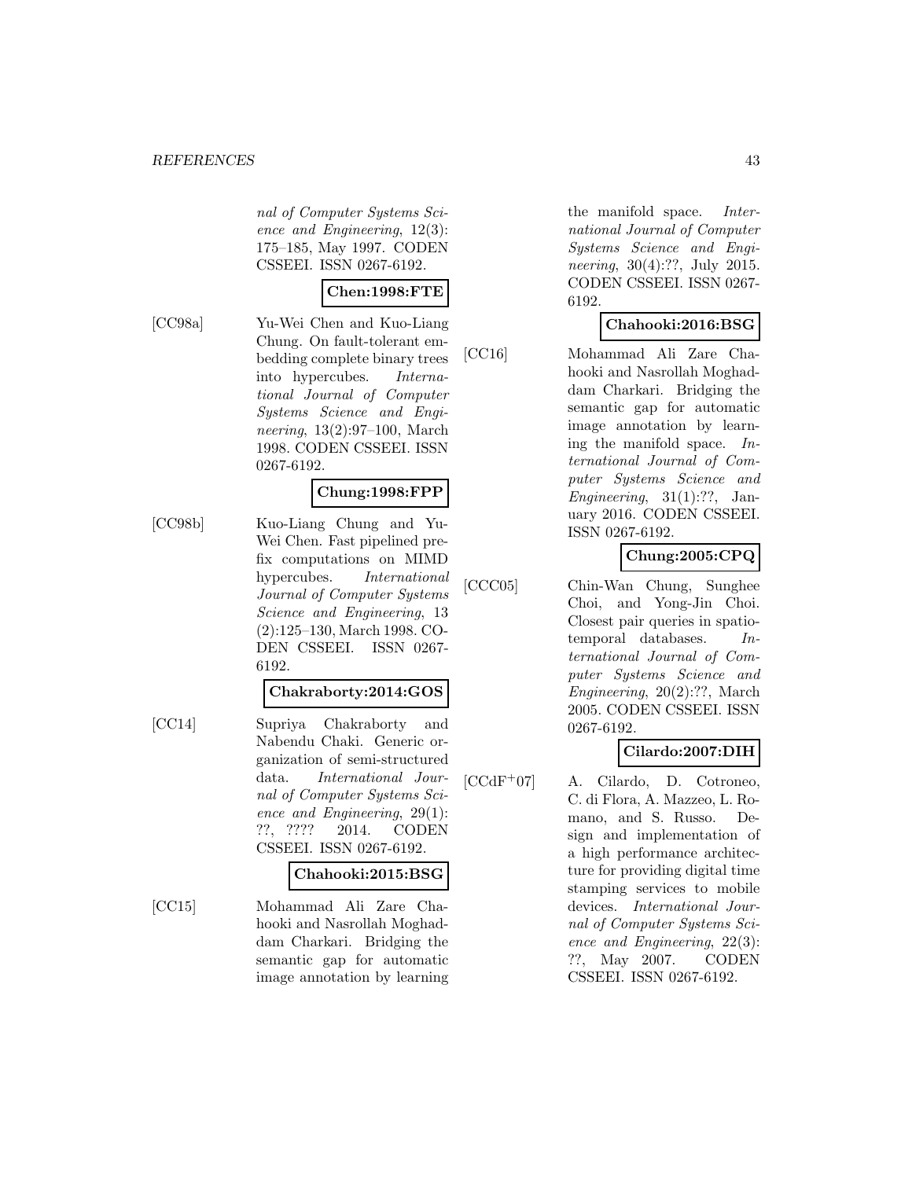nal of Computer Systems Science and Engineering*, 12(3): 175–185, May 1997. CODEN CSSEEI. ISSN 0267-6192.

**Chen:1998:FTE**

[CC98a] Yu-Wei Chen and Kuo-Liang Chung. On fault-tolerant embedding complete binary trees into hypercubes. *International Journal of Computer Systems Science and Engineering*, 13(2):97–100, March 1998. CODEN CSSEEI. ISSN 0267-6192.

**Chung:1998:FPP**

[CC98b] Kuo-Liang Chung and Yu-Wei Chen. Fast pipelined prefix computations on MIMD hypercubes. *International Journal of Computer Systems Science and Engineering*, 13 (2):125–130, March 1998. CODEN CSSEEI. ISSN 0267-6192.

**Chakraborty:2014:GOS**

[CC14] Supriya Chakraborty and Nabendu Chaki. Generic organization of semi-structured data. *International Journal of Computer Systems Science and Engineering*, 29(1): ??, ???? 2014. CODEN CSSEEI. ISSN 0267-6192.

**Chahooki:2015:BSG**

[CC15] Mohammad Ali Zare Chahooki and Nasrollah Moghaddam Charkari. Bridging the semantic gap for automatic image annotation by learning the manifold space. *International Journal of Computer Systems Science and Engineering*, 30(4):??, July 2015. CODEN CSSEEI. ISSN 0267-6192.

**Chahooki:2016:BSG**

[CC16] Mohammad Ali Zare Chahooki and Nasrollah Moghaddam Charkari. Bridging the semantic gap for automatic image annotation by learning the manifold space. *International Journal of Computer Systems Science and Engineering*, 31(1):??, January 2016. CODEN CSSEEI. ISSN 0267-6192.

**Chung:2005:CPQ**

[CCC05] Chin-Wan Chung, Sunghee Choi, and Yong-Jin Choi. Closest pair queries in spatiotemporal databases. *International Journal of Computer Systems Science and Engineering*, 20(2):??, March 2005. CODEN CSSEEI. ISSN 0267-6192.

**Cilardo:2007:DIH**

[CCdF+07] A. Cilardo, D. Cotroneo, C. di Flora, A. Mazzeo, L. Romano, and S. Russo. Design and implementation of a high performance architecture for providing digital time stamping services to mobile devices. *International Journal of Computer Systems Science and Engineering*, 22(3): ??, May 2007. CODEN CSSEEI. ISSN 0267-6192.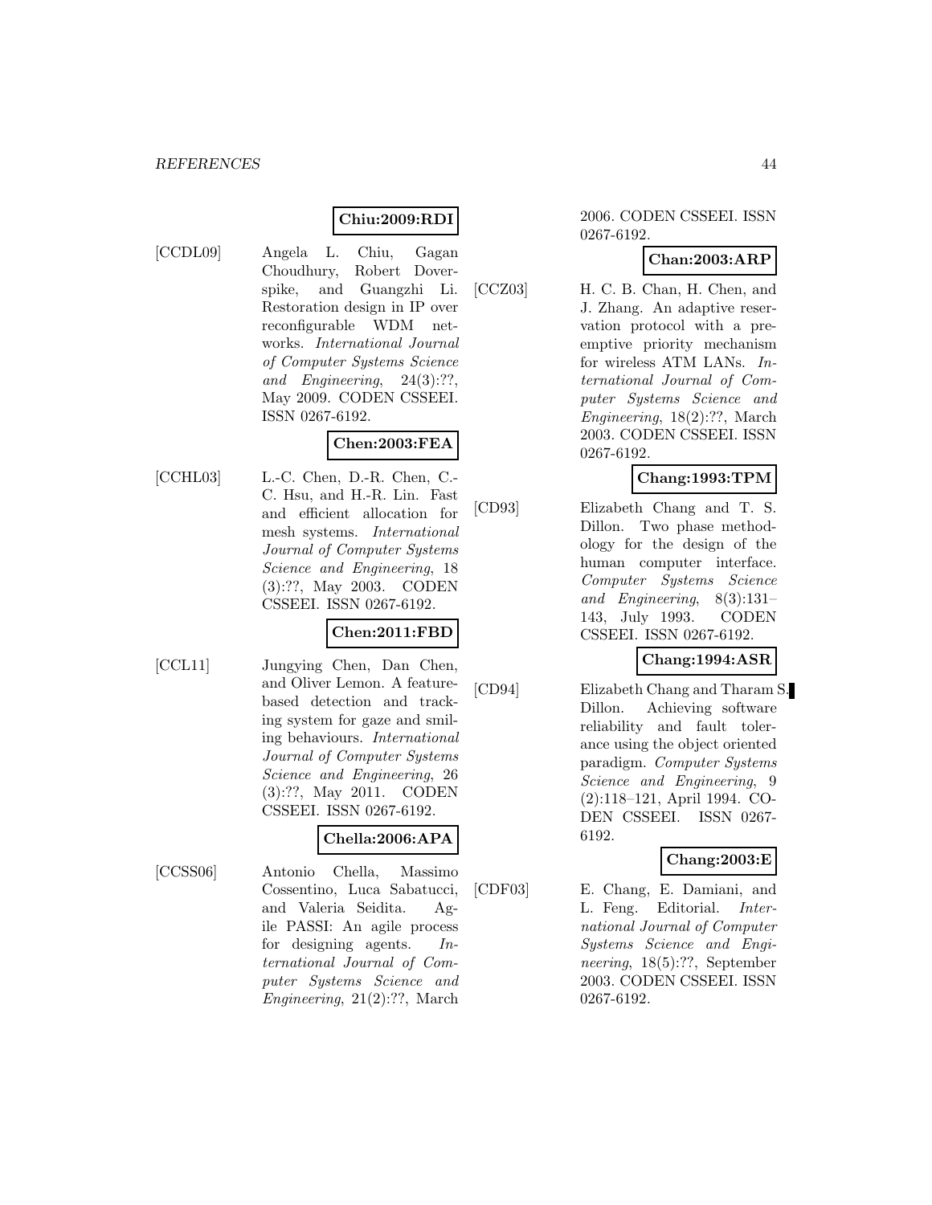**Chiu:2009:RDI**

[CCDL09] Angela L. Chiu, Gagan Choudhury, Robert Doverspike, and Guangzhi Li. Restoration design in IP over reconfigurable WDM networks. *International Journal of Computer Systems Science and Engineering*, 24(3):??, May 2009. CODEN CSSEEI. ISSN 0267-6192.

**Chen:2003:FEA**

[CCHL03] L.-C. Chen, D.-R. Chen, C.-C. Hsu, and H.-R. Lin. Fast and efficient allocation for mesh systems. *International Journal of Computer Systems Science and Engineering*, 18 (3):??, May 2003. CODEN CSSEEI. ISSN 0267-6192.

**Chen:2011:FBD**

[CCL11] Jungying Chen, Dan Chen, and Oliver Lemon. A feature-based detection and tracking system for gaze and smiling behaviours. *International Journal of Computer Systems Science and Engineering*, 26 (3):??, May 2011. CODEN CSSEEI. ISSN 0267-6192.

**Chella:2006:APA**

[CCSS06] Antonio Chella, Massimo Cossentino, Luca Sabatucci, and Valeria Seidita. Agile PASSI: An agile process for designing agents. *International Journal of Computer Systems Science and Engineering*, 21(2):??, March 2006. CODEN CSSEEI. ISSN 0267-6192.

**Chan:2003:ARP**

[CCZ03] H. C. B. Chan, H. Chen, and J. Zhang. An adaptive reservation protocol with a preemptive priority mechanism for wireless ATM LANs. *International Journal of Computer Systems Science and Engineering*, 18(2):??, March 2003. CODEN CSSEEI. ISSN 0267-6192.

**Chang:1993:TPM**

[CD93] Elizabeth Chang and T. S. Dillon. Two phase methodology for the design of the human computer interface. *Computer Systems Science and Engineering*, 8(3):131–143, July 1993. CODEN CSSEEI. ISSN 0267-6192.

**Chang:1994:ASR**

[CD94] Elizabeth Chang and Tharam S. Dillon. Achieving software reliability and fault tolerance using the object oriented paradigm. *Computer Systems Science and Engineering*, 9 (2):118–121, April 1994. CODEN CSSEEI. ISSN 0267-6192.

**Chang:2003:E**

[CDF03] E. Chang, E. Damiani, and L. Feng. Editorial. *International Journal of Computer Systems Science and Engineering*, 18(5):??, September 2003. CODEN CSSEEI. ISSN 0267-6192.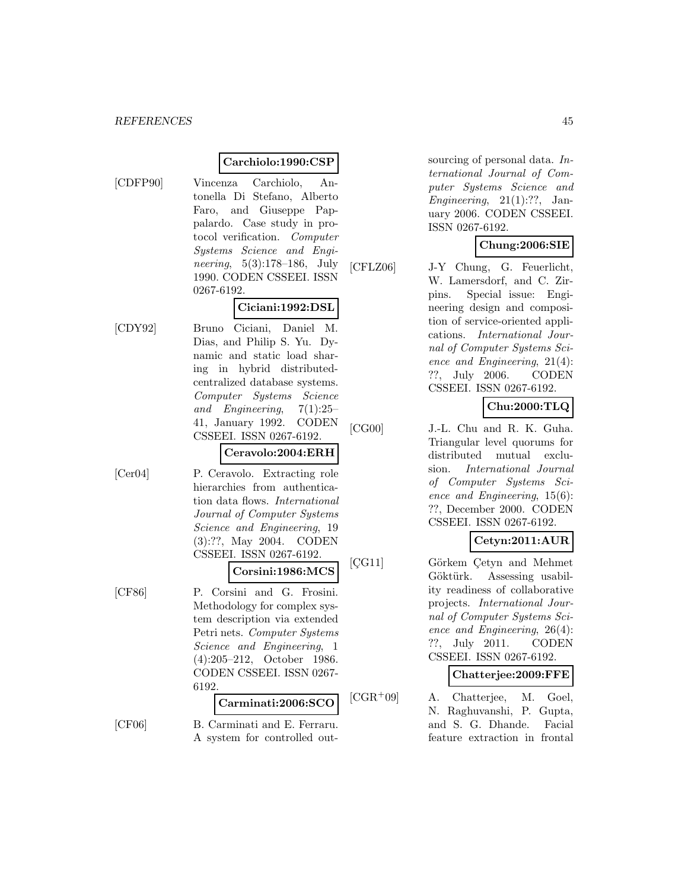**Carchiolo:1990:CSP**

[CDFP90] Vincenza Carchiolo, Antonella Di Stefano, Alberto Faro, and Giuseppe Pappalardo. Case study in protocol verification. *Computer Systems Science and Engineering*, 5(3):178–186, July 1990. CODEN CSSEEI. ISSN 0267-6192.

**Ciciani:1992:DSL**

[CDY92] Bruno Ciciani, Daniel M. Dias, and Philip S. Yu. Dynamic and static load sharing in hybrid distributed-centralized database systems. *Computer Systems Science and Engineering*, 7(1):25–41, January 1992. CODEN CSSEEI. ISSN 0267-6192.

**Ceravolo:2004:ERH**

[Cer04] P. Ceravolo. Extracting role hierarchies from authentication data flows. *International Journal of Computer Systems Science and Engineering*, 19 (3):??, May 2004. CODEN CSSEEI. ISSN 0267-6192.

**Corsini:1986:MCS**

[CF86] P. Corsini and G. Frosini. Methodology for complex system description via extended Petri nets. *Computer Systems Science and Engineering*, 1 (4):205–212, October 1986. CODEN CSSEEI. ISSN 0267-6192.

**Carminati:2006:SCO**

[CF06] B. Carminati and E. Ferraru. A system for controlled outsourcing of personal data. *International Journal of Computer Systems Science and Engineering*, 21(1):??, January 2006. CODEN CSSEEI. ISSN 0267-6192.

**Chung:2006:SIE**

[CFLZ06] J-Y Chung, G. Feuerlicht, W. Lamersdorf, and C. Zirpins. Special issue: Engineering design and composition of service-oriented applications. *International Journal of Computer Systems Science and Engineering*, 21(4): ??, July 2006. CODEN CSSEEI. ISSN 0267-6192.

**Chu:2000:TLQ**

[CG00] J.-L. Chu and R. K. Guha. Triangular level quorums for distributed mutual exclusion. *International Journal of Computer Systems Science and Engineering*, 15(6): ??, December 2000. CODEN CSSEEI. ISSN 0267-6192.

**Cetyn:2011:AUR**

[ÇG11] Görkem Çetyn and Mehmet Göktürk. Assessing usability readiness of collaborative projects. *International Journal of Computer Systems Science and Engineering*, 26(4): ??, July 2011. CODEN CSSEEI. ISSN 0267-6192.

**Chatterjee:2009:FFE**

[CGR+09] A. Chatterjee, M. Goel, N. Raghuvanshi, P. Gupta, and S. G. Dhande. Facial feature extraction in frontal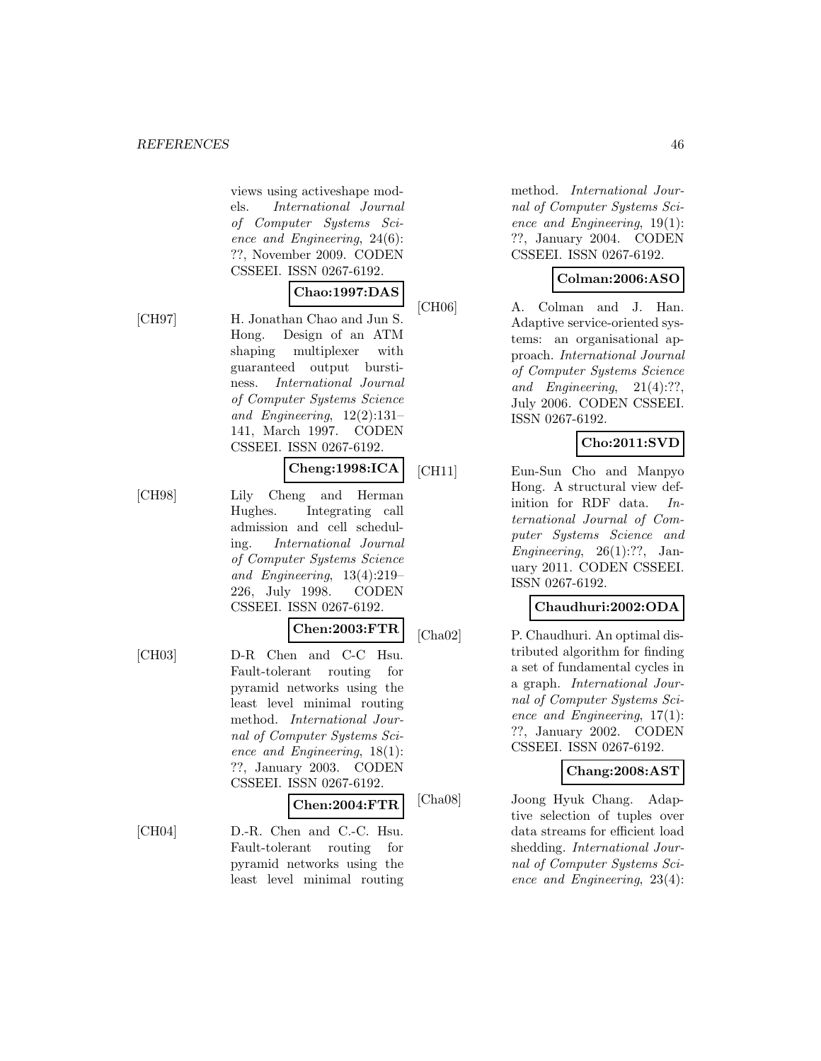views using activeshape models. *International Journal of Computer Systems Science and Engineering*, 24(6): ??, November 2009. CODEN CSSEEI. ISSN 0267-6192.

**Chao:1997:DAS**

[CH97] H. Jonathan Chao and Jun S. Hong. Design of an ATM shaping multiplexer with guaranteed output burstiness. *International Journal of Computer Systems Science and Engineering*, 12(2):131–141, March 1997. CODEN CSSEEI. ISSN 0267-6192.

**Cheng:1998:ICA**

[CH98] Lily Cheng and Herman Hughes. Integrating call admission and cell scheduling. *International Journal of Computer Systems Science and Engineering*, 13(4):219–226, July 1998. CODEN CSSEEI. ISSN 0267-6192.

**Chen:2003:FTR**

[CH03] D-R Chen and C-C Hsu. Fault-tolerant routing for pyramid networks using the least level minimal routing method. *International Journal of Computer Systems Science and Engineering*, 18(1): ??, January 2003. CODEN CSSEEI. ISSN 0267-6192.

**Chen:2004:FTR**

[CH04] D.-R. Chen and C.-C. Hsu. Fault-tolerant routing for pyramid networks using the least level minimal routing method. *International Journal of Computer Systems Science and Engineering*, 19(1): ??, January 2004. CODEN CSSEEI. ISSN 0267-6192.

**Colman:2006:ASO**

[CH06] A. Colman and J. Han. Adaptive service-oriented systems: an organisational approach. *International Journal of Computer Systems Science and Engineering*, 21(4):??, July 2006. CODEN CSSEEI. ISSN 0267-6192.

**Cho:2011:SVD**

[CH11] Eun-Sun Cho and Manpyo Hong. A structural view definition for RDF data. *International Journal of Computer Systems Science and Engineering*, 26(1):??, January 2011. CODEN CSSEEI. ISSN 0267-6192.

**Chaudhuri:2002:ODA**

[Cha02] P. Chaudhuri. An optimal distributed algorithm for finding a set of fundamental cycles in a graph. *International Journal of Computer Systems Science and Engineering*, 17(1): ??, January 2002. CODEN CSSEEI. ISSN 0267-6192.

**Chang:2008:AST**

[Cha08] Joong Hyuk Chang. Adaptive selection of tuples over data streams for efficient load shedding. *International Journal of Computer Systems Science and Engineering*, 23(4):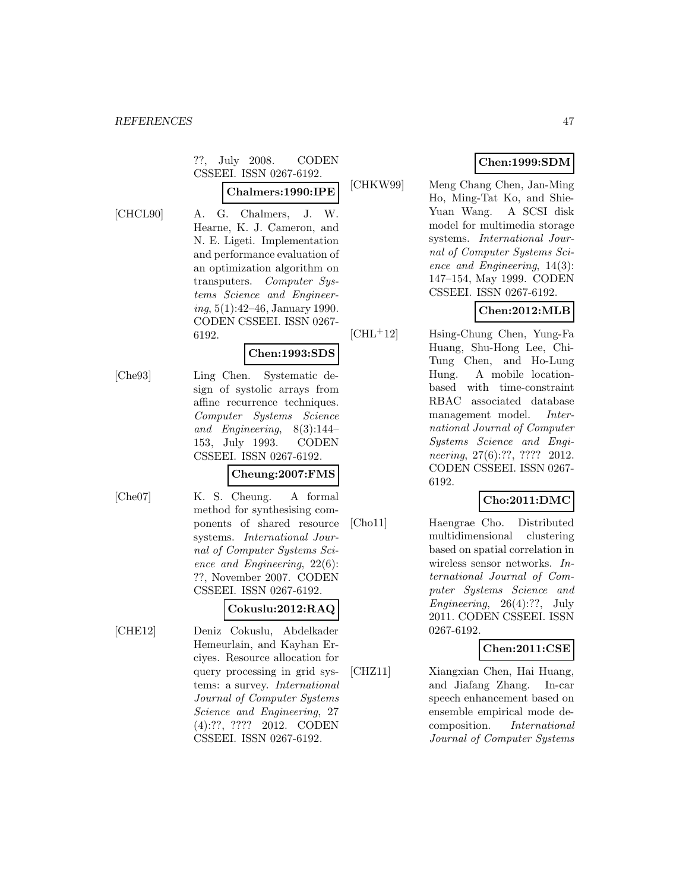??, July 2008. CODEN CSSEEI. ISSN 0267-6192.

**Chalmers:1990:IPE**

[CHCL90] A. G. Chalmers, J. W. Hearne, K. J. Cameron, and N. E. Ligeti. Implementation and performance evaluation of an optimization algorithm on transputers. *Computer Systems Science and Engineering*, 5(1):42–46, January 1990. CODEN CSSEEI. ISSN 0267-6192.

**Chen:1993:SDS**

[Che93] Ling Chen. Systematic design of systolic arrays from affine recurrence techniques. *Computer Systems Science and Engineering*, 8(3):144–153, July 1993. CODEN CSSEEI. ISSN 0267-6192.

**Cheung:2007:FMS**

[Che07] K. S. Cheung. A formal method for synthesising components of shared resource systems. *International Journal of Computer Systems Science and Engineering*, 22(6): ??, November 2007. CODEN CSSEEI. ISSN 0267-6192.

**Cokuslu:2012:RAQ**

[CHE12] Deniz Cokuslu, Abdelkader Hemeurlain, and Kayhan Erciyes. Resource allocation for query processing in grid systems: a survey. *International Journal of Computer Systems Science and Engineering*, 27 (4):??, ???? 2012. CODEN CSSEEI. ISSN 0267-6192.

**Chen:1999:SDM**

[CHKW99] Meng Chang Chen, Jan-Ming Ho, Ming-Tat Ko, and Shie-Yuan Wang. A SCSI disk model for multimedia storage systems. *International Journal of Computer Systems Science and Engineering*, 14(3): 147–154, May 1999. CODEN CSSEEI. ISSN 0267-6192.

**Chen:2012:MLB**

[CHL+12] Hsing-Chung Chen, Yung-Fa Huang, Shu-Hong Lee, Chi-Tung Chen, and Ho-Lung Hung. A mobile location-based with time-constraint RBAC associated database management model. *International Journal of Computer Systems Science and Engineering*, 27(6):??, ???? 2012. CODEN CSSEEI. ISSN 0267-6192.

**Cho:2011:DMC**

[Cho11] Haengrae Cho. Distributed multidimensional clustering based on spatial correlation in wireless sensor networks. *International Journal of Computer Systems Science and Engineering*, 26(4):??, July 2011. CODEN CSSEEI. ISSN 0267-6192.

**Chen:2011:CSE**

[CHZ11] Xiangxian Chen, Hai Huang, and Jiafang Zhang. In-car speech enhancement based on ensemble empirical mode decomposition. *International Journal of Computer Systems*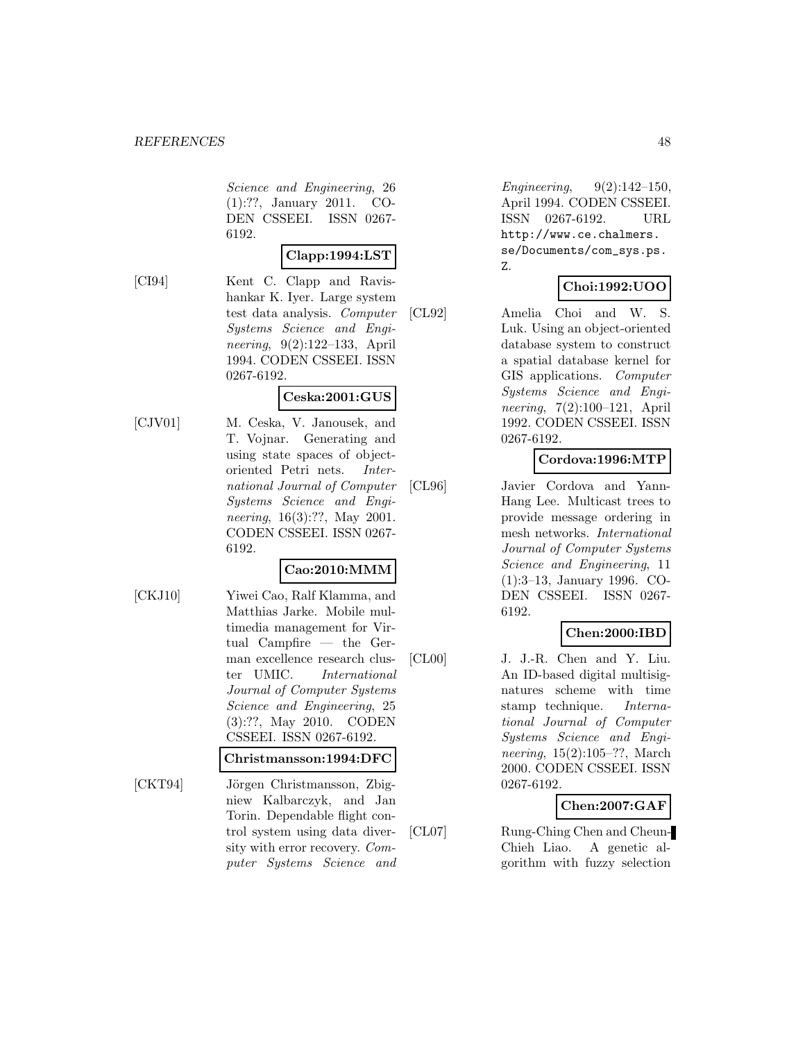*Science and Engineering*, 26 (1):??, January 2011. CODEN CSSEEI. ISSN 0267-6192.

**Clapp:1994:LST**

[CI94] Kent C. Clapp and Ravishankar K. Iyer. Large system test data analysis. *Computer Systems Science and Engineering*, 9(2):122–133, April 1994. CODEN CSSEEI. ISSN 0267-6192.

**Ceska:2001:GUS**

[CJV01] M. Ceska, V. Janousek, and T. Vojnar. Generating and using state spaces of object-oriented Petri nets. *International Journal of Computer Systems Science and Engineering*, 16(3):??, May 2001. CODEN CSSEEI. ISSN 0267-6192.

**Cao:2010:MMM**

[CKJ10] Yiwei Cao, Ralf Klamma, and Matthias Jarke. Mobile multimedia management for Virtual Campfire — the German excellence research cluster UMIC. *International Journal of Computer Systems Science and Engineering*, 25 (3):??, May 2010. CODEN CSSEEI. ISSN 0267-6192.

**Christmansson:1994:DFC**

[CKT94] Jörgen Christmansson, Zbigniew Kalbarczyk, and Jan Torin. Dependable flight control system using data diversity with error recovery. *Computer Systems Science and Engineering*, 9(2):142–150, April 1994. CODEN CSSEEI. ISSN 0267-6192. URL http://www.ce.chalmers.se/Documents/com_sys.ps.Z.

**Choi:1992:UOO**

[CL92] Amelia Choi and W. S. Luk. Using an object-oriented database system to construct a spatial database kernel for GIS applications. *Computer Systems Science and Engineering*, 7(2):100–121, April 1992. CODEN CSSEEI. ISSN 0267-6192.

**Cordova:1996:MTP**

[CL96] Javier Cordova and Yann-Hang Lee. Multicast trees to provide message ordering in mesh networks. *International Journal of Computer Systems Science and Engineering*, 11 (1):3–13, January 1996. CODEN CSSEEI. ISSN 0267-6192.

**Chen:2000:IBD**

[CL00] J. J.-R. Chen and Y. Liu. An ID-based digital multisignatures scheme with time stamp technique. *International Journal of Computer Systems Science and Engineering*, 15(2):105–??, March 2000. CODEN CSSEEI. ISSN 0267-6192.

**Chen:2007:GAF**

[CL07] Rung-Ching Chen and Cheun-Chieh Liao. A genetic algorithm with fuzzy selection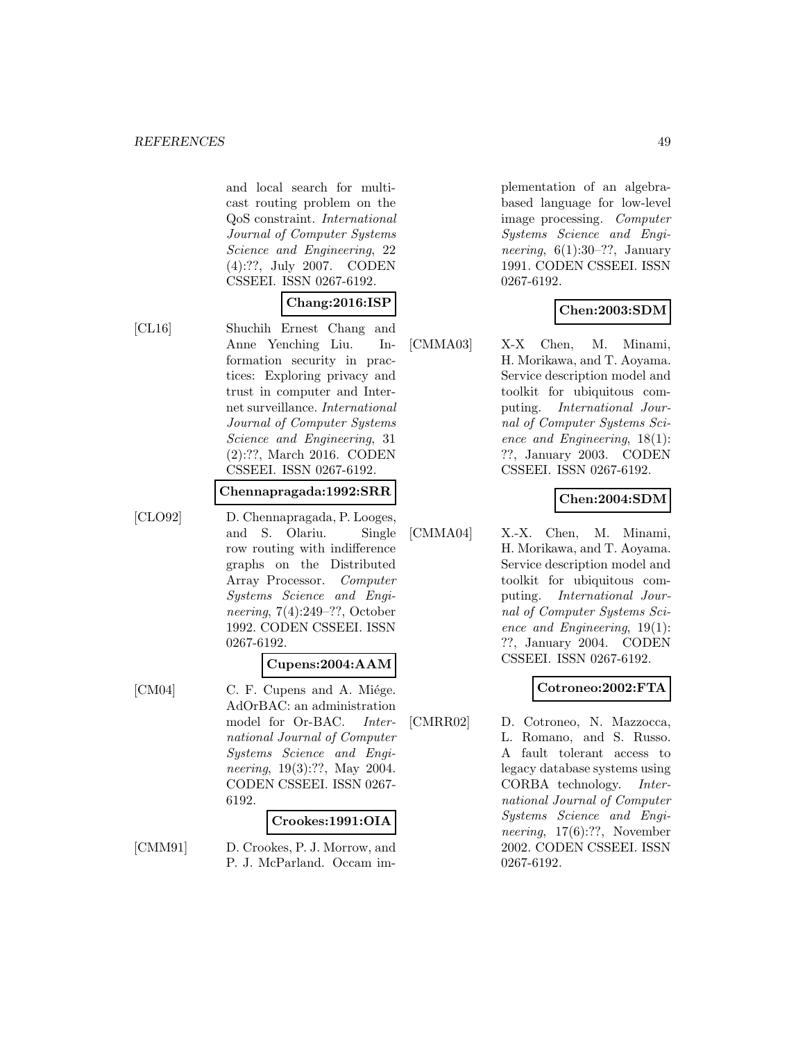and local search for multicast routing problem on the QoS constraint. *International Journal of Computer Systems Science and Engineering*, 22 (4):??, July 2007. CODEN CSSEEI. ISSN 0267-6192.

**Chang:2016:ISP**

[CL16] Shuchih Ernest Chang and Anne Yenching Liu. Information security in practices: Exploring privacy and trust in computer and Internet surveillance. *International Journal of Computer Systems Science and Engineering*, 31 (2):??, March 2016. CODEN CSSEEI. ISSN 0267-6192.

**Chennapragada:1992:SRR**

[CLO92] D. Chennapragada, P. Looges, and S. Olariu. Single row routing with indifference graphs on the Distributed Array Processor. *Computer Systems Science and Engineering*, 7(4):249–??, October 1992. CODEN CSSEEI. ISSN 0267-6192.

**Cupens:2004:AAM**

[CM04] C. F. Cupens and A. Miége. AdOrBAC: an administration model for Or-BAC. *International Journal of Computer Systems Science and Engineering*, 19(3):??, May 2004. CODEN CSSEEI. ISSN 0267-6192.

**Crookes:1991:OIA**

[CMM91] D. Crookes, P. J. Morrow, and P. J. McParland. Occam implementation of an algebra-based language for low-level image processing. *Computer Systems Science and Engineering*, 6(1):30–??, January 1991. CODEN CSSEEI. ISSN 0267-6192.

**Chen:2003:SDM**

[CMMA03] X-X Chen, M. Minami, H. Morikawa, and T. Aoyama. Service description model and toolkit for ubiquitous computing. *International Journal of Computer Systems Science and Engineering*, 18(1): ??, January 2003. CODEN CSSEEI. ISSN 0267-6192.

**Chen:2004:SDM**

[CMMA04] X.-X. Chen, M. Minami, H. Morikawa, and T. Aoyama. Service description model and toolkit for ubiquitous computing. *International Journal of Computer Systems Science and Engineering*, 19(1): ??, January 2004. CODEN CSSEEI. ISSN 0267-6192.

**Cotroneo:2002:FTA**

[CMRR02] D. Cotroneo, N. Mazzocca, L. Romano, and S. Russo. A fault tolerant access to legacy database systems using CORBA technology. *International Journal of Computer Systems Science and Engineering*, 17(6):??, November 2002. CODEN CSSEEI. ISSN 0267-6192.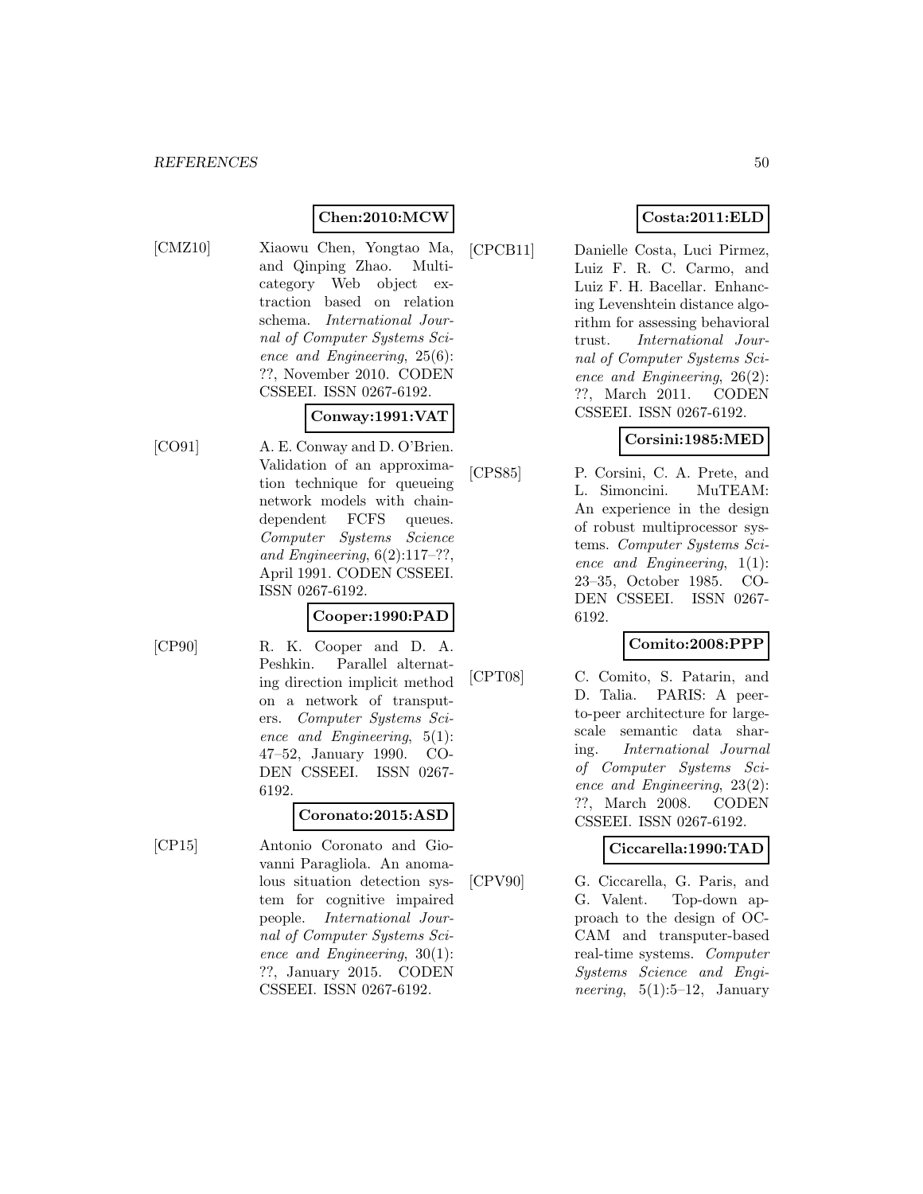**Chen:2010:MCW**

[CMZ10] Xiaowu Chen, Yongtao Ma, and Qinping Zhao. Multi-category Web object extraction based on relation schema. *International Journal of Computer Systems Science and Engineering*, 25(6): ??, November 2010. CODEN CSSEEI. ISSN 0267-6192.

**Conway:1991:VAT**

[CO91] A. E. Conway and D. O'Brien. Validation of an approximation technique for queueing network models with chain-dependent FCFS queues. *Computer Systems Science and Engineering*, 6(2):117–??, April 1991. CODEN CSSEEI. ISSN 0267-6192.

**Cooper:1990:PAD**

[CP90] R. K. Cooper and D. A. Peshkin. Parallel alternating direction implicit method on a network of transputers. *Computer Systems Science and Engineering*, 5(1): 47–52, January 1990. CODEN CSSEEI. ISSN 0267-6192.

**Coronato:2015:ASD**

[CP15] Antonio Coronato and Giovanni Paragliola. An anomalous situation detection system for cognitive impaired people. *International Journal of Computer Systems Science and Engineering*, 30(1): ??, January 2015. CODEN CSSEEI. ISSN 0267-6192.

**Costa:2011:ELD**

[CPCB11] Danielle Costa, Luci Pirmez, Luiz F. R. C. Carmo, and Luiz F. H. Bacellar. Enhancing Levenshtein distance algorithm for assessing behavioral trust. *International Journal of Computer Systems Science and Engineering*, 26(2): ??, March 2011. CODEN CSSEEI. ISSN 0267-6192.

**Corsini:1985:MED**

[CPS85] P. Corsini, C. A. Prete, and L. Simoncini. MuTEAM: An experience in the design of robust multiprocessor systems. *Computer Systems Science and Engineering*, 1(1): 23–35, October 1985. CODEN CSSEEI. ISSN 0267-6192.

**Comito:2008:PPP**

[CPT08] C. Comito, S. Patarin, and D. Talia. PARIS: A peer-to-peer architecture for large-scale semantic data sharing. *International Journal of Computer Systems Science and Engineering*, 23(2): ??, March 2008. CODEN CSSEEI. ISSN 0267-6192.

**Ciccarella:1990:TAD**

[CPV90] G. Ciccarella, G. Paris, and G. Valent. Top-down approach to the design of OCCAM and transputer-based real-time systems. *Computer Systems Science and Engineering*, 5(1):5–12, January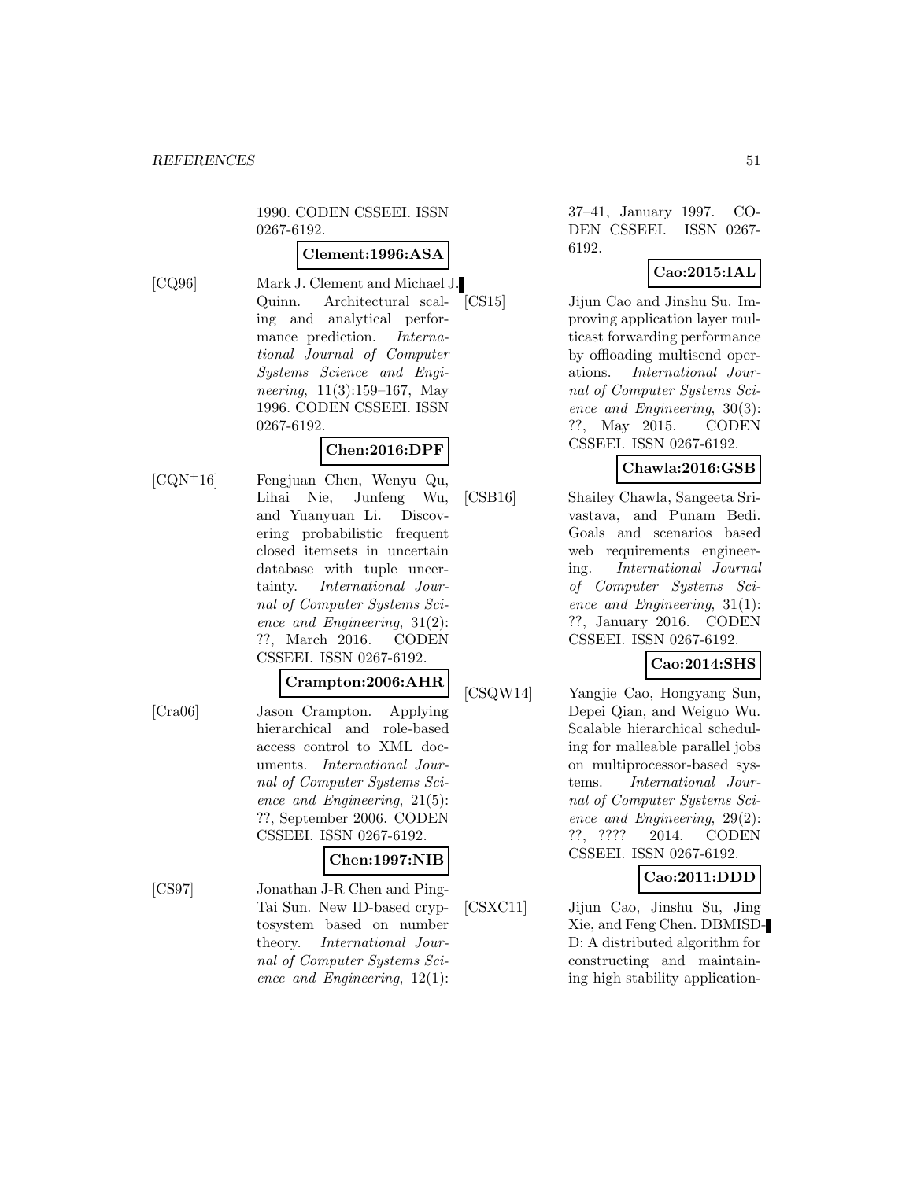1990. CODEN CSSEEI. ISSN 0267-6192.

**Clement:1996:ASA**

[CQ96] Mark J. Clement and Michael J. Quinn. Architectural scaling and analytical performance prediction. *International Journal of Computer Systems Science and Engineering*, 11(3):159–167, May 1996. CODEN CSSEEI. ISSN 0267-6192.

**Chen:2016:DPF**

[CQN+16] Fengjuan Chen, Wenyu Qu, Lihai Nie, Junfeng Wu, and Yuanyuan Li. Discovering probabilistic frequent closed itemsets in uncertain database with tuple uncertainty. *International Journal of Computer Systems Science and Engineering*, 31(2): ??, March 2016. CODEN CSSEEI. ISSN 0267-6192.

**Crampton:2006:AHR**

[Cra06] Jason Crampton. Applying hierarchical and role-based access control to XML documents. *International Journal of Computer Systems Science and Engineering*, 21(5): ??, September 2006. CODEN CSSEEI. ISSN 0267-6192.

**Chen:1997:NIB**

[CS97] Jonathan J-R Chen and Ping-Tai Sun. New ID-based cryptosystem based on number theory. *International Journal of Computer Systems Science and Engineering*, 12(1): 37–41, January 1997. CODEN CSSEEI. ISSN 0267-6192.

**Cao:2015:IAL**

[CS15] Jijun Cao and Jinshu Su. Improving application layer multicast forwarding performance by offloading multisend operations. *International Journal of Computer Systems Science and Engineering*, 30(3): ??, May 2015. CODEN CSSEEI. ISSN 0267-6192.

**Chawla:2016:GSB**

[CSB16] Shailey Chawla, Sangeeta Srivastava, and Punam Bedi. Goals and scenarios based web requirements engineering. *International Journal of Computer Systems Science and Engineering*, 31(1): ??, January 2016. CODEN CSSEEI. ISSN 0267-6192.

**Cao:2014:SHS**

[CSQW14] Yangjie Cao, Hongyang Sun, Depei Qian, and Weiguo Wu. Scalable hierarchical scheduling for malleable parallel jobs on multiprocessor-based systems. *International Journal of Computer Systems Science and Engineering*, 29(2): ??, ???? 2014. CODEN CSSEEI. ISSN 0267-6192.

**Cao:2011:DDD**

[CSXC11] Jijun Cao, Jinshu Su, Jing Xie, and Feng Chen. DBMISD-D: A distributed algorithm for constructing and maintaining high stability application-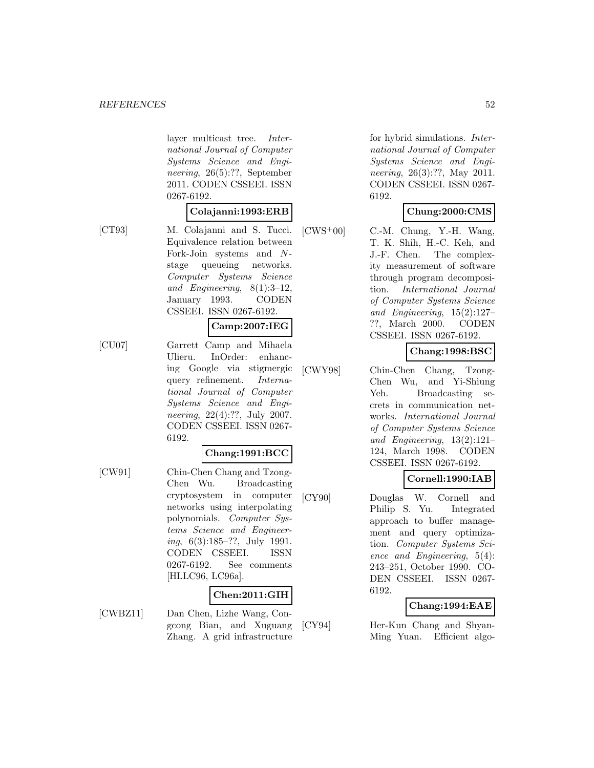layer multicast tree. *International Journal of Computer Systems Science and Engineering*, 26(5):??, September 2011. CODEN CSSEEI. ISSN 0267-6192.

**Colajanni:1993:ERB**

[CT93] M. Colajanni and S. Tucci. Equivalence relation between Fork-Join systems and $N$-stage queueing networks. *Computer Systems Science and Engineering*, 8(1):3–12, January 1993. CODEN CSSEEI. ISSN 0267-6192.

**Camp:2007:IEG**

[CU07] Garrett Camp and Mihaela Ulieru. InOrder: enhancing Google via stigmergic query refinement. *International Journal of Computer Systems Science and Engineering*, 22(4):??, July 2007. CODEN CSSEEI. ISSN 0267-6192.

**Chang:1991:BCC**

[CW91] Chin-Chen Chang and Tzong-Chen Wu. Broadcasting cryptosystem in computer networks using interpolating polynomials. *Computer Systems Science and Engineering*, 6(3):185–??, July 1991. CODEN CSSEEI. ISSN 0267-6192. See comments [HLLC96, LC96a].

**Chen:2011:GIH**

[CWBZ11] Dan Chen, Lizhe Wang, Congcong Bian, and Xuguang Zhang. A grid infrastructure for hybrid simulations. *International Journal of Computer Systems Science and Engineering*, 26(3):??, May 2011. CODEN CSSEEI. ISSN 0267-6192.

**Chung:2000:CMS**

[CWS+00] C.-M. Chung, Y.-H. Wang, T. K. Shih, H.-C. Keh, and J.-F. Chen. The complexity measurement of software through program decomposition. *International Journal of Computer Systems Science and Engineering*, 15(2):127–??, March 2000. CODEN CSSEEI. ISSN 0267-6192.

**Chang:1998:BSC**

[CWY98] Chin-Chen Chang, Tzong-Chen Wu, and Yi-Shiung Yeh. Broadcasting secrets in communication networks. *International Journal of Computer Systems Science and Engineering*, 13(2):121–124, March 1998. CODEN CSSEEI. ISSN 0267-6192.

**Cornell:1990:IAB**

[CY90] Douglas W. Cornell and Philip S. Yu. Integrated approach to buffer management and query optimization. *Computer Systems Science and Engineering*, 5(4): 243–251, October 1990. CODEN CSSEEI. ISSN 0267-6192.

**Chang:1994:EAE**

[CY94] Her-Kun Chang and Shyan-Ming Yuan. Efficient algo-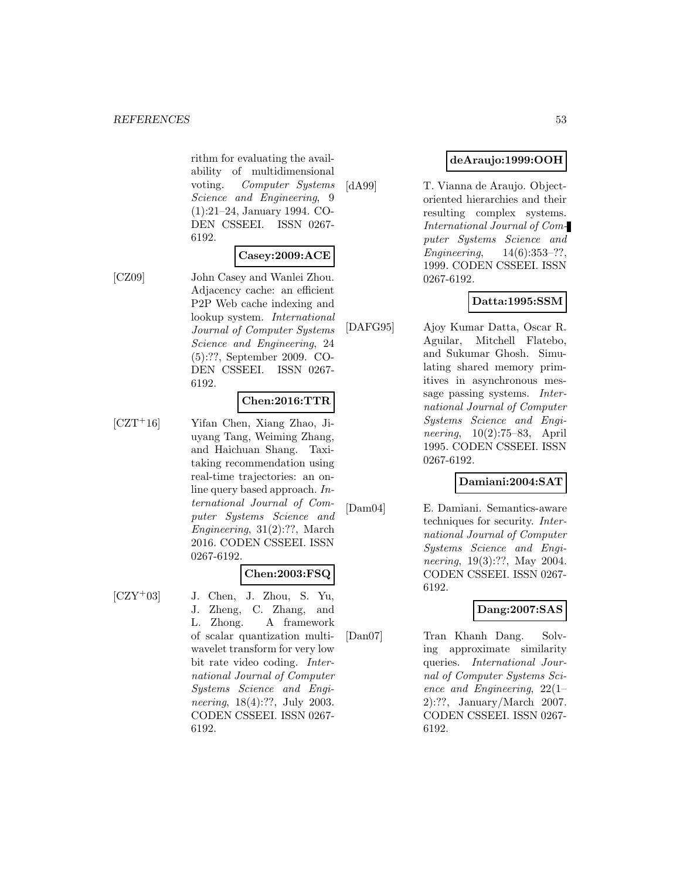rithm for evaluating the availability of multidimensional voting. *Computer Systems Science and Engineering*, 9 (1):21–24, January 1994. CODEN CSSEEI. ISSN 0267-6192.

**Casey:2009:ACE**

[CZ09] John Casey and Wanlei Zhou. Adjacency cache: an efficient P2P Web cache indexing and lookup system. *International Journal of Computer Systems Science and Engineering*, 24 (5):??, September 2009. CODEN CSSEEI. ISSN 0267-6192.

**Chen:2016:TTR**

[CZT+16] Yifan Chen, Xiang Zhao, Jiuyang Tang, Weiming Zhang, and Haichuan Shang. Taxi-taking recommendation using real-time trajectories: an online query based approach. *International Journal of Computer Systems Science and Engineering*, 31(2):??, March 2016. CODEN CSSEEI. ISSN 0267-6192.

**Chen:2003:FSQ**

[CZY+03] J. Chen, J. Zhou, S. Yu, J. Zheng, C. Zhang, and L. Zhong. A framework of scalar quantization multiwavelet transform for very low bit rate video coding. *International Journal of Computer Systems Science and Engineering*, 18(4):??, July 2003. CODEN CSSEEI. ISSN 0267-6192.

**deAraujo:1999:OOH**

[dA99] T. Vianna de Araujo. Object-oriented hierarchies and their resulting complex systems. *International Journal of Computer Systems Science and Engineering*, 14(6):353–??, 1999. CODEN CSSEEI. ISSN 0267-6192.

**Datta:1995:SSM**

[DAFG95] Ajoy Kumar Datta, Oscar R. Aguilar, Mitchell Flatebo, and Sukumar Ghosh. Simulating shared memory primitives in asynchronous message passing systems. *International Journal of Computer Systems Science and Engineering*, 10(2):75–83, April 1995. CODEN CSSEEI. ISSN 0267-6192.

**Damiani:2004:SAT**

[Dam04] E. Damiani. Semantics-aware techniques for security. *International Journal of Computer Systems Science and Engineering*, 19(3):??, May 2004. CODEN CSSEEI. ISSN 0267-6192.

**Dang:2007:SAS**

[Dan07] Tran Khanh Dang. Solving approximate similarity queries. *International Journal of Computer Systems Science and Engineering*, 22(1–2):??, January/March 2007. CODEN CSSEEI. ISSN 0267-6192.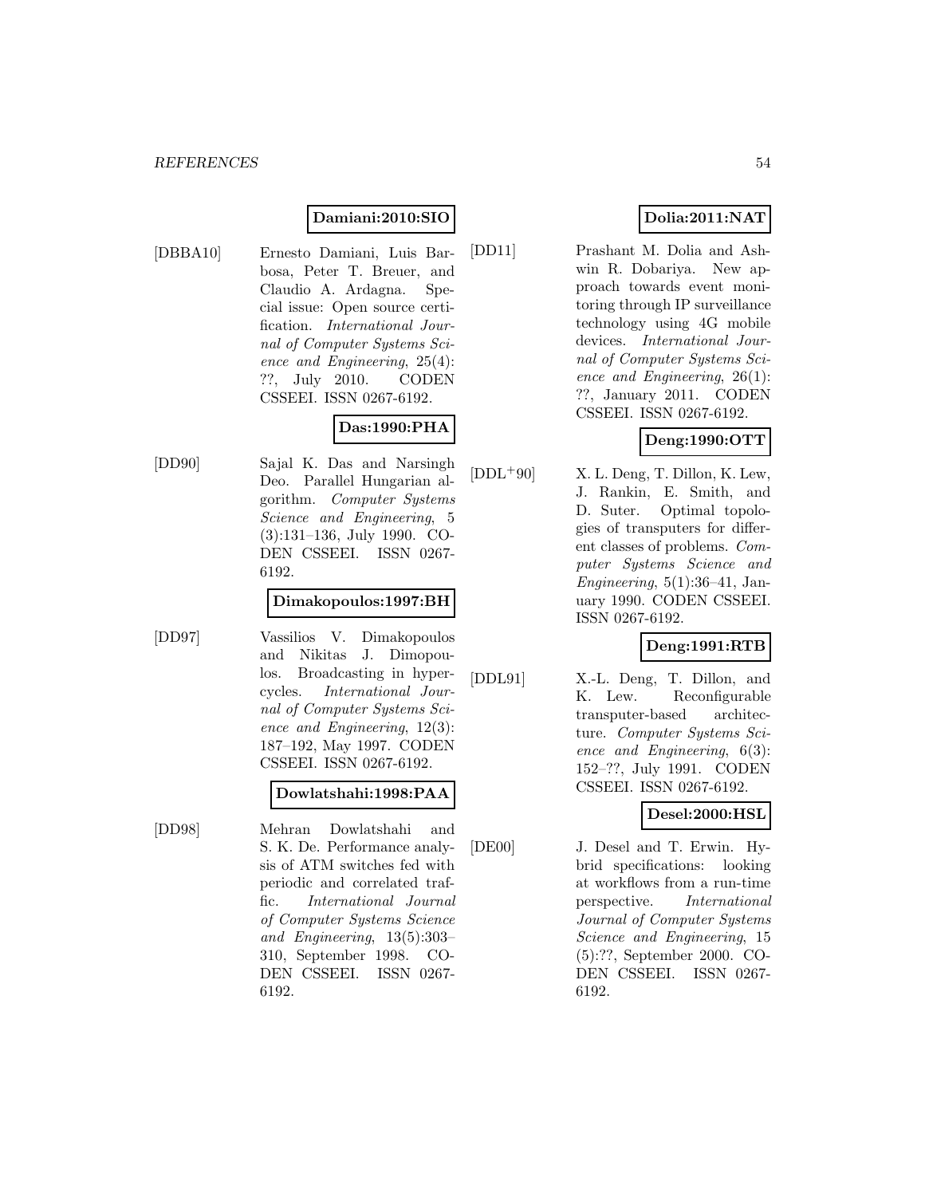**Damiani:2010:SIO**

[DBBA10] Ernesto Damiani, Luis Barbosa, Peter T. Breuer, and Claudio A. Ardagna. Special issue: Open source certification. *International Journal of Computer Systems Science and Engineering*, 25(4): ??, July 2010. CODEN CSSEEI. ISSN 0267-6192.

**Das:1990:PHA**

[DD90] Sajal K. Das and Narsingh Deo. Parallel Hungarian algorithm. *Computer Systems Science and Engineering*, 5 (3):131–136, July 1990. CODEN CSSEEI. ISSN 0267-6192.

**Dimakopoulos:1997:BH**

[DD97] Vassilios V. Dimakopoulos and Nikitas J. Dimopoulos. Broadcasting in hypercycles. *International Journal of Computer Systems Science and Engineering*, 12(3): 187–192, May 1997. CODEN CSSEEI. ISSN 0267-6192.

**Dowlatshahi:1998:PAA**

[DD98] Mehran Dowlatshahi and S. K. De. Performance analysis of ATM switches fed with periodic and correlated traffic. *International Journal of Computer Systems Science and Engineering*, 13(5):303–310, September 1998. CODEN CSSEEI. ISSN 0267-6192.

**Dolia:2011:NAT**

[DD11] Prashant M. Dolia and Ashwin R. Dobariya. New approach towards event monitoring through IP surveillance technology using 4G mobile devices. *International Journal of Computer Systems Science and Engineering*, 26(1): ??, January 2011. CODEN CSSEEI. ISSN 0267-6192.

**Deng:1990:OTT**

[DDL+90] X. L. Deng, T. Dillon, K. Lew, J. Rankin, E. Smith, and D. Suter. Optimal topologies of transputers for different classes of problems. *Computer Systems Science and Engineering*, 5(1):36–41, January 1990. CODEN CSSEEI. ISSN 0267-6192.

**Deng:1991:RTB**

[DDL91] X.-L. Deng, T. Dillon, and K. Lew. Reconfigurable transputer-based architecture. *Computer Systems Science and Engineering*, 6(3): 152–??, July 1991. CODEN CSSEEI. ISSN 0267-6192.

**Desel:2000:HSL**

[DE00] J. Desel and T. Erwin. Hybrid specifications: looking at workflows from a run-time perspective. *International Journal of Computer Systems Science and Engineering*, 15 (5):??, September 2000. CODEN CSSEEI. ISSN 0267-6192.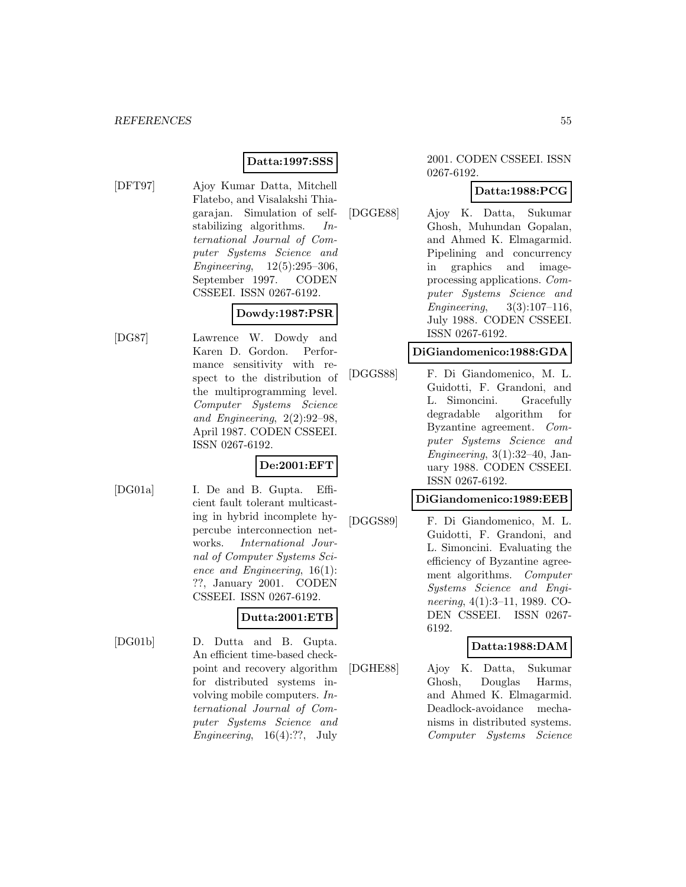**Datta:1997:SSS**

[DFT97] Ajoy Kumar Datta, Mitchell Flatebo, and Visalakshi Thiagarajan. Simulation of self-stabilizing algorithms. *International Journal of Computer Systems Science and Engineering*, 12(5):295–306, September 1997. CODEN CSSEEI. ISSN 0267-6192.

**Dowdy:1987:PSR**

[DG87] Lawrence W. Dowdy and Karen D. Gordon. Performance sensitivity with respect to the distribution of the multiprogramming level. *Computer Systems Science and Engineering*, 2(2):92–98, April 1987. CODEN CSSEEI. ISSN 0267-6192.

**De:2001:EFT**

[DG01a] I. De and B. Gupta. Efficient fault tolerant multicasting in hybrid incomplete hypercube interconnection networks. *International Journal of Computer Systems Science and Engineering*, 16(1): ??, January 2001. CODEN CSSEEI. ISSN 0267-6192.

**Dutta:2001:ETB**

[DG01b] D. Dutta and B. Gupta. An efficient time-based checkpoint and recovery algorithm for distributed systems involving mobile computers. *International Journal of Computer Systems Science and Engineering*, 16(4):??, July 2001. CODEN CSSEEI. ISSN 0267-6192.

**Datta:1988:PCG**

[DGGE88] Ajoy K. Datta, Sukumar Ghosh, Muhundan Gopalan, and Ahmed K. Elmagarmid. Pipelining and concurrency in graphics and image-processing applications. *Computer Systems Science and Engineering*, 3(3):107–116, July 1988. CODEN CSSEEI. ISSN 0267-6192.

**DiGiandomenico:1988:GDA**

[DGGS88] F. Di Giandomenico, M. L. Guidotti, F. Grandoni, and L. Simoncini. Gracefully degradable algorithm for Byzantine agreement. *Computer Systems Science and Engineering*, 3(1):32–40, January 1988. CODEN CSSEEI. ISSN 0267-6192.

**DiGiandomenico:1989:EEB**

[DGGS89] F. Di Giandomenico, M. L. Guidotti, F. Grandoni, and L. Simoncini. Evaluating the efficiency of Byzantine agreement algorithms. *Computer Systems Science and Engineering*, 4(1):3–11, 1989. CODEN CSSEEI. ISSN 0267-6192.

**Datta:1988:DAM**

[DGHE88] Ajoy K. Datta, Sukumar Ghosh, Douglas Harms, and Ahmed K. Elmagarmid. Deadlock-avoidance mechanisms in distributed systems. *Computer Systems Science*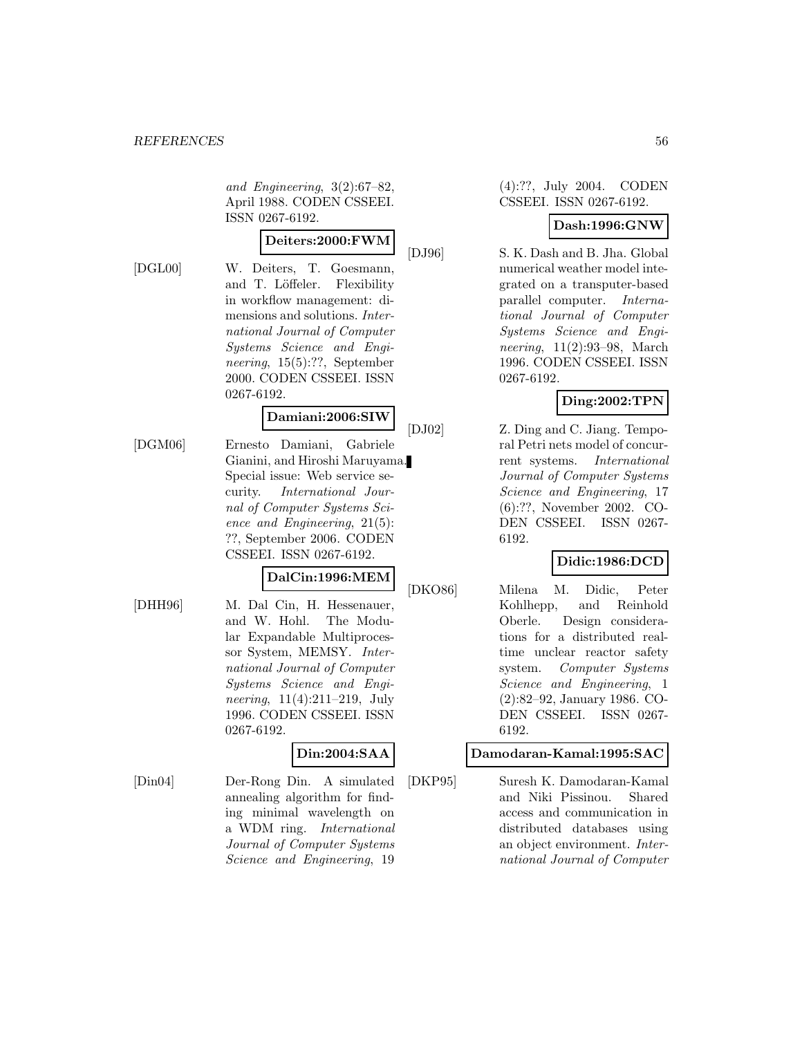*and Engineering*, 3(2):67–82, April 1988. CODEN CSSEEI. ISSN 0267-6192.

**Deiters:2000:FWM**

[DGL00] W. Deiters, T. Goesmann, and T. Löffeler. Flexibility in workflow management: dimensions and solutions. *International Journal of Computer Systems Science and Engineering*, 15(5):??, September 2000. CODEN CSSEEI. ISSN 0267-6192.

**Damiani:2006:SIW**

[DGM06] Ernesto Damiani, Gabriele Gianini, and Hiroshi Maruyama. Special issue: Web service security. *International Journal of Computer Systems Science and Engineering*, 21(5): ??, September 2006. CODEN CSSEEI. ISSN 0267-6192.

**DalCin:1996:MEM**

[DHH96] M. Dal Cin, H. Hessenauer, and W. Hohl. The Modular Expandable Multiprocessor System, MEMSY. *International Journal of Computer Systems Science and Engineering*, 11(4):211–219, July 1996. CODEN CSSEEI. ISSN 0267-6192.

**Din:2004:SAA**

[Din04] Der-Rong Din. A simulated annealing algorithm for finding minimal wavelength on a WDM ring. *International Journal of Computer Systems Science and Engineering*, 19 (4):??, July 2004. CODEN CSSEEI. ISSN 0267-6192.

**Dash:1996:GNW**

[DJ96] S. K. Dash and B. Jha. Global numerical weather model integrated on a transputer-based parallel computer. *International Journal of Computer Systems Science and Engineering*, 11(2):93–98, March 1996. CODEN CSSEEI. ISSN 0267-6192.

**Ding:2002:TPN**

[DJ02] Z. Ding and C. Jiang. Temporal Petri nets model of concurrent systems. *International Journal of Computer Systems Science and Engineering*, 17 (6):??, November 2002. CODEN CSSEEI. ISSN 0267-6192.

**Didic:1986:DCD**

[DKO86] Milena M. Didic, Peter Kohlhepp, and Reinhold Oberle. Design considerations for a distributed realtime unclear reactor safety system. *Computer Systems Science and Engineering*, 1 (2):82–92, January 1986. CODEN CSSEEI. ISSN 0267-6192.

**Damodaran-Kamal:1995:SAC**

[DKP95] Suresh K. Damodaran-Kamal and Niki Pissinou. Shared access and communication in distributed databases using an object environment. *International Journal of Computer*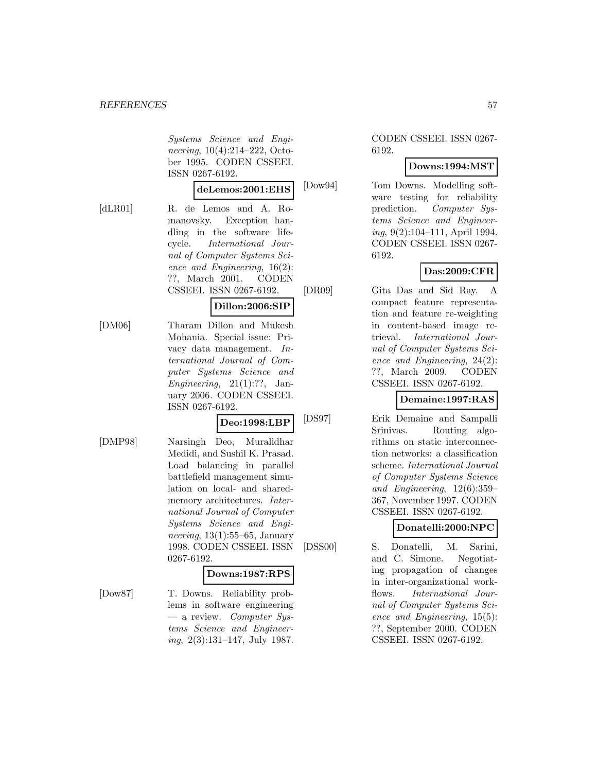*Systems Science and Engineering*, 10(4):214–222, October 1995. CODEN CSSEEI. ISSN 0267-6192.

**deLemos:2001:EHS**

[dLR01] R. de Lemos and A. Romanovsky. Exception handling in the software lifecycle. *International Journal of Computer Systems Science and Engineering*, 16(2): ??, March 2001. CODEN CSSEEI. ISSN 0267-6192.

**Dillon:2006:SIP**

[DM06] Tharam Dillon and Mukesh Mohania. Special issue: Privacy data management. *International Journal of Computer Systems Science and Engineering*, 21(1):??, January 2006. CODEN CSSEEI. ISSN 0267-6192.

**Deo:1998:LBP**

[DMP98] Narsingh Deo, Muralidhar Medidi, and Sushil K. Prasad. Load balancing in parallel battlefield management simulation on local- and shared-memory architectures. *International Journal of Computer Systems Science and Engineering*, 13(1):55–65, January 1998. CODEN CSSEEI. ISSN 0267-6192.

**Downs:1987:RPS**

[Dow87] T. Downs. Reliability problems in software engineering — a review. *Computer Systems Science and Engineering*, 2(3):131–147, July 1987. CODEN CSSEEI. ISSN 0267-6192.

**Downs:1994:MST**

[Dow94] Tom Downs. Modelling software testing for reliability prediction. *Computer Systems Science and Engineering*, 9(2):104–111, April 1994. CODEN CSSEEI. ISSN 0267-6192.

**Das:2009:CFR**

[DR09] Gita Das and Sid Ray. A compact feature representation and feature re-weighting in content-based image retrieval. *International Journal of Computer Systems Science and Engineering*, 24(2): ??, March 2009. CODEN CSSEEI. ISSN 0267-6192.

**Demaine:1997:RAS**

[DS97] Erik Demaine and Sampalli Srinivas. Routing algorithms on static interconnection networks: a classification scheme. *International Journal of Computer Systems Science and Engineering*, 12(6):359–367, November 1997. CODEN CSSEEI. ISSN 0267-6192.

**Donatelli:2000:NPC**

[DSS00] S. Donatelli, M. Sarini, and C. Simone. Negotiating propagation of changes in inter-organizational workflows. *International Journal of Computer Systems Science and Engineering*, 15(5): ??, September 2000. CODEN CSSEEI. ISSN 0267-6192.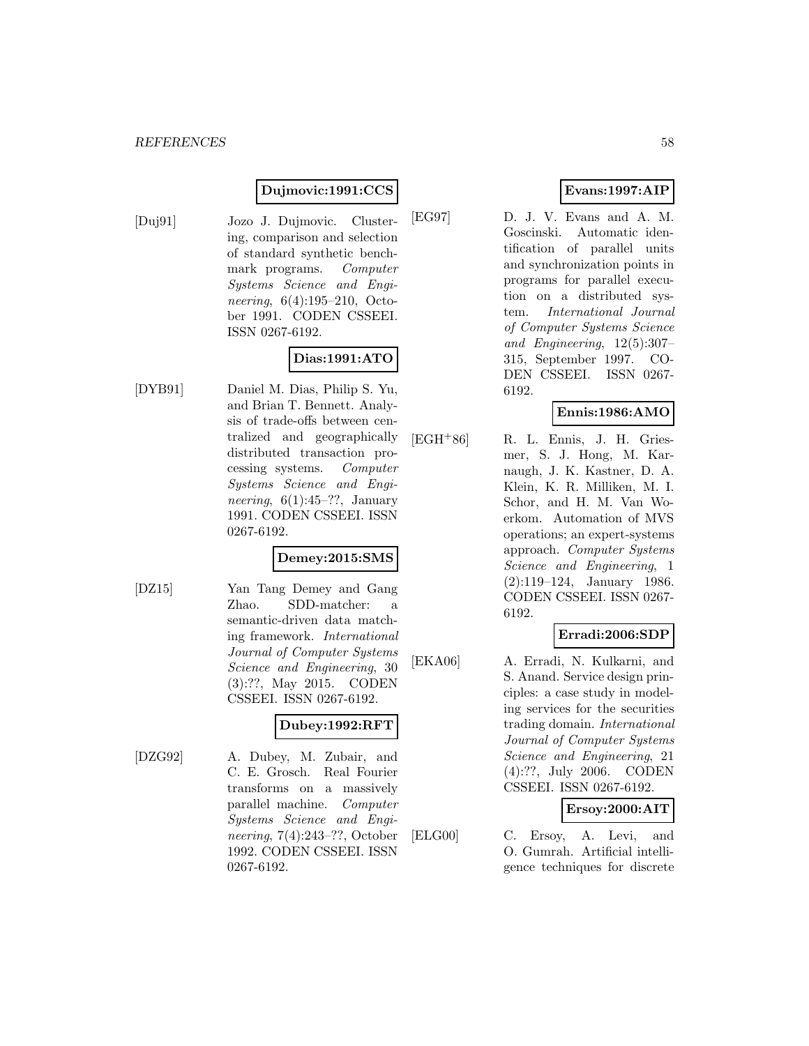**Dujmovic:1991:CCS**

[Duj91] Jozo J. Dujmovic. Clustering, comparison and selection of standard synthetic benchmark programs. *Computer Systems Science and Engineering*, 6(4):195–210, October 1991. CODEN CSSEEI. ISSN 0267-6192.

**Dias:1991:ATO**

[DYB91] Daniel M. Dias, Philip S. Yu, and Brian T. Bennett. Analysis of trade-offs between centralized and geographically distributed transaction processing systems. *Computer Systems Science and Engineering*, 6(1):45–??, January 1991. CODEN CSSEEI. ISSN 0267-6192.

**Demey:2015:SMS**

[DZ15] Yan Tang Demey and Gang Zhao. SDD-matcher: a semantic-driven data matching framework. *International Journal of Computer Systems Science and Engineering*, 30 (3):??, May 2015. CODEN CSSEEI. ISSN 0267-6192.

**Dubey:1992:RFT**

[DZG92] A. Dubey, M. Zubair, and C. E. Grosch. Real Fourier transforms on a massively parallel machine. *Computer Systems Science and Engineering*, 7(4):243–??, October 1992. CODEN CSSEEI. ISSN 0267-6192.

**Evans:1997:AIP**

[EG97] D. J. V. Evans and A. M. Goscinski. Automatic identification of parallel units and synchronization points in programs for parallel execution on a distributed system. *International Journal of Computer Systems Science and Engineering*, 12(5):307–315, September 1997. CODEN CSSEEI. ISSN 0267-6192.

**Ennis:1986:AMO**

[EGH+86] R. L. Ennis, J. H. Griesmer, S. J. Hong, M. Karnaugh, J. K. Kastner, D. A. Klein, K. R. Milliken, M. I. Schor, and H. M. Van Woerkom. Automation of MVS operations; an expert-systems approach. *Computer Systems Science and Engineering*, 1 (2):119–124, January 1986. CODEN CSSEEI. ISSN 0267-6192.

**Erradi:2006:SDP**

[EKA06] A. Erradi, N. Kulkarni, and S. Anand. Service design principles: a case study in modeling services for the securities trading domain. *International Journal of Computer Systems Science and Engineering*, 21 (4):??, July 2006. CODEN CSSEEI. ISSN 0267-6192.

**Ersoy:2000:AIT**

[ELG00] C. Ersoy, A. Levi, and O. Gumrah. Artificial intelligence techniques for discrete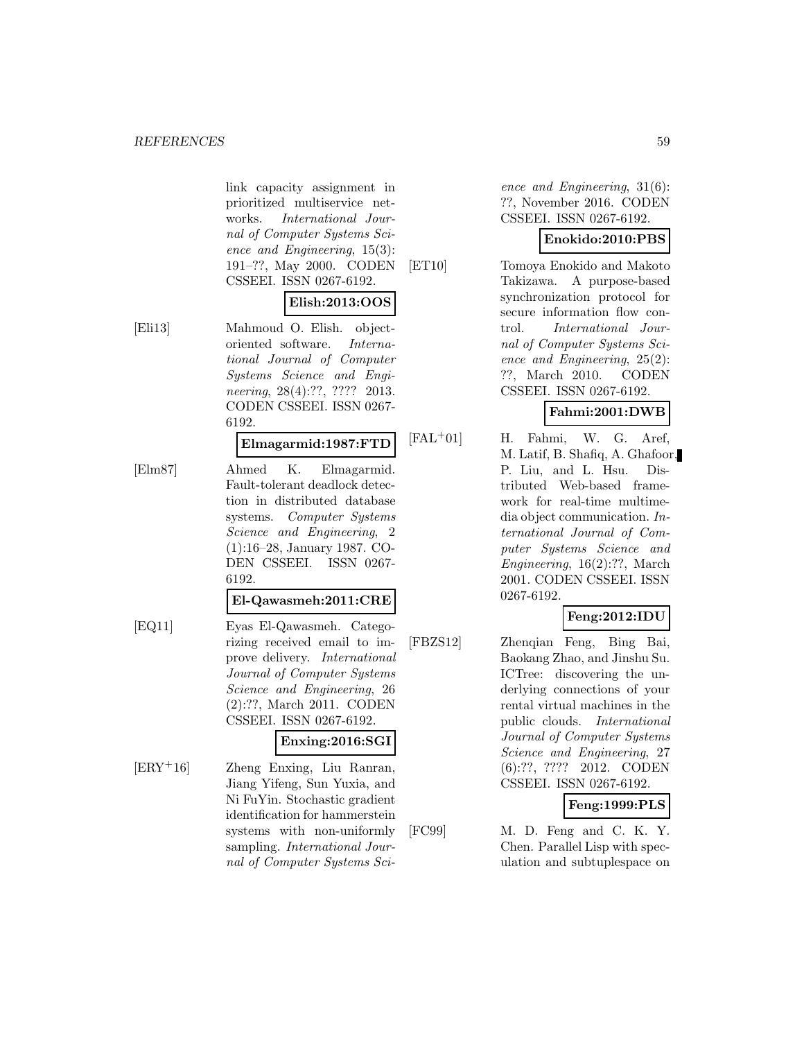link capacity assignment in prioritized multiservice networks. *International Journal of Computer Systems Science and Engineering*, 15(3): 191–??, May 2000. CODEN CSSEEI. ISSN 0267-6192.

**Elish:2013:OOS**

[Eli13] Mahmoud O. Elish. object-oriented software. *International Journal of Computer Systems Science and Engineering*, 28(4):??, ???? 2013. CODEN CSSEEI. ISSN 0267-6192.

**Elmagarmid:1987:FTD**

[Elm87] Ahmed K. Elmagarmid. Fault-tolerant deadlock detection in distributed database systems. *Computer Systems Science and Engineering*, 2 (1):16–28, January 1987. CODEN CSSEEI. ISSN 0267-6192.

**El-Qawasmeh:2011:CRE**

[EQ11] Eyas El-Qawasmeh. Categorizing received email to improve delivery. *International Journal of Computer Systems Science and Engineering*, 26 (2):??, March 2011. CODEN CSSEEI. ISSN 0267-6192.

**Enxing:2016:SGI**

[ERY+16] Zheng Enxing, Liu Ranran, Jiang Yifeng, Sun Yuxia, and Ni FuYin. Stochastic gradient identification for hammerstein systems with non-uniformly sampling. *International Journal of Computer Systems Science and Engineering*, 31(6): ??, November 2016. CODEN CSSEEI. ISSN 0267-6192.

**Enokido:2010:PBS**

[ET10] Tomoya Enokido and Makoto Takizawa. A purpose-based synchronization protocol for secure information flow control. *International Journal of Computer Systems Science and Engineering*, 25(2): ??, March 2010. CODEN CSSEEI. ISSN 0267-6192.

**Fahmi:2001:DWB**

[FAL+01] H. Fahmi, W. G. Aref, M. Latif, B. Shafiq, A. Ghafoor, P. Liu, and L. Hsu. Distributed Web-based framework for real-time multimedia object communication. *International Journal of Computer Systems Science and Engineering*, 16(2):??, March 2001. CODEN CSSEEI. ISSN 0267-6192.

**Feng:2012:IDU**

[FBZS12] Zhenqian Feng, Bing Bai, Baokang Zhao, and Jinshu Su. ICTree: discovering the underlying connections of your rental virtual machines in the public clouds. *International Journal of Computer Systems Science and Engineering*, 27 (6):??, ???? 2012. CODEN CSSEEI. ISSN 0267-6192.

**Feng:1999:PLS**

[FC99] M. D. Feng and C. K. Y. Chen. Parallel Lisp with speculation and subtuplespace on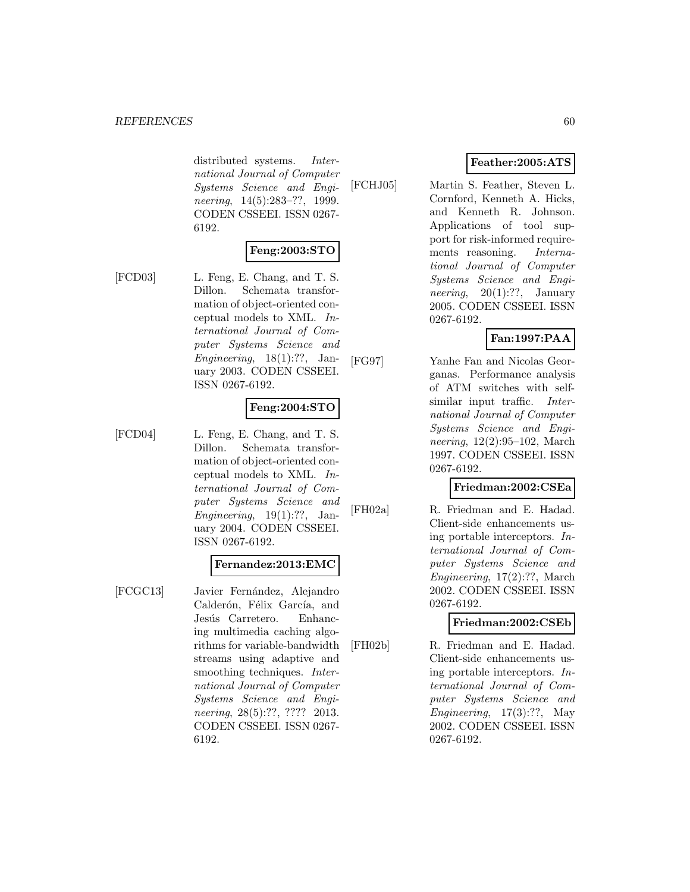distributed systems. *International Journal of Computer Systems Science and Engineering*, 14(5):283–??, 1999. CODEN CSSEEI. ISSN 0267-6192.

**Feng:2003:STO**

[FCD03] L. Feng, E. Chang, and T. S. Dillon. Schemata transformation of object-oriented conceptual models to XML. *International Journal of Computer Systems Science and Engineering*, 18(1):??, January 2003. CODEN CSSEEI. ISSN 0267-6192.

**Feng:2004:STO**

[FCD04] L. Feng, E. Chang, and T. S. Dillon. Schemata transformation of object-oriented conceptual models to XML. *International Journal of Computer Systems Science and Engineering*, 19(1):??, January 2004. CODEN CSSEEI. ISSN 0267-6192.

**Fernandez:2013:EMC**

[FCGC13] Javier Fernández, Alejandro Calderón, Félix García, and Jesús Carretero. Enhancing multimedia caching algorithms for variable-bandwidth streams using adaptive and smoothing techniques. *International Journal of Computer Systems Science and Engineering*, 28(5):??, ???? 2013. CODEN CSSEEI. ISSN 0267-6192.

**Feather:2005:ATS**

[FCHJ05] Martin S. Feather, Steven L. Cornford, Kenneth A. Hicks, and Kenneth R. Johnson. Applications of tool support for risk-informed requirements reasoning. *International Journal of Computer Systems Science and Engineering*, 20(1):??, January 2005. CODEN CSSEEI. ISSN 0267-6192.

**Fan:1997:PAA**

[FG97] Yanhe Fan and Nicolas Georganas. Performance analysis of ATM switches with self-similar input traffic. *International Journal of Computer Systems Science and Engineering*, 12(2):95–102, March 1997. CODEN CSSEEI. ISSN 0267-6192.

**Friedman:2002:CSEa**

[FH02a] R. Friedman and E. Hadad. Client-side enhancements using portable interceptors. *International Journal of Computer Systems Science and Engineering*, 17(2):??, March 2002. CODEN CSSEEI. ISSN 0267-6192.

**Friedman:2002:CSEb**

[FH02b] R. Friedman and E. Hadad. Client-side enhancements using portable interceptors. *International Journal of Computer Systems Science and Engineering*, 17(3):??, May 2002. CODEN CSSEEI. ISSN 0267-6192.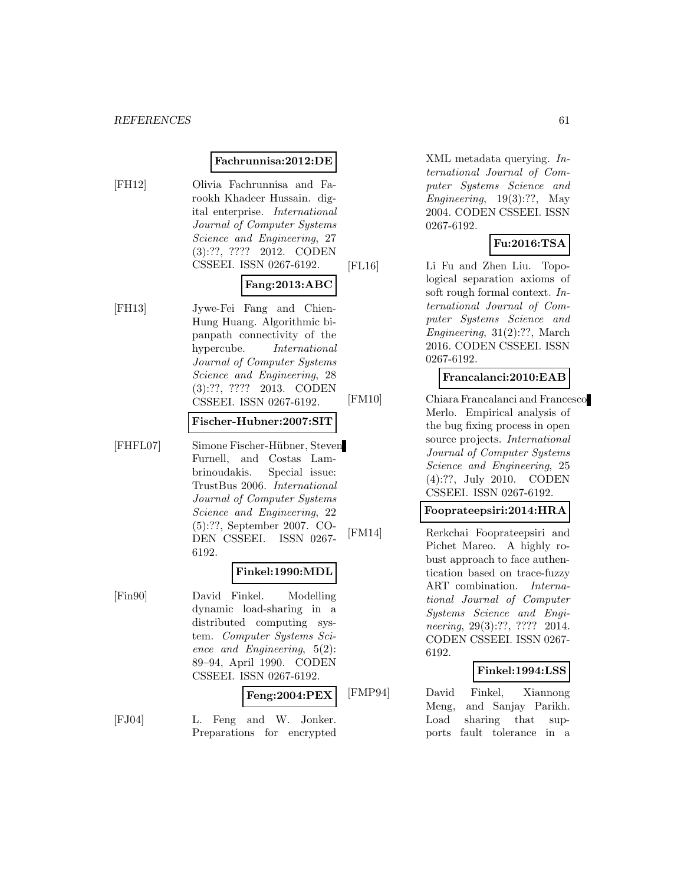**Fachrunnisa:2012:DE**

[FH12] Olivia Fachrunnisa and Farookh Khadeer Hussain. digital enterprise. *International Journal of Computer Systems Science and Engineering*, 27 (3):??, ???? 2012. CODEN CSSEEI. ISSN 0267-6192.

**Fang:2013:ABC**

[FH13] Jywe-Fei Fang and Chien-Hung Huang. Algorithmic bipanpath connectivity of the hypercube. *International Journal of Computer Systems Science and Engineering*, 28 (3):??, ???? 2013. CODEN CSSEEI. ISSN 0267-6192.

**Fischer-Hubner:2007:SIT**

[FHFL07] Simone Fischer-Hübner, Steven Furnell, and Costas Lambrinoudakis. Special issue: TrustBus 2006. *International Journal of Computer Systems Science and Engineering*, 22 (5):??, September 2007. CODEN CSSEEI. ISSN 0267-6192.

**Finkel:1990:MDL**

[Fin90] David Finkel. Modelling dynamic load-sharing in a distributed computing system. *Computer Systems Science and Engineering*, 5(2): 89–94, April 1990. CODEN CSSEEI. ISSN 0267-6192.

**Feng:2004:PEX**

[FJ04] L. Feng and W. Jonker. Preparations for encrypted XML metadata querying. *International Journal of Computer Systems Science and Engineering*, 19(3):??, May 2004. CODEN CSSEEI. ISSN 0267-6192.

**Fu:2016:TSA**

[FL16] Li Fu and Zhen Liu. Topological separation axioms of soft rough formal context. *International Journal of Computer Systems Science and Engineering*, 31(2):??, March 2016. CODEN CSSEEI. ISSN 0267-6192.

**Francalanci:2010:EAB**

[FM10] Chiara Francalanci and Francesco Merlo. Empirical analysis of the bug fixing process in open source projects. *International Journal of Computer Systems Science and Engineering*, 25 (4):??, July 2010. CODEN CSSEEI. ISSN 0267-6192.

**Fooprateepsiri:2014:HRA**

[FM14] Rerkchai Fooprateepsiri and Pichet Mareo. A highly robust approach to face authentication based on trace-fuzzy ART combination. *International Journal of Computer Systems Science and Engineering*, 29(3):??, ???? 2014. CODEN CSSEEI. ISSN 0267-6192.

**Finkel:1994:LSS**

[FMP94] David Finkel, Xiannong Meng, and Sanjay Parikh. Load sharing that supports fault tolerance in a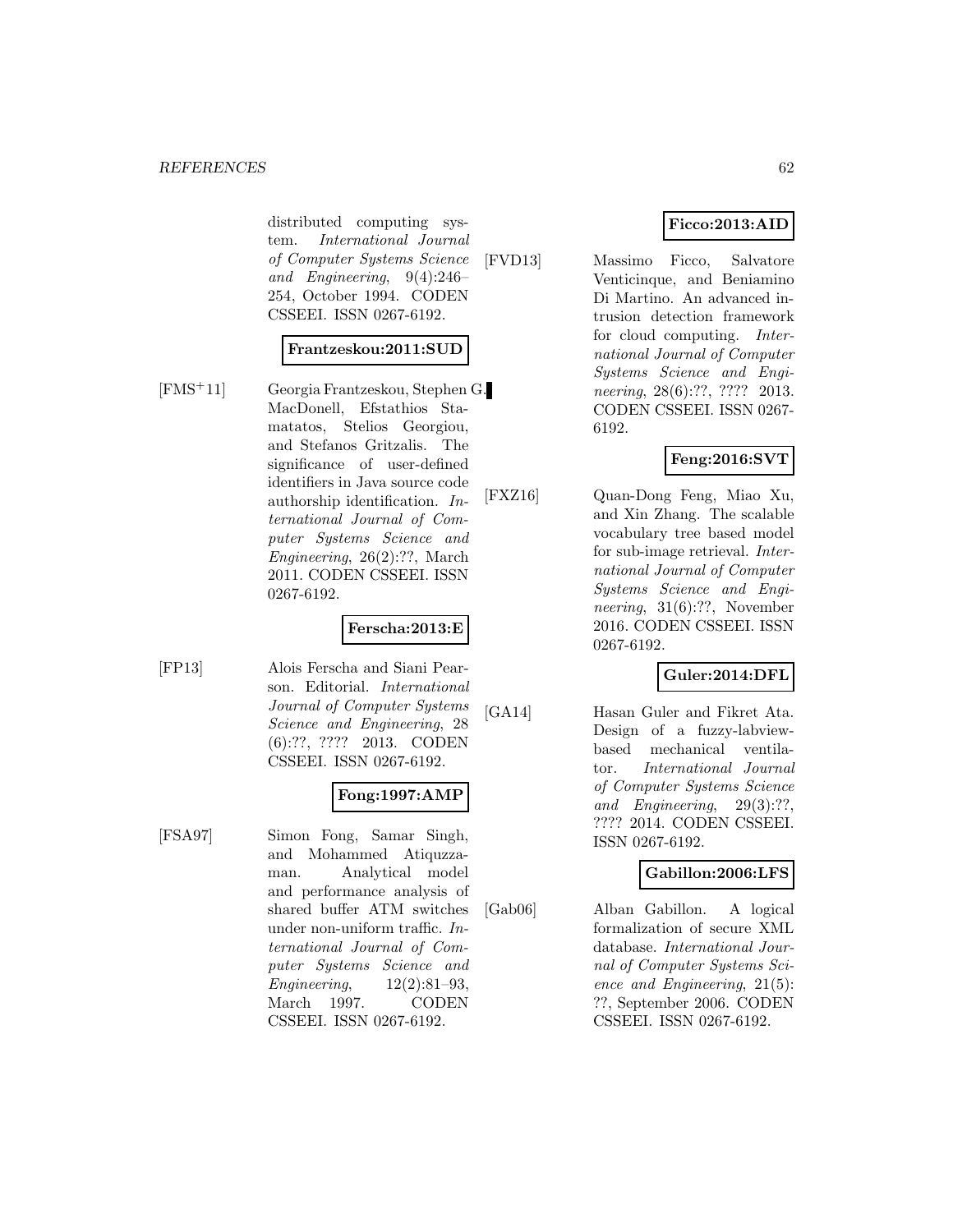distributed computing system. *International Journal of Computer Systems Science and Engineering*, 9(4):246–254, October 1994. CODEN CSSEEI. ISSN 0267-6192.

**Frantzeskou:2011:SUD**

[FMS+11] Georgia Frantzeskou, Stephen G. MacDonell, Efstathios Stamatatos, Stelios Georgiou, and Stefanos Gritzalis. The significance of user-defined identifiers in Java source code authorship identification. *International Journal of Computer Systems Science and Engineering*, 26(2):??, March 2011. CODEN CSSEEI. ISSN 0267-6192.

**Ferscha:2013:E**

[FP13] Alois Ferscha and Siani Pearson. Editorial. *International Journal of Computer Systems Science and Engineering*, 28 (6):??, ???? 2013. CODEN CSSEEI. ISSN 0267-6192.

**Fong:1997:AMP**

[FSA97] Simon Fong, Samar Singh, and Mohammed Atiquzzaman. Analytical model and performance analysis of shared buffer ATM switches under non-uniform traffic. *International Journal of Computer Systems Science and Engineering*, 12(2):81–93, March 1997. CODEN CSSEEI. ISSN 0267-6192.

**Ficco:2013:AID**

[FVD13] Massimo Ficco, Salvatore Venticinque, and Beniamino Di Martino. An advanced intrusion detection framework for cloud computing. *International Journal of Computer Systems Science and Engineering*, 28(6):??, ???? 2013. CODEN CSSEEI. ISSN 0267-6192.

**Feng:2016:SVT**

[FXZ16] Quan-Dong Feng, Miao Xu, and Xin Zhang. The scalable vocabulary tree based model for sub-image retrieval. *International Journal of Computer Systems Science and Engineering*, 31(6):??, November 2016. CODEN CSSEEI. ISSN 0267-6192.

**Guler:2014:DFL**

[GA14] Hasan Guler and Fikret Ata. Design of a fuzzy-labview-based mechanical ventilator. *International Journal of Computer Systems Science and Engineering*, 29(3):??, ???? 2014. CODEN CSSEEI. ISSN 0267-6192.

**Gabillon:2006:LFS**

[Gab06] Alban Gabillon. A logical formalization of secure XML database. *International Journal of Computer Systems Science and Engineering*, 21(5): ??, September 2006. CODEN CSSEEI. ISSN 0267-6192.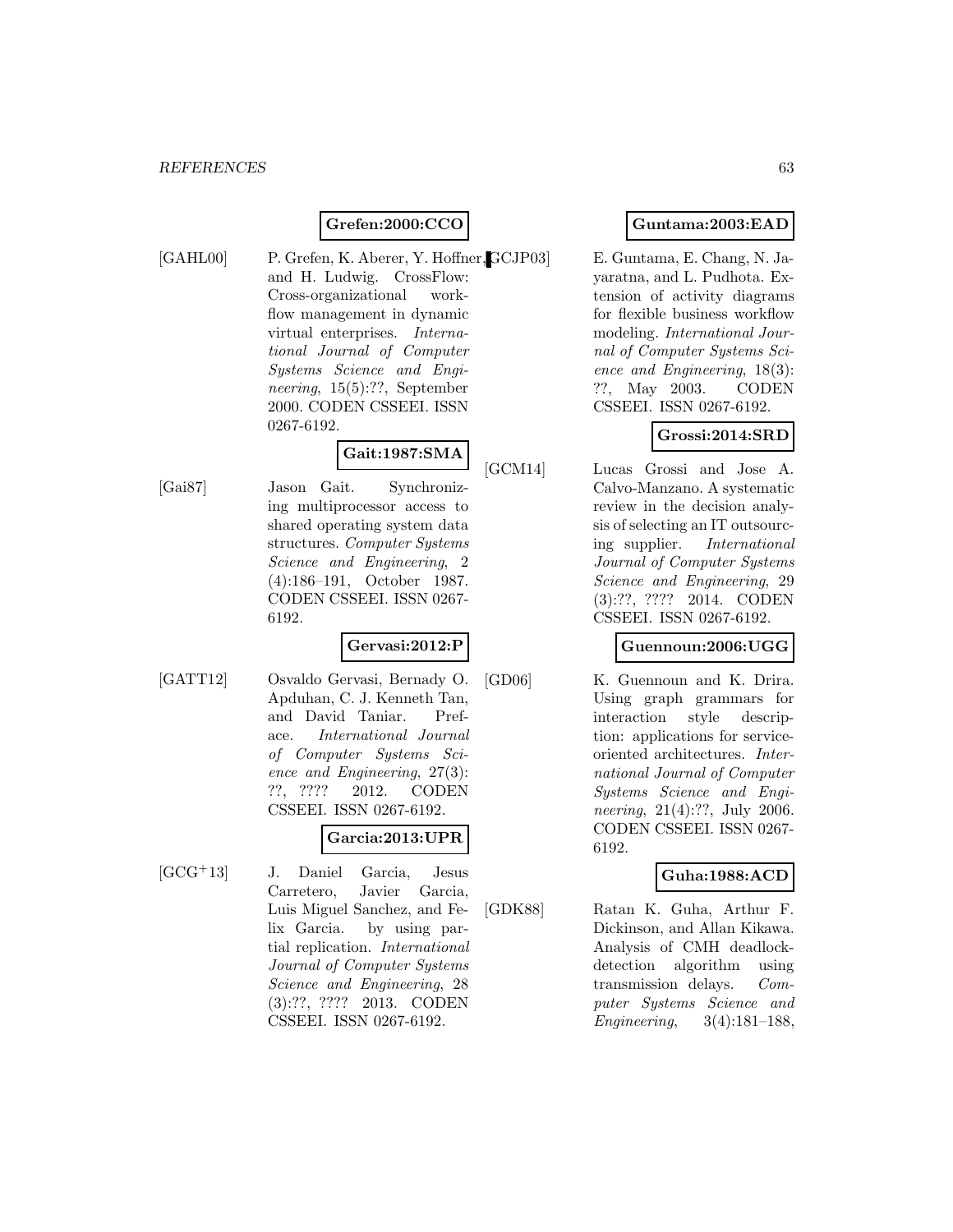**Grefen:2000:CCO**

[GAHL00] P. Grefen, K. Aberer, Y. Hoffner, and H. Ludwig. CrossFlow: Cross-organizational workflow management in dynamic virtual enterprises. *International Journal of Computer Systems Science and Engineering*, 15(5):??, September 2000. CODEN CSSEEI. ISSN 0267-6192.

**Gait:1987:SMA**

[Gai87] Jason Gait. Synchronizing multiprocessor access to shared operating system data structures. *Computer Systems Science and Engineering*, 2 (4):186–191, October 1987. CODEN CSSEEI. ISSN 0267-6192.

**Gervasi:2012:P**

[GATT12] Osvaldo Gervasi, Bernady O. Apduhan, C. J. Kenneth Tan, and David Taniar. Preface. *International Journal of Computer Systems Science and Engineering*, 27(3): ??, ???? 2012. CODEN CSSEEI. ISSN 0267-6192.

**Garcia:2013:UPR**

[GCG+13] J. Daniel Garcia, Jesus Carretero, Javier Garcia, Luis Miguel Sanchez, and Felix Garcia. by using partial replication. *International Journal of Computer Systems Science and Engineering*, 28 (3):??, ???? 2013. CODEN CSSEEI. ISSN 0267-6192.

**Guntama:2003:EAD**

[GCJP03] E. Guntama, E. Chang, N. Jayaratna, and L. Pudhota. Extension of activity diagrams for flexible business workflow modeling. *International Journal of Computer Systems Science and Engineering*, 18(3): ??, May 2003. CODEN CSSEEI. ISSN 0267-6192.

**Grossi:2014:SRD**

[GCM14] Lucas Grossi and Jose A. Calvo-Manzano. A systematic review in the decision analysis of selecting an IT outsourcing supplier. *International Journal of Computer Systems Science and Engineering*, 29 (3):??, ???? 2014. CODEN CSSEEI. ISSN 0267-6192.

**Guennoun:2006:UGG**

[GD06] K. Guennoun and K. Drira. Using graph grammars for interaction style description: applications for service-oriented architectures. *International Journal of Computer Systems Science and Engineering*, 21(4):??, July 2006. CODEN CSSEEI. ISSN 0267-6192.

**Guha:1988:ACD**

[GDK88] Ratan K. Guha, Arthur F. Dickinson, and Allan Kikawa. Analysis of CMH deadlock-detection algorithm using transmission delays. *Computer Systems Science and Engineering*, 3(4):181–188,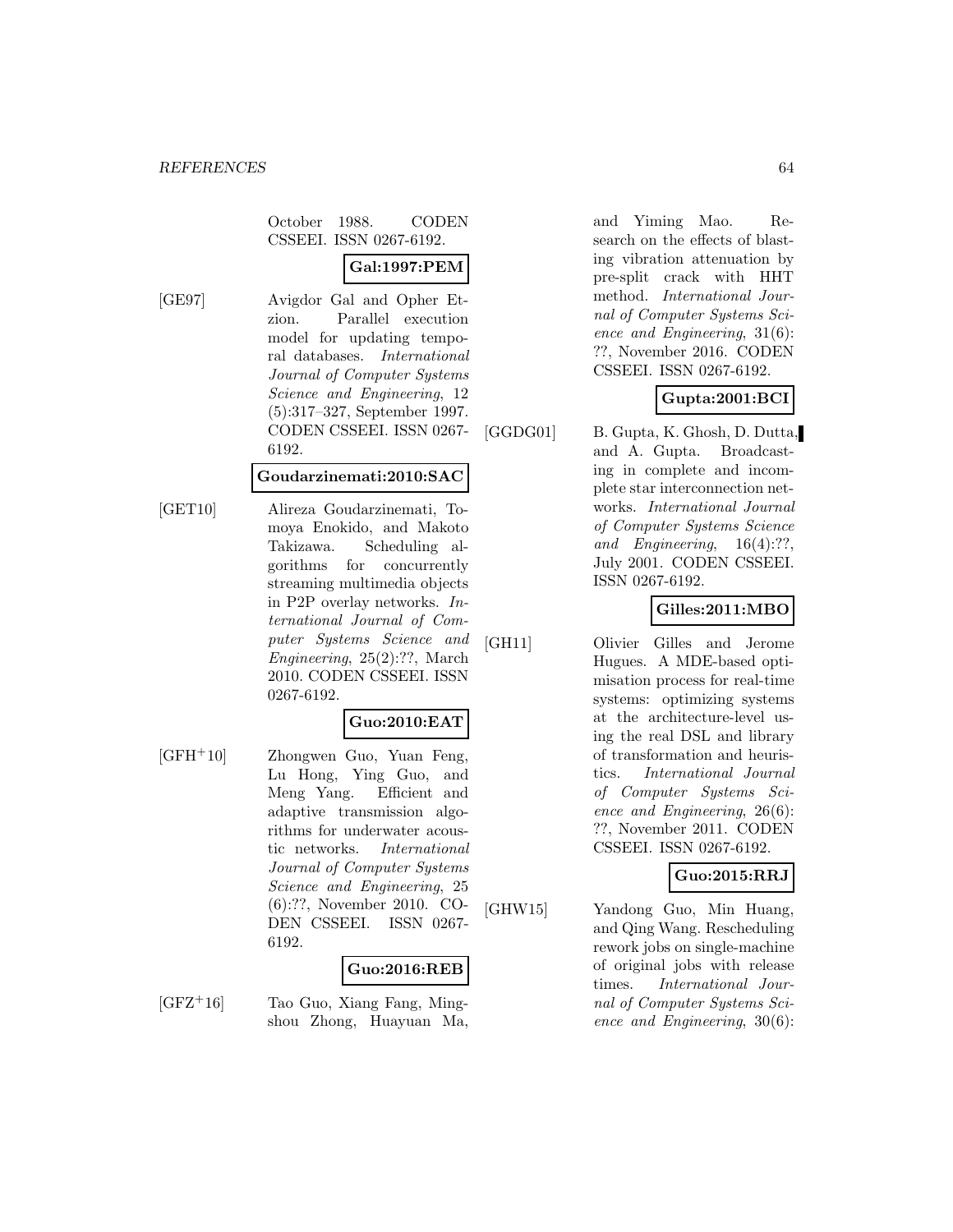October 1988. CODEN CSSEEI. ISSN 0267-6192.

**Gal:1997:PEM**

[GE97] Avigdor Gal and Opher Etzion. Parallel execution model for updating temporal databases. *International Journal of Computer Systems Science and Engineering*, 12 (5):317–327, September 1997. CODEN CSSEEI. ISSN 0267-6192.

**Goudarzinemati:2010:SAC**

[GET10] Alireza Goudarzinemati, Tomoya Enokido, and Makoto Takizawa. Scheduling algorithms for concurrently streaming multimedia objects in P2P overlay networks. *International Journal of Computer Systems Science and Engineering*, 25(2):??, March 2010. CODEN CSSEEI. ISSN 0267-6192.

**Guo:2010:EAT**

[GFH+10] Zhongwen Guo, Yuan Feng, Lu Hong, Ying Guo, and Meng Yang. Efficient and adaptive transmission algorithms for underwater acoustic networks. *International Journal of Computer Systems Science and Engineering*, 25 (6):??, November 2010. CODEN CSSEEI. ISSN 0267-6192.

**Guo:2016:REB**

[GFZ+16] Tao Guo, Xiang Fang, Mingshou Zhong, Huayuan Ma, and Yiming Mao. Research on the effects of blasting vibration attenuation by pre-split crack with HHT method. *International Journal of Computer Systems Science and Engineering*, 31(6): ??, November 2016. CODEN CSSEEI. ISSN 0267-6192.

**Gupta:2001:BCI**

[GGDG01] B. Gupta, K. Ghosh, D. Dutta, and A. Gupta. Broadcasting in complete and incomplete star interconnection networks. *International Journal of Computer Systems Science and Engineering*, 16(4):??, July 2001. CODEN CSSEEI. ISSN 0267-6192.

**Gilles:2011:MBO**

[GH11] Olivier Gilles and Jerome Hugues. A MDE-based optimisation process for real-time systems: optimizing systems at the architecture-level using the real DSL and library of transformation and heuristics. *International Journal of Computer Systems Science and Engineering*, 26(6): ??, November 2011. CODEN CSSEEI. ISSN 0267-6192.

**Guo:2015:RRJ**

[GHW15] Yandong Guo, Min Huang, and Qing Wang. Rescheduling rework jobs on single-machine of original jobs with release times. *International Journal of Computer Systems Science and Engineering*, 30(6):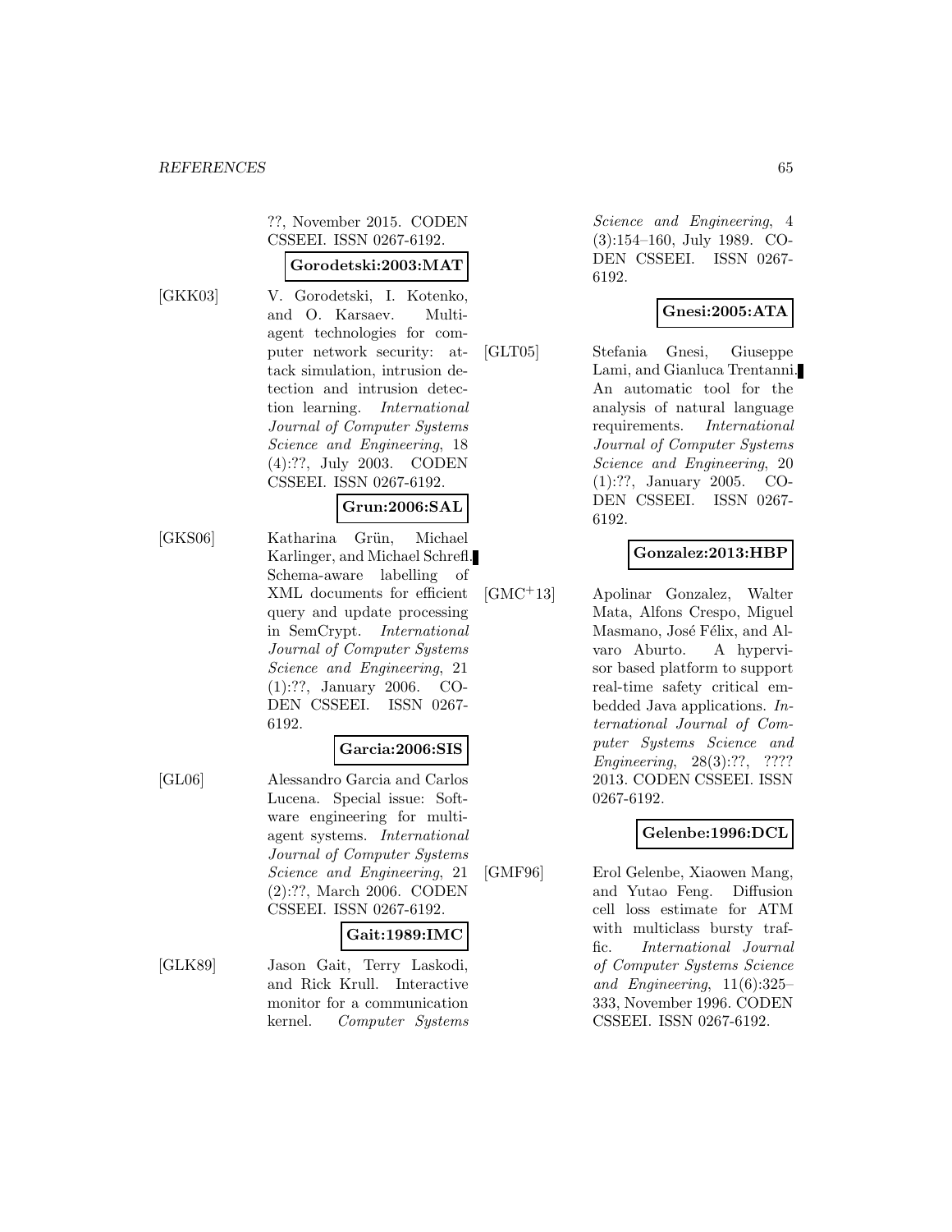??, November 2015. CODEN CSSEEI. ISSN 0267-6192.

**Gorodetski:2003:MAT**

[GKK03] V. Gorodetski, I. Kotenko, and O. Karsaev. Multi-agent technologies for computer network security: attack simulation, intrusion detection and intrusion detection learning. *International Journal of Computer Systems Science and Engineering*, 18 (4):??, July 2003. CODEN CSSEEI. ISSN 0267-6192.

**Grun:2006:SAL**

[GKS06] Katharina Grün, Michael Karlinger, and Michael Schrefl. Schema-aware labelling of XML documents for efficient query and update processing in SemCrypt. *International Journal of Computer Systems Science and Engineering*, 21 (1):??, January 2006. CODEN CSSEEI. ISSN 0267-6192.

**Garcia:2006:SIS**

[GL06] Alessandro Garcia and Carlos Lucena. Special issue: Software engineering for multi-agent systems. *International Journal of Computer Systems Science and Engineering*, 21 (2):??, March 2006. CODEN CSSEEI. ISSN 0267-6192.

**Gait:1989:IMC**

[GLK89] Jason Gait, Terry Laskodi, and Rick Krull. Interactive monitor for a communication kernel. *Computer Systems Science and Engineering*, 4 (3):154–160, July 1989. CODEN CSSEEI. ISSN 0267-6192.

**Gnesi:2005:ATA**

[GLT05] Stefania Gnesi, Giuseppe Lami, and Gianluca Trentanni. An automatic tool for the analysis of natural language requirements. *International Journal of Computer Systems Science and Engineering*, 20 (1):??, January 2005. CODEN CSSEEI. ISSN 0267-6192.

**Gonzalez:2013:HBP**

[GMC+13] Apolinar Gonzalez, Walter Mata, Alfons Crespo, Miguel Masmano, José Félix, and Alvaro Aburto. A hypervisor based platform to support real-time safety critical embedded Java applications. *International Journal of Computer Systems Science and Engineering*, 28(3):??, ???? 2013. CODEN CSSEEI. ISSN 0267-6192.

**Gelenbe:1996:DCL**

[GMF96] Erol Gelenbe, Xiaowen Mang, and Yutao Feng. Diffusion cell loss estimate for ATM with multiclass bursty traffic. *International Journal of Computer Systems Science and Engineering*, 11(6):325–333, November 1996. CODEN CSSEEI. ISSN 0267-6192.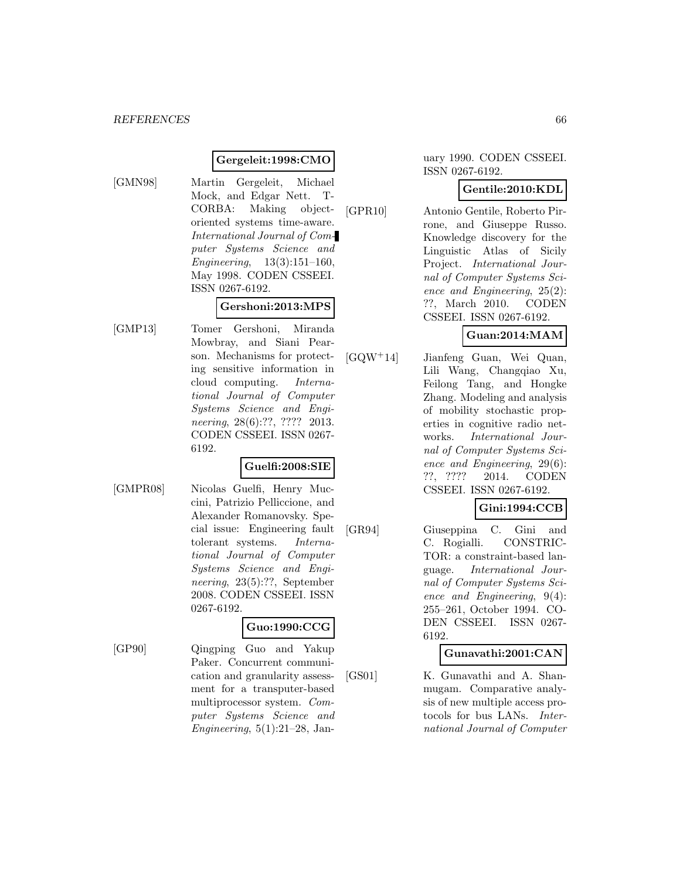**Gergeleit:1998:CMO**

[GMN98] Martin Gergeleit, Michael Mock, and Edgar Nett. T-CORBA: Making object-oriented systems time-aware. *International Journal of Computer Systems Science and Engineering*, 13(3):151–160, May 1998. CODEN CSSEEI. ISSN 0267-6192.

**Gershoni:2013:MPS**

[GMP13] Tomer Gershoni, Miranda Mowbray, and Siani Pearson. Mechanisms for protecting sensitive information in cloud computing. *International Journal of Computer Systems Science and Engineering*, 28(6):??, ???? 2013. CODEN CSSEEI. ISSN 0267-6192.

**Guelfi:2008:SIE**

[GMPR08] Nicolas Guelfi, Henry Muccini, Patrizio Pelliccione, and Alexander Romanovsky. Special issue: Engineering fault tolerant systems. *International Journal of Computer Systems Science and Engineering*, 23(5):??, September 2008. CODEN CSSEEI. ISSN 0267-6192.

**Guo:1990:CCG**

[GP90] Qingping Guo and Yakup Paker. Concurrent communication and granularity assessment for a transputer-based multiprocessor system. *Computer Systems Science and Engineering*, 5(1):21–28, January 1990. CODEN CSSEEI. ISSN 0267-6192.

**Gentile:2010:KDL**

[GPR10] Antonio Gentile, Roberto Pirrone, and Giuseppe Russo. Knowledge discovery for the Linguistic Atlas of Sicily Project. *International Journal of Computer Systems Science and Engineering*, 25(2): ??, March 2010. CODEN CSSEEI. ISSN 0267-6192.

**Guan:2014:MAM**

[GQW+14] Jianfeng Guan, Wei Quan, Lili Wang, Changqiao Xu, Feilong Tang, and Hongke Zhang. Modeling and analysis of mobility stochastic properties in cognitive radio networks. *International Journal of Computer Systems Science and Engineering*, 29(6): ??, ???? 2014. CODEN CSSEEI. ISSN 0267-6192.

**Gini:1994:CCB**

[GR94] Giuseppina C. Gini and C. Rogialli. CONSTRICTOR: a constraint-based language. *International Journal of Computer Systems Science and Engineering*, 9(4): 255–261, October 1994. CODEN CSSEEI. ISSN 0267-6192.

**Gunavathi:2001:CAN**

[GS01] K. Gunavathi and A. Shanmugam. Comparative analysis of new multiple access protocols for bus LANs. *International Journal of Computer*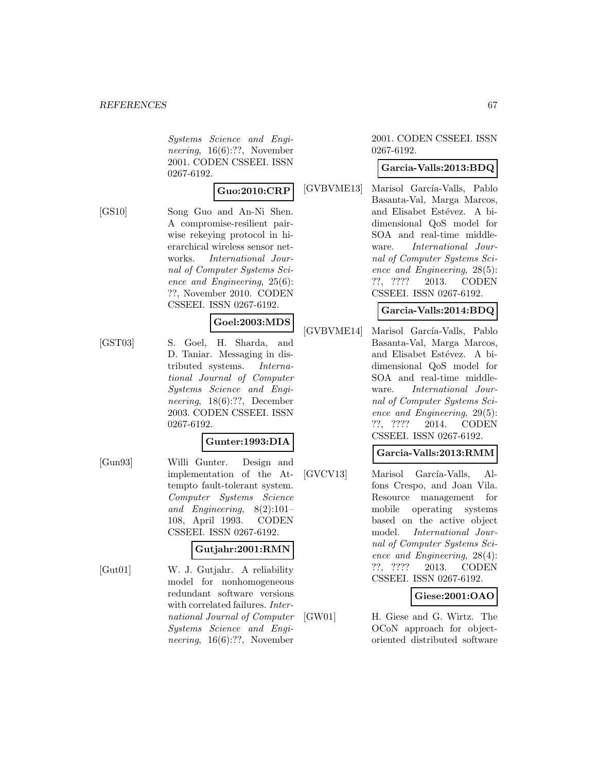*Systems Science and Engineering*, 16(6):??, November 2001. CODEN CSSEEI. ISSN 0267-6192.

**Guo:2010:CRP**

[GS10] Song Guo and An-Ni Shen. A compromise-resilient pairwise rekeying protocol in hierarchical wireless sensor networks. *International Journal of Computer Systems Science and Engineering*, 25(6): ??, November 2010. CODEN CSSEEI. ISSN 0267-6192.

**Goel:2003:MDS**

[GST03] S. Goel, H. Sharda, and D. Taniar. Messaging in distributed systems. *International Journal of Computer Systems Science and Engineering*, 18(6):??, December 2003. CODEN CSSEEI. ISSN 0267-6192.

**Gunter:1993:DIA**

[Gun93] Willi Gunter. Design and implementation of the Attempto fault-tolerant system. *Computer Systems Science and Engineering*, 8(2):101–108, April 1993. CODEN CSSEEI. ISSN 0267-6192.

**Gutjahr:2001:RMN**

[Gut01] W. J. Gutjahr. A reliability model for nonhomogeneous redundant software versions with correlated failures. *International Journal of Computer Systems Science and Engineering*, 16(6):??, November 2001. CODEN CSSEEI. ISSN 0267-6192.

**Garcia-Valls:2013:BDQ**

[GVBVME13] Marisol García-Valls, Pablo Basanta-Val, Marga Marcos, and Elisabet Estévez. A bidimensional QoS model for SOA and real-time middleware. *International Journal of Computer Systems Science and Engineering*, 28(5): ??, ???? 2013. CODEN CSSEEI. ISSN 0267-6192.

**Garcia-Valls:2014:BDQ**

[GVBVME14] Marisol García-Valls, Pablo Basanta-Val, Marga Marcos, and Elisabet Estévez. A bidimensional QoS model for SOA and real-time middleware. *International Journal of Computer Systems Science and Engineering*, 29(5): ??, ???? 2014. CODEN CSSEEI. ISSN 0267-6192.

**Garcia-Valls:2013:RMM**

[GVCV13] Marisol García-Valls, Alfons Crespo, and Joan Vila. Resource management for mobile operating systems based on the active object model. *International Journal of Computer Systems Science and Engineering*, 28(4): ??, ???? 2013. CODEN CSSEEI. ISSN 0267-6192.

**Giese:2001:OAO**

[GW01] H. Giese and G. Wirtz. The OCoN approach for object-oriented distributed software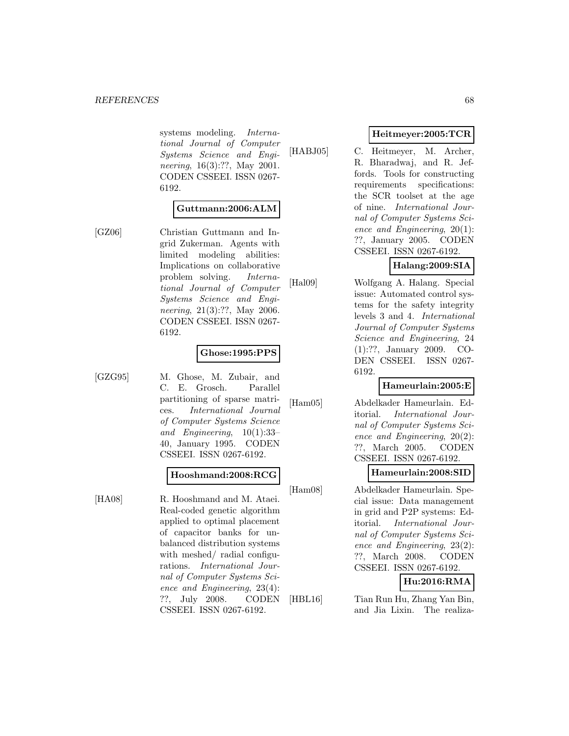systems modeling. *International Journal of Computer Systems Science and Engineering*, 16(3):??, May 2001. CODEN CSSEEI. ISSN 0267-6192.

**Guttmann:2006:ALM**

[GZ06] Christian Guttmann and Ingrid Zukerman. Agents with limited modeling abilities: Implications on collaborative problem solving. *International Journal of Computer Systems Science and Engineering*, 21(3):??, May 2006. CODEN CSSEEI. ISSN 0267-6192.

**Ghose:1995:PPS**

[GZG95] M. Ghose, M. Zubair, and C. E. Grosch. Parallel partitioning of sparse matrices. *International Journal of Computer Systems Science and Engineering*, 10(1):33–40, January 1995. CODEN CSSEEI. ISSN 0267-6192.

**Hooshmand:2008:RCG**

[HA08] R. Hooshmand and M. Ataei. Real-coded genetic algorithm applied to optimal placement of capacitor banks for unbalanced distribution systems with meshed/ radial configurations. *International Journal of Computer Systems Science and Engineering*, 23(4):??, July 2008. CODEN CSSEEI. ISSN 0267-6192.

**Heitmeyer:2005:TCR**

[HABJ05] C. Heitmeyer, M. Archer, R. Bharadwaj, and R. Jeffords. Tools for constructing requirements specifications: the SCR toolset at the age of nine. *International Journal of Computer Systems Science and Engineering*, 20(1):??, January 2005. CODEN CSSEEI. ISSN 0267-6192.

**Halang:2009:SIA**

[Hal09] Wolfgang A. Halang. Special issue: Automated control systems for the safety integrity levels 3 and 4. *International Journal of Computer Systems Science and Engineering*, 24 (1):??, January 2009. CODEN CSSEEI. ISSN 0267-6192.

**Hameurlain:2005:E**

[Ham05] Abdelkader Hameurlain. Editorial. *International Journal of Computer Systems Science and Engineering*, 20(2):??, March 2005. CODEN CSSEEI. ISSN 0267-6192.

**Hameurlain:2008:SID**

[Ham08] Abdelkader Hameurlain. Special issue: Data management in grid and P2P systems: Editorial. *International Journal of Computer Systems Science and Engineering*, 23(2):??, March 2008. CODEN CSSEEI. ISSN 0267-6192.

**Hu:2016:RMA**

[HBL16] Tian Run Hu, Zhang Yan Bin, and Jia Lixin. The realiza-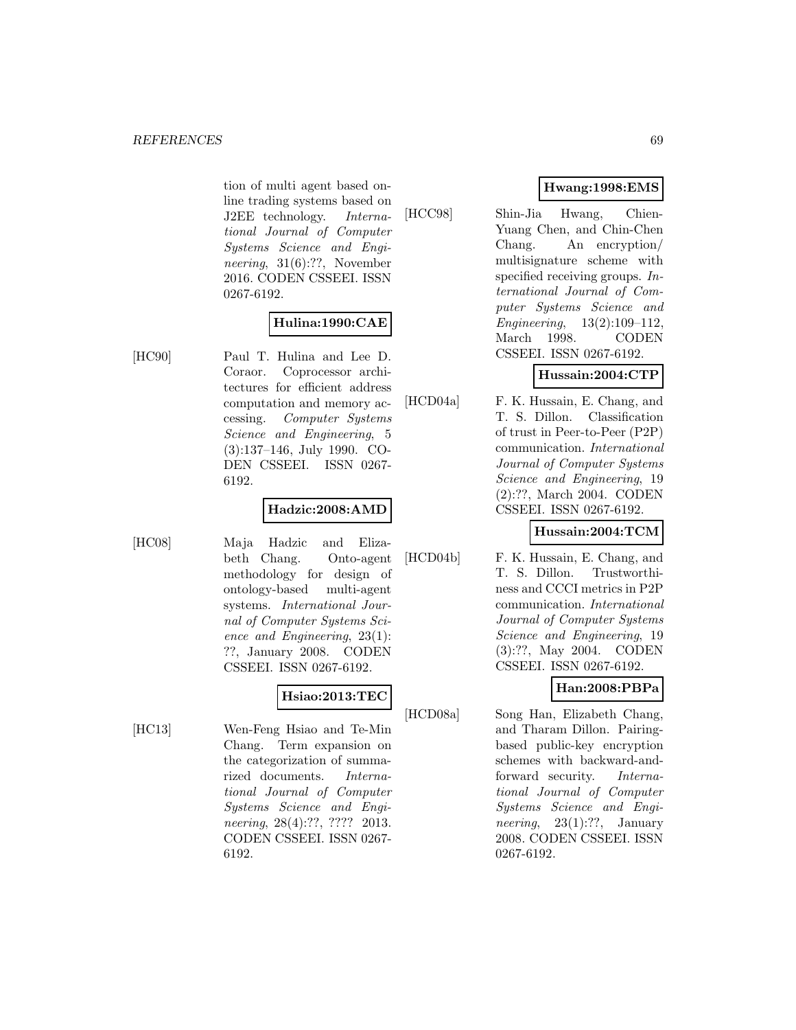tion of multi agent based online trading systems based on J2EE technology. *International Journal of Computer Systems Science and Engineering*, 31(6):??, November 2016. CODEN CSSEEI. ISSN 0267-6192.

**Hulina:1990:CAE**

[HC90] Paul T. Hulina and Lee D. Coraor. Coprocessor architectures for efficient address computation and memory accessing. *Computer Systems Science and Engineering*, 5 (3):137–146, July 1990. CODEN CSSEEI. ISSN 0267-6192.

**Hadzic:2008:AMD**

[HC08] Maja Hadzic and Elizabeth Chang. Onto-agent methodology for design of ontology-based multi-agent systems. *International Journal of Computer Systems Science and Engineering*, 23(1): ??, January 2008. CODEN CSSEEI. ISSN 0267-6192.

**Hsiao:2013:TEC**

[HC13] Wen-Feng Hsiao and Te-Min Chang. Term expansion on the categorization of summarized documents. *International Journal of Computer Systems Science and Engineering*, 28(4):??, ???? 2013. CODEN CSSEEI. ISSN 0267-6192.

**Hwang:1998:EMS**

[HCC98] Shin-Jia Hwang, Chien-Yuang Chen, and Chin-Chen Chang. An encryption/ multisignature scheme with specified receiving groups. *International Journal of Computer Systems Science and Engineering*, 13(2):109–112, March 1998. CODEN CSSEEI. ISSN 0267-6192.

**Hussain:2004:CTP**

[HCD04a] F. K. Hussain, E. Chang, and T. S. Dillon. Classification of trust in Peer-to-Peer (P2P) communication. *International Journal of Computer Systems Science and Engineering*, 19 (2):??, March 2004. CODEN CSSEEI. ISSN 0267-6192.

**Hussain:2004:TCM**

[HCD04b] F. K. Hussain, E. Chang, and T. S. Dillon. Trustworthiness and CCCI metrics in P2P communication. *International Journal of Computer Systems Science and Engineering*, 19 (3):??, May 2004. CODEN CSSEEI. ISSN 0267-6192.

**Han:2008:PBPa**

[HCD08a] Song Han, Elizabeth Chang, and Tharam Dillon. Pairing-based public-key encryption schemes with backward-and-forward security. *International Journal of Computer Systems Science and Engineering*, 23(1):??, January 2008. CODEN CSSEEI. ISSN 0267-6192.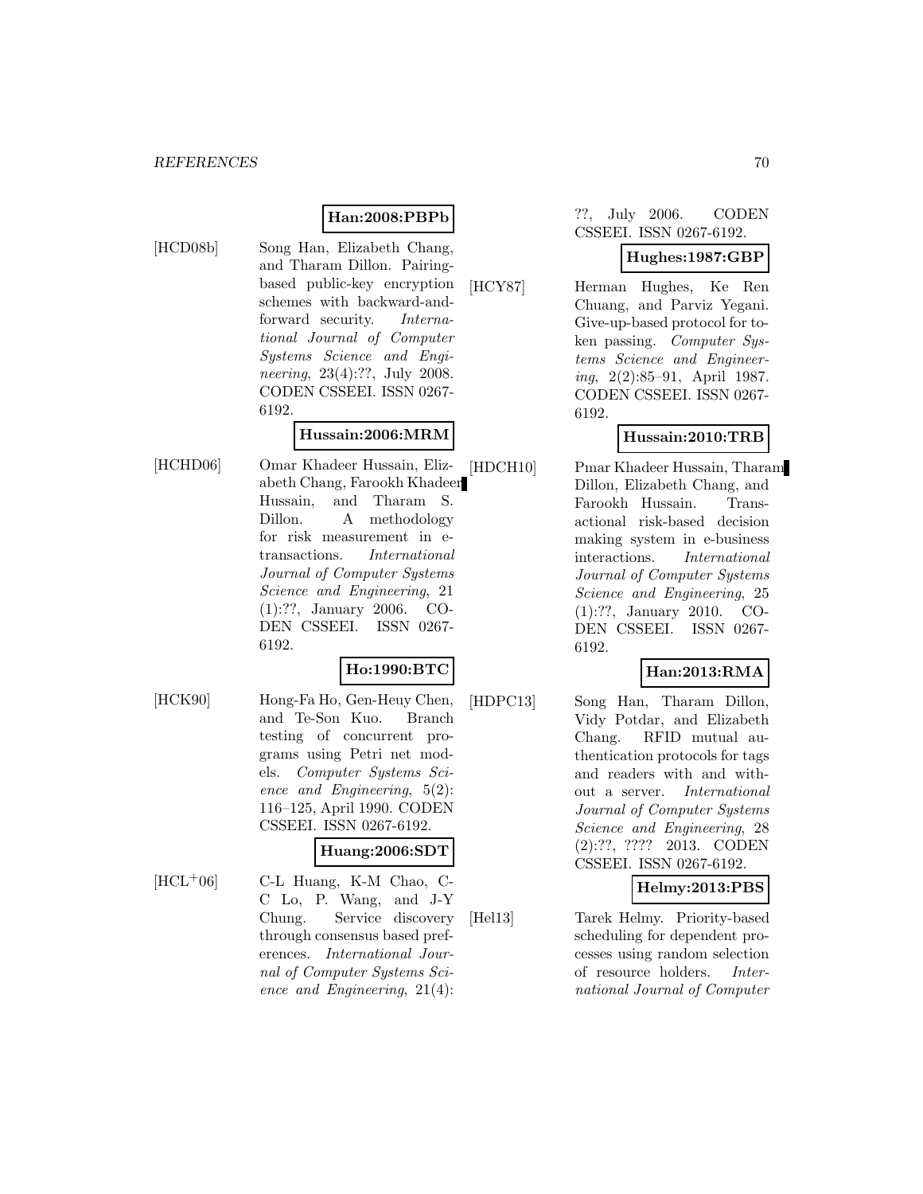**Han:2008:PBPb**

[HCD08b] Song Han, Elizabeth Chang, and Tharam Dillon. Pairing-based public-key encryption schemes with backward-and-forward security. *International Journal of Computer Systems Science and Engineering*, 23(4):??, July 2008. CODEN CSSEEI. ISSN 0267-6192.

**Hussain:2006:MRM**

[HCHD06] Omar Khadeer Hussain, Elizabeth Chang, Farookh Khadeer Hussain, and Tharam S. Dillon. A methodology for risk measurement in e-transactions. *International Journal of Computer Systems Science and Engineering*, 21 (1):??, January 2006. CODEN CSSEEI. ISSN 0267-6192.

**Ho:1990:BTC**

[HCK90] Hong-Fa Ho, Gen-Heuy Chen, and Te-Son Kuo. Branch testing of concurrent programs using Petri net models. *Computer Systems Science and Engineering*, 5(2): 116–125, April 1990. CODEN CSSEEI. ISSN 0267-6192.

**Huang:2006:SDT**

[HCL+06] C-L Huang, K-M Chao, C-C Lo, P. Wang, and J-Y Chung. Service discovery through consensus based preferences. *International Journal of Computer Systems Science and Engineering*, 21(4): ??, July 2006. CODEN CSSEEI. ISSN 0267-6192.

**Hughes:1987:GBP**

[HCY87] Herman Hughes, Ke Ren Chuang, and Parviz Yegani. Give-up-based protocol for token passing. *Computer Systems Science and Engineering*, 2(2):85–91, April 1987. CODEN CSSEEI. ISSN 0267-6192.

**Hussain:2010:TRB**

[HDCH10] Pmar Khadeer Hussain, Tharam Dillon, Elizabeth Chang, and Farookh Hussain. Transactional risk-based decision making system in e-business interactions. *International Journal of Computer Systems Science and Engineering*, 25 (1):??, January 2010. CODEN CSSEEI. ISSN 0267-6192.

**Han:2013:RMA**

[HDPC13] Song Han, Tharam Dillon, Vidy Potdar, and Elizabeth Chang. RFID mutual authentication protocols for tags and readers with and without a server. *International Journal of Computer Systems Science and Engineering*, 28 (2):??, ???? 2013. CODEN CSSEEI. ISSN 0267-6192.

**Helmy:2013:PBS**

[Hel13] Tarek Helmy. Priority-based scheduling for dependent processes using random selection of resource holders. *International Journal of Computer*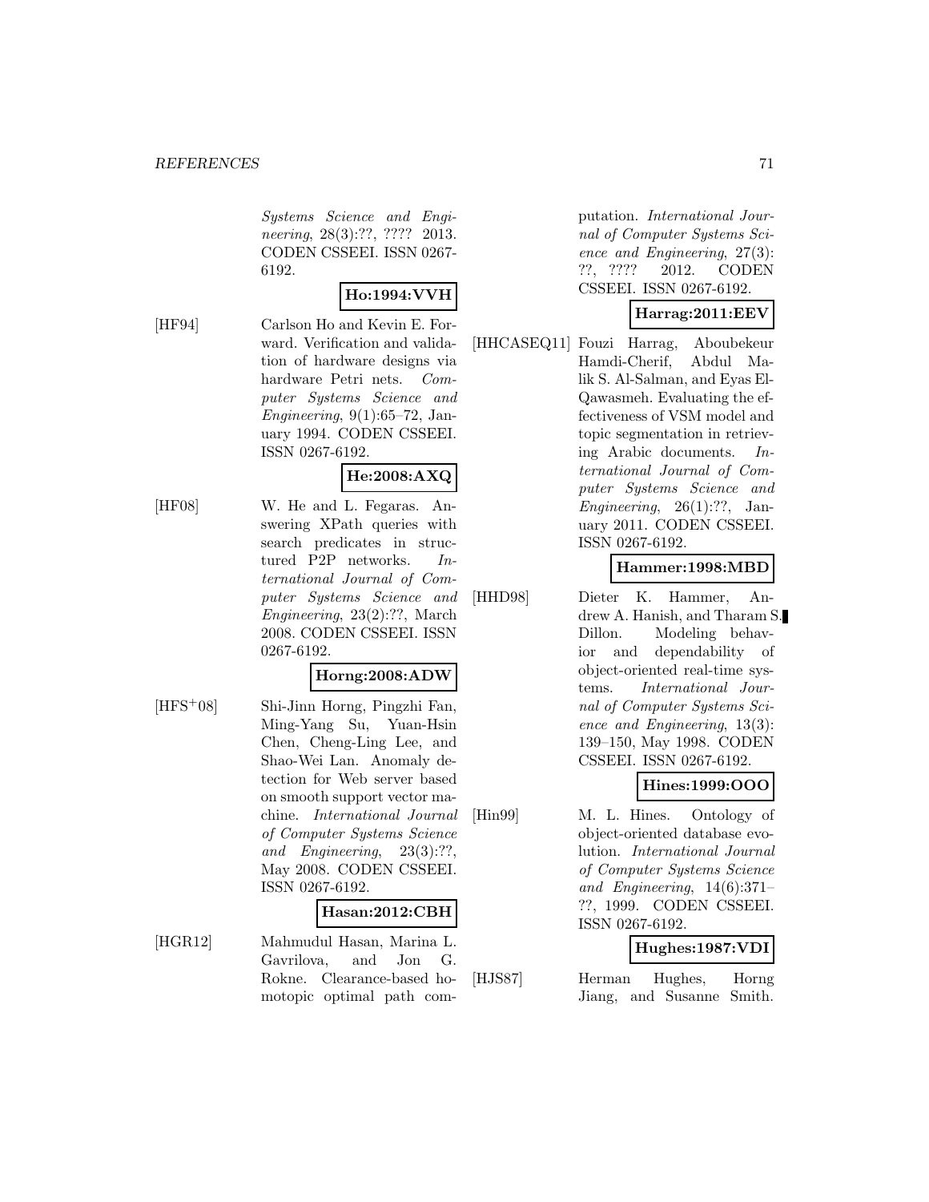*Systems Science and Engineering*, 28(3):??, ???? 2013. CODEN CSSEEI. ISSN 0267-6192.

**Ho:1994:VVH**

[HF94] Carlson Ho and Kevin E. Forward. Verification and validation of hardware designs via hardware Petri nets. *Computer Systems Science and Engineering*, 9(1):65–72, January 1994. CODEN CSSEEI. ISSN 0267-6192.

**He:2008:AXQ**

[HF08] W. He and L. Fegaras. Answering XPath queries with search predicates in structured P2P networks. *International Journal of Computer Systems Science and Engineering*, 23(2):??, March 2008. CODEN CSSEEI. ISSN 0267-6192.

**Horng:2008:ADW**

[HFS+08] Shi-Jinn Horng, Pingzhi Fan, Ming-Yang Su, Yuan-Hsin Chen, Cheng-Ling Lee, and Shao-Wei Lan. Anomaly detection for Web server based on smooth support vector machine. *International Journal of Computer Systems Science and Engineering*, 23(3):??, May 2008. CODEN CSSEEI. ISSN 0267-6192.

**Hasan:2012:CBH**

[HGR12] Mahmudul Hasan, Marina L. Gavrilova, and Jon G. Rokne. Clearance-based homotopic optimal path computation. *International Journal of Computer Systems Science and Engineering*, 27(3): ??, ???? 2012. CODEN CSSEEI. ISSN 0267-6192.

**Harrag:2011:EEV**

[HHCASEQ11] Fouzi Harrag, Aboubekeur Hamdi-Cherif, Abdul Malik S. Al-Salman, and Eyas El-Qawasmeh. Evaluating the effectiveness of VSM model and topic segmentation in retrieving Arabic documents. *International Journal of Computer Systems Science and Engineering*, 26(1):??, January 2011. CODEN CSSEEI. ISSN 0267-6192.

**Hammer:1998:MBD**

[HHD98] Dieter K. Hammer, Andrew A. Hanish, and Tharam S. Dillon. Modeling behavior and dependability of object-oriented real-time systems. *International Journal of Computer Systems Science and Engineering*, 13(3): 139–150, May 1998. CODEN CSSEEI. ISSN 0267-6192.

**Hines:1999:OOO**

[Hin99] M. L. Hines. Ontology of object-oriented database evolution. *International Journal of Computer Systems Science and Engineering*, 14(6):371–??, 1999. CODEN CSSEEI. ISSN 0267-6192.

**Hughes:1987:VDI**

[HJS87] Herman Hughes, Horng Jiang, and Susanne Smith.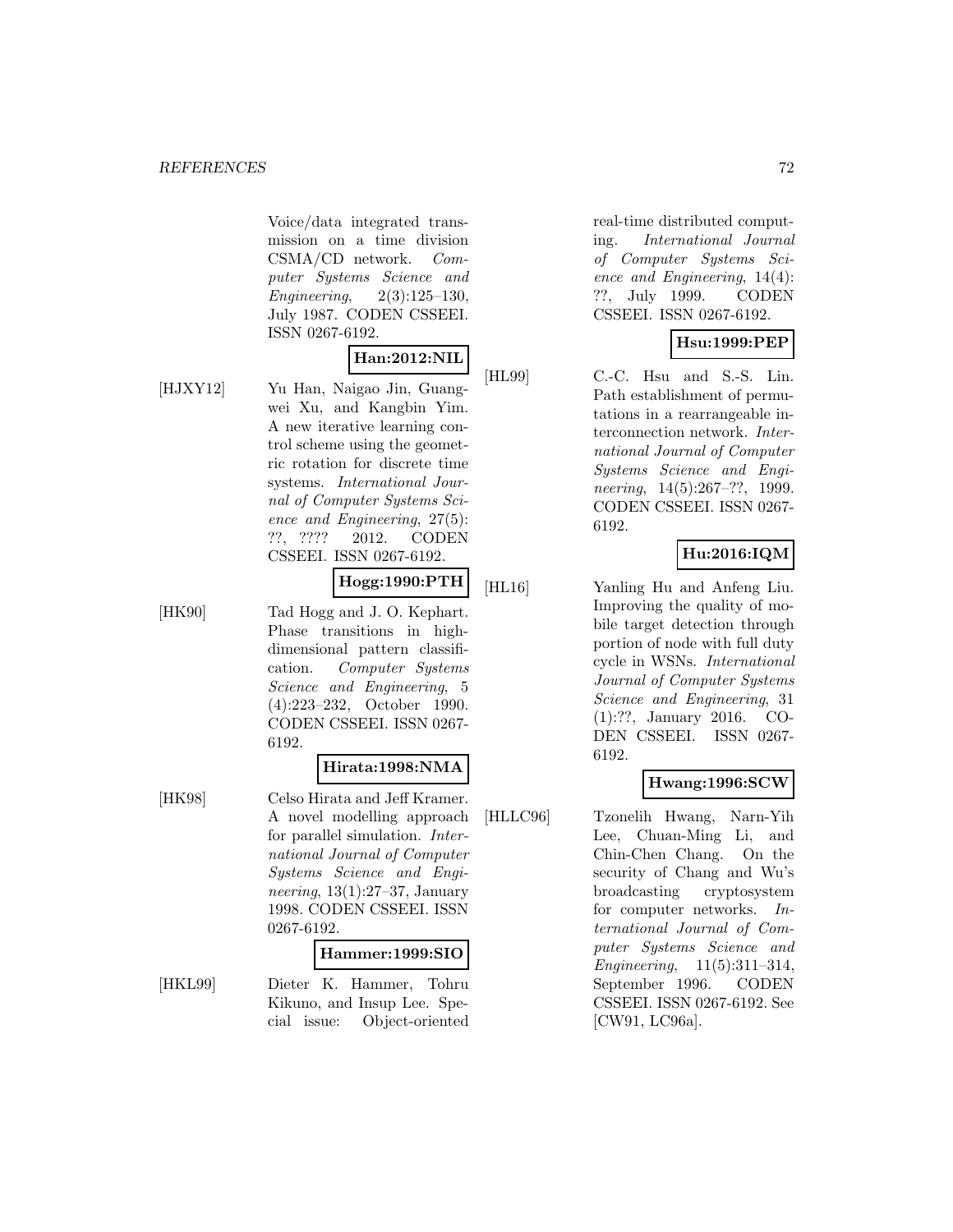Voice/data integrated transmission on a time division CSMA/CD network. *Computer Systems Science and Engineering*, 2(3):125–130, July 1987. CODEN CSSEEI. ISSN 0267-6192.

**Han:2012:NIL**

[HJXY12] Yu Han, Naigao Jin, Guangwei Xu, and Kangbin Yim. A new iterative learning control scheme using the geometric rotation for discrete time systems. *International Journal of Computer Systems Science and Engineering*, 27(5): ??, ???? 2012. CODEN CSSEEI. ISSN 0267-6192.

**Hogg:1990:PTH**

[HK90] Tad Hogg and J. O. Kephart. Phase transitions in high-dimensional pattern classification. *Computer Systems Science and Engineering*, 5 (4):223–232, October 1990. CODEN CSSEEI. ISSN 0267-6192.

**Hirata:1998:NMA**

[HK98] Celso Hirata and Jeff Kramer. A novel modelling approach for parallel simulation. *International Journal of Computer Systems Science and Engineering*, 13(1):27–37, January 1998. CODEN CSSEEI. ISSN 0267-6192.

**Hammer:1999:SIO**

[HKL99] Dieter K. Hammer, Tohru Kikuno, and Insup Lee. Special issue: Object-oriented real-time distributed computing. *International Journal of Computer Systems Science and Engineering*, 14(4): ??, July 1999. CODEN CSSEEI. ISSN 0267-6192.

**Hsu:1999:PEP**

[HL99] C.-C. Hsu and S.-S. Lin. Path establishment of permutations in a rearrangeable interconnection network. *International Journal of Computer Systems Science and Engineering*, 14(5):267–??, 1999. CODEN CSSEEI. ISSN 0267-6192.

**Hu:2016:IQM**

[HL16] Yanling Hu and Anfeng Liu. Improving the quality of mobile target detection through portion of node with full duty cycle in WSNs. *International Journal of Computer Systems Science and Engineering*, 31 (1):??, January 2016. CODEN CSSEEI. ISSN 0267-6192.

**Hwang:1996:SCW**

[HLLC96] Tzonelih Hwang, Narn-Yih Lee, Chuan-Ming Li, and Chin-Chen Chang. On the security of Chang and Wu's broadcasting cryptosystem for computer networks. *International Journal of Computer Systems Science and Engineering*, 11(5):311–314, September 1996. CODEN CSSEEI. ISSN 0267-6192. See [CW91, LC96a].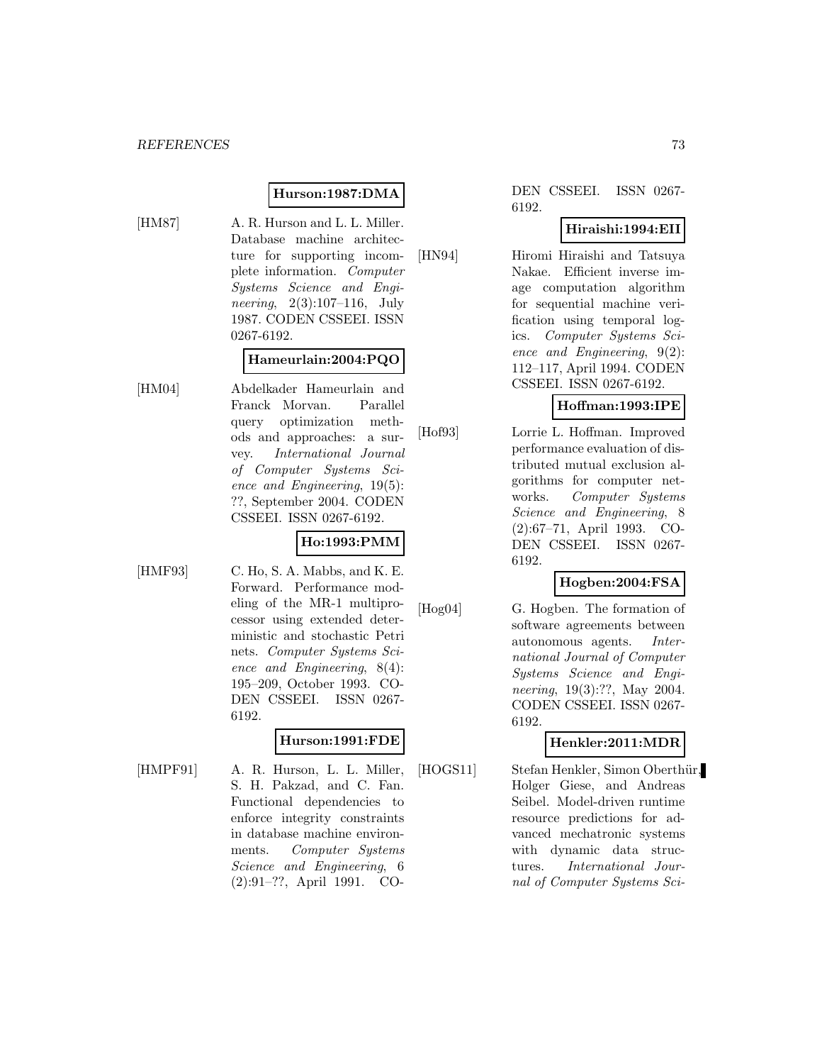**Hurson:1987:DMA**

[HM87] A. R. Hurson and L. L. Miller. Database machine architecture for supporting incomplete information. *Computer Systems Science and Engineering*, 2(3):107–116, July 1987. CODEN CSSEEI. ISSN 0267-6192.

**Hameurlain:2004:PQO**

[HM04] Abdelkader Hameurlain and Franck Morvan. Parallel query optimization methods and approaches: a survey. *International Journal of Computer Systems Science and Engineering*, 19(5): ??, September 2004. CODEN CSSEEI. ISSN 0267-6192.

**Ho:1993:PMM**

[HMF93] C. Ho, S. A. Mabbs, and K. E. Forward. Performance modeling of the MR-1 multiprocessor using extended deterministic and stochastic Petri nets. *Computer Systems Science and Engineering*, 8(4): 195–209, October 1993. CODEN CSSEEI. ISSN 0267-6192.

**Hurson:1991:FDE**

[HMPF91] A. R. Hurson, L. L. Miller, S. H. Pakzad, and C. Fan. Functional dependencies to enforce integrity constraints in database machine environments. *Computer Systems Science and Engineering*, 6 (2):91–??, April 1991. CODEN CSSEEI. ISSN 0267-6192.

**Hiraishi:1994:EII**

[HN94] Hiromi Hiraishi and Tatsuya Nakae. Efficient inverse image computation algorithm for sequential machine verification using temporal logics. *Computer Systems Science and Engineering*, 9(2): 112–117, April 1994. CODEN CSSEEI. ISSN 0267-6192.

**Hoffman:1993:IPE**

[Hof93] Lorrie L. Hoffman. Improved performance evaluation of distributed mutual exclusion algorithms for computer networks. *Computer Systems Science and Engineering*, 8 (2):67–71, April 1993. CODEN CSSEEI. ISSN 0267-6192.

**Hogben:2004:FSA**

[Hog04] G. Hogben. The formation of software agreements between autonomous agents. *International Journal of Computer Systems Science and Engineering*, 19(3):??, May 2004. CODEN CSSEEI. ISSN 0267-6192.

**Henkler:2011:MDR**

[HOGS11] Stefan Henkler, Simon Oberthür, Holger Giese, and Andreas Seibel. Model-driven runtime resource predictions for advanced mechatronic systems with dynamic data structures. *International Journal of Computer Systems Sci-*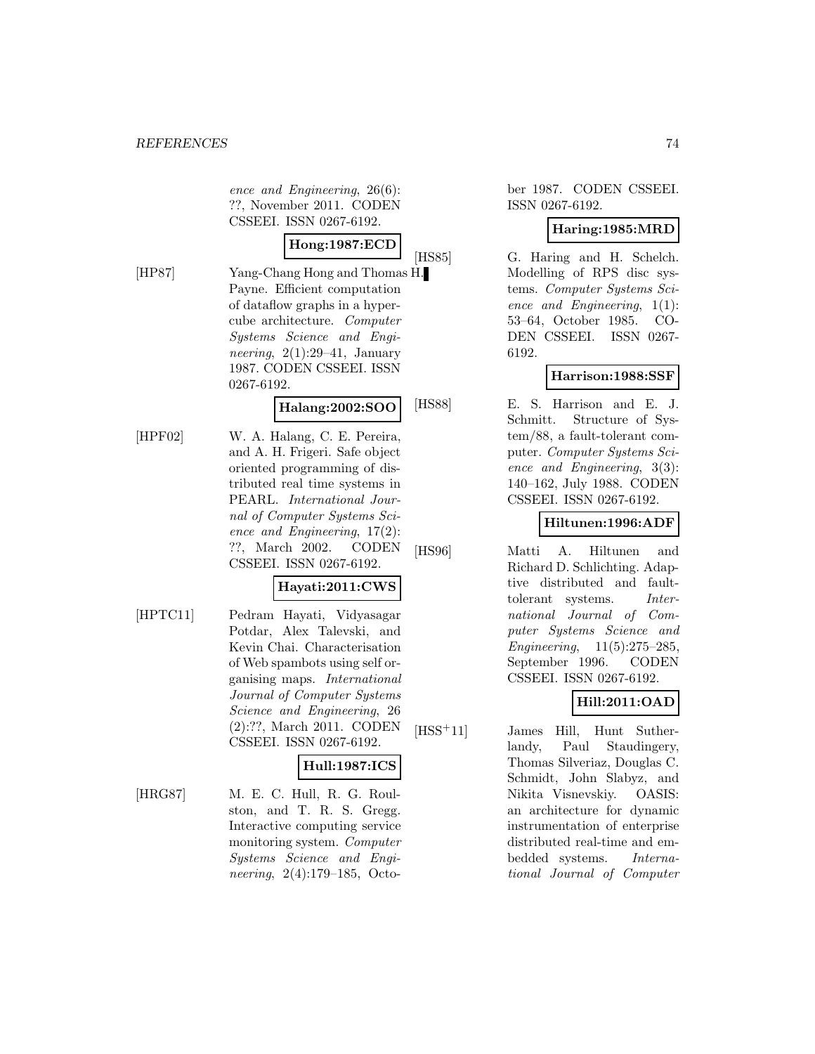ence and Engineering*, 26(6): ??, November 2011. CODEN CSSEEI. ISSN 0267-6192.

**Hong:1987:ECD**

[HP87] Yang-Chang Hong and Thomas H. Payne. Efficient computation of dataflow graphs in a hypercube architecture. *Computer Systems Science and Engineering*, 2(1):29–41, January 1987. CODEN CSSEEI. ISSN 0267-6192.

**Halang:2002:SOO**

[HPF02] W. A. Halang, C. E. Pereira, and A. H. Frigeri. Safe object oriented programming of distributed real time systems in PEARL. *International Journal of Computer Systems Science and Engineering*, 17(2): ??, March 2002. CODEN CSSEEI. ISSN 0267-6192.

**Hayati:2011:CWS**

[HPTC11] Pedram Hayati, Vidyasagar Potdar, Alex Talevski, and Kevin Chai. Characterisation of Web spambots using self organising maps. *International Journal of Computer Systems Science and Engineering*, 26 (2):??, March 2011. CODEN CSSEEI. ISSN 0267-6192.

**Hull:1987:ICS**

[HRG87] M. E. C. Hull, R. G. Roulston, and T. R. S. Gregg. Interactive computing service monitoring system. *Computer Systems Science and Engineering*, 2(4):179–185, October 1987. CODEN CSSEEI. ISSN 0267-6192.

**Haring:1985:MRD**

[HS85] G. Haring and H. Schelch. Modelling of RPS disc systems. *Computer Systems Science and Engineering*, 1(1): 53–64, October 1985. CODEN CSSEEI. ISSN 0267-6192.

**Harrison:1988:SSF**

[HS88] E. S. Harrison and E. J. Schmitt. Structure of System/88, a fault-tolerant computer. *Computer Systems Science and Engineering*, 3(3): 140–162, July 1988. CODEN CSSEEI. ISSN 0267-6192.

**Hiltunen:1996:ADF**

[HS96] Matti A. Hiltunen and Richard D. Schlichting. Adaptive distributed and fault-tolerant systems. *International Journal of Computer Systems Science and Engineering*, 11(5):275–285, September 1996. CODEN CSSEEI. ISSN 0267-6192.

**Hill:2011:OAD**

[HSS+11] James Hill, Hunt Sutherlandy, Paul Staudingery, Thomas Silveriaz, Douglas C. Schmidt, John Slabyz, and Nikita Visnevskiy. OASIS: an architecture for dynamic instrumentation of enterprise distributed real-time and embedded systems. *International Journal of Computer*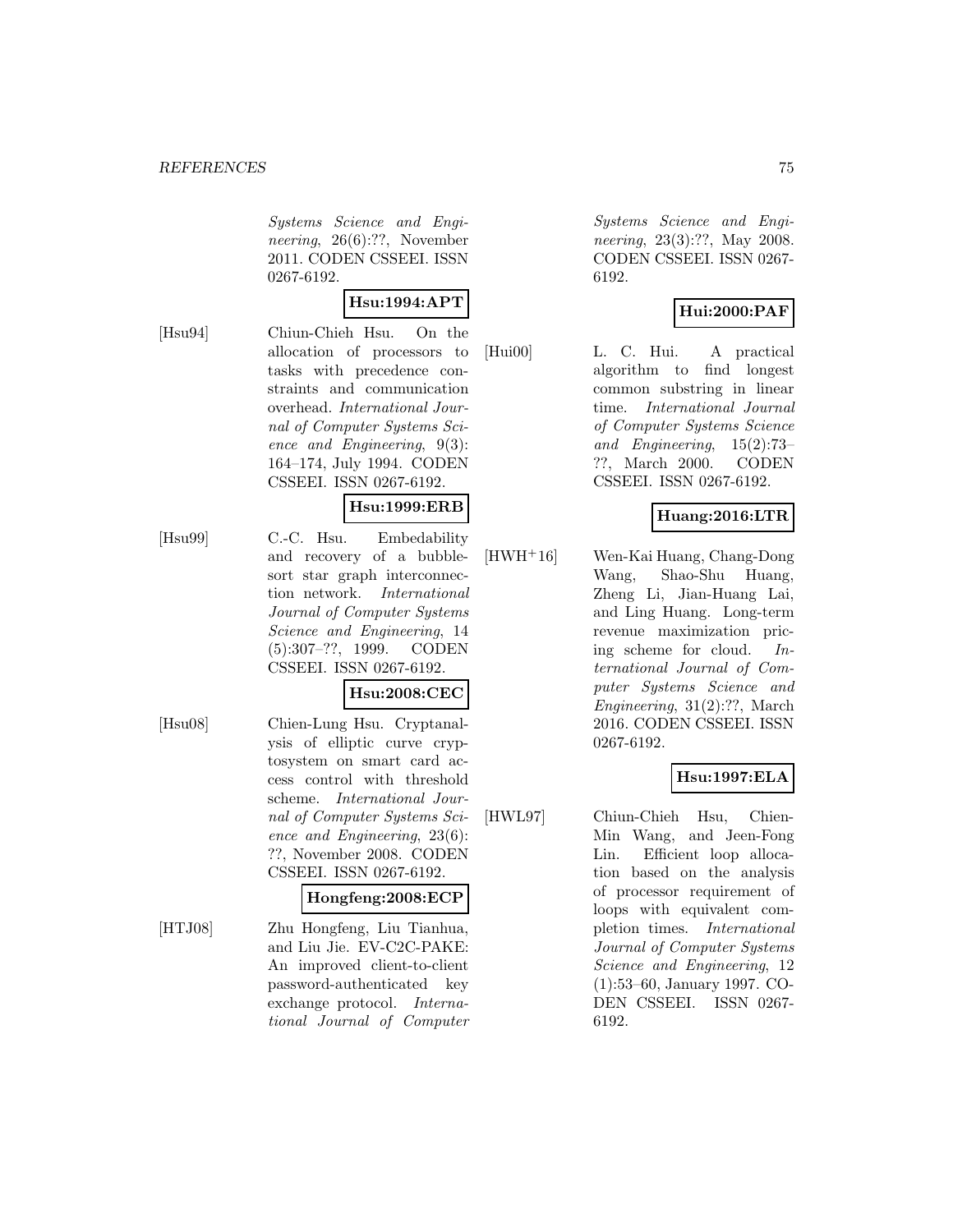*Systems Science and Engineering*, 26(6):??, November 2011. CODEN CSSEEI. ISSN 0267-6192.

**Hsu:1994:APT**

[Hsu94] Chiun-Chieh Hsu. On the allocation of processors to tasks with precedence constraints and communication overhead. *International Journal of Computer Systems Science and Engineering*, 9(3): 164–174, July 1994. CODEN CSSEEI. ISSN 0267-6192.

**Hsu:1999:ERB**

[Hsu99] C.-C. Hsu. Embedability and recovery of a bubble-sort star graph interconnection network. *International Journal of Computer Systems Science and Engineering*, 14 (5):307–??, 1999. CODEN CSSEEI. ISSN 0267-6192.

**Hsu:2008:CEC**

[Hsu08] Chien-Lung Hsu. Cryptanalysis of elliptic curve cryptosystem on smart card access control with threshold scheme. *International Journal of Computer Systems Science and Engineering*, 23(6): ??, November 2008. CODEN CSSEEI. ISSN 0267-6192.

**Hongfeng:2008:ECP**

[HTJ08] Zhu Hongfeng, Liu Tianhua, and Liu Jie. EV-C2C-PAKE: An improved client-to-client password-authenticated key exchange protocol. *International Journal of Computer Systems Science and Engineering*, 23(3):??, May 2008. CODEN CSSEEI. ISSN 0267-6192.

**Hui:2000:PAF**

[Hui00] L. C. Hui. A practical algorithm to find longest common substring in linear time. *International Journal of Computer Systems Science and Engineering*, 15(2):73–??, March 2000. CODEN CSSEEI. ISSN 0267-6192.

**Huang:2016:LTR**

[HWH+16] Wen-Kai Huang, Chang-Dong Wang, Shao-Shu Huang, Zheng Li, Jian-Huang Lai, and Ling Huang. Long-term revenue maximization pricing scheme for cloud. *International Journal of Computer Systems Science and Engineering*, 31(2):??, March 2016. CODEN CSSEEI. ISSN 0267-6192.

**Hsu:1997:ELA**

[HWL97] Chiun-Chieh Hsu, Chien-Min Wang, and Jeen-Fong Lin. Efficient loop allocation based on the analysis of processor requirement of loops with equivalent completion times. *International Journal of Computer Systems Science and Engineering*, 12 (1):53–60, January 1997. CODEN CSSEEI. ISSN 0267-6192.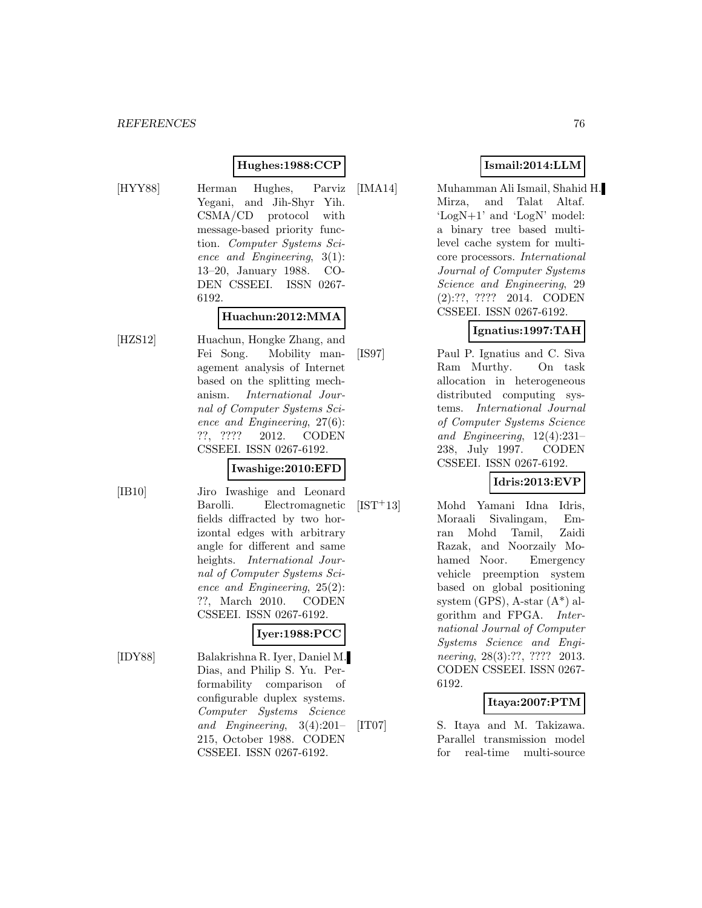**Hughes:1988:CCP**

[HYY88] Herman Hughes, Parviz Yegani, and Jih-Shyr Yih. CSMA/CD protocol with message-based priority function. *Computer Systems Science and Engineering*, 3(1): 13–20, January 1988. CODEN CSSEEI. ISSN 0267-6192.

**Huachun:2012:MMA**

[HZS12] Huachun, Hongke Zhang, and Fei Song. Mobility management analysis of Internet based on the splitting mechanism. *International Journal of Computer Systems Science and Engineering*, 27(6): ??, ???? 2012. CODEN CSSEEI. ISSN 0267-6192.

**Iwashige:2010:EFD**

[IB10] Jiro Iwashige and Leonard Barolli. Electromagnetic fields diffracted by two horizontal edges with arbitrary angle for different and same heights. *International Journal of Computer Systems Science and Engineering*, 25(2): ??, March 2010. CODEN CSSEEI. ISSN 0267-6192.

**Iyer:1988:PCC**

[IDY88] Balakrishna R. Iyer, Daniel M. Dias, and Philip S. Yu. Performability comparison of configurable duplex systems. *Computer Systems Science and Engineering*, 3(4):201–215, October 1988. CODEN CSSEEI. ISSN 0267-6192.

**Ismail:2014:LLM**

[IMA14] Muhamman Ali Ismail, Shahid H. Mirza, and Talat Altaf. 'LogN+1' and 'LogN' model: a binary tree based multilevel cache system for multicore processors. *International Journal of Computer Systems Science and Engineering*, 29 (2):??, ???? 2014. CODEN CSSEEI. ISSN 0267-6192.

**Ignatius:1997:TAH**

[IS97] Paul P. Ignatius and C. Siva Ram Murthy. On task allocation in heterogeneous distributed computing systems. *International Journal of Computer Systems Science and Engineering*, 12(4):231–238, July 1997. CODEN CSSEEI. ISSN 0267-6192.

**Idris:2013:EVP**

[IST+13] Mohd Yamani Idna Idris, Moraali Sivalingam, Emran Mohd Tamil, Zaidi Razak, and Noorzaily Mohamed Noor. Emergency vehicle preemption system based on global positioning system (GPS), A-star (A*) algorithm and FPGA. *International Journal of Computer Systems Science and Engineering*, 28(3):??, ???? 2013. CODEN CSSEEI. ISSN 0267-6192.

**Itaya:2007:PTM**

[IT07] S. Itaya and M. Takizawa. Parallel transmission model for real-time multi-source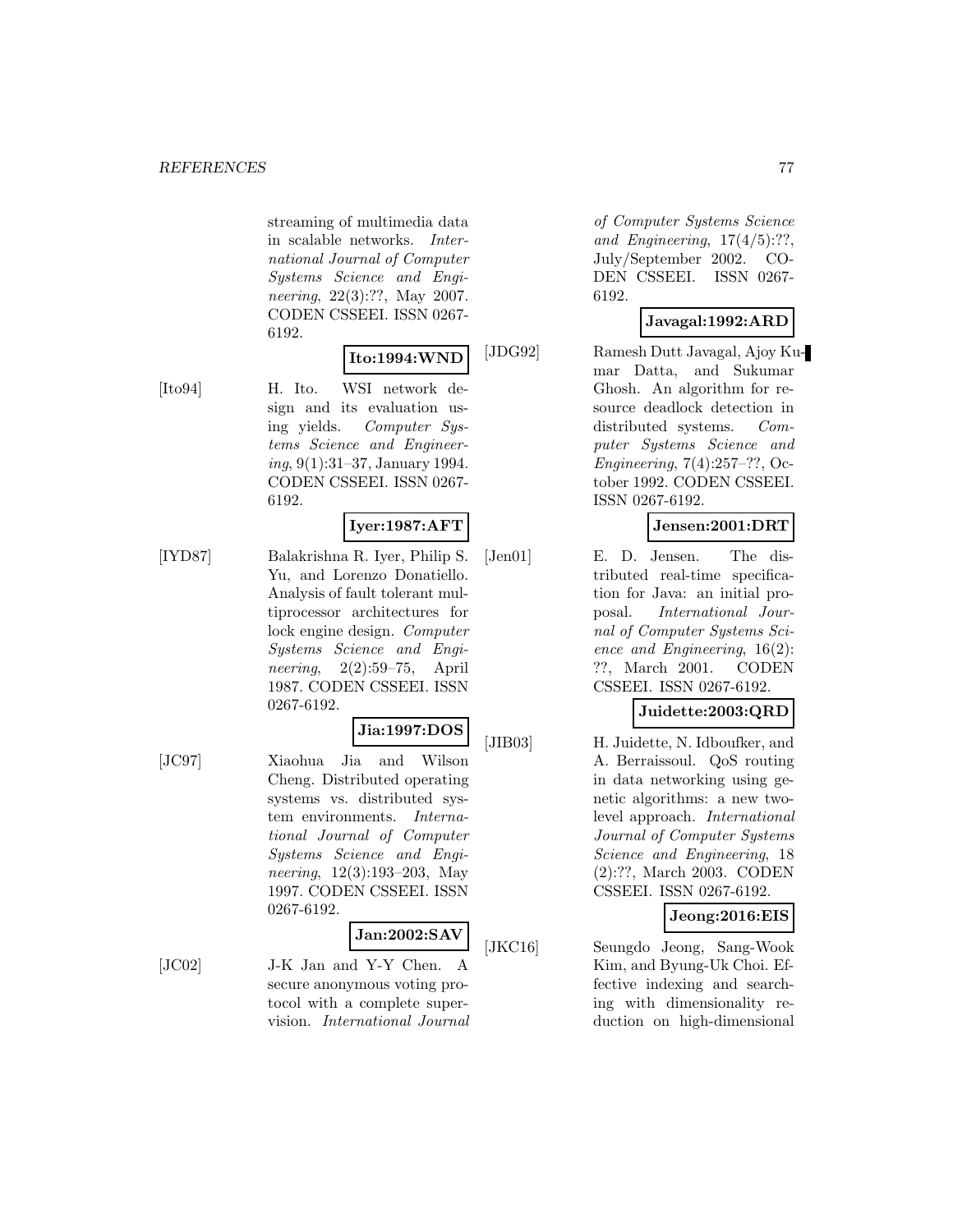streaming of multimedia data in scalable networks. *International Journal of Computer Systems Science and Engineering*, 22(3):??, May 2007. CODEN CSSEEI. ISSN 0267-6192.

**Ito:1994:WND**

[Ito94] H. Ito. WSI network design and its evaluation using yields. *Computer Systems Science and Engineering*, 9(1):31–37, January 1994. CODEN CSSEEI. ISSN 0267-6192.

**Iyer:1987:AFT**

[IYD87] Balakrishna R. Iyer, Philip S. Yu, and Lorenzo Donatiello. Analysis of fault tolerant multiprocessor architectures for lock engine design. *Computer Systems Science and Engineering*, 2(2):59–75, April 1987. CODEN CSSEEI. ISSN 0267-6192.

**Jia:1997:DOS**

[JC97] Xiaohua Jia and Wilson Cheng. Distributed operating systems vs. distributed system environments. *International Journal of Computer Systems Science and Engineering*, 12(3):193–203, May 1997. CODEN CSSEEI. ISSN 0267-6192.

**Jan:2002:SAV**

[JC02] J-K Jan and Y-Y Chen. A secure anonymous voting protocol with a complete supervision. *International Journal of Computer Systems Science and Engineering*, 17(4/5):??, July/September 2002. CODEN CSSEEI. ISSN 0267-6192.

**Javagal:1992:ARD**

[JDG92] Ramesh Dutt Javagal, Ajoy Kumar Datta, and Sukumar Ghosh. An algorithm for resource deadlock detection in distributed systems. *Computer Systems Science and Engineering*, 7(4):257–??, October 1992. CODEN CSSEEI. ISSN 0267-6192.

**Jensen:2001:DRT**

[Jen01] E. D. Jensen. The distributed real-time specification for Java: an initial proposal. *International Journal of Computer Systems Science and Engineering*, 16(2): ??, March 2001. CODEN CSSEEI. ISSN 0267-6192.

**Juidette:2003:QRD**

[JIB03] H. Juidette, N. Idboufker, and A. Berraissoul. QoS routing in data networking using genetic algorithms: a new two-level approach. *International Journal of Computer Systems Science and Engineering*, 18 (2):??, March 2003. CODEN CSSEEI. ISSN 0267-6192.

**Jeong:2016:EIS**

[JKC16] Seungdo Jeong, Sang-Wook Kim, and Byung-Uk Choi. Effective indexing and searching with dimensionality reduction on high-dimensional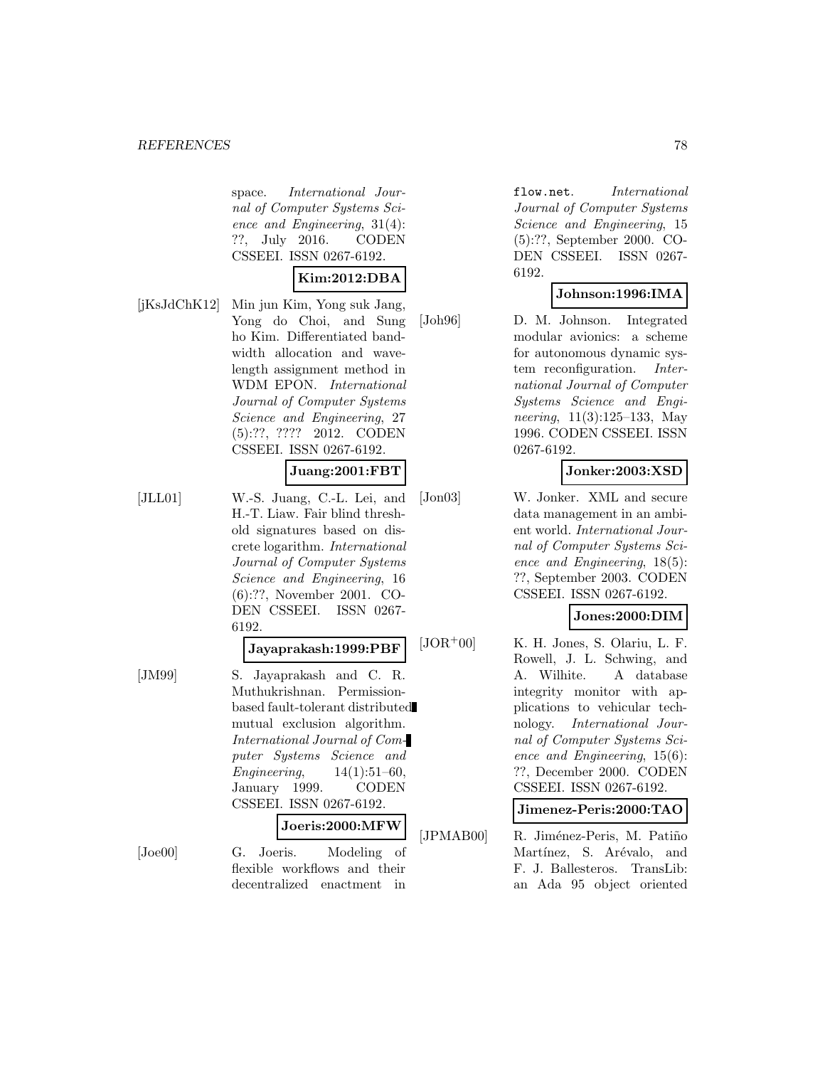space. *International Journal of Computer Systems Science and Engineering*, 31(4): ??, July 2016. CODEN CSSEEI. ISSN 0267-6192.

**Kim:2012:DBA**

[jKsJdChK12] Min jun Kim, Yong suk Jang, Yong do Choi, and Sung ho Kim. Differentiated bandwidth allocation and wavelength assignment method in WDM EPON. *International Journal of Computer Systems Science and Engineering*, 27 (5):??, ???? 2012. CODEN CSSEEI. ISSN 0267-6192.

**Juang:2001:FBT**

[JLL01] W.-S. Juang, C.-L. Lei, and H.-T. Liaw. Fair blind threshold signatures based on discrete logarithm. *International Journal of Computer Systems Science and Engineering*, 16 (6):??, November 2001. CODEN CSSEEI. ISSN 0267-6192.

**Jayaprakash:1999:PBF**

[JM99] S. Jayaprakash and C. R. Muthukrishnan. Permission-based fault-tolerant distributed mutual exclusion algorithm. *International Journal of Computer Systems Science and Engineering*, 14(1):51–60, January 1999. CODEN CSSEEI. ISSN 0267-6192.

**Joeris:2000:MFW**

[Joe00] G. Joeris. Modeling of flexible workflows and their decentralized enactment in flow.net. *International Journal of Computer Systems Science and Engineering*, 15 (5):??, September 2000. CODEN CSSEEI. ISSN 0267-6192.

**Johnson:1996:IMA**

[Joh96] D. M. Johnson. Integrated modular avionics: a scheme for autonomous dynamic system reconfiguration. *International Journal of Computer Systems Science and Engineering*, 11(3):125–133, May 1996. CODEN CSSEEI. ISSN 0267-6192.

**Jonker:2003:XSD**

[Jon03] W. Jonker. XML and secure data management in an ambient world. *International Journal of Computer Systems Science and Engineering*, 18(5): ??, September 2003. CODEN CSSEEI. ISSN 0267-6192.

**Jones:2000:DIM**

[JOR+00] K. H. Jones, S. Olariu, L. F. Rowell, J. L. Schwing, and A. Wilhite. A database integrity monitor with applications to vehicular technology. *International Journal of Computer Systems Science and Engineering*, 15(6): ??, December 2000. CODEN CSSEEI. ISSN 0267-6192.

**Jimenez-Peris:2000:TAO**

[JPMAB00] R. Jiménez-Peris, M. Patiño Martínez, S. Arévalo, and F. J. Ballesteros. TransLib: an Ada 95 object oriented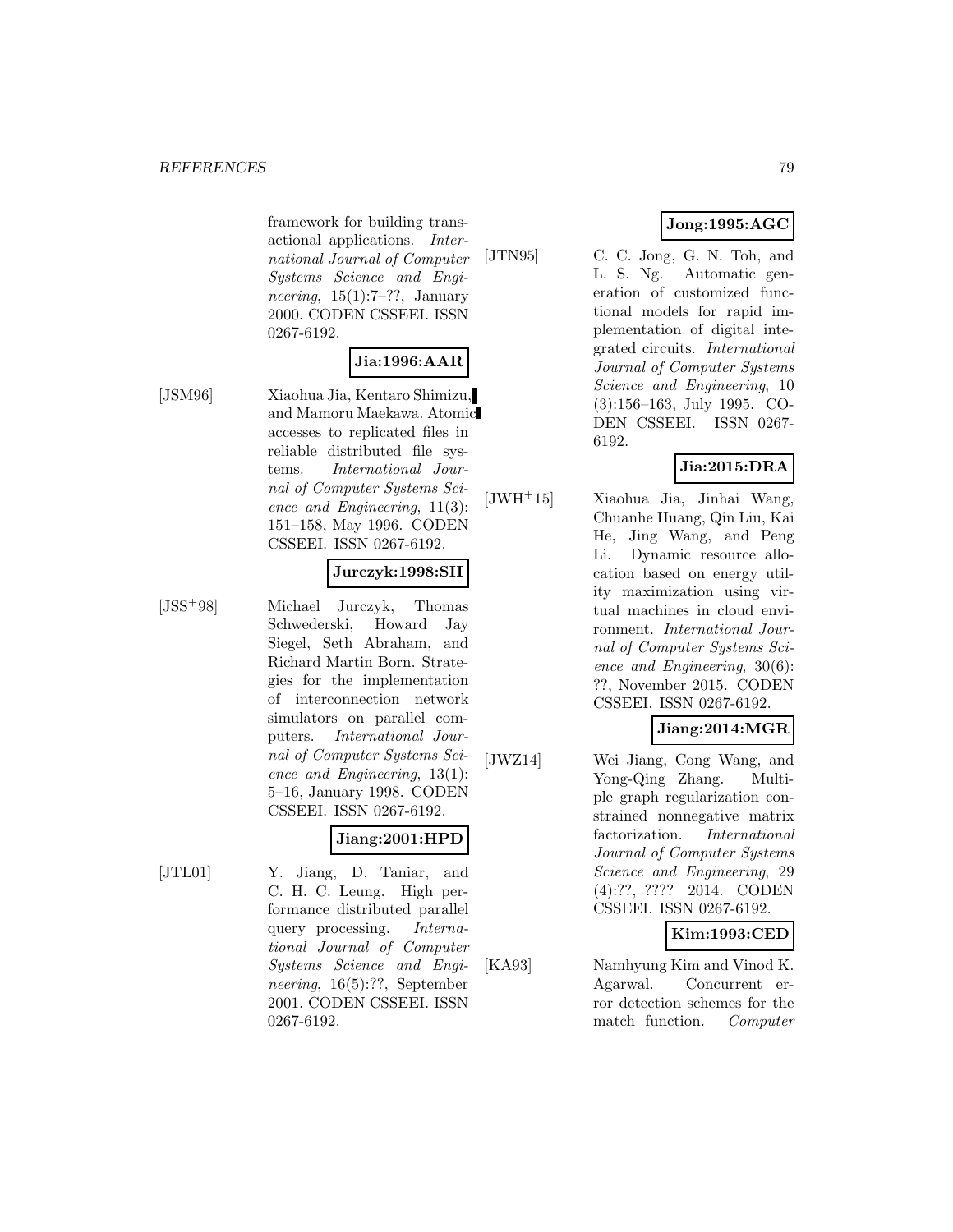framework for building transactional applications. *International Journal of Computer Systems Science and Engineering*, 15(1):7–??, January 2000. CODEN CSSEEI. ISSN 0267-6192.

**Jia:1996:AAR**

[JSM96] Xiaohua Jia, Kentaro Shimizu, and Mamoru Maekawa. Atomic accesses to replicated files in reliable distributed file systems. *International Journal of Computer Systems Science and Engineering*, 11(3): 151–158, May 1996. CODEN CSSEEI. ISSN 0267-6192.

**Jurczyk:1998:SII**

[JSS+98] Michael Jurczyk, Thomas Schwederski, Howard Jay Siegel, Seth Abraham, and Richard Martin Born. Strategies for the implementation of interconnection network simulators on parallel computers. *International Journal of Computer Systems Science and Engineering*, 13(1): 5–16, January 1998. CODEN CSSEEI. ISSN 0267-6192.

**Jiang:2001:HPD**

[JTL01] Y. Jiang, D. Taniar, and C. H. C. Leung. High performance distributed parallel query processing. *International Journal of Computer Systems Science and Engineering*, 16(5):??, September 2001. CODEN CSSEEI. ISSN 0267-6192.

**Jong:1995:AGC**

[JTN95] C. C. Jong, G. N. Toh, and L. S. Ng. Automatic generation of customized functional models for rapid implementation of digital integrated circuits. *International Journal of Computer Systems Science and Engineering*, 10 (3):156–163, July 1995. CODEN CSSEEI. ISSN 0267-6192.

**Jia:2015:DRA**

[JWH+15] Xiaohua Jia, Jinhai Wang, Chuanhe Huang, Qin Liu, Kai He, Jing Wang, and Peng Li. Dynamic resource allocation based on energy utility maximization using virtual machines in cloud environment. *International Journal of Computer Systems Science and Engineering*, 30(6): ??, November 2015. CODEN CSSEEI. ISSN 0267-6192.

**Jiang:2014:MGR**

[JWZ14] Wei Jiang, Cong Wang, and Yong-Qing Zhang. Multiple graph regularization constrained nonnegative matrix factorization. *International Journal of Computer Systems Science and Engineering*, 29 (4):??, ???? 2014. CODEN CSSEEI. ISSN 0267-6192.

**Kim:1993:CED**

[KA93] Namhyung Kim and Vinod K. Agarwal. Concurrent error detection schemes for the match function. *Computer*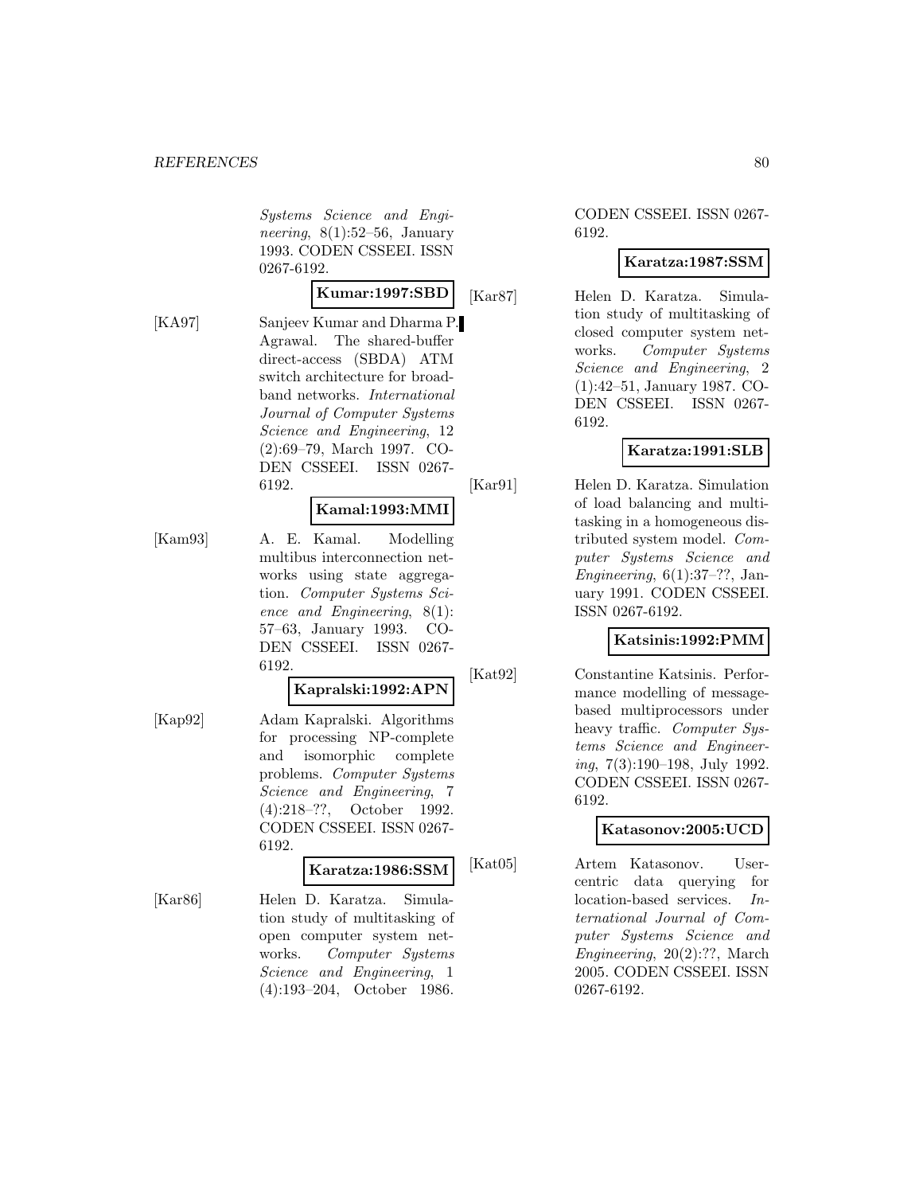*Systems Science and Engineering*, 8(1):52–56, January 1993. CODEN CSSEEI. ISSN 0267-6192.

**Kumar:1997:SBD**

[KA97] Sanjeev Kumar and Dharma P. Agrawal. The shared-buffer direct-access (SBDA) ATM switch architecture for broadband networks. *International Journal of Computer Systems Science and Engineering*, 12 (2):69–79, March 1997. CODEN CSSEEI. ISSN 0267-6192.

**Kamal:1993:MMI**

[Kam93] A. E. Kamal. Modelling multibus interconnection networks using state aggregation. *Computer Systems Science and Engineering*, 8(1): 57–63, January 1993. CODEN CSSEEI. ISSN 0267-6192.

**Kapralski:1992:APN**

[Kap92] Adam Kapralski. Algorithms for processing NP-complete and isomorphic complete problems. *Computer Systems Science and Engineering*, 7 (4):218–??, October 1992. CODEN CSSEEI. ISSN 0267-6192.

**Karatza:1986:SSM**

[Kar86] Helen D. Karatza. Simulation study of multitasking of open computer system networks. *Computer Systems Science and Engineering*, 1 (4):193–204, October 1986. CODEN CSSEEI. ISSN 0267-6192.

**Karatza:1987:SSM**

[Kar87] Helen D. Karatza. Simulation study of multitasking of closed computer system networks. *Computer Systems Science and Engineering*, 2 (1):42–51, January 1987. CODEN CSSEEI. ISSN 0267-6192.

**Karatza:1991:SLB**

[Kar91] Helen D. Karatza. Simulation of load balancing and multitasking in a homogeneous distributed system model. *Computer Systems Science and Engineering*, 6(1):37–??, January 1991. CODEN CSSEEI. ISSN 0267-6192.

**Katsinis:1992:PMM**

[Kat92] Constantine Katsinis. Performance modelling of message-based multiprocessors under heavy traffic. *Computer Systems Science and Engineering*, 7(3):190–198, July 1992. CODEN CSSEEI. ISSN 0267-6192.

**Katasonov:2005:UCD**

[Kat05] Artem Katasonov. User-centric data querying for location-based services. *International Journal of Computer Systems Science and Engineering*, 20(2):??, March 2005. CODEN CSSEEI. ISSN 0267-6192.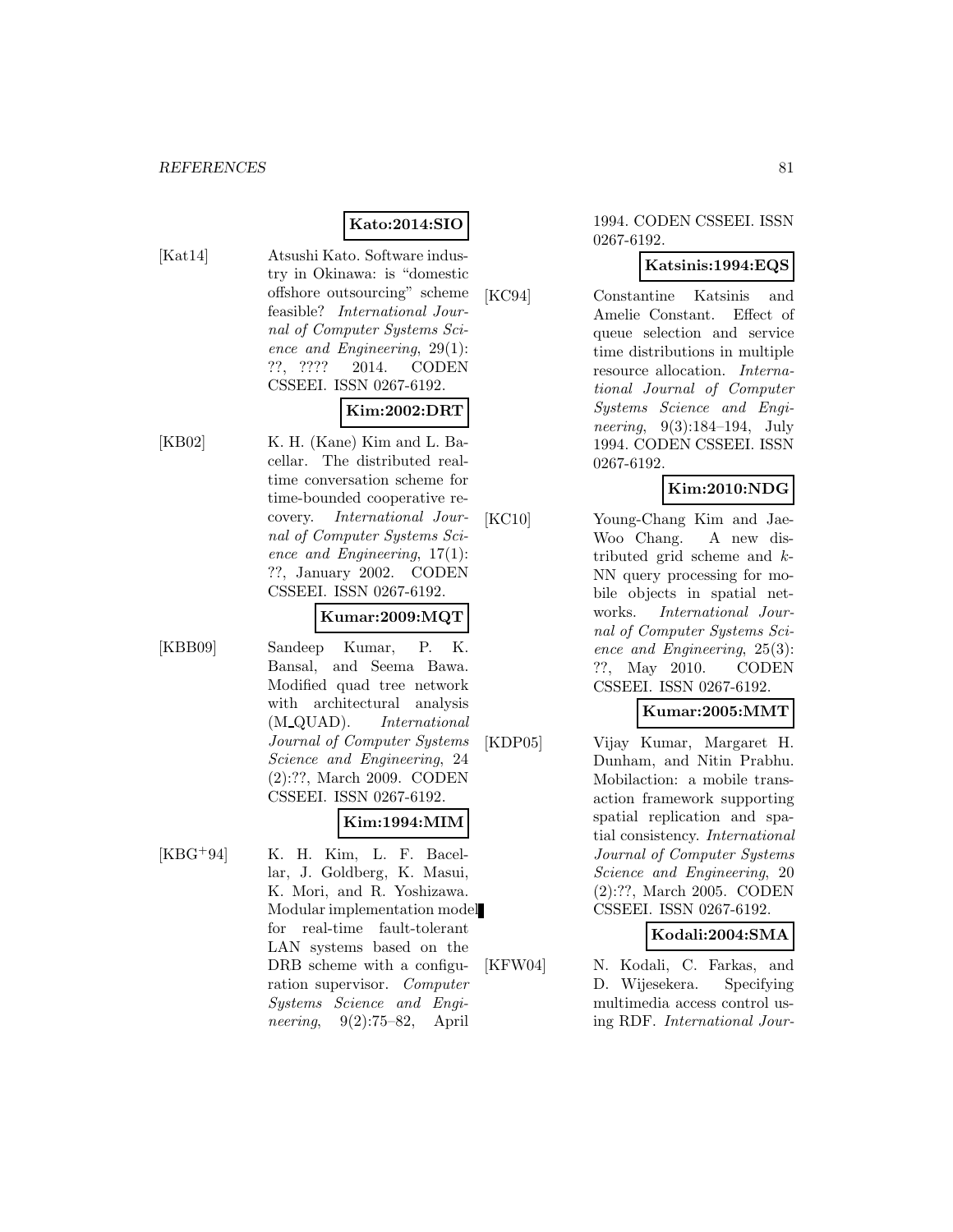**Kato:2014:SIO**

[Kat14] Atsushi Kato. Software industry in Okinawa: is "domestic offshore outsourcing" scheme feasible? *International Journal of Computer Systems Science and Engineering*, 29(1): ??, ???? 2014. CODEN CSSEEI. ISSN 0267-6192.

**Kim:2002:DRT**

[KB02] K. H. (Kane) Kim and L. Bacellar. The distributed real-time conversation scheme for time-bounded cooperative recovery. *International Journal of Computer Systems Science and Engineering*, 17(1): ??, January 2002. CODEN CSSEEI. ISSN 0267-6192.

**Kumar:2009:MQT**

[KBB09] Sandeep Kumar, P. K. Bansal, and Seema Bawa. Modified quad tree network with architectural analysis (M_QUAD). *International Journal of Computer Systems Science and Engineering*, 24 (2):??, March 2009. CODEN CSSEEI. ISSN 0267-6192.

**Kim:1994:MIM**

[KBG+94] K. H. Kim, L. F. Bacellar, J. Goldberg, K. Masui, K. Mori, and R. Yoshizawa. Modular implementation model for real-time fault-tolerant LAN systems based on the DRB scheme with a configuration supervisor. *Computer Systems Science and Engineering*, 9(2):75–82, April 1994. CODEN CSSEEI. ISSN 0267-6192.

**Katsinis:1994:EQS**

[KC94] Constantine Katsinis and Amelie Constant. Effect of queue selection and service time distributions in multiple resource allocation. *International Journal of Computer Systems Science and Engineering*, 9(3):184–194, July 1994. CODEN CSSEEI. ISSN 0267-6192.

**Kim:2010:NDG**

[KC10] Young-Chang Kim and Jae-Woo Chang. A new distributed grid scheme and $k$-NN query processing for mobile objects in spatial networks. *International Journal of Computer Systems Science and Engineering*, 25(3): ??, May 2010. CODEN CSSEEI. ISSN 0267-6192.

**Kumar:2005:MMT**

[KDP05] Vijay Kumar, Margaret H. Dunham, and Nitin Prabhu. Mobilaction: a mobile transaction framework supporting spatial replication and spatial consistency. *International Journal of Computer Systems Science and Engineering*, 20 (2):??, March 2005. CODEN CSSEEI. ISSN 0267-6192.

**Kodali:2004:SMA**

[KFW04] N. Kodali, C. Farkas, and D. Wijesekera. Specifying multimedia access control using RDF. *International Jour-*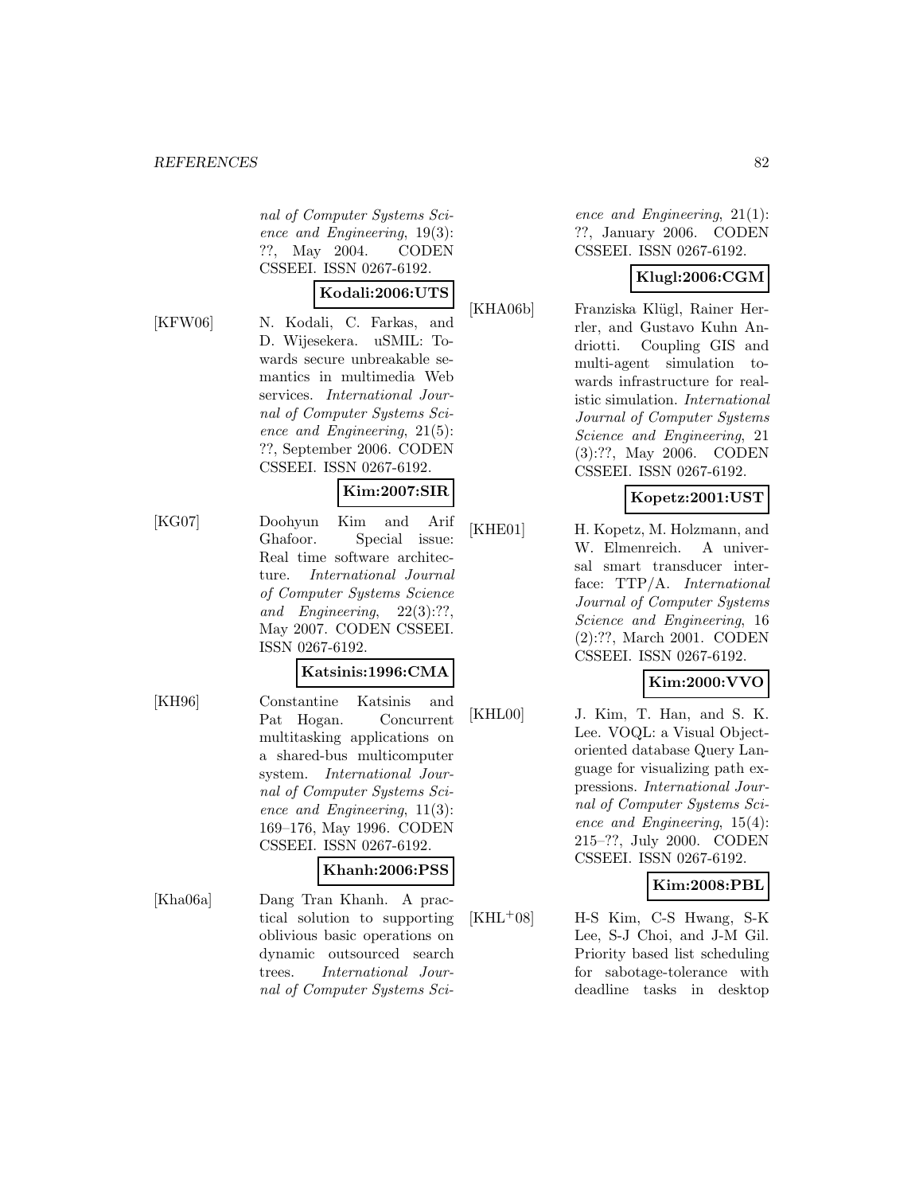nal of Computer Systems Science and Engineering*, 19(3): ??, May 2004. CODEN CSSEEI. ISSN 0267-6192.

**Kodali:2006:UTS**

[KFW06] N. Kodali, C. Farkas, and D. Wijesekera. uSMIL: Towards secure unbreakable semantics in multimedia Web services. *International Journal of Computer Systems Science and Engineering*, 21(5): ??, September 2006. CODEN CSSEEI. ISSN 0267-6192.

**Kim:2007:SIR**

[KG07] Doohyun Kim and Arif Ghafoor. Special issue: Real time software architecture. *International Journal of Computer Systems Science and Engineering*, 22(3):??, May 2007. CODEN CSSEEI. ISSN 0267-6192.

**Katsinis:1996:CMA**

[KH96] Constantine Katsinis and Pat Hogan. Concurrent multitasking applications on a shared-bus multicomputer system. *International Journal of Computer Systems Science and Engineering*, 11(3): 169–176, May 1996. CODEN CSSEEI. ISSN 0267-6192.

**Khanh:2006:PSS**

[Kha06a] Dang Tran Khanh. A practical solution to supporting oblivious basic operations on dynamic outsourced search trees. *International Journal of Computer Systems Science and Engineering*, 21(1): ??, January 2006. CODEN CSSEEI. ISSN 0267-6192.

**Klugl:2006:CGM**

[KHA06b] Franziska Klügl, Rainer Herrler, and Gustavo Kuhn Andriotti. Coupling GIS and multi-agent simulation towards infrastructure for realistic simulation. *International Journal of Computer Systems Science and Engineering*, 21 (3):??, May 2006. CODEN CSSEEI. ISSN 0267-6192.

**Kopetz:2001:UST**

[KHE01] H. Kopetz, M. Holzmann, and W. Elmenreich. A universal smart transducer interface: TTP/A. *International Journal of Computer Systems Science and Engineering*, 16 (2):??, March 2001. CODEN CSSEEI. ISSN 0267-6192.

**Kim:2000:VVO**

[KHL00] J. Kim, T. Han, and S. K. Lee. VOQL: a Visual Object-oriented database Query Language for visualizing path expressions. *International Journal of Computer Systems Science and Engineering*, 15(4): 215–??, July 2000. CODEN CSSEEI. ISSN 0267-6192.

**Kim:2008:PBL**

[KHL+08] H-S Kim, C-S Hwang, S-K Lee, S-J Choi, and J-M Gil. Priority based list scheduling for sabotage-tolerance with deadline tasks in desktop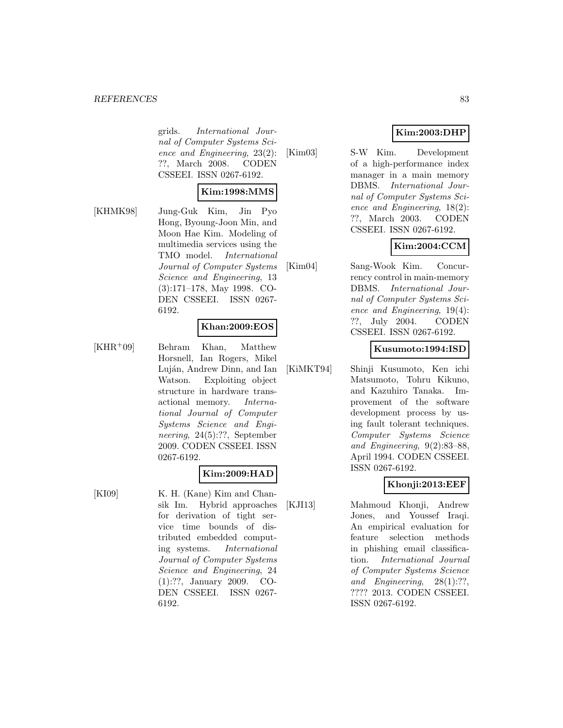grids. *International Journal of Computer Systems Science and Engineering*, 23(2): ??, March 2008. CODEN CSSEEI. ISSN 0267-6192.

**Kim:1998:MMS**

[KHMK98] Jung-Guk Kim, Jin Pyo Hong, Byoung-Joon Min, and Moon Hae Kim. Modeling of multimedia services using the TMO model. *International Journal of Computer Systems Science and Engineering*, 13 (3):171–178, May 1998. CODEN CSSEEI. ISSN 0267-6192.

**Khan:2009:EOS**

[KHR+09] Behram Khan, Matthew Horsnell, Ian Rogers, Mikel Luján, Andrew Dinn, and Ian Watson. Exploiting object structure in hardware transactional memory. *International Journal of Computer Systems Science and Engineering*, 24(5):??, September 2009. CODEN CSSEEI. ISSN 0267-6192.

**Kim:2009:HAD**

[KI09] K. H. (Kane) Kim and Chansik Im. Hybrid approaches for derivation of tight service time bounds of distributed embedded computing systems. *International Journal of Computer Systems Science and Engineering*, 24 (1):??, January 2009. CODEN CSSEEI. ISSN 0267-6192.

**Kim:2003:DHP**

[Kim03] S-W Kim. Development of a high-performance index manager in a main memory DBMS. *International Journal of Computer Systems Science and Engineering*, 18(2): ??, March 2003. CODEN CSSEEI. ISSN 0267-6192.

**Kim:2004:CCM**

[Kim04] Sang-Wook Kim. Concurrency control in main-memory DBMS. *International Journal of Computer Systems Science and Engineering*, 19(4): ??, July 2004. CODEN CSSEEI. ISSN 0267-6192.

**Kusumoto:1994:ISD**

[KiMKT94] Shinji Kusumoto, Ken ichi Matsumoto, Tohru Kikuno, and Kazuhiro Tanaka. Improvement of the software development process by using fault tolerant techniques. *Computer Systems Science and Engineering*, 9(2):83–88, April 1994. CODEN CSSEEI. ISSN 0267-6192.

**Khonji:2013:EEF**

[KJI13] Mahmoud Khonji, Andrew Jones, and Youssef Iraqi. An empirical evaluation for feature selection methods in phishing email classification. *International Journal of Computer Systems Science and Engineering*, 28(1):??, ???? 2013. CODEN CSSEEI. ISSN 0267-6192.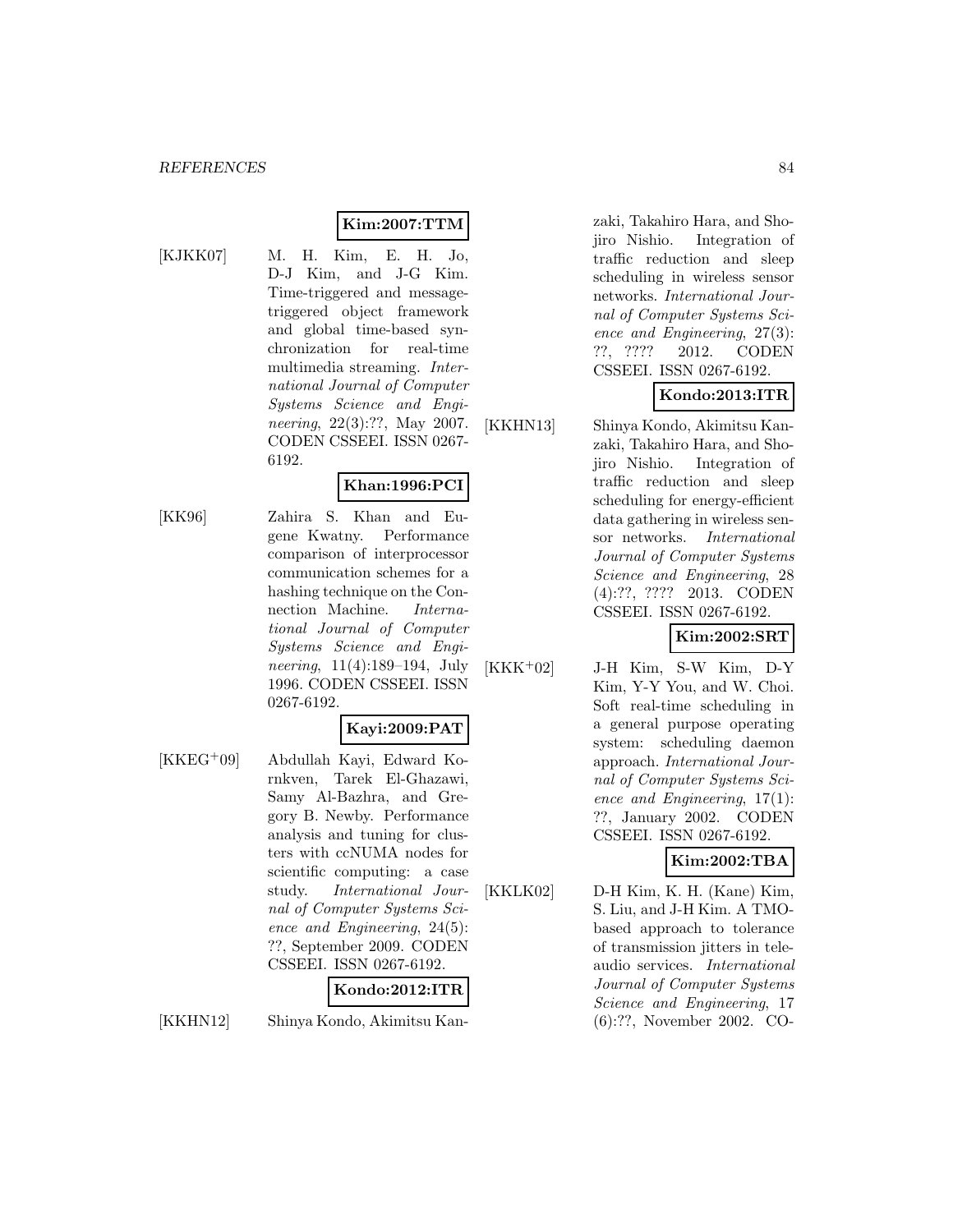**Kim:2007:TTM**

[KJKK07] M. H. Kim, E. H. Jo, D-J Kim, and J-G Kim. Time-triggered and message-triggered object framework and global time-based synchronization for real-time multimedia streaming. *International Journal of Computer Systems Science and Engineering*, 22(3):??, May 2007. CODEN CSSEEI. ISSN 0267-6192.

**Khan:1996:PCI**

[KK96] Zahira S. Khan and Eugene Kwatny. Performance comparison of interprocessor communication schemes for a hashing technique on the Connection Machine. *International Journal of Computer Systems Science and Engineering*, 11(4):189–194, July 1996. CODEN CSSEEI. ISSN 0267-6192.

**Kayi:2009:PAT**

[KKEG+09] Abdullah Kayi, Edward Kornkven, Tarek El-Ghazawi, Samy Al-Bazhra, and Gregory B. Newby. Performance analysis and tuning for clusters with ccNUMA nodes for scientific computing: a case study. *International Journal of Computer Systems Science and Engineering*, 24(5): ??, September 2009. CODEN CSSEEI. ISSN 0267-6192.

**Kondo:2012:ITR**

[KKHN12] Shinya Kondo, Akimitsu Kanzaki, Takahiro Hara, and Shojiro Nishio. Integration of traffic reduction and sleep scheduling in wireless sensor networks. *International Journal of Computer Systems Science and Engineering*, 27(3): ??, ???? 2012. CODEN CSSEEI. ISSN 0267-6192.

**Kondo:2013:ITR**

[KKHN13] Shinya Kondo, Akimitsu Kanzaki, Takahiro Hara, and Shojiro Nishio. Integration of traffic reduction and sleep scheduling for energy-efficient data gathering in wireless sensor networks. *International Journal of Computer Systems Science and Engineering*, 28 (4):??, ???? 2013. CODEN CSSEEI. ISSN 0267-6192.

**Kim:2002:SRT**

[KKK+02] J-H Kim, S-W Kim, D-Y Kim, Y-Y You, and W. Choi. Soft real-time scheduling in a general purpose operating system: scheduling daemon approach. *International Journal of Computer Systems Science and Engineering*, 17(1): ??, January 2002. CODEN CSSEEI. ISSN 0267-6192.

**Kim:2002:TBA**

[KKLK02] D-H Kim, K. H. (Kane) Kim, S. Liu, and J-H Kim. A TMO-based approach to tolerance of transmission jitters in tele-audio services. *International Journal of Computer Systems Science and Engineering*, 17 (6):??, November 2002. CO-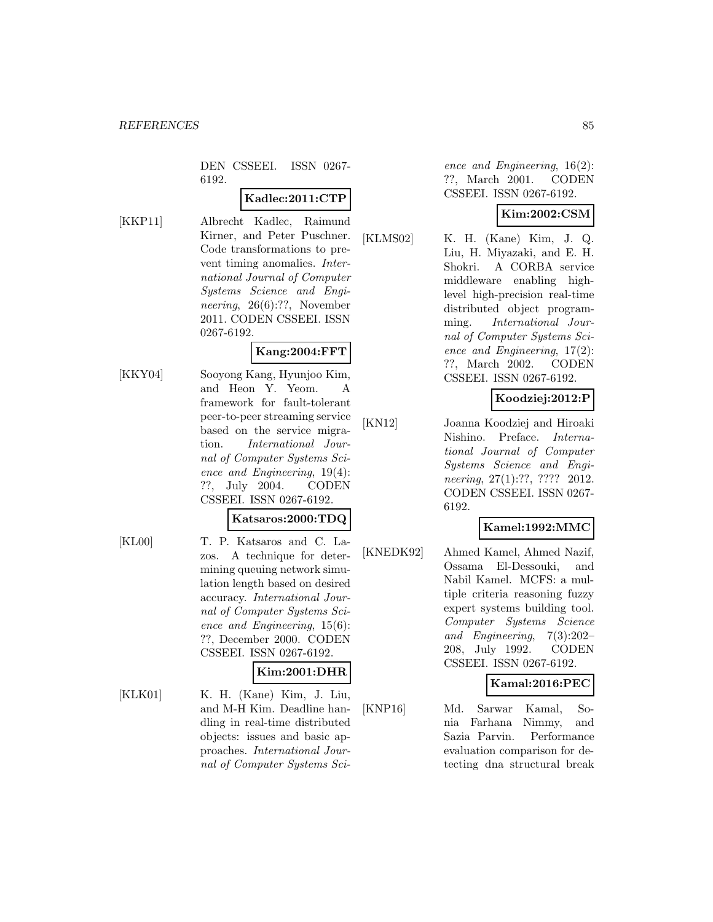DEN CSSEEI. ISSN 0267-6192.

**Kadlec:2011:CTP**

[KKP11] Albrecht Kadlec, Raimund Kirner, and Peter Puschner. Code transformations to prevent timing anomalies. *International Journal of Computer Systems Science and Engineering*, 26(6):??, November 2011. CODEN CSSEEI. ISSN 0267-6192.

**Kang:2004:FFT**

[KKY04] Sooyong Kang, Hyunjoo Kim, and Heon Y. Yeom. A framework for fault-tolerant peer-to-peer streaming service based on the service migration. *International Journal of Computer Systems Science and Engineering*, 19(4): ??, July 2004. CODEN CSSEEI. ISSN 0267-6192.

**Katsaros:2000:TDQ**

[KL00] T. P. Katsaros and C. Lazos. A technique for determining queuing network simulation length based on desired accuracy. *International Journal of Computer Systems Science and Engineering*, 15(6): ??, December 2000. CODEN CSSEEI. ISSN 0267-6192.

**Kim:2001:DHR**

[KLK01] K. H. (Kane) Kim, J. Liu, and M-H Kim. Deadline handling in real-time distributed objects: issues and basic approaches. *International Journal of Computer Systems Science and Engineering*, 16(2): ??, March 2001. CODEN CSSEEI. ISSN 0267-6192.

**Kim:2002:CSM**

[KLMS02] K. H. (Kane) Kim, J. Q. Liu, H. Miyazaki, and E. H. Shokri. A CORBA service middleware enabling high-level high-precision real-time distributed object programming. *International Journal of Computer Systems Science and Engineering*, 17(2): ??, March 2002. CODEN CSSEEI. ISSN 0267-6192.

**Koodziej:2012:P**

[KN12] Joanna Koodziej and Hiroaki Nishino. Preface. *International Journal of Computer Systems Science and Engineering*, 27(1):??, ???? 2012. CODEN CSSEEI. ISSN 0267-6192.

**Kamel:1992:MMC**

[KNEDK92] Ahmed Kamel, Ahmed Nazif, Ossama El-Dessouki, and Nabil Kamel. MCFS: a multiple criteria reasoning fuzzy expert systems building tool. *Computer Systems Science and Engineering*, 7(3):202–208, July 1992. CODEN CSSEEI. ISSN 0267-6192.

**Kamal:2016:PEC**

[KNP16] Md. Sarwar Kamal, Sonia Farhana Nimmy, and Sazia Parvin. Performance evaluation comparison for detecting dna structural break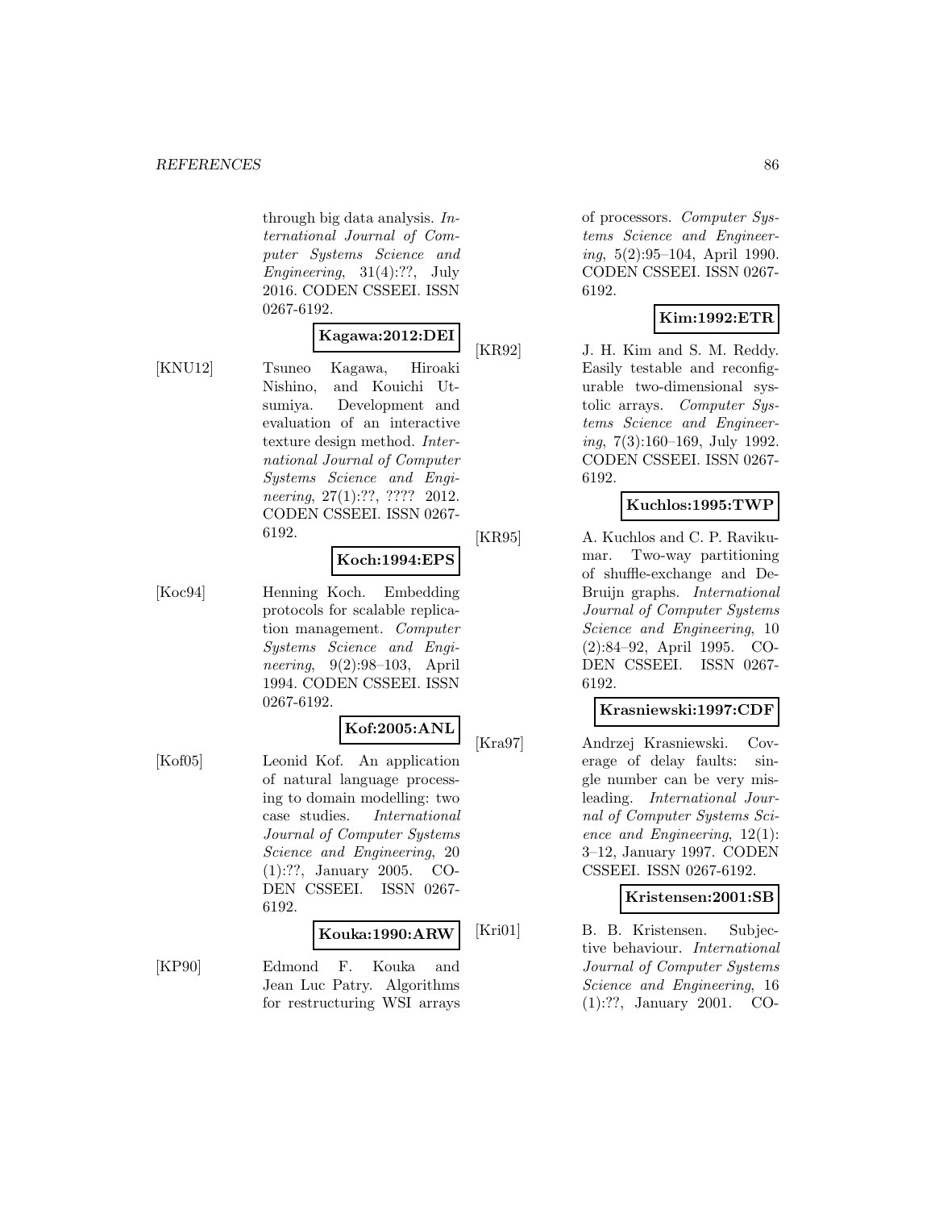through big data analysis. *International Journal of Computer Systems Science and Engineering*, 31(4):??, July 2016. CODEN CSSEEI. ISSN 0267-6192.

**Kagawa:2012:DEI**

[KNU12] Tsuneo Kagawa, Hiroaki Nishino, and Kouichi Utsumiya. Development and evaluation of an interactive texture design method. *International Journal of Computer Systems Science and Engineering*, 27(1):??, ???? 2012. CODEN CSSEEI. ISSN 0267-6192.

**Koch:1994:EPS**

[Koc94] Henning Koch. Embedding protocols for scalable replication management. *Computer Systems Science and Engineering*, 9(2):98–103, April 1994. CODEN CSSEEI. ISSN 0267-6192.

**Kof:2005:ANL**

[Kof05] Leonid Kof. An application of natural language processing to domain modelling: two case studies. *International Journal of Computer Systems Science and Engineering*, 20 (1):??, January 2005. CODEN CSSEEI. ISSN 0267-6192.

**Kouka:1990:ARW**

[KP90] Edmond F. Kouka and Jean Luc Patry. Algorithms for restructuring WSI arrays of processors. *Computer Systems Science and Engineering*, 5(2):95–104, April 1990. CODEN CSSEEI. ISSN 0267-6192.

**Kim:1992:ETR**

[KR92] J. H. Kim and S. M. Reddy. Easily testable and reconfigurable two-dimensional systolic arrays. *Computer Systems Science and Engineering*, 7(3):160–169, July 1992. CODEN CSSEEI. ISSN 0267-6192.

**Kuchlos:1995:TWP**

[KR95] A. Kuchlos and C. P. Ravikumar. Two-way partitioning of shuffle-exchange and De-Bruijn graphs. *International Journal of Computer Systems Science and Engineering*, 10 (2):84–92, April 1995. CODEN CSSEEI. ISSN 0267-6192.

**Krasniewski:1997:CDF**

[Kra97] Andrzej Krasniewski. Coverage of delay faults: single number can be very misleading. *International Journal of Computer Systems Science and Engineering*, 12(1): 3–12, January 1997. CODEN CSSEEI. ISSN 0267-6192.

**Kristensen:2001:SB**

[Kri01] B. B. Kristensen. Subjective behaviour. *International Journal of Computer Systems Science and Engineering*, 16 (1):??, January 2001. CO-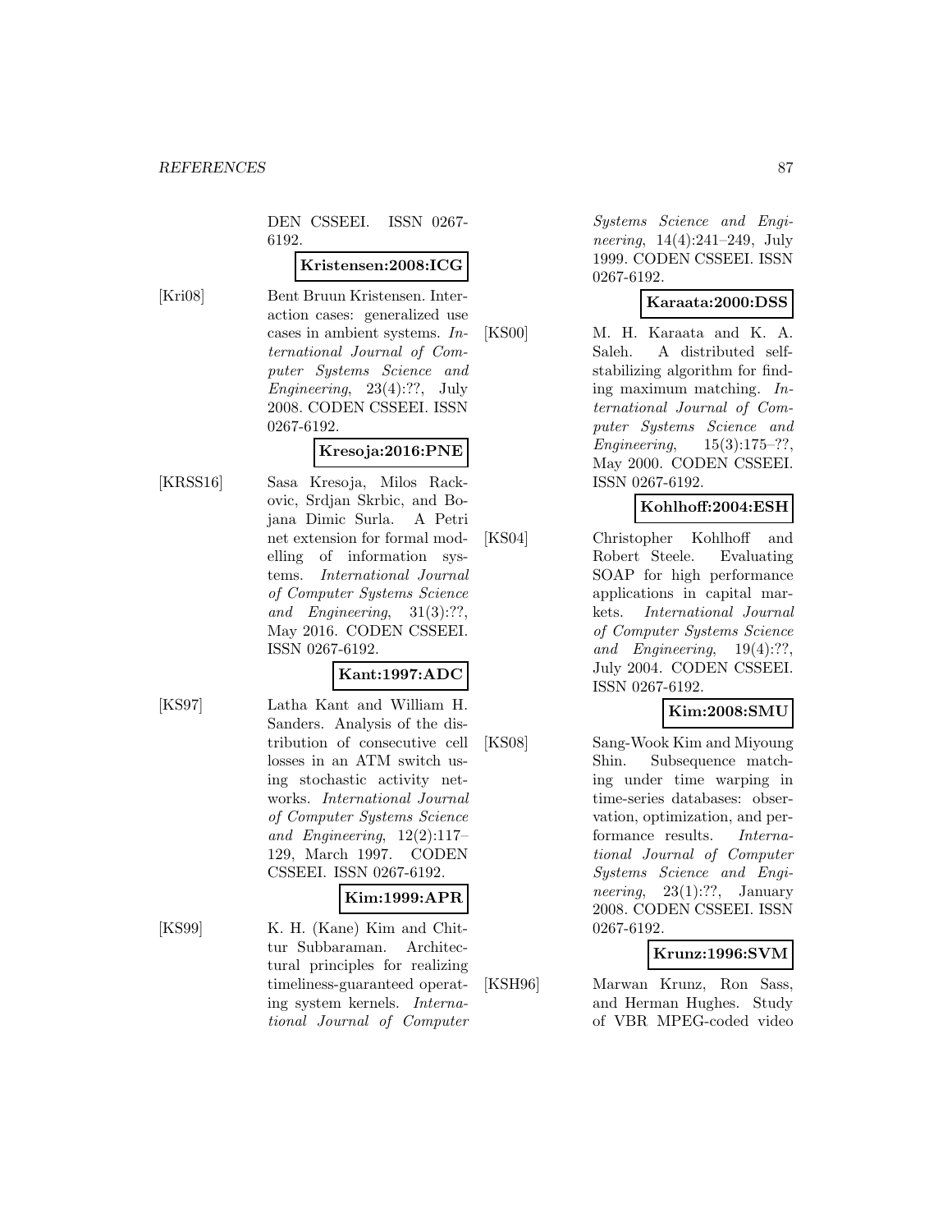DEN CSSEEI. ISSN 0267-6192.

**Kristensen:2008:ICG**

[Kri08] Bent Bruun Kristensen. Interaction cases: generalized use cases in ambient systems. *International Journal of Computer Systems Science and Engineering*, 23(4):??, July 2008. CODEN CSSEEI. ISSN 0267-6192.

**Kresoja:2016:PNE**

[KRSS16] Sasa Kresoja, Milos Rackovic, Srdjan Skrbic, and Bojana Dimic Surla. A Petri net extension for formal modelling of information systems. *International Journal of Computer Systems Science and Engineering*, 31(3):??, May 2016. CODEN CSSEEI. ISSN 0267-6192.

**Kant:1997:ADC**

[KS97] Latha Kant and William H. Sanders. Analysis of the distribution of consecutive cell losses in an ATM switch using stochastic activity networks. *International Journal of Computer Systems Science and Engineering*, 12(2):117–129, March 1997. CODEN CSSEEI. ISSN 0267-6192.

**Kim:1999:APR**

[KS99] K. H. (Kane) Kim and Chittur Subbaraman. Architectural principles for realizing timeliness-guaranteed operating system kernels. *International Journal of Computer Systems Science and Engineering*, 14(4):241–249, July 1999. CODEN CSSEEI. ISSN 0267-6192.

**Karaata:2000:DSS**

[KS00] M. H. Karaata and K. A. Saleh. A distributed self-stabilizing algorithm for finding maximum matching. *International Journal of Computer Systems Science and Engineering*, 15(3):175–??, May 2000. CODEN CSSEEI. ISSN 0267-6192.

**Kohlhoff:2004:ESH**

[KS04] Christopher Kohlhoff and Robert Steele. Evaluating SOAP for high performance applications in capital markets. *International Journal of Computer Systems Science and Engineering*, 19(4):??, July 2004. CODEN CSSEEI. ISSN 0267-6192.

**Kim:2008:SMU**

[KS08] Sang-Wook Kim and Miyoung Shin. Subsequence matching under time warping in time-series databases: observation, optimization, and performance results. *International Journal of Computer Systems Science and Engineering*, 23(1):??, January 2008. CODEN CSSEEI. ISSN 0267-6192.

**Krunz:1996:SVM**

[KSH96] Marwan Krunz, Ron Sass, and Herman Hughes. Study of VBR MPEG-coded video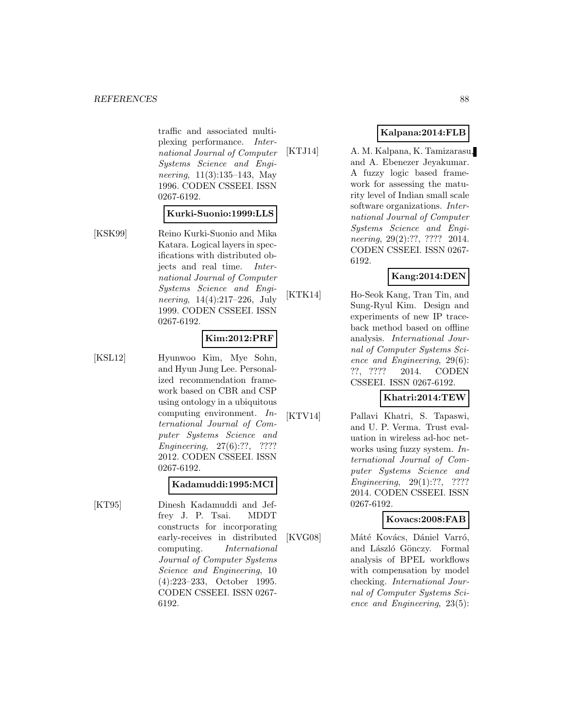traffic and associated multiplexing performance. *International Journal of Computer Systems Science and Engineering*, 11(3):135–143, May 1996. CODEN CSSEEI. ISSN 0267-6192.

**Kurki-Suonio:1999:LLS**

[KSK99] Reino Kurki-Suonio and Mika Katara. Logical layers in specifications with distributed objects and real time. *International Journal of Computer Systems Science and Engineering*, 14(4):217–226, July 1999. CODEN CSSEEI. ISSN 0267-6192.

**Kim:2012:PRF**

[KSL12] Hyunwoo Kim, Mye Sohn, and Hyun Jung Lee. Personalized recommendation framework based on CBR and CSP using ontology in a ubiquitous computing environment. *International Journal of Computer Systems Science and Engineering*, 27(6):??, ???? 2012. CODEN CSSEEI. ISSN 0267-6192.

**Kadamuddi:1995:MCI**

[KT95] Dinesh Kadamuddi and Jeffrey J. P. Tsai. MDDT constructs for incorporating early-receives in distributed computing. *International Journal of Computer Systems Science and Engineering*, 10 (4):223–233, October 1995. CODEN CSSEEI. ISSN 0267-6192.

**Kalpana:2014:FLB**

[KTJ14] A. M. Kalpana, K. Tamizarasu, and A. Ebenezer Jeyakumar. A fuzzy logic based framework for assessing the maturity level of Indian small scale software organizations. *International Journal of Computer Systems Science and Engineering*, 29(2):??, ???? 2014. CODEN CSSEEI. ISSN 0267-6192.

**Kang:2014:DEN**

[KTK14] Ho-Seok Kang, Tran Tin, and Sung-Ryul Kim. Design and experiments of new IP traceback method based on offline analysis. *International Journal of Computer Systems Science and Engineering*, 29(6): ??, ???? 2014. CODEN CSSEEI. ISSN 0267-6192.

**Khatri:2014:TEW**

[KTV14] Pallavi Khatri, S. Tapaswi, and U. P. Verma. Trust evaluation in wireless ad-hoc networks using fuzzy system. *International Journal of Computer Systems Science and Engineering*, 29(1):??, ???? 2014. CODEN CSSEEI. ISSN 0267-6192.

**Kovacs:2008:FAB**

[KVG08] Máté Kovács, Dániel Varró, and László Gönczy. Formal analysis of BPEL workflows with compensation by model checking. *International Journal of Computer Systems Science and Engineering*, 23(5):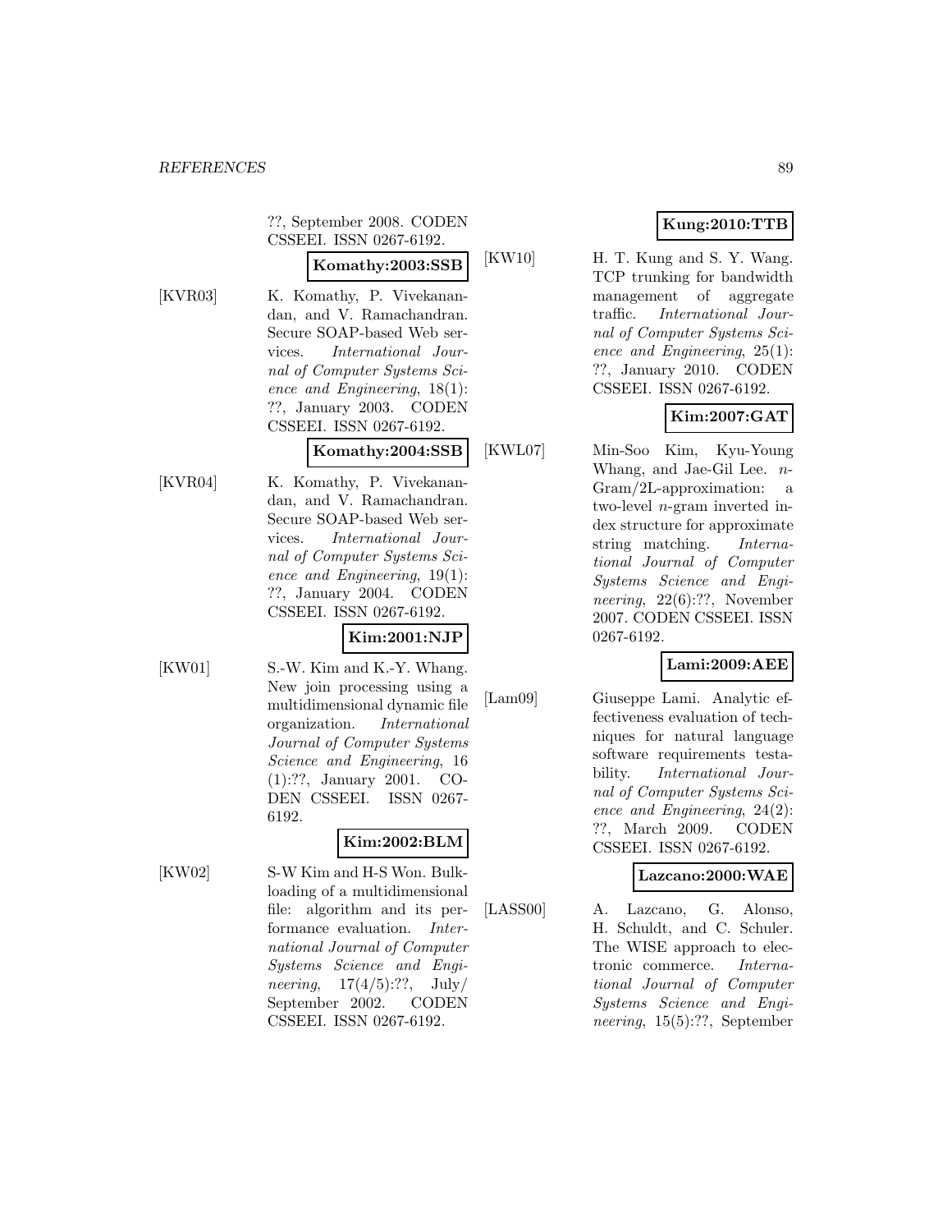??, September 2008. CODEN CSSEEI. ISSN 0267-6192.

**Komathy:2003:SSB**

[KVR03] K. Komathy, P. Vivekanandan, and V. Ramachandran. Secure SOAP-based Web services. *International Journal of Computer Systems Science and Engineering*, 18(1): ??, January 2003. CODEN CSSEEI. ISSN 0267-6192.

**Komathy:2004:SSB**

[KVR04] K. Komathy, P. Vivekanandan, and V. Ramachandran. Secure SOAP-based Web services. *International Journal of Computer Systems Science and Engineering*, 19(1): ??, January 2004. CODEN CSSEEI. ISSN 0267-6192.

**Kim:2001:NJP**

[KW01] S.-W. Kim and K.-Y. Whang. New join processing using a multidimensional dynamic file organization. *International Journal of Computer Systems Science and Engineering*, 16 (1):??, January 2001. CODEN CSSEEI. ISSN 0267-6192.

**Kim:2002:BLM**

[KW02] S-W Kim and H-S Won. Bulk-loading of a multidimensional file: algorithm and its performance evaluation. *International Journal of Computer Systems Science and Engineering*, 17(4/5):??, July/ September 2002. CODEN CSSEEI. ISSN 0267-6192.

**Kung:2010:TTB**

[KW10] H. T. Kung and S. Y. Wang. TCP trunking for bandwidth management of aggregate traffic. *International Journal of Computer Systems Science and Engineering*, 25(1): ??, January 2010. CODEN CSSEEI. ISSN 0267-6192.

**Kim:2007:GAT**

[KWL07] Min-Soo Kim, Kyu-Young Whang, and Jae-Gil Lee. *n*-Gram/2L-approximation: a two-level *n*-gram inverted index structure for approximate string matching. *International Journal of Computer Systems Science and Engineering*, 22(6):??, November 2007. CODEN CSSEEI. ISSN 0267-6192.

**Lami:2009:AEE**

[Lam09] Giuseppe Lami. Analytic effectiveness evaluation of techniques for natural language software requirements testability. *International Journal of Computer Systems Science and Engineering*, 24(2): ??, March 2009. CODEN CSSEEI. ISSN 0267-6192.

**Lazcano:2000:WAE**

[LASS00] A. Lazcano, G. Alonso, H. Schuldt, and C. Schuler. The WISE approach to electronic commerce. *International Journal of Computer Systems Science and Engineering*, 15(5):??, September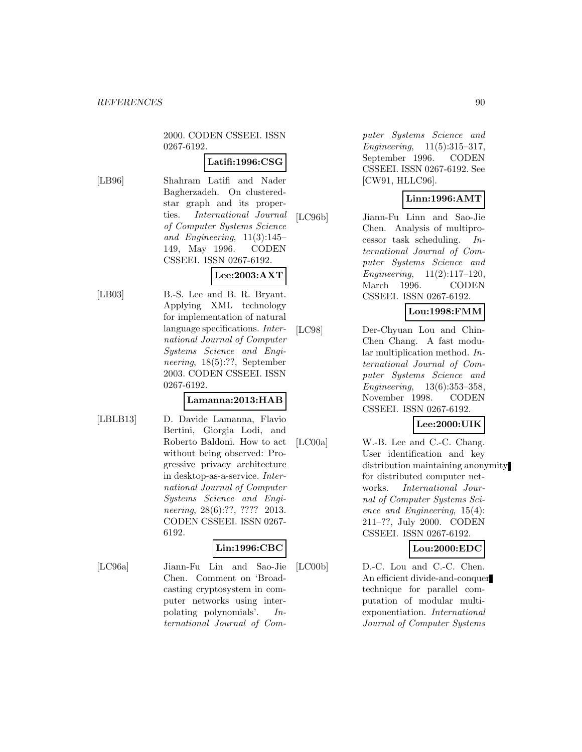2000. CODEN CSSEEI. ISSN 0267-6192.

**Latifi:1996:CSG**

[LB96] Shahram Latifi and Nader Bagherzadeh. On clustered-star graph and its properties. *International Journal of Computer Systems Science and Engineering*, 11(3):145–149, May 1996. CODEN CSSEEI. ISSN 0267-6192.

**Lee:2003:AXT**

[LB03] B.-S. Lee and B. R. Bryant. Applying XML technology for implementation of natural language specifications. *International Journal of Computer Systems Science and Engineering*, 18(5):??, September 2003. CODEN CSSEEI. ISSN 0267-6192.

**Lamanna:2013:HAB**

[LBLB13] D. Davide Lamanna, Flavio Bertini, Giorgia Lodi, and Roberto Baldoni. How to act without being observed: Progressive privacy architecture in desktop-as-a-service. *International Journal of Computer Systems Science and Engineering*, 28(6):??, ???? 2013. CODEN CSSEEI. ISSN 0267-6192.

**Lin:1996:CBC**

[LC96a] Jiann-Fu Lin and Sao-Jie Chen. Comment on 'Broadcasting cryptosystem in computer networks using interpolating polynomials'. *International Journal of Computer Systems Science and Engineering*, 11(5):315–317, September 1996. CODEN CSSEEI. ISSN 0267-6192. See [CW91, HLLC96].

**Linn:1996:AMT**

[LC96b] Jiann-Fu Linn and Sao-Jie Chen. Analysis of multiprocessor task scheduling. *International Journal of Computer Systems Science and Engineering*, 11(2):117–120, March 1996. CODEN CSSEEI. ISSN 0267-6192.

**Lou:1998:FMM**

[LC98] Der-Chyuan Lou and Chin-Chen Chang. A fast modular multiplication method. *International Journal of Computer Systems Science and Engineering*, 13(6):353–358, November 1998. CODEN CSSEEI. ISSN 0267-6192.

**Lee:2000:UIK**

[LC00a] W.-B. Lee and C.-C. Chang. User identification and key distribution maintaining anonymity for distributed computer networks. *International Journal of Computer Systems Science and Engineering*, 15(4): 211–??, July 2000. CODEN CSSEEI. ISSN 0267-6192.

**Lou:2000:EDC**

[LC00b] D.-C. Lou and C.-C. Chen. An efficient divide-and-conquer technique for parallel computation of modular multi-exponentiation. *International Journal of Computer Systems*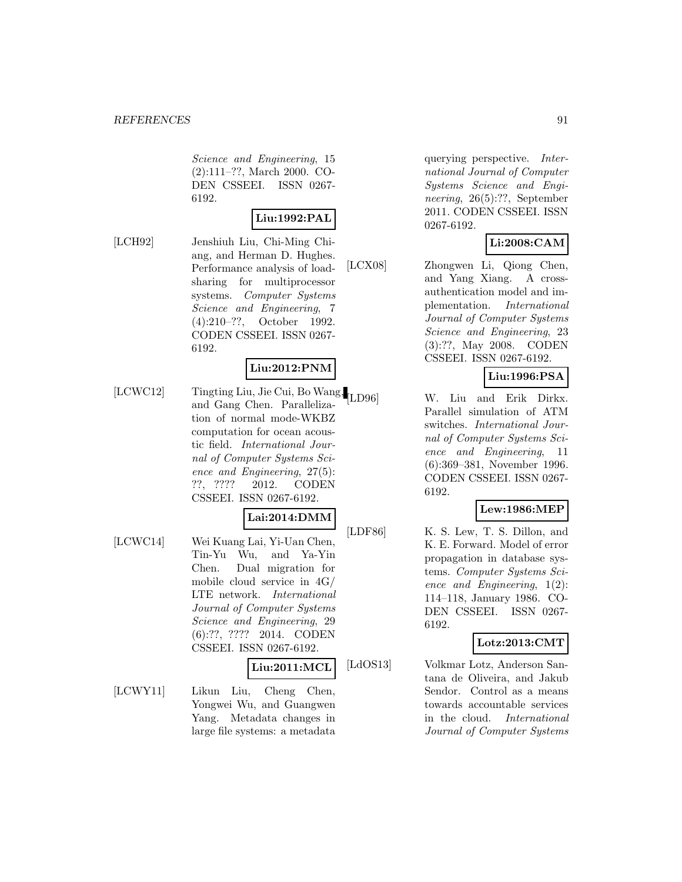*Science and Engineering*, 15 (2):111–??, March 2000. CODEN CSSEEI. ISSN 0267-6192.

**Liu:1992:PAL**

[LCH92] Jenshiuh Liu, Chi-Ming Chiang, and Herman D. Hughes. Performance analysis of load-sharing for multiprocessor systems. *Computer Systems Science and Engineering*, 7 (4):210–??, October 1992. CODEN CSSEEI. ISSN 0267-6192.

**Liu:2012:PNM**

[LCWC12] Tingting Liu, Jie Cui, Bo Wang, and Gang Chen. Parallelization of normal mode-WKBZ computation for ocean acoustic field. *International Journal of Computer Systems Science and Engineering*, 27(5): ??, ???? 2012. CODEN CSSEEI. ISSN 0267-6192.

**Lai:2014:DMM**

[LCWC14] Wei Kuang Lai, Yi-Uan Chen, Tin-Yu Wu, and Ya-Yin Chen. Dual migration for mobile cloud service in 4G/ LTE network. *International Journal of Computer Systems Science and Engineering*, 29 (6):??, ???? 2014. CODEN CSSEEI. ISSN 0267-6192.

**Liu:2011:MCL**

[LCWY11] Likun Liu, Cheng Chen, Yongwei Wu, and Guangwen Yang. Metadata changes in large file systems: a metadata querying perspective. *International Journal of Computer Systems Science and Engineering*, 26(5):??, September 2011. CODEN CSSEEI. ISSN 0267-6192.

**Li:2008:CAM**

[LCX08] Zhongwen Li, Qiong Chen, and Yang Xiang. A cross-authentication model and implementation. *International Journal of Computer Systems Science and Engineering*, 23 (3):??, May 2008. CODEN CSSEEI. ISSN 0267-6192.

**Liu:1996:PSA**

[LD96] W. Liu and Erik Dirkx. Parallel simulation of ATM switches. *International Journal of Computer Systems Science and Engineering*, 11 (6):369–381, November 1996. CODEN CSSEEI. ISSN 0267-6192.

**Lew:1986:MEP**

[LDF86] K. S. Lew, T. S. Dillon, and K. E. Forward. Model of error propagation in database systems. *Computer Systems Science and Engineering*, 1(2): 114–118, January 1986. CODEN CSSEEI. ISSN 0267-6192.

**Lotz:2013:CMT**

[LdOS13] Volkmar Lotz, Anderson Santana de Oliveira, and Jakub Sendor. Control as a means towards accountable services in the cloud. *International Journal of Computer Systems*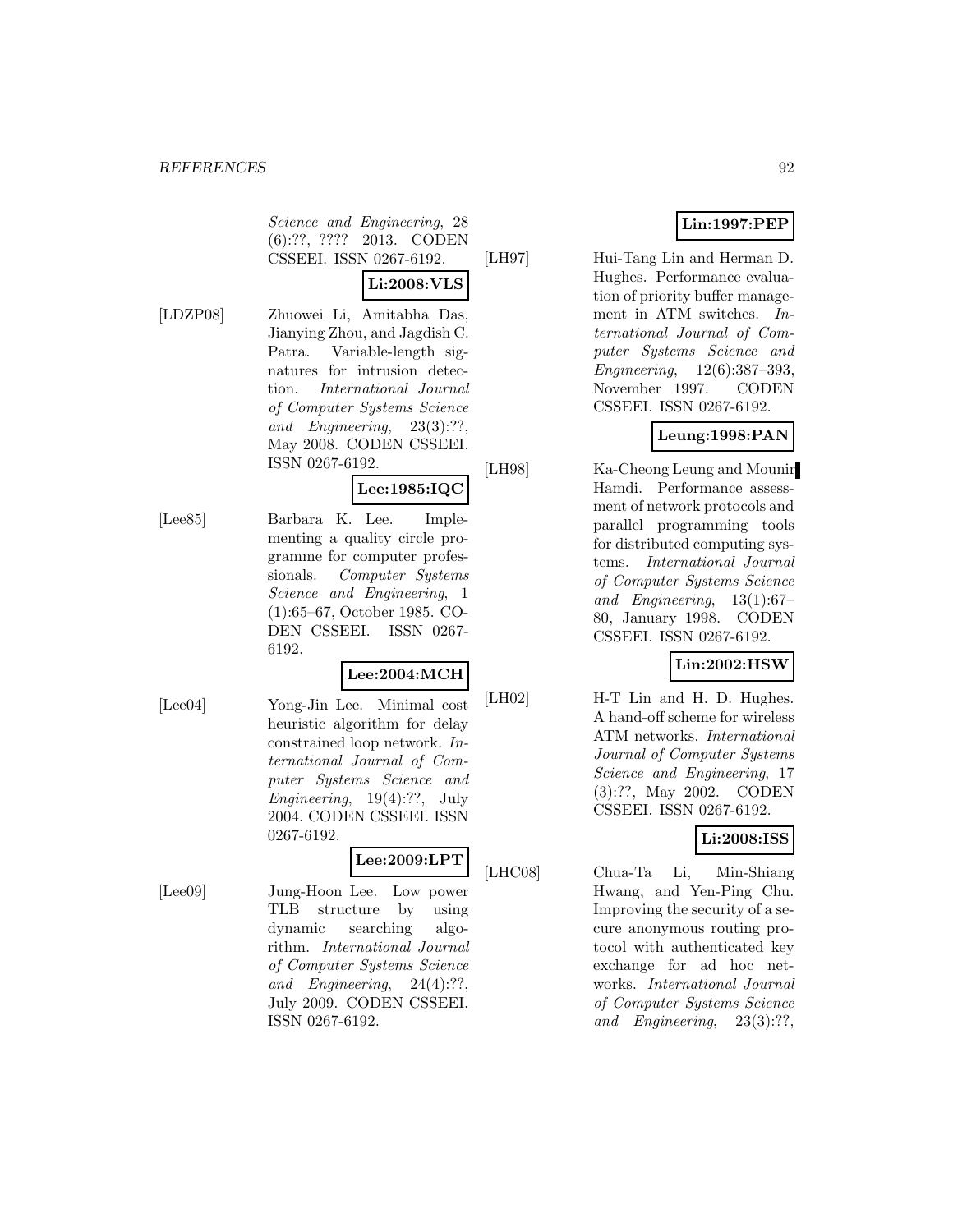Science and Engineering*, 28 (6):??, ???? 2013. CODEN CSSEEI. ISSN 0267-6192.

**Li:2008:VLS**

[LDZP08] Zhuowei Li, Amitabha Das, Jianying Zhou, and Jagdish C. Patra. Variable-length signatures for intrusion detection. *International Journal of Computer Systems Science and Engineering*, 23(3):??, May 2008. CODEN CSSEEI. ISSN 0267-6192.

**Lee:1985:IQC**

[Lee85] Barbara K. Lee. Implementing a quality circle programme for computer professionals. *Computer Systems Science and Engineering*, 1 (1):65–67, October 1985. CODEN CSSEEI. ISSN 0267-6192.

**Lee:2004:MCH**

[Lee04] Yong-Jin Lee. Minimal cost heuristic algorithm for delay constrained loop network. *International Journal of Computer Systems Science and Engineering*, 19(4):??, July 2004. CODEN CSSEEI. ISSN 0267-6192.

**Lee:2009:LPT**

[Lee09] Jung-Hoon Lee. Low power TLB structure by using dynamic searching algorithm. *International Journal of Computer Systems Science and Engineering*, 24(4):??, July 2009. CODEN CSSEEI. ISSN 0267-6192.

**Lin:1997:PEP**

[LH97] Hui-Tang Lin and Herman D. Hughes. Performance evaluation of priority buffer management in ATM switches. *International Journal of Computer Systems Science and Engineering*, 12(6):387–393, November 1997. CODEN CSSEEI. ISSN 0267-6192.

**Leung:1998:PAN**

[LH98] Ka-Cheong Leung and Mounir Hamdi. Performance assessment of network protocols and parallel programming tools for distributed computing systems. *International Journal of Computer Systems Science and Engineering*, 13(1):67–80, January 1998. CODEN CSSEEI. ISSN 0267-6192.

**Lin:2002:HSW**

[LH02] H-T Lin and H. D. Hughes. A hand-off scheme for wireless ATM networks. *International Journal of Computer Systems Science and Engineering*, 17 (3):??, May 2002. CODEN CSSEEI. ISSN 0267-6192.

**Li:2008:ISS**

[LHC08] Chua-Ta Li, Min-Shiang Hwang, and Yen-Ping Chu. Improving the security of a secure anonymous routing protocol with authenticated key exchange for ad hoc networks. *International Journal of Computer Systems Science and Engineering*, 23(3):??,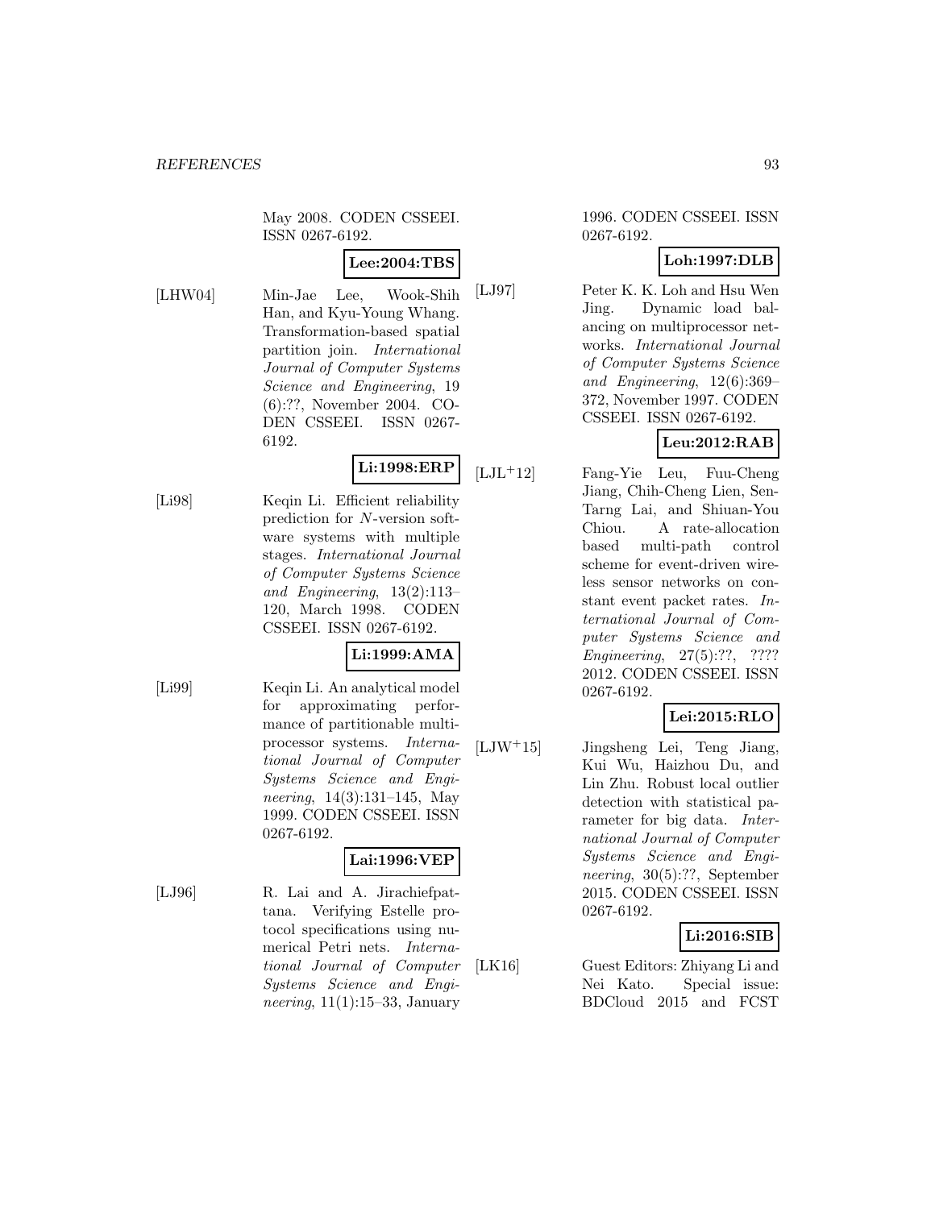May 2008. CODEN CSSEEI. ISSN 0267-6192.

**Lee:2004:TBS**

[LHW04] Min-Jae Lee, Wook-Shih Han, and Kyu-Young Whang. Transformation-based spatial partition join. *International Journal of Computer Systems Science and Engineering*, 19 (6):??, November 2004. CODEN CSSEEI. ISSN 0267-6192.

**Li:1998:ERP**

[Li98] Keqin Li. Efficient reliability prediction for $N$-version software systems with multiple stages. *International Journal of Computer Systems Science and Engineering*, 13(2):113–120, March 1998. CODEN CSSEEI. ISSN 0267-6192.

**Li:1999:AMA**

[Li99] Keqin Li. An analytical model for approximating performance of partitionable multiprocessor systems. *International Journal of Computer Systems Science and Engineering*, 14(3):131–145, May 1999. CODEN CSSEEI. ISSN 0267-6192.

**Lai:1996:VEP**

[LJ96] R. Lai and A. Jirachiefpattana. Verifying Estelle protocol specifications using numerical Petri nets. *International Journal of Computer Systems Science and Engineering*, 11(1):15–33, January 1996. CODEN CSSEEI. ISSN 0267-6192.

**Loh:1997:DLB**

[LJ97] Peter K. K. Loh and Hsu Wen Jing. Dynamic load balancing on multiprocessor networks. *International Journal of Computer Systems Science and Engineering*, 12(6):369–372, November 1997. CODEN CSSEEI. ISSN 0267-6192.

**Leu:2012:RAB**

[LJL+12] Fang-Yie Leu, Fuu-Cheng Jiang, Chih-Cheng Lien, Sen-Tarng Lai, and Shiuan-You Chiou. A rate-allocation based multi-path control scheme for event-driven wireless sensor networks on constant event packet rates. *International Journal of Computer Systems Science and Engineering*, 27(5):??, ???? 2012. CODEN CSSEEI. ISSN 0267-6192.

**Lei:2015:RLO**

[LJW+15] Jingsheng Lei, Teng Jiang, Kui Wu, Haizhou Du, and Lin Zhu. Robust local outlier detection with statistical parameter for big data. *International Journal of Computer Systems Science and Engineering*, 30(5):??, September 2015. CODEN CSSEEI. ISSN 0267-6192.

**Li:2016:SIB**

[LK16] Guest Editors: Zhiyang Li and Nei Kato. Special issue: BDCloud 2015 and FCST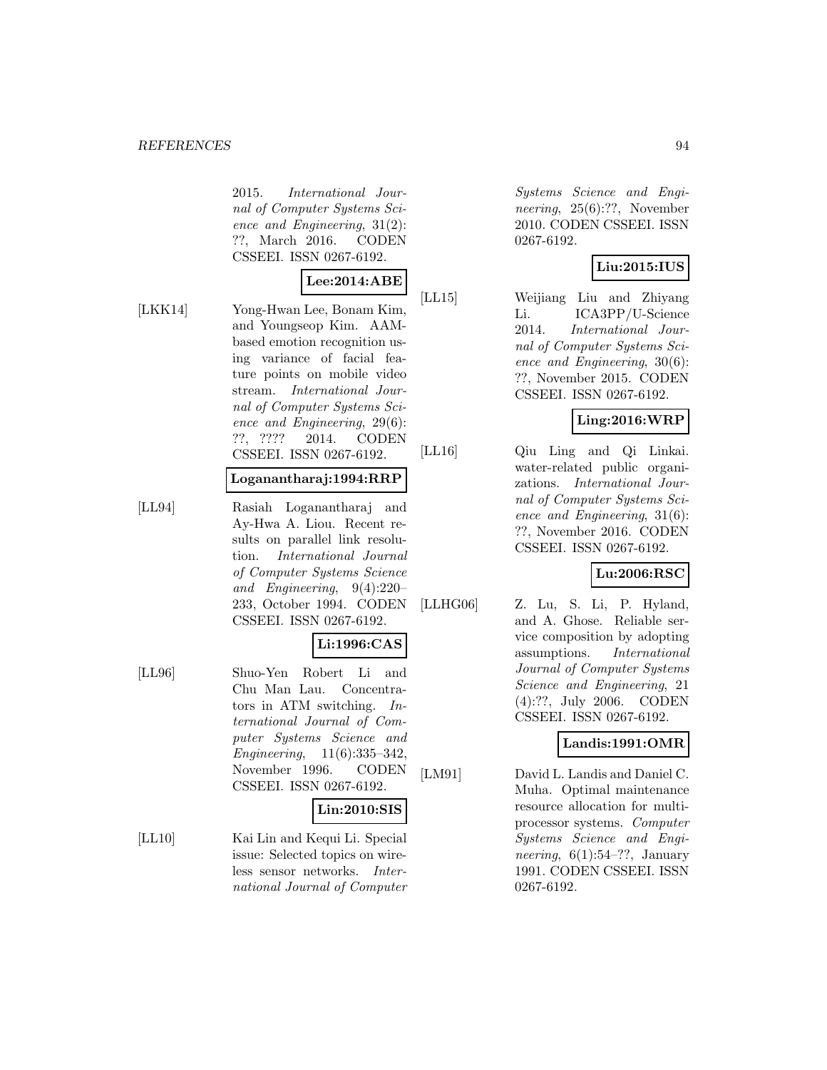2015. *International Journal of Computer Systems Science and Engineering*, 31(2): ??, March 2016. CODEN CSSEEI. ISSN 0267-6192.

**Lee:2014:ABE**

[LKK14] Yong-Hwan Lee, Bonam Kim, and Youngseop Kim. AAM-based emotion recognition using variance of facial feature points on mobile video stream. *International Journal of Computer Systems Science and Engineering*, 29(6): ??, ???? 2014. CODEN CSSEEI. ISSN 0267-6192.

**Loganantharaj:1994:RRP**

[LL94] Rasiah Loganantharaj and Ay-Hwa A. Liou. Recent results on parallel link resolution. *International Journal of Computer Systems Science and Engineering*, 9(4):220–233, October 1994. CODEN CSSEEI. ISSN 0267-6192.

**Li:1996:CAS**

[LL96] Shuo-Yen Robert Li and Chu Man Lau. Concentrators in ATM switching. *International Journal of Computer Systems Science and Engineering*, 11(6):335–342, November 1996. CODEN CSSEEI. ISSN 0267-6192.

**Lin:2010:SIS**

[LL10] Kai Lin and Kequi Li. Special issue: Selected topics on wireless sensor networks. *International Journal of Computer Systems Science and Engineering*, 25(6):??, November 2010. CODEN CSSEEI. ISSN 0267-6192.

**Liu:2015:IUS**

[LL15] Weijiang Liu and Zhiyang Li. ICA3PP/U-Science 2014. *International Journal of Computer Systems Science and Engineering*, 30(6): ??, November 2015. CODEN CSSEEI. ISSN 0267-6192.

**Ling:2016:WRP**

[LL16] Qiu Ling and Qi Linkai. water-related public organizations. *International Journal of Computer Systems Science and Engineering*, 31(6): ??, November 2016. CODEN CSSEEI. ISSN 0267-6192.

**Lu:2006:RSC**

[LLHG06] Z. Lu, S. Li, P. Hyland, and A. Ghose. Reliable service composition by adopting assumptions. *International Journal of Computer Systems Science and Engineering*, 21 (4):??, July 2006. CODEN CSSEEI. ISSN 0267-6192.

**Landis:1991:OMR**

[LM91] David L. Landis and Daniel C. Muha. Optimal maintenance resource allocation for multiprocessor systems. *Computer Systems Science and Engineering*, 6(1):54–??, January 1991. CODEN CSSEEI. ISSN 0267-6192.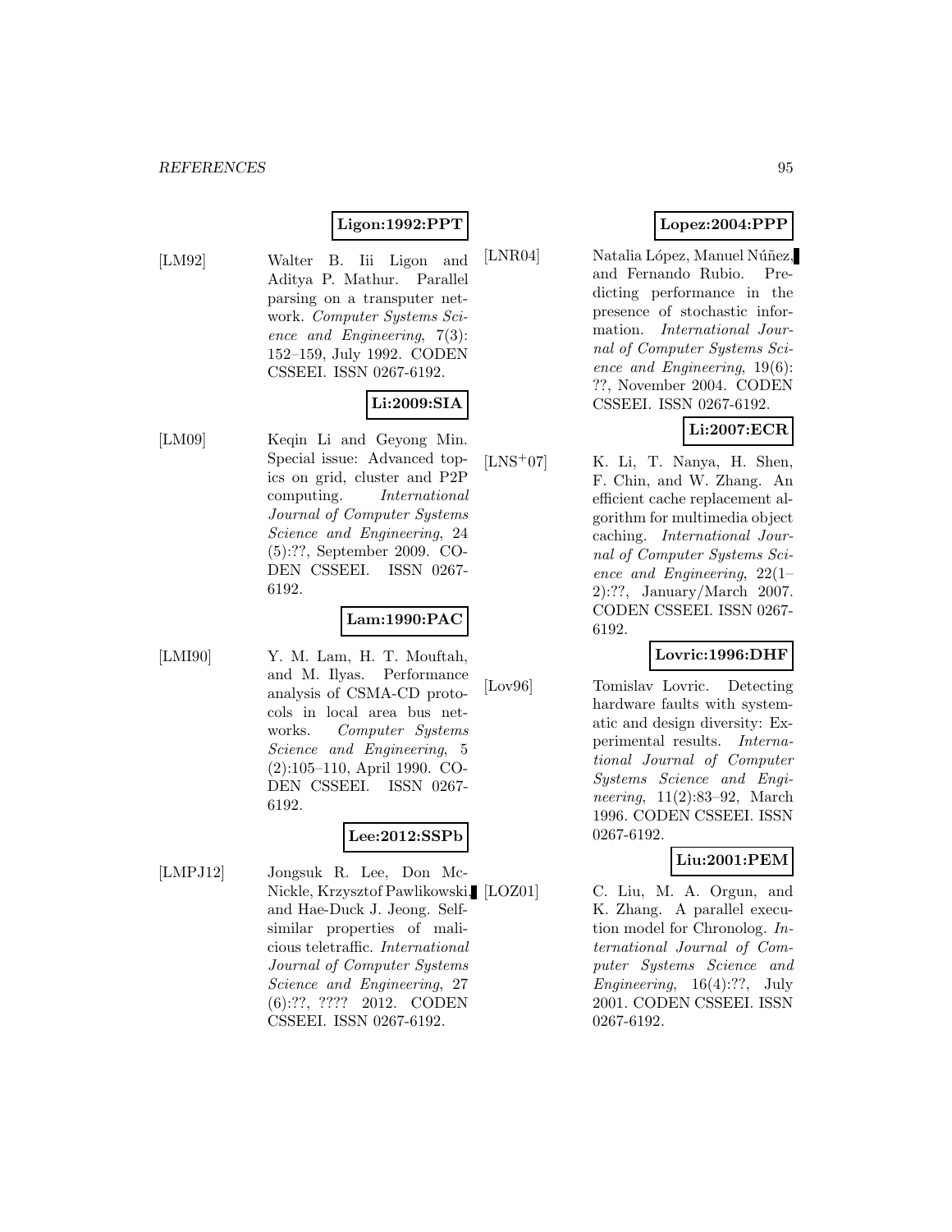**Ligon:1992:PPT**

[LM92] Walter B. Iii Ligon and Aditya P. Mathur. Parallel parsing on a transputer network. *Computer Systems Science and Engineering*, 7(3): 152–159, July 1992. CODEN CSSEEI. ISSN 0267-6192.

**Li:2009:SIA**

[LM09] Keqin Li and Geyong Min. Special issue: Advanced topics on grid, cluster and P2P computing. *International Journal of Computer Systems Science and Engineering*, 24 (5):??, September 2009. CODEN CSSEEI. ISSN 0267-6192.

**Lam:1990:PAC**

[LMI90] Y. M. Lam, H. T. Mouftah, and M. Ilyas. Performance analysis of CSMA-CD protocols in local area bus networks. *Computer Systems Science and Engineering*, 5 (2):105–110, April 1990. CODEN CSSEEI. ISSN 0267-6192.

**Lee:2012:SSPb**

[LMPJ12] Jongsuk R. Lee, Don McNickle, Krzysztof Pawlikowski, and Hae-Duck J. Jeong. Self-similar properties of malicious teletraffic. *International Journal of Computer Systems Science and Engineering*, 27 (6):??, ???? 2012. CODEN CSSEEI. ISSN 0267-6192.

**Lopez:2004:PPP**

[LNR04] Natalia López, Manuel Núñez, and Fernando Rubio. Predicting performance in the presence of stochastic information. *International Journal of Computer Systems Science and Engineering*, 19(6): ??, November 2004. CODEN CSSEEI. ISSN 0267-6192.

**Li:2007:ECR**

[LNS+07] K. Li, T. Nanya, H. Shen, F. Chin, and W. Zhang. An efficient cache replacement algorithm for multimedia object caching. *International Journal of Computer Systems Science and Engineering*, 22(1–2):??, January/March 2007. CODEN CSSEEI. ISSN 0267-6192.

**Lovric:1996:DHF**

[Lov96] Tomislav Lovric. Detecting hardware faults with systematic and design diversity: Experimental results. *International Journal of Computer Systems Science and Engineering*, 11(2):83–92, March 1996. CODEN CSSEEI. ISSN 0267-6192.

**Liu:2001:PEM**

[LOZ01] C. Liu, M. A. Orgun, and K. Zhang. A parallel execution model for Chronolog. *International Journal of Computer Systems Science and Engineering*, 16(4):??, July 2001. CODEN CSSEEI. ISSN 0267-6192.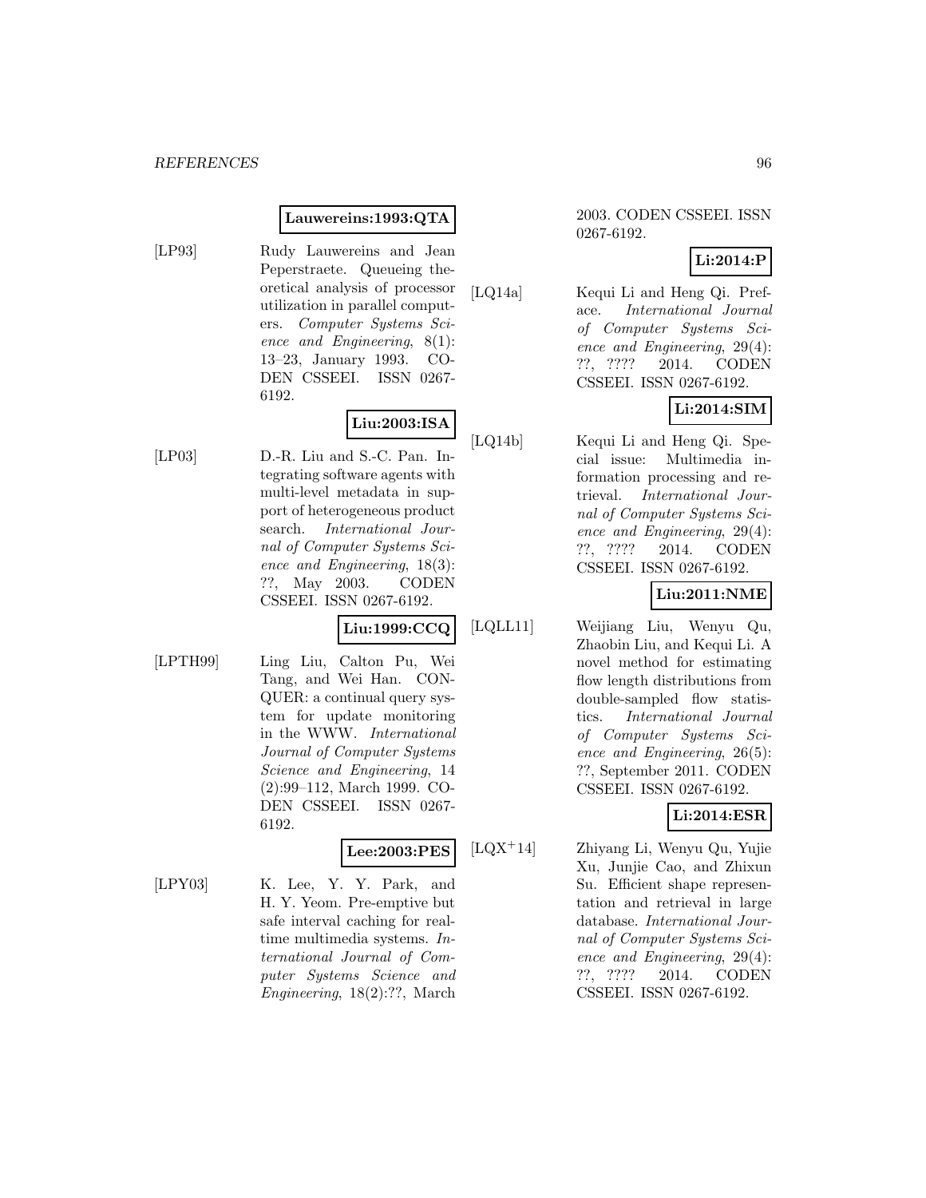**Lauwereins:1993:QTA**

[LP93] Rudy Lauwereins and Jean Peperstraete. Queueing theoretical analysis of processor utilization in parallel computers. *Computer Systems Science and Engineering*, 8(1): 13–23, January 1993. CODEN CSSEEI. ISSN 0267-6192.

**Liu:2003:ISA**

[LP03] D.-R. Liu and S.-C. Pan. Integrating software agents with multi-level metadata in support of heterogeneous product search. *International Journal of Computer Systems Science and Engineering*, 18(3): ??, May 2003. CODEN CSSEEI. ISSN 0267-6192.

**Liu:1999:CCQ**

[LPTH99] Ling Liu, Calton Pu, Wei Tang, and Wei Han. CONQUER: a continual query system for update monitoring in the WWW. *International Journal of Computer Systems Science and Engineering*, 14 (2):99–112, March 1999. CODEN CSSEEI. ISSN 0267-6192.

**Lee:2003:PES**

[LPY03] K. Lee, Y. Y. Park, and H. Y. Yeom. Pre-emptive but safe interval caching for real-time multimedia systems. *International Journal of Computer Systems Science and Engineering*, 18(2):??, March 2003. CODEN CSSEEI. ISSN 0267-6192.

**Li:2014:P**

[LQ14a] Kequi Li and Heng Qi. Preface. *International Journal of Computer Systems Science and Engineering*, 29(4): ??, ???? 2014. CODEN CSSEEI. ISSN 0267-6192.

**Li:2014:SIM**

[LQ14b] Kequi Li and Heng Qi. Special issue: Multimedia information processing and retrieval. *International Journal of Computer Systems Science and Engineering*, 29(4): ??, ???? 2014. CODEN CSSEEI. ISSN 0267-6192.

**Liu:2011:NME**

[LQLL11] Weijiang Liu, Wenyu Qu, Zhaobin Liu, and Kequi Li. A novel method for estimating flow length distributions from double-sampled flow statistics. *International Journal of Computer Systems Science and Engineering*, 26(5): ??, September 2011. CODEN CSSEEI. ISSN 0267-6192.

**Li:2014:ESR**

[LQX+14] Zhiyang Li, Wenyu Qu, Yujie Xu, Junjie Cao, and Zhixun Su. Efficient shape representation and retrieval in large database. *International Journal of Computer Systems Science and Engineering*, 29(4): ??, ???? 2014. CODEN CSSEEI. ISSN 0267-6192.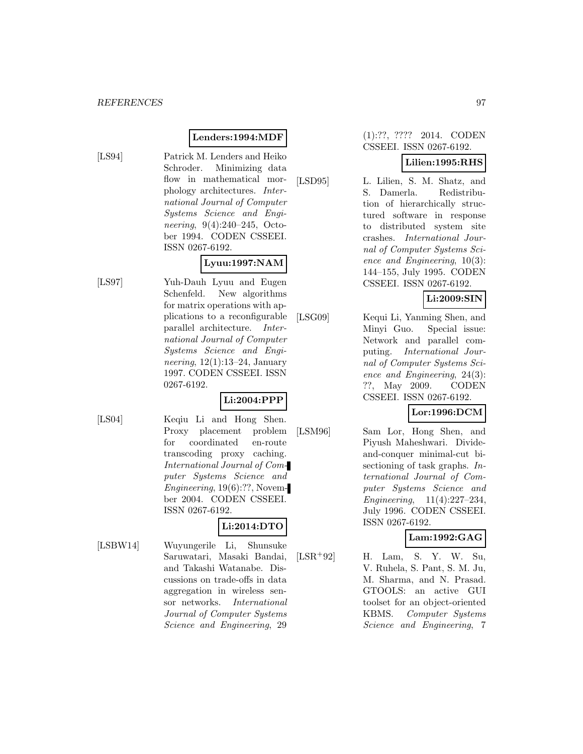**Lenders:1994:MDF**

[LS94] Patrick M. Lenders and Heiko Schroder. Minimizing data flow in mathematical morphology architectures. *International Journal of Computer Systems Science and Engineering*, 9(4):240–245, October 1994. CODEN CSSEEI. ISSN 0267-6192.

**Lyuu:1997:NAM**

[LS97] Yuh-Dauh Lyuu and Eugen Schenfeld. New algorithms for matrix operations with applications to a reconfigurable parallel architecture. *International Journal of Computer Systems Science and Engineering*, 12(1):13–24, January 1997. CODEN CSSEEI. ISSN 0267-6192.

**Li:2004:PPP**

[LS04] Keqiu Li and Hong Shen. Proxy placement problem for coordinated en-route transcoding proxy caching. *International Journal of Computer Systems Science and Engineering*, 19(6):??, November 2004. CODEN CSSEEI. ISSN 0267-6192.

**Li:2014:DTO**

[LSBW14] Wuyungerile Li, Shunsuke Saruwatari, Masaki Bandai, and Takashi Watanabe. Discussions on trade-offs in data aggregation in wireless sensor networks. *International Journal of Computer Systems Science and Engineering*, 29 (1):??, ???? 2014. CODEN CSSEEI. ISSN 0267-6192.

**Lilien:1995:RHS**

[LSD95] L. Lilien, S. M. Shatz, and S. Damerla. Redistribution of hierarchically structured software in response to distributed system site crashes. *International Journal of Computer Systems Science and Engineering*, 10(3): 144–155, July 1995. CODEN CSSEEI. ISSN 0267-6192.

**Li:2009:SIN**

[LSG09] Kequi Li, Yanming Shen, and Minyi Guo. Special issue: Network and parallel computing. *International Journal of Computer Systems Science and Engineering*, 24(3): ??, May 2009. CODEN CSSEEI. ISSN 0267-6192.

**Lor:1996:DCM**

[LSM96] Sam Lor, Hong Shen, and Piyush Maheshwari. Divide-and-conquer minimal-cut bisectioning of task graphs. *International Journal of Computer Systems Science and Engineering*, 11(4):227–234, July 1996. CODEN CSSEEI. ISSN 0267-6192.

**Lam:1992:GAG**

[LSR+92] H. Lam, S. Y. W. Su, V. Ruhela, S. Pant, S. M. Ju, M. Sharma, and N. Prasad. GTOOLS: an active GUI toolset for an object-oriented KBMS. *Computer Systems Science and Engineering*, 7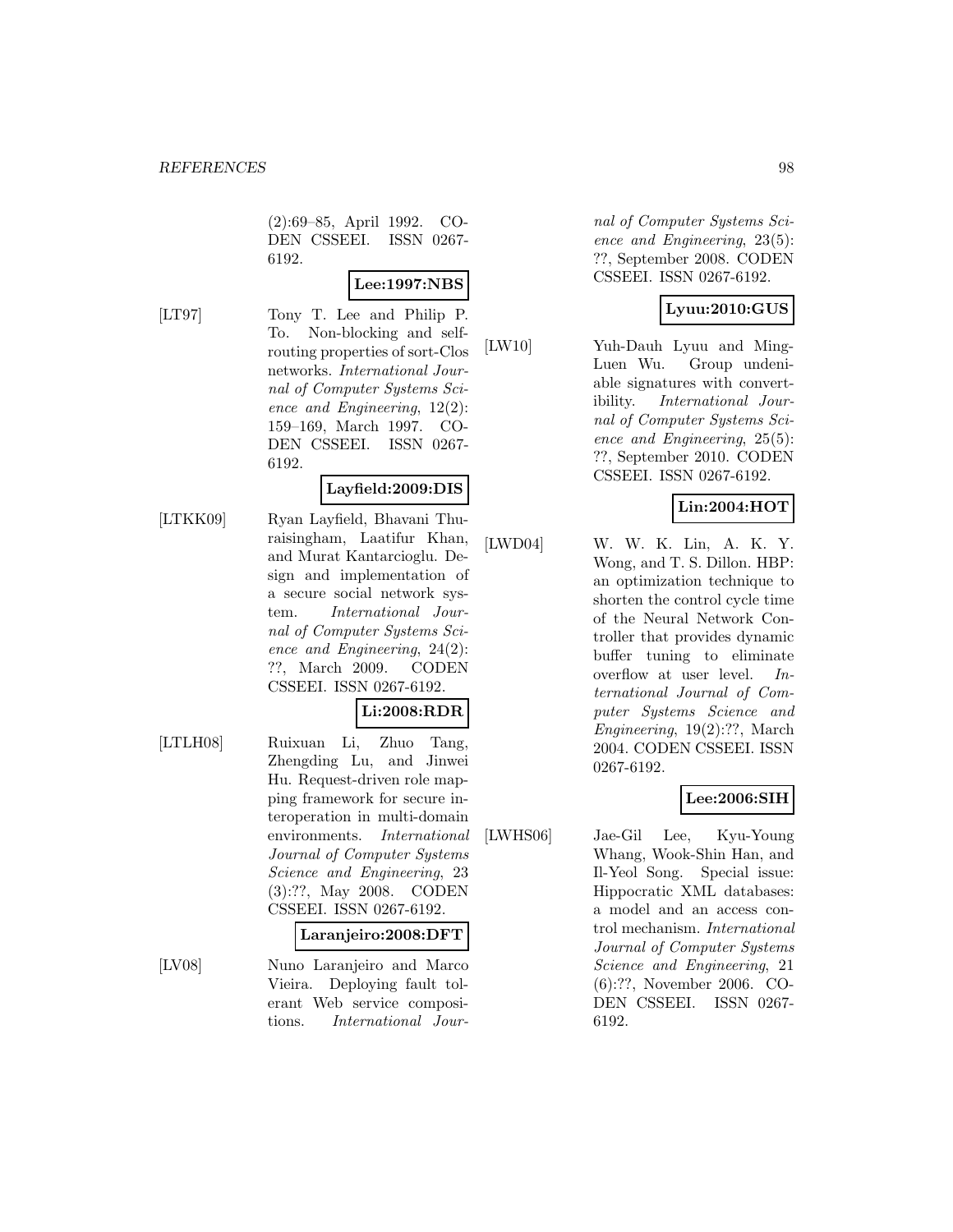(2):69–85, April 1992. CODEN CSSEEI. ISSN 0267-6192.

**Lee:1997:NBS**

[LT97] Tony T. Lee and Philip P. To. Non-blocking and self-routing properties of sort-Clos networks. *International Journal of Computer Systems Science and Engineering*, 12(2): 159–169, March 1997. CODEN CSSEEI. ISSN 0267-6192.

**Layfield:2009:DIS**

[LTKK09] Ryan Layfield, Bhavani Thuraisingham, Laatifur Khan, and Murat Kantarcioglu. Design and implementation of a secure social network system. *International Journal of Computer Systems Science and Engineering*, 24(2): ??, March 2009. CODEN CSSEEI. ISSN 0267-6192.

**Li:2008:RDR**

[LTLH08] Ruixuan Li, Zhuo Tang, Zhengding Lu, and Jinwei Hu. Request-driven role mapping framework for secure interoperation in multi-domain environments. *International Journal of Computer Systems Science and Engineering*, 23 (3):??, May 2008. CODEN CSSEEI. ISSN 0267-6192.

**Laranjeiro:2008:DFT**

[LV08] Nuno Laranjeiro and Marco Vieira. Deploying fault tolerant Web service compositions. *International Journal of Computer Systems Science and Engineering*, 23(5): ??, September 2008. CODEN CSSEEI. ISSN 0267-6192.

**Lyuu:2010:GUS**

[LW10] Yuh-Dauh Lyuu and Ming-Luen Wu. Group undeniable signatures with convertibility. *International Journal of Computer Systems Science and Engineering*, 25(5): ??, September 2010. CODEN CSSEEI. ISSN 0267-6192.

**Lin:2004:HOT**

[LWD04] W. W. K. Lin, A. K. Y. Wong, and T. S. Dillon. HBP: an optimization technique to shorten the control cycle time of the Neural Network Controller that provides dynamic buffer tuning to eliminate overflow at user level. *International Journal of Computer Systems Science and Engineering*, 19(2):??, March 2004. CODEN CSSEEI. ISSN 0267-6192.

**Lee:2006:SIH**

[LWHS06] Jae-Gil Lee, Kyu-Young Whang, Wook-Shin Han, and Il-Yeol Song. Special issue: Hippocratic XML databases: a model and an access control mechanism. *International Journal of Computer Systems Science and Engineering*, 21 (6):??, November 2006. CODEN CSSEEI. ISSN 0267-6192.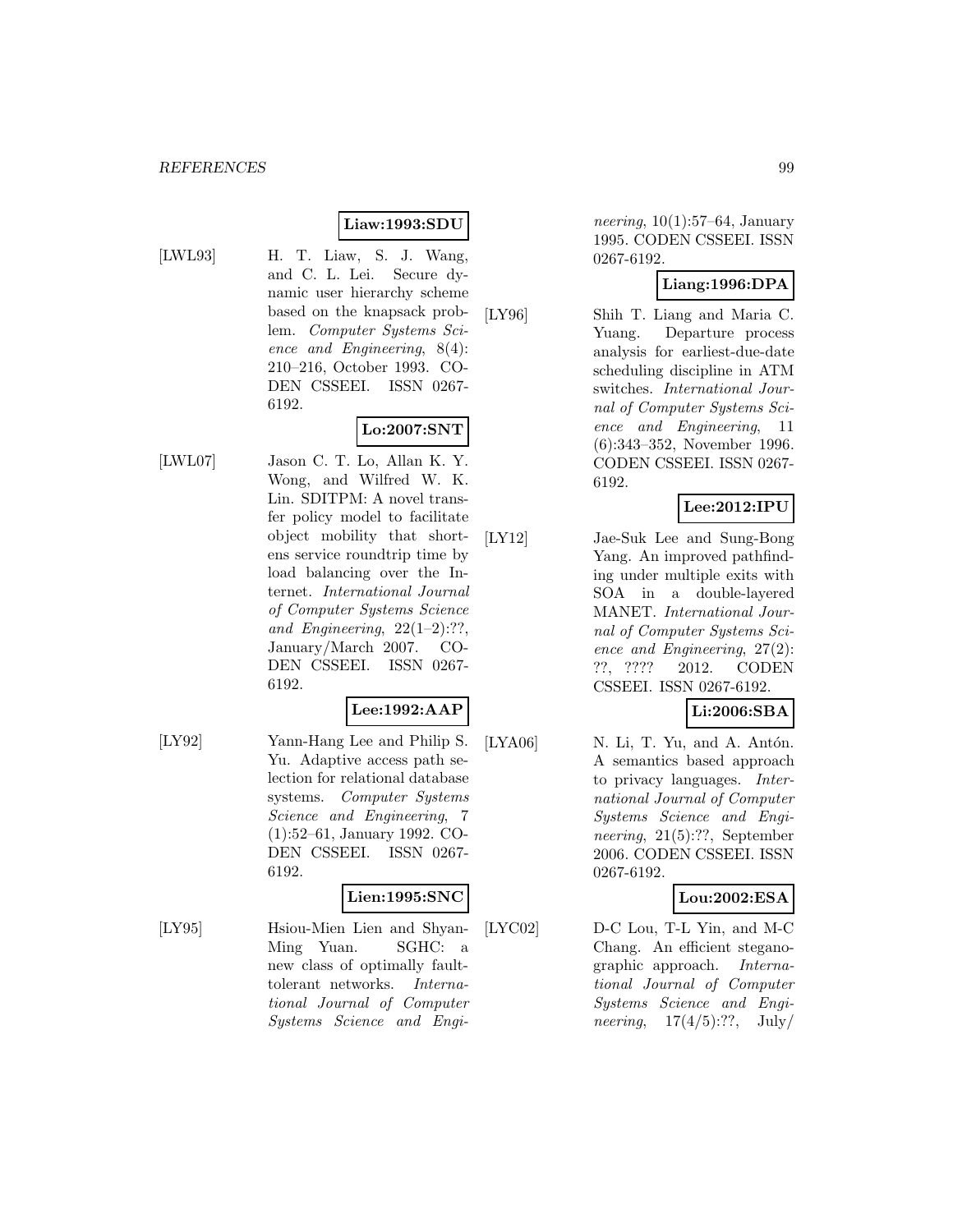**Liaw:1993:SDU**

[LWL93] H. T. Liaw, S. J. Wang, and C. L. Lei. Secure dynamic user hierarchy scheme based on the knapsack problem. *Computer Systems Science and Engineering*, 8(4): 210–216, October 1993. CODEN CSSEEI. ISSN 0267-6192.

**Lo:2007:SNT**

[LWL07] Jason C. T. Lo, Allan K. Y. Wong, and Wilfred W. K. Lin. SDITPM: A novel transfer policy model to facilitate object mobility that shortens service roundtrip time by load balancing over the Internet. *International Journal of Computer Systems Science and Engineering*, 22(1–2):??, January/March 2007. CODEN CSSEEI. ISSN 0267-6192.

**Lee:1992:AAP**

[LY92] Yann-Hang Lee and Philip S. Yu. Adaptive access path selection for relational database systems. *Computer Systems Science and Engineering*, 7 (1):52–61, January 1992. CODEN CSSEEI. ISSN 0267-6192.

**Lien:1995:SNC**

[LY95] Hsiou-Mien Lien and Shyan-Ming Yuan. SGHC: a new class of optimally fault-tolerant networks. *International Journal of Computer Systems Science and Engineering*, 10(1):57–64, January 1995. CODEN CSSEEI. ISSN 0267-6192.

**Liang:1996:DPA**

[LY96] Shih T. Liang and Maria C. Yuang. Departure process analysis for earliest-due-date scheduling discipline in ATM switches. *International Journal of Computer Systems Science and Engineering*, 11 (6):343–352, November 1996. CODEN CSSEEI. ISSN 0267-6192.

**Lee:2012:IPU**

[LY12] Jae-Suk Lee and Sung-Bong Yang. An improved pathfinding under multiple exits with SOA in a double-layered MANET. *International Journal of Computer Systems Science and Engineering*, 27(2): ??, ???? 2012. CODEN CSSEEI. ISSN 0267-6192.

**Li:2006:SBA**

[LYA06] N. Li, T. Yu, and A. Antón. A semantics based approach to privacy languages. *International Journal of Computer Systems Science and Engineering*, 21(5):??, September 2006. CODEN CSSEEI. ISSN 0267-6192.

**Lou:2002:ESA**

[LYC02] D-C Lou, T-L Yin, and M-C Chang. An efficient steganographic approach. *International Journal of Computer Systems Science and Engineering*, 17(4/5):??, July/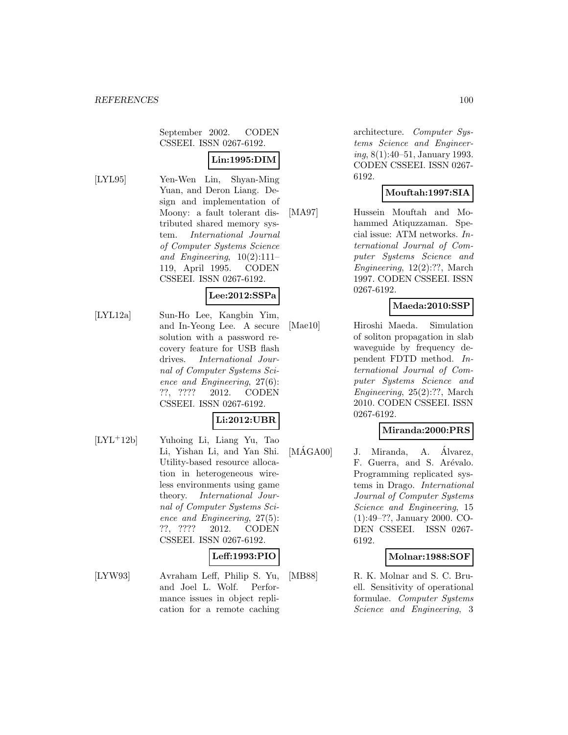September 2002. CODEN CSSEEI. ISSN 0267-6192.

**Lin:1995:DIM**

[LYL95] Yen-Wen Lin, Shyan-Ming Yuan, and Deron Liang. Design and implementation of Moony: a fault tolerant distributed shared memory system. *International Journal of Computer Systems Science and Engineering*, 10(2):111–119, April 1995. CODEN CSSEEI. ISSN 0267-6192.

**Lee:2012:SSPa**

[LYL12a] Sun-Ho Lee, Kangbin Yim, and In-Yeong Lee. A secure solution with a password recovery feature for USB flash drives. *International Journal of Computer Systems Science and Engineering*, 27(6): ??, ???? 2012. CODEN CSSEEI. ISSN 0267-6192.

**Li:2012:UBR**

[LYL+12b] Yuhoing Li, Liang Yu, Tao Li, Yishan Li, and Yan Shi. Utility-based resource allocation in heterogeneous wireless environments using game theory. *International Journal of Computer Systems Science and Engineering*, 27(5): ??, ???? 2012. CODEN CSSEEI. ISSN 0267-6192.

**Leff:1993:PIO**

[LYW93] Avraham Leff, Philip S. Yu, and Joel L. Wolf. Performance issues in object replication for a remote caching architecture. *Computer Systems Science and Engineering*, 8(1):40–51, January 1993. CODEN CSSEEI. ISSN 0267-6192.

**Mouftah:1997:SIA**

[MA97] Hussein Mouftah and Mohammed Atiquzzaman. Special issue: ATM networks. *International Journal of Computer Systems Science and Engineering*, 12(2):??, March 1997. CODEN CSSEEI. ISSN 0267-6192.

**Maeda:2010:SSP**

[Mae10] Hiroshi Maeda. Simulation of soliton propagation in slab waveguide by frequency dependent FDTD method. *International Journal of Computer Systems Science and Engineering*, 25(2):??, March 2010. CODEN CSSEEI. ISSN 0267-6192.

**Miranda:2000:PRS**

[MÁGA00] J. Miranda, A. Álvarez, F. Guerra, and S. Arévalo. Programming replicated systems in Drago. *International Journal of Computer Systems Science and Engineering*, 15 (1):49–??, January 2000. CODEN CSSEEI. ISSN 0267-6192.

**Molnar:1988:SOF**

[MB88] R. K. Molnar and S. C. Bruell. Sensitivity of operational formulae. *Computer Systems Science and Engineering*, 3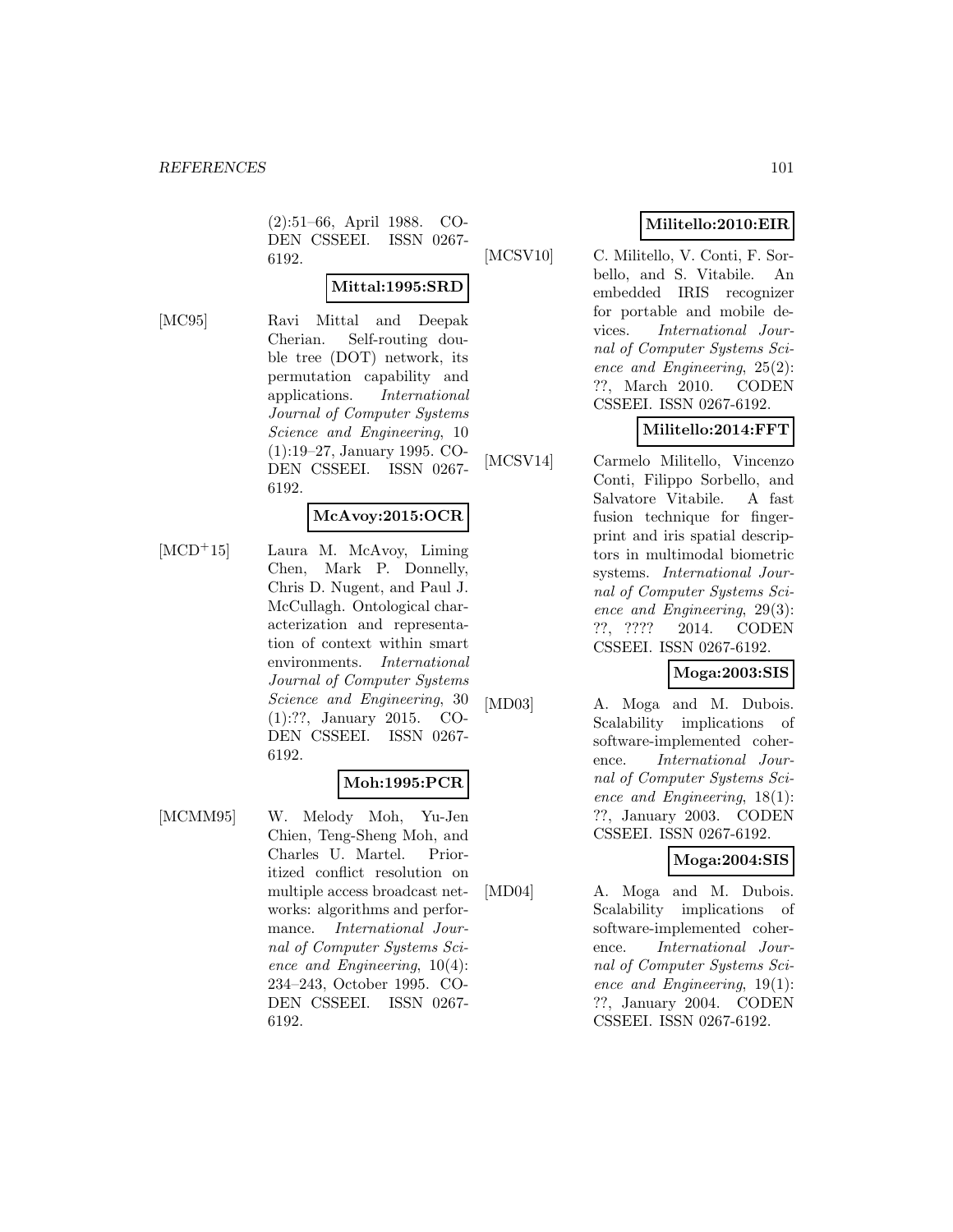(2):51–66, April 1988. CODEN CSSEEI. ISSN 0267-6192.

**Mittal:1995:SRD**

[MC95] Ravi Mittal and Deepak Cherian. Self-routing double tree (DOT) network, its permutation capability and applications. *International Journal of Computer Systems Science and Engineering*, 10 (1):19–27, January 1995. CODEN CSSEEI. ISSN 0267-6192.

**McAvoy:2015:OCR**

[MCD+15] Laura M. McAvoy, Liming Chen, Mark P. Donnelly, Chris D. Nugent, and Paul J. McCullagh. Ontological characterization and representation of context within smart environments. *International Journal of Computer Systems Science and Engineering*, 30 (1):??, January 2015. CODEN CSSEEI. ISSN 0267-6192.

**Moh:1995:PCR**

[MCMM95] W. Melody Moh, Yu-Jen Chien, Teng-Sheng Moh, and Charles U. Martel. Prioritized conflict resolution on multiple access broadcast networks: algorithms and performance. *International Journal of Computer Systems Science and Engineering*, 10(4): 234–243, October 1995. CODEN CSSEEI. ISSN 0267-6192.

**Militello:2010:EIR**

[MCSV10] C. Militello, V. Conti, F. Sorbello, and S. Vitabile. An embedded IRIS recognizer for portable and mobile devices. *International Journal of Computer Systems Science and Engineering*, 25(2): ??, March 2010. CODEN CSSEEI. ISSN 0267-6192.

**Militello:2014:FFT**

[MCSV14] Carmelo Militello, Vincenzo Conti, Filippo Sorbello, and Salvatore Vitabile. A fast fusion technique for fingerprint and iris spatial descriptors in multimodal biometric systems. *International Journal of Computer Systems Science and Engineering*, 29(3): ??, ???? 2014. CODEN CSSEEI. ISSN 0267-6192.

**Moga:2003:SIS**

[MD03] A. Moga and M. Dubois. Scalability implications of software-implemented coherence. *International Journal of Computer Systems Science and Engineering*, 18(1): ??, January 2003. CODEN CSSEEI. ISSN 0267-6192.

**Moga:2004:SIS**

[MD04] A. Moga and M. Dubois. Scalability implications of software-implemented coherence. *International Journal of Computer Systems Science and Engineering*, 19(1): ??, January 2004. CODEN CSSEEI. ISSN 0267-6192.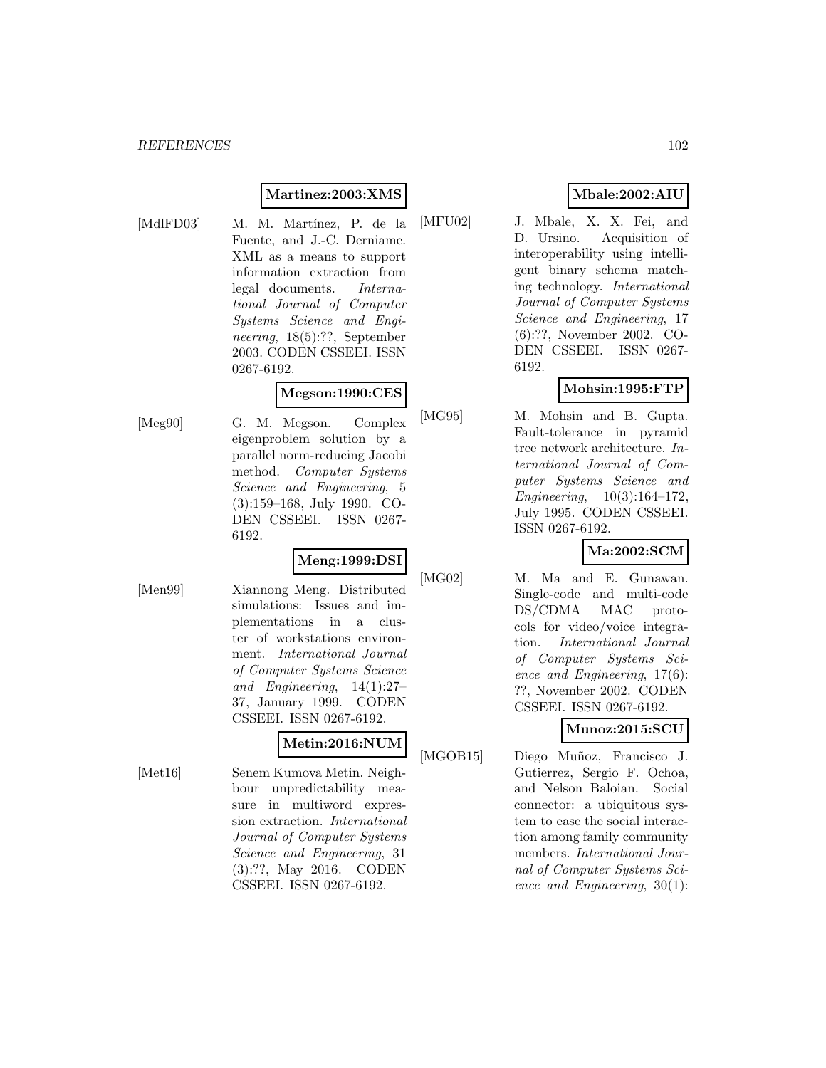**Martinez:2003:XMS**

[MdlFD03] M. M. Martínez, P. de la Fuente, and J.-C. Derniame. XML as a means to support information extraction from legal documents. *International Journal of Computer Systems Science and Engineering*, 18(5):??, September 2003. CODEN CSSEEI. ISSN 0267-6192.

**Megson:1990:CES**

[Meg90] G. M. Megson. Complex eigenproblem solution by a parallel norm-reducing Jacobi method. *Computer Systems Science and Engineering*, 5 (3):159–168, July 1990. CODEN CSSEEI. ISSN 0267-6192.

**Meng:1999:DSI**

[Men99] Xiannong Meng. Distributed simulations: Issues and implementations in a cluster of workstations environment. *International Journal of Computer Systems Science and Engineering*, 14(1):27–37, January 1999. CODEN CSSEEI. ISSN 0267-6192.

**Metin:2016:NUM**

[Met16] Senem Kumova Metin. Neighbour unpredictability measure in multiword expression extraction. *International Journal of Computer Systems Science and Engineering*, 31 (3):??, May 2016. CODEN CSSEEI. ISSN 0267-6192.

**Mbale:2002:AIU**

[MFU02] J. Mbale, X. X. Fei, and D. Ursino. Acquisition of interoperability using intelligent binary schema matching technology. *International Journal of Computer Systems Science and Engineering*, 17 (6):??, November 2002. CODEN CSSEEI. ISSN 0267-6192.

**Mohsin:1995:FTP**

[MG95] M. Mohsin and B. Gupta. Fault-tolerance in pyramid tree network architecture. *International Journal of Computer Systems Science and Engineering*, 10(3):164–172, July 1995. CODEN CSSEEI. ISSN 0267-6192.

**Ma:2002:SCM**

[MG02] M. Ma and E. Gunawan. Single-code and multi-code DS/CDMA MAC protocols for video/voice integration. *International Journal of Computer Systems Science and Engineering*, 17(6): ??, November 2002. CODEN CSSEEI. ISSN 0267-6192.

**Munoz:2015:SCU**

[MGOB15] Diego Muñoz, Francisco J. Gutierrez, Sergio F. Ochoa, and Nelson Baloian. Social connector: a ubiquitous system to ease the social interaction among family community members. *International Journal of Computer Systems Science and Engineering*, 30(1):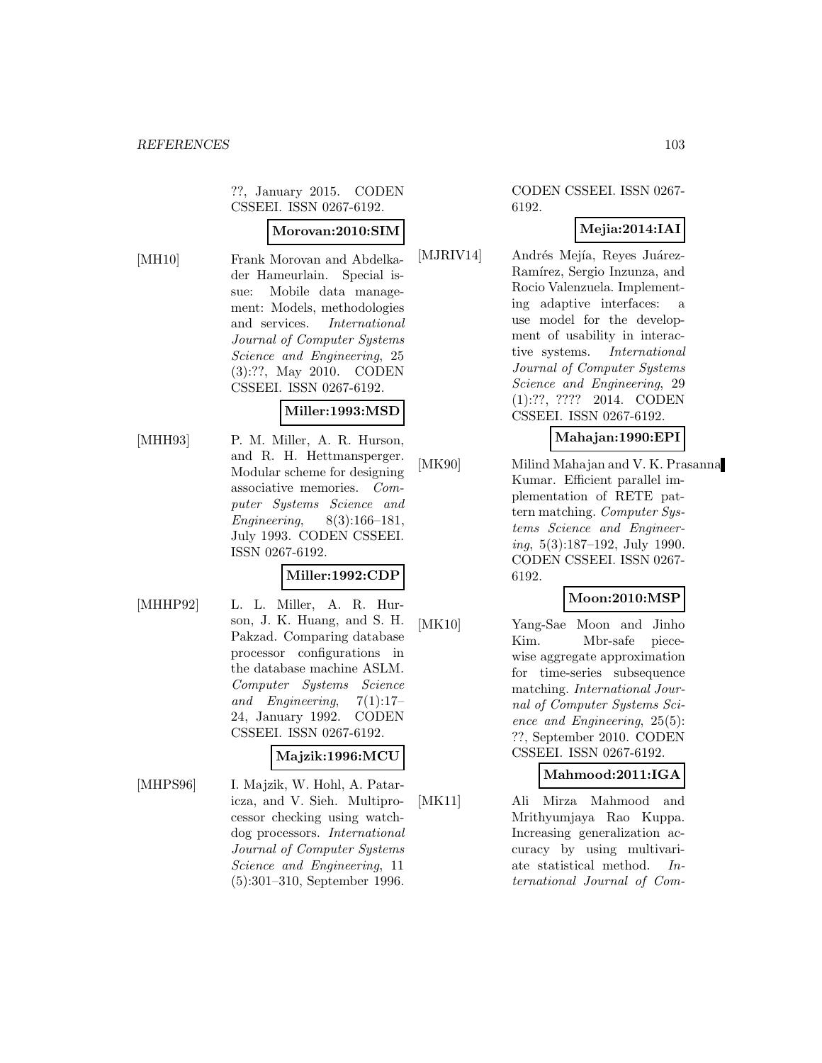??, January 2015. CODEN CSSEEI. ISSN 0267-6192.

**Morovan:2010:SIM**

[MH10] Frank Morovan and Abdelkader Hameurlain. Special issue: Mobile data management: Models, methodologies and services. *International Journal of Computer Systems Science and Engineering*, 25 (3):??, May 2010. CODEN CSSEEI. ISSN 0267-6192.

**Miller:1993:MSD**

[MHH93] P. M. Miller, A. R. Hurson, and R. H. Hettmansperger. Modular scheme for designing associative memories. *Computer Systems Science and Engineering*, 8(3):166–181, July 1993. CODEN CSSEEI. ISSN 0267-6192.

**Miller:1992:CDP**

[MHHP92] L. L. Miller, A. R. Hurson, J. K. Huang, and S. H. Pakzad. Comparing database processor configurations in the database machine ASLM. *Computer Systems Science and Engineering*, 7(1):17–24, January 1992. CODEN CSSEEI. ISSN 0267-6192.

**Majzik:1996:MCU**

[MHPS96] I. Majzik, W. Hohl, A. Pataricza, and V. Sieh. Multiprocessor checking using watchdog processors. *International Journal of Computer Systems Science and Engineering*, 11 (5):301–310, September 1996. CODEN CSSEEI. ISSN 0267-6192.

**Mejia:2014:IAI**

[MJRIV14] Andrés Mejía, Reyes Juárez-Ramírez, Sergio Inzunza, and Rocio Valenzuela. Implementing adaptive interfaces: a use model for the development of usability in interactive systems. *International Journal of Computer Systems Science and Engineering*, 29 (1):??, ???? 2014. CODEN CSSEEI. ISSN 0267-6192.

**Mahajan:1990:EPI**

[MK90] Milind Mahajan and V. K. Prasanna Kumar. Efficient parallel implementation of RETE pattern matching. *Computer Systems Science and Engineering*, 5(3):187–192, July 1990. CODEN CSSEEI. ISSN 0267-6192.

**Moon:2010:MSP**

[MK10] Yang-Sae Moon and Jinho Kim. Mbr-safe piecewise aggregate approximation for time-series subsequence matching. *International Journal of Computer Systems Science and Engineering*, 25(5): ??, September 2010. CODEN CSSEEI. ISSN 0267-6192.

**Mahmood:2011:IGA**

[MK11] Ali Mirza Mahmood and Mrithyumjaya Rao Kuppa. Increasing generalization accuracy by using multivariate statistical method. *International Journal of Com-*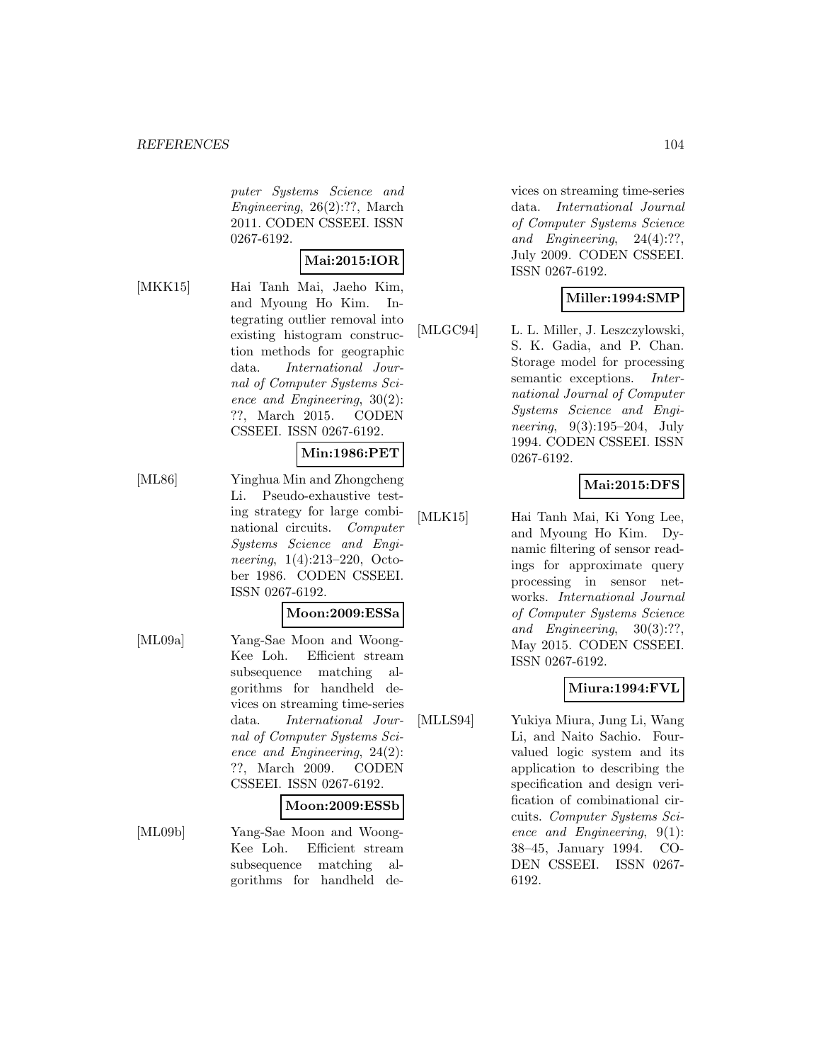puter Systems Science and Engineering*, 26(2):??, March 2011. CODEN CSSEEI. ISSN 0267-6192.

**Mai:2015:IOR**

[MKK15] Hai Tanh Mai, Jaeho Kim, and Myoung Ho Kim. Integrating outlier removal into existing histogram construction methods for geographic data. *International Journal of Computer Systems Science and Engineering*, 30(2): ??, March 2015. CODEN CSSEEI. ISSN 0267-6192.

**Min:1986:PET**

[ML86] Yinghua Min and Zhongcheng Li. Pseudo-exhaustive testing strategy for large combinational circuits. *Computer Systems Science and Engineering*, 1(4):213–220, October 1986. CODEN CSSEEI. ISSN 0267-6192.

**Moon:2009:ESSa**

[ML09a] Yang-Sae Moon and Woong-Kee Loh. Efficient stream subsequence matching algorithms for handheld devices on streaming time-series data. *International Journal of Computer Systems Science and Engineering*, 24(2): ??, March 2009. CODEN CSSEEI. ISSN 0267-6192.

**Moon:2009:ESSb**

[ML09b] Yang-Sae Moon and Woong-Kee Loh. Efficient stream subsequence matching algorithms for handheld devices on streaming time-series data. *International Journal of Computer Systems Science and Engineering*, 24(4):??, July 2009. CODEN CSSEEI. ISSN 0267-6192.

**Miller:1994:SMP**

[MLGC94] L. L. Miller, J. Leszczylowski, S. K. Gadia, and P. Chan. Storage model for processing semantic exceptions. *International Journal of Computer Systems Science and Engineering*, 9(3):195–204, July 1994. CODEN CSSEEI. ISSN 0267-6192.

**Mai:2015:DFS**

[MLK15] Hai Tanh Mai, Ki Yong Lee, and Myoung Ho Kim. Dynamic filtering of sensor readings for approximate query processing in sensor networks. *International Journal of Computer Systems Science and Engineering*, 30(3):??, May 2015. CODEN CSSEEI. ISSN 0267-6192.

**Miura:1994:FVL**

[MLLS94] Yukiya Miura, Jung Li, Wang Li, and Naito Sachio. Four-valued logic system and its application to describing the specification and design verification of combinational circuits. *Computer Systems Science and Engineering*, 9(1): 38–45, January 1994. CODEN CSSEEI. ISSN 0267-6192.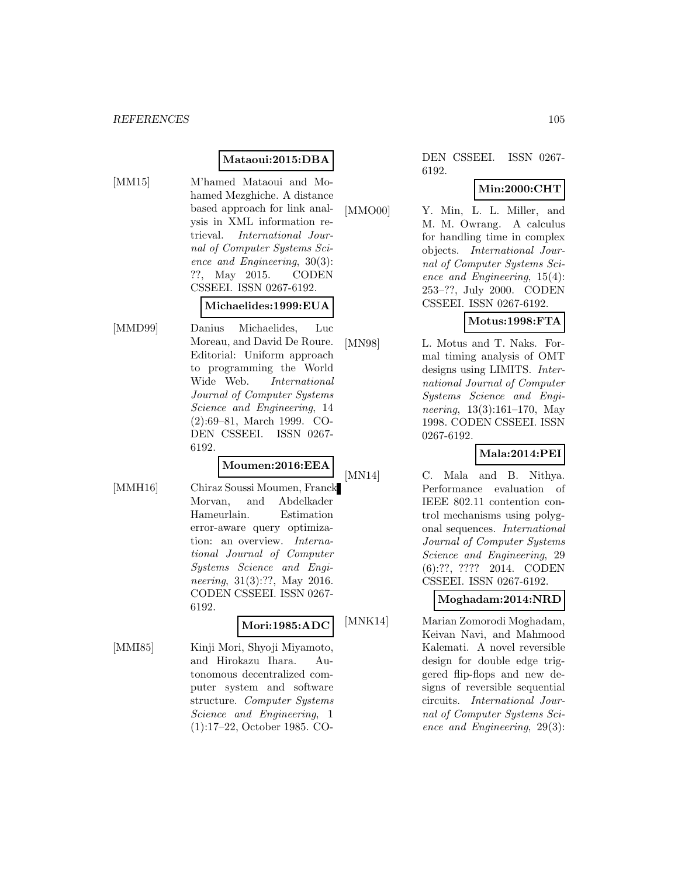**Mataoui:2015:DBA**

[MM15] M'hamed Mataoui and Mohamed Mezghiche. A distance based approach for link analysis in XML information retrieval. *International Journal of Computer Systems Science and Engineering*, 30(3): ??, May 2015. CODEN CSSEEI. ISSN 0267-6192.

**Michaelides:1999:EUA**

[MMD99] Danius Michaelides, Luc Moreau, and David De Roure. Editorial: Uniform approach to programming the World Wide Web. *International Journal of Computer Systems Science and Engineering*, 14 (2):69–81, March 1999. CODEN CSSEEI. ISSN 0267-6192.

**Moumen:2016:EEA**

[MMH16] Chiraz Soussi Moumen, Franck Morvan, and Abdelkader Hameurlain. Estimation error-aware query optimization: an overview. *International Journal of Computer Systems Science and Engineering*, 31(3):??, May 2016. CODEN CSSEEI. ISSN 0267-6192.

**Mori:1985:ADC**

[MMI85] Kinji Mori, Shyoji Miyamoto, and Hirokazu Ihara. Autonomous decentralized computer system and software structure. *Computer Systems Science and Engineering*, 1 (1):17–22, October 1985. CODEN CSSEEI. ISSN 0267-6192.

**Min:2000:CHT**

[MMO00] Y. Min, L. L. Miller, and M. M. Owrang. A calculus for handling time in complex objects. *International Journal of Computer Systems Science and Engineering*, 15(4): 253–??, July 2000. CODEN CSSEEI. ISSN 0267-6192.

**Motus:1998:FTA**

[MN98] L. Motus and T. Naks. Formal timing analysis of OMT designs using LIMITS. *International Journal of Computer Systems Science and Engineering*, 13(3):161–170, May 1998. CODEN CSSEEI. ISSN 0267-6192.

**Mala:2014:PEI**

[MN14] C. Mala and B. Nithya. Performance evaluation of IEEE 802.11 contention control mechanisms using polygonal sequences. *International Journal of Computer Systems Science and Engineering*, 29 (6):??, ???? 2014. CODEN CSSEEI. ISSN 0267-6192.

**Moghadam:2014:NRD**

[MNK14] Marian Zomorodi Moghadam, Keivan Navi, and Mahmood Kalemati. A novel reversible design for double edge triggered flip-flops and new designs of reversible sequential circuits. *International Journal of Computer Systems Science and Engineering*, 29(3):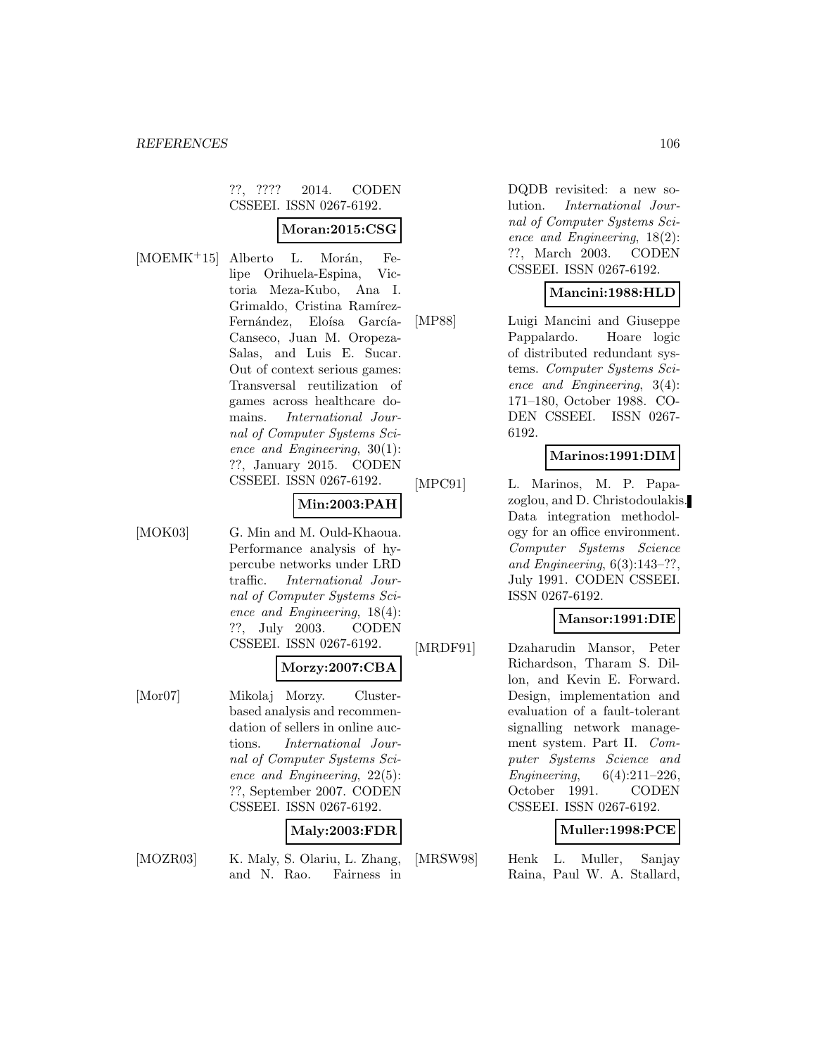??, ???? 2014. CODEN CSSEEI. ISSN 0267-6192.

**Moran:2015:CSG**

[MOEMK+15] Alberto L. Morán, Felipe Orihuela-Espina, Victoria Meza-Kubo, Ana I. Grimaldo, Cristina Ramírez-Fernández, Eloísa García-Canseco, Juan M. Oropeza-Salas, and Luis E. Sucar. Out of context serious games: Transversal reutilization of games across healthcare domains. *International Journal of Computer Systems Science and Engineering*, 30(1): ??, January 2015. CODEN CSSEEI. ISSN 0267-6192.

**Min:2003:PAH**

[MOK03] G. Min and M. Ould-Khaoua. Performance analysis of hypercube networks under LRD traffic. *International Journal of Computer Systems Science and Engineering*, 18(4): ??, July 2003. CODEN CSSEEI. ISSN 0267-6192.

**Morzy:2007:CBA**

[Mor07] Mikolaj Morzy. Cluster-based analysis and recommendation of sellers in online auctions. *International Journal of Computer Systems Science and Engineering*, 22(5): ??, September 2007. CODEN CSSEEI. ISSN 0267-6192.

**Maly:2003:FDR**

[MOZR03] K. Maly, S. Olariu, L. Zhang, and N. Rao. Fairness in DQDB revisited: a new solution. *International Journal of Computer Systems Science and Engineering*, 18(2): ??, March 2003. CODEN CSSEEI. ISSN 0267-6192.

**Mancini:1988:HLD**

[MP88] Luigi Mancini and Giuseppe Pappalardo. Hoare logic of distributed redundant systems. *Computer Systems Science and Engineering*, 3(4): 171–180, October 1988. CODEN CSSEEI. ISSN 0267-6192.

**Marinos:1991:DIM**

[MPC91] L. Marinos, M. P. Papazoglou, and D. Christodoulakis. Data integration methodology for an office environment. *Computer Systems Science and Engineering*, 6(3):143–??, July 1991. CODEN CSSEEI. ISSN 0267-6192.

**Mansor:1991:DIE**

[MRDF91] Dzaharudin Mansor, Peter Richardson, Tharam S. Dillon, and Kevin E. Forward. Design, implementation and evaluation of a fault-tolerant signalling network management system. Part II. *Computer Systems Science and Engineering*, 6(4):211–226, October 1991. CODEN CSSEEI. ISSN 0267-6192.

**Muller:1998:PCE**

[MRSW98] Henk L. Muller, Sanjay Raina, Paul W. A. Stallard,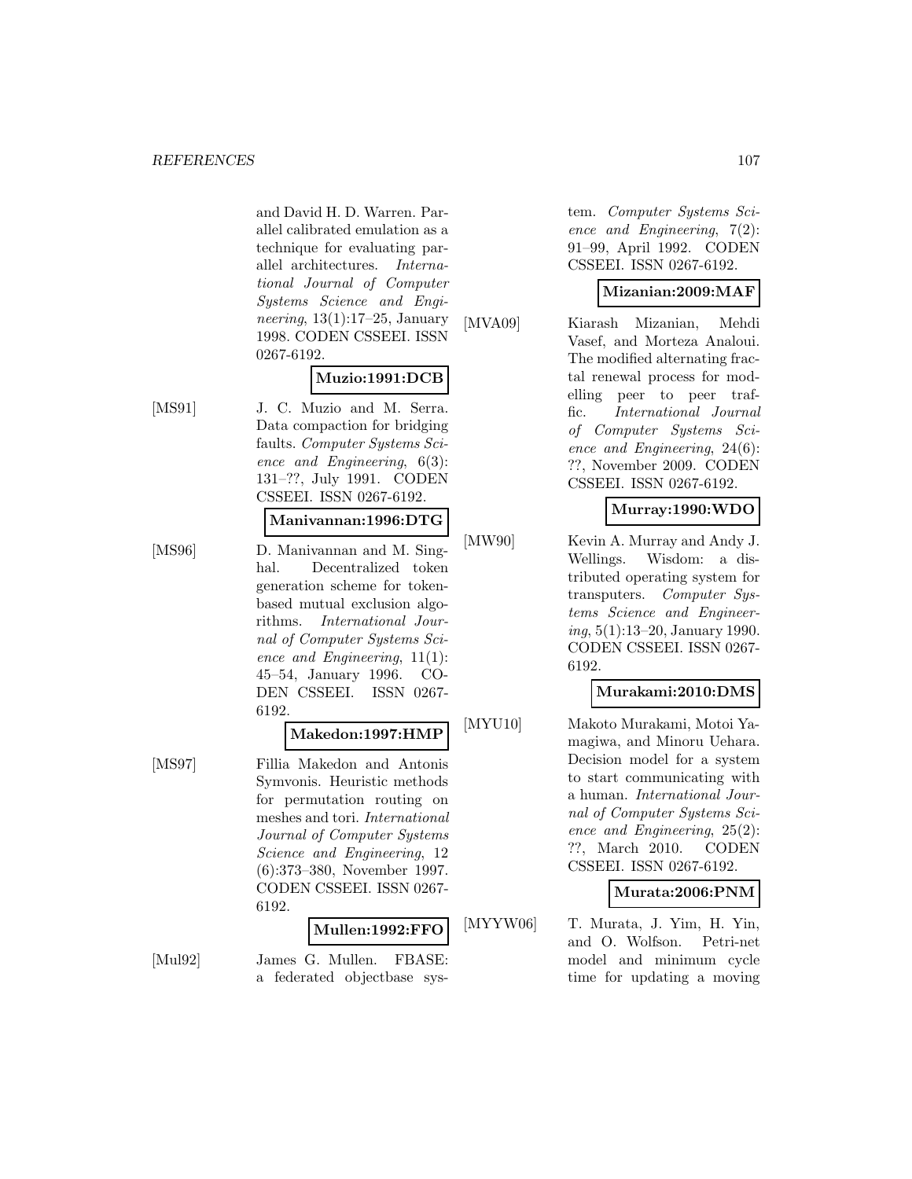and David H. D. Warren. Parallel calibrated emulation as a technique for evaluating parallel architectures. *International Journal of Computer Systems Science and Engineering*, 13(1):17–25, January 1998. CODEN CSSEEI. ISSN 0267-6192.

**Muzio:1991:DCB**

[MS91] J. C. Muzio and M. Serra. Data compaction for bridging faults. *Computer Systems Science and Engineering*, 6(3): 131–??, July 1991. CODEN CSSEEI. ISSN 0267-6192.

**Manivannan:1996:DTG**

[MS96] D. Manivannan and M. Singhal. Decentralized token generation scheme for token-based mutual exclusion algorithms. *International Journal of Computer Systems Science and Engineering*, 11(1): 45–54, January 1996. CODEN CSSEEI. ISSN 0267-6192.

**Makedon:1997:HMP**

[MS97] Fillia Makedon and Antonis Symvonis. Heuristic methods for permutation routing on meshes and tori. *International Journal of Computer Systems Science and Engineering*, 12 (6):373–380, November 1997. CODEN CSSEEI. ISSN 0267-6192.

**Mullen:1992:FFO**

[Mul92] James G. Mullen. FBASE: a federated objectbase system. *Computer Systems Science and Engineering*, 7(2): 91–99, April 1992. CODEN CSSEEI. ISSN 0267-6192.

**Mizanian:2009:MAF**

[MVA09] Kiarash Mizanian, Mehdi Vasef, and Morteza Analoui. The modified alternating fractal renewal process for modelling peer to peer traffic. *International Journal of Computer Systems Science and Engineering*, 24(6): ??, November 2009. CODEN CSSEEI. ISSN 0267-6192.

**Murray:1990:WDO**

[MW90] Kevin A. Murray and Andy J. Wellings. Wisdom: a distributed operating system for transputers. *Computer Systems Science and Engineering*, 5(1):13–20, January 1990. CODEN CSSEEI. ISSN 0267-6192.

**Murakami:2010:DMS**

[MYU10] Makoto Murakami, Motoi Yamagiwa, and Minoru Uehara. Decision model for a system to start communicating with a human. *International Journal of Computer Systems Science and Engineering*, 25(2): ??, March 2010. CODEN CSSEEI. ISSN 0267-6192.

**Murata:2006:PNM**

[MYYW06] T. Murata, J. Yim, H. Yin, and O. Wolfson. Petri-net model and minimum cycle time for updating a moving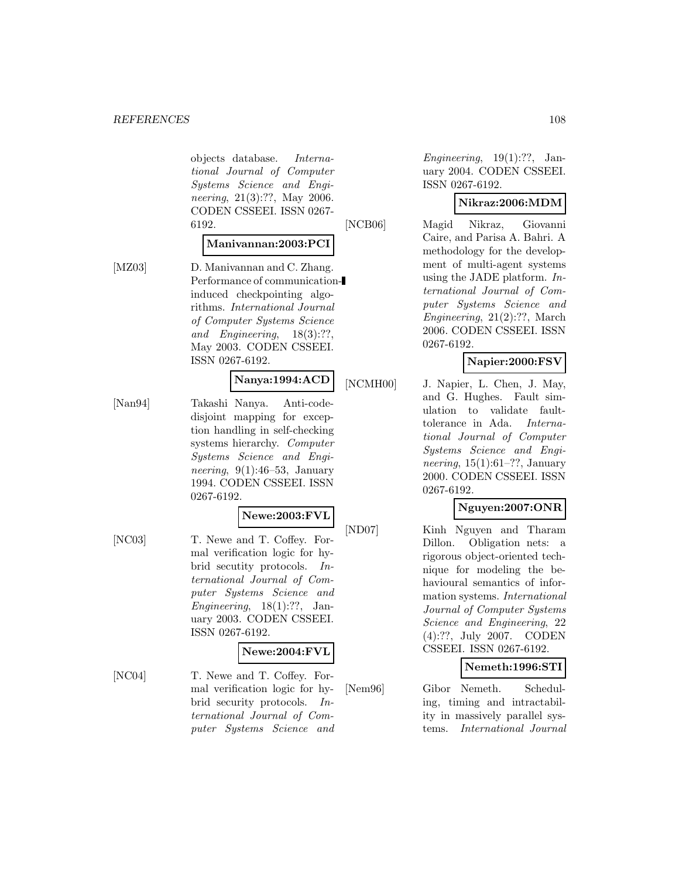objects database. *International Journal of Computer Systems Science and Engineering*, 21(3):??, May 2006. CODEN CSSEEI. ISSN 0267-6192.

**Manivannan:2003:PCI**

[MZ03] D. Manivannan and C. Zhang. Performance of communication-induced checkpointing algorithms. *International Journal of Computer Systems Science and Engineering*, 18(3):??, May 2003. CODEN CSSEEI. ISSN 0267-6192.

**Nanya:1994:ACD**

[Nan94] Takashi Nanya. Anti-code-disjoint mapping for exception handling in self-checking systems hierarchy. *Computer Systems Science and Engineering*, 9(1):46–53, January 1994. CODEN CSSEEI. ISSN 0267-6192.

**Newe:2003:FVL**

[NC03] T. Newe and T. Coffey. Formal verification logic for hybrid secutity protocols. *International Journal of Computer Systems Science and Engineering*, 18(1):??, January 2003. CODEN CSSEEI. ISSN 0267-6192.

**Newe:2004:FVL**

[NC04] T. Newe and T. Coffey. Formal verification logic for hybrid security protocols. *International Journal of Computer Systems Science and Engineering*, 19(1):??, January 2004. CODEN CSSEEI. ISSN 0267-6192.

**Nikraz:2006:MDM**

[NCB06] Magid Nikraz, Giovanni Caire, and Parisa A. Bahri. A methodology for the development of multi-agent systems using the JADE platform. *International Journal of Computer Systems Science and Engineering*, 21(2):??, March 2006. CODEN CSSEEI. ISSN 0267-6192.

**Napier:2000:FSV**

[NCMH00] J. Napier, L. Chen, J. May, and G. Hughes. Fault simulation to validate fault-tolerance in Ada. *International Journal of Computer Systems Science and Engineering*, 15(1):61–??, January 2000. CODEN CSSEEI. ISSN 0267-6192.

**Nguyen:2007:ONR**

[ND07] Kinh Nguyen and Tharam Dillon. Obligation nets: a rigorous object-oriented technique for modeling the behavioural semantics of information systems. *International Journal of Computer Systems Science and Engineering*, 22 (4):??, July 2007. CODEN CSSEEI. ISSN 0267-6192.

**Nemeth:1996:STI**

[Nem96] Gibor Nemeth. Scheduling, timing and intractability in massively parallel systems. *International Journal*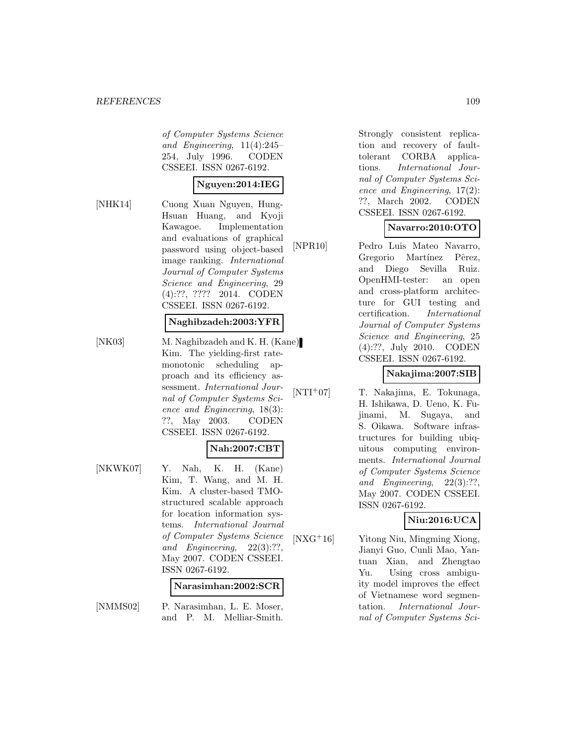*of Computer Systems Science and Engineering*, 11(4):245–254, July 1996. CODEN CSSEEI. ISSN 0267-6192.

**Nguyen:2014:IEG**

[NHK14] Cuong Xuan Nguyen, Hung-Hsuan Huang, and Kyoji Kawagoe. Implementation and evaluations of graphical password using object-based image ranking. *International Journal of Computer Systems Science and Engineering*, 29 (4):??, ???? 2014. CODEN CSSEEI. ISSN 0267-6192.

**Naghibzadeh:2003:YFR**

[NK03] M. Naghibzadeh and K. H. (Kane) Kim. The yielding-first rate-monotonic scheduling approach and its efficiency assessment. *International Journal of Computer Systems Science and Engineering*, 18(3): ??, May 2003. CODEN CSSEEI. ISSN 0267-6192.

**Nah:2007:CBT**

[NKWK07] Y. Nah, K. H. (Kane) Kim, T. Wang, and M. H. Kim. A cluster-based TMO-structured scalable approach for location information systems. *International Journal of Computer Systems Science and Engineering*, 22(3):??, May 2007. CODEN CSSEEI. ISSN 0267-6192.

**Narasimhan:2002:SCR**

[NMMS02] P. Narasimhan, L. E. Moser, and P. M. Melliar-Smith. Strongly consistent replication and recovery of fault-tolerant CORBA applications. *International Journal of Computer Systems Science and Engineering*, 17(2): ??, March 2002. CODEN CSSEEI. ISSN 0267-6192.

**Navarro:2010:OTO**

[NPR10] Pedro Luis Mateo Navarro, Gregorio Martínez Pêrez, and Diego Sevilla Ruiz. OpenHMI-tester: an open and cross-platform architecture for GUI testing and certification. *International Journal of Computer Systems Science and Engineering*, 25 (4):??, July 2010. CODEN CSSEEI. ISSN 0267-6192.

**Nakajima:2007:SIB**

[NTI+07] T. Nakajima, E. Tokunaga, H. Ishikawa, D. Ueno, K. Fujinami, M. Sugaya, and S. Oikawa. Software infrastructures for building ubiquitous computing environments. *International Journal of Computer Systems Science and Engineering*, 22(3):??, May 2007. CODEN CSSEEI. ISSN 0267-6192.

**Niu:2016:UCA**

[NXG+16] Yitong Niu, Mingming Xiong, Jianyi Guo, Cunli Mao, Yantuan Xian, and Zhengtao Yu. Using cross ambiguity model improves the effect of Vietnamese word segmentation. *International Journal of Computer Systems Sci-*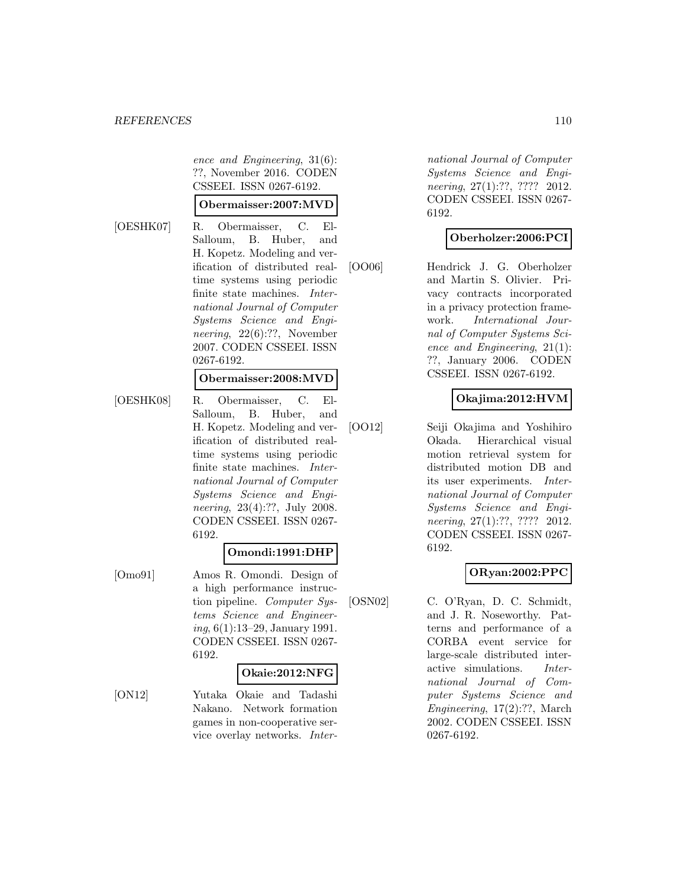*ence and Engineering*, 31(6): ??, November 2016. CODEN CSSEEI. ISSN 0267-6192.

**Obermaisser:2007:MVD**

[OESHK07] R. Obermaisser, C. El-Salloum, B. Huber, and H. Kopetz. Modeling and verification of distributed real-time systems using periodic finite state machines. *International Journal of Computer Systems Science and Engineering*, 22(6):??, November 2007. CODEN CSSEEI. ISSN 0267-6192.

**Obermaisser:2008:MVD**

[OESHK08] R. Obermaisser, C. El-Salloum, B. Huber, and H. Kopetz. Modeling and verification of distributed real-time systems using periodic finite state machines. *International Journal of Computer Systems Science and Engineering*, 23(4):??, July 2008. CODEN CSSEEI. ISSN 0267-6192.

**Omondi:1991:DHP**

[Omo91] Amos R. Omondi. Design of a high performance instruction pipeline. *Computer Systems Science and Engineering*, 6(1):13–29, January 1991. CODEN CSSEEI. ISSN 0267-6192.

**Okaie:2012:NFG**

[ON12] Yutaka Okaie and Tadashi Nakano. Network formation games in non-cooperative service overlay networks. *International Journal of Computer Systems Science and Engineering*, 27(1):??, ???? 2012. CODEN CSSEEI. ISSN 0267-6192.

**Oberholzer:2006:PCI**

[OO06] Hendrick J. G. Oberholzer and Martin S. Olivier. Privacy contracts incorporated in a privacy protection framework. *International Journal of Computer Systems Science and Engineering*, 21(1): ??, January 2006. CODEN CSSEEI. ISSN 0267-6192.

**Okajima:2012:HVM**

[OO12] Seiji Okajima and Yoshihiro Okada. Hierarchical visual motion retrieval system for distributed motion DB and its user experiments. *International Journal of Computer Systems Science and Engineering*, 27(1):??, ???? 2012. CODEN CSSEEI. ISSN 0267-6192.

**ORyan:2002:PPC**

[OSN02] C. O'Ryan, D. C. Schmidt, and J. R. Noseworthy. Patterns and performance of a CORBA event service for large-scale distributed interactive simulations. *International Journal of Computer Systems Science and Engineering*, 17(2):??, March 2002. CODEN CSSEEI. ISSN 0267-6192.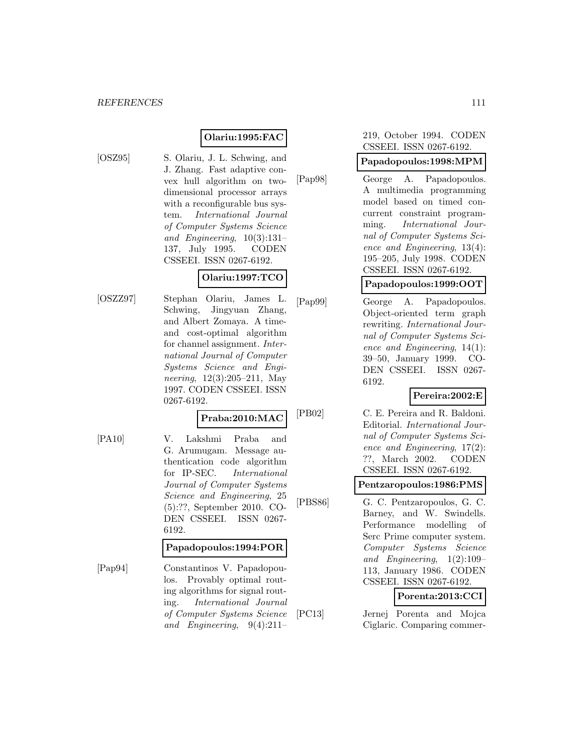**Olariu:1995:FAC**

[OSZ95] S. Olariu, J. L. Schwing, and J. Zhang. Fast adaptive convex hull algorithm on two-dimensional processor arrays with a reconfigurable bus system. *International Journal of Computer Systems Science and Engineering*, 10(3):131–137, July 1995. CODEN CSSEEI. ISSN 0267-6192.

**Olariu:1997:TCO**

[OSZZ97] Stephan Olariu, James L. Schwing, Jingyuan Zhang, and Albert Zomaya. A time- and cost-optimal algorithm for channel assignment. *International Journal of Computer Systems Science and Engineering*, 12(3):205–211, May 1997. CODEN CSSEEI. ISSN 0267-6192.

**Praba:2010:MAC**

[PA10] V. Lakshmi Praba and G. Arumugam. Message authentication code algorithm for IP-SEC. *International Journal of Computer Systems Science and Engineering*, 25 (5):??, September 2010. CODEN CSSEEI. ISSN 0267-6192.

**Papadopoulos:1994:POR**

[Pap94] Constantinos V. Papadopoulos. Provably optimal routing algorithms for signal routing. *International Journal of Computer Systems Science and Engineering*, 9(4):211–219, October 1994. CODEN CSSEEI. ISSN 0267-6192.

**Papadopoulos:1998:MPM**

[Pap98] George A. Papadopoulos. A multimedia programming model based on timed concurrent constraint programming. *International Journal of Computer Systems Science and Engineering*, 13(4): 195–205, July 1998. CODEN CSSEEI. ISSN 0267-6192.

**Papadopoulos:1999:OOT**

[Pap99] George A. Papadopoulos. Object-oriented term graph rewriting. *International Journal of Computer Systems Science and Engineering*, 14(1): 39–50, January 1999. CODEN CSSEEI. ISSN 0267-6192.

**Pereira:2002:E**

[PB02] C. E. Pereira and R. Baldoni. Editorial. *International Journal of Computer Systems Science and Engineering*, 17(2): ??, March 2002. CODEN CSSEEI. ISSN 0267-6192.

**Pentzaropoulos:1986:PMS**

[PBS86] G. C. Pentzaropoulos, G. C. Barney, and W. Swindells. Performance modelling of Serc Prime computer system. *Computer Systems Science and Engineering*, 1(2):109–113, January 1986. CODEN CSSEEI. ISSN 0267-6192.

**Porenta:2013:CCI**

[PC13] Jernej Porenta and Mojca Ciglaric. Comparing commer-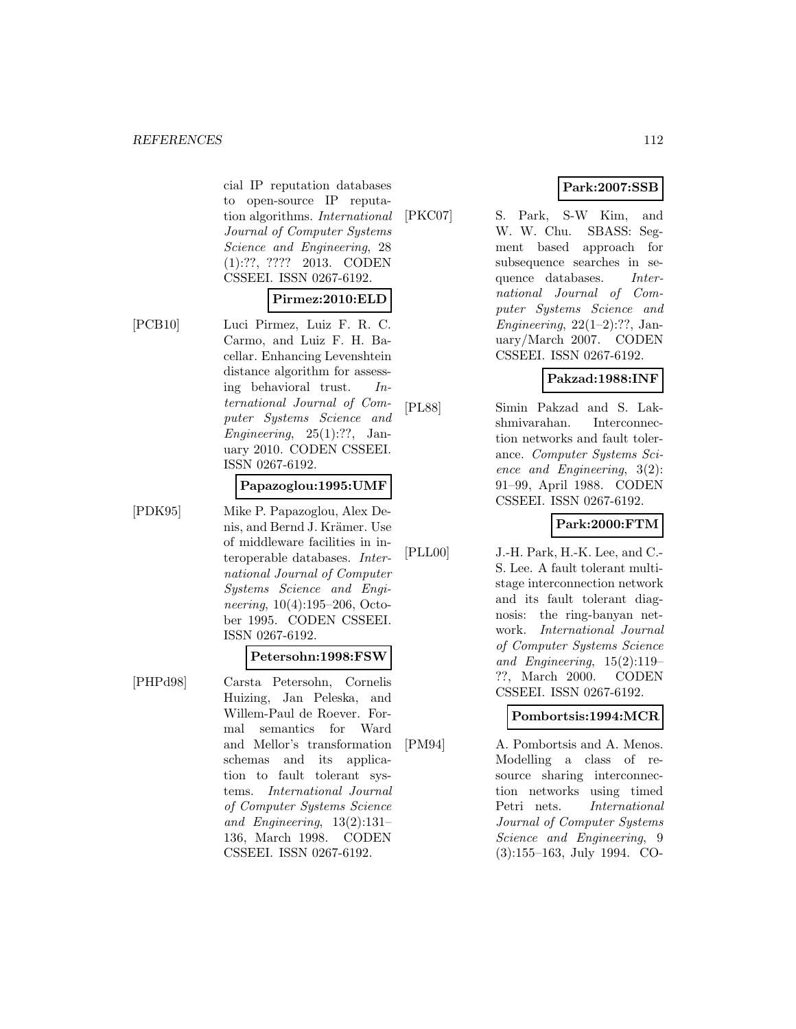cial IP reputation databases to open-source IP reputation algorithms. *International Journal of Computer Systems Science and Engineering*, 28 (1):??, ???? 2013. CODEN CSSEEI. ISSN 0267-6192.

**Pirmez:2010:ELD**

[PCB10] Luci Pirmez, Luiz F. R. C. Carmo, and Luiz F. H. Bacellar. Enhancing Levenshtein distance algorithm for assessing behavioral trust. *International Journal of Computer Systems Science and Engineering*, 25(1):??, January 2010. CODEN CSSEEI. ISSN 0267-6192.

**Papazoglou:1995:UMF**

[PDK95] Mike P. Papazoglou, Alex Denis, and Bernd J. Krämer. Use of middleware facilities in interoperable databases. *International Journal of Computer Systems Science and Engineering*, 10(4):195–206, October 1995. CODEN CSSEEI. ISSN 0267-6192.

**Petersohn:1998:FSW**

[PHPd98] Carsta Petersohn, Cornelis Huizing, Jan Peleska, and Willem-Paul de Roever. Formal semantics for Ward and Mellor's transformation schemas and its application to fault tolerant systems. *International Journal of Computer Systems Science and Engineering*, 13(2):131–136, March 1998. CODEN CSSEEI. ISSN 0267-6192.

**Park:2007:SSB**

[PKC07] S. Park, S-W Kim, and W. W. Chu. SBASS: Segment based approach for subsequence searches in sequence databases. *International Journal of Computer Systems Science and Engineering*, 22(1–2):??, January/March 2007. CODEN CSSEEI. ISSN 0267-6192.

**Pakzad:1988:INF**

[PL88] Simin Pakzad and S. Lakshmivarahan. Interconnection networks and fault tolerance. *Computer Systems Science and Engineering*, 3(2): 91–99, April 1988. CODEN CSSEEI. ISSN 0267-6192.

**Park:2000:FTM**

[PLL00] J.-H. Park, H.-K. Lee, and C.-S. Lee. A fault tolerant multistage interconnection network and its fault tolerant diagnosis: the ring-banyan network. *International Journal of Computer Systems Science and Engineering*, 15(2):119–??, March 2000. CODEN CSSEEI. ISSN 0267-6192.

**Pombortsis:1994:MCR**

[PM94] A. Pombortsis and A. Menos. Modelling a class of resource sharing interconnection networks using timed Petri nets. *International Journal of Computer Systems Science and Engineering*, 9 (3):155–163, July 1994. CO-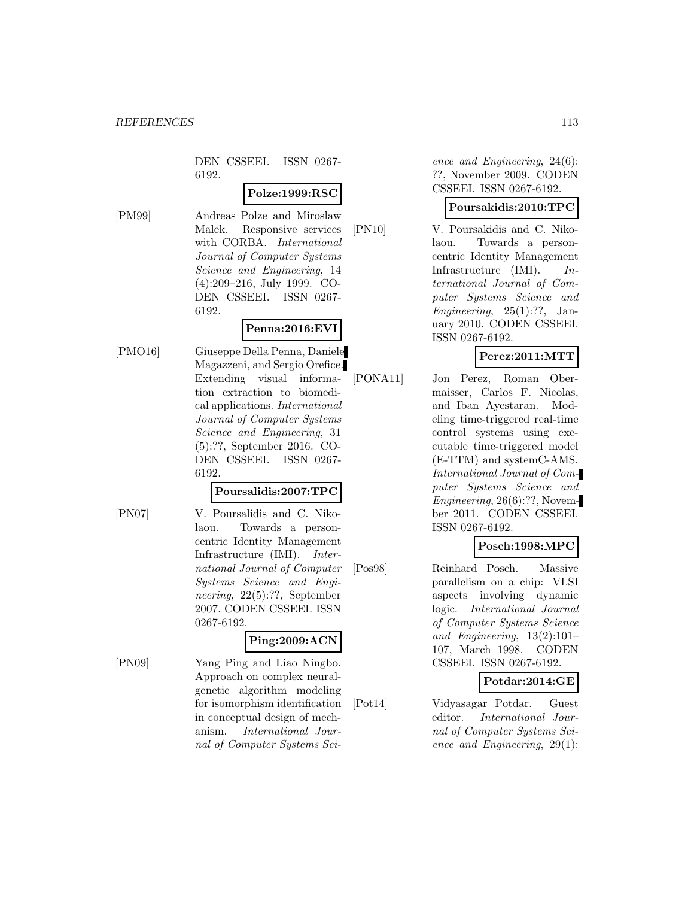DEN CSSEEI. ISSN 0267-6192.

**Polze:1999:RSC**

[PM99] Andreas Polze and Miroslaw Malek. Responsive services with CORBA. *International Journal of Computer Systems Science and Engineering*, 14 (4):209–216, July 1999. CODEN CSSEEI. ISSN 0267-6192.

**Penna:2016:EVI**

[PMO16] Giuseppe Della Penna, Daniele Magazzeni, and Sergio Orefice. Extending visual information extraction to biomedical applications. *International Journal of Computer Systems Science and Engineering*, 31 (5):??, September 2016. CODEN CSSEEI. ISSN 0267-6192.

**Poursalidis:2007:TPC**

[PN07] V. Poursalidis and C. Nikolaou. Towards a person-centric Identity Management Infrastructure (IMI). *International Journal of Computer Systems Science and Engineering*, 22(5):??, September 2007. CODEN CSSEEI. ISSN 0267-6192.

**Ping:2009:ACN**

[PN09] Yang Ping and Liao Ningbo. Approach on complex neural-genetic algorithm modeling for isomorphism identification in conceptual design of mechanism. *International Journal of Computer Systems Science and Engineering*, 24(6): ??, November 2009. CODEN CSSEEI. ISSN 0267-6192.

**Poursakidis:2010:TPC**

[PN10] V. Poursakidis and C. Nikolaou. Towards a person-centric Identity Management Infrastructure (IMI). *International Journal of Computer Systems Science and Engineering*, 25(1):??, January 2010. CODEN CSSEEI. ISSN 0267-6192.

**Perez:2011:MTT**

[PONA11] Jon Perez, Roman Obermaisser, Carlos F. Nicolas, and Iban Ayestaran. Modeling time-triggered real-time control systems using executable time-triggered model (E-TTM) and systemC-AMS. *International Journal of Computer Systems Science and Engineering*, 26(6):??, November 2011. CODEN CSSEEI. ISSN 0267-6192.

**Posch:1998:MPC**

[Pos98] Reinhard Posch. Massive parallelism on a chip: VLSI aspects involving dynamic logic. *International Journal of Computer Systems Science and Engineering*, 13(2):101–107, March 1998. CODEN CSSEEI. ISSN 0267-6192.

**Potdar:2014:GE**

[Pot14] Vidyasagar Potdar. Guest editor. *International Journal of Computer Systems Science and Engineering*, 29(1):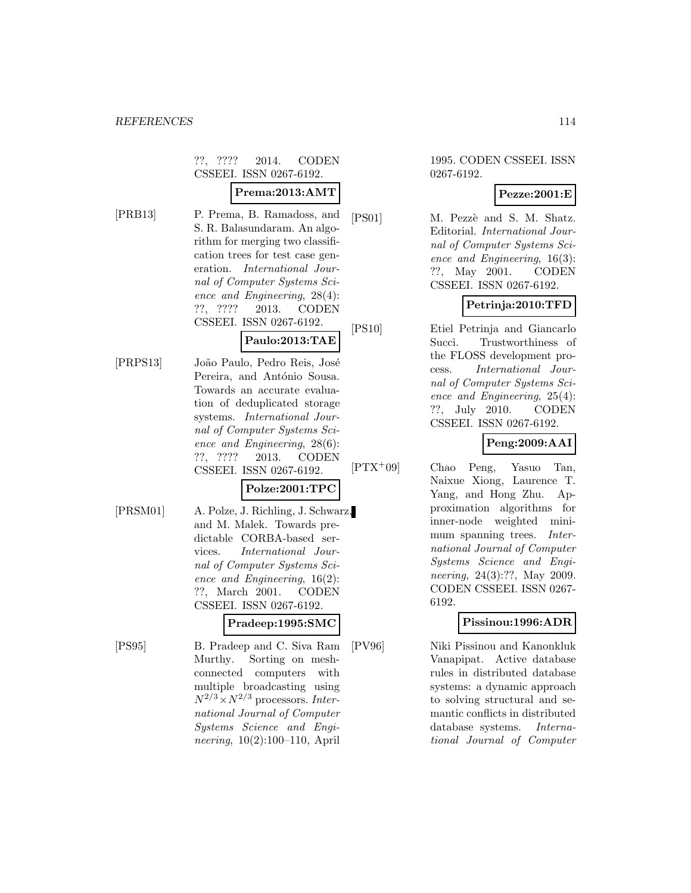??, ???? 2014. CODEN CSSEEI. ISSN 0267-6192.

**Prema:2013:AMT**

[PRB13] P. Prema, B. Ramadoss, and S. R. Balasundaram. An algorithm for merging two classification trees for test case generation. *International Journal of Computer Systems Science and Engineering*, 28(4): ??, ???? 2013. CODEN CSSEEI. ISSN 0267-6192.

**Paulo:2013:TAE**

[PRPS13] João Paulo, Pedro Reis, José Pereira, and António Sousa. Towards an accurate evaluation of deduplicated storage systems. *International Journal of Computer Systems Science and Engineering*, 28(6): ??, ???? 2013. CODEN CSSEEI. ISSN 0267-6192.

**Polze:2001:TPC**

[PRSM01] A. Polze, J. Richling, J. Schwarz, and M. Malek. Towards predictable CORBA-based services. *International Journal of Computer Systems Science and Engineering*, 16(2): ??, March 2001. CODEN CSSEEI. ISSN 0267-6192.

**Pradeep:1995:SMC**

[PS95] B. Pradeep and C. Siva Ram Murthy. Sorting on mesh-connected computers with multiple broadcasting using $N^{2/3} \times N^{2/3}$ processors. *International Journal of Computer Systems Science and Engineering*, 10(2):100–110, April 1995. CODEN CSSEEI. ISSN 0267-6192.

**Pezze:2001:E**

[PS01] M. Pezzè and S. M. Shatz. Editorial. *International Journal of Computer Systems Science and Engineering*, 16(3): ??, May 2001. CODEN CSSEEI. ISSN 0267-6192.

**Petrinja:2010:TFD**

[PS10] Etiel Petrinja and Giancarlo Succi. Trustworthiness of the FLOSS development process. *International Journal of Computer Systems Science and Engineering*, 25(4): ??, July 2010. CODEN CSSEEI. ISSN 0267-6192.

**Peng:2009:AAI**

[PTX+09] Chao Peng, Yasuo Tan, Naixue Xiong, Laurence T. Yang, and Hong Zhu. Approximation algorithms for inner-node weighted minimum spanning trees. *International Journal of Computer Systems Science and Engineering*, 24(3):??, May 2009. CODEN CSSEEI. ISSN 0267-6192.

**Pissinou:1996:ADR**

[PV96] Niki Pissinou and Kanonkluk Vanapipat. Active database rules in distributed database systems: a dynamic approach to solving structural and semantic conflicts in distributed database systems. *International Journal of Computer*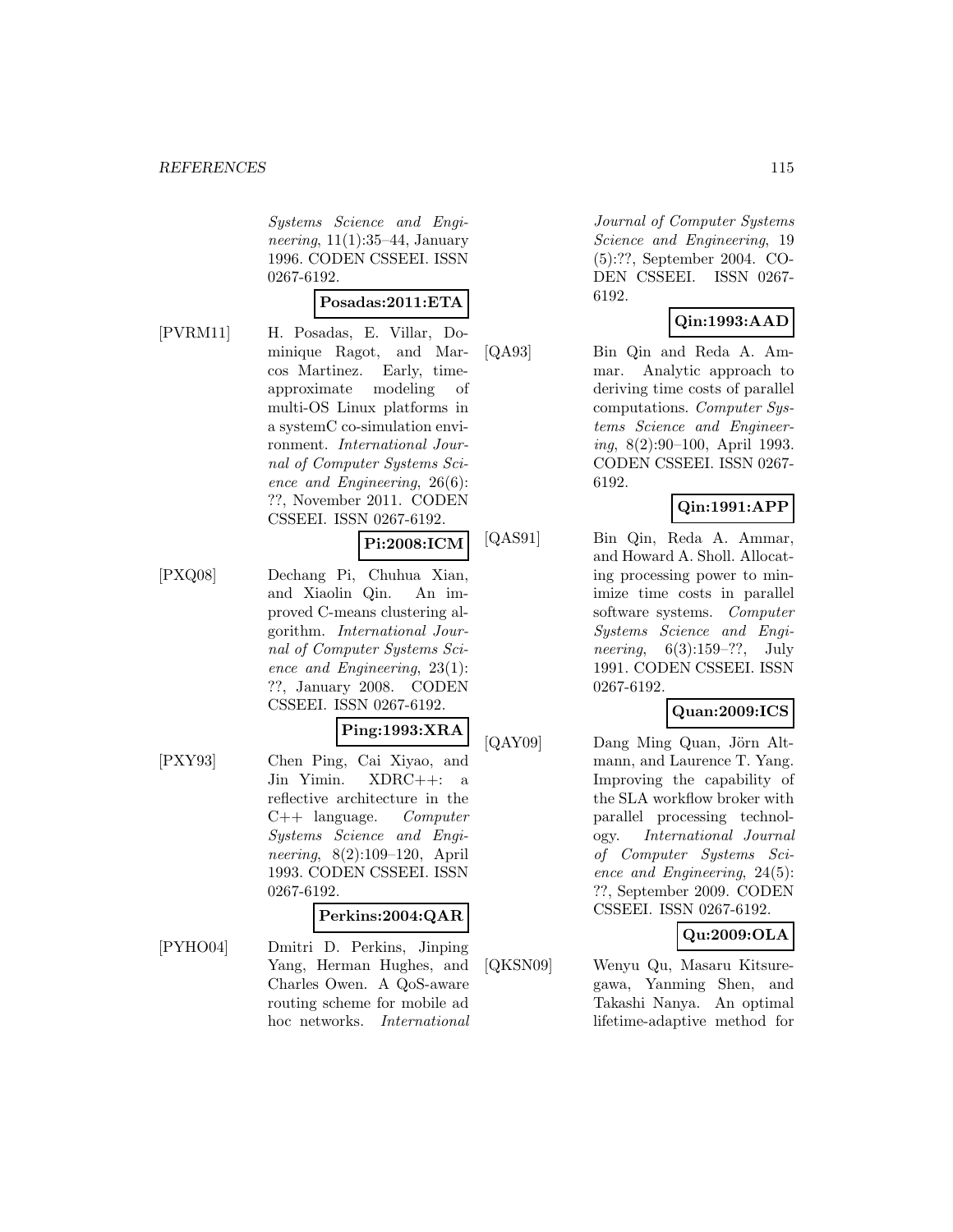*Systems Science and Engineering*, 11(1):35–44, January 1996. CODEN CSSEEI. ISSN 0267-6192.

**Posadas:2011:ETA**

[PVRM11] H. Posadas, E. Villar, Dominique Ragot, and Marcos Martinez. Early, time-approximate modeling of multi-OS Linux platforms in a systemC co-simulation environment. *International Journal of Computer Systems Science and Engineering*, 26(6): ??, November 2011. CODEN CSSEEI. ISSN 0267-6192.

**Pi:2008:ICM**

[PXQ08] Dechang Pi, Chuhua Xian, and Xiaolin Qin. An improved C-means clustering algorithm. *International Journal of Computer Systems Science and Engineering*, 23(1): ??, January 2008. CODEN CSSEEI. ISSN 0267-6192.

**Ping:1993:XRA**

[PXY93] Chen Ping, Cai Xiyao, and Jin Yimin. XDRC++: a reflective architecture in the C++ language. *Computer Systems Science and Engineering*, 8(2):109–120, April 1993. CODEN CSSEEI. ISSN 0267-6192.

**Perkins:2004:QAR**

[PYHO04] Dmitri D. Perkins, Jinping Yang, Herman Hughes, and Charles Owen. A QoS-aware routing scheme for mobile ad hoc networks. *International Journal of Computer Systems Science and Engineering*, 19 (5):??, September 2004. CODEN CSSEEI. ISSN 0267-6192.

**Qin:1993:AAD**

[QA93] Bin Qin and Reda A. Ammar. Analytic approach to deriving time costs of parallel computations. *Computer Systems Science and Engineering*, 8(2):90–100, April 1993. CODEN CSSEEI. ISSN 0267-6192.

**Qin:1991:APP**

[QAS91] Bin Qin, Reda A. Ammar, and Howard A. Sholl. Allocating processing power to minimize time costs in parallel software systems. *Computer Systems Science and Engineering*, 6(3):159–??, July 1991. CODEN CSSEEI. ISSN 0267-6192.

**Quan:2009:ICS**

[QAY09] Dang Ming Quan, Jörn Altmann, and Laurence T. Yang. Improving the capability of the SLA workflow broker with parallel processing technology. *International Journal of Computer Systems Science and Engineering*, 24(5): ??, September 2009. CODEN CSSEEI. ISSN 0267-6192.

**Qu:2009:OLA**

[QKSN09] Wenyu Qu, Masaru Kitsuregawa, Yanming Shen, and Takashi Nanya. An optimal lifetime-adaptive method for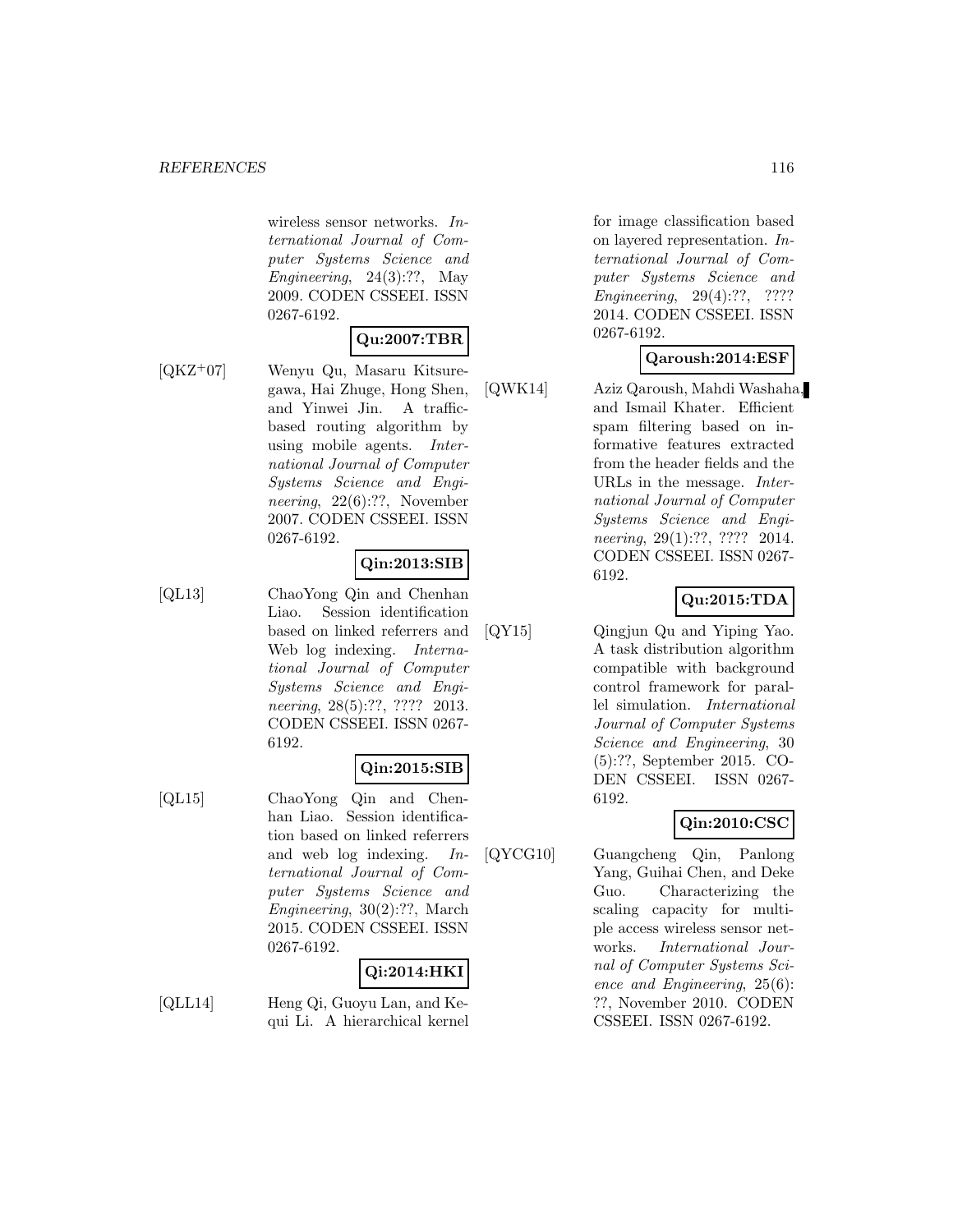wireless sensor networks. *International Journal of Computer Systems Science and Engineering*, 24(3):??, May 2009. CODEN CSSEEI. ISSN 0267-6192.

**Qu:2007:TBR**

[QKZ+07] Wenyu Qu, Masaru Kitsuregawa, Hai Zhuge, Hong Shen, and Yinwei Jin. A traffic-based routing algorithm by using mobile agents. *International Journal of Computer Systems Science and Engineering*, 22(6):??, November 2007. CODEN CSSEEI. ISSN 0267-6192.

**Qin:2013:SIB**

[QL13] ChaoYong Qin and Chenhan Liao. Session identification based on linked referrers and Web log indexing. *International Journal of Computer Systems Science and Engineering*, 28(5):??, ???? 2013. CODEN CSSEEI. ISSN 0267-6192.

**Qin:2015:SIB**

[QL15] ChaoYong Qin and Chenhan Liao. Session identification based on linked referrers and web log indexing. *International Journal of Computer Systems Science and Engineering*, 30(2):??, March 2015. CODEN CSSEEI. ISSN 0267-6192.

**Qi:2014:HKI**

[QLL14] Heng Qi, Guoyu Lan, and Kequi Li. A hierarchical kernel for image classification based on layered representation. *International Journal of Computer Systems Science and Engineering*, 29(4):??, ???? 2014. CODEN CSSEEI. ISSN 0267-6192.

**Qaroush:2014:ESF**

[QWK14] Aziz Qaroush, Mahdi Washaha, and Ismail Khater. Efficient spam filtering based on informative features extracted from the header fields and the URLs in the message. *International Journal of Computer Systems Science and Engineering*, 29(1):??, ???? 2014. CODEN CSSEEI. ISSN 0267-6192.

**Qu:2015:TDA**

[QY15] Qingjun Qu and Yiping Yao. A task distribution algorithm compatible with background control framework for parallel simulation. *International Journal of Computer Systems Science and Engineering*, 30 (5):??, September 2015. CODEN CSSEEI. ISSN 0267-6192.

**Qin:2010:CSC**

[QYCG10] Guangcheng Qin, Panlong Yang, Guihai Chen, and Deke Guo. Characterizing the scaling capacity for multiple access wireless sensor networks. *International Journal of Computer Systems Science and Engineering*, 25(6): ??, November 2010. CODEN CSSEEI. ISSN 0267-6192.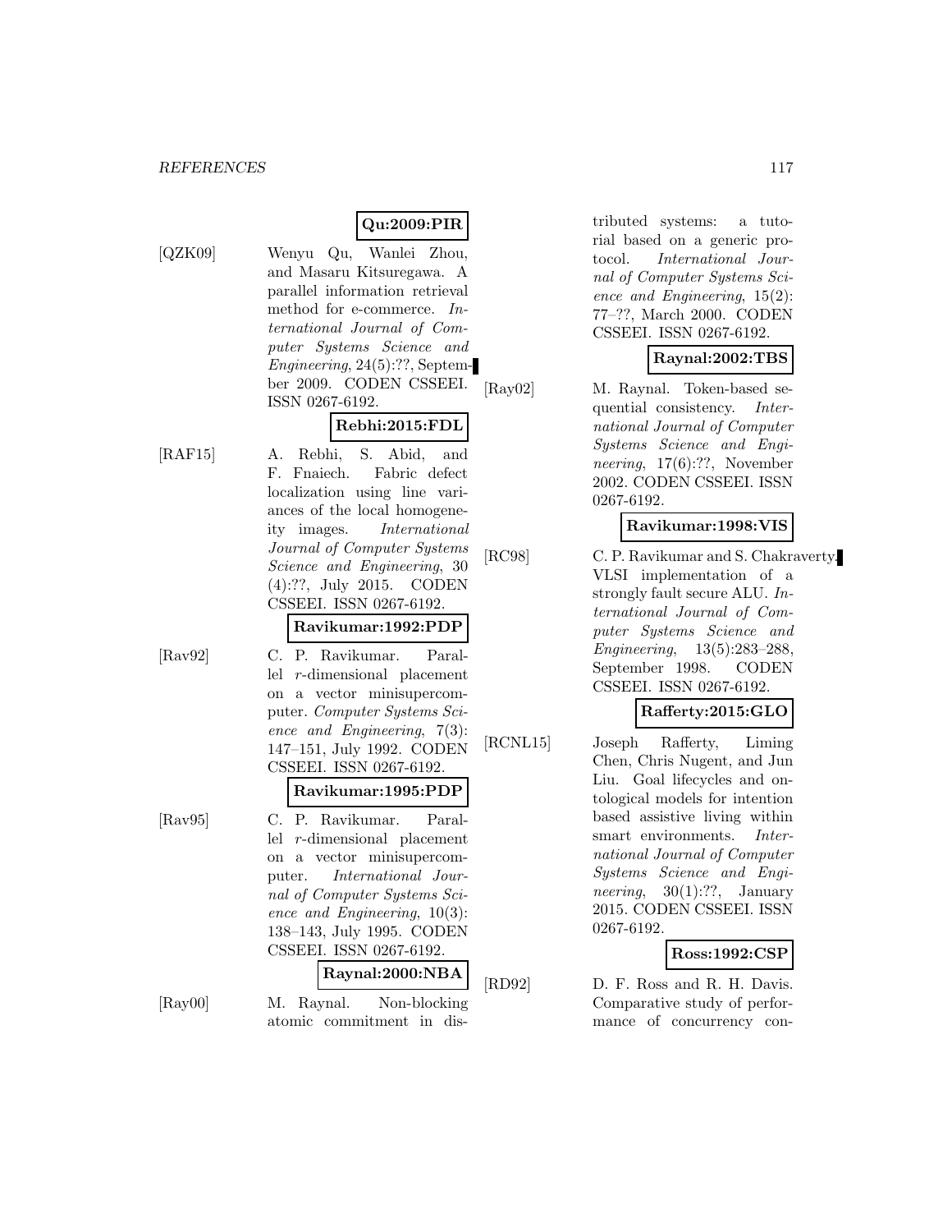**Qu:2009:PIR**

[QZK09] Wenyu Qu, Wanlei Zhou, and Masaru Kitsuregawa. A parallel information retrieval method for e-commerce. *International Journal of Computer Systems Science and Engineering*, 24(5):??, September 2009. CODEN CSSEEI. ISSN 0267-6192.

**Rebhi:2015:FDL**

[RAF15] A. Rebhi, S. Abid, and F. Fnaiech. Fabric defect localization using line variances of the local homogeneity images. *International Journal of Computer Systems Science and Engineering*, 30 (4):??, July 2015. CODEN CSSEEI. ISSN 0267-6192.

**Ravikumar:1992:PDP**

[Rav92] C. P. Ravikumar. Parallel $r$-dimensional placement on a vector minisupercomputer. *Computer Systems Science and Engineering*, 7(3): 147–151, July 1992. CODEN CSSEEI. ISSN 0267-6192.

**Ravikumar:1995:PDP**

[Rav95] C. P. Ravikumar. Parallel $r$-dimensional placement on a vector minisupercomputer. *International Journal of Computer Systems Science and Engineering*, 10(3): 138–143, July 1995. CODEN CSSEEI. ISSN 0267-6192.

**Raynal:2000:NBA**

[Ray00] M. Raynal. Non-blocking atomic commitment in distributed systems: a tutorial based on a generic protocol. *International Journal of Computer Systems Science and Engineering*, 15(2): 77–??, March 2000. CODEN CSSEEI. ISSN 0267-6192.

**Raynal:2002:TBS**

[Ray02] M. Raynal. Token-based sequential consistency. *International Journal of Computer Systems Science and Engineering*, 17(6):??, November 2002. CODEN CSSEEI. ISSN 0267-6192.

**Ravikumar:1998:VIS**

[RC98] C. P. Ravikumar and S. Chakraverty. VLSI implementation of a strongly fault secure ALU. *International Journal of Computer Systems Science and Engineering*, 13(5):283–288, September 1998. CODEN CSSEEI. ISSN 0267-6192.

**Rafferty:2015:GLO**

[RCNL15] Joseph Rafferty, Liming Chen, Chris Nugent, and Jun Liu. Goal lifecycles and ontological models for intention based assistive living within smart environments. *International Journal of Computer Systems Science and Engineering*, 30(1):??, January 2015. CODEN CSSEEI. ISSN 0267-6192.

**Ross:1992:CSP**

[RD92] D. F. Ross and R. H. Davis. Comparative study of performance of concurrency con-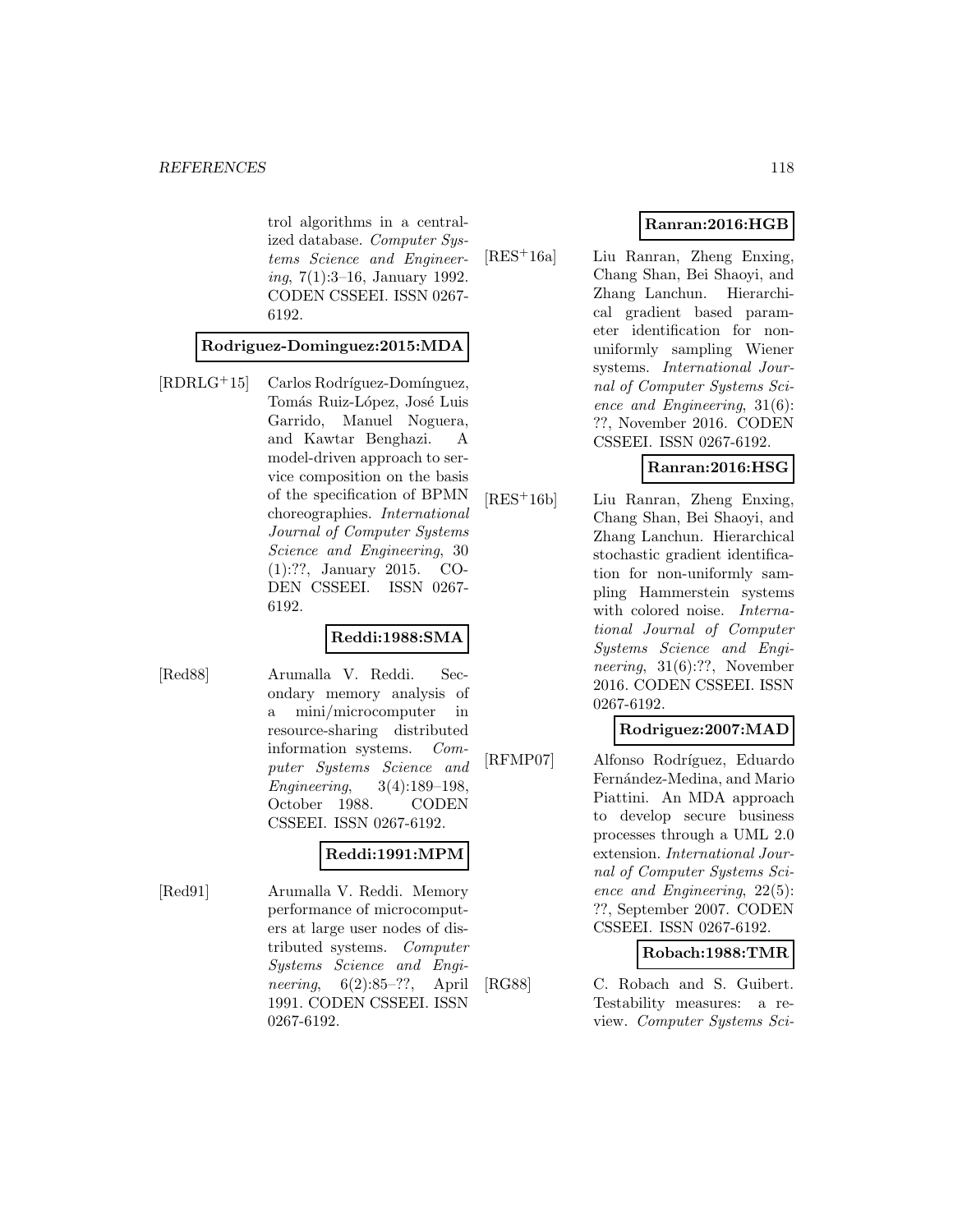trol algorithms in a centralized database. *Computer Systems Science and Engineering*, 7(1):3–16, January 1992. CODEN CSSEEI. ISSN 0267-6192.

**Rodriguez-Dominguez:2015:MDA**

[RDRLG+15] Carlos Rodríguez-Domínguez, Tomás Ruiz-López, José Luis Garrido, Manuel Noguera, and Kawtar Benghazi. A model-driven approach to service composition on the basis of the specification of BPMN choreographies. *International Journal of Computer Systems Science and Engineering*, 30 (1):??, January 2015. CODEN CSSEEI. ISSN 0267-6192.

**Reddi:1988:SMA**

[Red88] Arumalla V. Reddi. Secondary memory analysis of a mini/microcomputer in resource-sharing distributed information systems. *Computer Systems Science and Engineering*, 3(4):189–198, October 1988. CODEN CSSEEI. ISSN 0267-6192.

**Reddi:1991:MPM**

[Red91] Arumalla V. Reddi. Memory performance of microcomputers at large user nodes of distributed systems. *Computer Systems Science and Engineering*, 6(2):85–??, April 1991. CODEN CSSEEI. ISSN 0267-6192.

**Ranran:2016:HGB**

[RES+16a] Liu Ranran, Zheng Enxing, Chang Shan, Bei Shaoyi, and Zhang Lanchun. Hierarchical gradient based parameter identification for non-uniformly sampling Wiener systems. *International Journal of Computer Systems Science and Engineering*, 31(6): ??, November 2016. CODEN CSSEEI. ISSN 0267-6192.

**Ranran:2016:HSG**

[RES+16b] Liu Ranran, Zheng Enxing, Chang Shan, Bei Shaoyi, and Zhang Lanchun. Hierarchical stochastic gradient identification for non-uniformly sampling Hammerstein systems with colored noise. *International Journal of Computer Systems Science and Engineering*, 31(6):??, November 2016. CODEN CSSEEI. ISSN 0267-6192.

**Rodriguez:2007:MAD**

[RFMP07] Alfonso Rodríguez, Eduardo Fernández-Medina, and Mario Piattini. An MDA approach to develop secure business processes through a UML 2.0 extension. *International Journal of Computer Systems Science and Engineering*, 22(5): ??, September 2007. CODEN CSSEEI. ISSN 0267-6192.

**Robach:1988:TMR**

[RG88] C. Robach and S. Guibert. Testability measures: a review. *Computer Systems Sci-*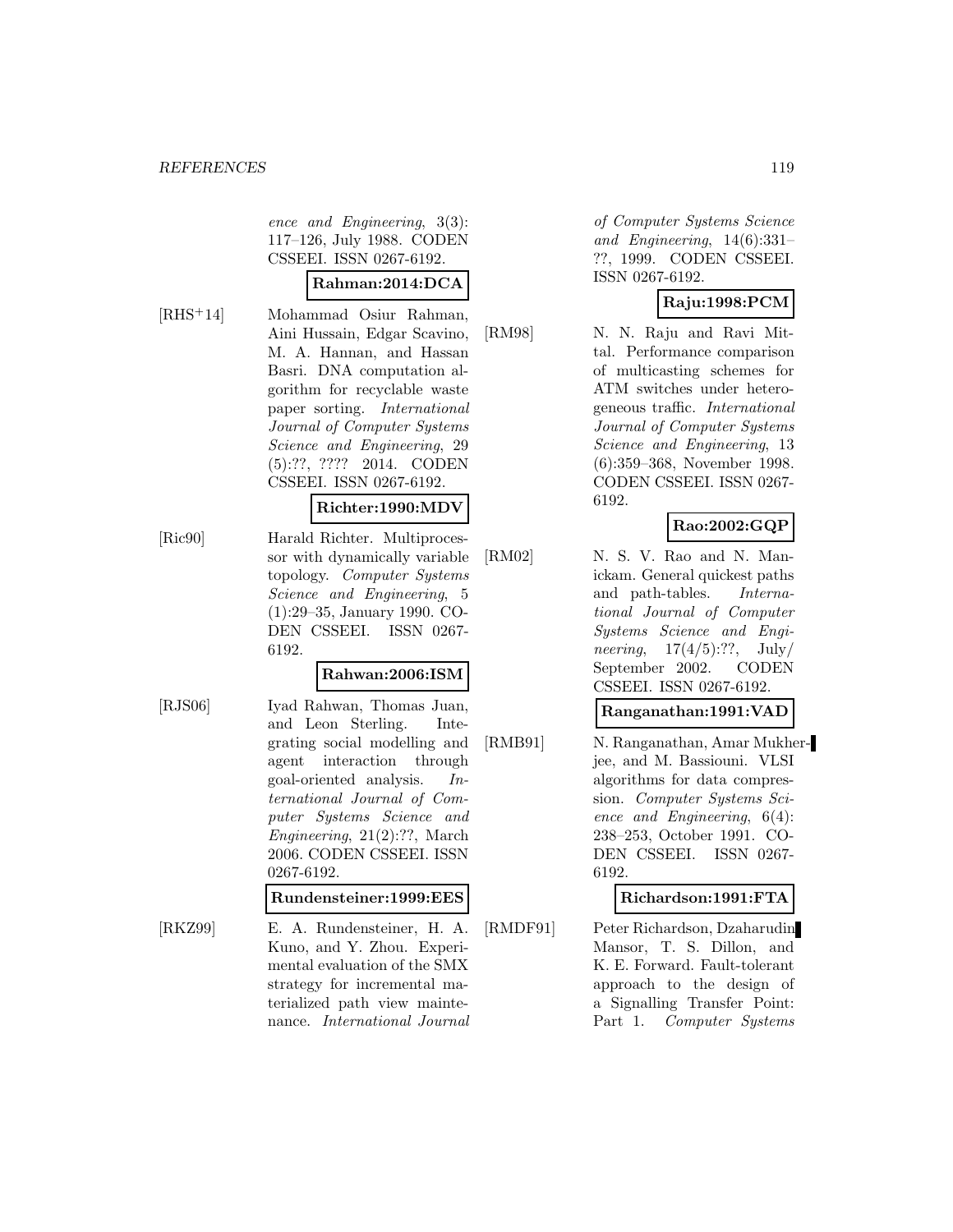ence and Engineering, 3(3): 117–126, July 1988. CODEN CSSEEI. ISSN 0267-6192.

**Rahman:2014:DCA**

[RHS+14] Mohammad Osiur Rahman, Aini Hussain, Edgar Scavino, M. A. Hannan, and Hassan Basri. DNA computation algorithm for recyclable waste paper sorting. *International Journal of Computer Systems Science and Engineering*, 29 (5):??, ???? 2014. CODEN CSSEEI. ISSN 0267-6192.

**Richter:1990:MDV**

[Ric90] Harald Richter. Multiprocessor with dynamically variable topology. *Computer Systems Science and Engineering*, 5 (1):29–35, January 1990. CODEN CSSEEI. ISSN 0267-6192.

**Rahwan:2006:ISM**

[RJS06] Iyad Rahwan, Thomas Juan, and Leon Sterling. Integrating social modelling and agent interaction through goal-oriented analysis. *International Journal of Computer Systems Science and Engineering*, 21(2):??, March 2006. CODEN CSSEEI. ISSN 0267-6192.

**Rundensteiner:1999:EES**

[RKZ99] E. A. Rundensteiner, H. A. Kuno, and Y. Zhou. Experimental evaluation of the SMX strategy for incremental materialized path view maintenance. *International Journal of Computer Systems Science and Engineering*, 14(6):331–??, 1999. CODEN CSSEEI. ISSN 0267-6192.

**Raju:1998:PCM**

[RM98] N. N. Raju and Ravi Mittal. Performance comparison of multicasting schemes for ATM switches under heterogeneous traffic. *International Journal of Computer Systems Science and Engineering*, 13 (6):359–368, November 1998. CODEN CSSEEI. ISSN 0267-6192.

**Rao:2002:GQP**

[RM02] N. S. V. Rao and N. Manickam. General quickest paths and path-tables. *International Journal of Computer Systems Science and Engineering*, 17(4/5):??, July/ September 2002. CODEN CSSEEI. ISSN 0267-6192.

**Ranganathan:1991:VAD**

[RMB91] N. Ranganathan, Amar Mukherjee, and M. Bassiouni. VLSI algorithms for data compression. *Computer Systems Science and Engineering*, 6(4): 238–253, October 1991. CODEN CSSEEI. ISSN 0267-6192.

**Richardson:1991:FTA**

[RMDF91] Peter Richardson, Dzaharudin Mansor, T. S. Dillon, and K. E. Forward. Fault-tolerant approach to the design of a Signalling Transfer Point: Part 1. *Computer Systems*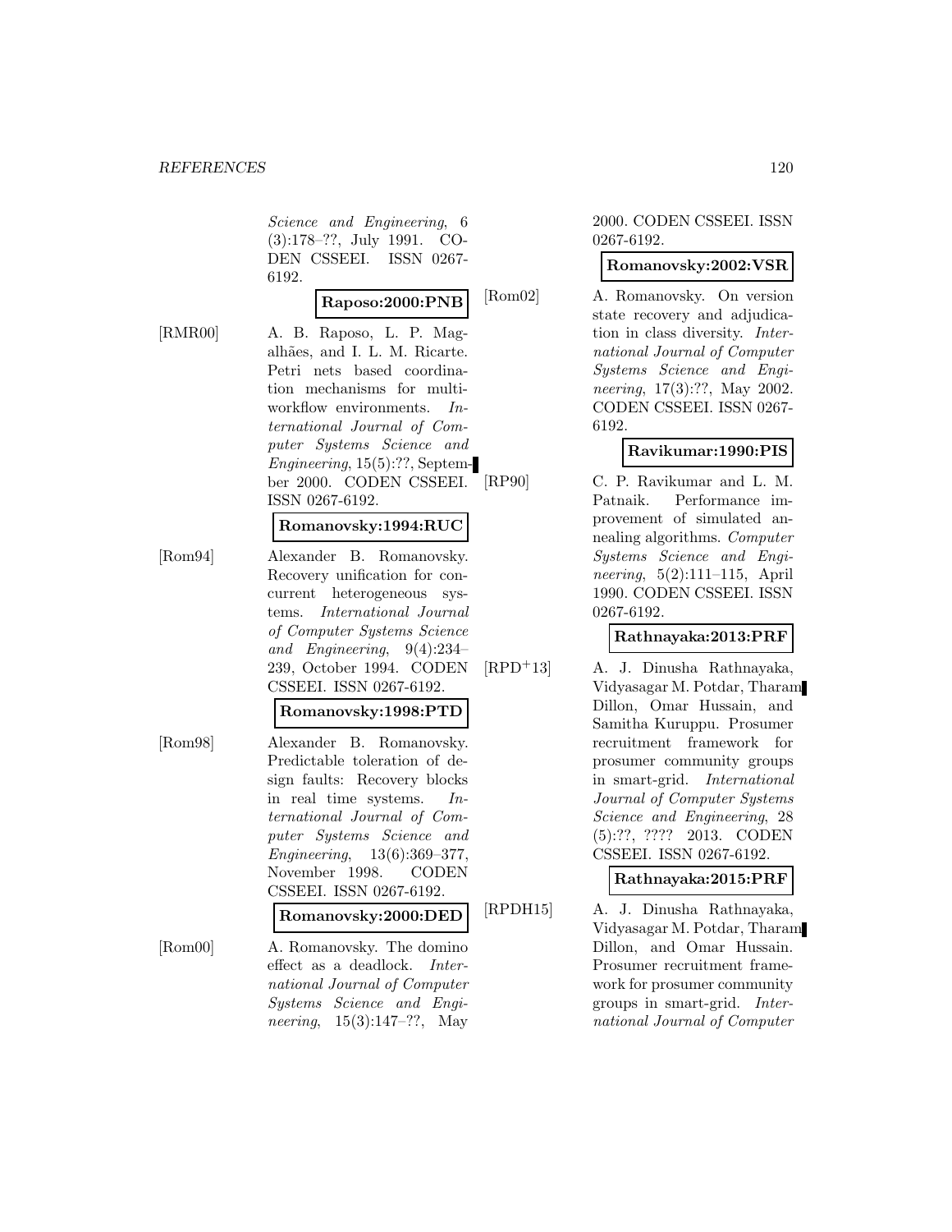*Science and Engineering*, 6 (3):178–??, July 1991. CODEN CSSEEI. ISSN 0267-6192.

**Raposo:2000:PNB**

[RMR00] A. B. Raposo, L. P. Magalhães, and I. L. M. Ricarte. Petri nets based coordination mechanisms for multi-workflow environments. *International Journal of Computer Systems Science and Engineering*, 15(5):??, September 2000. CODEN CSSEEI. ISSN 0267-6192.

**Romanovsky:1994:RUC**

[Rom94] Alexander B. Romanovsky. Recovery unification for concurrent heterogeneous systems. *International Journal of Computer Systems Science and Engineering*, 9(4):234–239, October 1994. CODEN CSSEEI. ISSN 0267-6192.

**Romanovsky:1998:PTD**

[Rom98] Alexander B. Romanovsky. Predictable toleration of design faults: Recovery blocks in real time systems. *International Journal of Computer Systems Science and Engineering*, 13(6):369–377, November 1998. CODEN CSSEEI. ISSN 0267-6192.

**Romanovsky:2000:DED**

[Rom00] A. Romanovsky. The domino effect as a deadlock. *International Journal of Computer Systems Science and Engineering*, 15(3):147–??, May 2000. CODEN CSSEEI. ISSN 0267-6192.

**Romanovsky:2002:VSR**

[Rom02] A. Romanovsky. On version state recovery and adjudication in class diversity. *International Journal of Computer Systems Science and Engineering*, 17(3):??, May 2002. CODEN CSSEEI. ISSN 0267-6192.

**Ravikumar:1990:PIS**

[RP90] C. P. Ravikumar and L. M. Patnaik. Performance improvement of simulated annealing algorithms. *Computer Systems Science and Engineering*, 5(2):111–115, April 1990. CODEN CSSEEI. ISSN 0267-6192.

**Rathnayaka:2013:PRF**

[RPD+13] A. J. Dinusha Rathnayaka, Vidyasagar M. Potdar, Tharam Dillon, Omar Hussain, and Samitha Kuruppu. Prosumer recruitment framework for prosumer community groups in smart-grid. *International Journal of Computer Systems Science and Engineering*, 28 (5):??, ???? 2013. CODEN CSSEEI. ISSN 0267-6192.

**Rathnayaka:2015:PRF**

[RPDH15] A. J. Dinusha Rathnayaka, Vidyasagar M. Potdar, Tharam Dillon, and Omar Hussain. Prosumer recruitment framework for prosumer community groups in smart-grid. *International Journal of Computer*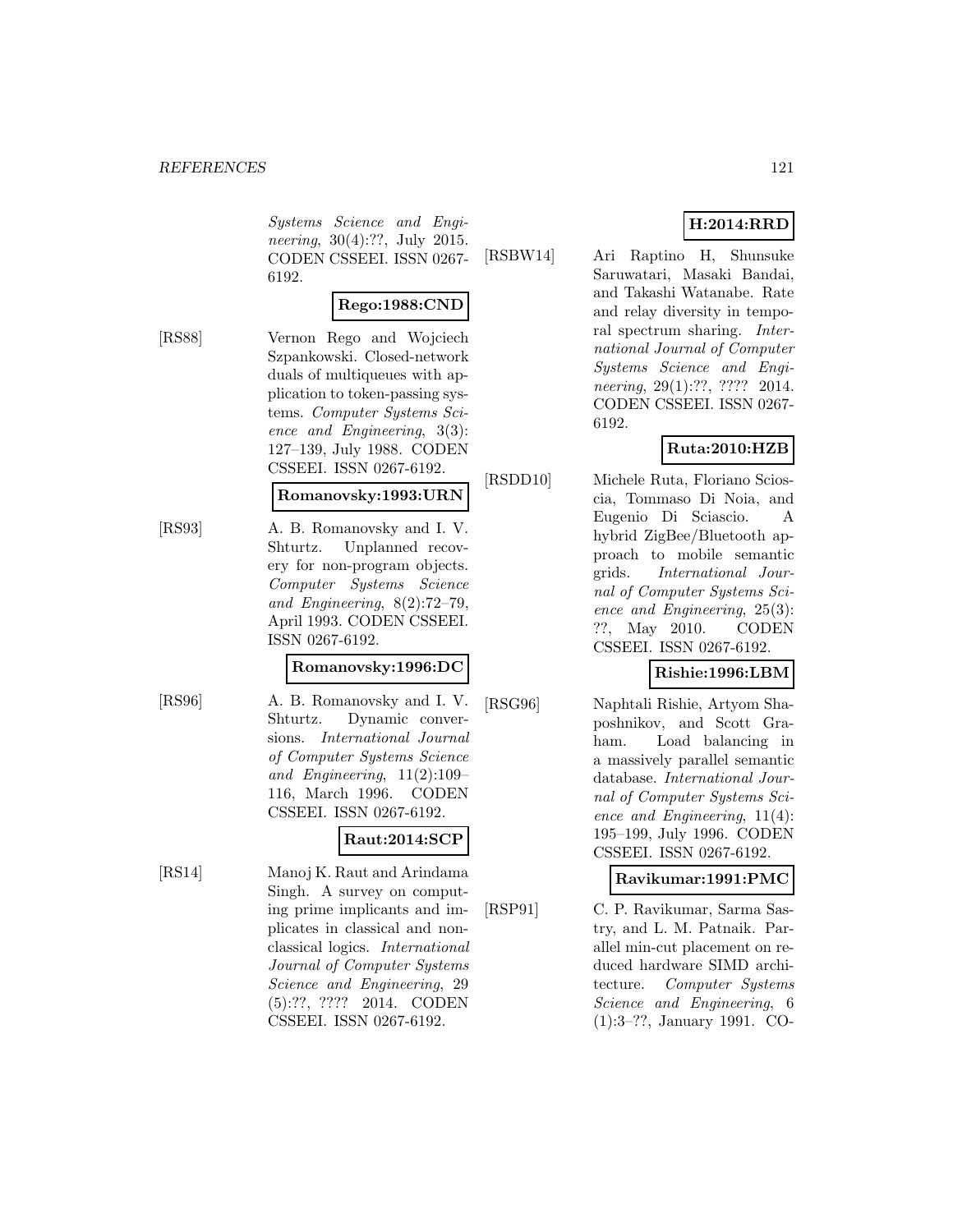*Systems Science and Engineering*, 30(4):??, July 2015. CODEN CSSEEI. ISSN 0267-6192.

**Rego:1988:CND**

[RS88] Vernon Rego and Wojciech Szpankowski. Closed-network duals of multiqueues with application to token-passing systems. *Computer Systems Science and Engineering*, 3(3): 127–139, July 1988. CODEN CSSEEI. ISSN 0267-6192.

**Romanovsky:1993:URN**

[RS93] A. B. Romanovsky and I. V. Shturtz. Unplanned recovery for non-program objects. *Computer Systems Science and Engineering*, 8(2):72–79, April 1993. CODEN CSSEEI. ISSN 0267-6192.

**Romanovsky:1996:DC**

[RS96] A. B. Romanovsky and I. V. Shturtz. Dynamic conversions. *International Journal of Computer Systems Science and Engineering*, 11(2):109–116, March 1996. CODEN CSSEEI. ISSN 0267-6192.

**Raut:2014:SCP**

[RS14] Manoj K. Raut and Arindama Singh. A survey on computing prime implicants and implicates in classical and non-classical logics. *International Journal of Computer Systems Science and Engineering*, 29 (5):??, ???? 2014. CODEN CSSEEI. ISSN 0267-6192.

**H:2014:RRD**

[RSBW14] Ari Raptino H, Shunsuke Saruwatari, Masaki Bandai, and Takashi Watanabe. Rate and relay diversity in temporal spectrum sharing. *International Journal of Computer Systems Science and Engineering*, 29(1):??, ???? 2014. CODEN CSSEEI. ISSN 0267-6192.

**Ruta:2010:HZB**

[RSDD10] Michele Ruta, Floriano Scioscia, Tommaso Di Noia, and Eugenio Di Sciascio. A hybrid ZigBee/Bluetooth approach to mobile semantic grids. *International Journal of Computer Systems Science and Engineering*, 25(3): ??, May 2010. CODEN CSSEEI. ISSN 0267-6192.

**Rishie:1996:LBM**

[RSG96] Naphtali Rishie, Artyom Shaposhnikov, and Scott Graham. Load balancing in a massively parallel semantic database. *International Journal of Computer Systems Science and Engineering*, 11(4): 195–199, July 1996. CODEN CSSEEI. ISSN 0267-6192.

**Ravikumar:1991:PMC**

[RSP91] C. P. Ravikumar, Sarma Sastry, and L. M. Patnaik. Parallel min-cut placement on reduced hardware SIMD architecture. *Computer Systems Science and Engineering*, 6 (1):3–??, January 1991. CO-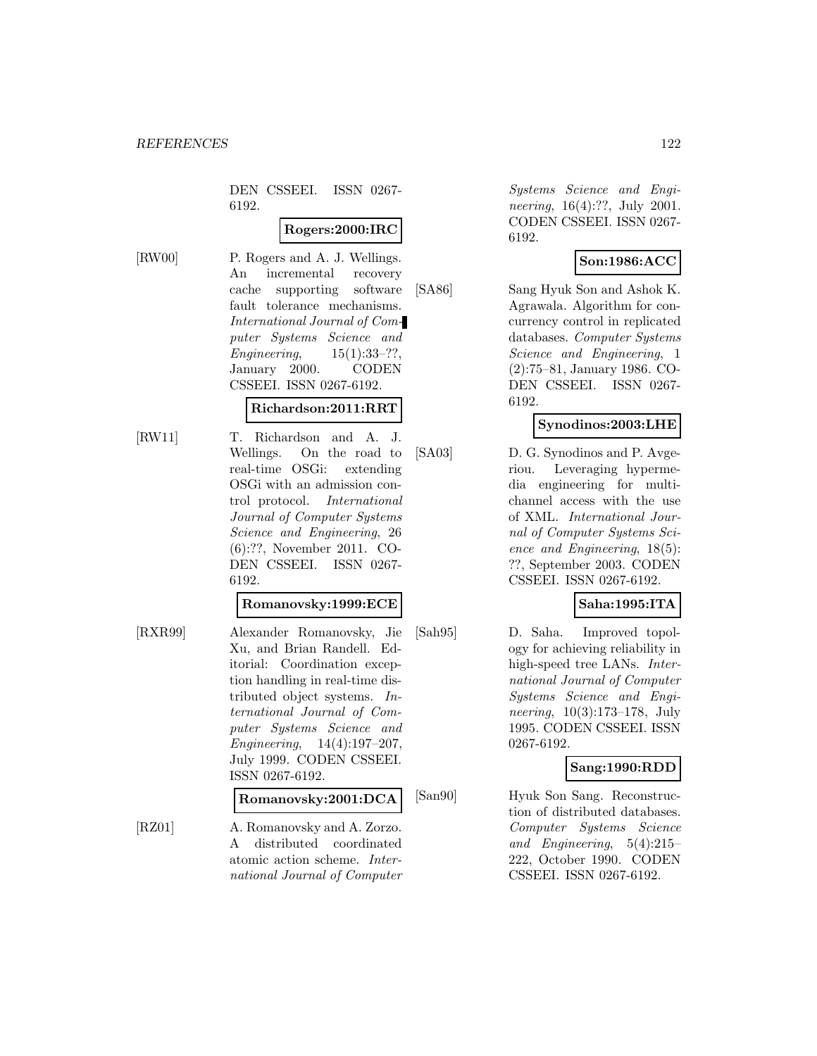DEN CSSEEI. ISSN 0267-6192.

**Rogers:2000:IRC**

[RW00] P. Rogers and A. J. Wellings. An incremental recovery cache supporting software fault tolerance mechanisms. *International Journal of Computer Systems Science and Engineering*, 15(1):33–??, January 2000. CODEN CSSEEI. ISSN 0267-6192.

**Richardson:2011:RRT**

[RW11] T. Richardson and A. J. Wellings. On the road to real-time OSGi: extending OSGi with an admission control protocol. *International Journal of Computer Systems Science and Engineering*, 26 (6):??, November 2011. CODEN CSSEEI. ISSN 0267-6192.

**Romanovsky:1999:ECE**

[RXR99] Alexander Romanovsky, Jie Xu, and Brian Randell. Editorial: Coordination exception handling in real-time distributed object systems. *International Journal of Computer Systems Science and Engineering*, 14(4):197–207, July 1999. CODEN CSSEEI. ISSN 0267-6192.

**Romanovsky:2001:DCA**

[RZ01] A. Romanovsky and A. Zorzo. A distributed coordinated atomic action scheme. *International Journal of Computer Systems Science and Engineering*, 16(4):??, July 2001. CODEN CSSEEI. ISSN 0267-6192.

**Son:1986:ACC**

[SA86] Sang Hyuk Son and Ashok K. Agrawala. Algorithm for concurrency control in replicated databases. *Computer Systems Science and Engineering*, 1 (2):75–81, January 1986. CODEN CSSEEI. ISSN 0267-6192.

**Synodinos:2003:LHE**

[SA03] D. G. Synodinos and P. Avgeriou. Leveraging hypermedia engineering for multichannel access with the use of XML. *International Journal of Computer Systems Science and Engineering*, 18(5): ??, September 2003. CODEN CSSEEI. ISSN 0267-6192.

**Saha:1995:ITA**

[Sah95] D. Saha. Improved topology for achieving reliability in high-speed tree LANs. *International Journal of Computer Systems Science and Engineering*, 10(3):173–178, July 1995. CODEN CSSEEI. ISSN 0267-6192.

**Sang:1990:RDD**

[San90] Hyuk Son Sang. Reconstruction of distributed databases. *Computer Systems Science and Engineering*, 5(4):215–222, October 1990. CODEN CSSEEI. ISSN 0267-6192.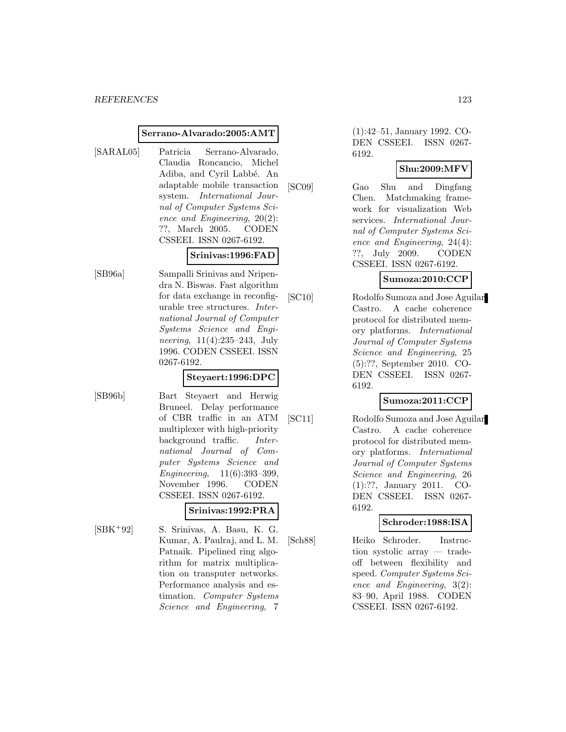**Serrano-Alvarado:2005:AMT**

[SARAL05] Patricia Serrano-Alvarado, Claudia Roncancio, Michel Adiba, and Cyril Labbé. An adaptable mobile transaction system. *International Journal of Computer Systems Science and Engineering*, 20(2): ??, March 2005. CODEN CSSEEI. ISSN 0267-6192.

**Srinivas:1996:FAD**

[SB96a] Sampalli Srinivas and Nripendra N. Biswas. Fast algorithm for data exchange in reconfigurable tree structures. *International Journal of Computer Systems Science and Engineering*, 11(4):235–243, July 1996. CODEN CSSEEI. ISSN 0267-6192.

**Steyaert:1996:DPC**

[SB96b] Bart Steyaert and Herwig Bruneel. Delay performance of CBR traffic in an ATM multiplexer with high-priority background traffic. *International Journal of Computer Systems Science and Engineering*, 11(6):393–399, November 1996. CODEN CSSEEI. ISSN 0267-6192.

**Srinivas:1992:PRA**

[SBK+92] S. Srinivas, A. Basu, K. G. Kumar, A. Paulraj, and L. M. Patnaik. Pipelined ring algorithm for matrix multiplication on transputer networks. Performance analysis and estimation. *Computer Systems Science and Engineering*, 7 (1):42–51, January 1992. CODEN CSSEEI. ISSN 0267-6192.

**Shu:2009:MFV**

[SC09] Gao Shu and Dingfang Chen. Matchmaking framework for visualization Web services. *International Journal of Computer Systems Science and Engineering*, 24(4): ??, July 2009. CODEN CSSEEI. ISSN 0267-6192.

**Sumoza:2010:CCP**

[SC10] Rodolfo Sumoza and Jose Aguilar Castro. A cache coherence protocol for distributed memory platforms. *International Journal of Computer Systems Science and Engineering*, 25 (5):??, September 2010. CODEN CSSEEI. ISSN 0267-6192.

**Sumoza:2011:CCP**

[SC11] Rodolfo Sumoza and Jose Aguilar Castro. A cache coherence protocol for distributed memory platforms. *International Journal of Computer Systems Science and Engineering*, 26 (1):??, January 2011. CODEN CSSEEI. ISSN 0267-6192.

**Schroder:1988:ISA**

[Sch88] Heiko Schroder. Instruction systolic array — tradeoff between flexibility and speed. *Computer Systems Science and Engineering*, 3(2): 83–90, April 1988. CODEN CSSEEI. ISSN 0267-6192.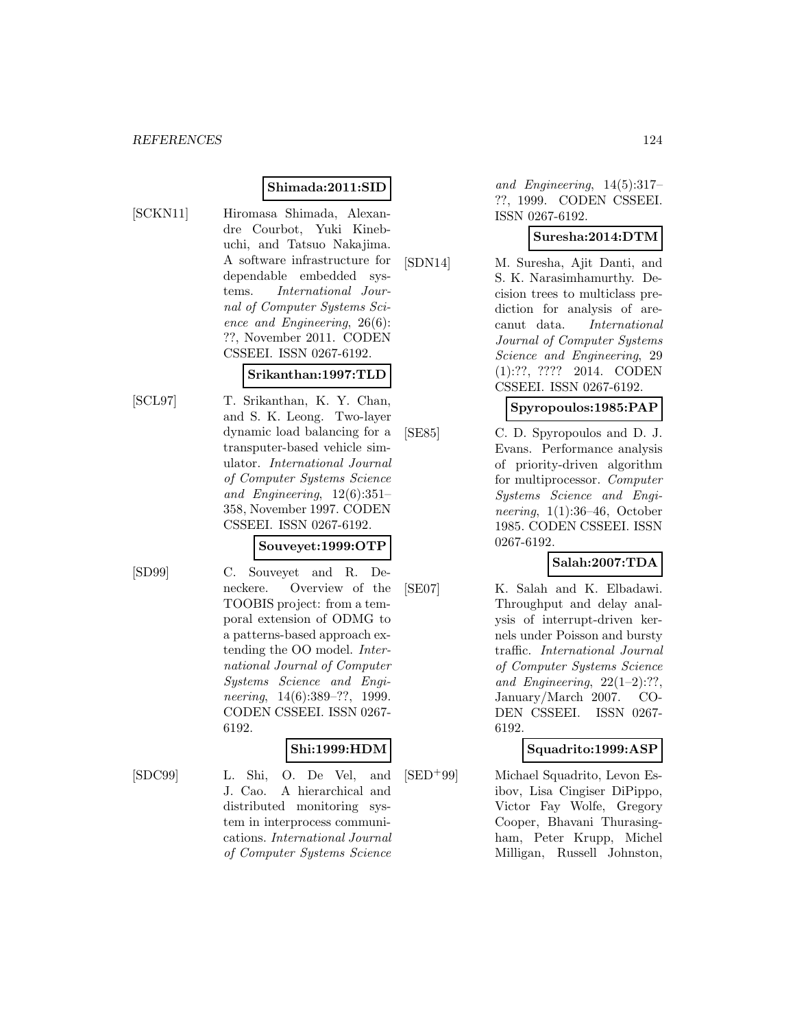**Shimada:2011:SID**

[SCKN11] Hiromasa Shimada, Alexandre Courbot, Yuki Kinebuchi, and Tatsuo Nakajima. A software infrastructure for dependable embedded systems. *International Journal of Computer Systems Science and Engineering*, 26(6): ??, November 2011. CODEN CSSEEI. ISSN 0267-6192.

**Srikanthan:1997:TLD**

[SCL97] T. Srikanthan, K. Y. Chan, and S. K. Leong. Two-layer dynamic load balancing for a transputer-based vehicle simulator. *International Journal of Computer Systems Science and Engineering*, 12(6):351–358, November 1997. CODEN CSSEEI. ISSN 0267-6192.

**Souveyet:1999:OTP**

[SD99] C. Souveyet and R. Deneckere. Overview of the TOOBIS project: from a temporal extension of ODMG to a patterns-based approach extending the OO model. *International Journal of Computer Systems Science and Engineering*, 14(6):389–??, 1999. CODEN CSSEEI. ISSN 0267-6192.

**Shi:1999:HDM**

[SDC99] L. Shi, O. De Vel, and J. Cao. A hierarchical and distributed monitoring system in interprocess communications. *International Journal of Computer Systems Science and Engineering*, 14(5):317–??, 1999. CODEN CSSEEI. ISSN 0267-6192.

**Suresha:2014:DTM**

[SDN14] M. Suresha, Ajit Danti, and S. K. Narasimhamurthy. Decision trees to multiclass prediction for analysis of arecanut data. *International Journal of Computer Systems Science and Engineering*, 29 (1):??, ???? 2014. CODEN CSSEEI. ISSN 0267-6192.

**Spyropoulos:1985:PAP**

[SE85] C. D. Spyropoulos and D. J. Evans. Performance analysis of priority-driven algorithm for multiprocessor. *Computer Systems Science and Engineering*, 1(1):36–46, October 1985. CODEN CSSEEI. ISSN 0267-6192.

**Salah:2007:TDA**

[SE07] K. Salah and K. Elbadawi. Throughput and delay analysis of interrupt-driven kernels under Poisson and bursty traffic. *International Journal of Computer Systems Science and Engineering*, 22(1–2):??, January/March 2007. CODEN CSSEEI. ISSN 0267-6192.

**Squadrito:1999:ASP**

[SED+99] Michael Squadrito, Levon Esibov, Lisa Cingiser DiPippo, Victor Fay Wolfe, Gregory Cooper, Bhavani Thurasingham, Peter Krupp, Michel Milligan, Russell Johnston,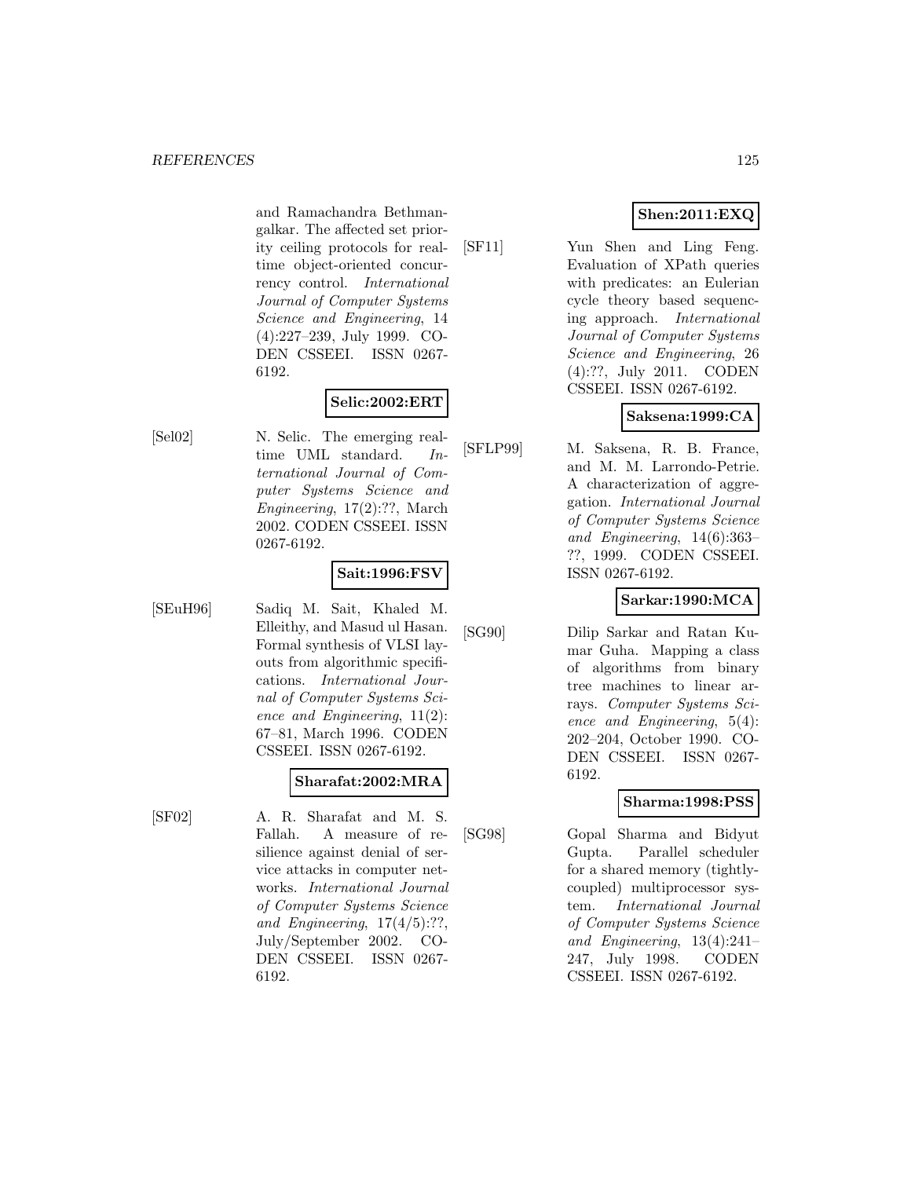and Ramachandra Bethmangalkar. The affected set priority ceiling protocols for real-time object-oriented concurrency control. *International Journal of Computer Systems Science and Engineering*, 14 (4):227–239, July 1999. CODEN CSSEEI. ISSN 0267-6192.

**Selic:2002:ERT**

[Sel02] N. Selic. The emerging real-time UML standard. *International Journal of Computer Systems Science and Engineering*, 17(2):??, March 2002. CODEN CSSEEI. ISSN 0267-6192.

**Sait:1996:FSV**

[SEuH96] Sadiq M. Sait, Khaled M. Elleithy, and Masud ul Hasan. Formal synthesis of VLSI layouts from algorithmic specifications. *International Journal of Computer Systems Science and Engineering*, 11(2): 67–81, March 1996. CODEN CSSEEI. ISSN 0267-6192.

**Sharafat:2002:MRA**

[SF02] A. R. Sharafat and M. S. Fallah. A measure of resilience against denial of service attacks in computer networks. *International Journal of Computer Systems Science and Engineering*, 17(4/5):??, July/September 2002. CODEN CSSEEI. ISSN 0267-6192.

**Shen:2011:EXQ**

[SF11] Yun Shen and Ling Feng. Evaluation of XPath queries with predicates: an Eulerian cycle theory based sequencing approach. *International Journal of Computer Systems Science and Engineering*, 26 (4):??, July 2011. CODEN CSSEEI. ISSN 0267-6192.

**Saksena:1999:CA**

[SFLP99] M. Saksena, R. B. France, and M. M. Larrondo-Petrie. A characterization of aggregation. *International Journal of Computer Systems Science and Engineering*, 14(6):363–??, 1999. CODEN CSSEEI. ISSN 0267-6192.

**Sarkar:1990:MCA**

[SG90] Dilip Sarkar and Ratan Kumar Guha. Mapping a class of algorithms from binary tree machines to linear arrays. *Computer Systems Science and Engineering*, 5(4): 202–204, October 1990. CODEN CSSEEI. ISSN 0267-6192.

**Sharma:1998:PSS**

[SG98] Gopal Sharma and Bidyut Gupta. Parallel scheduler for a shared memory (tightly-coupled) multiprocessor system. *International Journal of Computer Systems Science and Engineering*, 13(4):241–247, July 1998. CODEN CSSEEI. ISSN 0267-6192.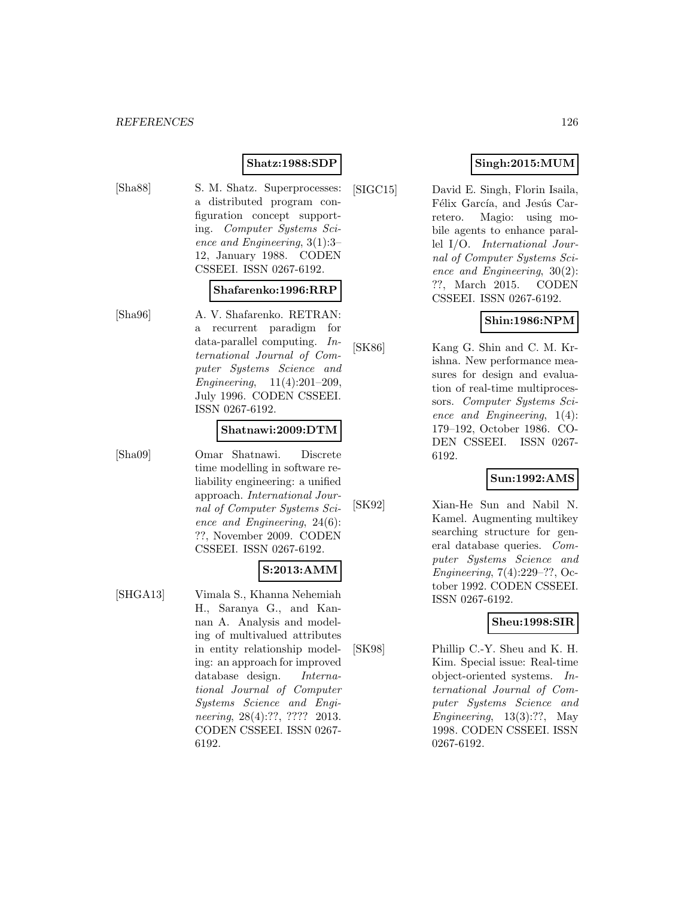**Shatz:1988:SDP**

[Sha88] S. M. Shatz. Superprocesses: a distributed program configuration concept supporting. *Computer Systems Science and Engineering*, 3(1):3–12, January 1988. CODEN CSSEEI. ISSN 0267-6192.

**Shafarenko:1996:RRP**

[Sha96] A. V. Shafarenko. RETRAN: a recurrent paradigm for data-parallel computing. *International Journal of Computer Systems Science and Engineering*, 11(4):201–209, July 1996. CODEN CSSEEI. ISSN 0267-6192.

**Shatnawi:2009:DTM**

[Sha09] Omar Shatnawi. Discrete time modelling in software reliability engineering: a unified approach. *International Journal of Computer Systems Science and Engineering*, 24(6): ??, November 2009. CODEN CSSEEI. ISSN 0267-6192.

**S:2013:AMM**

[SHGA13] Vimala S., Khanna Nehemiah H., Saranya G., and Kannan A. Analysis and modeling of multivalued attributes in entity relationship modeling: an approach for improved database design. *International Journal of Computer Systems Science and Engineering*, 28(4):??, ???? 2013. CODEN CSSEEI. ISSN 0267-6192.

**Singh:2015:MUM**

[SIGC15] David E. Singh, Florin Isaila, Félix García, and Jesús Carretero. Magio: using mobile agents to enhance parallel I/O. *International Journal of Computer Systems Science and Engineering*, 30(2): ??, March 2015. CODEN CSSEEI. ISSN 0267-6192.

**Shin:1986:NPM**

[SK86] Kang G. Shin and C. M. Krishna. New performance measures for design and evaluation of real-time multiprocessors. *Computer Systems Science and Engineering*, 1(4): 179–192, October 1986. CODEN CSSEEI. ISSN 0267-6192.

**Sun:1992:AMS**

[SK92] Xian-He Sun and Nabil N. Kamel. Augmenting multikey searching structure for general database queries. *Computer Systems Science and Engineering*, 7(4):229–??, October 1992. CODEN CSSEEI. ISSN 0267-6192.

**Sheu:1998:SIR**

[SK98] Phillip C.-Y. Sheu and K. H. Kim. Special issue: Real-time object-oriented systems. *International Journal of Computer Systems Science and Engineering*, 13(3):??, May 1998. CODEN CSSEEI. ISSN 0267-6192.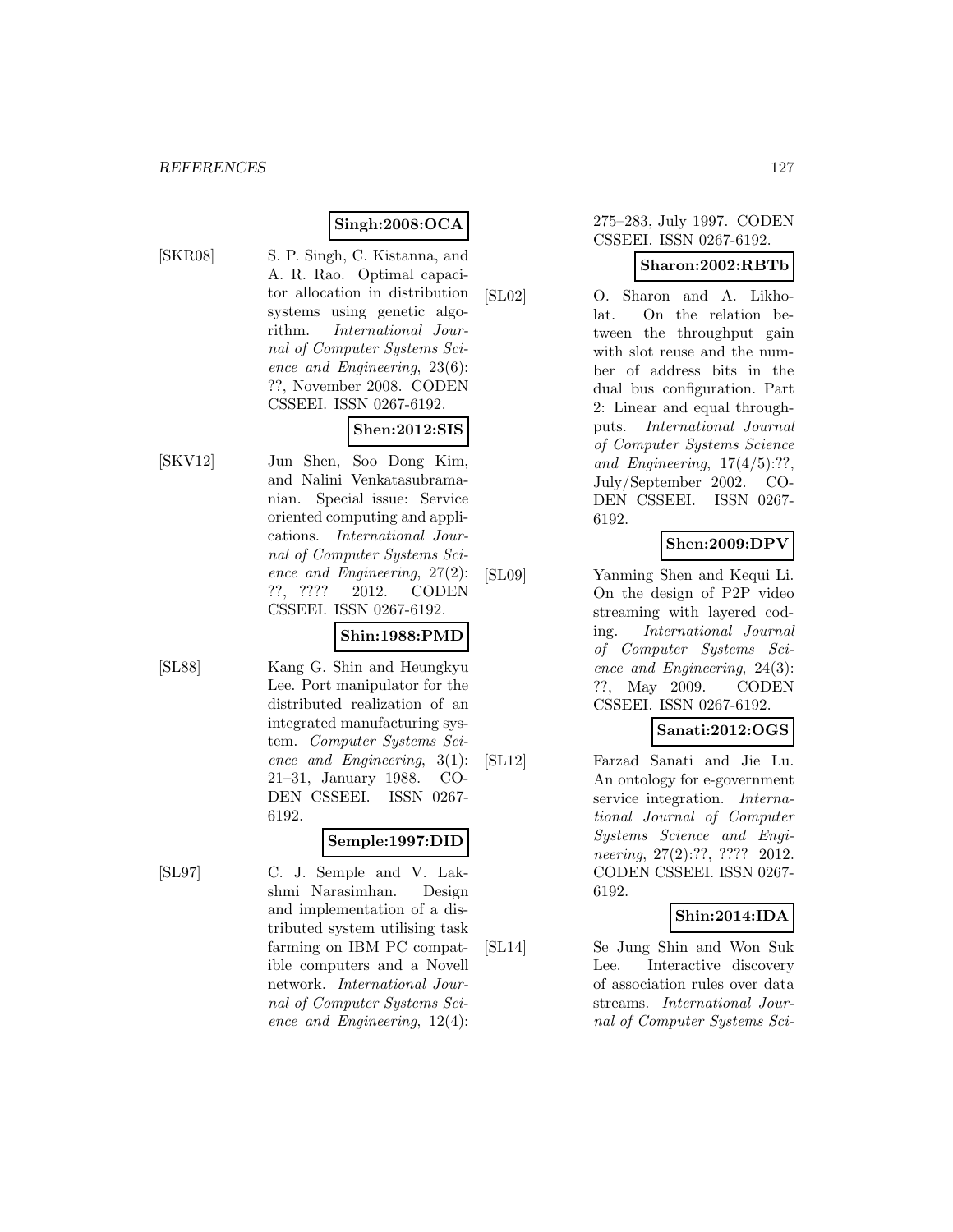**Singh:2008:OCA**

[SKR08] S. P. Singh, C. Kistanna, and A. R. Rao. Optimal capacitor allocation in distribution systems using genetic algorithm. *International Journal of Computer Systems Science and Engineering*, 23(6): ??, November 2008. CODEN CSSEEI. ISSN 0267-6192.

**Shen:2012:SIS**

[SKV12] Jun Shen, Soo Dong Kim, and Nalini Venkatasubramanian. Special issue: Service oriented computing and applications. *International Journal of Computer Systems Science and Engineering*, 27(2): ??, ???? 2012. CODEN CSSEEI. ISSN 0267-6192.

**Shin:1988:PMD**

[SL88] Kang G. Shin and Heungkyu Lee. Port manipulator for the distributed realization of an integrated manufacturing system. *Computer Systems Science and Engineering*, 3(1): 21–31, January 1988. CODEN CSSEEI. ISSN 0267-6192.

**Semple:1997:DID**

[SL97] C. J. Semple and V. Lakshmi Narasimhan. Design and implementation of a distributed system utilising task farming on IBM PC compatible computers and a Novell network. *International Journal of Computer Systems Science and Engineering*, 12(4): 275–283, July 1997. CODEN CSSEEI. ISSN 0267-6192.

**Sharon:2002:RBTb**

[SL02] O. Sharon and A. Likholat. On the relation between the throughput gain with slot reuse and the number of address bits in the dual bus configuration. Part 2: Linear and equal throughputs. *International Journal of Computer Systems Science and Engineering*, 17(4/5):??, July/September 2002. CODEN CSSEEI. ISSN 0267-6192.

**Shen:2009:DPV**

[SL09] Yanming Shen and Kequi Li. On the design of P2P video streaming with layered coding. *International Journal of Computer Systems Science and Engineering*, 24(3): ??, May 2009. CODEN CSSEEI. ISSN 0267-6192.

**Sanati:2012:OGS**

[SL12] Farzad Sanati and Jie Lu. An ontology for e-government service integration. *International Journal of Computer Systems Science and Engineering*, 27(2):??, ???? 2012. CODEN CSSEEI. ISSN 0267-6192.

**Shin:2014:IDA**

[SL14] Se Jung Shin and Won Suk Lee. Interactive discovery of association rules over data streams. *International Journal of Computer Systems Sci-*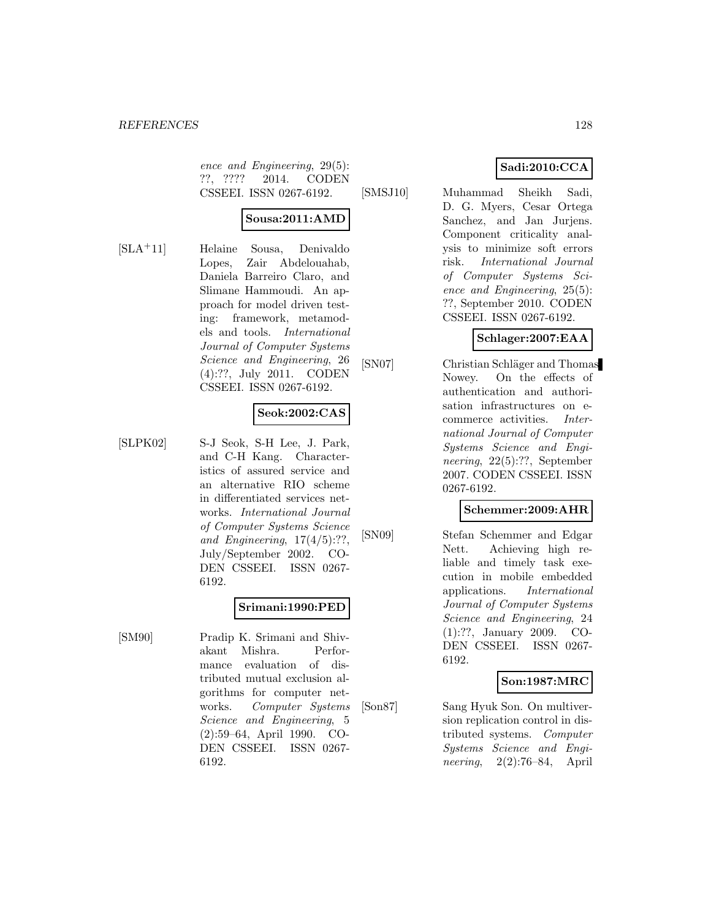*ence and Engineering*, 29(5): ??, ???? 2014. CODEN CSSEEI. ISSN 0267-6192.

**Sousa:2011:AMD**

[SLA+11] Helaine Sousa, Denivaldo Lopes, Zair Abdelouahab, Daniela Barreiro Claro, and Slimane Hammoudi. An approach for model driven testing: framework, metamodels and tools. *International Journal of Computer Systems Science and Engineering*, 26 (4):??, July 2011. CODEN CSSEEI. ISSN 0267-6192.

**Seok:2002:CAS**

[SLPK02] S-J Seok, S-H Lee, J. Park, and C-H Kang. Characteristics of assured service and an alternative RIO scheme in differentiated services networks. *International Journal of Computer Systems Science and Engineering*, 17(4/5):??, July/September 2002. CODEN CSSEEI. ISSN 0267-6192.

**Srimani:1990:PED**

[SM90] Pradip K. Srimani and Shivakant Mishra. Performance evaluation of distributed mutual exclusion algorithms for computer networks. *Computer Systems Science and Engineering*, 5 (2):59–64, April 1990. CODEN CSSEEI. ISSN 0267-6192.

**Sadi:2010:CCA**

[SMSJ10] Muhammad Sheikh Sadi, D. G. Myers, Cesar Ortega Sanchez, and Jan Jurjens. Component criticality analysis to minimize soft errors risk. *International Journal of Computer Systems Science and Engineering*, 25(5): ??, September 2010. CODEN CSSEEI. ISSN 0267-6192.

**Schlager:2007:EAA**

[SN07] Christian Schläger and Thomas Nowey. On the effects of authentication and authorisation infrastructures on e-commerce activities. *International Journal of Computer Systems Science and Engineering*, 22(5):??, September 2007. CODEN CSSEEI. ISSN 0267-6192.

**Schemmer:2009:AHR**

[SN09] Stefan Schemmer and Edgar Nett. Achieving high reliable and timely task execution in mobile embedded applications. *International Journal of Computer Systems Science and Engineering*, 24 (1):??, January 2009. CODEN CSSEEI. ISSN 0267-6192.

**Son:1987:MRC**

[Son87] Sang Hyuk Son. On multiversion replication control in distributed systems. *Computer Systems Science and Engineering*, 2(2):76–84, April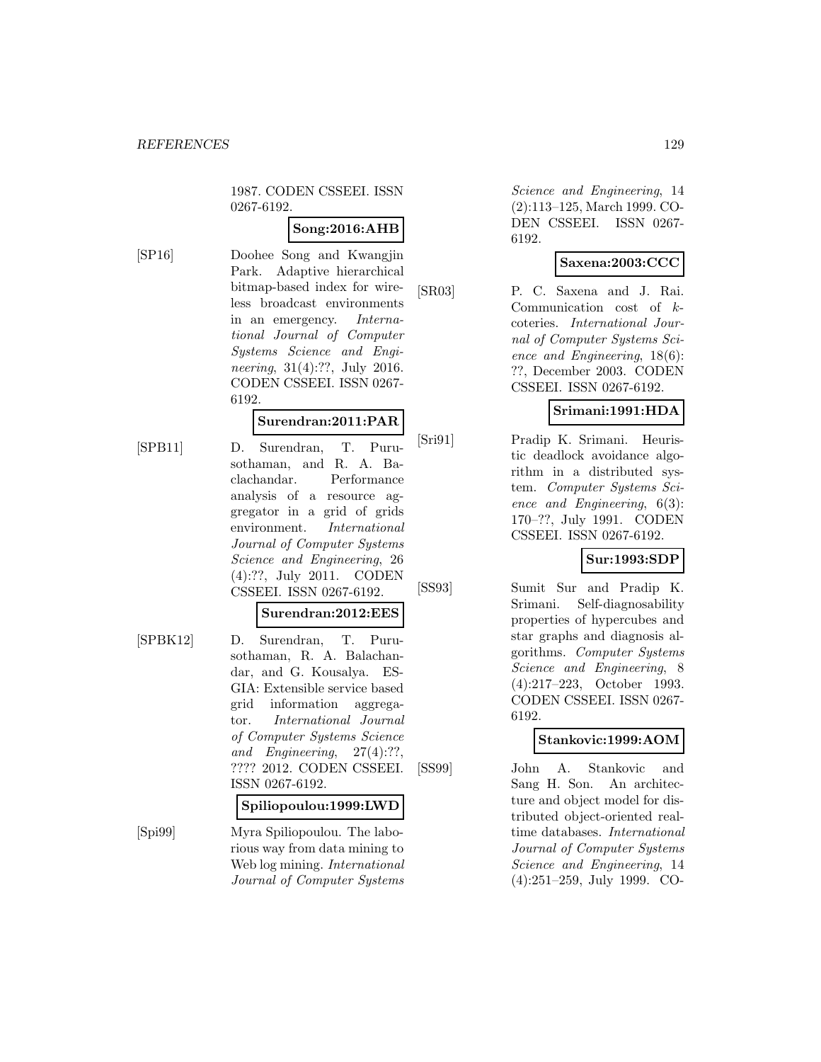1987. CODEN CSSEEI. ISSN 0267-6192.

**Song:2016:AHB**

[SP16] Doohee Song and Kwangjin Park. Adaptive hierarchical bitmap-based index for wireless broadcast environments in an emergency. *International Journal of Computer Systems Science and Engineering*, 31(4):??, July 2016. CODEN CSSEEI. ISSN 0267-6192.

**Surendran:2011:PAR**

[SPB11] D. Surendran, T. Purusothaman, and R. A. Baclachandar. Performance analysis of a resource aggregator in a grid of grids environment. *International Journal of Computer Systems Science and Engineering*, 26 (4):??, July 2011. CODEN CSSEEI. ISSN 0267-6192.

**Surendran:2012:EES**

[SPBK12] D. Surendran, T. Purusothaman, R. A. Balachandar, and G. Kousalya. ESGIA: Extensible service based grid information aggregator. *International Journal of Computer Systems Science and Engineering*, 27(4):??, ???? 2012. CODEN CSSEEI. ISSN 0267-6192.

**Spiliopoulou:1999:LWD**

[Spi99] Myra Spiliopoulou. The laborious way from data mining to Web log mining. *International Journal of Computer Systems Science and Engineering*, 14 (2):113–125, March 1999. CODEN CSSEEI. ISSN 0267-6192.

**Saxena:2003:CCC**

[SR03] P. C. Saxena and J. Rai. Communication cost of $k$-coteries. *International Journal of Computer Systems Science and Engineering*, 18(6): ??, December 2003. CODEN CSSEEI. ISSN 0267-6192.

**Srimani:1991:HDA**

[Sri91] Pradip K. Srimani. Heuristic deadlock avoidance algorithm in a distributed system. *Computer Systems Science and Engineering*, 6(3): 170–??, July 1991. CODEN CSSEEI. ISSN 0267-6192.

**Sur:1993:SDP**

[SS93] Sumit Sur and Pradip K. Srimani. Self-diagnosability properties of hypercubes and star graphs and diagnosis algorithms. *Computer Systems Science and Engineering*, 8 (4):217–223, October 1993. CODEN CSSEEI. ISSN 0267-6192.

**Stankovic:1999:AOM**

[SS99] John A. Stankovic and Sang H. Son. An architecture and object model for distributed object-oriented real-time databases. *International Journal of Computer Systems Science and Engineering*, 14 (4):251–259, July 1999. CO-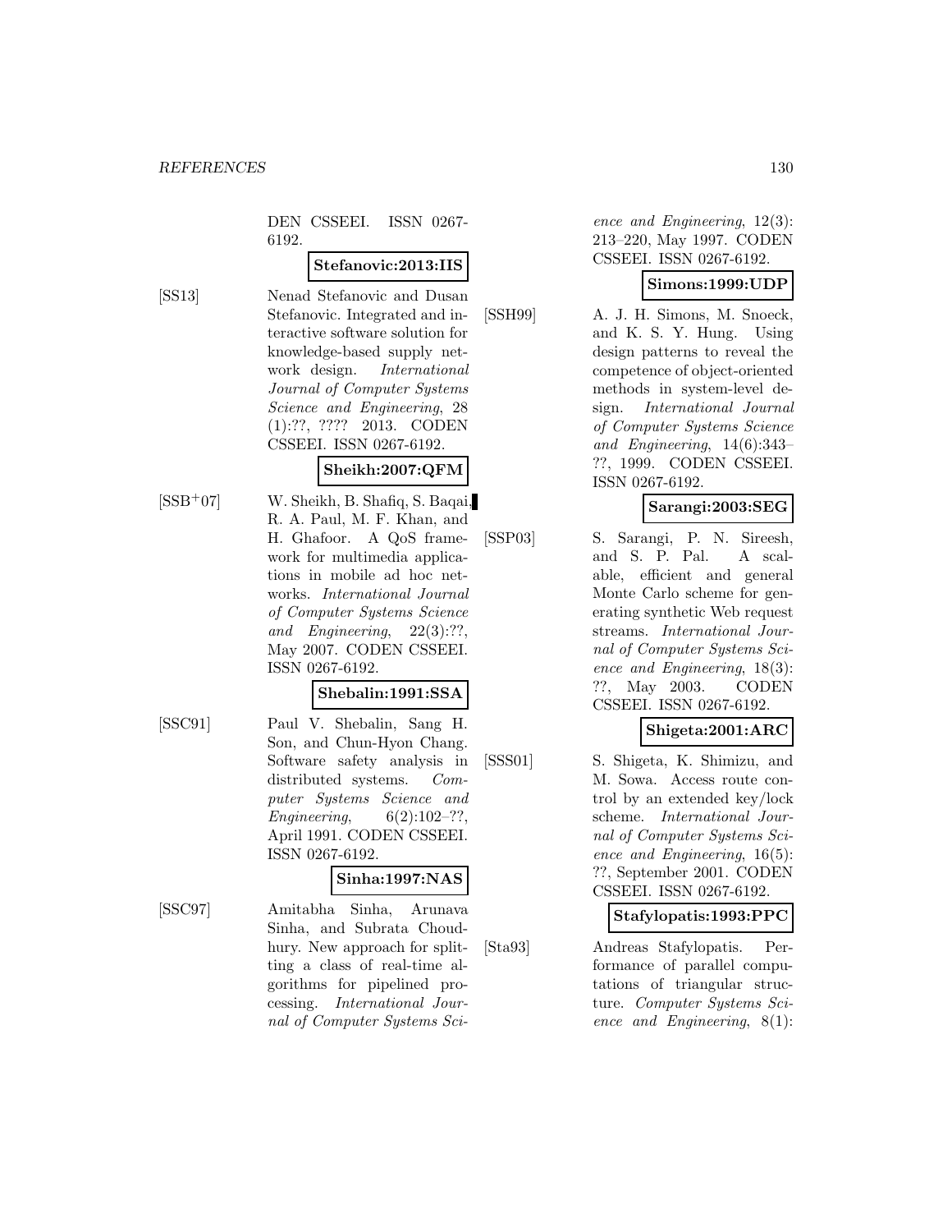DEN CSSEEI. ISSN 0267-6192.

**Stefanovic:2013:IIS**

[SS13] Nenad Stefanovic and Dusan Stefanovic. Integrated and interactive software solution for knowledge-based supply network design. *International Journal of Computer Systems Science and Engineering*, 28 (1):??, ???? 2013. CODEN CSSEEI. ISSN 0267-6192.

**Sheikh:2007:QFM**

[SSB+07] W. Sheikh, B. Shafiq, S. Baqai, R. A. Paul, M. F. Khan, and H. Ghafoor. A QoS framework for multimedia applications in mobile ad hoc networks. *International Journal of Computer Systems Science and Engineering*, 22(3):??, May 2007. CODEN CSSEEI. ISSN 0267-6192.

**Shebalin:1991:SSA**

[SSC91] Paul V. Shebalin, Sang H. Son, and Chun-Hyon Chang. Software safety analysis in distributed systems. *Computer Systems Science and Engineering*, 6(2):102–??, April 1991. CODEN CSSEEI. ISSN 0267-6192.

**Sinha:1997:NAS**

[SSC97] Amitabha Sinha, Arunava Sinha, and Subrata Choudhury. New approach for splitting a class of real-time algorithms for pipelined processing. *International Journal of Computer Systems Science and Engineering*, 12(3): 213–220, May 1997. CODEN CSSEEI. ISSN 0267-6192.

**Simons:1999:UDP**

[SSH99] A. J. H. Simons, M. Snoeck, and K. S. Y. Hung. Using design patterns to reveal the competence of object-oriented methods in system-level design. *International Journal of Computer Systems Science and Engineering*, 14(6):343–??, 1999. CODEN CSSEEI. ISSN 0267-6192.

**Sarangi:2003:SEG**

[SSP03] S. Sarangi, P. N. Sireesh, and S. P. Pal. A scalable, efficient and general Monte Carlo scheme for generating synthetic Web request streams. *International Journal of Computer Systems Science and Engineering*, 18(3): ??, May 2003. CODEN CSSEEI. ISSN 0267-6192.

**Shigeta:2001:ARC**

[SSS01] S. Shigeta, K. Shimizu, and M. Sowa. Access route control by an extended key/lock scheme. *International Journal of Computer Systems Science and Engineering*, 16(5): ??, September 2001. CODEN CSSEEI. ISSN 0267-6192.

**Stafylopatis:1993:PPC**

[Sta93] Andreas Stafylopatis. Performance of parallel computations of triangular structure. *Computer Systems Science and Engineering*, 8(1):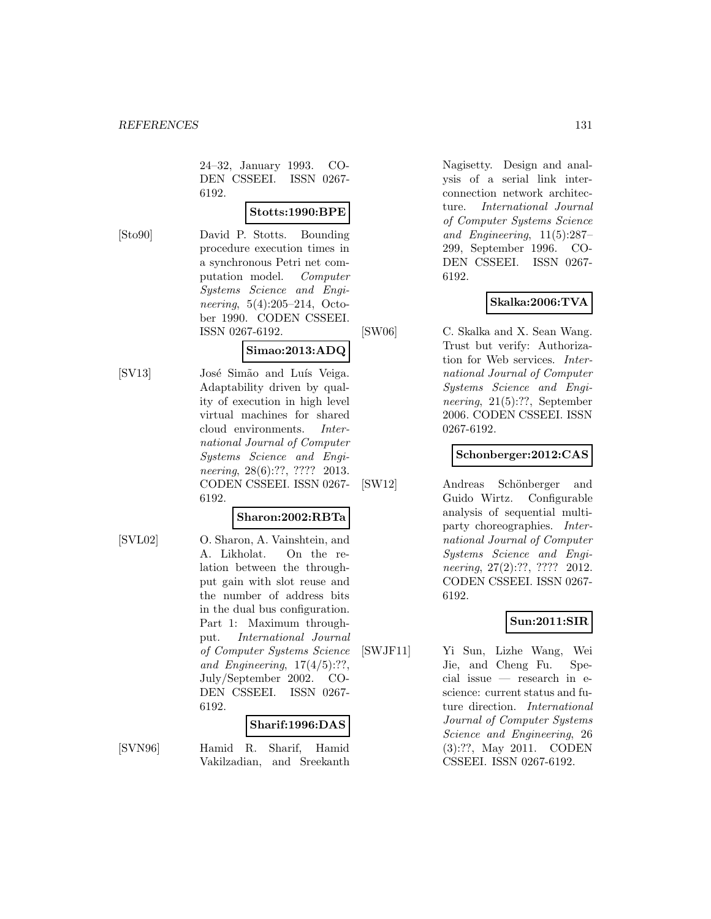24–32, January 1993. CODEN CSSEEI. ISSN 0267-6192.

**Stotts:1990:BPE**

[Sto90] David P. Stotts. Bounding procedure execution times in a synchronous Petri net computation model. *Computer Systems Science and Engineering*, 5(4):205–214, October 1990. CODEN CSSEEI. ISSN 0267-6192.

**Simao:2013:ADQ**

[SV13] José Simão and Luís Veiga. Adaptability driven by quality of execution in high level virtual machines for shared cloud environments. *International Journal of Computer Systems Science and Engineering*, 28(6):??, ???? 2013. CODEN CSSEEI. ISSN 0267-6192.

**Sharon:2002:RBTa**

[SVL02] O. Sharon, A. Vainshtein, and A. Likholat. On the relation between the throughput gain with slot reuse and the number of address bits in the dual bus configuration. Part 1: Maximum throughput. *International Journal of Computer Systems Science and Engineering*, 17(4/5):??, July/September 2002. CODEN CSSEEI. ISSN 0267-6192.

**Sharif:1996:DAS**

[SVN96] Hamid R. Sharif, Hamid Vakilzadian, and Sreekanth Nagisetty. Design and analysis of a serial link interconnection network architecture. *International Journal of Computer Systems Science and Engineering*, 11(5):287–299, September 1996. CODEN CSSEEI. ISSN 0267-6192.

**Skalka:2006:TVA**

[SW06] C. Skalka and X. Sean Wang. Trust but verify: Authorization for Web services. *International Journal of Computer Systems Science and Engineering*, 21(5):??, September 2006. CODEN CSSEEI. ISSN 0267-6192.

**Schonberger:2012:CAS**

[SW12] Andreas Schönberger and Guido Wirtz. Configurable analysis of sequential multiparty choreographies. *International Journal of Computer Systems Science and Engineering*, 27(2):??, ???? 2012. CODEN CSSEEI. ISSN 0267-6192.

**Sun:2011:SIR**

[SWJF11] Yi Sun, Lizhe Wang, Wei Jie, and Cheng Fu. Special issue — research in e-science: current status and future direction. *International Journal of Computer Systems Science and Engineering*, 26 (3):??, May 2011. CODEN CSSEEI. ISSN 0267-6192.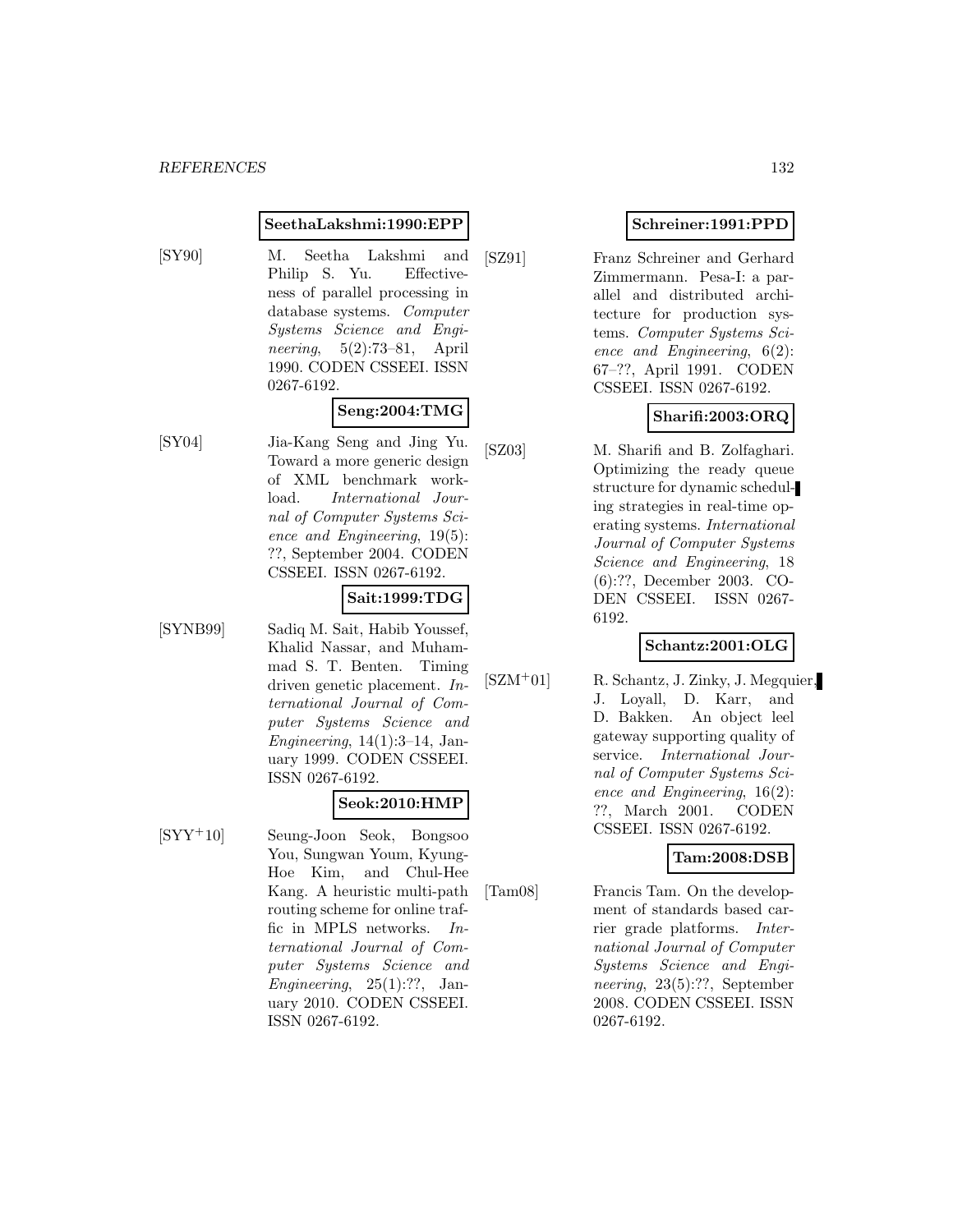**SeethaLakshmi:1990:EPP**

[SY90] M. Seetha Lakshmi and Philip S. Yu. Effectiveness of parallel processing in database systems. *Computer Systems Science and Engineering*, 5(2):73–81, April 1990. CODEN CSSEEI. ISSN 0267-6192.

**Seng:2004:TMG**

[SY04] Jia-Kang Seng and Jing Yu. Toward a more generic design of XML benchmark workload. *International Journal of Computer Systems Science and Engineering*, 19(5): ??, September 2004. CODEN CSSEEI. ISSN 0267-6192.

**Sait:1999:TDG**

[SYNB99] Sadiq M. Sait, Habib Youssef, Khalid Nassar, and Muhammad S. T. Benten. Timing driven genetic placement. *International Journal of Computer Systems Science and Engineering*, 14(1):3–14, January 1999. CODEN CSSEEI. ISSN 0267-6192.

**Seok:2010:HMP**

[SYY+10] Seung-Joon Seok, Bongsoo You, Sungwan Youm, Kyung-Hoe Kim, and Chul-Hee Kang. A heuristic multi-path routing scheme for online traffic in MPLS networks. *International Journal of Computer Systems Science and Engineering*, 25(1):??, January 2010. CODEN CSSEEI. ISSN 0267-6192.

**Schreiner:1991:PPD**

[SZ91] Franz Schreiner and Gerhard Zimmermann. Pesa-I: a parallel and distributed architecture for production systems. *Computer Systems Science and Engineering*, 6(2): 67–??, April 1991. CODEN CSSEEI. ISSN 0267-6192.

**Sharifi:2003:ORQ**

[SZ03] M. Sharifi and B. Zolfaghari. Optimizing the ready queue structure for dynamic scheduling strategies in real-time operating systems. *International Journal of Computer Systems Science and Engineering*, 18 (6):??, December 2003. CODEN CSSEEI. ISSN 0267-6192.

**Schantz:2001:OLG**

[SZM+01] R. Schantz, J. Zinky, J. Megquier, J. Loyall, D. Karr, and D. Bakken. An object leel gateway supporting quality of service. *International Journal of Computer Systems Science and Engineering*, 16(2): ??, March 2001. CODEN CSSEEI. ISSN 0267-6192.

**Tam:2008:DSB**

[Tam08] Francis Tam. On the development of standards based carrier grade platforms. *International Journal of Computer Systems Science and Engineering*, 23(5):??, September 2008. CODEN CSSEEI. ISSN 0267-6192.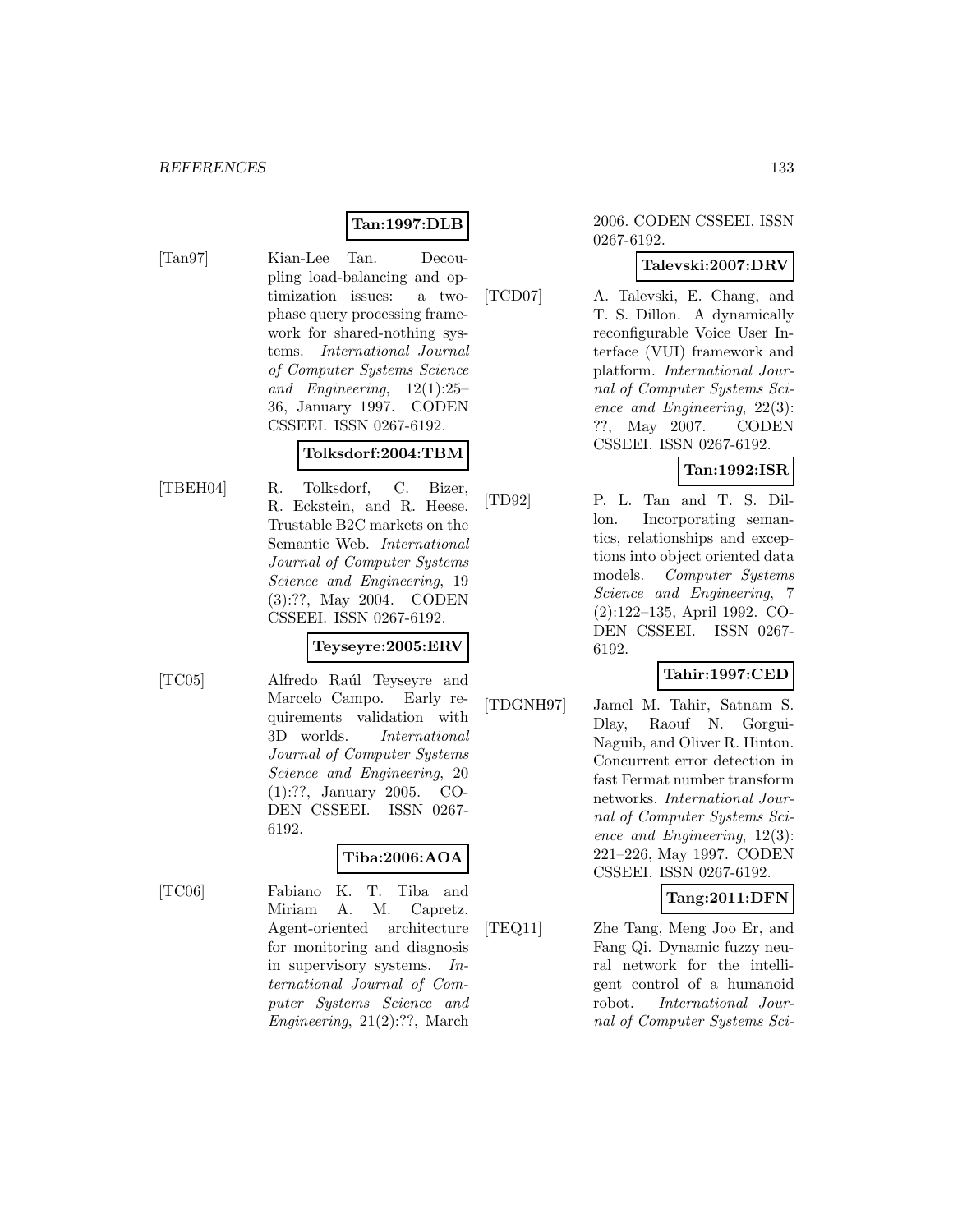**Tan:1997:DLB**

[Tan97] Kian-Lee Tan. Decoupling load-balancing and optimization issues: a two-phase query processing framework for shared-nothing systems. *International Journal of Computer Systems Science and Engineering*, 12(1):25–36, January 1997. CODEN CSSEEI. ISSN 0267-6192.

**Tolksdorf:2004:TBM**

[TBEH04] R. Tolksdorf, C. Bizer, R. Eckstein, and R. Heese. Trustable B2C markets on the Semantic Web. *International Journal of Computer Systems Science and Engineering*, 19 (3):??, May 2004. CODEN CSSEEI. ISSN 0267-6192.

**Teyseyre:2005:ERV**

[TC05] Alfredo Raúl Teyseyre and Marcelo Campo. Early requirements validation with 3D worlds. *International Journal of Computer Systems Science and Engineering*, 20 (1):??, January 2005. CODEN CSSEEI. ISSN 0267-6192.

**Tiba:2006:AOA**

[TC06] Fabiano K. T. Tiba and Miriam A. M. Capretz. Agent-oriented architecture for monitoring and diagnosis in supervisory systems. *International Journal of Computer Systems Science and Engineering*, 21(2):??, March 2006. CODEN CSSEEI. ISSN 0267-6192.

**Talevski:2007:DRV**

[TCD07] A. Talevski, E. Chang, and T. S. Dillon. A dynamically reconfigurable Voice User Interface (VUI) framework and platform. *International Journal of Computer Systems Science and Engineering*, 22(3): ??, May 2007. CODEN CSSEEI. ISSN 0267-6192.

**Tan:1992:ISR**

[TD92] P. L. Tan and T. S. Dillon. Incorporating semantics, relationships and exceptions into object oriented data models. *Computer Systems Science and Engineering*, 7 (2):122–135, April 1992. CODEN CSSEEI. ISSN 0267-6192.

**Tahir:1997:CED**

[TDGNH97] Jamel M. Tahir, Satnam S. Dlay, Raouf N. Gorgui-Naguib, and Oliver R. Hinton. Concurrent error detection in fast Fermat number transform networks. *International Journal of Computer Systems Science and Engineering*, 12(3): 221–226, May 1997. CODEN CSSEEI. ISSN 0267-6192.

**Tang:2011:DFN**

[TEQ11] Zhe Tang, Meng Joo Er, and Fang Qi. Dynamic fuzzy neural network for the intelligent control of a humanoid robot. *International Journal of Computer Systems Sci-*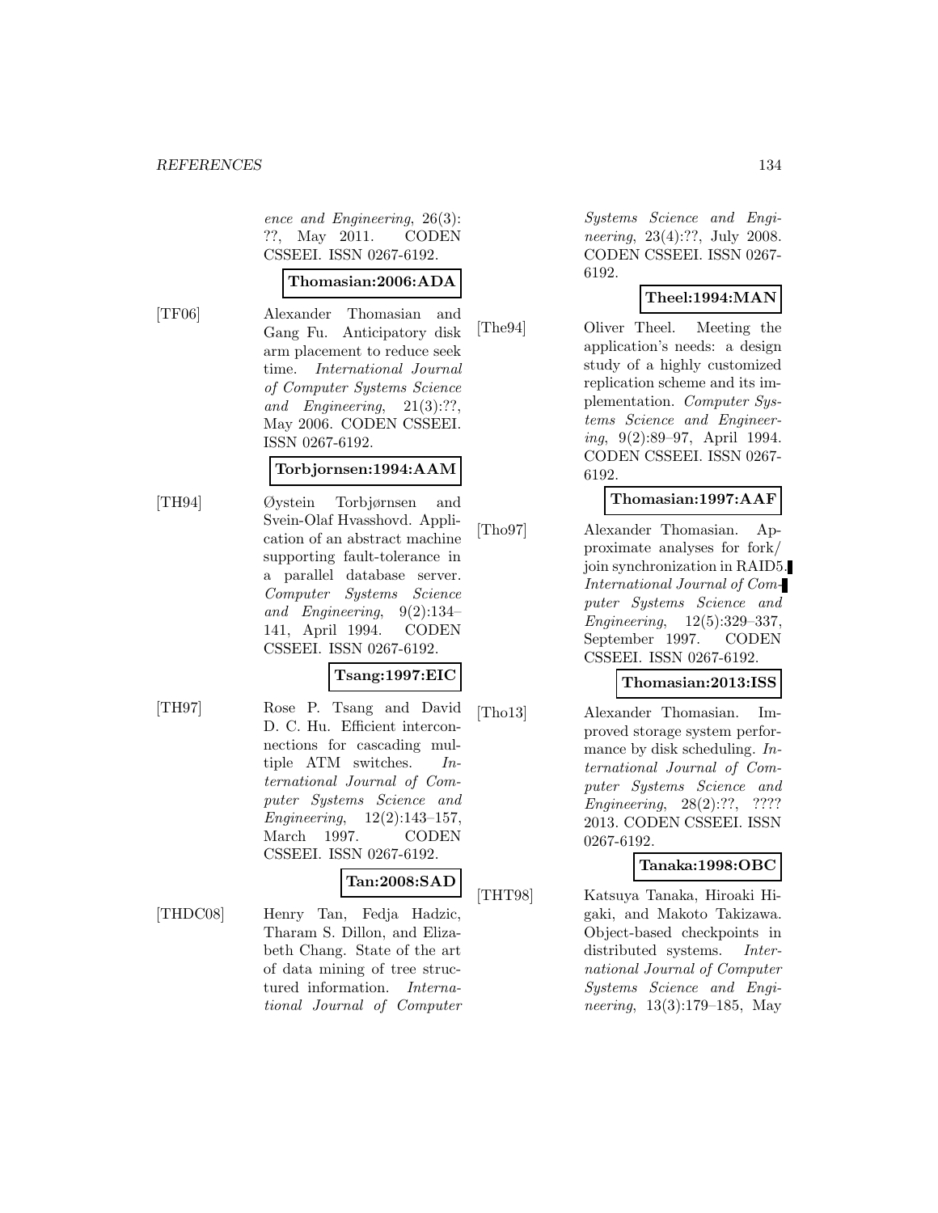ence and Engineering*, 26(3): ??, May 2011. CODEN CSSEEI. ISSN 0267-6192.

**Thomasian:2006:ADA**

[TF06] Alexander Thomasian and Gang Fu. Anticipatory disk arm placement to reduce seek time. *International Journal of Computer Systems Science and Engineering*, 21(3):??, May 2006. CODEN CSSEEI. ISSN 0267-6192.

**Torbjornsen:1994:AAM**

[TH94] Øystein Torbjørnsen and Svein-Olaf Hvasshovd. Application of an abstract machine supporting fault-tolerance in a parallel database server. *Computer Systems Science and Engineering*, 9(2):134–141, April 1994. CODEN CSSEEI. ISSN 0267-6192.

**Tsang:1997:EIC**

[TH97] Rose P. Tsang and David D. C. Hu. Efficient interconnections for cascading multiple ATM switches. *International Journal of Computer Systems Science and Engineering*, 12(2):143–157, March 1997. CODEN CSSEEI. ISSN 0267-6192.

**Tan:2008:SAD**

[THDC08] Henry Tan, Fedja Hadzic, Tharam S. Dillon, and Elizabeth Chang. State of the art of data mining of tree structured information. *International Journal of Computer Systems Science and Engineering*, 23(4):??, July 2008. CODEN CSSEEI. ISSN 0267-6192.

**Theel:1994:MAN**

[The94] Oliver Theel. Meeting the application's needs: a design study of a highly customized replication scheme and its implementation. *Computer Systems Science and Engineering*, 9(2):89–97, April 1994. CODEN CSSEEI. ISSN 0267-6192.

**Thomasian:1997:AAF**

[Tho97] Alexander Thomasian. Approximate analyses for fork/join synchronization in RAID5. *International Journal of Computer Systems Science and Engineering*, 12(5):329–337, September 1997. CODEN CSSEEI. ISSN 0267-6192.

**Thomasian:2013:ISS**

[Tho13] Alexander Thomasian. Improved storage system performance by disk scheduling. *International Journal of Computer Systems Science and Engineering*, 28(2):??, ???? 2013. CODEN CSSEEI. ISSN 0267-6192.

**Tanaka:1998:OBC**

[THT98] Katsuya Tanaka, Hiroaki Higaki, and Makoto Takizawa. Object-based checkpoints in distributed systems. *International Journal of Computer Systems Science and Engineering*, 13(3):179–185, May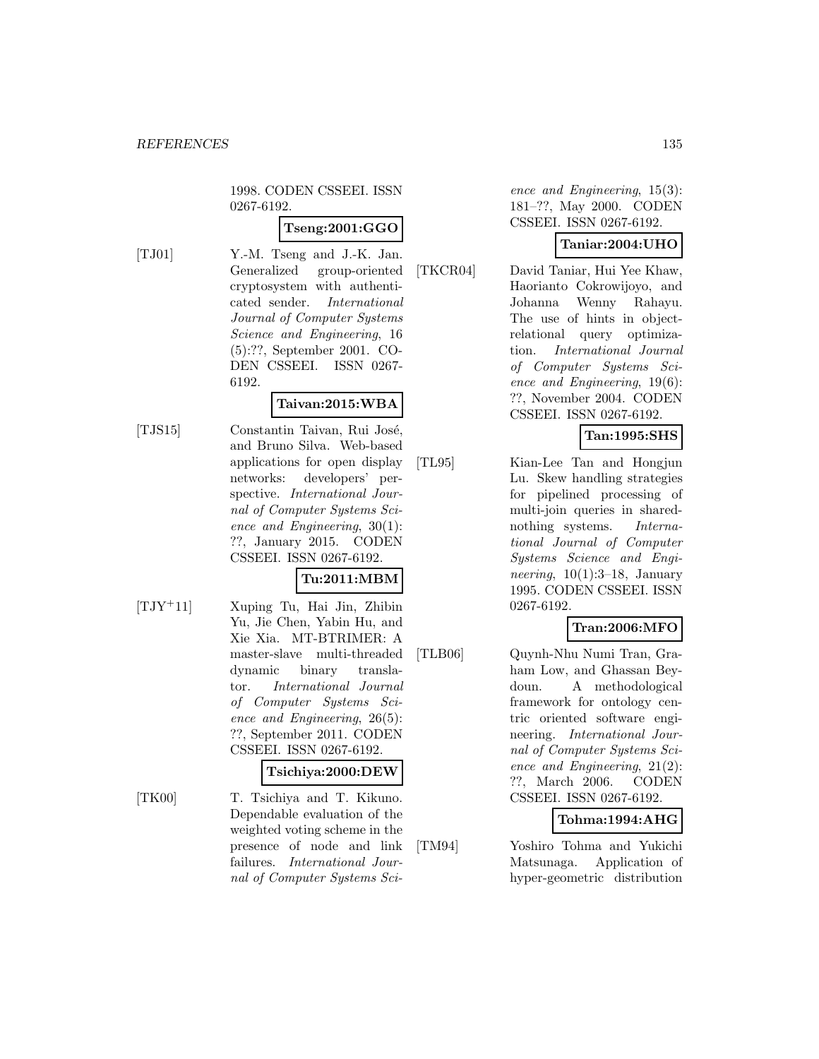1998. CODEN CSSEEI. ISSN 0267-6192.

**Tseng:2001:GGO**

[TJ01] Y.-M. Tseng and J.-K. Jan. Generalized group-oriented cryptosystem with authenticated sender. *International Journal of Computer Systems Science and Engineering*, 16 (5):??, September 2001. CODEN CSSEEI. ISSN 0267-6192.

**Taivan:2015:WBA**

[TJS15] Constantin Taivan, Rui José, and Bruno Silva. Web-based applications for open display networks: developers' perspective. *International Journal of Computer Systems Science and Engineering*, 30(1): ??, January 2015. CODEN CSSEEI. ISSN 0267-6192.

**Tu:2011:MBM**

[TJY+11] Xuping Tu, Hai Jin, Zhibin Yu, Jie Chen, Yabin Hu, and Xie Xia. MT-BTRIMER: A master-slave multi-threaded dynamic binary translator. *International Journal of Computer Systems Science and Engineering*, 26(5): ??, September 2011. CODEN CSSEEI. ISSN 0267-6192.

**Tsichiya:2000:DEW**

[TK00] T. Tsichiya and T. Kikuno. Dependable evaluation of the weighted voting scheme in the presence of node and link failures. *International Journal of Computer Systems Science and Engineering*, 15(3): 181–??, May 2000. CODEN CSSEEI. ISSN 0267-6192.

**Taniar:2004:UHO**

[TKCR04] David Taniar, Hui Yee Khaw, Haorianto Cokrowijoyo, and Johanna Wenny Rahayu. The use of hints in object-relational query optimization. *International Journal of Computer Systems Science and Engineering*, 19(6): ??, November 2004. CODEN CSSEEI. ISSN 0267-6192.

**Tan:1995:SHS**

[TL95] Kian-Lee Tan and Hongjun Lu. Skew handling strategies for pipelined processing of multi-join queries in shared-nothing systems. *International Journal of Computer Systems Science and Engineering*, 10(1):3–18, January 1995. CODEN CSSEEI. ISSN 0267-6192.

**Tran:2006:MFO**

[TLB06] Quynh-Nhu Numi Tran, Graham Low, and Ghassan Beydoun. A methodological framework for ontology centric oriented software engineering. *International Journal of Computer Systems Science and Engineering*, 21(2): ??, March 2006. CODEN CSSEEI. ISSN 0267-6192.

**Tohma:1994:AHG**

[TM94] Yoshiro Tohma and Yukichi Matsunaga. Application of hyper-geometric distribution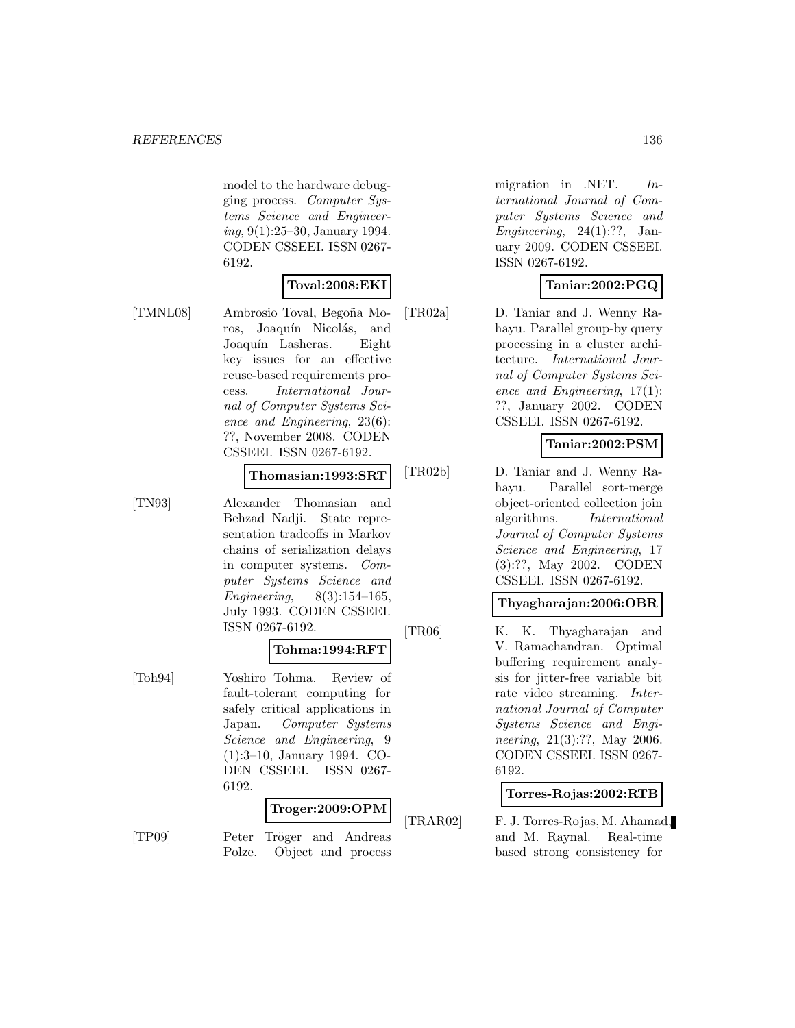model to the hardware debugging process. *Computer Systems Science and Engineering*, 9(1):25–30, January 1994. CODEN CSSEEI. ISSN 0267-6192.

**Toval:2008:EKI**

[TMNL08] Ambrosio Toval, Begoña Moros, Joaquín Nicolás, and Joaquín Lasheras. Eight key issues for an effective reuse-based requirements process. *International Journal of Computer Systems Science and Engineering*, 23(6): ??, November 2008. CODEN CSSEEI. ISSN 0267-6192.

**Thomasian:1993:SRT**

[TN93] Alexander Thomasian and Behzad Nadji. State representation tradeoffs in Markov chains of serialization delays in computer systems. *Computer Systems Science and Engineering*, 8(3):154–165, July 1993. CODEN CSSEEI. ISSN 0267-6192.

**Tohma:1994:RFT**

[Toh94] Yoshiro Tohma. Review of fault-tolerant computing for safely critical applications in Japan. *Computer Systems Science and Engineering*, 9 (1):3–10, January 1994. CODEN CSSEEI. ISSN 0267-6192.

**Troger:2009:OPM**

[TP09] Peter Tröger and Andreas Polze. Object and process migration in .NET. *International Journal of Computer Systems Science and Engineering*, 24(1):??, January 2009. CODEN CSSEEI. ISSN 0267-6192.

**Taniar:2002:PGQ**

[TR02a] D. Taniar and J. Wenny Rahayu. Parallel group-by query processing in a cluster architecture. *International Journal of Computer Systems Science and Engineering*, 17(1): ??, January 2002. CODEN CSSEEI. ISSN 0267-6192.

**Taniar:2002:PSM**

[TR02b] D. Taniar and J. Wenny Rahayu. Parallel sort-merge object-oriented collection join algorithms. *International Journal of Computer Systems Science and Engineering*, 17 (3):??, May 2002. CODEN CSSEEI. ISSN 0267-6192.

**Thyagharajan:2006:OBR**

[TR06] K. K. Thyagharajan and V. Ramachandran. Optimal buffering requirement analysis for jitter-free variable bit rate video streaming. *International Journal of Computer Systems Science and Engineering*, 21(3):??, May 2006. CODEN CSSEEI. ISSN 0267-6192.

**Torres-Rojas:2002:RTB**

[TRAR02] F. J. Torres-Rojas, M. Ahamad, and M. Raynal. Real-time based strong consistency for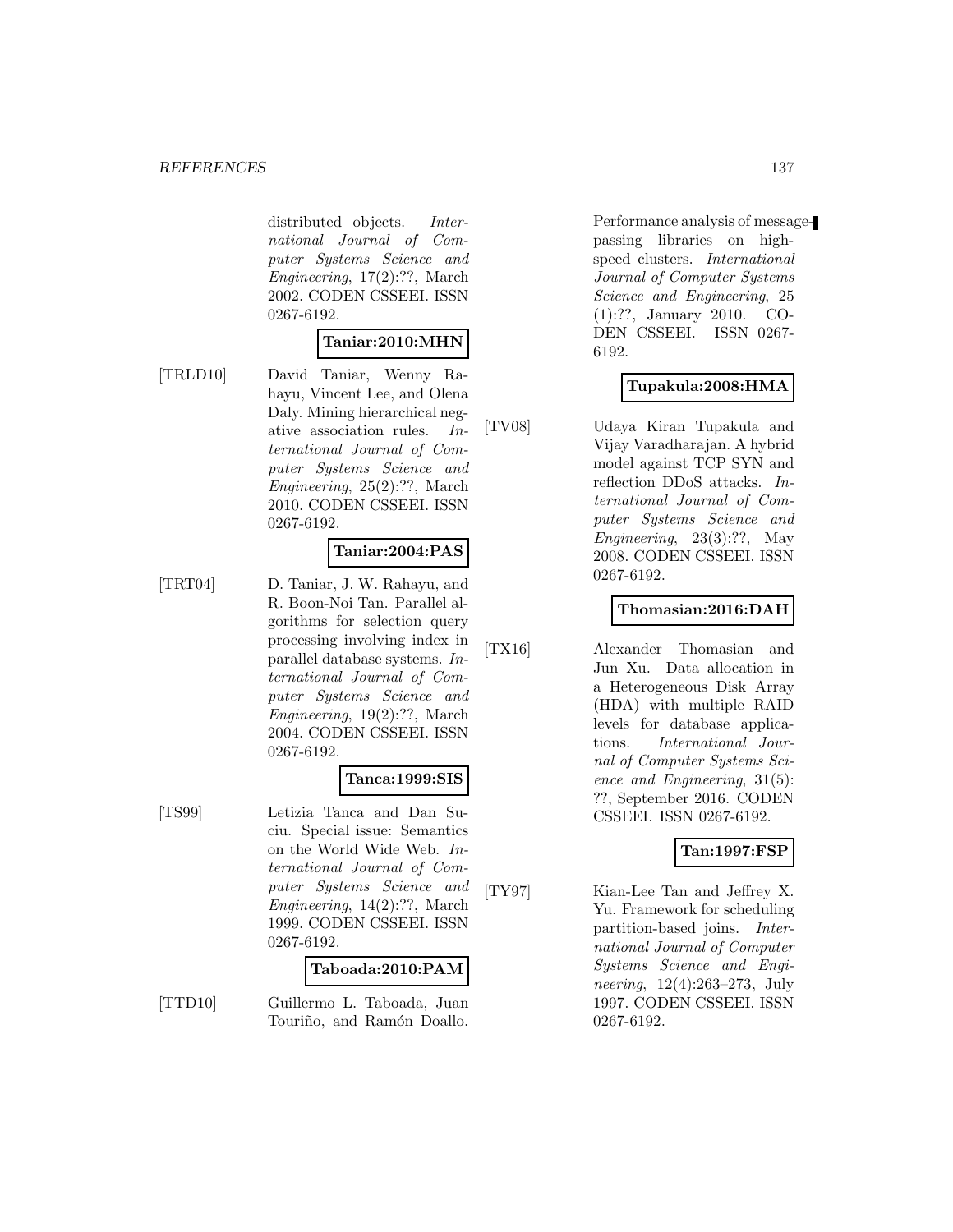distributed objects. *International Journal of Computer Systems Science and Engineering*, 17(2):??, March 2002. CODEN CSSEEI. ISSN 0267-6192.

**Taniar:2010:MHN**

[TRLD10] David Taniar, Wenny Rahayu, Vincent Lee, and Olena Daly. Mining hierarchical negative association rules. *International Journal of Computer Systems Science and Engineering*, 25(2):??, March 2010. CODEN CSSEEI. ISSN 0267-6192.

**Taniar:2004:PAS**

[TRT04] D. Taniar, J. W. Rahayu, and R. Boon-Noi Tan. Parallel algorithms for selection query processing involving index in parallel database systems. *International Journal of Computer Systems Science and Engineering*, 19(2):??, March 2004. CODEN CSSEEI. ISSN 0267-6192.

**Tanca:1999:SIS**

[TS99] Letizia Tanca and Dan Suciu. Special issue: Semantics on the World Wide Web. *International Journal of Computer Systems Science and Engineering*, 14(2):??, March 1999. CODEN CSSEEI. ISSN 0267-6192.

**Taboada:2010:PAM**

[TTD10] Guillermo L. Taboada, Juan Touriño, and Ramón Doallo. Performance analysis of message-passing libraries on high-speed clusters. *International Journal of Computer Systems Science and Engineering*, 25 (1):??, January 2010. CODEN CSSEEI. ISSN 0267-6192.

**Tupakula:2008:HMA**

[TV08] Udaya Kiran Tupakula and Vijay Varadharajan. A hybrid model against TCP SYN and reflection DDoS attacks. *International Journal of Computer Systems Science and Engineering*, 23(3):??, May 2008. CODEN CSSEEI. ISSN 0267-6192.

**Thomasian:2016:DAH**

[TX16] Alexander Thomasian and Jun Xu. Data allocation in a Heterogeneous Disk Array (HDA) with multiple RAID levels for database applications. *International Journal of Computer Systems Science and Engineering*, 31(5): ??, September 2016. CODEN CSSEEI. ISSN 0267-6192.

**Tan:1997:FSP**

[TY97] Kian-Lee Tan and Jeffrey X. Yu. Framework for scheduling partition-based joins. *International Journal of Computer Systems Science and Engineering*, 12(4):263–273, July 1997. CODEN CSSEEI. ISSN 0267-6192.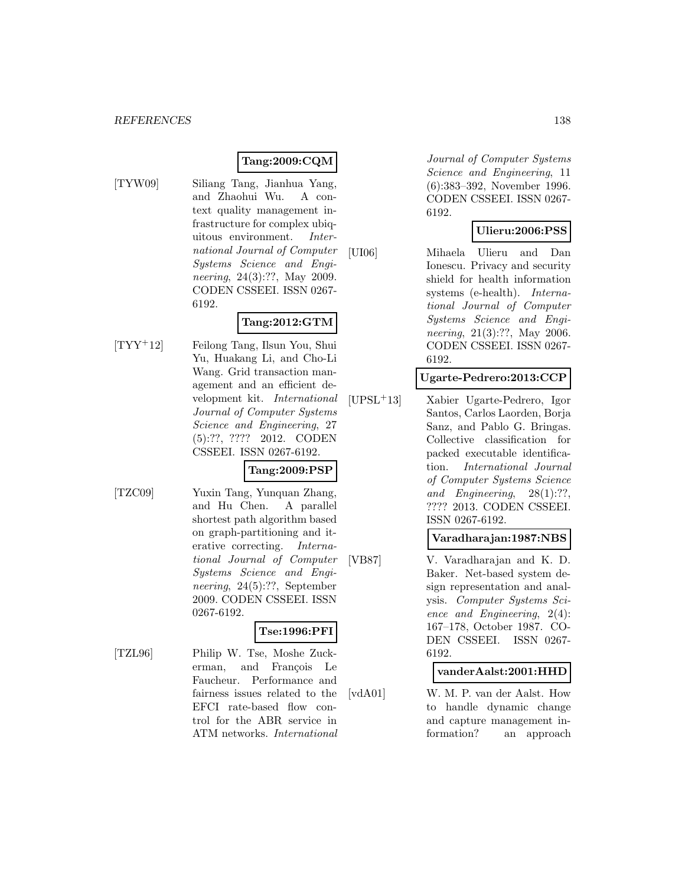**Tang:2009:CQM**

[TYW09] Siliang Tang, Jianhua Yang, and Zhaohui Wu. A context quality management infrastructure for complex ubiquitous environment. *International Journal of Computer Systems Science and Engineering*, 24(3):??, May 2009. CODEN CSSEEI. ISSN 0267-6192.

**Tang:2012:GTM**

[TYY+12] Feilong Tang, Ilsun You, Shui Yu, Huakang Li, and Cho-Li Wang. Grid transaction management and an efficient development kit. *International Journal of Computer Systems Science and Engineering*, 27 (5):??, ???? 2012. CODEN CSSEEI. ISSN 0267-6192.

**Tang:2009:PSP**

[TZC09] Yuxin Tang, Yunquan Zhang, and Hu Chen. A parallel shortest path algorithm based on graph-partitioning and iterative correcting. *International Journal of Computer Systems Science and Engineering*, 24(5):??, September 2009. CODEN CSSEEI. ISSN 0267-6192.

**Tse:1996:PFI**

[TZL96] Philip W. Tse, Moshe Zuckerman, and François Le Faucheur. Performance and fairness issues related to the EFCI rate-based flow control for the ABR service in ATM networks. *International Journal of Computer Systems Science and Engineering*, 11 (6):383–392, November 1996. CODEN CSSEEI. ISSN 0267-6192.

**Ulieru:2006:PSS**

[UI06] Mihaela Ulieru and Dan Ionescu. Privacy and security shield for health information systems (e-health). *International Journal of Computer Systems Science and Engineering*, 21(3):??, May 2006. CODEN CSSEEI. ISSN 0267-6192.

**Ugarte-Pedrero:2013:CCP**

[UPSL+13] Xabier Ugarte-Pedrero, Igor Santos, Carlos Laorden, Borja Sanz, and Pablo G. Bringas. Collective classification for packed executable identification. *International Journal of Computer Systems Science and Engineering*, 28(1):??, ???? 2013. CODEN CSSEEI. ISSN 0267-6192.

**Varadharajan:1987:NBS**

[VB87] V. Varadharajan and K. D. Baker. Net-based system design representation and analysis. *Computer Systems Science and Engineering*, 2(4): 167–178, October 1987. CODEN CSSEEI. ISSN 0267-6192.

**vanderAalst:2001:HHD**

[vdA01] W. M. P. van der Aalst. How to handle dynamic change and capture management information? an approach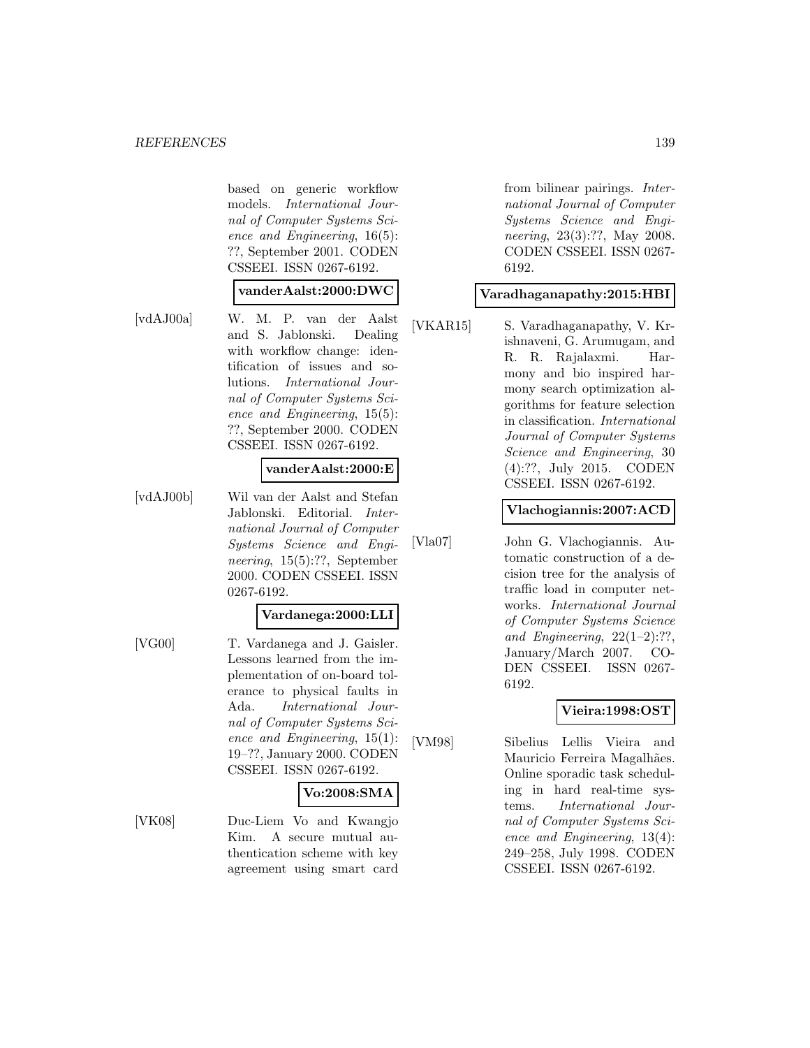based on generic workflow models. *International Journal of Computer Systems Science and Engineering*, 16(5): ??, September 2001. CODEN CSSEEI. ISSN 0267-6192.

**vanderAalst:2000:DWC**

[vdAJ00a] W. M. P. van der Aalst and S. Jablonski. Dealing with workflow change: identification of issues and solutions. *International Journal of Computer Systems Science and Engineering*, 15(5): ??, September 2000. CODEN CSSEEI. ISSN 0267-6192.

**vanderAalst:2000:E**

[vdAJ00b] Wil van der Aalst and Stefan Jablonski. Editorial. *International Journal of Computer Systems Science and Engineering*, 15(5):??, September 2000. CODEN CSSEEI. ISSN 0267-6192.

**Vardanega:2000:LLI**

[VG00] T. Vardanega and J. Gaisler. Lessons learned from the implementation of on-board tolerance to physical faults in Ada. *International Journal of Computer Systems Science and Engineering*, 15(1): 19–??, January 2000. CODEN CSSEEI. ISSN 0267-6192.

**Vo:2008:SMA**

[VK08] Duc-Liem Vo and Kwangjo Kim. A secure mutual authentication scheme with key agreement using smart card from bilinear pairings. *International Journal of Computer Systems Science and Engineering*, 23(3):??, May 2008. CODEN CSSEEI. ISSN 0267-6192.

**Varadhaganapathy:2015:HBI**

[VKAR15] S. Varadhaganapathy, V. Krishnaveni, G. Arumugam, and R. R. Rajalaxmi. Harmony and bio inspired harmony search optimization algorithms for feature selection in classification. *International Journal of Computer Systems Science and Engineering*, 30 (4):??, July 2015. CODEN CSSEEI. ISSN 0267-6192.

**Vlachogiannis:2007:ACD**

[Vla07] John G. Vlachogiannis. Automatic construction of a decision tree for the analysis of traffic load in computer networks. *International Journal of Computer Systems Science and Engineering*, 22(1–2):??, January/March 2007. CODEN CSSEEI. ISSN 0267-6192.

**Vieira:1998:OST**

[VM98] Sibelius Lellis Vieira and Mauricio Ferreira Magalhães. Online sporadic task scheduling in hard real-time systems. *International Journal of Computer Systems Science and Engineering*, 13(4): 249–258, July 1998. CODEN CSSEEI. ISSN 0267-6192.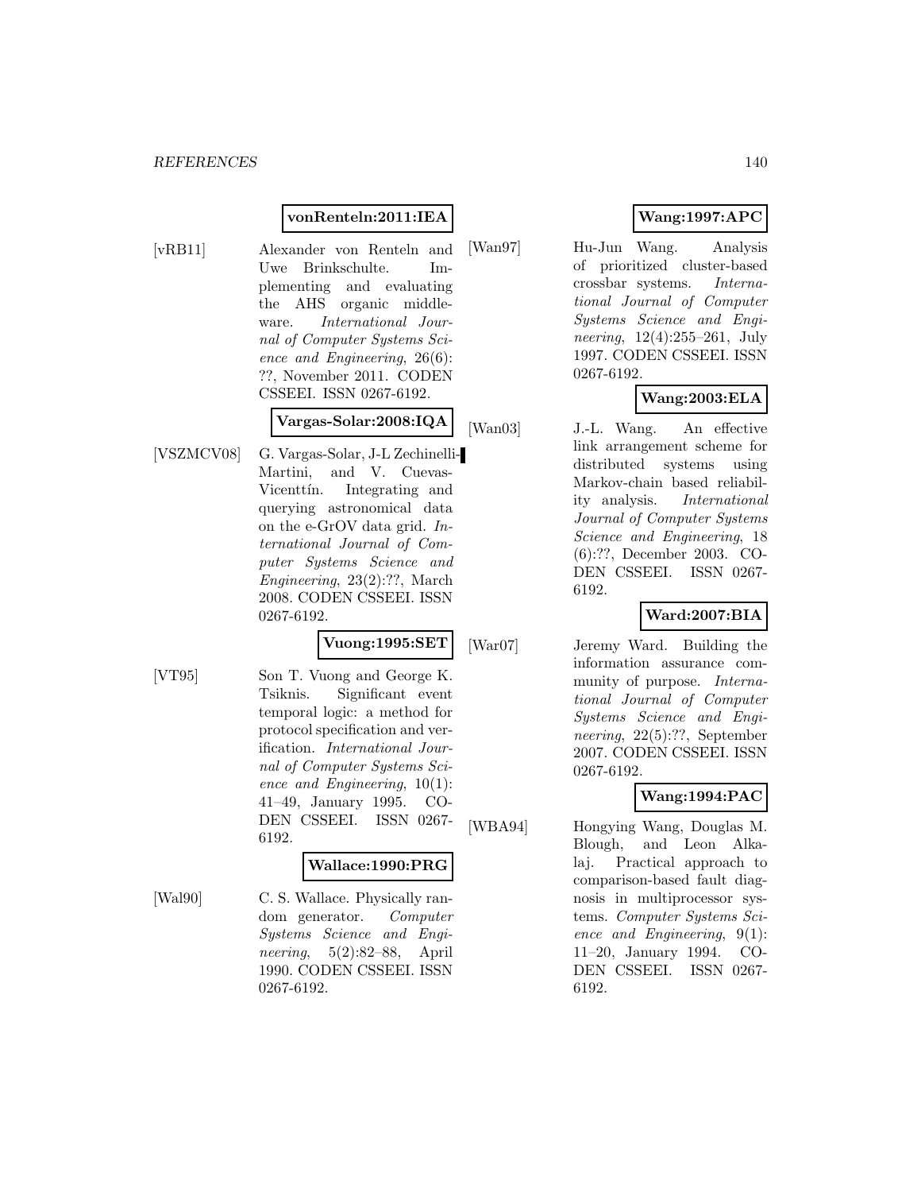**vonRenteln:2011:IEA**

[vRB11] Alexander von Renteln and Uwe Brinkschulte. Implementing and evaluating the AHS organic middleware. *International Journal of Computer Systems Science and Engineering*, 26(6): ??, November 2011. CODEN CSSEEI. ISSN 0267-6192.

**Vargas-Solar:2008:IQA**

[VSZMCV08] G. Vargas-Solar, J-L Zechinelli-Martini, and V. Cuevas-Vicenttín. Integrating and querying astronomical data on the e-GrOV data grid. *International Journal of Computer Systems Science and Engineering*, 23(2):??, March 2008. CODEN CSSEEI. ISSN 0267-6192.

**Vuong:1995:SET**

[VT95] Son T. Vuong and George K. Tsiknis. Significant event temporal logic: a method for protocol specification and verification. *International Journal of Computer Systems Science and Engineering*, 10(1): 41–49, January 1995. CODEN CSSEEI. ISSN 0267-6192.

**Wallace:1990:PRG**

[Wal90] C. S. Wallace. Physically random generator. *Computer Systems Science and Engineering*, 5(2):82–88, April 1990. CODEN CSSEEI. ISSN 0267-6192.

**Wang:1997:APC**

[Wan97] Hu-Jun Wang. Analysis of prioritized cluster-based crossbar systems. *International Journal of Computer Systems Science and Engineering*, 12(4):255–261, July 1997. CODEN CSSEEI. ISSN 0267-6192.

**Wang:2003:ELA**

[Wan03] J.-L. Wang. An effective link arrangement scheme for distributed systems using Markov-chain based reliability analysis. *International Journal of Computer Systems Science and Engineering*, 18 (6):??, December 2003. CODEN CSSEEI. ISSN 0267-6192.

**Ward:2007:BIA**

[War07] Jeremy Ward. Building the information assurance community of purpose. *International Journal of Computer Systems Science and Engineering*, 22(5):??, September 2007. CODEN CSSEEI. ISSN 0267-6192.

**Wang:1994:PAC**

[WBA94] Hongying Wang, Douglas M. Blough, and Leon Alkalaj. Practical approach to comparison-based fault diagnosis in multiprocessor systems. *Computer Systems Science and Engineering*, 9(1): 11–20, January 1994. CODEN CSSEEI. ISSN 0267-6192.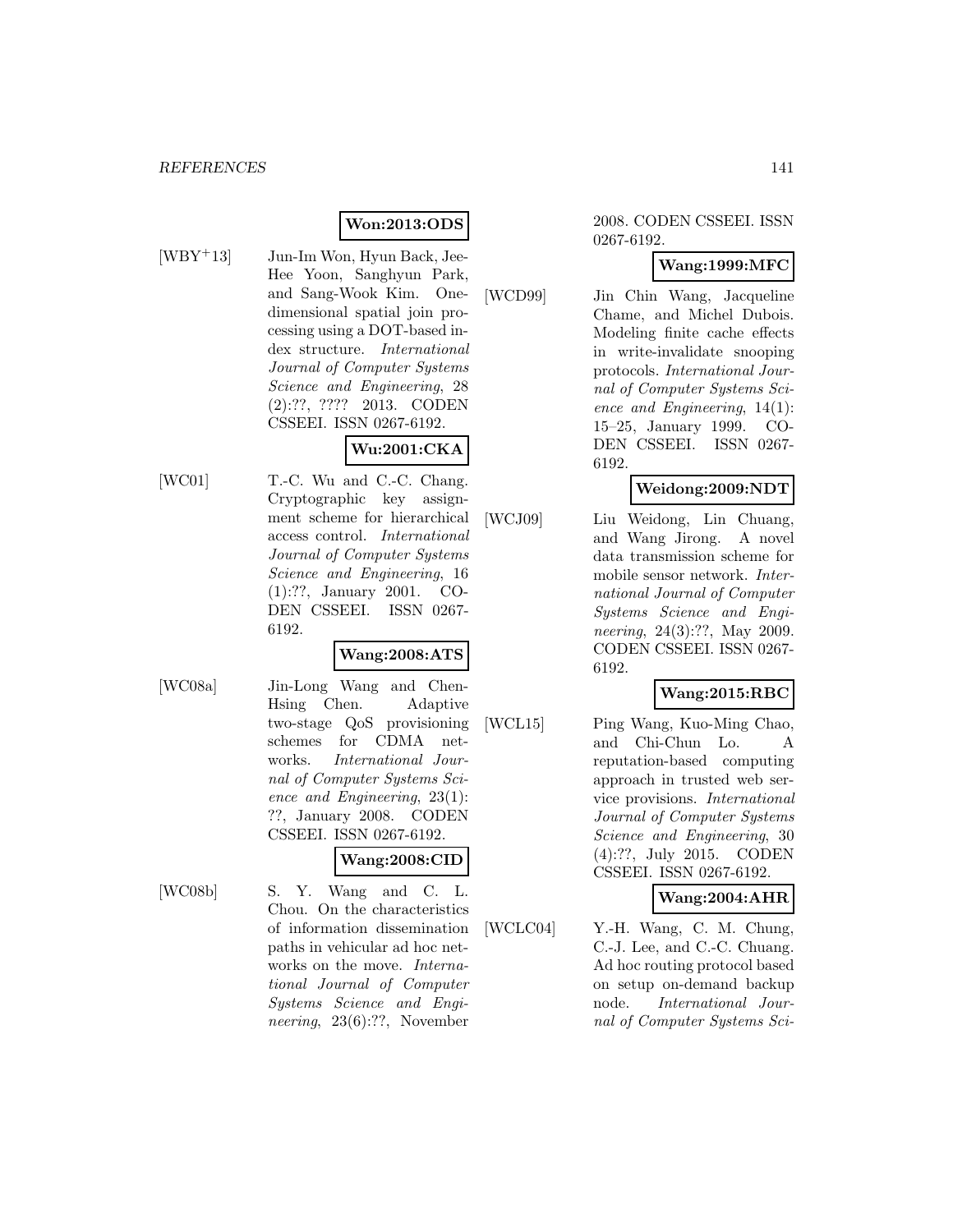**Won:2013:ODS**

[WBY$^+$13] Jun-Im Won, Hyun Back, Jee-Hee Yoon, Sanghyun Park, and Sang-Wook Kim. One-dimensional spatial join processing using a DOT-based index structure. *International Journal of Computer Systems Science and Engineering*, 28 (2):??, ???? 2013. CODEN CSSEEI. ISSN 0267-6192.

**Wu:2001:CKA**

[WC01] T.-C. Wu and C.-C. Chang. Cryptographic key assignment scheme for hierarchical access control. *International Journal of Computer Systems Science and Engineering*, 16 (1):??, January 2001. CODEN CSSEEI. ISSN 0267-6192.

**Wang:2008:ATS**

[WC08a] Jin-Long Wang and Chen-Hsing Chen. Adaptive two-stage QoS provisioning schemes for CDMA networks. *International Journal of Computer Systems Science and Engineering*, 23(1): ??, January 2008. CODEN CSSEEI. ISSN 0267-6192.

**Wang:2008:CID**

[WC08b] S. Y. Wang and C. L. Chou. On the characteristics of information dissemination paths in vehicular ad hoc networks on the move. *International Journal of Computer Systems Science and Engineering*, 23(6):??, November 2008. CODEN CSSEEI. ISSN 0267-6192.

**Wang:1999:MFC**

[WCD99] Jin Chin Wang, Jacqueline Chame, and Michel Dubois. Modeling finite cache effects in write-invalidate snooping protocols. *International Journal of Computer Systems Science and Engineering*, 14(1): 15–25, January 1999. CODEN CSSEEI. ISSN 0267-6192.

**Weidong:2009:NDT**

[WCJ09] Liu Weidong, Lin Chuang, and Wang Jirong. A novel data transmission scheme for mobile sensor network. *International Journal of Computer Systems Science and Engineering*, 24(3):??, May 2009. CODEN CSSEEI. ISSN 0267-6192.

**Wang:2015:RBC**

[WCL15] Ping Wang, Kuo-Ming Chao, and Chi-Chun Lo. A reputation-based computing approach in trusted web service provisions. *International Journal of Computer Systems Science and Engineering*, 30 (4):??, July 2015. CODEN CSSEEI. ISSN 0267-6192.

**Wang:2004:AHR**

[WCLC04] Y.-H. Wang, C. M. Chung, C.-J. Lee, and C.-C. Chuang. Ad hoc routing protocol based on setup on-demand backup node. *International Journal of Computer Systems Sci-*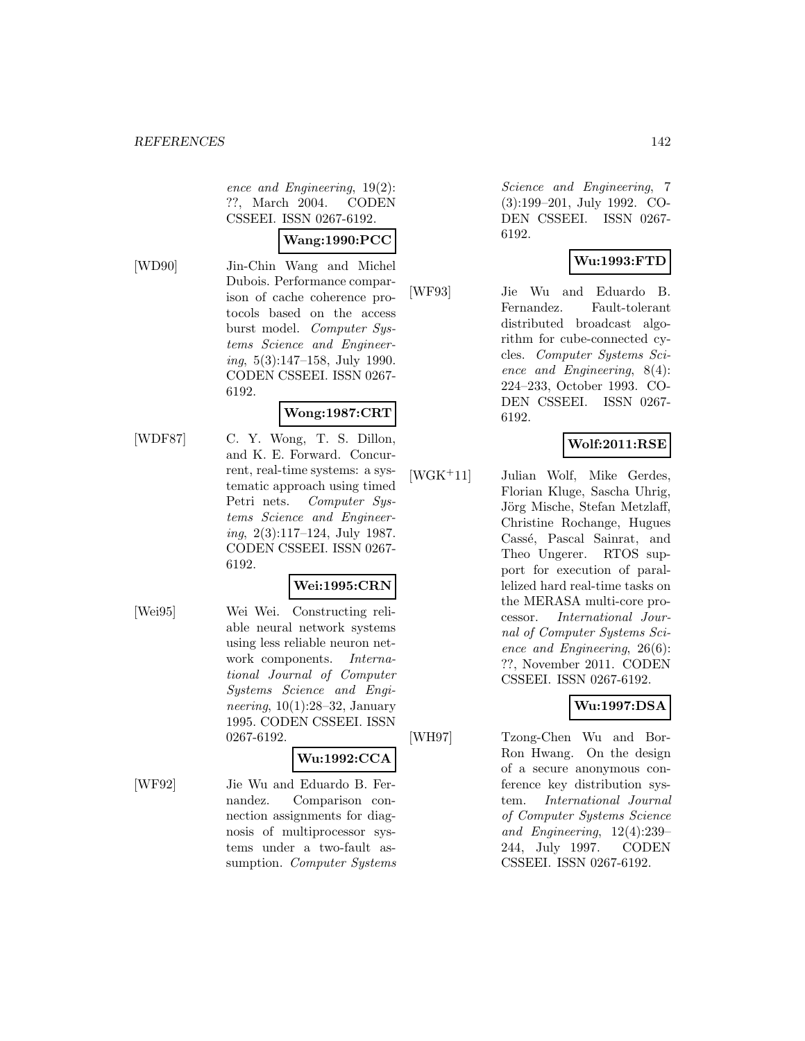ence and Engineering*, 19(2): ??, March 2004. CODEN CSSEEI. ISSN 0267-6192.

**Wang:1990:PCC**

[WD90] Jin-Chin Wang and Michel Dubois. Performance comparison of cache coherence protocols based on the access burst model. *Computer Systems Science and Engineering*, 5(3):147–158, July 1990. CODEN CSSEEI. ISSN 0267-6192.

**Wong:1987:CRT**

[WDF87] C. Y. Wong, T. S. Dillon, and K. E. Forward. Concurrent, real-time systems: a systematic approach using timed Petri nets. *Computer Systems Science and Engineering*, 2(3):117–124, July 1987. CODEN CSSEEI. ISSN 0267-6192.

**Wei:1995:CRN**

[Wei95] Wei Wei. Constructing reliable neural network systems using less reliable neuron network components. *International Journal of Computer Systems Science and Engineering*, 10(1):28–32, January 1995. CODEN CSSEEI. ISSN 0267-6192.

**Wu:1992:CCA**

[WF92] Jie Wu and Eduardo B. Fernandez. Comparison connection assignments for diagnosis of multiprocessor systems under a two-fault assumption. *Computer Systems Science and Engineering*, 7 (3):199–201, July 1992. CODEN CSSEEI. ISSN 0267-6192.

**Wu:1993:FTD**

[WF93] Jie Wu and Eduardo B. Fernandez. Fault-tolerant distributed broadcast algorithm for cube-connected cycles. *Computer Systems Science and Engineering*, 8(4): 224–233, October 1993. CODEN CSSEEI. ISSN 0267-6192.

**Wolf:2011:RSE**

[WGK+11] Julian Wolf, Mike Gerdes, Florian Kluge, Sascha Uhrig, Jörg Mische, Stefan Metzlaff, Christine Rochange, Hugues Cassé, Pascal Sainrat, and Theo Ungerer. RTOS support for execution of parallelized hard real-time tasks on the MERASA multi-core processor. *International Journal of Computer Systems Science and Engineering*, 26(6): ??, November 2011. CODEN CSSEEI. ISSN 0267-6192.

**Wu:1997:DSA**

[WH97] Tzong-Chen Wu and Bor-Ron Hwang. On the design of a secure anonymous conference key distribution system. *International Journal of Computer Systems Science and Engineering*, 12(4):239–244, July 1997. CODEN CSSEEI. ISSN 0267-6192.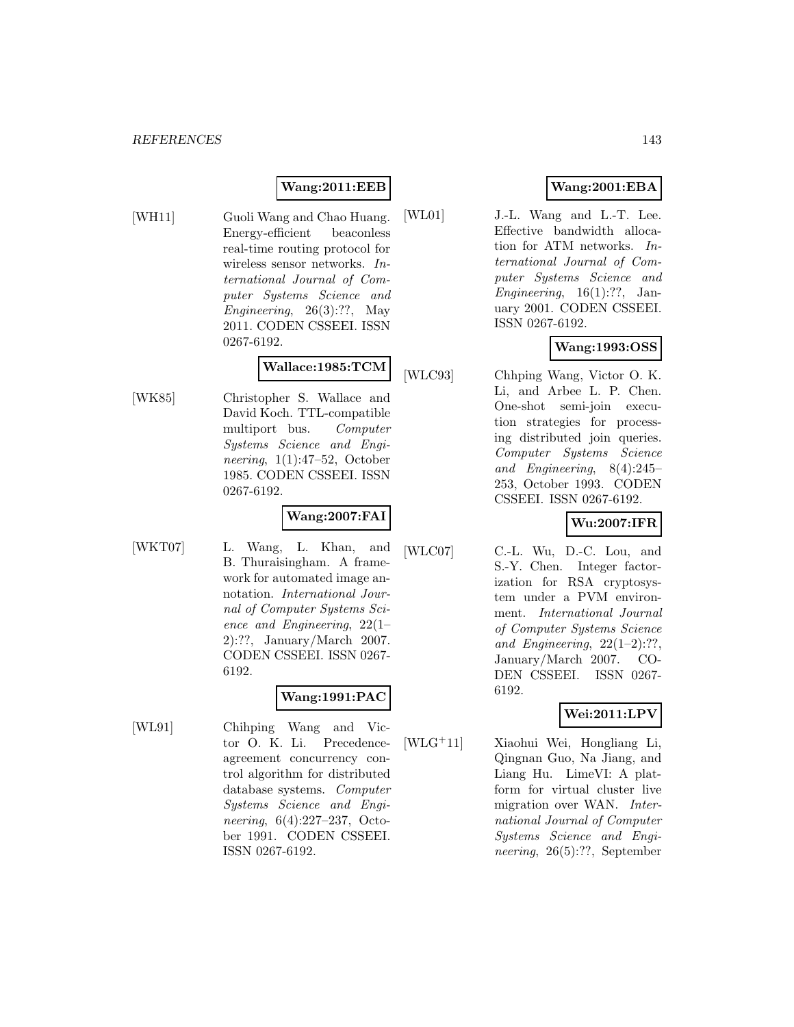**Wang:2011:EEB**

[WH11] Guoli Wang and Chao Huang. Energy-efficient beaconless real-time routing protocol for wireless sensor networks. *International Journal of Computer Systems Science and Engineering*, 26(3):??, May 2011. CODEN CSSEEI. ISSN 0267-6192.

**Wallace:1985:TCM**

[WK85] Christopher S. Wallace and David Koch. TTL-compatible multiport bus. *Computer Systems Science and Engineering*, 1(1):47–52, October 1985. CODEN CSSEEI. ISSN 0267-6192.

**Wang:2007:FAI**

[WKT07] L. Wang, L. Khan, and B. Thuraisingham. A framework for automated image annotation. *International Journal of Computer Systems Science and Engineering*, 22(1–2):??, January/March 2007. CODEN CSSEEI. ISSN 0267-6192.

**Wang:1991:PAC**

[WL91] Chihping Wang and Victor O. K. Li. Precedence-agreement concurrency control algorithm for distributed database systems. *Computer Systems Science and Engineering*, 6(4):227–237, October 1991. CODEN CSSEEI. ISSN 0267-6192.

**Wang:2001:EBA**

[WL01] J.-L. Wang and L.-T. Lee. Effective bandwidth allocation for ATM networks. *International Journal of Computer Systems Science and Engineering*, 16(1):??, January 2001. CODEN CSSEEI. ISSN 0267-6192.

**Wang:1993:OSS**

[WLC93] Chhping Wang, Victor O. K. Li, and Arbee L. P. Chen. One-shot semi-join execution strategies for processing distributed join queries. *Computer Systems Science and Engineering*, 8(4):245–253, October 1993. CODEN CSSEEI. ISSN 0267-6192.

**Wu:2007:IFR**

[WLC07] C.-L. Wu, D.-C. Lou, and S.-Y. Chen. Integer factorization for RSA cryptosystem under a PVM environment. *International Journal of Computer Systems Science and Engineering*, 22(1–2):??, January/March 2007. CODEN CSSEEI. ISSN 0267-6192.

**Wei:2011:LPV**

[WLG+11] Xiaohui Wei, Hongliang Li, Qingnan Guo, Na Jiang, and Liang Hu. LimeVI: A platform for virtual cluster live migration over WAN. *International Journal of Computer Systems Science and Engineering*, 26(5):??, September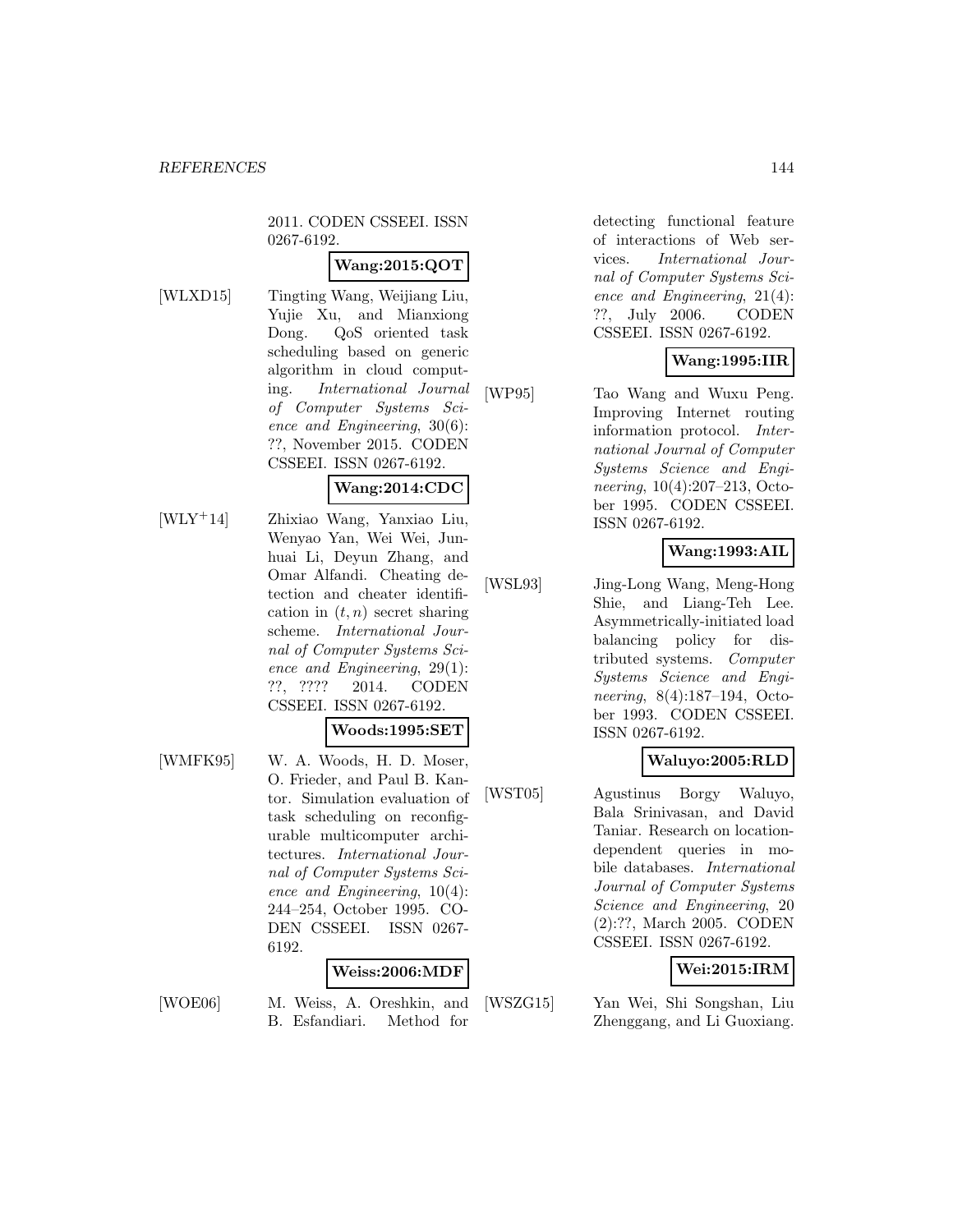2011. CODEN CSSEEI. ISSN 0267-6192.

**Wang:2015:QOT**

[WLXD15] Tingting Wang, Weijiang Liu, Yujie Xu, and Mianxiong Dong. QoS oriented task scheduling based on generic algorithm in cloud computing. *International Journal of Computer Systems Science and Engineering*, 30(6): ??, November 2015. CODEN CSSEEI. ISSN 0267-6192.

**Wang:2014:CDC**

[WLY+14] Zhixiao Wang, Yanxiao Liu, Wenyao Yan, Wei Wei, Junhuai Li, Deyun Zhang, and Omar Alfandi. Cheating detection and cheater identification in $(t, n)$ secret sharing scheme. *International Journal of Computer Systems Science and Engineering*, 29(1): ??, ???? 2014. CODEN CSSEEI. ISSN 0267-6192.

**Woods:1995:SET**

[WMFK95] W. A. Woods, H. D. Moser, O. Frieder, and Paul B. Kantor. Simulation evaluation of task scheduling on reconfigurable multicomputer architectures. *International Journal of Computer Systems Science and Engineering*, 10(4): 244–254, October 1995. CODEN CSSEEI. ISSN 0267-6192.

**Weiss:2006:MDF**

[WOE06] M. Weiss, A. Oreshkin, and B. Esfandiari. Method for detecting functional feature of interactions of Web services. *International Journal of Computer Systems Science and Engineering*, 21(4): ??, July 2006. CODEN CSSEEI. ISSN 0267-6192.

**Wang:1995:IIR**

[WP95] Tao Wang and Wuxu Peng. Improving Internet routing information protocol. *International Journal of Computer Systems Science and Engineering*, 10(4):207–213, October 1995. CODEN CSSEEI. ISSN 0267-6192.

**Wang:1993:AIL**

[WSL93] Jing-Long Wang, Meng-Hong Shie, and Liang-Teh Lee. Asymmetrically-initiated load balancing policy for distributed systems. *Computer Systems Science and Engineering*, 8(4):187–194, October 1993. CODEN CSSEEI. ISSN 0267-6192.

**Waluyo:2005:RLD**

[WST05] Agustinus Borgy Waluyo, Bala Srinivasan, and David Taniar. Research on location-dependent queries in mobile databases. *International Journal of Computer Systems Science and Engineering*, 20 (2):??, March 2005. CODEN CSSEEI. ISSN 0267-6192.

**Wei:2015:IRM**

[WSZG15] Yan Wei, Shi Songshan, Liu Zhenggang, and Li Guoxiang.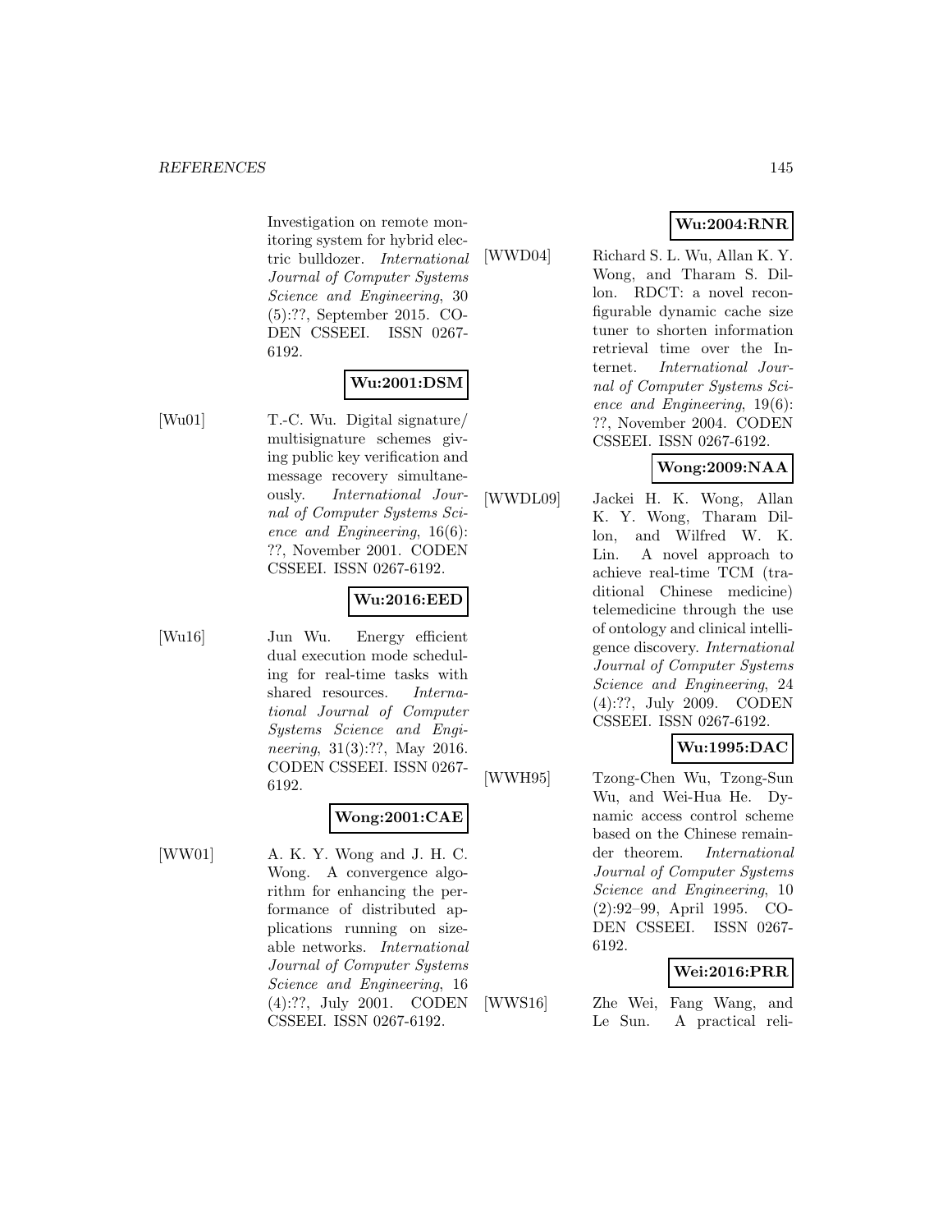Investigation on remote monitoring system for hybrid electric bulldozer. *International Journal of Computer Systems Science and Engineering*, 30 (5):??, September 2015. CODEN CSSEEI. ISSN 0267-6192.

**Wu:2001:DSM**

[Wu01] T.-C. Wu. Digital signature/ multisignature schemes giving public key verification and message recovery simultaneously. *International Journal of Computer Systems Science and Engineering*, 16(6): ??, November 2001. CODEN CSSEEI. ISSN 0267-6192.

**Wu:2016:EED**

[Wu16] Jun Wu. Energy efficient dual execution mode scheduling for real-time tasks with shared resources. *International Journal of Computer Systems Science and Engineering*, 31(3):??, May 2016. CODEN CSSEEI. ISSN 0267-6192.

**Wong:2001:CAE**

[WW01] A. K. Y. Wong and J. H. C. Wong. A convergence algorithm for enhancing the performance of distributed applications running on sizeable networks. *International Journal of Computer Systems Science and Engineering*, 16 (4):??, July 2001. CODEN CSSEEI. ISSN 0267-6192.

**Wu:2004:RNR**

[WWD04] Richard S. L. Wu, Allan K. Y. Wong, and Tharam S. Dillon. RDCT: a novel reconfigurable dynamic cache size tuner to shorten information retrieval time over the Internet. *International Journal of Computer Systems Science and Engineering*, 19(6): ??, November 2004. CODEN CSSEEI. ISSN 0267-6192.

**Wong:2009:NAA**

[WWDL09] Jackei H. K. Wong, Allan K. Y. Wong, Tharam Dillon, and Wilfred W. K. Lin. A novel approach to achieve real-time TCM (traditional Chinese medicine) telemedicine through the use of ontology and clinical intelligence discovery. *International Journal of Computer Systems Science and Engineering*, 24 (4):??, July 2009. CODEN CSSEEI. ISSN 0267-6192.

**Wu:1995:DAC**

[WWH95] Tzong-Chen Wu, Tzong-Sun Wu, and Wei-Hua He. Dynamic access control scheme based on the Chinese remainder theorem. *International Journal of Computer Systems Science and Engineering*, 10 (2):92–99, April 1995. CODEN CSSEEI. ISSN 0267-6192.

**Wei:2016:PRR**

[WWS16] Zhe Wei, Fang Wang, and Le Sun. A practical reli-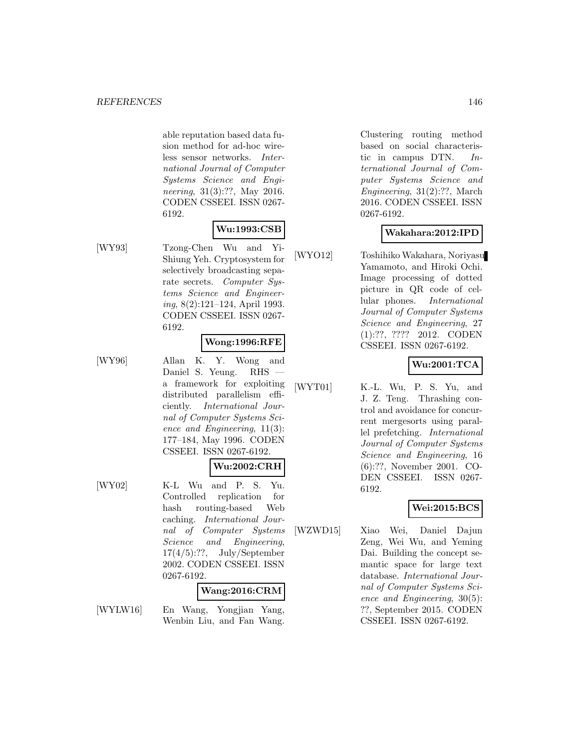able reputation based data fusion method for ad-hoc wireless sensor networks. *International Journal of Computer Systems Science and Engineering*, 31(3):??, May 2016. CODEN CSSEEI. ISSN 0267-6192.

**Wu:1993:CSB**

[WY93] Tzong-Chen Wu and Yi-Shiung Yeh. Cryptosystem for selectively broadcasting separate secrets. *Computer Systems Science and Engineering*, 8(2):121–124, April 1993. CODEN CSSEEI. ISSN 0267-6192.

**Wong:1996:RFE**

[WY96] Allan K. Y. Wong and Daniel S. Yeung. RHS — a framework for exploiting distributed parallelism efficiently. *International Journal of Computer Systems Science and Engineering*, 11(3): 177–184, May 1996. CODEN CSSEEI. ISSN 0267-6192.

**Wu:2002:CRH**

[WY02] K-L Wu and P. S. Yu. Controlled replication for hash routing-based Web caching. *International Journal of Computer Systems Science and Engineering*, 17(4/5):??, July/September 2002. CODEN CSSEEI. ISSN 0267-6192.

**Wang:2016:CRM**

[WYLW16] En Wang, Yongjian Yang, Wenbin Liu, and Fan Wang. Clustering routing method based on social characteristic in campus DTN. *International Journal of Computer Systems Science and Engineering*, 31(2):??, March 2016. CODEN CSSEEI. ISSN 0267-6192.

**Wakahara:2012:IPD**

[WYO12] Toshihiko Wakahara, Noriyasu Yamamoto, and Hiroki Ochi. Image processing of dotted picture in QR code of cellular phones. *International Journal of Computer Systems Science and Engineering*, 27 (1):??, ???? 2012. CODEN CSSEEI. ISSN 0267-6192.

**Wu:2001:TCA**

[WYT01] K.-L. Wu, P. S. Yu, and J. Z. Teng. Thrashing control and avoidance for concurrent mergesorts using parallel prefetching. *International Journal of Computer Systems Science and Engineering*, 16 (6):??, November 2001. CODEN CSSEEI. ISSN 0267-6192.

**Wei:2015:BCS**

[WZWD15] Xiao Wei, Daniel Dajun Zeng, Wei Wu, and Yeming Dai. Building the concept semantic space for large text database. *International Journal of Computer Systems Science and Engineering*, 30(5): ??, September 2015. CODEN CSSEEI. ISSN 0267-6192.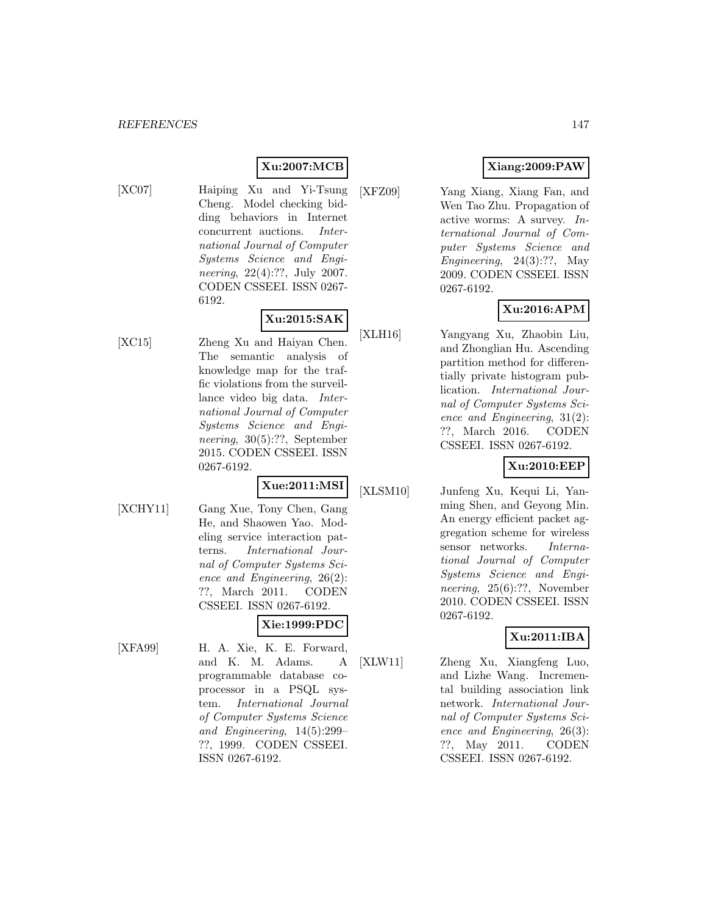**Xu:2007:MCB**

[XC07] Haiping Xu and Yi-Tsung Cheng. Model checking bidding behaviors in Internet concurrent auctions. *International Journal of Computer Systems Science and Engineering*, 22(4):??, July 2007. CODEN CSSEEI. ISSN 0267-6192.

**Xu:2015:SAK**

[XC15] Zheng Xu and Haiyan Chen. The semantic analysis of knowledge map for the traffic violations from the surveillance video big data. *International Journal of Computer Systems Science and Engineering*, 30(5):??, September 2015. CODEN CSSEEI. ISSN 0267-6192.

**Xue:2011:MSI**

[XCHY11] Gang Xue, Tony Chen, Gang He, and Shaowen Yao. Modeling service interaction patterns. *International Journal of Computer Systems Science and Engineering*, 26(2): ??, March 2011. CODEN CSSEEI. ISSN 0267-6192.

**Xie:1999:PDC**

[XFA99] H. A. Xie, K. E. Forward, and K. M. Adams. A programmable database coprocessor in a PSQL system. *International Journal of Computer Systems Science and Engineering*, 14(5):299–??, 1999. CODEN CSSEEI. ISSN 0267-6192.

**Xiang:2009:PAW**

[XFZ09] Yang Xiang, Xiang Fan, and Wen Tao Zhu. Propagation of active worms: A survey. *International Journal of Computer Systems Science and Engineering*, 24(3):??, May 2009. CODEN CSSEEI. ISSN 0267-6192.

**Xu:2016:APM**

[XLH16] Yangyang Xu, Zhaobin Liu, and Zhonglian Hu. Ascending partition method for differentially private histogram publication. *International Journal of Computer Systems Science and Engineering*, 31(2): ??, March 2016. CODEN CSSEEI. ISSN 0267-6192.

**Xu:2010:EEP**

[XLSM10] Junfeng Xu, Kequi Li, Yanming Shen, and Geyong Min. An energy efficient packet aggregation scheme for wireless sensor networks. *International Journal of Computer Systems Science and Engineering*, 25(6):??, November 2010. CODEN CSSEEI. ISSN 0267-6192.

**Xu:2011:IBA**

[XLW11] Zheng Xu, Xiangfeng Luo, and Lizhe Wang. Incremental building association link network. *International Journal of Computer Systems Science and Engineering*, 26(3): ??, May 2011. CODEN CSSEEI. ISSN 0267-6192.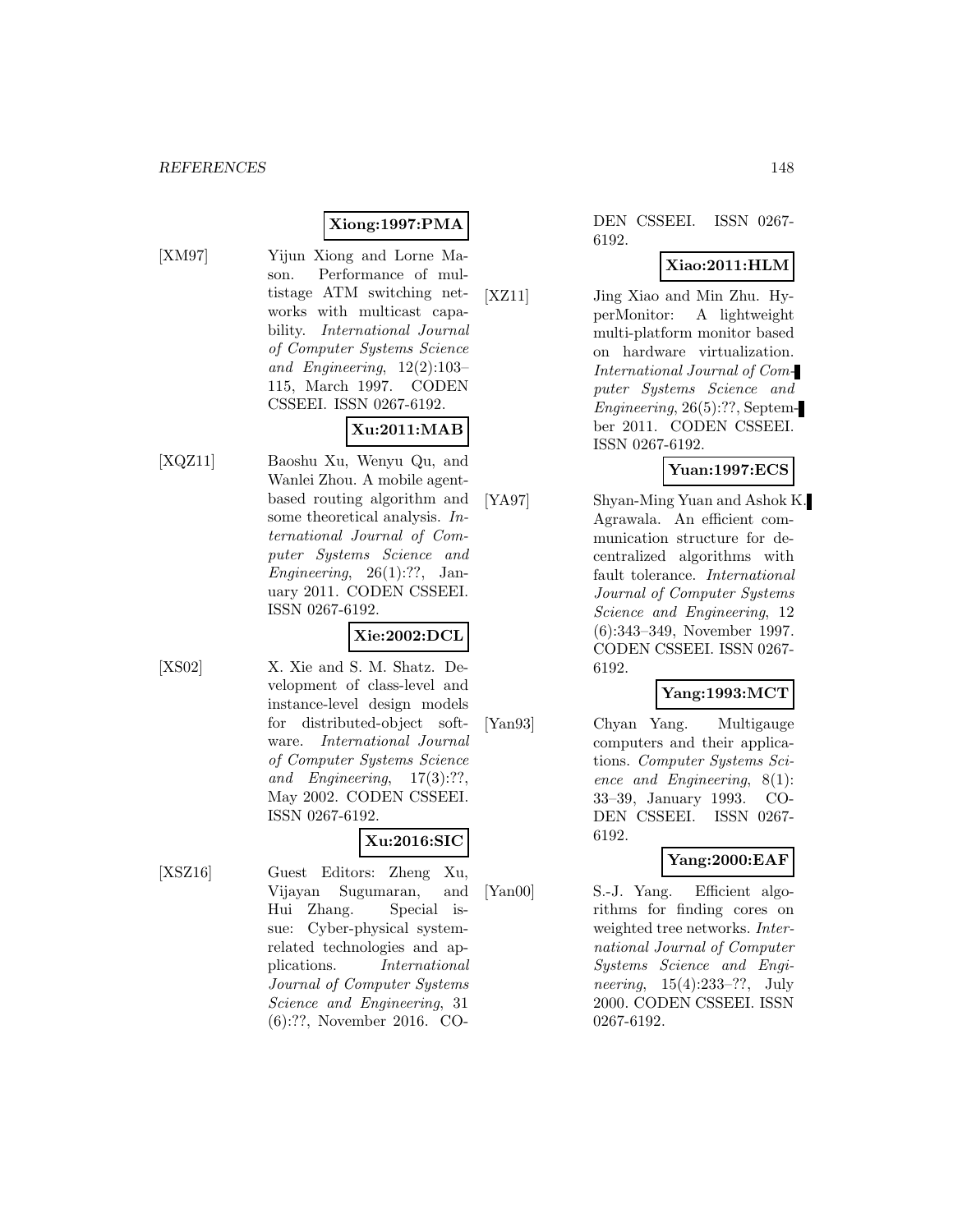**Xiong:1997:PMA**

[XM97] Yijun Xiong and Lorne Mason. Performance of multistage ATM switching networks with multicast capability. *International Journal of Computer Systems Science and Engineering*, 12(2):103–115, March 1997. CODEN CSSEEI. ISSN 0267-6192.

**Xu:2011:MAB**

[XQZ11] Baoshu Xu, Wenyu Qu, and Wanlei Zhou. A mobile agent-based routing algorithm and some theoretical analysis. *International Journal of Computer Systems Science and Engineering*, 26(1):??, January 2011. CODEN CSSEEI. ISSN 0267-6192.

**Xie:2002:DCL**

[XS02] X. Xie and S. M. Shatz. Development of class-level and instance-level design models for distributed-object software. *International Journal of Computer Systems Science and Engineering*, 17(3):??, May 2002. CODEN CSSEEI. ISSN 0267-6192.

**Xu:2016:SIC**

[XSZ16] Guest Editors: Zheng Xu, Vijayan Sugumaran, and Hui Zhang. Special issue: Cyber-physical system-related technologies and applications. *International Journal of Computer Systems Science and Engineering*, 31 (6):??, November 2016. CODEN CSSEEI. ISSN 0267-6192.

**Xiao:2011:HLM**

[XZ11] Jing Xiao and Min Zhu. HyperMonitor: A lightweight multi-platform monitor based on hardware virtualization. *International Journal of Computer Systems Science and Engineering*, 26(5):??, September 2011. CODEN CSSEEI. ISSN 0267-6192.

**Yuan:1997:ECS**

[YA97] Shyan-Ming Yuan and Ashok K. Agrawala. An efficient communication structure for decentralized algorithms with fault tolerance. *International Journal of Computer Systems Science and Engineering*, 12 (6):343–349, November 1997. CODEN CSSEEI. ISSN 0267-6192.

**Yang:1993:MCT**

[Yan93] Chyan Yang. Multigauge computers and their applications. *Computer Systems Science and Engineering*, 8(1): 33–39, January 1993. CODEN CSSEEI. ISSN 0267-6192.

**Yang:2000:EAF**

[Yan00] S.-J. Yang. Efficient algorithms for finding cores on weighted tree networks. *International Journal of Computer Systems Science and Engineering*, 15(4):233–??, July 2000. CODEN CSSEEI. ISSN 0267-6192.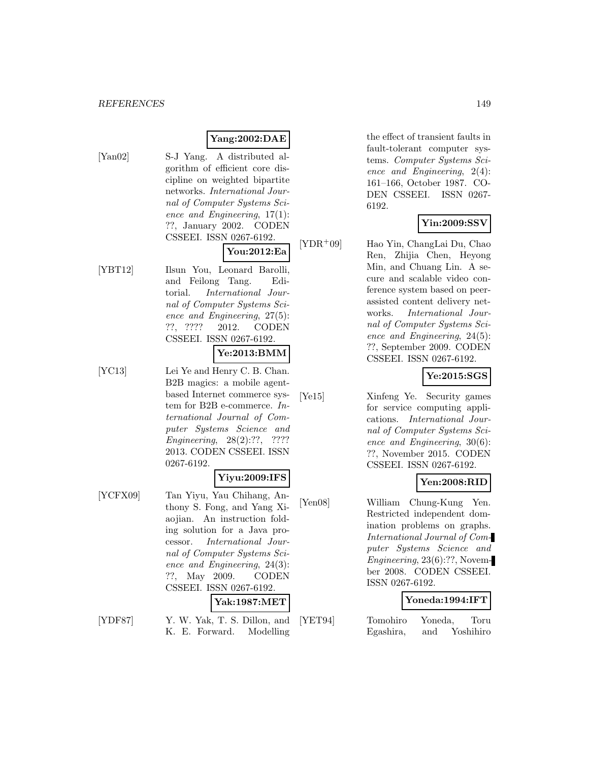**Yang:2002:DAE**

[Yan02] S-J Yang. A distributed algorithm of efficient core discipline on weighted bipartite networks. *International Journal of Computer Systems Science and Engineering*, 17(1): ??, January 2002. CODEN CSSEEI. ISSN 0267-6192.

**You:2012:Ea**

[YBT12] Ilsun You, Leonard Barolli, and Feilong Tang. Editorial. *International Journal of Computer Systems Science and Engineering*, 27(5): ??, ???? 2012. CODEN CSSEEI. ISSN 0267-6192.

**Ye:2013:BMM**

[YC13] Lei Ye and Henry C. B. Chan. B2B magics: a mobile agent-based Internet commerce system for B2B e-commerce. *International Journal of Computer Systems Science and Engineering*, 28(2):??, ???? 2013. CODEN CSSEEI. ISSN 0267-6192.

**Yiyu:2009:IFS**

[YCFX09] Tan Yiyu, Yau Chihang, Anthony S. Fong, and Yang Xiaojian. An instruction folding solution for a Java processor. *International Journal of Computer Systems Science and Engineering*, 24(3): ??, May 2009. CODEN CSSEEI. ISSN 0267-6192.

**Yak:1987:MET**

[YDF87] Y. W. Yak, T. S. Dillon, and K. E. Forward. Modelling the effect of transient faults in fault-tolerant computer systems. *Computer Systems Science and Engineering*, 2(4): 161–166, October 1987. CODEN CSSEEI. ISSN 0267-6192.

**Yin:2009:SSV**

[YDR+09] Hao Yin, ChangLai Du, Chao Ren, Zhijia Chen, Heyong Min, and Chuang Lin. A secure and scalable video conference system based on peer-assisted content delivery networks. *International Journal of Computer Systems Science and Engineering*, 24(5): ??, September 2009. CODEN CSSEEI. ISSN 0267-6192.

**Ye:2015:SGS**

[Ye15] Xinfeng Ye. Security games for service computing applications. *International Journal of Computer Systems Science and Engineering*, 30(6): ??, November 2015. CODEN CSSEEI. ISSN 0267-6192.

**Yen:2008:RID**

[Yen08] William Chung-Kung Yen. Restricted independent domination problems on graphs. *International Journal of Computer Systems Science and Engineering*, 23(6):??, November 2008. CODEN CSSEEI. ISSN 0267-6192.

**Yoneda:1994:IFT**

[YET94] Tomohiro Yoneda, Toru Egashira, and Yoshihiro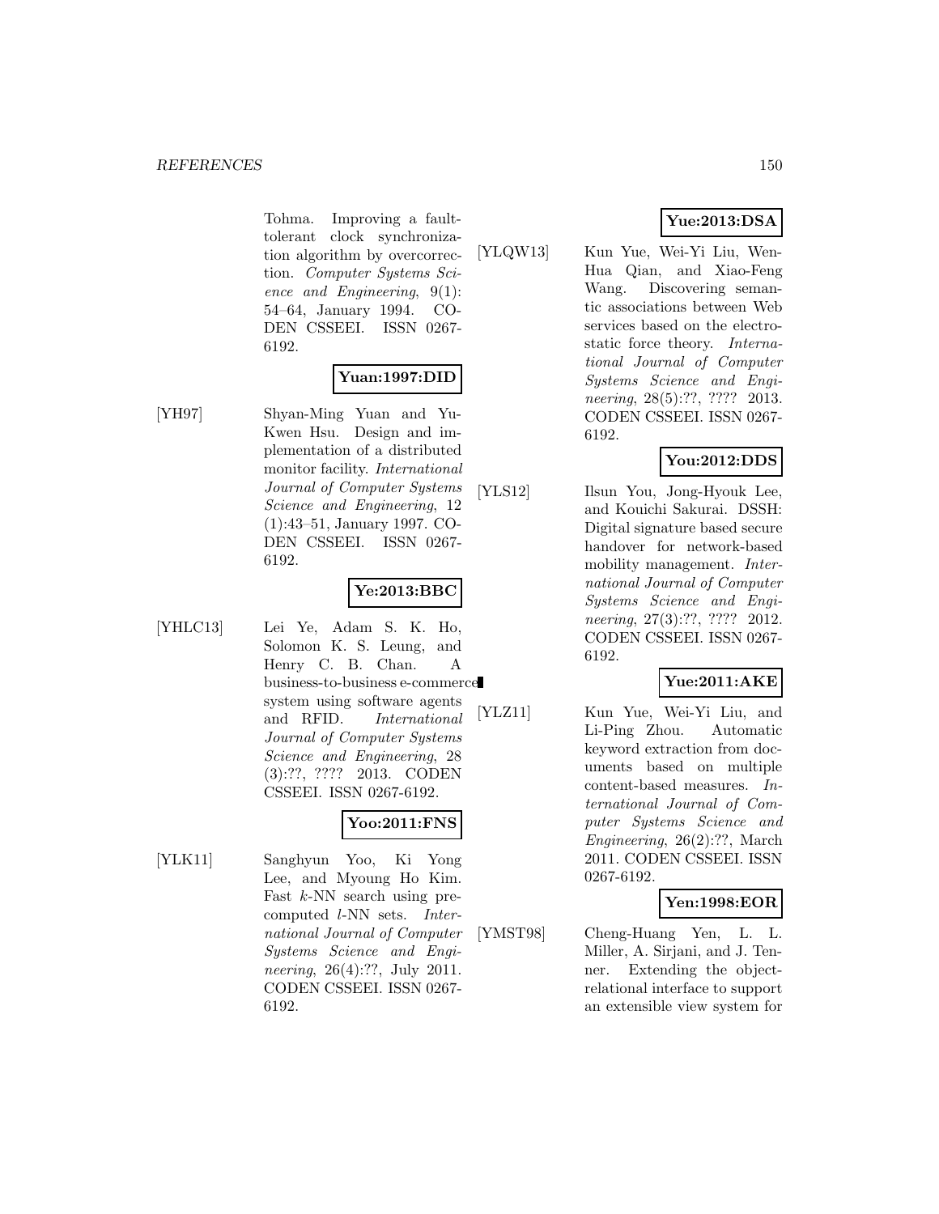Tohma. Improving a fault-tolerant clock synchronization algorithm by overcorrection. *Computer Systems Science and Engineering*, 9(1): 54–64, January 1994. CODEN CSSEEI. ISSN 0267-6192.

**Yuan:1997:DID**

[YH97] Shyan-Ming Yuan and Yu-Kwen Hsu. Design and implementation of a distributed monitor facility. *International Journal of Computer Systems Science and Engineering*, 12 (1):43–51, January 1997. CODEN CSSEEI. ISSN 0267-6192.

**Ye:2013:BBC**

[YHLC13] Lei Ye, Adam S. K. Ho, Solomon K. S. Leung, and Henry C. B. Chan. A business-to-business e-commerce system using software agents and RFID. *International Journal of Computer Systems Science and Engineering*, 28 (3):??, ???? 2013. CODEN CSSEEI. ISSN 0267-6192.

**Yoo:2011:FNS**

[YLK11] Sanghyun Yoo, Ki Yong Lee, and Myoung Ho Kim. Fast $k$-NN search using precomputed $l$-NN sets. *International Journal of Computer Systems Science and Engineering*, 26(4):??, July 2011. CODEN CSSEEI. ISSN 0267-6192.

**Yue:2013:DSA**

[YLQW13] Kun Yue, Wei-Yi Liu, Wen-Hua Qian, and Xiao-Feng Wang. Discovering semantic associations between Web services based on the electrostatic force theory. *International Journal of Computer Systems Science and Engineering*, 28(5):??, ???? 2013. CODEN CSSEEI. ISSN 0267-6192.

**You:2012:DDS**

[YLS12] Ilsun You, Jong-Hyouk Lee, and Kouichi Sakurai. DSSH: Digital signature based secure handover for network-based mobility management. *International Journal of Computer Systems Science and Engineering*, 27(3):??, ???? 2012. CODEN CSSEEI. ISSN 0267-6192.

**Yue:2011:AKE**

[YLZ11] Kun Yue, Wei-Yi Liu, and Li-Ping Zhou. Automatic keyword extraction from documents based on multiple content-based measures. *International Journal of Computer Systems Science and Engineering*, 26(2):??, March 2011. CODEN CSSEEI. ISSN 0267-6192.

**Yen:1998:EOR**

[YMST98] Cheng-Huang Yen, L. L. Miller, A. Sirjani, and J. Tenner. Extending the object-relational interface to support an extensible view system for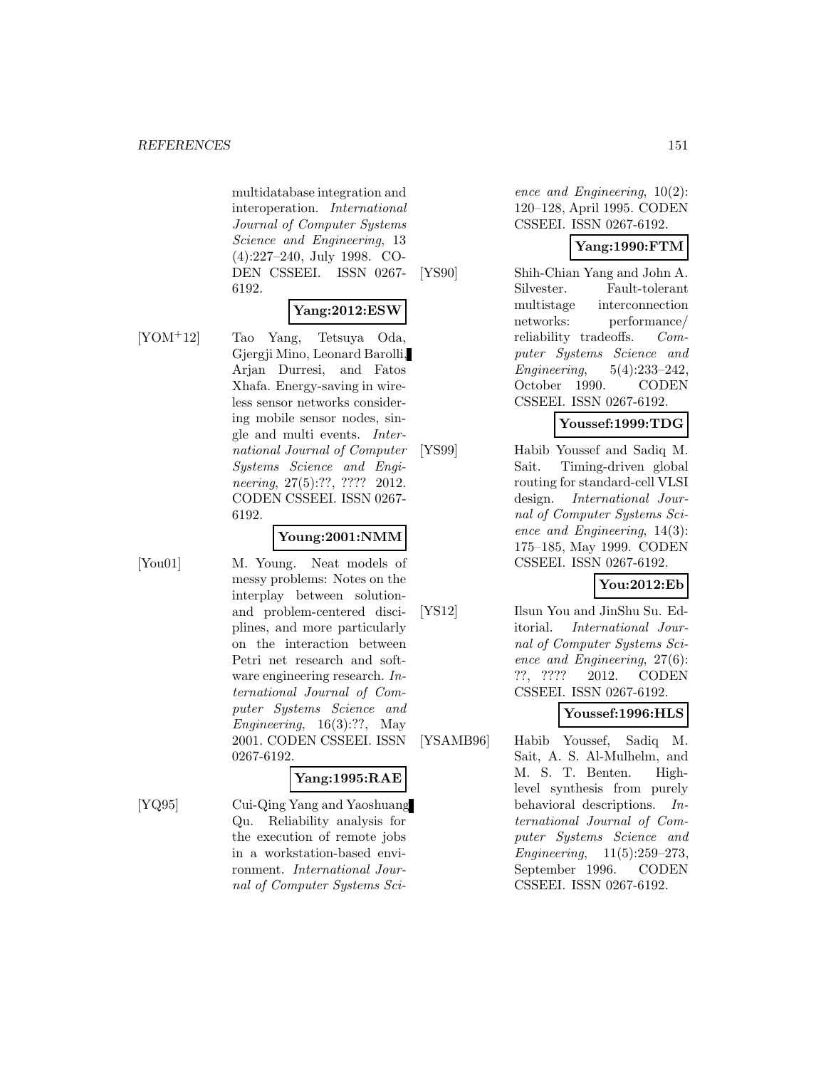multidatabase integration and interoperation. *International Journal of Computer Systems Science and Engineering*, 13 (4):227–240, July 1998. CODEN CSSEEI. ISSN 0267-6192.

**Yang:2012:ESW**

[YOM+12] Tao Yang, Tetsuya Oda, Gjergji Mino, Leonard Barolli, Arjan Durresi, and Fatos Xhafa. Energy-saving in wireless sensor networks considering mobile sensor nodes, single and multi events. *International Journal of Computer Systems Science and Engineering*, 27(5):??, ???? 2012. CODEN CSSEEI. ISSN 0267-6192.

**Young:2001:NMM**

[You01] M. Young. Neat models of messy problems: Notes on the interplay between solution- and problem-centered disciplines, and more particularly on the interaction between Petri net research and software engineering research. *International Journal of Computer Systems Science and Engineering*, 16(3):??, May 2001. CODEN CSSEEI. ISSN 0267-6192.

**Yang:1995:RAE**

[YQ95] Cui-Qing Yang and Yaoshuang Qu. Reliability analysis for the execution of remote jobs in a workstation-based environment. *International Journal of Computer Systems Science and Engineering*, 10(2): 120–128, April 1995. CODEN CSSEEI. ISSN 0267-6192.

**Yang:1990:FTM**

[YS90] Shih-Chian Yang and John A. Silvester. Fault-tolerant multistage interconnection networks: performance/ reliability tradeoffs. *Computer Systems Science and Engineering*, 5(4):233–242, October 1990. CODEN CSSEEI. ISSN 0267-6192.

**Youssef:1999:TDG**

[YS99] Habib Youssef and Sadiq M. Sait. Timing-driven global routing for standard-cell VLSI design. *International Journal of Computer Systems Science and Engineering*, 14(3): 175–185, May 1999. CODEN CSSEEI. ISSN 0267-6192.

**You:2012:Eb**

[YS12] Ilsun You and JinShu Su. Editorial. *International Journal of Computer Systems Science and Engineering*, 27(6): ??, ???? 2012. CODEN CSSEEI. ISSN 0267-6192.

**Youssef:1996:HLS**

[YSAMB96] Habib Youssef, Sadiq M. Sait, A. S. Al-Mulhelm, and M. S. T. Benten. High-level synthesis from purely behavioral descriptions. *International Journal of Computer Systems Science and Engineering*, 11(5):259–273, September 1996. CODEN CSSEEI. ISSN 0267-6192.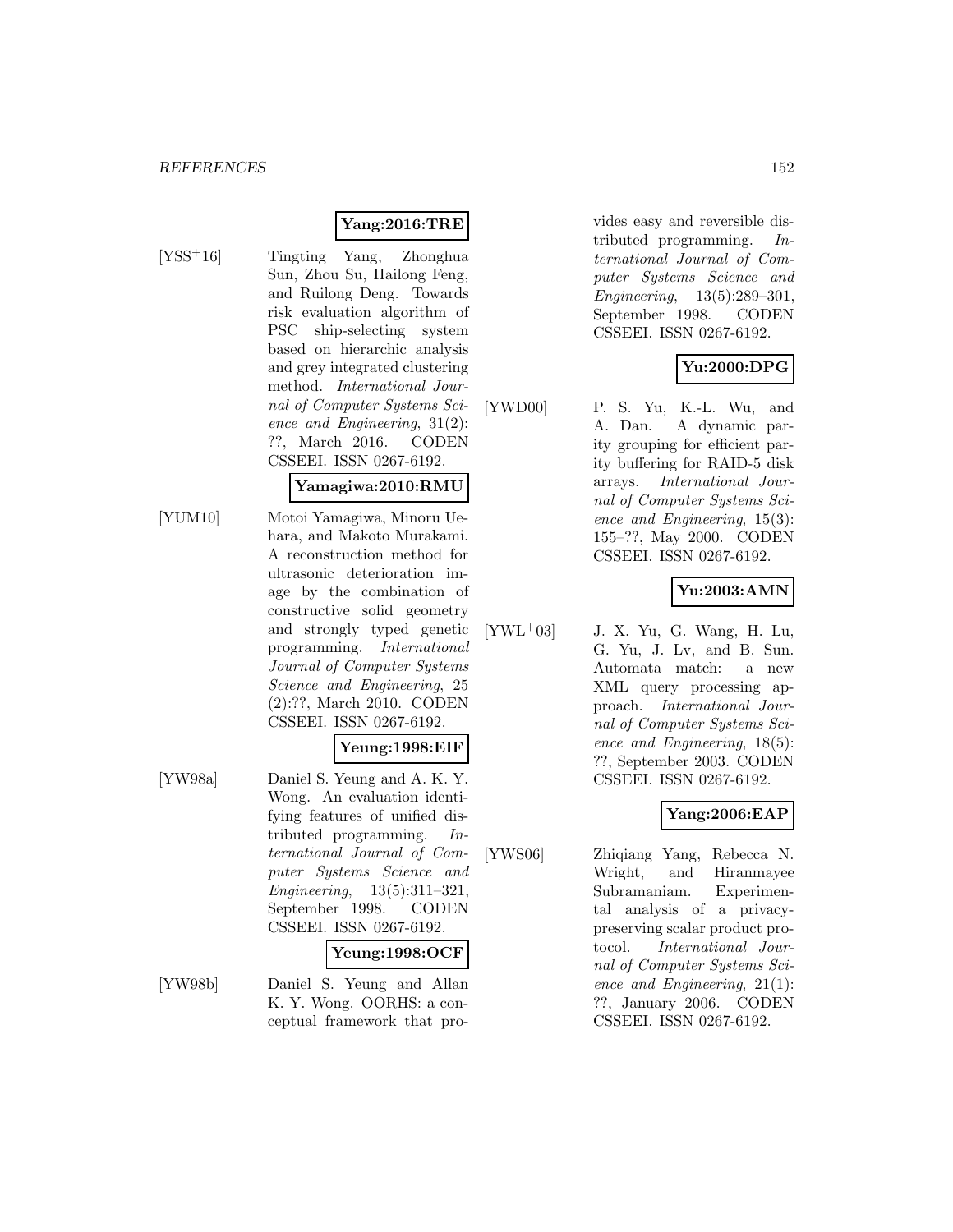**Yang:2016:TRE**

[YSS+16] Tingting Yang, Zhonghua Sun, Zhou Su, Hailong Feng, and Ruilong Deng. Towards risk evaluation algorithm of PSC ship-selecting system based on hierarchic analysis and grey integrated clustering method. *International Journal of Computer Systems Science and Engineering*, 31(2): ??, March 2016. CODEN CSSEEI. ISSN 0267-6192.

**Yamagiwa:2010:RMU**

[YUM10] Motoi Yamagiwa, Minoru Uehara, and Makoto Murakami. A reconstruction method for ultrasonic deterioration image by the combination of constructive solid geometry and strongly typed genetic programming. *International Journal of Computer Systems Science and Engineering*, 25 (2):??, March 2010. CODEN CSSEEI. ISSN 0267-6192.

**Yeung:1998:EIF**

[YW98a] Daniel S. Yeung and A. K. Y. Wong. An evaluation identifying features of unified distributed programming. *International Journal of Computer Systems Science and Engineering*, 13(5):311–321, September 1998. CODEN CSSEEI. ISSN 0267-6192.

**Yeung:1998:OCF**

[YW98b] Daniel S. Yeung and Allan K. Y. Wong. OORHS: a conceptual framework that provides easy and reversible distributed programming. *International Journal of Computer Systems Science and Engineering*, 13(5):289–301, September 1998. CODEN CSSEEI. ISSN 0267-6192.

**Yu:2000:DPG**

[YWD00] P. S. Yu, K.-L. Wu, and A. Dan. A dynamic parity grouping for efficient parity buffering for RAID-5 disk arrays. *International Journal of Computer Systems Science and Engineering*, 15(3): 155–??, May 2000. CODEN CSSEEI. ISSN 0267-6192.

**Yu:2003:AMN**

[YWL+03] J. X. Yu, G. Wang, H. Lu, G. Yu, J. Lv, and B. Sun. Automata match: a new XML query processing approach. *International Journal of Computer Systems Science and Engineering*, 18(5): ??, September 2003. CODEN CSSEEI. ISSN 0267-6192.

**Yang:2006:EAP**

[YWS06] Zhiqiang Yang, Rebecca N. Wright, and Hiranmayee Subramaniam. Experimental analysis of a privacy-preserving scalar product protocol. *International Journal of Computer Systems Science and Engineering*, 21(1): ??, January 2006. CODEN CSSEEI. ISSN 0267-6192.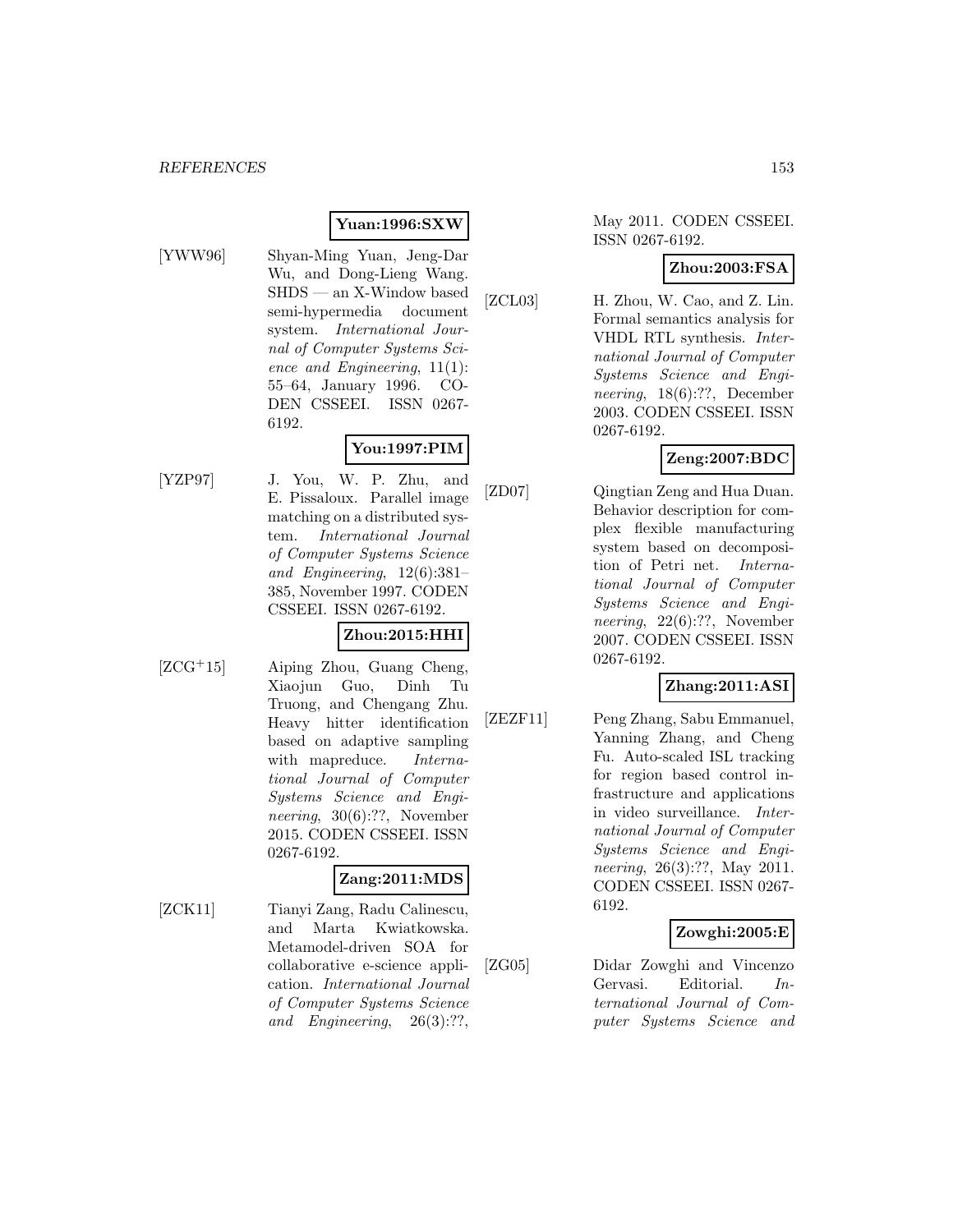**Yuan:1996:SXW**

[YWW96] Shyan-Ming Yuan, Jeng-Dar Wu, and Dong-Lieng Wang. SHDS — an X-Window based semi-hypermedia document system. *International Journal of Computer Systems Science and Engineering*, 11(1): 55–64, January 1996. CODEN CSSEEI. ISSN 0267-6192.

**You:1997:PIM**

[YZP97] J. You, W. P. Zhu, and E. Pissaloux. Parallel image matching on a distributed system. *International Journal of Computer Systems Science and Engineering*, 12(6):381–385, November 1997. CODEN CSSEEI. ISSN 0267-6192.

**Zhou:2015:HHI**

[ZCG+15] Aiping Zhou, Guang Cheng, Xiaojun Guo, Dinh Tu Truong, and Chengang Zhu. Heavy hitter identification based on adaptive sampling with mapreduce. *International Journal of Computer Systems Science and Engineering*, 30(6):??, November 2015. CODEN CSSEEI. ISSN 0267-6192.

**Zang:2011:MDS**

[ZCK11] Tianyi Zang, Radu Calinescu, and Marta Kwiatkowska. Metamodel-driven SOA for collaborative e-science application. *International Journal of Computer Systems Science and Engineering*, 26(3):??, May 2011. CODEN CSSEEI. ISSN 0267-6192.

**Zhou:2003:FSA**

[ZCL03] H. Zhou, W. Cao, and Z. Lin. Formal semantics analysis for VHDL RTL synthesis. *International Journal of Computer Systems Science and Engineering*, 18(6):??, December 2003. CODEN CSSEEI. ISSN 0267-6192.

**Zeng:2007:BDC**

[ZD07] Qingtian Zeng and Hua Duan. Behavior description for complex flexible manufacturing system based on decomposition of Petri net. *International Journal of Computer Systems Science and Engineering*, 22(6):??, November 2007. CODEN CSSEEI. ISSN 0267-6192.

**Zhang:2011:ASI**

[ZEZF11] Peng Zhang, Sabu Emmanuel, Yanning Zhang, and Cheng Fu. Auto-scaled ISL tracking for region based control infrastructure and applications in video surveillance. *International Journal of Computer Systems Science and Engineering*, 26(3):??, May 2011. CODEN CSSEEI. ISSN 0267-6192.

**Zowghi:2005:E**

[ZG05] Didar Zowghi and Vincenzo Gervasi. Editorial. *International Journal of Computer Systems Science and*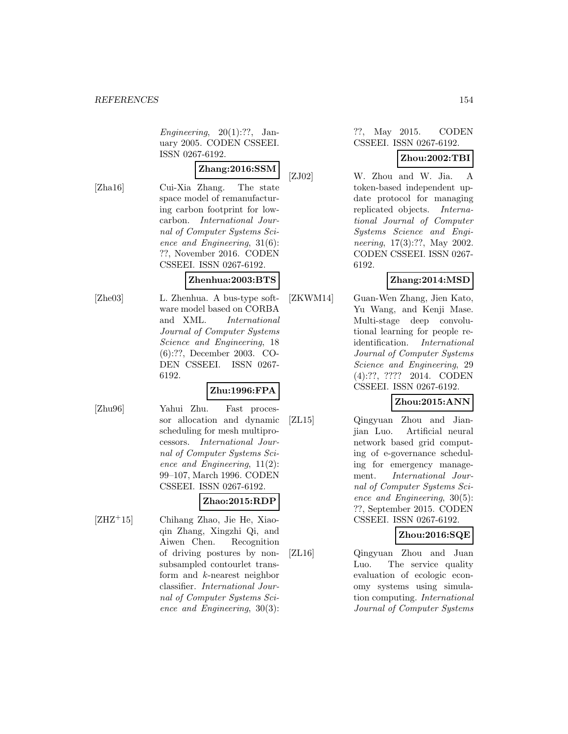*Engineering*, 20(1):??, January 2005. CODEN CSSEEI. ISSN 0267-6192.

**Zhang:2016:SSM**

[Zha16] Cui-Xia Zhang. The state space model of remanufacturing carbon footprint for low-carbon. *International Journal of Computer Systems Science and Engineering*, 31(6): ??, November 2016. CODEN CSSEEI. ISSN 0267-6192.

**Zhenhua:2003:BTS**

[Zhe03] L. Zhenhua. A bus-type software model based on CORBA and XML. *International Journal of Computer Systems Science and Engineering*, 18 (6):??, December 2003. CODEN CSSEEI. ISSN 0267-6192.

**Zhu:1996:FPA**

[Zhu96] Yahui Zhu. Fast processor allocation and dynamic scheduling for mesh multiprocessors. *International Journal of Computer Systems Science and Engineering*, 11(2): 99–107, March 1996. CODEN CSSEEI. ISSN 0267-6192.

**Zhao:2015:RDP**

[ZHZ+15] Chihang Zhao, Jie He, Xiaoqin Zhang, Xingzhi Qi, and Aiwen Chen. Recognition of driving postures by nonsubsampled contourlet transform and $k$-nearest neighbor classifier. *International Journal of Computer Systems Science and Engineering*, 30(3): ??, May 2015. CODEN CSSEEI. ISSN 0267-6192.

**Zhou:2002:TBI**

[ZJ02] W. Zhou and W. Jia. A token-based independent update protocol for managing replicated objects. *International Journal of Computer Systems Science and Engineering*, 17(3):??, May 2002. CODEN CSSEEI. ISSN 0267-6192.

**Zhang:2014:MSD**

[ZKWM14] Guan-Wen Zhang, Jien Kato, Yu Wang, and Kenji Mase. Multi-stage deep convolutional learning for people re-identification. *International Journal of Computer Systems Science and Engineering*, 29 (4):??, ???? 2014. CODEN CSSEEI. ISSN 0267-6192.

**Zhou:2015:ANN**

[ZL15] Qingyuan Zhou and Jianjian Luo. Artificial neural network based grid computing of e-governance scheduling for emergency management. *International Journal of Computer Systems Science and Engineering*, 30(5): ??, September 2015. CODEN CSSEEI. ISSN 0267-6192.

**Zhou:2016:SQE**

[ZL16] Qingyuan Zhou and Juan Luo. The service quality evaluation of ecologic economy systems using simulation computing. *International Journal of Computer Systems*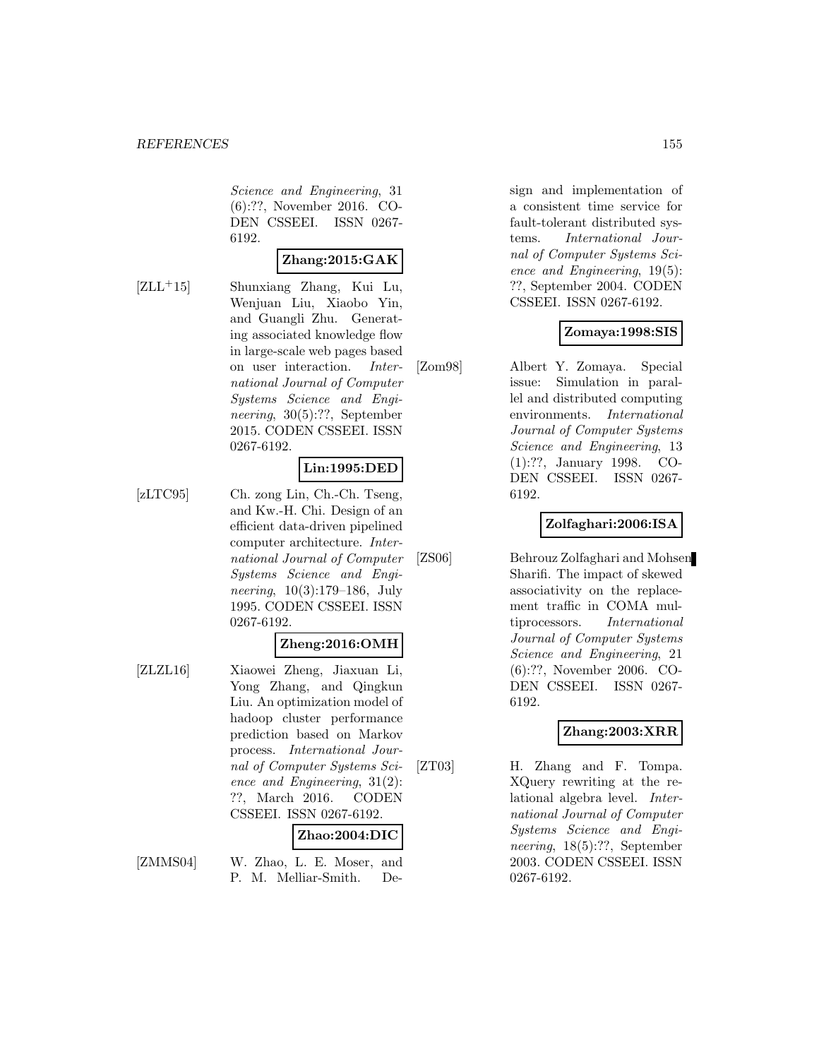*Science and Engineering*, 31 (6):??, November 2016. CODEN CSSEEI. ISSN 0267-6192.

**Zhang:2015:GAK**

[ZLL+15] Shunxiang Zhang, Kui Lu, Wenjuan Liu, Xiaobo Yin, and Guangli Zhu. Generating associated knowledge flow in large-scale web pages based on user interaction. *International Journal of Computer Systems Science and Engineering*, 30(5):??, September 2015. CODEN CSSEEI. ISSN 0267-6192.

**Lin:1995:DED**

[zLTC95] Ch. zong Lin, Ch.-Ch. Tseng, and Kw.-H. Chi. Design of an efficient data-driven pipelined computer architecture. *International Journal of Computer Systems Science and Engineering*, 10(3):179–186, July 1995. CODEN CSSEEI. ISSN 0267-6192.

**Zheng:2016:OMH**

[ZLZL16] Xiaowei Zheng, Jiaxuan Li, Yong Zhang, and Qingkun Liu. An optimization model of hadoop cluster performance prediction based on Markov process. *International Journal of Computer Systems Science and Engineering*, 31(2): ??, March 2016. CODEN CSSEEI. ISSN 0267-6192.

**Zhao:2004:DIC**

[ZMMS04] W. Zhao, L. E. Moser, and P. M. Melliar-Smith. Design and implementation of a consistent time service for fault-tolerant distributed systems. *International Journal of Computer Systems Science and Engineering*, 19(5): ??, September 2004. CODEN CSSEEI. ISSN 0267-6192.

**Zomaya:1998:SIS**

[Zom98] Albert Y. Zomaya. Special issue: Simulation in parallel and distributed computing environments. *International Journal of Computer Systems Science and Engineering*, 13 (1):??, January 1998. CODEN CSSEEI. ISSN 0267-6192.

**Zolfaghari:2006:ISA**

[ZS06] Behrouz Zolfaghari and Mohsen Sharifi. The impact of skewed associativity on the replacement traffic in COMA multiprocessors. *International Journal of Computer Systems Science and Engineering*, 21 (6):??, November 2006. CODEN CSSEEI. ISSN 0267-6192.

**Zhang:2003:XRR**

[ZT03] H. Zhang and F. Tompa. XQuery rewriting at the relational algebra level. *International Journal of Computer Systems Science and Engineering*, 18(5):??, September 2003. CODEN CSSEEI. ISSN 0267-6192.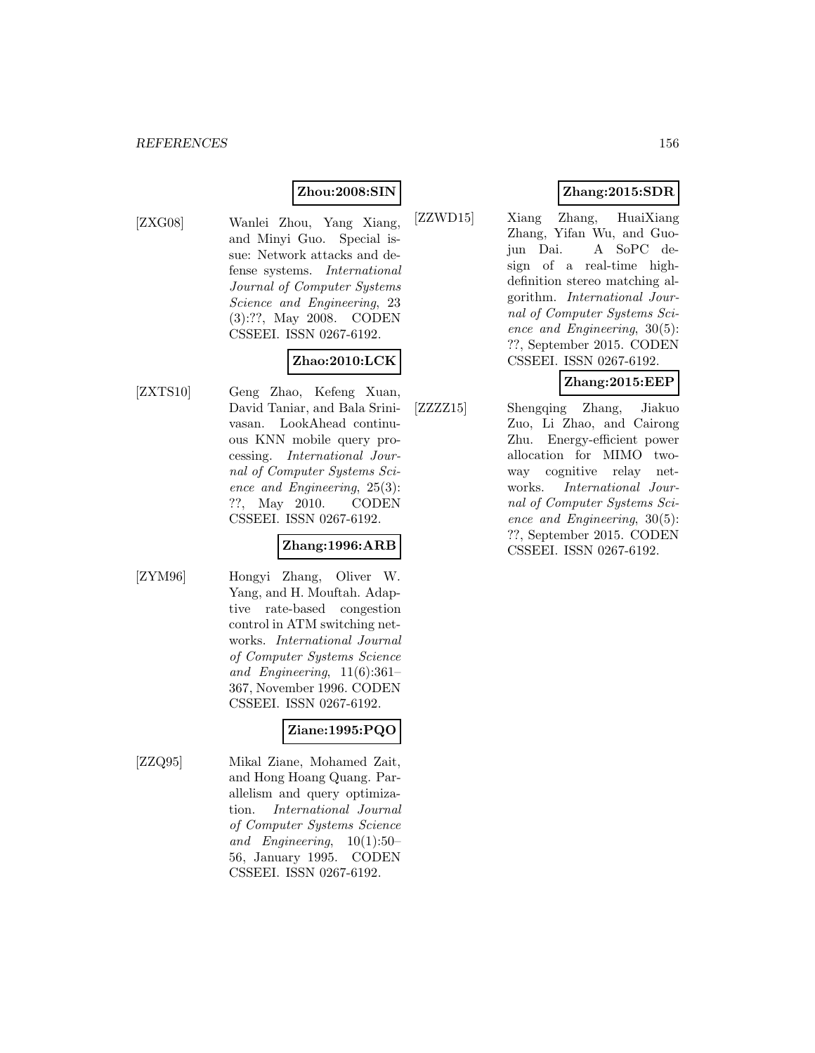**Zhou:2008:SIN**

[ZXG08] Wanlei Zhou, Yang Xiang, and Minyi Guo. Special issue: Network attacks and defense systems. *International Journal of Computer Systems Science and Engineering*, 23 (3):??, May 2008. CODEN CSSEEI. ISSN 0267-6192.

**Zhao:2010:LCK**

[ZXTS10] Geng Zhao, Kefeng Xuan, David Taniar, and Bala Srinivasan. LookAhead continuous KNN mobile query processing. *International Journal of Computer Systems Science and Engineering*, 25(3): ??, May 2010. CODEN CSSEEI. ISSN 0267-6192.

**Zhang:1996:ARB**

[ZYM96] Hongyi Zhang, Oliver W. Yang, and H. Mouftah. Adaptive rate-based congestion control in ATM switching networks. *International Journal of Computer Systems Science and Engineering*, 11(6):361–367, November 1996. CODEN CSSEEI. ISSN 0267-6192.

**Ziane:1995:PQO**

[ZZQ95] Mikal Ziane, Mohamed Zait, and Hong Hoang Quang. Parallelism and query optimization. *International Journal of Computer Systems Science and Engineering*, 10(1):50–56, January 1995. CODEN CSSEEI. ISSN 0267-6192.

**Zhang:2015:SDR**

[ZZWD15] Xiang Zhang, HuaiXiang Zhang, Yifan Wu, and Guojun Dai. A SoPC design of a real-time high-definition stereo matching algorithm. *International Journal of Computer Systems Science and Engineering*, 30(5): ??, September 2015. CODEN CSSEEI. ISSN 0267-6192.

**Zhang:2015:EEP**

[ZZZZ15] Shengqing Zhang, Jiakuo Zuo, Li Zhao, and Cairong Zhu. Energy-efficient power allocation for MIMO two-way cognitive relay networks. *International Journal of Computer Systems Science and Engineering*, 30(5): ??, September 2015. CODEN CSSEEI. ISSN 0267-6192.